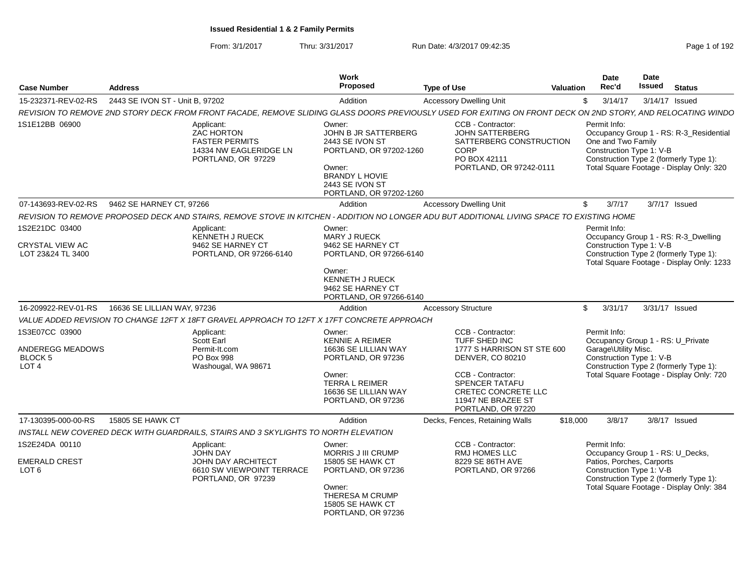# Issued Residential 1 & 2 Family Permits

From: 3/1/2017 Thru: 3/31/2017 Run Date: 4/3/2017 09:42:35

| Case Number | Address | Work Proposed | Type of Use | Valuation | Date Rec'd | Date Issued | Status |
|---|---|---|---|---|---|---|---|
| 15-232371-REV-02-RS | 2443 SE IVON ST - Unit B, 97202 | Addition | Accessory Dwelling Unit | $ | 3/14/17 | 3/14/17 | Issued |

*REVISION TO REMOVE 2ND STORY DECK FROM FRONT FACADE, REMOVE SLIDING GLASS DOORS PREVIOUSLY USED FOR EXITING ON FRONT DECK ON 2ND STORY, AND RELOCATING WINDO*

1S1E12BB 06900

Applicant: ZAC HORTON, FASTER PERMITS, 14334 NW EAGLERIDGE LN, PORTLAND, OR 97229

Owner: JOHN B JR SATTERBERG, 2443 SE IVON ST, PORTLAND, OR 97202-1260

Owner: BRANDY L HOVIE, 2443 SE IVON ST, PORTLAND, OR 97202-1260

CCB - Contractor: JOHN SATTERBERG, SATTERBERG CONSTRUCTION CORP, PO BOX 42111, PORTLAND, OR 97242-0111

Permit Info: Occupancy Group 1 - RS: R-3_Residential One and Two Family; Construction Type 1: V-B; Construction Type 2 (formerly Type 1):; Total Square Footage - Display Only: 320

| Case Number | Address | Work Proposed | Type of Use | Valuation | Date Rec'd | Date Issued | Status |
|---|---|---|---|---|---|---|---|
| 07-143693-REV-02-RS | 9462 SE HARNEY CT, 97266 | Addition | Accessory Dwelling Unit | $ | 3/7/17 | 3/7/17 | Issued |

*REVISION TO REMOVE PROPOSED DECK AND STAIRS, REMOVE STOVE IN KITCHEN - ADDITION NO LONGER ADU BUT ADDITIONAL LIVING SPACE TO EXISTING HOME*

1S2E21DC 03400

CRYSTAL VIEW AC
LOT 23&24 TL 3400

Applicant: KENNETH J RUECK, 9462 SE HARNEY CT, PORTLAND, OR 97266-6140

Owner: MARY J RUECK, 9462 SE HARNEY CT, PORTLAND, OR 97266-6140

Owner: KENNETH J RUECK, 9462 SE HARNEY CT, PORTLAND, OR 97266-6140

Permit Info: Occupancy Group 1 - RS: R-3_Dwelling; Construction Type 1: V-B; Construction Type 2 (formerly Type 1):; Total Square Footage - Display Only: 1233

| Case Number | Address | Work Proposed | Type of Use | Valuation | Date Rec'd | Date Issued | Status |
|---|---|---|---|---|---|---|---|
| 16-209922-REV-01-RS | 16636 SE LILLIAN WAY, 97236 | Addition | Accessory Structure | $ | 3/31/17 | 3/31/17 | Issued |

*VALUE ADDED REVISION TO CHANGE 12FT X 18FT GRAVEL APPROACH TO 12FT X 17FT CONCRETE APPROACH*

1S3E07CC 03900

ANDEREGG MEADOWS
BLOCK 5
LOT 4

Applicant: Scott Earl, Permit-It.com, PO Box 998, Washougal, WA 98671

Owner: KENNIE A REIMER, 16636 SE LILLIAN WAY, PORTLAND, OR 97236

Owner: TERRA L REIMER, 16636 SE LILLIAN WAY, PORTLAND, OR 97236

CCB - Contractor: TUFF SHED INC, 1777 S HARRISON ST STE 600, DENVER, CO 80210

CCB - Contractor: SPENCER TATAFU, CRETEC CONCRETE LLC, 11947 NE BRAZEE ST, PORTLAND, OR 97220

Permit Info: Occupancy Group 1 - RS: U_Private Garage\Utility Misc.; Construction Type 1: V-B; Construction Type 2 (formerly Type 1):; Total Square Footage - Display Only: 720

| Case Number | Address | Work Proposed | Type of Use | Valuation | Date Rec'd | Date Issued | Status |
|---|---|---|---|---|---|---|---|
| 17-130395-000-00-RS | 15805 SE HAWK CT | Addition | Decks, Fences, Retaining Walls | $18,000 | 3/8/17 | 3/8/17 | Issued |

*INSTALL NEW COVERED DECK WITH GUARDRAILS, STAIRS AND 3 SKYLIGHTS TO NORTH ELEVATION*

1S2E24DA 00110

EMERALD CREST
LOT 6

Applicant: JOHN DAY, JOHN DAY ARCHITECT, 6610 SW VIEWPOINT TERRACE, PORTLAND, OR 97239

Owner: MORRIS J III CRUMP, 15805 SE HAWK CT, PORTLAND, OR 97236

Owner: THERESA M CRUMP, 15805 SE HAWK CT, PORTLAND, OR 97236

CCB - Contractor: RMJ HOMES LLC, 8229 SE 86TH AVE, PORTLAND, OR 97266

Permit Info: Occupancy Group 1 - RS: U_Decks, Patios, Porches, Carports; Construction Type 1: V-B; Construction Type 2 (formerly Type 1):; Total Square Footage - Display Only: 384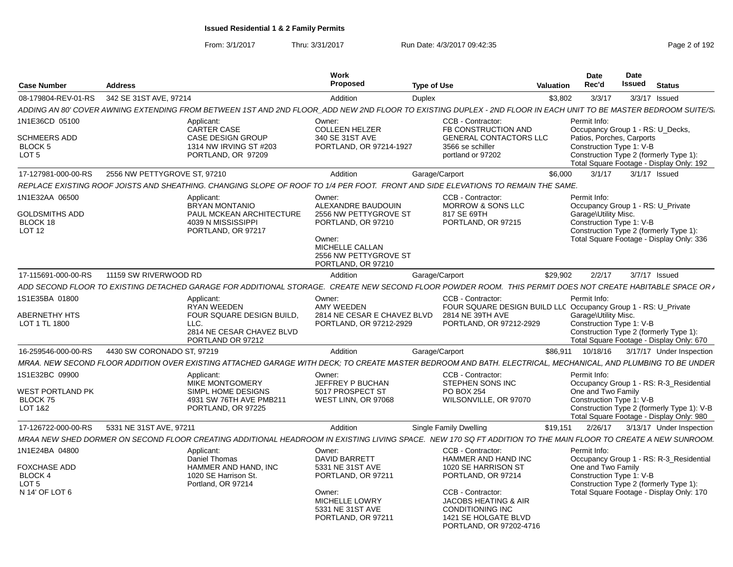**Issued Residential 1 & 2 Family Permits**

From: 3/1/2017 Thru: 3/31/2017 Run Date: 4/3/2017 09:42:35

| Case Number | Address | Work Proposed | Type of Use | Valuation | Date Rec'd | Date Issued | Status |
|---|---|---|---|---|---|---|---|
| 08-179804-REV-01-RS | 342 SE 31ST AVE, 97214 | Addition | Duplex | $3,802 | 3/3/17 | 3/3/17 | Issued |

ADDING AN 80' COVER AWNING EXTENDING FROM BETWEEN 1ST AND 2ND FLOOR_ADD NEW 2ND FLOOR TO EXISTING DUPLEX - 2ND FLOOR IN EACH UNIT TO BE MASTER BEDROOM SUITE/S

1N1E36CD 05100
SCHMEERS ADD
BLOCK 5
LOT 5

Applicant: CARTER CASE, CASE DESIGN GROUP, 1314 NW IRVING ST #203, PORTLAND, OR 97209

Owner: COLLEEN HELZER, 340 SE 31ST AVE, PORTLAND, OR 97214-1927

CCB - Contractor: FB CONSTRUCTION AND GENERAL CONTACTORS LLC, 3566 se schiller, portland or 97202

Permit Info: Occupancy Group 1 - RS: U_Decks, Patios, Porches, Carports; Construction Type 1: V-B; Construction Type 2 (formerly Type 1): ; Total Square Footage - Display Only: 192

| Case Number | Address | Work Proposed | Type of Use | Valuation | Date Rec'd | Date Issued | Status |
|---|---|---|---|---|---|---|---|
| 17-127981-000-00-RS | 2556 NW PETTYGROVE ST, 97210 | Addition | Garage/Carport | $6,000 | 3/1/17 | 3/1/17 | Issued |

REPLACE EXISTING ROOF JOISTS AND SHEATHING. CHANGING SLOPE OF ROOF TO 1/4 PER FOOT. FRONT AND SIDE ELEVATIONS TO REMAIN THE SAME.

1N1E32AA 06500
GOLDSMITHS ADD
BLOCK 18
LOT 12

Applicant: BRYAN MONTANIO, PAUL MCKEAN ARCHITECTURE, 4039 N MISSISSIPPI, PORTLAND, OR 97217

Owner: ALEXANDRE BAUDOUIN, 2556 NW PETTYGROVE ST, PORTLAND, OR 97210

Owner: MICHELLE CALLAN, 2556 NW PETTYGROVE ST, PORTLAND, OR 97210

CCB - Contractor: MORROW & SONS LLC, 817 SE 69TH, PORTLAND, OR 97215

Permit Info: Occupancy Group 1 - RS: U_Private Garage\Utility Misc.; Construction Type 1: V-B; Construction Type 2 (formerly Type 1): ; Total Square Footage - Display Only: 336

| Case Number | Address | Work Proposed | Type of Use | Valuation | Date Rec'd | Date Issued | Status |
|---|---|---|---|---|---|---|---|
| 17-115691-000-00-RS | 11159 SW RIVERWOOD RD | Addition | Garage/Carport | $29,902 | 2/2/17 | 3/7/17 | Issued |

ADD SECOND FLOOR TO EXISTING DETACHED GARAGE FOR ADDITIONAL STORAGE. CREATE NEW SECOND FLOOR POWDER ROOM. THIS PERMIT DOES NOT CREATE HABITABLE SPACE OR /

1S1E35BA 01800
ABERNETHY HTS
LOT 1 TL 1800

Applicant: RYAN WEEDEN, FOUR SQUARE DESIGN BUILD, LLC., 2814 NE CESAR CHAVEZ BLVD, PORTLAND OR 97212

Owner: AMY WEEDEN, 2814 NE CESAR E CHAVEZ BLVD, PORTLAND, OR 97212-2929

CCB - Contractor: FOUR SQUARE DESIGN BUILD LLC, 2814 NE 39TH AVE, PORTLAND, OR 97212-2929

Permit Info: Occupancy Group 1 - RS: U_Private Garage\Utility Misc.; Construction Type 1: V-B; Construction Type 2 (formerly Type 1): ; Total Square Footage - Display Only: 670

| Case Number | Address | Work Proposed | Type of Use | Valuation | Date Rec'd | Date Issued | Status |
|---|---|---|---|---|---|---|---|
| 16-259546-000-00-RS | 4430 SW CORONADO ST, 97219 | Addition | Garage/Carport | $86,911 | 10/18/16 | 3/17/17 | Under Inspection |

MRAA. NEW SECOND FLOOR ADDITION OVER EXISTING ATTACHED GARAGE WITH DECK; TO CREATE MASTER BEDROOM AND BATH. ELECTRICAL, MECHANICAL, AND PLUMBING TO BE UNDER

1S1E32BC 09900
WEST PORTLAND PK
BLOCK 75
LOT 1&2

Applicant: MIKE MONTGOMERY, SIMPL HOME DESIGNS, 4931 SW 76TH AVE PMB211, PORTLAND, OR 97225

Owner: JEFFREY P BUCHAN, 5017 PROSPECT ST, WEST LINN, OR 97068

CCB - Contractor: STEPHEN SONS INC, PO BOX 254, WILSONVILLE, OR 97070

Permit Info: Occupancy Group 1 - RS: R-3_Residential One and Two Family; Construction Type 1: V-B; Construction Type 2 (formerly Type 1): V-B; Total Square Footage - Display Only: 980

| Case Number | Address | Work Proposed | Type of Use | Valuation | Date Rec'd | Date Issued | Status |
|---|---|---|---|---|---|---|---|
| 17-126722-000-00-RS | 5331 NE 31ST AVE, 97211 | Addition | Single Family Dwelling | $19,151 | 2/26/17 | 3/13/17 | Under Inspection |

MRAA NEW SHED DORMER ON SECOND FLOOR CREATING ADDITIONAL HEADROOM IN EXISTING LIVING SPACE. NEW 170 SQ FT ADDITION TO THE MAIN FLOOR TO CREATE A NEW SUNROOM.

1N1E24BA 04800
FOXCHASE ADD
BLOCK 4
LOT 5
N 14' OF LOT 6

Applicant: Daniel Thomas, HAMMER AND HAND, INC, 1020 SE Harrison St., Portland, OR 97214

Owner: DAVID BARRETT, 5331 NE 31ST AVE, PORTLAND, OR 97211

Owner: MICHELLE LOWRY, 5331 NE 31ST AVE, PORTLAND, OR 97211

CCB - Contractor: HAMMER AND HAND INC, 1020 SE HARRISON ST, PORTLAND, OR 97214

CCB - Contractor: JACOBS HEATING & AIR CONDITIONING INC, 1421 SE HOLGATE BLVD, PORTLAND, OR 97202-4716

Permit Info: Occupancy Group 1 - RS: R-3_Residential One and Two Family; Construction Type 1: V-B; Construction Type 2 (formerly Type 1): ; Total Square Footage - Display Only: 170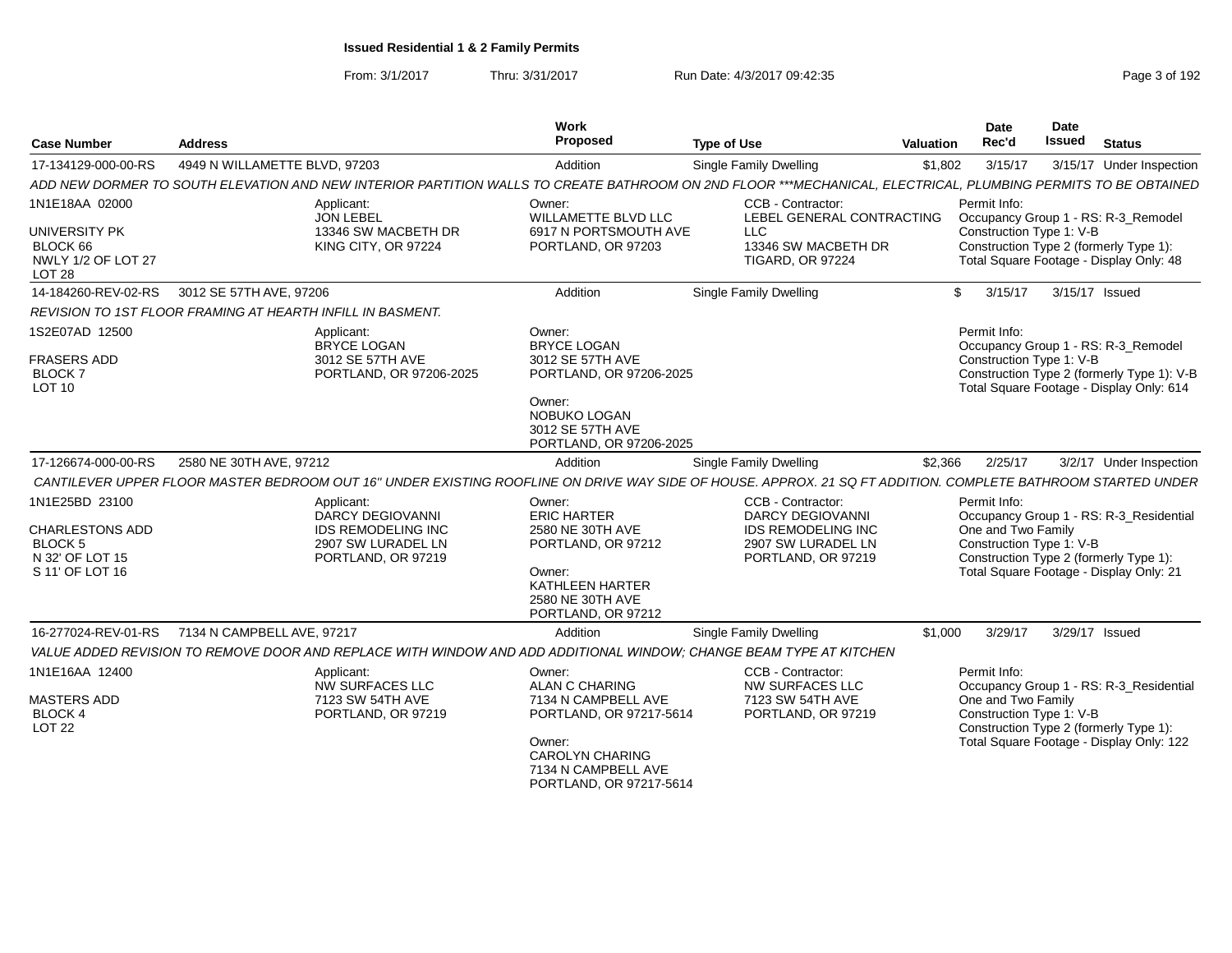**Issued Residential 1 & 2 Family Permits**

From: 3/1/2017 Thru: 3/31/2017 Run Date: 4/3/2017 09:42:35

| Case Number | Address | Work Proposed | Type of Use | Valuation | Date Rec'd | Date Issued | Status |
|---|---|---|---|---|---|---|---|
| 17-134129-000-00-RS | 4949 N WILLAMETTE BLVD, 97203 | Addition | Single Family Dwelling | $1,802 | 3/15/17 | 3/15/17 | Under Inspection |

*ADD NEW DORMER TO SOUTH ELEVATION AND NEW INTERIOR PARTITION WALLS TO CREATE BATHROOM ON 2ND FLOOR ***MECHANICAL, ELECTRICAL, PLUMBING PERMITS TO BE OBTAINED*

1N1E18AA 02000
UNIVERSITY PK
BLOCK 66
NWLY 1/2 OF LOT 27
LOT 28

Applicant:
JON LEBEL
13346 SW MACBETH DR
KING CITY, OR 97224

Owner:
WILLAMETTE BLVD LLC
6917 N PORTSMOUTH AVE
PORTLAND, OR 97203

CCB - Contractor:
LEBEL GENERAL CONTRACTING LLC
13346 SW MACBETH DR
TIGARD, OR 97224

Permit Info:
Occupancy Group 1 - RS: R-3_Remodel
Construction Type 1: V-B
Construction Type 2 (formerly Type 1):
Total Square Footage - Display Only: 48

| Case Number | Address | Work Proposed | Type of Use | Valuation | Date Rec'd | Date Issued | Status |
|---|---|---|---|---|---|---|---|
| 14-184260-REV-02-RS | 3012 SE 57TH AVE, 97206 | Addition | Single Family Dwelling | $ | 3/15/17 | 3/15/17 | Issued |

*REVISION TO 1ST FLOOR FRAMING AT HEARTH INFILL IN BASMENT.*

1S2E07AD 12500
FRASERS ADD
BLOCK 7
LOT 10

Applicant:
BRYCE LOGAN
3012 SE 57TH AVE
PORTLAND, OR 97206-2025

Owner:
BRYCE LOGAN
3012 SE 57TH AVE
PORTLAND, OR 97206-2025

Owner:
NOBUKO LOGAN
3012 SE 57TH AVE
PORTLAND, OR 97206-2025

Permit Info:
Occupancy Group 1 - RS: R-3_Remodel
Construction Type 1: V-B
Construction Type 2 (formerly Type 1): V-B
Total Square Footage - Display Only: 614

| Case Number | Address | Work Proposed | Type of Use | Valuation | Date Rec'd | Date Issued | Status |
|---|---|---|---|---|---|---|---|
| 17-126674-000-00-RS | 2580 NE 30TH AVE, 97212 | Addition | Single Family Dwelling | $2,366 | 2/25/17 | 3/2/17 | Under Inspection |

*CANTILEVER UPPER FLOOR MASTER BEDROOM OUT 16" UNDER EXISTING ROOFLINE ON DRIVE WAY SIDE OF HOUSE. APPROX. 21 SQ FT ADDITION. COMPLETE BATHROOM STARTED UNDER*

1N1E25BD 23100
CHARLESTONS ADD
BLOCK 5
N 32' OF LOT 15
S 11' OF LOT 16

Applicant:
DARCY DEGIOVANNI
IDS REMODELING INC
2907 SW LURADEL LN
PORTLAND, OR 97219

Owner:
ERIC HARTER
2580 NE 30TH AVE
PORTLAND, OR 97212

Owner:
KATHLEEN HARTER
2580 NE 30TH AVE
PORTLAND, OR 97212

CCB - Contractor:
DARCY DEGIOVANNI
IDS REMODELING INC
2907 SW LURADEL LN
PORTLAND, OR 97219

Permit Info:
Occupancy Group 1 - RS: R-3_Residential One and Two Family
Construction Type 1: V-B
Construction Type 2 (formerly Type 1):
Total Square Footage - Display Only: 21

| Case Number | Address | Work Proposed | Type of Use | Valuation | Date Rec'd | Date Issued | Status |
|---|---|---|---|---|---|---|---|
| 16-277024-REV-01-RS | 7134 N CAMPBELL AVE, 97217 | Addition | Single Family Dwelling | $1,000 | 3/29/17 | 3/29/17 | Issued |

*VALUE ADDED REVISION TO REMOVE DOOR AND REPLACE WITH WINDOW AND ADD ADDITIONAL WINDOW; CHANGE BEAM TYPE AT KITCHEN*

1N1E16AA 12400
MASTERS ADD
BLOCK 4
LOT 22

Applicant:
NW SURFACES LLC
7123 SW 54TH AVE
PORTLAND, OR 97219

Owner:
ALAN C CHARING
7134 N CAMPBELL AVE
PORTLAND, OR 97217-5614

Owner:
CAROLYN CHARING
7134 N CAMPBELL AVE
PORTLAND, OR 97217-5614

CCB - Contractor:
NW SURFACES LLC
7123 SW 54TH AVE
PORTLAND, OR 97219

Permit Info:
Occupancy Group 1 - RS: R-3_Residential One and Two Family
Construction Type 1: V-B
Construction Type 2 (formerly Type 1):
Total Square Footage - Display Only: 122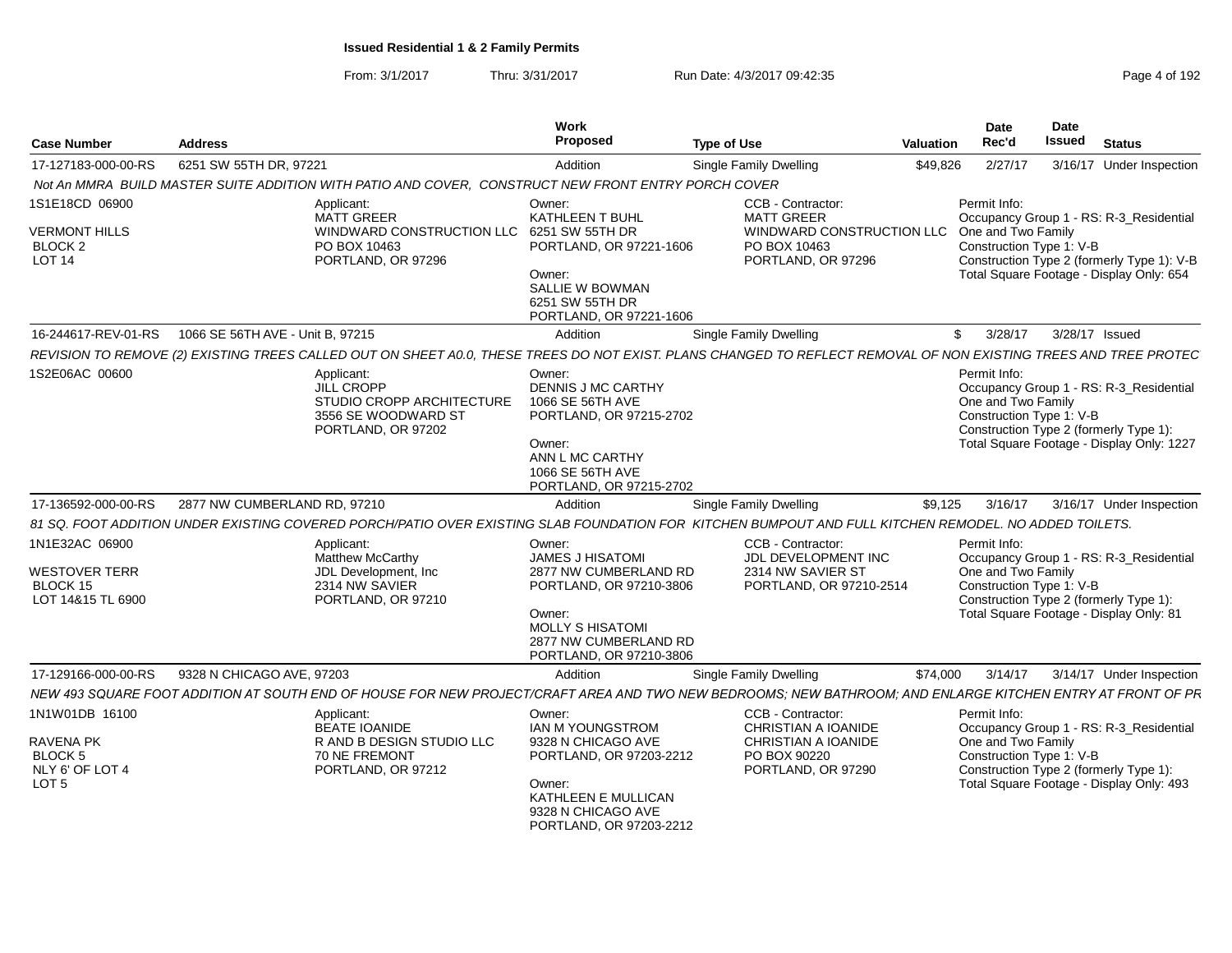**Issued Residential 1 & 2 Family Permits**

From: 3/1/2017 Thru: 3/31/2017 Run Date: 4/3/2017 09:42:35

| Case Number | Address | Work Proposed | Type of Use | Valuation | Date Rec'd | Date Issued | Status |
|---|---|---|---|---|---|---|---|
| 17-127183-000-00-RS | 6251 SW 55TH DR, 97221 | Addition | Single Family Dwelling | $49,826 | 2/27/17 | 3/16/17 | Under Inspection |

*Not An MMRA BUILD MASTER SUITE ADDITION WITH PATIO AND COVER, CONSTRUCT NEW FRONT ENTRY PORCH COVER*

1S1E18CD 06900
VERMONT HILLS
BLOCK 2
LOT 14

Applicant:
MATT GREER
WINDWARD CONSTRUCTION LLC
PO BOX 10463
PORTLAND, OR 97296

Owner:
KATHLEEN T BUHL
6251 SW 55TH DR
PORTLAND, OR 97221-1606

Owner:
SALLIE W BOWMAN
6251 SW 55TH DR
PORTLAND, OR 97221-1606

CCB - Contractor:
MATT GREER
WINDWARD CONSTRUCTION LLC
PO BOX 10463
PORTLAND, OR 97296

Permit Info:
Occupancy Group 1 - RS: R-3_Residential One and Two Family
Construction Type 1: V-B
Construction Type 2 (formerly Type 1): V-B
Total Square Footage - Display Only: 654

| Case Number | Address | Work Proposed | Type of Use | Valuation | Date Rec'd | Date Issued | Status |
|---|---|---|---|---|---|---|---|
| 16-244617-REV-01-RS | 1066 SE 56TH AVE - Unit B, 97215 | Addition | Single Family Dwelling | $ | 3/28/17 | 3/28/17 | Issued |

*REVISION TO REMOVE (2) EXISTING TREES CALLED OUT ON SHEET A0.0, THESE TREES DO NOT EXIST. PLANS CHANGED TO REFLECT REMOVAL OF NON EXISTING TREES AND TREE PROTEC*

1S2E06AC 00600

Applicant:
JILL CROPP
STUDIO CROPP ARCHITECTURE
3556 SE WOODWARD ST
PORTLAND, OR 97202

Owner:
DENNIS J MC CARTHY
1066 SE 56TH AVE
PORTLAND, OR 97215-2702

Owner:
ANN L MC CARTHY
1066 SE 56TH AVE
PORTLAND, OR 97215-2702

Permit Info:
Occupancy Group 1 - RS: R-3_Residential One and Two Family
Construction Type 1: V-B
Construction Type 2 (formerly Type 1):
Total Square Footage - Display Only: 1227

| Case Number | Address | Work Proposed | Type of Use | Valuation | Date Rec'd | Date Issued | Status |
|---|---|---|---|---|---|---|---|
| 17-136592-000-00-RS | 2877 NW CUMBERLAND RD, 97210 | Addition | Single Family Dwelling | $9,125 | 3/16/17 | 3/16/17 | Under Inspection |

*81 SQ. FOOT ADDITION UNDER EXISTING COVERED PORCH/PATIO OVER EXISTING SLAB FOUNDATION FOR KITCHEN BUMPOUT AND FULL KITCHEN REMODEL. NO ADDED TOILETS.*

1N1E32AC 06900
WESTOVER TERR
BLOCK 15
LOT 14&15 TL 6900

Applicant:
Matthew McCarthy
JDL Development, Inc
2314 NW SAVIER
PORTLAND, OR 97210

Owner:
JAMES J HISATOMI
2877 NW CUMBERLAND RD
PORTLAND, OR 97210-3806

Owner:
MOLLY S HISATOMI
2877 NW CUMBERLAND RD
PORTLAND, OR 97210-3806

CCB - Contractor:
JDL DEVELOPMENT INC
2314 NW SAVIER ST
PORTLAND, OR 97210-2514

Permit Info:
Occupancy Group 1 - RS: R-3_Residential One and Two Family
Construction Type 1: V-B
Construction Type 2 (formerly Type 1):
Total Square Footage - Display Only: 81

| Case Number | Address | Work Proposed | Type of Use | Valuation | Date Rec'd | Date Issued | Status |
|---|---|---|---|---|---|---|---|
| 17-129166-000-00-RS | 9328 N CHICAGO AVE, 97203 | Addition | Single Family Dwelling | $74,000 | 3/14/17 | 3/14/17 | Under Inspection |

*NEW 493 SQUARE FOOT ADDITION AT SOUTH END OF HOUSE FOR NEW PROJECT/CRAFT AREA AND TWO NEW BEDROOMS; NEW BATHROOM; AND ENLARGE KITCHEN ENTRY AT FRONT OF PR*

1N1W01DB 16100
RAVENA PK
BLOCK 5
NLY 6' OF LOT 4
LOT 5

Applicant:
BEATE IOANIDE
R AND B DESIGN STUDIO LLC
70 NE FREMONT
PORTLAND, OR 97212

Owner:
IAN M YOUNGSTROM
9328 N CHICAGO AVE
PORTLAND, OR 97203-2212

Owner:
KATHLEEN E MULLICAN
9328 N CHICAGO AVE
PORTLAND, OR 97203-2212

CCB - Contractor:
CHRISTIAN A IOANIDE
CHRISTIAN A IOANIDE
PO BOX 90220
PORTLAND, OR 97290

Permit Info:
Occupancy Group 1 - RS: R-3_Residential One and Two Family
Construction Type 1: V-B
Construction Type 2 (formerly Type 1):
Total Square Footage - Display Only: 493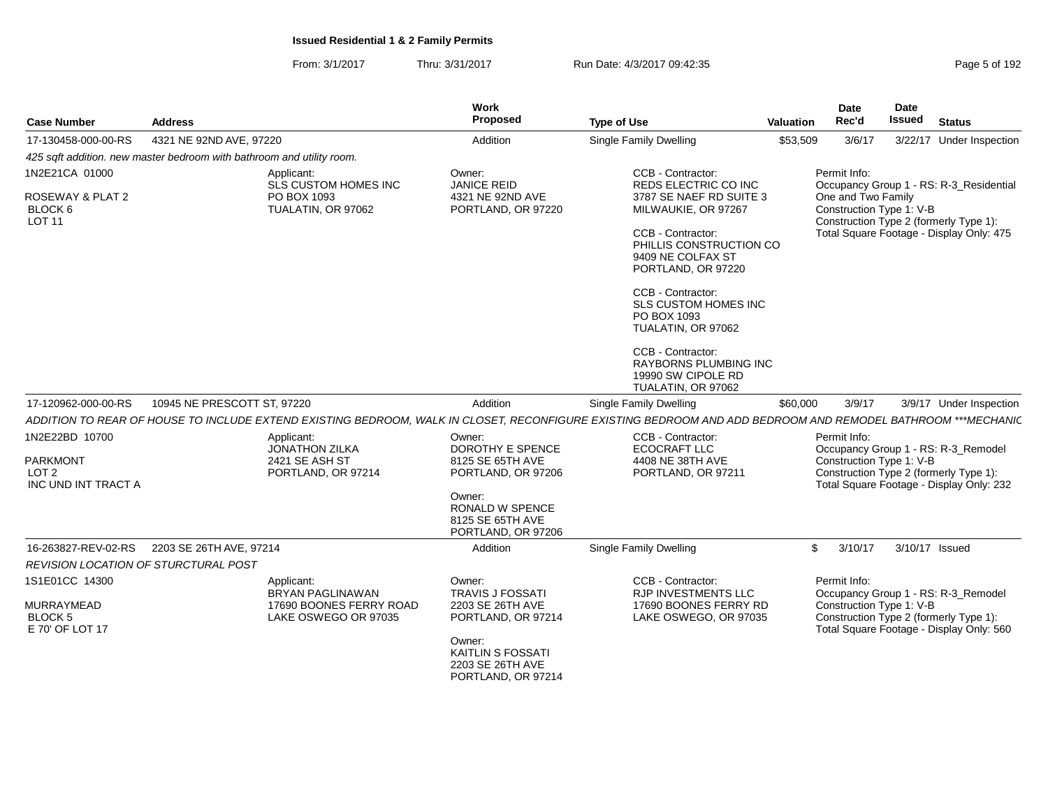**Issued Residential 1 & 2 Family Permits**

From: 3/1/2017 Thru: 3/31/2017 Run Date: 4/3/2017 09:42:35

| Case Number | Address | Work Proposed | Type of Use | Valuation | Date Rec'd | Date Issued | Status |
|---|---|---|---|---|---|---|---|
| 17-130458-000-00-RS | 4321 NE 92ND AVE, 97220 | Addition | Single Family Dwelling | $53,509 | 3/6/17 | 3/22/17 | Under Inspection |

*425 sqft addition. new master bedroom with bathroom and utility room.*

1N2E21CA 01000
ROSEWAY & PLAT 2
BLOCK 6
LOT 11

Applicant:
SLS CUSTOM HOMES INC
PO BOX 1093
TUALATIN, OR 97062

Owner:
JANICE REID
4321 NE 92ND AVE
PORTLAND, OR 97220

CCB - Contractor:
REDS ELECTRIC CO INC
3787 SE NAEF RD SUITE 3
MILWAUKIE, OR 97267

CCB - Contractor:
PHILLIS CONSTRUCTION CO
9409 NE COLFAX ST
PORTLAND, OR 97220

CCB - Contractor:
SLS CUSTOM HOMES INC
PO BOX 1093
TUALATIN, OR 97062

CCB - Contractor:
RAYBORNS PLUMBING INC
19990 SW CIPOLE RD
TUALATIN, OR 97062

Permit Info:
Occupancy Group 1 - RS: R-3_Residential One and Two Family
Construction Type 1: V-B
Construction Type 2 (formerly Type 1):
Total Square Footage - Display Only: 475

---

| Case Number | Address | Work Proposed | Type of Use | Valuation | Date Rec'd | Date Issued | Status |
|---|---|---|---|---|---|---|---|
| 17-120962-000-00-RS | 10945 NE PRESCOTT ST, 97220 | Addition | Single Family Dwelling | $60,000 | 3/9/17 | 3/9/17 | Under Inspection |

*ADDITION TO REAR OF HOUSE TO INCLUDE EXTEND EXISTING BEDROOM, WALK IN CLOSET, RECONFIGURE EXISTING BEDROOM AND ADD BEDROOM AND REMODEL BATHROOM ***MECHANIC*

1N2E22BD 10700
PARKMONT
LOT 2
INC UND INT TRACT A

Applicant:
JONATHON ZILKA
2421 SE ASH ST
PORTLAND, OR 97214

Owner:
DOROTHY E SPENCE
8125 SE 65TH AVE
PORTLAND, OR 97206

Owner:
RONALD W SPENCE
8125 SE 65TH AVE
PORTLAND, OR 97206

CCB - Contractor:
ECOCRAFT LLC
4408 NE 38TH AVE
PORTLAND, OR 97211

Permit Info:
Occupancy Group 1 - RS: R-3_Remodel
Construction Type 1: V-B
Construction Type 2 (formerly Type 1):
Total Square Footage - Display Only: 232

---

| Case Number | Address | Work Proposed | Type of Use | Valuation | Date Rec'd | Date Issued | Status |
|---|---|---|---|---|---|---|---|
| 16-263827-REV-02-RS | 2203 SE 26TH AVE, 97214 | Addition | Single Family Dwelling | $ | 3/10/17 | 3/10/17 | Issued |

*REVISION LOCATION OF STURCTURAL POST*

1S1E01CC 14300
MURRAYMEAD
BLOCK 5
E 70' OF LOT 17

Applicant:
BRYAN PAGLINAWAN
17690 BOONES FERRY ROAD
LAKE OSWEGO OR 97035

Owner:
TRAVIS J FOSSATI
2203 SE 26TH AVE
PORTLAND, OR 97214

Owner:
KAITLIN S FOSSATI
2203 SE 26TH AVE
PORTLAND, OR 97214

CCB - Contractor:
RJP INVESTMENTS LLC
17690 BOONES FERRY RD
LAKE OSWEGO, OR 97035

Permit Info:
Occupancy Group 1 - RS: R-3_Remodel
Construction Type 1: V-B
Construction Type 2 (formerly Type 1):
Total Square Footage - Display Only: 560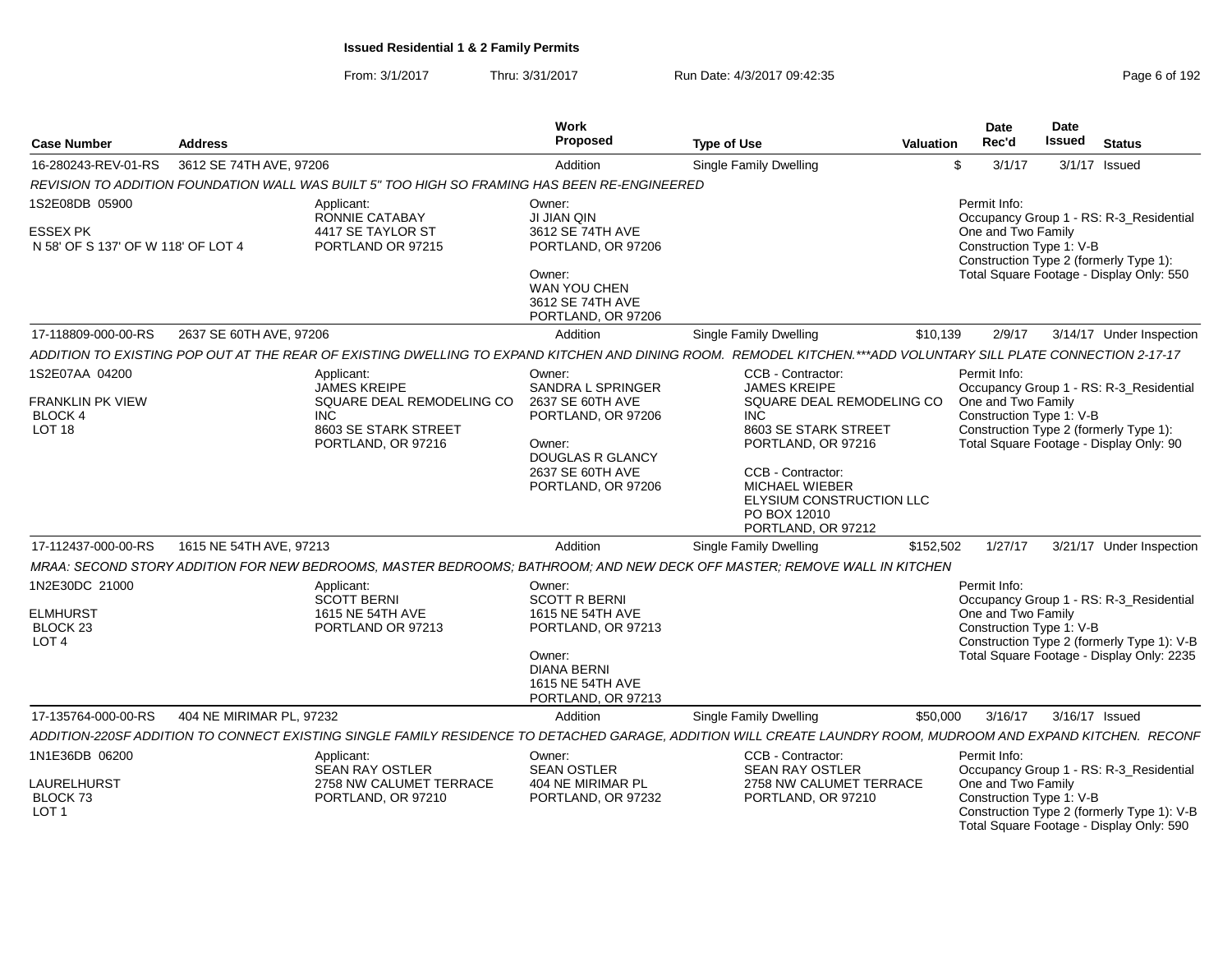# Issued Residential 1 & 2 Family Permits

From: 3/1/2017 Thru: 3/31/2017 Run Date: 4/3/2017 09:42:35

| Case Number | Address | | Work Proposed | Type of Use | Valuation | Date Rec'd | Date Issued | Status |
|---|---|---|---|---|---|---|---|---|
| 16-280243-REV-01-RS | 3612 SE 74TH AVE, 97206 | | Addition | Single Family Dwelling | $ | 3/1/17 | 3/1/17 | Issued |
| *REVISION TO ADDITION FOUNDATION WALL WAS BUILT 5" TOO HIGH SO FRAMING HAS BEEN RE-ENGINEERED* | | | | | | | | |
| 1S2E08DB 05900<br><br>ESSEX PK<br>N 58' OF S 137' OF W 118' OF LOT 4 | | Applicant:<br>RONNIE CATABAY<br>4417 SE TAYLOR ST<br>PORTLAND OR 97215 | Owner:<br>JI JIAN QIN<br>3612 SE 74TH AVE<br>PORTLAND, OR 97206<br><br>Owner:<br>WAN YOU CHEN<br>3612 SE 74TH AVE<br>PORTLAND, OR 97206 | | | Permit Info:<br>Occupancy Group 1 - RS: R-3_Residential One and Two Family<br>Construction Type 1: V-B<br>Construction Type 2 (formerly Type 1):<br>Total Square Footage - Display Only: 550 | | |
| 17-118809-000-00-RS | 2637 SE 60TH AVE, 97206 | | Addition | Single Family Dwelling | $10,139 | 2/9/17 | 3/14/17 | Under Inspection |
| *ADDITION TO EXISTING POP OUT AT THE REAR OF EXISTING DWELLING TO EXPAND KITCHEN AND DINING ROOM. REMODEL KITCHEN.\*\*\*ADD VOLUNTARY SILL PLATE CONNECTION 2-17-17* | | | | | | | | |
| 1S2E07AA 04200<br><br>FRANKLIN PK VIEW<br>BLOCK 4<br>LOT 18 | | Applicant:<br>JAMES KREIPE<br>SQUARE DEAL REMODELING CO INC<br>8603 SE STARK STREET<br>PORTLAND, OR 97216 | Owner:<br>SANDRA L SPRINGER<br>2637 SE 60TH AVE<br>PORTLAND, OR 97206<br><br>Owner:<br>DOUGLAS R GLANCY<br>2637 SE 60TH AVE<br>PORTLAND, OR 97206 | CCB - Contractor:<br>JAMES KREIPE<br>SQUARE DEAL REMODELING CO INC<br>8603 SE STARK STREET<br>PORTLAND, OR 97216<br><br>CCB - Contractor:<br>MICHAEL WIEBER<br>ELYSIUM CONSTRUCTION LLC<br>PO BOX 12010<br>PORTLAND, OR 97212 | | Permit Info:<br>Occupancy Group 1 - RS: R-3_Residential One and Two Family<br>Construction Type 1: V-B<br>Construction Type 2 (formerly Type 1):<br>Total Square Footage - Display Only: 90 | | |
| 17-112437-000-00-RS | 1615 NE 54TH AVE, 97213 | | Addition | Single Family Dwelling | $152,502 | 1/27/17 | 3/21/17 | Under Inspection |
| *MRAA: SECOND STORY ADDITION FOR NEW BEDROOMS, MASTER BEDROOMS; BATHROOM; AND NEW DECK OFF MASTER; REMOVE WALL IN KITCHEN* | | | | | | | | |
| 1N2E30DC 21000<br><br>ELMHURST<br>BLOCK 23<br>LOT 4 | | Applicant:<br>SCOTT BERNI<br>1615 NE 54TH AVE<br>PORTLAND OR 97213 | Owner:<br>SCOTT R BERNI<br>1615 NE 54TH AVE<br>PORTLAND, OR 97213<br><br>Owner:<br>DIANA BERNI<br>1615 NE 54TH AVE<br>PORTLAND, OR 97213 | | | Permit Info:<br>Occupancy Group 1 - RS: R-3_Residential One and Two Family<br>Construction Type 1: V-B<br>Construction Type 2 (formerly Type 1): V-B<br>Total Square Footage - Display Only: 2235 | | |
| 17-135764-000-00-RS | 404 NE MIRIMAR PL, 97232 | | Addition | Single Family Dwelling | $50,000 | 3/16/17 | 3/16/17 | Issued |
| *ADDITION-220SF ADDITION TO CONNECT EXISTING SINGLE FAMILY RESIDENCE TO DETACHED GARAGE, ADDITION WILL CREATE LAUNDRY ROOM, MUDROOM AND EXPAND KITCHEN. RECONF* | | | | | | | | |
| 1N1E36DB 06200<br><br>LAURELHURST<br>BLOCK 73<br>LOT 1 | | Applicant:<br>SEAN RAY OSTLER<br>2758 NW CALUMET TERRACE<br>PORTLAND, OR 97210 | Owner:<br>SEAN OSTLER<br>404 NE MIRIMAR PL<br>PORTLAND, OR 97232 | CCB - Contractor:<br>SEAN RAY OSTLER<br>2758 NW CALUMET TERRACE<br>PORTLAND, OR 97210 | | Permit Info:<br>Occupancy Group 1 - RS: R-3_Residential One and Two Family<br>Construction Type 1: V-B<br>Construction Type 2 (formerly Type 1): V-B<br>Total Square Footage - Display Only: 590 | | |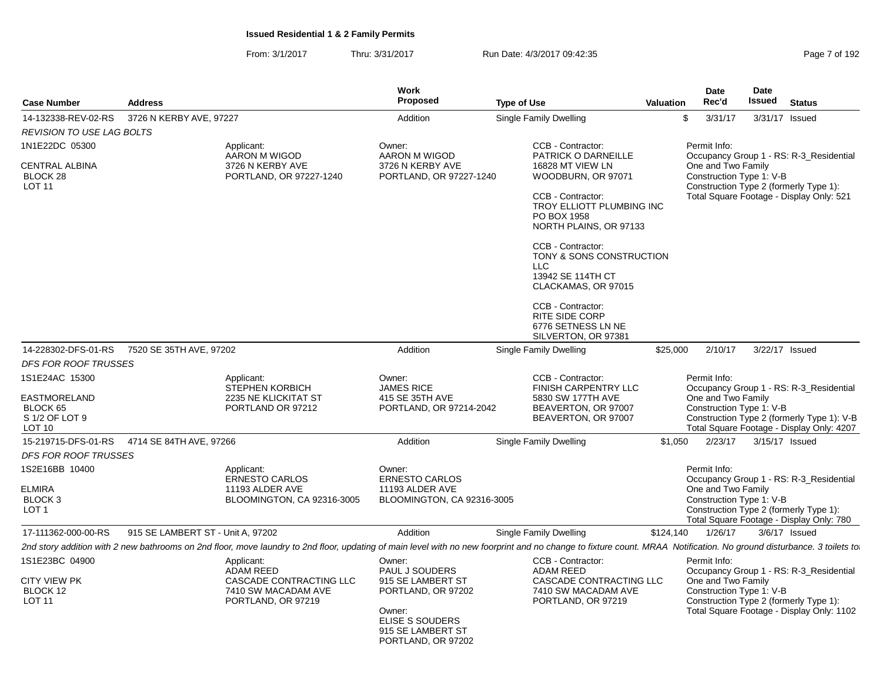**Issued Residential 1 & 2 Family Permits**

From: 3/1/2017 Thru: 3/31/2017 Run Date: 4/3/2017 09:42:35

| Case Number | Address | Work Proposed | Type of Use | Valuation | Date Rec'd | Date Issued | Status |
|---|---|---|---|---|---|---|---|
| 14-132338-REV-02-RS | 3726 N KERBY AVE, 97227 | Addition | Single Family Dwelling | $ | 3/31/17 | 3/31/17 | Issued |

*REVISION TO USE LAG BOLTS*

1N1E22DC 05300

CENTRAL ALBINA
BLOCK 28
LOT 11

Applicant:
AARON M WIGOD
3726 N KERBY AVE
PORTLAND, OR 97227-1240

Owner:
AARON M WIGOD
3726 N KERBY AVE
PORTLAND, OR 97227-1240

CCB - Contractor:
PATRICK O DARNEILLE
16828 MT VIEW LN
WOODBURN, OR 97071

CCB - Contractor:
TROY ELLIOTT PLUMBING INC
PO BOX 1958
NORTH PLAINS, OR 97133

CCB - Contractor:
TONY & SONS CONSTRUCTION LLC
13942 SE 114TH CT
CLACKAMAS, OR 97015

CCB - Contractor:
RITE SIDE CORP
6776 SETNESS LN NE
SILVERTON, OR 97381

Permit Info:
Occupancy Group 1 - RS: R-3_Residential One and Two Family
Construction Type 1: V-B
Construction Type 2 (formerly Type 1):
Total Square Footage - Display Only: 521

| Case Number | Address | Work Proposed | Type of Use | Valuation | Date Rec'd | Date Issued | Status |
|---|---|---|---|---|---|---|---|
| 14-228302-DFS-01-RS | 7520 SE 35TH AVE, 97202 | Addition | Single Family Dwelling | $25,000 | 2/10/17 | 3/22/17 | Issued |

*DFS FOR ROOF TRUSSES*

1S1E24AC 15300

EASTMORELAND
BLOCK 65
S 1/2 OF LOT 9
LOT 10

Applicant:
STEPHEN KORBICH
2235 NE KLICKITAT ST
PORTLAND OR 97212

Owner:
JAMES RICE
415 SE 35TH AVE
PORTLAND, OR 97214-2042

CCB - Contractor:
FINISH CARPENTRY LLC
5830 SW 177TH AVE
BEAVERTON, OR 97007
BEAVERTON, OR 97007

Permit Info:
Occupancy Group 1 - RS: R-3_Residential One and Two Family
Construction Type 1: V-B
Construction Type 2 (formerly Type 1): V-B
Total Square Footage - Display Only: 4207

| Case Number | Address | Work Proposed | Type of Use | Valuation | Date Rec'd | Date Issued | Status |
|---|---|---|---|---|---|---|---|
| 15-219715-DFS-01-RS | 4714 SE 84TH AVE, 97266 | Addition | Single Family Dwelling | $1,050 | 2/23/17 | 3/15/17 | Issued |

*DFS FOR ROOF TRUSSES*

1S2E16BB 10400

ELMIRA
BLOCK 3
LOT 1

Applicant:
ERNESTO CARLOS
11193 ALDER AVE
BLOOMINGTON, CA 92316-3005

Owner:
ERNESTO CARLOS
11193 ALDER AVE
BLOOMINGTON, CA 92316-3005

Permit Info:
Occupancy Group 1 - RS: R-3_Residential One and Two Family
Construction Type 1: V-B
Construction Type 2 (formerly Type 1):
Total Square Footage - Display Only: 780

| Case Number | Address | Work Proposed | Type of Use | Valuation | Date Rec'd | Date Issued | Status |
|---|---|---|---|---|---|---|---|
| 17-111362-000-00-RS | 915 SE LAMBERT ST - Unit A, 97202 | Addition | Single Family Dwelling | $124,140 | 1/26/17 | 3/6/17 | Issued |

*2nd story addition with 2 new bathrooms on 2nd floor, move laundry to 2nd floor, updating of main level with no new footprint and no change to fixture count. MRAA Notification. No ground disturbance. 3 toilets to*

1S1E23BC 04900

CITY VIEW PK
BLOCK 12
LOT 11

Applicant:
ADAM REED
CASCADE CONTRACTING LLC
7410 SW MACADAM AVE
PORTLAND, OR 97219

Owner:
PAUL J SOUDERS
915 SE LAMBERT ST
PORTLAND, OR 97202

Owner:
ELISE S SOUDERS
915 SE LAMBERT ST
PORTLAND, OR 97202

CCB - Contractor:
ADAM REED
CASCADE CONTRACTING LLC
7410 SW MACADAM AVE
PORTLAND, OR 97219

Permit Info:
Occupancy Group 1 - RS: R-3_Residential One and Two Family
Construction Type 1: V-B
Construction Type 2 (formerly Type 1):
Total Square Footage - Display Only: 1102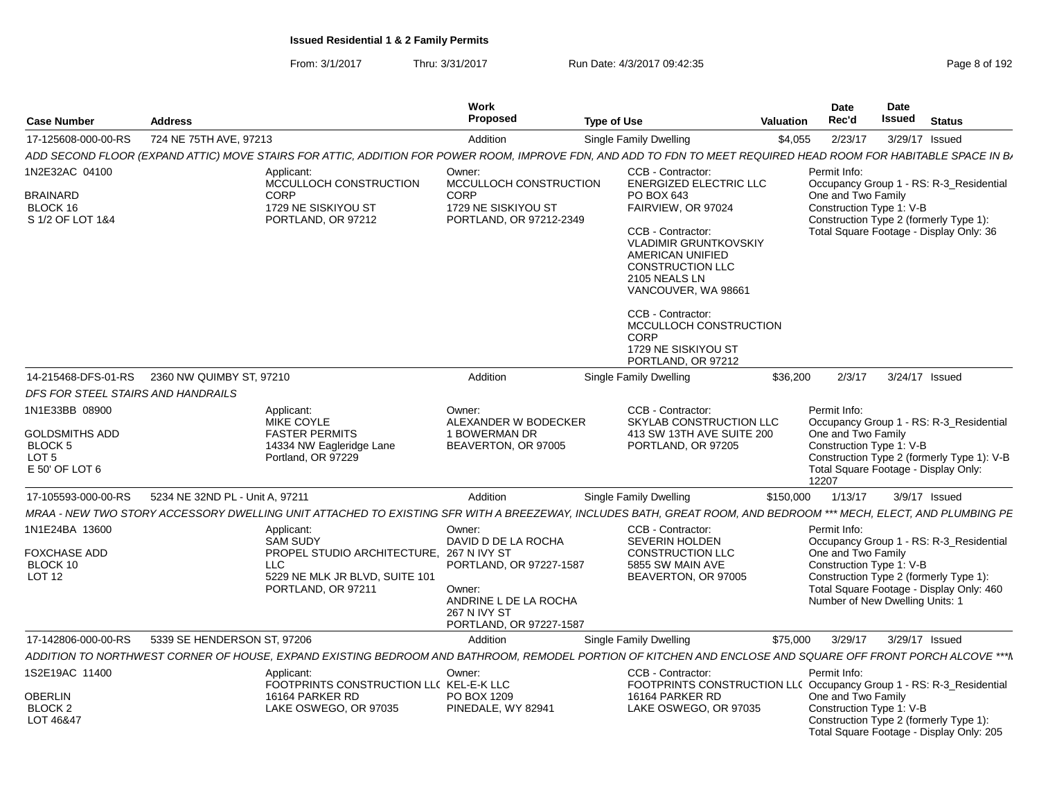# Issued Residential 1 & 2 Family Permits

From: 3/1/2017 Thru: 3/31/2017 Run Date: 4/3/2017 09:42:35

| Case Number | Address | Work Proposed | Type of Use | Valuation | Date Rec'd | Date Issued | Status |
|---|---|---|---|---|---|---|---|
| 17-125608-000-00-RS | 724 NE 75TH AVE, 97213 | Addition | Single Family Dwelling | $4,055 | 2/23/17 | 3/29/17 | Issued |

*ADD SECOND FLOOR (EXPAND ATTIC) MOVE STAIRS FOR ATTIC, ADDITION FOR POWER ROOM, IMPROVE FDN, AND ADD TO FDN TO MEET REQUIRED HEAD ROOM FOR HABITABLE SPACE IN B*

1N2E32AC 04100
BRAINARD
BLOCK 16
S 1/2 OF LOT 1&4

Applicant:
MCCULLOCH CONSTRUCTION CORP
1729 NE SISKIYOU ST
PORTLAND, OR 97212

Owner:
MCCULLOCH CONSTRUCTION CORP
1729 NE SISKIYOU ST
PORTLAND, OR 97212-2349

CCB - Contractor:
ENERGIZED ELECTRIC LLC
PO BOX 643
FAIRVIEW, OR 97024

CCB - Contractor:
VLADIMIR GRUNTKOVSKIY
AMERICAN UNIFIED CONSTRUCTION LLC
2105 NEALS LN
VANCOUVER, WA 98661

CCB - Contractor:
MCCULLOCH CONSTRUCTION CORP
1729 NE SISKIYOU ST
PORTLAND, OR 97212

Permit Info:
Occupancy Group 1 - RS: R-3_Residential One and Two Family
Construction Type 1: V-B
Construction Type 2 (formerly Type 1):
Total Square Footage - Display Only: 36

| Case Number | Address | Work Proposed | Type of Use | Valuation | Date Rec'd | Date Issued | Status |
|---|---|---|---|---|---|---|---|
| 14-215468-DFS-01-RS | 2360 NW QUIMBY ST, 97210 | Addition | Single Family Dwelling | $36,200 | 2/3/17 | 3/24/17 | Issued |

*DFS FOR STEEL STAIRS AND HANDRAILS*

1N1E33BB 08900
GOLDSMITHS ADD
BLOCK 5
LOT 5
E 50' OF LOT 6

Applicant:
MIKE COYLE
FASTER PERMITS
14334 NW Eagleridge Lane
Portland, OR 97229

Owner:
ALEXANDER W BODECKER
1 BOWERMAN DR
BEAVERTON, OR 97005

CCB - Contractor:
SKYLAB CONSTRUCTION LLC
413 SW 13TH AVE SUITE 200
PORTLAND, OR 97205

Permit Info:
Occupancy Group 1 - RS: R-3_Residential One and Two Family
Construction Type 1: V-B
Construction Type 2 (formerly Type 1): V-B
Total Square Footage - Display Only: 12207

| Case Number | Address | Work Proposed | Type of Use | Valuation | Date Rec'd | Date Issued | Status |
|---|---|---|---|---|---|---|---|
| 17-105593-000-00-RS | 5234 NE 32ND PL - Unit A, 97211 | Addition | Single Family Dwelling | $150,000 | 1/13/17 | 3/9/17 | Issued |

*MRAA - NEW TWO STORY ACCESSORY DWELLING UNIT ATTACHED TO EXISTING SFR WITH A BREEZEWAY, INCLUDES BATH, GREAT ROOM, AND BEDROOM *** MECH, ELECT, AND PLUMBING PE*

1N1E24BA 13600
FOXCHASE ADD
BLOCK 10
LOT 12

Applicant:
SAM SUDY
PROPEL STUDIO ARCHITECTURE, LLC
5229 NE MLK JR BLVD, SUITE 101
PORTLAND, OR 97211

Owner:
DAVID D DE LA ROCHA
267 N IVY ST
PORTLAND, OR 97227-1587

Owner:
ANDRINE L DE LA ROCHA
267 N IVY ST
PORTLAND, OR 97227-1587

CCB - Contractor:
SEVERIN HOLDEN CONSTRUCTION LLC
5855 SW MAIN AVE
BEAVERTON, OR 97005

Permit Info:
Occupancy Group 1 - RS: R-3_Residential One and Two Family
Construction Type 1: V-B
Construction Type 2 (formerly Type 1):
Total Square Footage - Display Only: 460
Number of New Dwelling Units: 1

| Case Number | Address | Work Proposed | Type of Use | Valuation | Date Rec'd | Date Issued | Status |
|---|---|---|---|---|---|---|---|
| 17-142806-000-00-RS | 5339 SE HENDERSON ST, 97206 | Addition | Single Family Dwelling | $75,000 | 3/29/17 | 3/29/17 | Issued |

*ADDITION TO NORTHWEST CORNER OF HOUSE, EXPAND EXISTING BEDROOM AND BATHROOM, REMODEL PORTION OF KITCHEN AND ENCLOSE AND SQUARE OFF FRONT PORCH ALCOVE ***N*

1S2E19AC 11400
OBERLIN
BLOCK 2
LOT 46&47

Applicant:
FOOTPRINTS CONSTRUCTION LLC
16164 PARKER RD
LAKE OSWEGO, OR 97035

Owner:
KEL-E-K LLC
PO BOX 1209
PINEDALE, WY 82941

CCB - Contractor:
FOOTPRINTS CONSTRUCTION LLC
16164 PARKER RD
LAKE OSWEGO, OR 97035

Permit Info:
Occupancy Group 1 - RS: R-3_Residential One and Two Family
Construction Type 1: V-B
Construction Type 2 (formerly Type 1):
Total Square Footage - Display Only: 205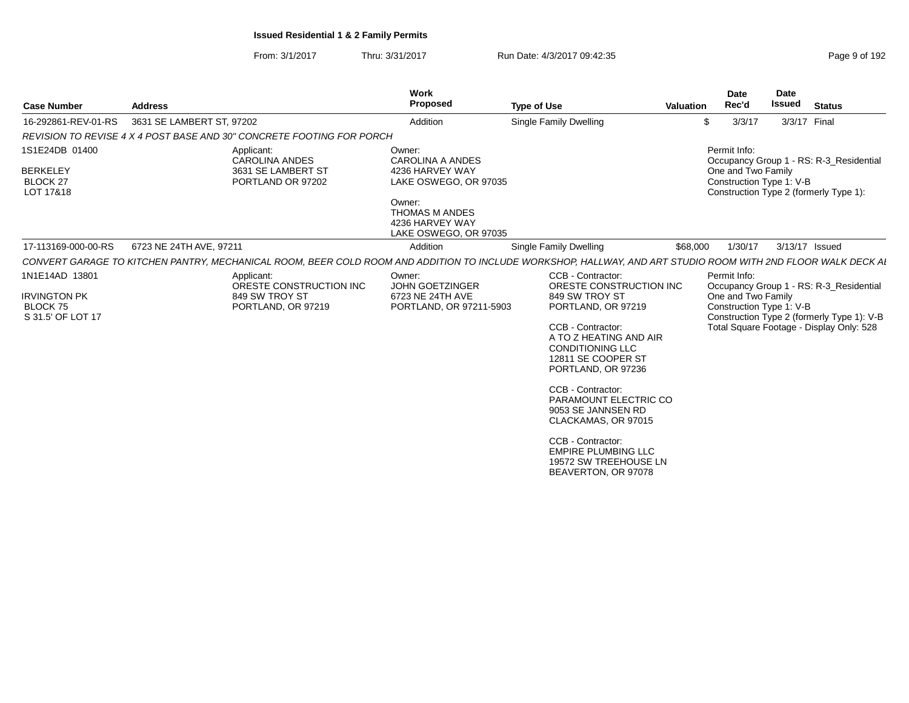**Issued Residential 1 & 2 Family Permits**

From: 3/1/2017 Thru: 3/31/2017 Run Date: 4/3/2017 09:42:35

| Case Number | Address | Work Proposed | Type of Use | Valuation | Date Rec'd | Date Issued | Status |
|---|---|---|---|---|---|---|---|
| 16-292861-REV-01-RS | 3631 SE LAMBERT ST, 97202 | Addition | Single Family Dwelling | $ | 3/3/17 | 3/3/17 | Final |

*REVISION TO REVISE 4 X 4 POST BASE AND 30" CONCRETE FOOTING FOR PORCH*

1S1E24DB 01400
BERKELEY
BLOCK 27
LOT 17&18

Applicant:
CAROLINA ANDES
3631 SE LAMBERT ST
PORTLAND OR 97202

Owner:
CAROLINA A ANDES
4236 HARVEY WAY
LAKE OSWEGO, OR 97035

Owner:
THOMAS M ANDES
4236 HARVEY WAY
LAKE OSWEGO, OR 97035

Permit Info:
Occupancy Group 1 - RS: R-3_Residential One and Two Family
Construction Type 1: V-B
Construction Type 2 (formerly Type 1):

| Case Number | Address | Work Proposed | Type of Use | Valuation | Date Rec'd | Date Issued | Status |
|---|---|---|---|---|---|---|---|
| 17-113169-000-00-RS | 6723 NE 24TH AVE, 97211 | Addition | Single Family Dwelling | $68,000 | 1/30/17 | 3/13/17 | Issued |

*CONVERT GARAGE TO KITCHEN PANTRY, MECHANICAL ROOM, BEER COLD ROOM AND ADDITION TO INCLUDE WORKSHOP, HALLWAY, AND ART STUDIO ROOM WITH 2ND FLOOR WALK DECK AI*

1N1E14AD 13801
IRVINGTON PK
BLOCK 75
S 31.5' OF LOT 17

Applicant:
ORESTE CONSTRUCTION INC
849 SW TROY ST
PORTLAND, OR 97219

Owner:
JOHN GOETZINGER
6723 NE 24TH AVE
PORTLAND, OR 97211-5903

CCB - Contractor:
ORESTE CONSTRUCTION INC
849 SW TROY ST
PORTLAND, OR 97219

CCB - Contractor:
A TO Z HEATING AND AIR CONDITIONING LLC
12811 SE COOPER ST
PORTLAND, OR 97236

CCB - Contractor:
PARAMOUNT ELECTRIC CO
9053 SE JANNSEN RD
CLACKAMAS, OR 97015

CCB - Contractor:
EMPIRE PLUMBING LLC
19572 SW TREEHOUSE LN
BEAVERTON, OR 97078

Permit Info:
Occupancy Group 1 - RS: R-3_Residential One and Two Family
Construction Type 1: V-B
Construction Type 2 (formerly Type 1): V-B
Total Square Footage - Display Only: 528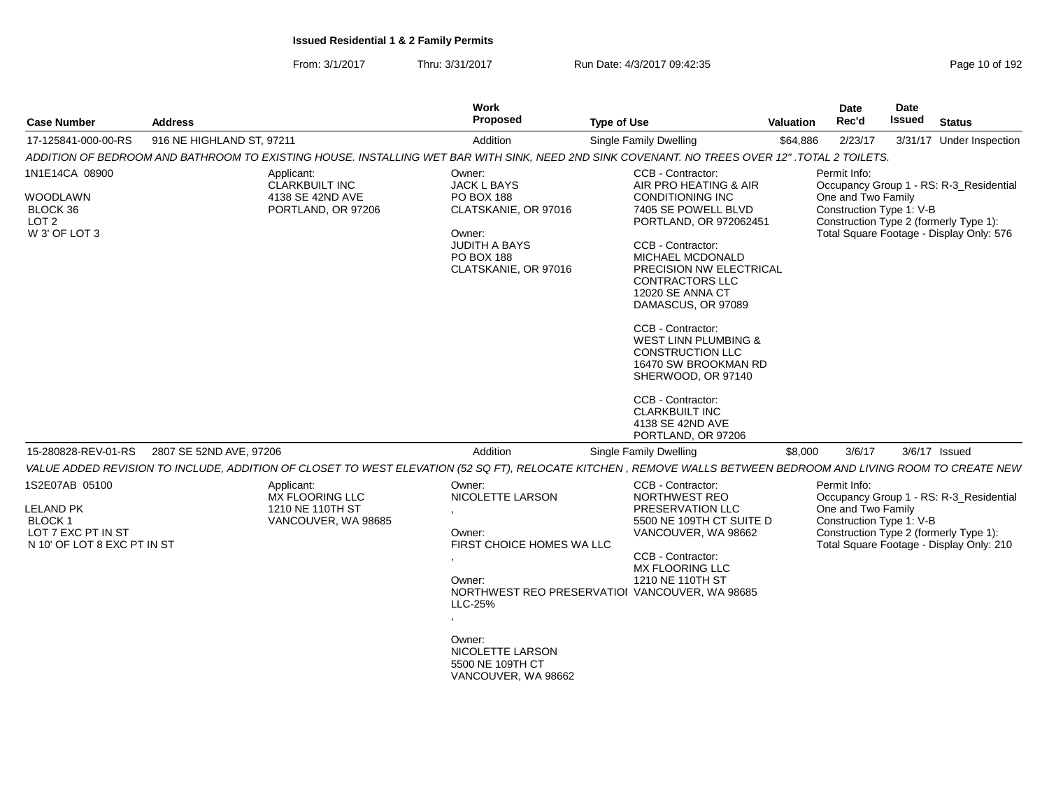**Issued Residential 1 & 2 Family Permits**

From: 3/1/2017 Thru: 3/31/2017 Run Date: 4/3/2017 09:42:35

| Case Number | Address | Work Proposed | Type of Use | Valuation | Date Rec'd | Date Issued | Status |
|---|---|---|---|---|---|---|---|
| 17-125841-000-00-RS | 916 NE HIGHLAND ST, 97211 | Addition | Single Family Dwelling | $64,886 | 2/23/17 | 3/31/17 | Under Inspection |

*ADDITION OF BEDROOM AND BATHROOM TO EXISTING HOUSE. INSTALLING WET BAR WITH SINK, NEED 2ND SINK COVENANT. NO TREES OVER 12" .TOTAL 2 TOILETS.*

1N1E14CA 08900

WOODLAWN
BLOCK 36
LOT 2
W 3' OF LOT 3

Applicant:
CLARKBUILT INC
4138 SE 42ND AVE
PORTLAND, OR 97206

Owner:
JACK L BAYS
PO BOX 188
CLATSKANIE, OR 97016

Owner:
JUDITH A BAYS
PO BOX 188
CLATSKANIE, OR 97016

CCB - Contractor:
AIR PRO HEATING & AIR CONDITIONING INC
7405 SE POWELL BLVD
PORTLAND, OR 972062451

CCB - Contractor:
MICHAEL MCDONALD
PRECISION NW ELECTRICAL CONTRACTORS LLC
12020 SE ANNA CT
DAMASCUS, OR 97089

CCB - Contractor:
WEST LINN PLUMBING & CONSTRUCTION LLC
16470 SW BROOKMAN RD
SHERWOOD, OR 97140

CCB - Contractor:
CLARKBUILT INC
4138 SE 42ND AVE
PORTLAND, OR 97206

Permit Info:
Occupancy Group 1 - RS: R-3_Residential One and Two Family
Construction Type 1: V-B
Construction Type 2 (formerly Type 1):
Total Square Footage - Display Only: 576

| Case Number | Address | Work Proposed | Type of Use | Valuation | Date Rec'd | Date Issued | Status |
|---|---|---|---|---|---|---|---|
| 15-280828-REV-01-RS | 2807 SE 52ND AVE, 97206 | Addition | Single Family Dwelling | $8,000 | 3/6/17 | 3/6/17 | Issued |

*VALUE ADDED REVISION TO INCLUDE, ADDITION OF CLOSET TO WEST ELEVATION (52 SQ FT), RELOCATE KITCHEN , REMOVE WALLS BETWEEN BEDROOM AND LIVING ROOM TO CREATE NEW*

1S2E07AB 05100

LELAND PK
BLOCK 1
LOT 7 EXC PT IN ST
N 10' OF LOT 8 EXC PT IN ST

Applicant:
MX FLOORING LLC
1210 NE 110TH ST
VANCOUVER, WA 98685

Owner:
NICOLETTE LARSON
,

Owner:
FIRST CHOICE HOMES WA LLC
,

Owner:
NORTHWEST REO PRESERVATIOI LLC-25%
,

Owner:
NICOLETTE LARSON
5500 NE 109TH CT
VANCOUVER, WA 98662

CCB - Contractor:
NORTHWEST REO PRESERVATION LLC
5500 NE 109TH CT SUITE D
VANCOUVER, WA 98662

CCB - Contractor:
MX FLOORING LLC
1210 NE 110TH ST
VANCOUVER, WA 98685

Permit Info:
Occupancy Group 1 - RS: R-3_Residential One and Two Family
Construction Type 1: V-B
Construction Type 2 (formerly Type 1):
Total Square Footage - Display Only: 210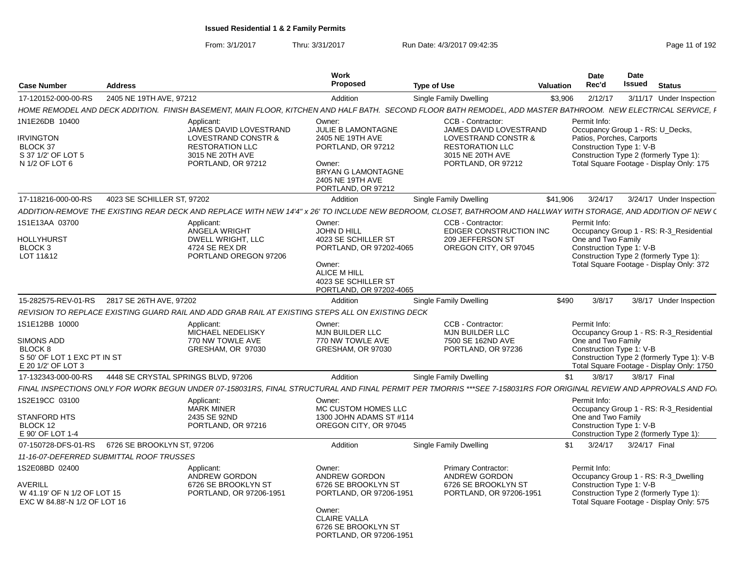# Issued Residential 1 & 2 Family Permits

From: 3/1/2017 Thru: 3/31/2017 Run Date: 4/3/2017 09:42:35

| Case Number | Address | Work Proposed | Type of Use | Valuation | Date Rec'd | Date Issued | Status |
|---|---|---|---|---|---|---|---|
| 17-120152-000-00-RS | 2405 NE 19TH AVE, 97212 | Addition | Single Family Dwelling | $3,906 | 2/12/17 | 3/11/17 | Under Inspection |

HOME REMODEL AND DECK ADDITION. FINISH BASEMENT, MAIN FLOOR, KITCHEN AND HALF BATH. SECOND FLOOR BATH REMODEL, ADD MASTER BATHROOM. NEW ELECTRICAL SERVICE, F

1N1E26DB 10400
IRVINGTON
BLOCK 37
S 37 1/2' OF LOT 5
N 1/2 OF LOT 6

Applicant: JAMES DAVID LOVESTRAND, LOVESTRAND CONSTR & RESTORATION LLC, 3015 NE 20TH AVE, PORTLAND, OR 97212

Owner: JULIE B LAMONTAGNE, 2405 NE 19TH AVE, PORTLAND, OR 97212
Owner: BRYAN G LAMONTAGNE, 2405 NE 19TH AVE, PORTLAND, OR 97212

CCB - Contractor: JAMES DAVID LOVESTRAND, LOVESTRAND CONSTR & RESTORATION LLC, 3015 NE 20TH AVE, PORTLAND, OR 97212

Permit Info:
Occupancy Group 1 - RS: U_Decks, Patios, Porches, Carports
Construction Type 1: V-B
Construction Type 2 (formerly Type 1):
Total Square Footage - Display Only: 175

| Case Number | Address | Work Proposed | Type of Use | Valuation | Date Rec'd | Date Issued | Status |
|---|---|---|---|---|---|---|---|
| 17-118216-000-00-RS | 4023 SE SCHILLER ST, 97202 | Addition | Single Family Dwelling | $41,906 | 3/24/17 | 3/24/17 | Under Inspection |

ADDITION-REMOVE THE EXISTING REAR DECK AND REPLACE WITH NEW 14'4" x 26' TO INCLUDE NEW BEDROOM, CLOSET, BATHROOM AND HALLWAY WITH STORAGE, AND ADDITION OF NEW C

1S1E13AA 03700
HOLLYHURST
BLOCK 3
LOT 11&12

Applicant: ANGELA WRIGHT, DWELL WRIGHT, LLC, 4724 SE REX DR, PORTLAND OREGON 97206

Owner: JOHN D HILL, 4023 SE SCHILLER ST, PORTLAND, OR 97202-4065
Owner: ALICE M HILL, 4023 SE SCHILLER ST, PORTLAND, OR 97202-4065

CCB - Contractor: EDIGER CONSTRUCTION INC, 209 JEFFERSON ST, OREGON CITY, OR 97045

Permit Info:
Occupancy Group 1 - RS: R-3_Residential One and Two Family
Construction Type 1: V-B
Construction Type 2 (formerly Type 1):
Total Square Footage - Display Only: 372

| Case Number | Address | Work Proposed | Type of Use | Valuation | Date Rec'd | Date Issued | Status |
|---|---|---|---|---|---|---|---|
| 15-282575-REV-01-RS | 2817 SE 26TH AVE, 97202 | Addition | Single Family Dwelling | $490 | 3/8/17 | 3/8/17 | Under Inspection |

REVISION TO REPLACE EXISTING GUARD RAIL AND ADD GRAB RAIL AT EXISTING STEPS ALL ON EXISTING DECK

1S1E12BB 10000
SIMONS ADD
BLOCK 8
S 50' OF LOT 1 EXC PT IN ST
E 20 1/2' OF LOT 3

Applicant: MICHAEL NEDELISKY, 770 NW TOWLE AVE, GRESHAM, OR 97030

Owner: MJN BUILDER LLC, 770 NW TOWLE AVE, GRESHAM, OR 97030

CCB - Contractor: MJN BUILDER LLC, 7500 SE 162ND AVE, PORTLAND, OR 97236

Permit Info:
Occupancy Group 1 - RS: R-3_Residential One and Two Family
Construction Type 1: V-B
Construction Type 2 (formerly Type 1): V-B
Total Square Footage - Display Only: 1750

| Case Number | Address | Work Proposed | Type of Use | Valuation | Date Rec'd | Date Issued | Status |
|---|---|---|---|---|---|---|---|
| 17-132343-000-00-RS | 4448 SE CRYSTAL SPRINGS BLVD, 97206 | Addition | Single Family Dwelling | $1 | 3/8/17 | 3/8/17 | Final |

FINAL INSPECTIONS ONLY FOR WORK BEGUN UNDER 07-158031RS, FINAL STRUCTURAL AND FINAL PERMIT PER TMORRIS ***SEE 7-158031RS FOR ORIGINAL REVIEW AND APPROVALS AND FO

1S2E19CC 03100
STANFORD HTS
BLOCK 12
E 90' OF LOT 1-4

Applicant: MARK MINER, 2435 SE 92ND, PORTLAND, OR 97216

Owner: MC CUSTOM HOMES LLC, 1300 JOHN ADAMS ST #114, OREGON CITY, OR 97045

Permit Info:
Occupancy Group 1 - RS: R-3_Residential One and Two Family
Construction Type 1: V-B
Construction Type 2 (formerly Type 1):

| Case Number | Address | Work Proposed | Type of Use | Valuation | Date Rec'd | Date Issued | Status |
|---|---|---|---|---|---|---|---|
| 07-150728-DFS-01-RS | 6726 SE BROOKLYN ST, 97206 | Addition | Single Family Dwelling | $1 | 3/24/17 | 3/24/17 | Final |

11-16-07-DEFERRED SUBMITTAL ROOF TRUSSES

1S2E08BD 02400
AVERILL
W 41.19' OF N 1/2 OF LOT 15
EXC W 84.88'-N 1/2 OF LOT 16

Applicant: ANDREW GORDON, 6726 SE BROOKLYN ST, PORTLAND, OR 97206-1951

Owner: ANDREW GORDON, 6726 SE BROOKLYN ST, PORTLAND, OR 97206-1951
Owner: CLAIRE VALLA, 6726 SE BROOKLYN ST, PORTLAND, OR 97206-1951

Primary Contractor: ANDREW GORDON, 6726 SE BROOKLYN ST, PORTLAND, OR 97206-1951

Permit Info:
Occupancy Group 1 - RS: R-3_Dwelling
Construction Type 1: V-B
Construction Type 2 (formerly Type 1):
Total Square Footage - Display Only: 575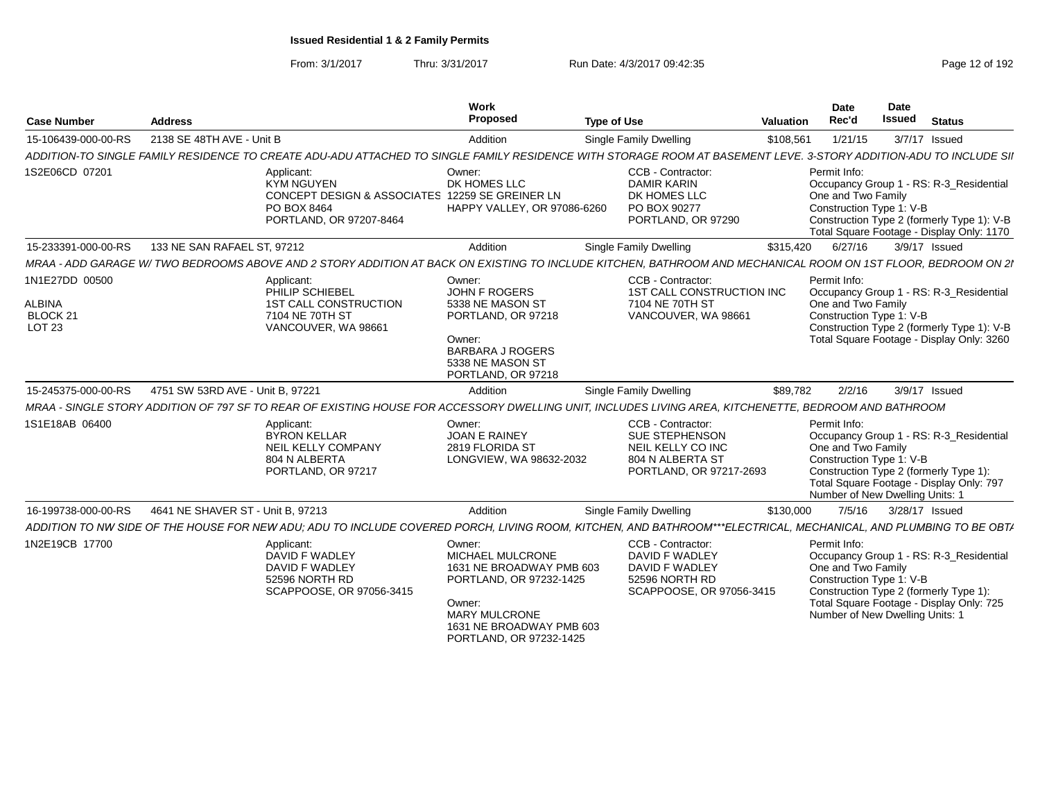**Issued Residential 1 & 2 Family Permits**

From: 3/1/2017 Thru: 3/31/2017 Run Date: 4/3/2017 09:42:35

| Case Number | Address | Work Proposed | Type of Use | Valuation | Date Rec'd | Date Issued | Status |
|---|---|---|---|---|---|---|---|
| 15-106439-000-00-RS | 2138 SE 48TH AVE - Unit B | Addition | Single Family Dwelling | $108,561 | 1/21/15 | 3/7/17 | Issued |

*ADDITION-TO SINGLE FAMILY RESIDENCE TO CREATE ADU-ADU ATTACHED TO SINGLE FAMILY RESIDENCE WITH STORAGE ROOM AT BASEMENT LEVE. 3-STORY ADDITION-ADU TO INCLUDE SII*

1S2E06CD 07201

Applicant: KYM NGUYEN, CONCEPT DESIGN & ASSOCIATES, PO BOX 8464, PORTLAND, OR 97207-8464

Owner: DK HOMES LLC, 12259 SE GREINER LN, HAPPY VALLEY, OR 97086-6260

CCB - Contractor: DAMIR KARIN, DK HOMES LLC, PO BOX 90277, PORTLAND, OR 97290

Permit Info: Occupancy Group 1 - RS: R-3_Residential One and Two Family; Construction Type 1: V-B; Construction Type 2 (formerly Type 1): V-B; Total Square Footage - Display Only: 1170

| Case Number | Address | Work Proposed | Type of Use | Valuation | Date Rec'd | Date Issued | Status |
|---|---|---|---|---|---|---|---|
| 15-233391-000-00-RS | 133 NE SAN RAFAEL ST, 97212 | Addition | Single Family Dwelling | $315,420 | 6/27/16 | 3/9/17 | Issued |

*MRAA - ADD GARAGE W/ TWO BEDROOMS ABOVE AND 2 STORY ADDITION AT BACK ON EXISTING TO INCLUDE KITCHEN, BATHROOM AND MECHANICAL ROOM ON 1ST FLOOR, BEDROOM ON 2I*

1N1E27DD 00500 — ALBINA, BLOCK 21, LOT 23

Applicant: PHILIP SCHIEBEL, 1ST CALL CONSTRUCTION, 7104 NE 70TH ST, VANCOUVER, WA 98661

Owner: JOHN F ROGERS, 5338 NE MASON ST, PORTLAND, OR 97218

Owner: BARBARA J ROGERS, 5338 NE MASON ST, PORTLAND, OR 97218

CCB - Contractor: 1ST CALL CONSTRUCTION INC, 7104 NE 70TH ST, VANCOUVER, WA 98661

Permit Info: Occupancy Group 1 - RS: R-3_Residential One and Two Family; Construction Type 1: V-B; Construction Type 2 (formerly Type 1): V-B; Total Square Footage - Display Only: 3260

| Case Number | Address | Work Proposed | Type of Use | Valuation | Date Rec'd | Date Issued | Status |
|---|---|---|---|---|---|---|---|
| 15-245375-000-00-RS | 4751 SW 53RD AVE - Unit B, 97221 | Addition | Single Family Dwelling | $89,782 | 2/2/16 | 3/9/17 | Issued |

*MRAA - SINGLE STORY ADDITION OF 797 SF TO REAR OF EXISTING HOUSE FOR ACCESSORY DWELLING UNIT, INCLUDES LIVING AREA, KITCHENETTE, BEDROOM AND BATHROOM*

1S1E18AB 06400

Applicant: BYRON KELLAR, NEIL KELLY COMPANY, 804 N ALBERTA, PORTLAND, OR 97217

Owner: JOAN E RAINEY, 2819 FLORIDA ST, LONGVIEW, WA 98632-2032

CCB - Contractor: SUE STEPHENSON, NEIL KELLY CO INC, 804 N ALBERTA ST, PORTLAND, OR 97217-2693

Permit Info: Occupancy Group 1 - RS: R-3_Residential One and Two Family; Construction Type 1: V-B; Construction Type 2 (formerly Type 1):; Total Square Footage - Display Only: 797; Number of New Dwelling Units: 1

| Case Number | Address | Work Proposed | Type of Use | Valuation | Date Rec'd | Date Issued | Status |
|---|---|---|---|---|---|---|---|
| 16-199738-000-00-RS | 4641 NE SHAVER ST - Unit B, 97213 | Addition | Single Family Dwelling | $130,000 | 7/5/16 | 3/28/17 | Issued |

*ADDITION TO NW SIDE OF THE HOUSE FOR NEW ADU; ADU TO INCLUDE COVERED PORCH, LIVING ROOM, KITCHEN, AND BATHROOM***ELECTRICAL, MECHANICAL, AND PLUMBING TO BE OBT/*

1N2E19CB 17700

Applicant: DAVID F WADLEY, DAVID F WADLEY, 52596 NORTH RD, SCAPPOOSE, OR 97056-3415

Owner: MICHAEL MULCRONE, 1631 NE BROADWAY PMB 603, PORTLAND, OR 97232-1425

Owner: MARY MULCRONE, 1631 NE BROADWAY PMB 603, PORTLAND, OR 97232-1425

CCB - Contractor: DAVID F WADLEY, DAVID F WADLEY, 52596 NORTH RD, SCAPPOOSE, OR 97056-3415

Permit Info: Occupancy Group 1 - RS: R-3_Residential One and Two Family; Construction Type 1: V-B; Construction Type 2 (formerly Type 1):; Total Square Footage - Display Only: 725; Number of New Dwelling Units: 1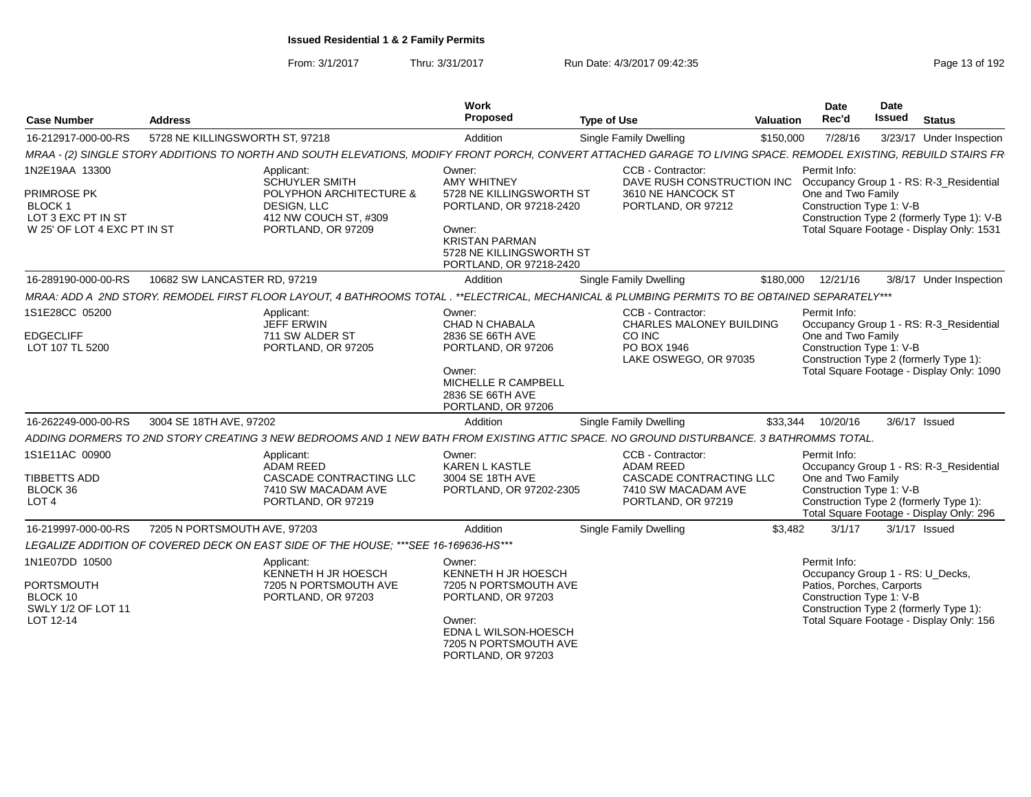**Issued Residential 1 & 2 Family Permits**

From: 3/1/2017 Thru: 3/31/2017 Run Date: 4/3/2017 09:42:35

| Case Number | Address | Work Proposed | Type of Use | Valuation | Date Rec'd | Date Issued | Status |
|---|---|---|---|---|---|---|---|
| 16-212917-000-00-RS | 5728 NE KILLINGSWORTH ST, 97218 | Addition | Single Family Dwelling | $150,000 | 7/28/16 | 3/23/17 | Under Inspection |

MRAA - (2) SINGLE STORY ADDITIONS TO NORTH AND SOUTH ELEVATIONS, MODIFY FRONT PORCH, CONVERT ATTACHED GARAGE TO LIVING SPACE. REMODEL EXISTING, REBUILD STAIRS FR

1N2E19AA 13300
PRIMROSE PK
BLOCK 1
LOT 3 EXC PT IN ST
W 25' OF LOT 4 EXC PT IN ST

Applicant:
SCHUYLER SMITH
POLYPHON ARCHITECTURE & DESIGN, LLC
412 NW COUCH ST, #309
PORTLAND, OR 97209

Owner:
AMY WHITNEY
5728 NE KILLINGSWORTH ST
PORTLAND, OR 97218-2420

Owner:
KRISTAN PARMAN
5728 NE KILLINGSWORTH ST
PORTLAND, OR 97218-2420

CCB - Contractor:
DAVE RUSH CONSTRUCTION INC
3610 NE HANCOCK ST
PORTLAND, OR 97212

Permit Info:
Occupancy Group 1 - RS: R-3_Residential One and Two Family
Construction Type 1: V-B
Construction Type 2 (formerly Type 1): V-B
Total Square Footage - Display Only: 1531

| Case Number | Address | Work Proposed | Type of Use | Valuation | Date Rec'd | Date Issued | Status |
|---|---|---|---|---|---|---|---|
| 16-289190-000-00-RS | 10682 SW LANCASTER RD, 97219 | Addition | Single Family Dwelling | $180,000 | 12/21/16 | 3/8/17 | Under Inspection |

MRAA: ADD A 2ND STORY. REMODEL FIRST FLOOR LAYOUT, 4 BATHROOMS TOTAL . **ELECTRICAL, MECHANICAL & PLUMBING PERMITS TO BE OBTAINED SEPARATELY***

1S1E28CC 05200
EDGECLIFF
LOT 107 TL 5200

Applicant:
JEFF ERWIN
711 SW ALDER ST
PORTLAND, OR 97205

Owner:
CHAD N CHABALA
2836 SE 66TH AVE
PORTLAND, OR 97206

Owner:
MICHELLE R CAMPBELL
2836 SE 66TH AVE
PORTLAND, OR 97206

CCB - Contractor:
CHARLES MALONEY BUILDING CO INC
PO BOX 1946
LAKE OSWEGO, OR 97035

Permit Info:
Occupancy Group 1 - RS: R-3_Residential One and Two Family
Construction Type 1: V-B
Construction Type 2 (formerly Type 1):
Total Square Footage - Display Only: 1090

| Case Number | Address | Work Proposed | Type of Use | Valuation | Date Rec'd | Date Issued | Status |
|---|---|---|---|---|---|---|---|
| 16-262249-000-00-RS | 3004 SE 18TH AVE, 97202 | Addition | Single Family Dwelling | $33,344 | 10/20/16 | 3/6/17 | Issued |

ADDING DORMERS TO 2ND STORY CREATING 3 NEW BEDROOMS AND 1 NEW BATH FROM EXISTING ATTIC SPACE. NO GROUND DISTURBANCE. 3 BATHROMMS TOTAL.

1S1E11AC 00900
TIBBETTS ADD
BLOCK 36
LOT 4

Applicant:
ADAM REED
CASCADE CONTRACTING LLC
7410 SW MACADAM AVE
PORTLAND, OR 97219

Owner:
KAREN L KASTLE
3004 SE 18TH AVE
PORTLAND, OR 97202-2305

CCB - Contractor:
ADAM REED
CASCADE CONTRACTING LLC
7410 SW MACADAM AVE
PORTLAND, OR 97219

Permit Info:
Occupancy Group 1 - RS: R-3_Residential One and Two Family
Construction Type 1: V-B
Construction Type 2 (formerly Type 1):
Total Square Footage - Display Only: 296

| Case Number | Address | Work Proposed | Type of Use | Valuation | Date Rec'd | Date Issued | Status |
|---|---|---|---|---|---|---|---|
| 16-219997-000-00-RS | 7205 N PORTSMOUTH AVE, 97203 | Addition | Single Family Dwelling | $3,482 | 3/1/17 | 3/1/17 | Issued |

LEGALIZE ADDITION OF COVERED DECK ON EAST SIDE OF THE HOUSE; ***SEE 16-169636-HS***

1N1E07DD 10500
PORTSMOUTH
BLOCK 10
SWLY 1/2 OF LOT 11
LOT 12-14

Applicant:
KENNETH H JR HOESCH
7205 N PORTSMOUTH AVE
PORTLAND, OR 97203

Owner:
KENNETH H JR HOESCH
7205 N PORTSMOUTH AVE
PORTLAND, OR 97203

Owner:
EDNA L WILSON-HOESCH
7205 N PORTSMOUTH AVE
PORTLAND, OR 97203

Permit Info:
Occupancy Group 1 - RS: U_Decks, Patios, Porches, Carports
Construction Type 1: V-B
Construction Type 2 (formerly Type 1):
Total Square Footage - Display Only: 156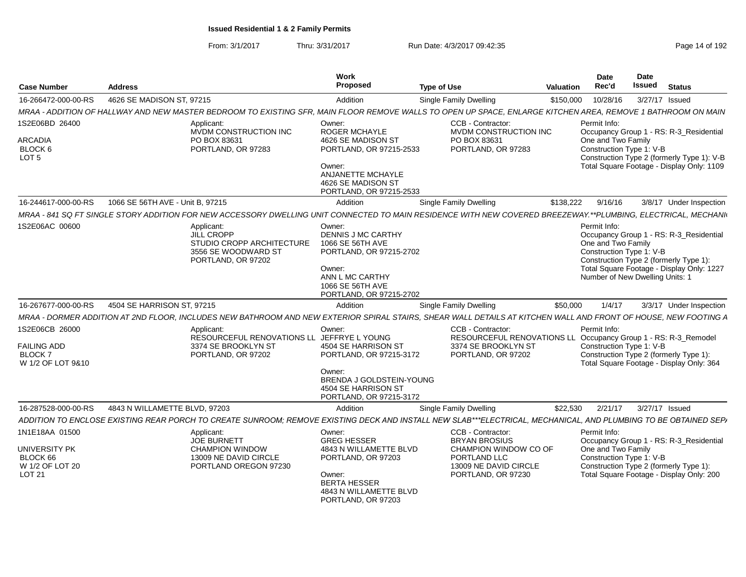**Issued Residential 1 & 2 Family Permits**

From: 3/1/2017 Thru: 3/31/2017 Run Date: 4/3/2017 09:42:35

| Case Number | Address | Work Proposed | Type of Use | Valuation | Date Rec'd | Date Issued | Status |
|---|---|---|---|---|---|---|---|
| 16-266472-000-00-RS | 4626 SE MADISON ST, 97215 | Addition | Single Family Dwelling | $150,000 | 10/28/16 | 3/27/17 | Issued |

MRAA - ADDITION OF HALLWAY AND NEW MASTER BEDROOM TO EXISTING SFR, MAIN FLOOR REMOVE WALLS TO OPEN UP SPACE, ENLARGE KITCHEN AREA, REMOVE 1 BATHROOM ON MAIN

1S2E06BD 26400
ARCADIA
BLOCK 6
LOT 5

Applicant:
MVDM CONSTRUCTION INC
PO BOX 83631
PORTLAND, OR 97283

Owner:
ROGER MCHAYLE
4626 SE MADISON ST
PORTLAND, OR 97215-2533

Owner:
ANJANETTE MCHAYLE
4626 SE MADISON ST
PORTLAND, OR 97215-2533

CCB - Contractor:
MVDM CONSTRUCTION INC
PO BOX 83631
PORTLAND, OR 97283

Permit Info:
Occupancy Group 1 - RS: R-3_Residential One and Two Family
Construction Type 1: V-B
Construction Type 2 (formerly Type 1): V-B
Total Square Footage - Display Only: 1109

| Case Number | Address | Work Proposed | Type of Use | Valuation | Date Rec'd | Date Issued | Status |
|---|---|---|---|---|---|---|---|
| 16-244617-000-00-RS | 1066 SE 56TH AVE - Unit B, 97215 | Addition | Single Family Dwelling | $138,222 | 9/16/16 | 3/8/17 | Under Inspection |

MRAA - 841 SQ FT SINGLE STORY ADDITION FOR NEW ACCESSORY DWELLING UNIT CONNECTED TO MAIN RESIDENCE WITH NEW COVERED BREEZEWAY.**PLUMBING, ELECTRICAL, MECHANI

1S2E06AC 00600

Applicant:
JILL CROPP
STUDIO CROPP ARCHITECTURE
3556 SE WOODWARD ST
PORTLAND, OR 97202

Owner:
DENNIS J MC CARTHY
1066 SE 56TH AVE
PORTLAND, OR 97215-2702

Owner:
ANN L MC CARTHY
1066 SE 56TH AVE
PORTLAND, OR 97215-2702

Permit Info:
Occupancy Group 1 - RS: R-3_Residential One and Two Family
Construction Type 1: V-B
Construction Type 2 (formerly Type 1):
Total Square Footage - Display Only: 1227
Number of New Dwelling Units: 1

| Case Number | Address | Work Proposed | Type of Use | Valuation | Date Rec'd | Date Issued | Status |
|---|---|---|---|---|---|---|---|
| 16-267677-000-00-RS | 4504 SE HARRISON ST, 97215 | Addition | Single Family Dwelling | $50,000 | 1/4/17 | 3/3/17 | Under Inspection |

MRAA - DORMER ADDITION AT 2ND FLOOR, INCLUDES NEW BATHROOM AND NEW EXTERIOR SPIRAL STAIRS, SHEAR WALL DETAILS AT KITCHEN WALL AND FRONT OF HOUSE, NEW FOOTING A

1S2E06CB 26000
FAILING ADD
BLOCK 7
W 1/2 OF LOT 9&10

Applicant:
RESOURCEFUL RENOVATIONS LL
3374 SE BROOKLYN ST
PORTLAND, OR 97202

Owner:
JEFFRYE L YOUNG
4504 SE HARRISON ST
PORTLAND, OR 97215-3172

Owner:
BRENDA J GOLDSTEIN-YOUNG
4504 SE HARRISON ST
PORTLAND, OR 97215-3172

CCB - Contractor:
RESOURCEFUL RENOVATIONS LL
3374 SE BROOKLYN ST
PORTLAND, OR 97202

Permit Info:
Occupancy Group 1 - RS: R-3_Remodel
Construction Type 1: V-B
Construction Type 2 (formerly Type 1):
Total Square Footage - Display Only: 364

| Case Number | Address | Work Proposed | Type of Use | Valuation | Date Rec'd | Date Issued | Status |
|---|---|---|---|---|---|---|---|
| 16-287528-000-00-RS | 4843 N WILLAMETTE BLVD, 97203 | Addition | Single Family Dwelling | $22,530 | 2/21/17 | 3/27/17 | Issued |

ADDITION TO ENCLOSE EXISTING REAR PORCH TO CREATE SUNROOM; REMOVE EXISTING DECK AND INSTALL NEW SLAB***ELECTRICAL, MECHANICAL, AND PLUMBING TO BE OBTAINED SEP/

1N1E18AA 01500
UNIVERSITY PK
BLOCK 66
W 1/2 OF LOT 20
LOT 21

Applicant:
JOE BURNETT
CHAMPION WINDOW
13009 NE DAVID CIRCLE
PORTLAND OREGON 97230

Owner:
GREG HESSER
4843 N WILLAMETTE BLVD
PORTLAND, OR 97203

Owner:
BERTA HESSER
4843 N WILLAMETTE BLVD
PORTLAND, OR 97203

CCB - Contractor:
BRYAN BROSIUS
CHAMPION WINDOW CO OF PORTLAND LLC
13009 NE DAVID CIRCLE
PORTLAND, OR 97230

Permit Info:
Occupancy Group 1 - RS: R-3_Residential One and Two Family
Construction Type 1: V-B
Construction Type 2 (formerly Type 1):
Total Square Footage - Display Only: 200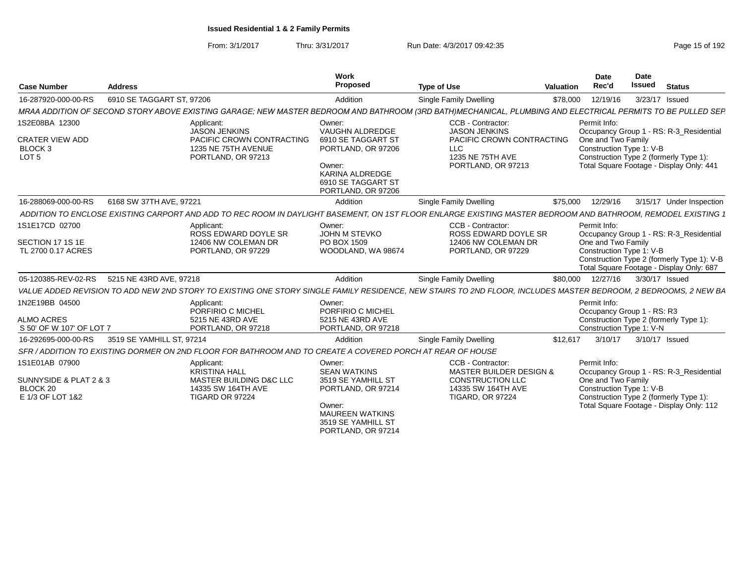**Issued Residential 1 & 2 Family Permits**

From: 3/1/2017 Thru: 3/31/2017 Run Date: 4/3/2017 09:42:35

| Case Number | Address | Work Proposed | Type of Use | Valuation | Date Rec'd | Date Issued | Status |
|---|---|---|---|---|---|---|---|
| 16-287920-000-00-RS | 6910 SE TAGGART ST, 97206 | Addition | Single Family Dwelling | $78,000 | 12/19/16 | 3/23/17 | Issued |

MRAA ADDITION OF SECOND STORY ABOVE EXISTING GARAGE; NEW MASTER BEDROOM AND BATHROOM (3RD BATH)MECHANICAL, PLUMBING AND ELECTRICAL PERMITS TO BE PULLED SEP

1S2E08BA 12300
CRATER VIEW ADD
BLOCK 3
LOT 5

Applicant: JASON JENKINS, PACIFIC CROWN CONTRACTING, 1235 NE 75TH AVENUE, PORTLAND, OR 97213

Owner: VAUGHN ALDREDGE, 6910 SE TAGGART ST, PORTLAND, OR 97206
Owner: KARINA ALDREDGE, 6910 SE TAGGART ST, PORTLAND, OR 97206

CCB - Contractor: JASON JENKINS, PACIFIC CROWN CONTRACTING LLC, 1235 NE 75TH AVE, PORTLAND, OR 97213

Permit Info: Occupancy Group 1 - RS: R-3_Residential One and Two Family; Construction Type 1: V-B; Construction Type 2 (formerly Type 1):; Total Square Footage - Display Only: 441

| Case Number | Address | Work Proposed | Type of Use | Valuation | Date Rec'd | Date Issued | Status |
|---|---|---|---|---|---|---|---|
| 16-288069-000-00-RS | 6168 SW 37TH AVE, 97221 | Addition | Single Family Dwelling | $75,000 | 12/29/16 | 3/15/17 | Under Inspection |

ADDITION TO ENCLOSE EXISTING CARPORT AND ADD TO REC ROOM IN DAYLIGHT BASEMENT, ON 1ST FLOOR ENLARGE EXISTING MASTER BEDROOM AND BATHROOM, REMODEL EXISTING 1

1S1E17CD 02700
SECTION 17 1S 1E
TL 2700 0.17 ACRES

Applicant: ROSS EDWARD DOYLE SR, 12406 NW COLEMAN DR, PORTLAND, OR 97229

Owner: JOHN M STEVKO, PO BOX 1509, WOODLAND, WA 98674

CCB - Contractor: ROSS EDWARD DOYLE SR, 12406 NW COLEMAN DR, PORTLAND, OR 97229

Permit Info: Occupancy Group 1 - RS: R-3_Residential One and Two Family; Construction Type 1: V-B; Construction Type 2 (formerly Type 1): V-B; Total Square Footage - Display Only: 687

| Case Number | Address | Work Proposed | Type of Use | Valuation | Date Rec'd | Date Issued | Status |
|---|---|---|---|---|---|---|---|
| 05-120385-REV-02-RS | 5215 NE 43RD AVE, 97218 | Addition | Single Family Dwelling | $80,000 | 12/27/16 | 3/30/17 | Issued |

VALUE ADDED REVISION TO ADD NEW 2ND STORY TO EXISTING ONE STORY SINGLE FAMILY RESIDENCE, NEW STAIRS TO 2ND FLOOR, INCLUDES MASTER BEDROOM, 2 BEDROOMS, 2 NEW BA

1N2E19BB 04500
ALMO ACRES
S 50' OF W 107' OF LOT 7

Applicant: PORFIRIO C MICHEL, 5215 NE 43RD AVE, PORTLAND, OR 97218

Owner: PORFIRIO C MICHEL, 5215 NE 43RD AVE, PORTLAND, OR 97218

Permit Info: Occupancy Group 1 - RS: R3; Construction Type 2 (formerly Type 1):; Construction Type 1: V-N

| Case Number | Address | Work Proposed | Type of Use | Valuation | Date Rec'd | Date Issued | Status |
|---|---|---|---|---|---|---|---|
| 16-292695-000-00-RS | 3519 SE YAMHILL ST, 97214 | Addition | Single Family Dwelling | $12,617 | 3/10/17 | 3/10/17 | Issued |

SFR / ADDITION TO EXISTING DORMER ON 2ND FLOOR FOR BATHROOM AND TO CREATE A COVERED PORCH AT REAR OF HOUSE

1S1E01AB 07900
SUNNYSIDE & PLAT 2 & 3
BLOCK 20
E 1/3 OF LOT 1&2

Applicant: KRISTINA HALL, MASTER BUILDING D&C LLC, 14335 SW 164TH AVE, TIGARD OR 97224

Owner: SEAN WATKINS, 3519 SE YAMHILL ST, PORTLAND, OR 97214
Owner: MAUREEN WATKINS, 3519 SE YAMHILL ST, PORTLAND, OR 97214

CCB - Contractor: MASTER BUILDER DESIGN & CONSTRUCTION LLC, 14335 SW 164TH AVE, TIGARD, OR 97224

Permit Info: Occupancy Group 1 - RS: R-3_Residential One and Two Family; Construction Type 1: V-B; Construction Type 2 (formerly Type 1):; Total Square Footage - Display Only: 112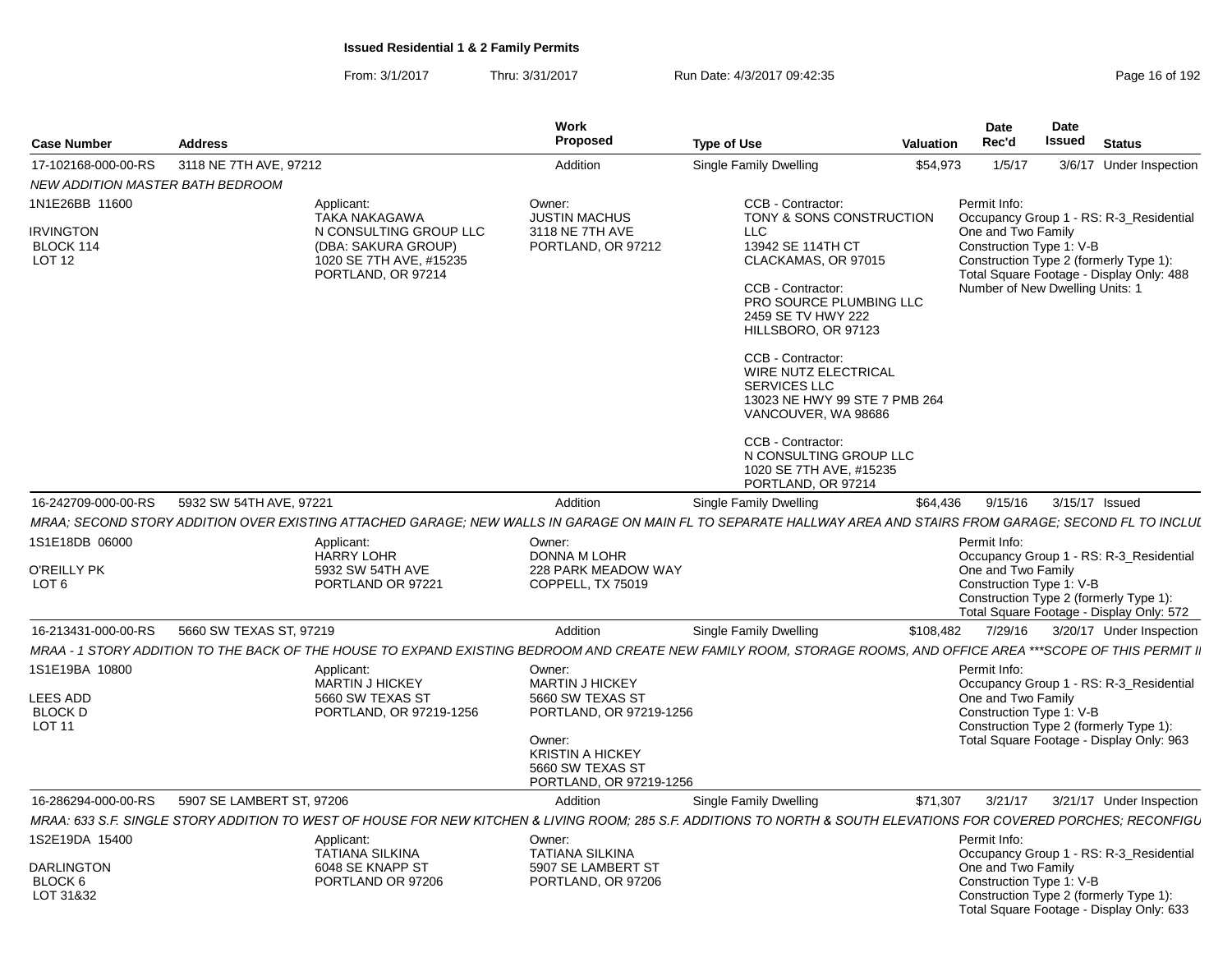**Issued Residential 1 & 2 Family Permits**

From: 3/1/2017 Thru: 3/31/2017 Run Date: 4/3/2017 09:42:35

| Case Number | Address | Work Proposed | Type of Use | Valuation | Date Rec'd | Date Issued | Status |
|---|---|---|---|---|---|---|---|
| 17-102168-000-00-RS | 3118 NE 7TH AVE, 97212 | Addition | Single Family Dwelling | $54,973 | 1/5/17 | 3/6/17 | Under Inspection |

*NEW ADDITION MASTER BATH BEDROOM*

1N1E26BB 11600
IRVINGTON
BLOCK 114
LOT 12

Applicant:
TAKA NAKAGAWA
N CONSULTING GROUP LLC
(DBA: SAKURA GROUP)
1020 SE 7TH AVE, #15235
PORTLAND, OR 97214

Owner:
JUSTIN MACHUS
3118 NE 7TH AVE
PORTLAND, OR 97212

CCB - Contractor:
TONY & SONS CONSTRUCTION LLC
13942 SE 114TH CT
CLACKAMAS, OR 97015

CCB - Contractor:
PRO SOURCE PLUMBING LLC
2459 SE TV HWY 222
HILLSBORO, OR 97123

CCB - Contractor:
WIRE NUTZ ELECTRICAL SERVICES LLC
13023 NE HWY 99 STE 7 PMB 264
VANCOUVER, WA 98686

CCB - Contractor:
N CONSULTING GROUP LLC
1020 SE 7TH AVE, #15235
PORTLAND, OR 97214

Permit Info:
Occupancy Group 1 - RS: R-3_Residential One and Two Family
Construction Type 1: V-B
Construction Type 2 (formerly Type 1):
Total Square Footage - Display Only: 488
Number of New Dwelling Units: 1

| Case Number | Address | Work Proposed | Type of Use | Valuation | Date Rec'd | Date Issued | Status |
|---|---|---|---|---|---|---|---|
| 16-242709-000-00-RS | 5932 SW 54TH AVE, 97221 | Addition | Single Family Dwelling | $64,436 | 9/15/16 | 3/15/17 | Issued |

*MRAA; SECOND STORY ADDITION OVER EXISTING ATTACHED GARAGE; NEW WALLS IN GARAGE ON MAIN FL TO SEPARATE HALLWAY AREA AND STAIRS FROM GARAGE; SECOND FL TO INCLUI*

1S1E18DB 06000
O'REILLY PK
LOT 6

Applicant:
HARRY LOHR
5932 SW 54TH AVE
PORTLAND OR 97221

Owner:
DONNA M LOHR
228 PARK MEADOW WAY
COPPELL, TX 75019

Permit Info:
Occupancy Group 1 - RS: R-3_Residential One and Two Family
Construction Type 1: V-B
Construction Type 2 (formerly Type 1):
Total Square Footage - Display Only: 572

| Case Number | Address | Work Proposed | Type of Use | Valuation | Date Rec'd | Date Issued | Status |
|---|---|---|---|---|---|---|---|
| 16-213431-000-00-RS | 5660 SW TEXAS ST, 97219 | Addition | Single Family Dwelling | $108,482 | 7/29/16 | 3/20/17 | Under Inspection |

*MRAA - 1 STORY ADDITION TO THE BACK OF THE HOUSE TO EXPAND EXISTING BEDROOM AND CREATE NEW FAMILY ROOM, STORAGE ROOMS, AND OFFICE AREA \*\*\*SCOPE OF THIS PERMIT II*

1S1E19BA 10800
LEES ADD
BLOCK D
LOT 11

Applicant:
MARTIN J HICKEY
5660 SW TEXAS ST
PORTLAND, OR 97219-1256

Owner:
MARTIN J HICKEY
5660 SW TEXAS ST
PORTLAND, OR 97219-1256

Owner:
KRISTIN A HICKEY
5660 SW TEXAS ST
PORTLAND, OR 97219-1256

Permit Info:
Occupancy Group 1 - RS: R-3_Residential One and Two Family
Construction Type 1: V-B
Construction Type 2 (formerly Type 1):
Total Square Footage - Display Only: 963

| Case Number | Address | Work Proposed | Type of Use | Valuation | Date Rec'd | Date Issued | Status |
|---|---|---|---|---|---|---|---|
| 16-286294-000-00-RS | 5907 SE LAMBERT ST, 97206 | Addition | Single Family Dwelling | $71,307 | 3/21/17 | 3/21/17 | Under Inspection |

*MRAA: 633 S.F. SINGLE STORY ADDITION TO WEST OF HOUSE FOR NEW KITCHEN & LIVING ROOM; 285 S.F. ADDITIONS TO NORTH & SOUTH ELEVATIONS FOR COVERED PORCHES; RECONFIGU*

1S2E19DA 15400
DARLINGTON
BLOCK 6
LOT 31&32

Applicant:
TATIANA SILKINA
6048 SE KNAPP ST
PORTLAND OR 97206

Owner:
TATIANA SILKINA
5907 SE LAMBERT ST
PORTLAND, OR 97206

Permit Info:
Occupancy Group 1 - RS: R-3_Residential One and Two Family
Construction Type 1: V-B
Construction Type 2 (formerly Type 1):
Total Square Footage - Display Only: 633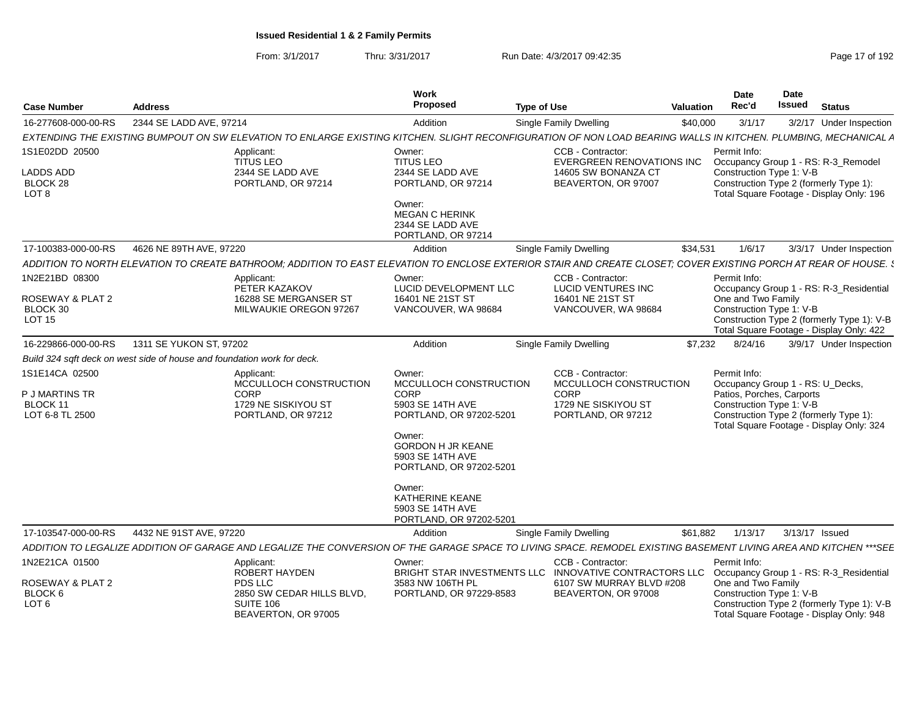**Issued Residential 1 & 2 Family Permits**

From: 3/1/2017 Thru: 3/31/2017 Run Date: 4/3/2017 09:42:35

| Case Number | Address | Work Proposed | Type of Use | Valuation | Date Rec'd | Date Issued | Status |
|---|---|---|---|---|---|---|---|
| 16-277608-000-00-RS | 2344 SE LADD AVE, 97214 | Addition | Single Family Dwelling | $40,000 | 3/1/17 | 3/2/17 | Under Inspection |

EXTENDING THE EXISTING BUMPOUT ON SW ELEVATION TO ENLARGE EXISTING KITCHEN. SLIGHT RECONFIGURATION OF NON LOAD BEARING WALLS IN KITCHEN. PLUMBING, MECHANICAL A

1S1E02DD 20500
LADDS ADD
BLOCK 28
LOT 8

Applicant:
TITUS LEO
2344 SE LADD AVE
PORTLAND, OR 97214

Owner:
TITUS LEO
2344 SE LADD AVE
PORTLAND, OR 97214

Owner:
MEGAN C HERINK
2344 SE LADD AVE
PORTLAND, OR 97214

CCB - Contractor:
EVERGREEN RENOVATIONS INC
14605 SW BONANZA CT
BEAVERTON, OR 97007

Permit Info:
Occupancy Group 1 - RS: R-3_Remodel
Construction Type 1: V-B
Construction Type 2 (formerly Type 1):
Total Square Footage - Display Only: 196

| Case Number | Address | Work Proposed | Type of Use | Valuation | Date Rec'd | Date Issued | Status |
|---|---|---|---|---|---|---|---|
| 17-100383-000-00-RS | 4626 NE 89TH AVE, 97220 | Addition | Single Family Dwelling | $34,531 | 1/6/17 | 3/3/17 | Under Inspection |

ADDITION TO NORTH ELEVATION TO CREATE BATHROOM; ADDITION TO EAST ELEVATION TO ENCLOSE EXTERIOR STAIR AND CREATE CLOSET; COVER EXISTING PORCH AT REAR OF HOUSE. S

1N2E21BD 08300
ROSEWAY & PLAT 2
BLOCK 30
LOT 15

Applicant:
PETER KAZAKOV
16288 SE MERGANSER ST
MILWAUKIE OREGON 97267

Owner:
LUCID DEVELOPMENT LLC
16401 NE 21ST ST
VANCOUVER, WA 98684

CCB - Contractor:
LUCID VENTURES INC
16401 NE 21ST ST
VANCOUVER, WA 98684

Permit Info:
Occupancy Group 1 - RS: R-3_Residential One and Two Family
Construction Type 1: V-B
Construction Type 2 (formerly Type 1): V-B
Total Square Footage - Display Only: 422

| Case Number | Address | Work Proposed | Type of Use | Valuation | Date Rec'd | Date Issued | Status |
|---|---|---|---|---|---|---|---|
| 16-229866-000-00-RS | 1311 SE YUKON ST, 97202 | Addition | Single Family Dwelling | $7,232 | 8/24/16 | 3/9/17 | Under Inspection |

Build 324 sqft deck on west side of house and foundation work for deck.

1S1E14CA 02500
P J MARTINS TR
BLOCK 11
LOT 6-8 TL 2500

Applicant:
MCCULLOCH CONSTRUCTION CORP
1729 NE SISKIYOU ST
PORTLAND, OR 97212

Owner:
MCCULLOCH CONSTRUCTION CORP
5903 SE 14TH AVE
PORTLAND, OR 97202-5201

Owner:
GORDON H JR KEANE
5903 SE 14TH AVE
PORTLAND, OR 97202-5201

Owner:
KATHERINE KEANE
5903 SE 14TH AVE
PORTLAND, OR 97202-5201

CCB - Contractor:
MCCULLOCH CONSTRUCTION CORP
1729 NE SISKIYOU ST
PORTLAND, OR 97212

Permit Info:
Occupancy Group 1 - RS: U_Decks, Patios, Porches, Carports
Construction Type 1: V-B
Construction Type 2 (formerly Type 1):
Total Square Footage - Display Only: 324

| Case Number | Address | Work Proposed | Type of Use | Valuation | Date Rec'd | Date Issued | Status |
|---|---|---|---|---|---|---|---|
| 17-103547-000-00-RS | 4432 NE 91ST AVE, 97220 | Addition | Single Family Dwelling | $61,882 | 1/13/17 | 3/13/17 | Issued |

ADDITION TO LEGALIZE ADDITION OF GARAGE AND LEGALIZE THE CONVERSION OF THE GARAGE SPACE TO LIVING SPACE. REMODEL EXISTING BASEMENT LIVING AREA AND KITCHEN ***SEE

1N2E21CA 01500
ROSEWAY & PLAT 2
BLOCK 6
LOT 6

Applicant:
ROBERT HAYDEN
PDS LLC
2850 SW CEDAR HILLS BLVD, SUITE 106
BEAVERTON, OR 97005

Owner:
BRIGHT STAR INVESTMENTS LLC
3583 NW 106TH PL
PORTLAND, OR 97229-8583

CCB - Contractor:
INNOVATIVE CONTRACTORS LLC
6107 SW MURRAY BLVD #208
BEAVERTON, OR 97008

Permit Info:
Occupancy Group 1 - RS: R-3_Residential One and Two Family
Construction Type 1: V-B
Construction Type 2 (formerly Type 1): V-B
Total Square Footage - Display Only: 948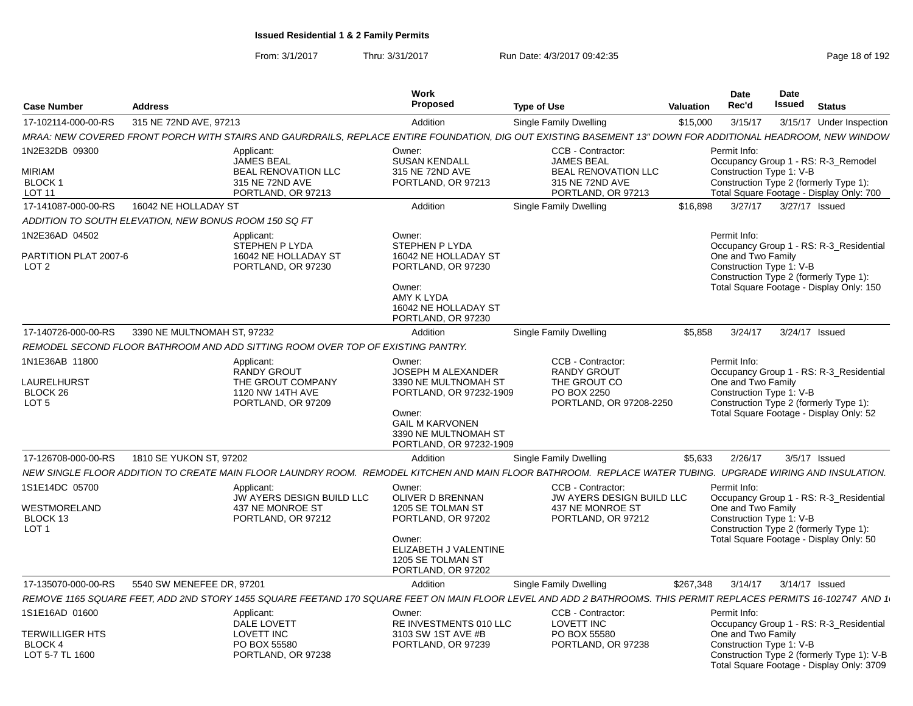**Issued Residential 1 & 2 Family Permits**

From: 3/1/2017 Thru: 3/31/2017 Run Date: 4/3/2017 09:42:35

| Case Number | Address | Work Proposed | Type of Use | Valuation | Date Rec'd | Date Issued | Status |
|---|---|---|---|---|---|---|---|
| 17-102114-000-00-RS | 315 NE 72ND AVE, 97213 | Addition | Single Family Dwelling | $15,000 | 3/15/17 | 3/15/17 | Under Inspection |

MRAA: NEW COVERED FRONT PORCH WITH STAIRS AND GAURDRAILS, REPLACE ENTIRE FOUNDATION, DIG OUT EXISTING BASEMENT 13" DOWN FOR ADDITIONAL HEADROOM, NEW WINDOW

1N2E32DB 09300
MIRIAM
BLOCK 1
LOT 11

Applicant:
JAMES BEAL
BEAL RENOVATION LLC
315 NE 72ND AVE
PORTLAND, OR 97213

Owner:
SUSAN KENDALL
315 NE 72ND AVE
PORTLAND, OR 97213

CCB - Contractor:
JAMES BEAL
BEAL RENOVATION LLC
315 NE 72ND AVE
PORTLAND, OR 97213

Permit Info:
Occupancy Group 1 - RS: R-3_Remodel
Construction Type 1: V-B
Construction Type 2 (formerly Type 1):
Total Square Footage - Display Only: 700

| Case Number | Address | Work Proposed | Type of Use | Valuation | Date Rec'd | Date Issued | Status |
|---|---|---|---|---|---|---|---|
| 17-141087-000-00-RS | 16042 NE HOLLADAY ST | Addition | Single Family Dwelling | $16,898 | 3/27/17 | 3/27/17 | Issued |

ADDITION TO SOUTH ELEVATION, NEW BONUS ROOM 150 SQ FT

1N2E36AD 04502
PARTITION PLAT 2007-6
LOT 2

Applicant:
STEPHEN P LYDA
16042 NE HOLLADAY ST
PORTLAND, OR 97230

Owner:
STEPHEN P LYDA
16042 NE HOLLADAY ST
PORTLAND, OR 97230

Owner:
AMY K LYDA
16042 NE HOLLADAY ST
PORTLAND, OR 97230

Permit Info:
Occupancy Group 1 - RS: R-3_Residential One and Two Family
Construction Type 1: V-B
Construction Type 2 (formerly Type 1):
Total Square Footage - Display Only: 150

| Case Number | Address | Work Proposed | Type of Use | Valuation | Date Rec'd | Date Issued | Status |
|---|---|---|---|---|---|---|---|
| 17-140726-000-00-RS | 3390 NE MULTNOMAH ST, 97232 | Addition | Single Family Dwelling | $5,858 | 3/24/17 | 3/24/17 | Issued |

REMODEL SECOND FLOOR BATHROOM AND ADD SITTING ROOM OVER TOP OF EXISTING PANTRY.

1N1E36AB 11800
LAURELHURST
BLOCK 26
LOT 5

Applicant:
RANDY GROUT
THE GROUT COMPANY
1120 NW 14TH AVE
PORTLAND, OR 97209

Owner:
JOSEPH M ALEXANDER
3390 NE MULTNOMAH ST
PORTLAND, OR 97232-1909

Owner:
GAIL M KARVONEN
3390 NE MULTNOMAH ST
PORTLAND, OR 97232-1909

CCB - Contractor:
RANDY GROUT
THE GROUT CO
PO BOX 2250
PORTLAND, OR 97208-2250

Permit Info:
Occupancy Group 1 - RS: R-3_Residential One and Two Family
Construction Type 1: V-B
Construction Type 2 (formerly Type 1):
Total Square Footage - Display Only: 52

| Case Number | Address | Work Proposed | Type of Use | Valuation | Date Rec'd | Date Issued | Status |
|---|---|---|---|---|---|---|---|
| 17-126708-000-00-RS | 1810 SE YUKON ST, 97202 | Addition | Single Family Dwelling | $5,633 | 2/26/17 | 3/5/17 | Issued |

NEW SINGLE FLOOR ADDITION TO CREATE MAIN FLOOR LAUNDRY ROOM. REMODEL KITCHEN AND MAIN FLOOR BATHROOM. REPLACE WATER TUBING. UPGRADE WIRING AND INSULATION.

1S1E14DC 05700
WESTMORELAND
BLOCK 13
LOT 1

Applicant:
JW AYERS DESIGN BUILD LLC
437 NE MONROE ST
PORTLAND, OR 97212

Owner:
OLIVER D BRENNAN
1205 SE TOLMAN ST
PORTLAND, OR 97202

Owner:
ELIZABETH J VALENTINE
1205 SE TOLMAN ST
PORTLAND, OR 97202

CCB - Contractor:
JW AYERS DESIGN BUILD LLC
437 NE MONROE ST
PORTLAND, OR 97212

Permit Info:
Occupancy Group 1 - RS: R-3_Residential One and Two Family
Construction Type 1: V-B
Construction Type 2 (formerly Type 1):
Total Square Footage - Display Only: 50

| Case Number | Address | Work Proposed | Type of Use | Valuation | Date Rec'd | Date Issued | Status |
|---|---|---|---|---|---|---|---|
| 17-135070-000-00-RS | 5540 SW MENEFEE DR, 97201 | Addition | Single Family Dwelling | $267,348 | 3/14/17 | 3/14/17 | Issued |

REMOVE 1165 SQUARE FEET, ADD 2ND STORY 1455 SQUARE FEETAND 170 SQUARE FEET ON MAIN FLOOR LEVEL AND ADD 2 BATHROOMS. THIS PERMIT REPLACES PERMITS 16-102747 AND 1

1S1E16AD 01600
TERWILLIGER HTS
BLOCK 4
LOT 5-7 TL 1600

Applicant:
DALE LOVETT
LOVETT INC
PO BOX 55580
PORTLAND, OR 97238

Owner:
RE INVESTMENTS 010 LLC
3103 SW 1ST AVE #B
PORTLAND, OR 97239

CCB - Contractor:
LOVETT INC
PO BOX 55580
PORTLAND, OR 97238

Permit Info:
Occupancy Group 1 - RS: R-3_Residential One and Two Family
Construction Type 1: V-B
Construction Type 2 (formerly Type 1): V-B
Total Square Footage - Display Only: 3709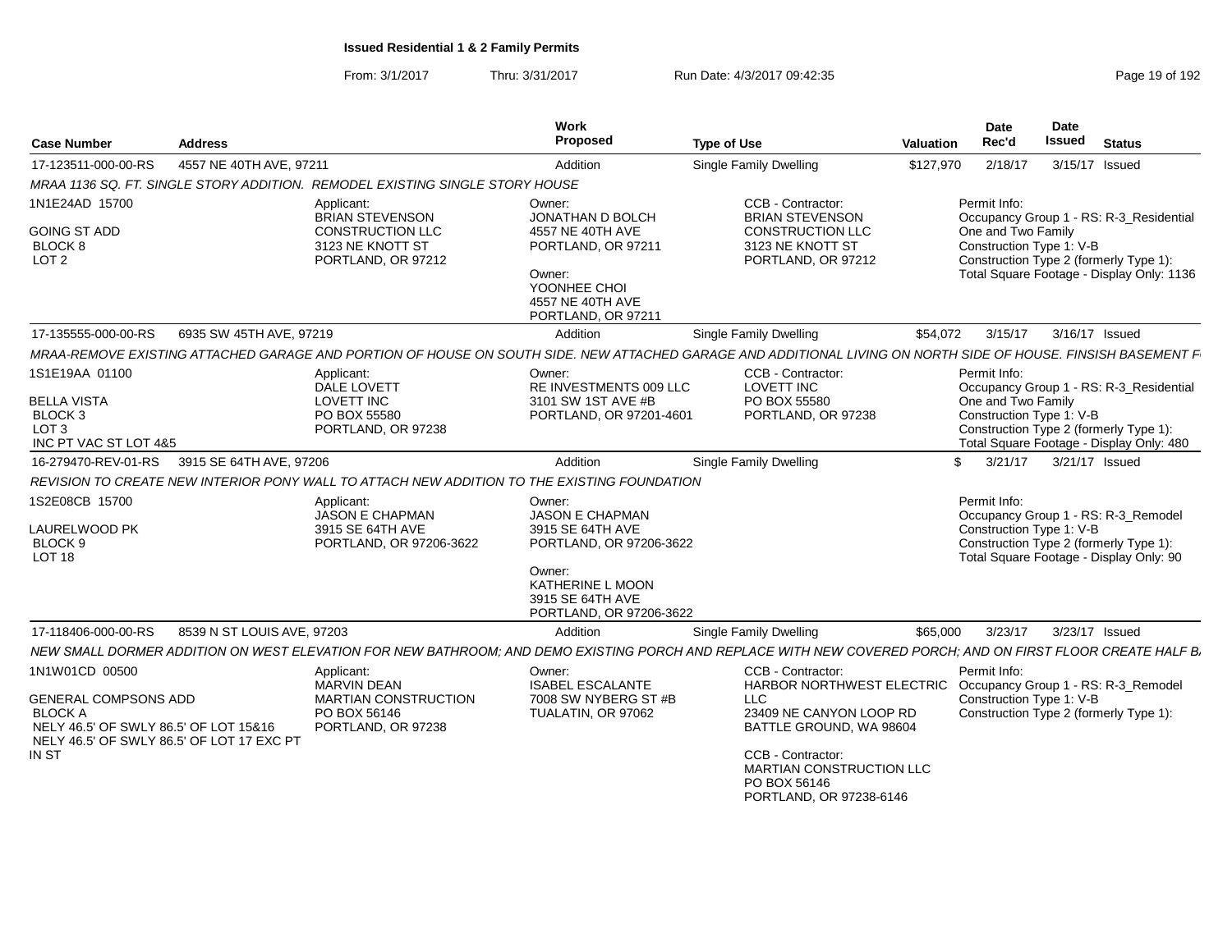**Issued Residential 1 & 2 Family Permits**

From: 3/1/2017 Thru: 3/31/2017 Run Date: 4/3/2017 09:42:35

| Case Number | Address | Work Proposed | Type of Use | Valuation | Date Rec'd | Date Issued | Status |
|---|---|---|---|---|---|---|---|
| 17-123511-000-00-RS | 4557 NE 40TH AVE, 97211 | Addition | Single Family Dwelling | $127,970 | 2/18/17 | 3/15/17 | Issued |

*MRAA 1136 SQ. FT. SINGLE STORY ADDITION. REMODEL EXISTING SINGLE STORY HOUSE*

1N1E24AD 15700
GOING ST ADD
BLOCK 8
LOT 2

Applicant: BRIAN STEVENSON, CONSTRUCTION LLC, 3123 NE KNOTT ST, PORTLAND, OR 97212

Owner: JONATHAN D BOLCH, 4557 NE 40TH AVE, PORTLAND, OR 97211
Owner: YOONHEE CHOI, 4557 NE 40TH AVE, PORTLAND, OR 97211

CCB - Contractor: BRIAN STEVENSON, CONSTRUCTION LLC, 3123 NE KNOTT ST, PORTLAND, OR 97212

Permit Info:
Occupancy Group 1 - RS: R-3_Residential One and Two Family
Construction Type 1: V-B
Construction Type 2 (formerly Type 1):
Total Square Footage - Display Only: 1136

| Case Number | Address | Work Proposed | Type of Use | Valuation | Date Rec'd | Date Issued | Status |
|---|---|---|---|---|---|---|---|
| 17-135555-000-00-RS | 6935 SW 45TH AVE, 97219 | Addition | Single Family Dwelling | $54,072 | 3/15/17 | 3/16/17 | Issued |

*MRAA-REMOVE EXISTING ATTACHED GARAGE AND PORTION OF HOUSE ON SOUTH SIDE. NEW ATTACHED GARAGE AND ADDITIONAL LIVING ON NORTH SIDE OF HOUSE. FINISH BASEMENT F*

1S1E19AA 01100
BELLA VISTA
BLOCK 3
LOT 3
INC PT VAC ST LOT 4&5

Applicant: DALE LOVETT, LOVETT INC, PO BOX 55580, PORTLAND, OR 97238

Owner: RE INVESTMENTS 009 LLC, 3101 SW 1ST AVE #B, PORTLAND, OR 97201-4601

CCB - Contractor: LOVETT INC, PO BOX 55580, PORTLAND, OR 97238

Permit Info:
Occupancy Group 1 - RS: R-3_Residential One and Two Family
Construction Type 1: V-B
Construction Type 2 (formerly Type 1):
Total Square Footage - Display Only: 480

| Case Number | Address | Work Proposed | Type of Use | Valuation | Date Rec'd | Date Issued | Status |
|---|---|---|---|---|---|---|---|
| 16-279470-REV-01-RS | 3915 SE 64TH AVE, 97206 | Addition | Single Family Dwelling | $ | 3/21/17 | 3/21/17 | Issued |

*REVISION TO CREATE NEW INTERIOR PONY WALL TO ATTACH NEW ADDITION TO THE EXISTING FOUNDATION*

1S2E08CB 15700
LAURELWOOD PK
BLOCK 9
LOT 18

Applicant: JASON E CHAPMAN, 3915 SE 64TH AVE, PORTLAND, OR 97206-3622

Owner: JASON E CHAPMAN, 3915 SE 64TH AVE, PORTLAND, OR 97206-3622
Owner: KATHERINE L MOON, 3915 SE 64TH AVE, PORTLAND, OR 97206-3622

Permit Info:
Occupancy Group 1 - RS: R-3_Remodel
Construction Type 1: V-B
Construction Type 2 (formerly Type 1):
Total Square Footage - Display Only: 90

| Case Number | Address | Work Proposed | Type of Use | Valuation | Date Rec'd | Date Issued | Status |
|---|---|---|---|---|---|---|---|
| 17-118406-000-00-RS | 8539 N ST LOUIS AVE, 97203 | Addition | Single Family Dwelling | $65,000 | 3/23/17 | 3/23/17 | Issued |

*NEW SMALL DORMER ADDITION ON WEST ELEVATION FOR NEW BATHROOM; AND DEMO EXISTING PORCH AND REPLACE WITH NEW COVERED PORCH; AND ON FIRST FLOOR CREATE HALF B*

1N1W01CD 00500
GENERAL COMPSONS ADD
BLOCK A
NELY 46.5' OF SWLY 86.5' OF LOT 15&16
NELY 46.5' OF SWLY 86.5' OF LOT 17 EXC PT IN ST

Applicant: MARVIN DEAN, MARTIAN CONSTRUCTION, PO BOX 56146, PORTLAND, OR 97238

Owner: ISABEL ESCALANTE, 7008 SW NYBERG ST #B, TUALATIN, OR 97062

CCB - Contractor: HARBOR NORTHWEST ELECTRIC LLC, 23409 NE CANYON LOOP RD, BATTLE GROUND, WA 98604
CCB - Contractor: MARTIAN CONSTRUCTION LLC, PO BOX 56146, PORTLAND, OR 97238-6146

Permit Info:
Occupancy Group 1 - RS: R-3_Remodel
Construction Type 1: V-B
Construction Type 2 (formerly Type 1):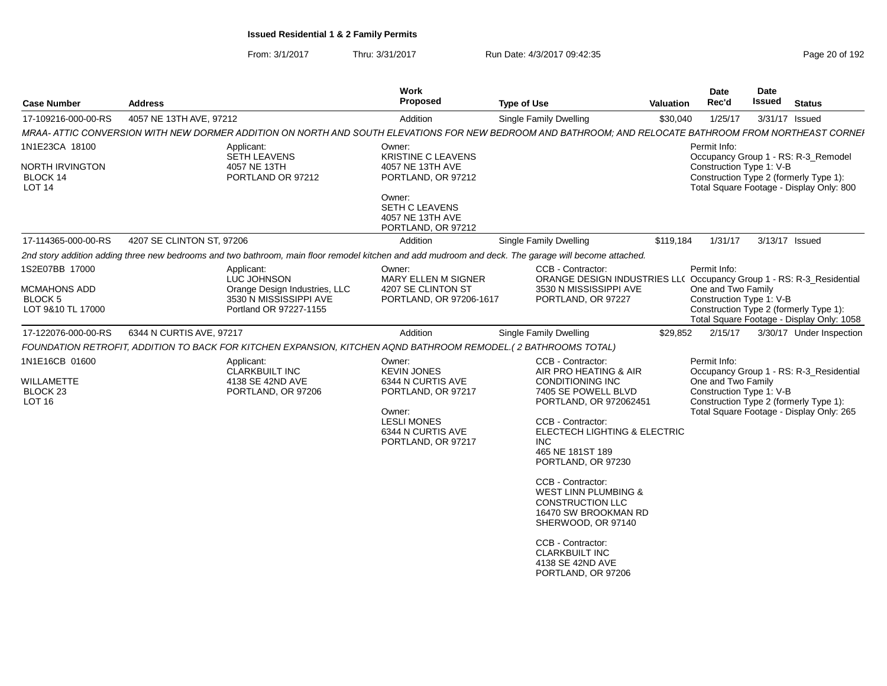**Issued Residential 1 & 2 Family Permits**

From: 3/1/2017 Thru: 3/31/2017 Run Date: 4/3/2017 09:42:35

| Case Number | Address | Work Proposed | Type of Use | Valuation | Date Rec'd | Date Issued | Status |
|---|---|---|---|---|---|---|---|
| 17-109216-000-00-RS | 4057 NE 13TH AVE, 97212 | Addition | Single Family Dwelling | $30,040 | 1/25/17 | 3/31/17 | Issued |

*MRAA- ATTIC CONVERSION WITH NEW DORMER ADDITION ON NORTH AND SOUTH ELEVATIONS FOR NEW BEDROOM AND BATHROOM; AND RELOCATE BATHROOM FROM NORTHEAST CORNEI*

1N1E23CA 18100
NORTH IRVINGTON
BLOCK 14
LOT 14

Applicant:
SETH LEAVENS
4057 NE 13TH
PORTLAND OR 97212

Owner:
KRISTINE C LEAVENS
4057 NE 13TH AVE
PORTLAND, OR 97212

Owner:
SETH C LEAVENS
4057 NE 13TH AVE
PORTLAND, OR 97212

Permit Info:
Occupancy Group 1 - RS: R-3_Remodel
Construction Type 1: V-B
Construction Type 2 (formerly Type 1):
Total Square Footage - Display Only: 800

| Case Number | Address | Work Proposed | Type of Use | Valuation | Date Rec'd | Date Issued | Status |
|---|---|---|---|---|---|---|---|
| 17-114365-000-00-RS | 4207 SE CLINTON ST, 97206 | Addition | Single Family Dwelling | $119,184 | 1/31/17 | 3/13/17 | Issued |

*2nd story addition adding three new bedrooms and two bathroom, main floor remodel kitchen and add mudroom and deck. The garage will become attached.*

1S2E07BB 17000
MCMAHONS ADD
BLOCK 5
LOT 9&10 TL 17000

Applicant:
LUC JOHNSON
Orange Design Industries, LLC
3530 N MISSISSIPPI AVE
Portland OR 97227-1155

Owner:
MARY ELLEN M SIGNER
4207 SE CLINTON ST
PORTLAND, OR 97206-1617

CCB - Contractor:
ORANGE DESIGN INDUSTRIES LL(
3530 N MISSISSIPPI AVE
PORTLAND, OR 97227

Permit Info:
Occupancy Group 1 - RS: R-3_Residential One and Two Family
Construction Type 1: V-B
Construction Type 2 (formerly Type 1):
Total Square Footage - Display Only: 1058

| Case Number | Address | Work Proposed | Type of Use | Valuation | Date Rec'd | Date Issued | Status |
|---|---|---|---|---|---|---|---|
| 17-122076-000-00-RS | 6344 N CURTIS AVE, 97217 | Addition | Single Family Dwelling | $29,852 | 2/15/17 | 3/30/17 | Under Inspection |

*FOUNDATION RETROFIT, ADDITION TO BACK FOR KITCHEN EXPANSION, KITCHEN AQND BATHROOM REMODEL.( 2 BATHROOMS TOTAL)*

1N1E16CB 01600
WILLAMETTE
BLOCK 23
LOT 16

Applicant:
CLARKBUILT INC
4138 SE 42ND AVE
PORTLAND, OR 97206

Owner:
KEVIN JONES
6344 N CURTIS AVE
PORTLAND, OR 97217

Owner:
LESLI MONES
6344 N CURTIS AVE
PORTLAND, OR 97217

CCB - Contractor:
AIR PRO HEATING & AIR CONDITIONING INC
7405 SE POWELL BLVD
PORTLAND, OR 972062451

CCB - Contractor:
ELECTECH LIGHTING & ELECTRIC INC
465 NE 181ST 189
PORTLAND, OR 97230

CCB - Contractor:
WEST LINN PLUMBING & CONSTRUCTION LLC
16470 SW BROOKMAN RD
SHERWOOD, OR 97140

CCB - Contractor:
CLARKBUILT INC
4138 SE 42ND AVE
PORTLAND, OR 97206

Permit Info:
Occupancy Group 1 - RS: R-3_Residential One and Two Family
Construction Type 1: V-B
Construction Type 2 (formerly Type 1):
Total Square Footage - Display Only: 265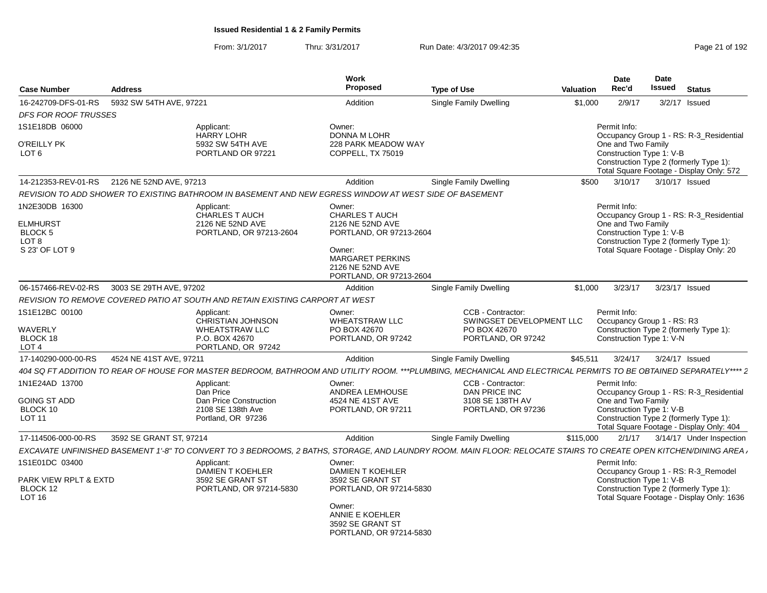# Issued Residential 1 & 2 Family Permits

From: 3/1/2017 Thru: 3/31/2017 Run Date: 4/3/2017 09:42:35

| Case Number | Address | | Work Proposed | Type of Use | Valuation | Date Rec'd | Date Issued | Status |
|---|---|---|---|---|---|---|---|---|
| 16-242709-DFS-01-RS | 5932 SW 54TH AVE, 97221 | | Addition | Single Family Dwelling | $1,000 | 2/9/17 | 3/2/17 | Issued |
| *DFS FOR ROOF TRUSSES* | | | | | | | | |
| 1S1E18DB 06000<br><br>O'REILLY PK<br>LOT 6 | | Applicant:<br>HARRY LOHR<br>5932 SW 54TH AVE<br>PORTLAND OR 97221 | Owner:<br>DONNA M LOHR<br>228 PARK MEADOW WAY<br>COPPELL, TX 75019 | | | Permit Info:<br>Occupancy Group 1 - RS: R-3_Residential One and Two Family<br>Construction Type 1: V-B<br>Construction Type 2 (formerly Type 1):<br>Total Square Footage - Display Only: 572 | | |
| 14-212353-REV-01-RS | 2126 NE 52ND AVE, 97213 | | Addition | Single Family Dwelling | $500 | 3/10/17 | 3/10/17 | Issued |
| *REVISION TO ADD SHOWER TO EXISTING BATHROOM IN BASEMENT AND NEW EGRESS WINDOW AT WEST SIDE OF BASEMENT* | | | | | | | | |
| 1N2E30DB 16300<br><br>ELMHURST<br>BLOCK 5<br>LOT 8<br>S 23' OF LOT 9 | | Applicant:<br>CHARLES T AUCH<br>2126 NE 52ND AVE<br>PORTLAND, OR 97213-2604 | Owner:<br>CHARLES T AUCH<br>2126 NE 52ND AVE<br>PORTLAND, OR 97213-2604<br><br>Owner:<br>MARGARET PERKINS<br>2126 NE 52ND AVE<br>PORTLAND, OR 97213-2604 | | | Permit Info:<br>Occupancy Group 1 - RS: R-3_Residential One and Two Family<br>Construction Type 1: V-B<br>Construction Type 2 (formerly Type 1):<br>Total Square Footage - Display Only: 20 | | |
| 06-157466-REV-02-RS | 3003 SE 29TH AVE, 97202 | | Addition | Single Family Dwelling | $1,000 | 3/23/17 | 3/23/17 | Issued |
| *REVISION TO REMOVE COVERED PATIO AT SOUTH AND RETAIN EXISTING CARPORT AT WEST* | | | | | | | | |
| 1S1E12BC 00100<br><br>WAVERLY<br>BLOCK 18<br>LOT 4 | | Applicant:<br>CHRISTIAN JOHNSON<br>WHEATSTRAW LLC<br>P.O. BOX 42670<br>PORTLAND, OR 97242 | Owner:<br>WHEATSTRAW LLC<br>PO BOX 42670<br>PORTLAND, OR 97242 | CCB - Contractor:<br>SWINGSET DEVELOPMENT LLC<br>PO BOX 42670<br>PORTLAND, OR 97242 | | Permit Info:<br>Occupancy Group 1 - RS: R3<br>Construction Type 2 (formerly Type 1):<br>Construction Type 1: V-N | | |
| 17-140290-000-00-RS | 4524 NE 41ST AVE, 97211 | | Addition | Single Family Dwelling | $45,511 | 3/24/17 | 3/24/17 | Issued |
| *404 SQ FT ADDITION TO REAR OF HOUSE FOR MASTER BEDROOM, BATHROOM AND UTILITY ROOM. ***PLUMBING, MECHANICAL AND ELECTRICAL PERMITS TO BE OBTAINED SEPARATELY**** 2* | | | | | | | | |
| 1N1E24AD 13700<br><br>GOING ST ADD<br>BLOCK 10<br>LOT 11 | | Applicant:<br>Dan Price<br>Dan Price Construction<br>2108 SE 138th Ave<br>Portland, OR 97236 | Owner:<br>ANDREA LEMHOUSE<br>4524 NE 41ST AVE<br>PORTLAND, OR 97211 | CCB - Contractor:<br>DAN PRICE INC<br>3108 SE 138TH AV<br>PORTLAND, OR 97236 | | Permit Info:<br>Occupancy Group 1 - RS: R-3_Residential One and Two Family<br>Construction Type 1: V-B<br>Construction Type 2 (formerly Type 1):<br>Total Square Footage - Display Only: 404 | | |
| 17-114506-000-00-RS | 3592 SE GRANT ST, 97214 | | Addition | Single Family Dwelling | $115,000 | 2/1/17 | 3/14/17 | Under Inspection |
| *EXCAVATE UNFINISHED BASEMENT 1'-8" TO CONVERT TO 3 BEDROOMS, 2 BATHS, STORAGE, AND LAUNDRY ROOM. MAIN FLOOR: RELOCATE STAIRS TO CREATE OPEN KITCHEN/DINING AREA* | | | | | | | | |
| 1S1E01DC 03400<br><br>PARK VIEW RPLT & EXTD<br>BLOCK 12<br>LOT 16 | | Applicant:<br>DAMIEN T KOEHLER<br>3592 SE GRANT ST<br>PORTLAND, OR 97214-5830 | Owner:<br>DAMIEN T KOEHLER<br>3592 SE GRANT ST<br>PORTLAND, OR 97214-5830<br><br>Owner:<br>ANNIE E KOEHLER<br>3592 SE GRANT ST<br>PORTLAND, OR 97214-5830 | | | Permit Info:<br>Occupancy Group 1 - RS: R-3_Remodel<br>Construction Type 1: V-B<br>Construction Type 2 (formerly Type 1):<br>Total Square Footage - Display Only: 1636 | | |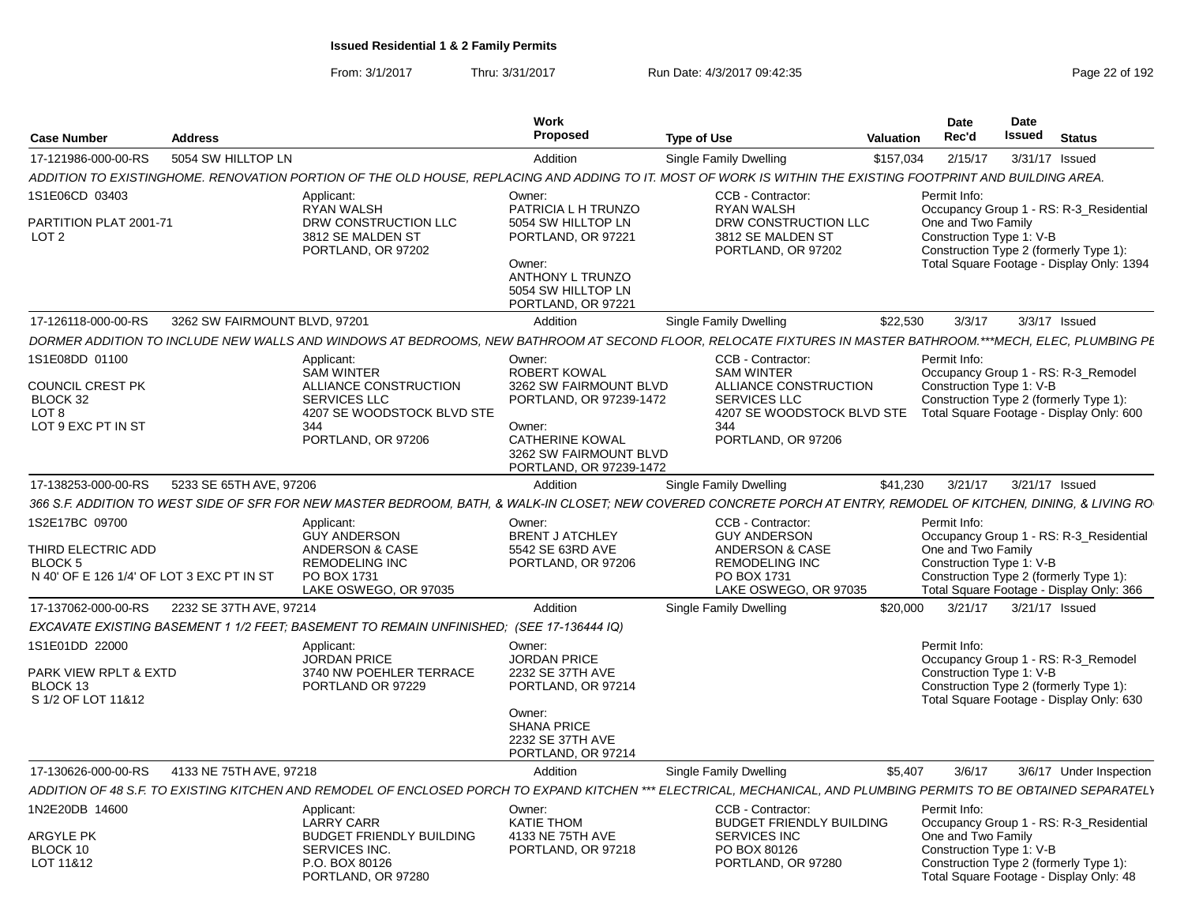**Issued Residential 1 & 2 Family Permits**

From: 3/1/2017 Thru: 3/31/2017 Run Date: 4/3/2017 09:42:35

| Case Number | Address | Work Proposed | Type of Use | Valuation | Date Rec'd | Date Issued | Status |
|---|---|---|---|---|---|---|---|
| 17-121986-000-00-RS | 5054 SW HILLTOP LN | Addition | Single Family Dwelling | $157,034 | 2/15/17 | 3/31/17 | Issued |

ADDITION TO EXISTINGHOME. RENOVATION PORTION OF THE OLD HOUSE, REPLACING AND ADDING TO IT. MOST OF WORK IS WITHIN THE EXISTING FOOTPRINT AND BUILDING AREA.

1S1E06CD 03403
PARTITION PLAT 2001-71
LOT 2

Applicant: RYAN WALSH, DRW CONSTRUCTION LLC, 3812 SE MALDEN ST, PORTLAND, OR 97202

Owner: PATRICIA L H TRUNZO, 5054 SW HILLTOP LN, PORTLAND, OR 97221

Owner: ANTHONY L TRUNZO, 5054 SW HILLTOP LN, PORTLAND, OR 97221

CCB - Contractor: RYAN WALSH, DRW CONSTRUCTION LLC, 3812 SE MALDEN ST, PORTLAND, OR 97202

Permit Info: Occupancy Group 1 - RS: R-3_Residential One and Two Family; Construction Type 1: V-B; Construction Type 2 (formerly Type 1):; Total Square Footage - Display Only: 1394

| Case Number | Address | Work Proposed | Type of Use | Valuation | Date Rec'd | Date Issued | Status |
|---|---|---|---|---|---|---|---|
| 17-126118-000-00-RS | 3262 SW FAIRMOUNT BLVD, 97201 | Addition | Single Family Dwelling | $22,530 | 3/3/17 | 3/3/17 | Issued |

DORMER ADDITION TO INCLUDE NEW WALLS AND WINDOWS AT BEDROOMS, NEW BATHROOM AT SECOND FLOOR, RELOCATE FIXTURES IN MASTER BATHROOM.***MECH, ELEC, PLUMBING PE

1S1E08DD 01100
COUNCIL CREST PK
BLOCK 32
LOT 8
LOT 9 EXC PT IN ST

Applicant: SAM WINTER, ALLIANCE CONSTRUCTION SERVICES LLC, 4207 SE WOODSTOCK BLVD STE 344, PORTLAND, OR 97206

Owner: ROBERT KOWAL, 3262 SW FAIRMOUNT BLVD, PORTLAND, OR 97239-1472

Owner: CATHERINE KOWAL, 3262 SW FAIRMOUNT BLVD, PORTLAND, OR 97239-1472

CCB - Contractor: SAM WINTER, ALLIANCE CONSTRUCTION SERVICES LLC, 4207 SE WOODSTOCK BLVD STE 344, PORTLAND, OR 97206

Permit Info: Occupancy Group 1 - RS: R-3_Remodel; Construction Type 1: V-B; Construction Type 2 (formerly Type 1):; Total Square Footage - Display Only: 600

| Case Number | Address | Work Proposed | Type of Use | Valuation | Date Rec'd | Date Issued | Status |
|---|---|---|---|---|---|---|---|
| 17-138253-000-00-RS | 5233 SE 65TH AVE, 97206 | Addition | Single Family Dwelling | $41,230 | 3/21/17 | 3/21/17 | Issued |

366 S.F. ADDITION TO WEST SIDE OF SFR FOR NEW MASTER BEDROOM, BATH, & WALK-IN CLOSET; NEW COVERED CONCRETE PORCH AT ENTRY, REMODEL OF KITCHEN, DINING, & LIVING RO

1S2E17BC 09700
THIRD ELECTRIC ADD
BLOCK 5
N 40' OF E 126 1/4' OF LOT 3 EXC PT IN ST

Applicant: GUY ANDERSON, ANDERSON & CASE REMODELING INC, PO BOX 1731, LAKE OSWEGO, OR 97035

Owner: BRENT J ATCHLEY, 5542 SE 63RD AVE, PORTLAND, OR 97206

CCB - Contractor: GUY ANDERSON, ANDERSON & CASE REMODELING INC, PO BOX 1731, LAKE OSWEGO, OR 97035

Permit Info: Occupancy Group 1 - RS: R-3_Residential One and Two Family; Construction Type 1: V-B; Construction Type 2 (formerly Type 1):; Total Square Footage - Display Only: 366

| Case Number | Address | Work Proposed | Type of Use | Valuation | Date Rec'd | Date Issued | Status |
|---|---|---|---|---|---|---|---|
| 17-137062-000-00-RS | 2232 SE 37TH AVE, 97214 | Addition | Single Family Dwelling | $20,000 | 3/21/17 | 3/21/17 | Issued |

EXCAVATE EXISTING BASEMENT 1 1/2 FEET; BASEMENT TO REMAIN UNFINISHED; (SEE 17-136444 IQ)

1S1E01DD 22000
PARK VIEW RPLT & EXTD
BLOCK 13
S 1/2 OF LOT 11&12

Applicant: JORDAN PRICE, 3740 NW POEHLER TERRACE, PORTLAND OR 97229

Owner: JORDAN PRICE, 2232 SE 37TH AVE, PORTLAND, OR 97214

Owner: SHANA PRICE, 2232 SE 37TH AVE, PORTLAND, OR 97214

Permit Info: Occupancy Group 1 - RS: R-3_Remodel; Construction Type 1: V-B; Construction Type 2 (formerly Type 1):; Total Square Footage - Display Only: 630

| Case Number | Address | Work Proposed | Type of Use | Valuation | Date Rec'd | Date Issued | Status |
|---|---|---|---|---|---|---|---|
| 17-130626-000-00-RS | 4133 NE 75TH AVE, 97218 | Addition | Single Family Dwelling | $5,407 | 3/6/17 | 3/6/17 | Under Inspection |

ADDITION OF 48 S.F. TO EXISTING KITCHEN AND REMODEL OF ENCLOSED PORCH TO EXPAND KITCHEN *** ELECTRICAL, MECHANICAL, AND PLUMBING PERMITS TO BE OBTAINED SEPARATELY

1N2E20DB 14600
ARGYLE PK
BLOCK 10
LOT 11&12

Applicant: LARRY CARR, BUDGET FRIENDLY BUILDING SERVICES INC., P.O. BOX 80126, PORTLAND, OR 97280

Owner: KATIE THOM, 4133 NE 75TH AVE, PORTLAND, OR 97218

CCB - Contractor: BUDGET FRIENDLY BUILDING SERVICES INC, PO BOX 80126, PORTLAND, OR 97280

Permit Info: Occupancy Group 1 - RS: R-3_Residential One and Two Family; Construction Type 1: V-B; Construction Type 2 (formerly Type 1):; Total Square Footage - Display Only: 48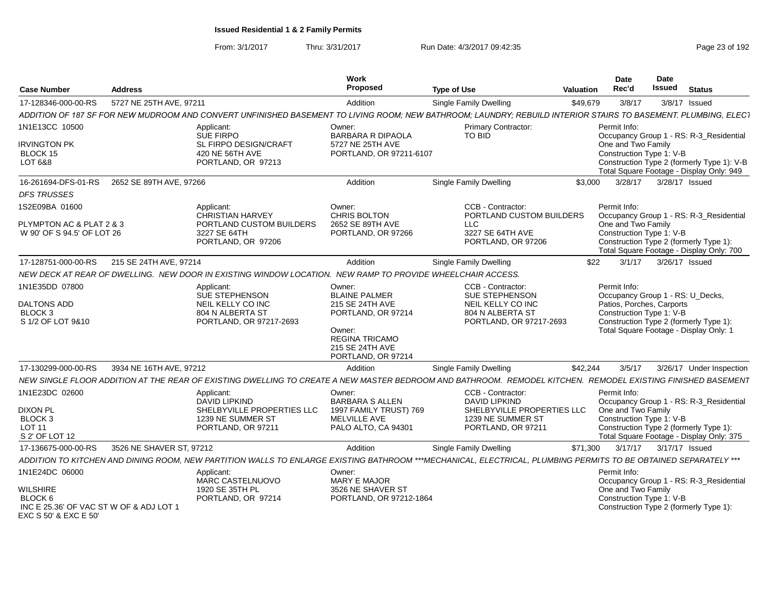**Issued Residential 1 & 2 Family Permits**

From: 3/1/2017 Thru: 3/31/2017 Run Date: 4/3/2017 09:42:35

| Case Number | Address | Work Proposed | Type of Use | Valuation | Date Rec'd | Date Issued | Status |
|---|---|---|---|---|---|---|---|
| 17-128346-000-00-RS | 5727 NE 25TH AVE, 97211 | Addition | Single Family Dwelling | $49,679 | 3/8/17 | 3/8/17 | Issued |

ADDITION OF 187 SF FOR NEW MUDROOM AND CONVERT UNFINISHED BASEMENT TO LIVING ROOM; NEW BATHROOM; LAUNDRY; REBUILD INTERIOR STAIRS TO BASEMENT. PLUMBING, ELECT

1N1E13CC 10500
IRVINGTON PK
BLOCK 15
LOT 6&8

Applicant: SUE FIRPO, SL FIRPO DESIGN/CRAFT, 420 NE 56TH AVE, PORTLAND, OR 97213

Owner: BARBARA R DIPAOLA, 5727 NE 25TH AVE, PORTLAND, OR 97211-6107

Primary Contractor: TO BID

Permit Info: Occupancy Group 1 - RS: R-3_Residential One and Two Family; Construction Type 1: V-B; Construction Type 2 (formerly Type 1): V-B; Total Square Footage - Display Only: 949

| Case Number | Address | Work Proposed | Type of Use | Valuation | Date Rec'd | Date Issued | Status |
|---|---|---|---|---|---|---|---|
| 16-261694-DFS-01-RS | 2652 SE 89TH AVE, 97266 | Addition | Single Family Dwelling | $3,000 | 3/28/17 | 3/28/17 | Issued |

*DFS TRUSSES*

1S2E09BA 01600
PLYMPTON AC & PLAT 2 & 3
W 90' OF S 94.5' OF LOT 26

Applicant: CHRISTIAN HARVEY, PORTLAND CUSTOM BUILDERS, 3227 SE 64TH, PORTLAND, OR 97206

Owner: CHRIS BOLTON, 2652 SE 89TH AVE, PORTLAND, OR 97266

CCB - Contractor: PORTLAND CUSTOM BUILDERS LLC, 3227 SE 64TH AVE, PORTLAND, OR 97206

Permit Info: Occupancy Group 1 - RS: R-3_Residential One and Two Family; Construction Type 1: V-B; Construction Type 2 (formerly Type 1):; Total Square Footage - Display Only: 700

| Case Number | Address | Work Proposed | Type of Use | Valuation | Date Rec'd | Date Issued | Status |
|---|---|---|---|---|---|---|---|
| 17-128751-000-00-RS | 215 SE 24TH AVE, 97214 | Addition | Single Family Dwelling | $22 | 3/1/17 | 3/26/17 | Issued |

NEW DECK AT REAR OF DWELLING. NEW DOOR IN EXISTING WINDOW LOCATION. NEW RAMP TO PROVIDE WHEELCHAIR ACCESS.

1N1E35DD 07800
DALTONS ADD
BLOCK 3
S 1/2 OF LOT 9&10

Applicant: SUE STEPHENSON, NEIL KELLY CO INC, 804 N ALBERTA ST, PORTLAND, OR 97217-2693

Owner: BLAINE PALMER, 215 SE 24TH AVE, PORTLAND, OR 97214

Owner: REGINA TRICAMO, 215 SE 24TH AVE, PORTLAND, OR 97214

CCB - Contractor: SUE STEPHENSON, NEIL KELLY CO INC, 804 N ALBERTA ST, PORTLAND, OR 97217-2693

Permit Info: Occupancy Group 1 - RS: U_Decks, Patios, Porches, Carports; Construction Type 1: V-B; Construction Type 2 (formerly Type 1):; Total Square Footage - Display Only: 1

| Case Number | Address | Work Proposed | Type of Use | Valuation | Date Rec'd | Date Issued | Status |
|---|---|---|---|---|---|---|---|
| 17-130299-000-00-RS | 3934 NE 16TH AVE, 97212 | Addition | Single Family Dwelling | $42,244 | 3/5/17 | 3/26/17 | Under Inspection |

NEW SINGLE FLOOR ADDITION AT THE REAR OF EXISTING DWELLING TO CREATE A NEW MASTER BEDROOM AND BATHROOM. REMODEL KITCHEN. REMODEL EXISTING FINISHED BASEMENT

1N1E23DC 02600
DIXON PL
BLOCK 3
LOT 11
S 2' OF LOT 12

Applicant: DAVID LIPKIND, SHELBYVILLE PROPERTIES LLC, 1239 NE SUMMER ST, PORTLAND, OR 97211

Owner: BARBARA S ALLEN, 1997 FAMILY TRUST) 769, MELVILLE AVE, PALO ALTO, CA 94301

CCB - Contractor: DAVID LIPKIND, SHELBYVILLE PROPERTIES LLC, 1239 NE SUMMER ST, PORTLAND, OR 97211

Permit Info: Occupancy Group 1 - RS: R-3_Residential One and Two Family; Construction Type 1: V-B; Construction Type 2 (formerly Type 1):; Total Square Footage - Display Only: 375

| Case Number | Address | Work Proposed | Type of Use | Valuation | Date Rec'd | Date Issued | Status |
|---|---|---|---|---|---|---|---|
| 17-136675-000-00-RS | 3526 NE SHAVER ST, 97212 | Addition | Single Family Dwelling | $71,300 | 3/17/17 | 3/17/17 | Issued |

ADDITION TO KITCHEN AND DINING ROOM, NEW PARTITION WALLS TO ENLARGE EXISTING BATHROOM ***MECHANICAL, ELECTRICAL, PLUMBING PERMITS TO BE OBTAINED SEPARATELY ***

1N1E24DC 06000
WILSHIRE
BLOCK 6
INC E 25.36' OF VAC ST W OF & ADJ LOT 1
EXC S 50' & EXC E 50'

Applicant: MARC CASTELNUOVO, 1920 SE 35TH PL, PORTLAND, OR 97214

Owner: MARY E MAJOR, 3526 NE SHAVER ST, PORTLAND, OR 97212-1864

Permit Info: Occupancy Group 1 - RS: R-3_Residential One and Two Family; Construction Type 1: V-B; Construction Type 2 (formerly Type 1):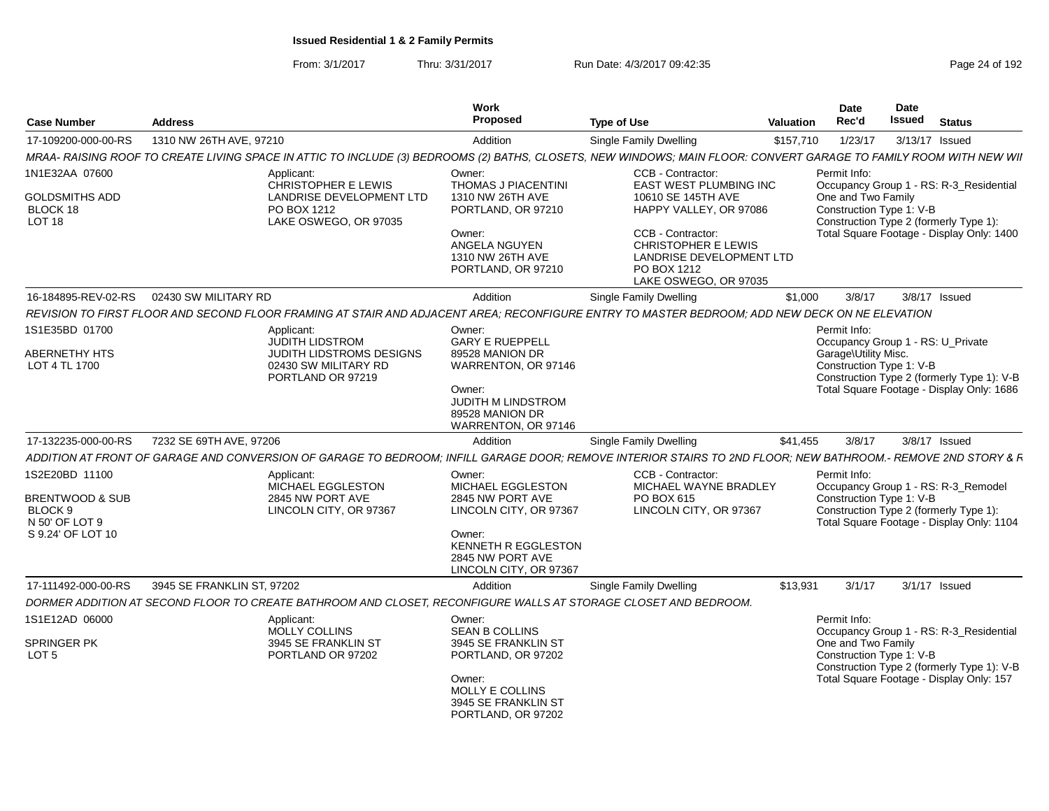**Issued Residential 1 & 2 Family Permits**

From: 3/1/2017 Thru: 3/31/2017 Run Date: 4/3/2017 09:42:35

| Case Number | Address | Work Proposed | Type of Use | Valuation | Date Rec'd | Date Issued | Status |
|---|---|---|---|---|---|---|---|
| 17-109200-000-00-RS | 1310 NW 26TH AVE, 97210 | Addition | Single Family Dwelling | $157,710 | 1/23/17 | 3/13/17 | Issued |

MRAA- RAISING ROOF TO CREATE LIVING SPACE IN ATTIC TO INCLUDE (3) BEDROOMS (2) BATHS, CLOSETS, NEW WINDOWS; MAIN FLOOR: CONVERT GARAGE TO FAMILY ROOM WITH NEW WI

1N1E32AA 07600
GOLDSMITHS ADD
BLOCK 18
LOT 18

Applicant:
CHRISTOPHER E LEWIS
LANDRISE DEVELOPMENT LTD
PO BOX 1212
LAKE OSWEGO, OR 97035

Owner:
THOMAS J PIACENTINI
1310 NW 26TH AVE
PORTLAND, OR 97210

Owner:
ANGELA NGUYEN
1310 NW 26TH AVE
PORTLAND, OR 97210

CCB - Contractor:
EAST WEST PLUMBING INC
10610 SE 145TH AVE
HAPPY VALLEY, OR 97086

CCB - Contractor:
CHRISTOPHER E LEWIS
LANDRISE DEVELOPMENT LTD
PO BOX 1212
LAKE OSWEGO, OR 97035

Permit Info:
Occupancy Group 1 - RS: R-3_Residential One and Two Family
Construction Type 1: V-B
Construction Type 2 (formerly Type 1):
Total Square Footage - Display Only: 1400

| Case Number | Address | Work Proposed | Type of Use | Valuation | Date Rec'd | Date Issued | Status |
|---|---|---|---|---|---|---|---|
| 16-184895-REV-02-RS | 02430 SW MILITARY RD | Addition | Single Family Dwelling | $1,000 | 3/8/17 | 3/8/17 | Issued |

REVISION TO FIRST FLOOR AND SECOND FLOOR FRAMING AT STAIR AND ADJACENT AREA; RECONFIGURE ENTRY TO MASTER BEDROOM; ADD NEW DECK ON NE ELEVATION

1S1E35BD 01700
ABERNETHY HTS
LOT 4 TL 1700

Applicant:
JUDITH LIDSTROM
JUDITH LIDSTROMS DESIGNS
02430 SW MILITARY RD
PORTLAND OR 97219

Owner:
GARY E RUEPPELL
89528 MANION DR
WARRENTON, OR 97146

Owner:
JUDITH M LINDSTROM
89528 MANION DR
WARRENTON, OR 97146

Permit Info:
Occupancy Group 1 - RS: U_Private Garage\Utility Misc.
Construction Type 1: V-B
Construction Type 2 (formerly Type 1): V-B
Total Square Footage - Display Only: 1686

| Case Number | Address | Work Proposed | Type of Use | Valuation | Date Rec'd | Date Issued | Status |
|---|---|---|---|---|---|---|---|
| 17-132235-000-00-RS | 7232 SE 69TH AVE, 97206 | Addition | Single Family Dwelling | $41,455 | 3/8/17 | 3/8/17 | Issued |

ADDITION AT FRONT OF GARAGE AND CONVERSION OF GARAGE TO BEDROOM; INFILL GARAGE DOOR; REMOVE INTERIOR STAIRS TO 2ND FLOOR; NEW BATHROOM.- REMOVE 2ND STORY & R

1S2E20BD 11100
BRENTWOOD & SUB
BLOCK 9
N 50' OF LOT 9
S 9.24' OF LOT 10

Applicant:
MICHAEL EGGLESTON
2845 NW PORT AVE
LINCOLN CITY, OR 97367

Owner:
MICHAEL EGGLESTON
2845 NW PORT AVE
LINCOLN CITY, OR 97367

Owner:
KENNETH R EGGLESTON
2845 NW PORT AVE
LINCOLN CITY, OR 97367

CCB - Contractor:
MICHAEL WAYNE BRADLEY
PO BOX 615
LINCOLN CITY, OR 97367

Permit Info:
Occupancy Group 1 - RS: R-3_Remodel
Construction Type 1: V-B
Construction Type 2 (formerly Type 1):
Total Square Footage - Display Only: 1104

| Case Number | Address | Work Proposed | Type of Use | Valuation | Date Rec'd | Date Issued | Status |
|---|---|---|---|---|---|---|---|
| 17-111492-000-00-RS | 3945 SE FRANKLIN ST, 97202 | Addition | Single Family Dwelling | $13,931 | 3/1/17 | 3/1/17 | Issued |

DORMER ADDITION AT SECOND FLOOR TO CREATE BATHROOM AND CLOSET, RECONFIGURE WALLS AT STORAGE CLOSET AND BEDROOM.

1S1E12AD 06000
SPRINGER PK
LOT 5

Applicant:
MOLLY COLLINS
3945 SE FRANKLIN ST
PORTLAND OR 97202

Owner:
SEAN B COLLINS
3945 SE FRANKLIN ST
PORTLAND, OR 97202

Owner:
MOLLY E COLLINS
3945 SE FRANKLIN ST
PORTLAND, OR 97202

Permit Info:
Occupancy Group 1 - RS: R-3_Residential One and Two Family
Construction Type 1: V-B
Construction Type 2 (formerly Type 1): V-B
Total Square Footage - Display Only: 157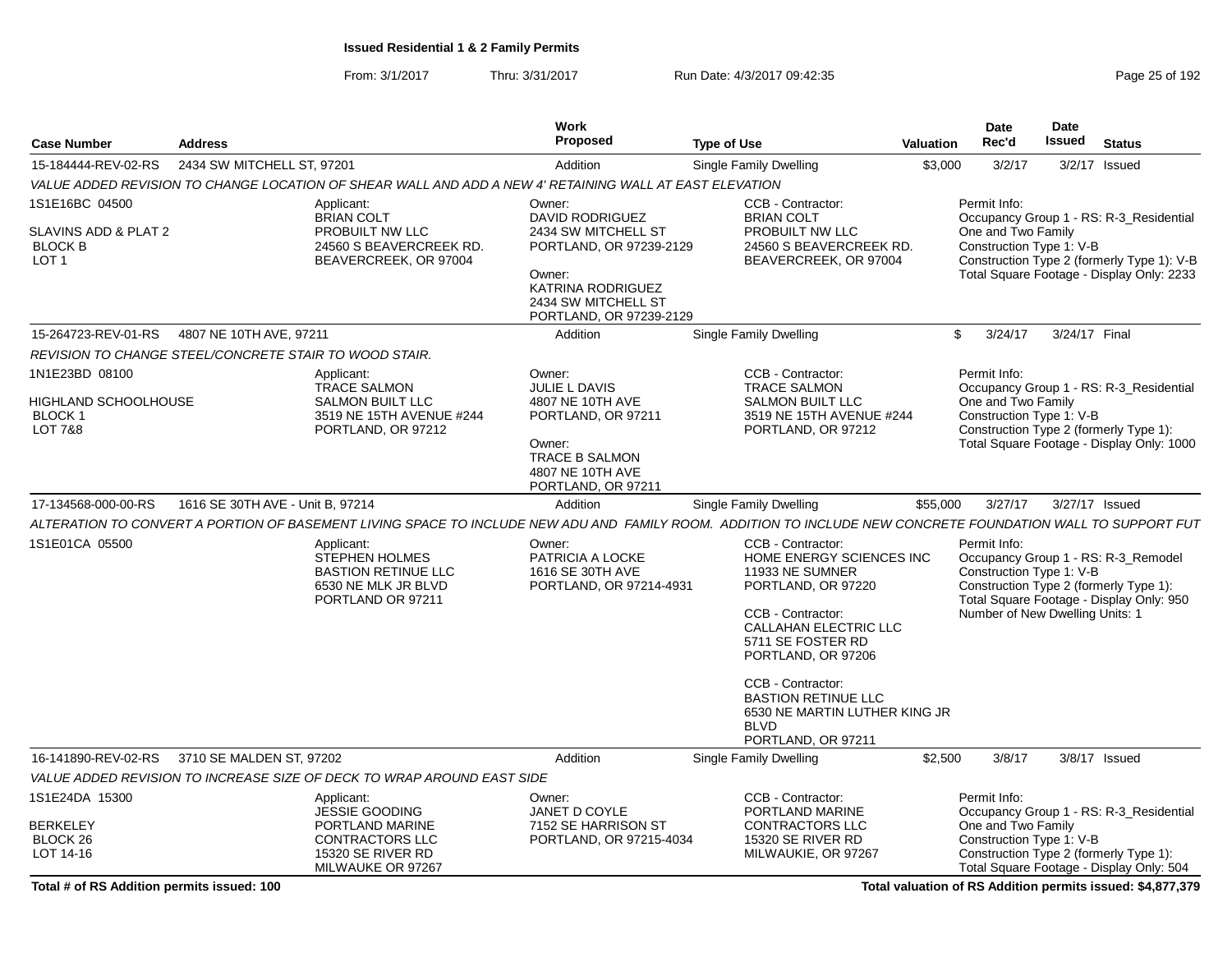**Issued Residential 1 & 2 Family Permits**

From: 3/1/2017 Thru: 3/31/2017 Run Date: 4/3/2017 09:42:35

| Case Number | Address | Work Proposed | Type of Use | Valuation | Date Rec'd | Date Issued | Status |
|---|---|---|---|---|---|---|---|
| 15-184444-REV-02-RS | 2434 SW MITCHELL ST, 97201 | Addition | Single Family Dwelling | $3,000 | 3/2/17 | 3/2/17 | Issued |

*VALUE ADDED REVISION TO CHANGE LOCATION OF SHEAR WALL AND ADD A NEW 4' RETAINING WALL AT EAST ELEVATION*

1S1E16BC 04500
SLAVINS ADD & PLAT 2
BLOCK B
LOT 1

Applicant: BRIAN COLT, PROBUILT NW LLC, 24560 S BEAVERCREEK RD., BEAVERCREEK, OR 97004

Owner: DAVID RODRIGUEZ, 2434 SW MITCHELL ST, PORTLAND, OR 97239-2129
Owner: KATRINA RODRIGUEZ, 2434 SW MITCHELL ST, PORTLAND, OR 97239-2129

CCB - Contractor: BRIAN COLT, PROBUILT NW LLC, 24560 S BEAVERCREEK RD., BEAVERCREEK, OR 97004

Permit Info:
Occupancy Group 1 - RS: R-3_Residential One and Two Family
Construction Type 1: V-B
Construction Type 2 (formerly Type 1): V-B
Total Square Footage - Display Only: 2233

| Case Number | Address | Work Proposed | Type of Use | Valuation | Date Rec'd | Date Issued | Status |
|---|---|---|---|---|---|---|---|
| 15-264723-REV-01-RS | 4807 NE 10TH AVE, 97211 | Addition | Single Family Dwelling | $ | 3/24/17 | 3/24/17 | Final |

*REVISION TO CHANGE STEEL/CONCRETE STAIR TO WOOD STAIR.*

1N1E23BD 08100
HIGHLAND SCHOOLHOUSE
BLOCK 1
LOT 7&8

Applicant: TRACE SALMON, SALMON BUILT LLC, 3519 NE 15TH AVENUE #244, PORTLAND, OR 97212

Owner: JULIE L DAVIS, 4807 NE 10TH AVE, PORTLAND, OR 97211
Owner: TRACE B SALMON, 4807 NE 10TH AVE, PORTLAND, OR 97211

CCB - Contractor: TRACE SALMON, SALMON BUILT LLC, 3519 NE 15TH AVENUE #244, PORTLAND, OR 97212

Permit Info:
Occupancy Group 1 - RS: R-3_Residential One and Two Family
Construction Type 1: V-B
Construction Type 2 (formerly Type 1):
Total Square Footage - Display Only: 1000

| Case Number | Address | Work Proposed | Type of Use | Valuation | Date Rec'd | Date Issued | Status |
|---|---|---|---|---|---|---|---|
| 17-134568-000-00-RS | 1616 SE 30TH AVE - Unit B, 97214 | Addition | Single Family Dwelling | $55,000 | 3/27/17 | 3/27/17 | Issued |

*ALTERATION TO CONVERT A PORTION OF BASEMENT LIVING SPACE TO INCLUDE NEW ADU AND FAMILY ROOM. ADDITION TO INCLUDE NEW CONCRETE FOUNDATION WALL TO SUPPORT FUT*

1S1E01CA 05500

Applicant: STEPHEN HOLMES, BASTION RETINUE LLC, 6530 NE MLK JR BLVD, PORTLAND OR 97211

Owner: PATRICIA A LOCKE, 1616 SE 30TH AVE, PORTLAND, OR 97214-4931

CCB - Contractor: HOME ENERGY SCIENCES INC, 11933 NE SUMNER, PORTLAND, OR 97220
CCB - Contractor: CALLAHAN ELECTRIC LLC, 5711 SE FOSTER RD, PORTLAND, OR 97206
CCB - Contractor: BASTION RETINUE LLC, 6530 NE MARTIN LUTHER KING JR BLVD, PORTLAND, OR 97211

Permit Info:
Occupancy Group 1 - RS: R-3_Remodel
Construction Type 1: V-B
Construction Type 2 (formerly Type 1):
Total Square Footage - Display Only: 950
Number of New Dwelling Units: 1

| Case Number | Address | Work Proposed | Type of Use | Valuation | Date Rec'd | Date Issued | Status |
|---|---|---|---|---|---|---|---|
| 16-141890-REV-02-RS | 3710 SE MALDEN ST, 97202 | Addition | Single Family Dwelling | $2,500 | 3/8/17 | 3/8/17 | Issued |

*VALUE ADDED REVISION TO INCREASE SIZE OF DECK TO WRAP AROUND EAST SIDE*

1S1E24DA 15300
BERKELEY
BLOCK 26
LOT 14-16

Applicant: JESSIE GOODING, PORTLAND MARINE CONTRACTORS LLC, 15320 SE RIVER RD, MILWAUKE OR 97267

Owner: JANET D COYLE, 7152 SE HARRISON ST, PORTLAND, OR 97215-4034

CCB - Contractor: PORTLAND MARINE CONTRACTORS LLC, 15320 SE RIVER RD, MILWAUKIE, OR 97267

Permit Info:
Occupancy Group 1 - RS: R-3_Residential One and Two Family
Construction Type 1: V-B
Construction Type 2 (formerly Type 1):
Total Square Footage - Display Only: 504

**Total # of RS Addition permits issued: 100**

**Total valuation of RS Addition permits issued: $4,877,379**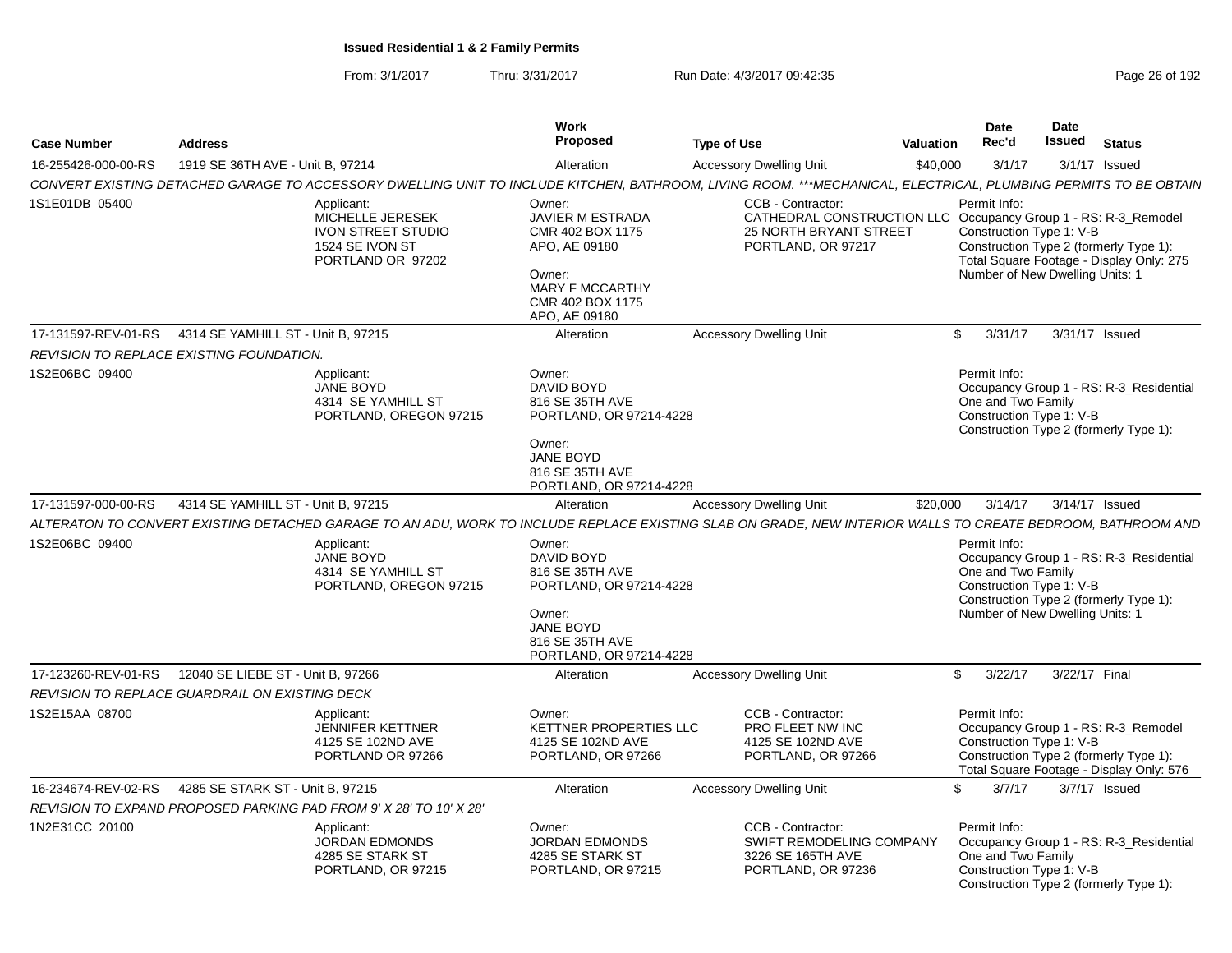**Issued Residential 1 & 2 Family Permits**

From: 3/1/2017 Thru: 3/31/2017 Run Date: 4/3/2017 09:42:35

| Case Number | Address | Work Proposed | Type of Use | Valuation | Date Rec'd | Date Issued | Status |
|---|---|---|---|---|---|---|---|
| 16-255426-000-00-RS | 1919 SE 36TH AVE - Unit B, 97214 | Alteration | Accessory Dwelling Unit | $40,000 | 3/1/17 | 3/1/17 | Issued |

CONVERT EXISTING DETACHED GARAGE TO ACCESSORY DWELLING UNIT TO INCLUDE KITCHEN, BATHROOM, LIVING ROOM. ***MECHANICAL, ELECTRICAL, PLUMBING PERMITS TO BE OBTAIN

1S1E01DB 05400

Applicant: MICHELLE JERESEK, IVON STREET STUDIO, 1524 SE IVON ST, PORTLAND OR 97202

Owner: JAVIER M ESTRADA, CMR 402 BOX 1175, APO, AE 09180

Owner: MARY F MCCARTHY, CMR 402 BOX 1175, APO, AE 09180

CCB - Contractor: CATHEDRAL CONSTRUCTION LLC, 25 NORTH BRYANT STREET, PORTLAND, OR 97217

Permit Info: Occupancy Group 1 - RS: R-3_Remodel; Construction Type 1: V-B; Construction Type 2 (formerly Type 1):; Total Square Footage - Display Only: 275; Number of New Dwelling Units: 1

| Case Number | Address | Work Proposed | Type of Use | Valuation | Date Rec'd | Date Issued | Status |
|---|---|---|---|---|---|---|---|
| 17-131597-REV-01-RS | 4314 SE YAMHILL ST - Unit B, 97215 | Alteration | Accessory Dwelling Unit | $ | 3/31/17 | 3/31/17 | Issued |

REVISION TO REPLACE EXISTING FOUNDATION.

1S2E06BC 09400

Applicant: JANE BOYD, 4314 SE YAMHILL ST, PORTLAND, OREGON 97215

Owner: DAVID BOYD, 816 SE 35TH AVE, PORTLAND, OR 97214-4228

Owner: JANE BOYD, 816 SE 35TH AVE, PORTLAND, OR 97214-4228

Permit Info: Occupancy Group 1 - RS: R-3_Residential One and Two Family; Construction Type 1: V-B; Construction Type 2 (formerly Type 1):

| Case Number | Address | Work Proposed | Type of Use | Valuation | Date Rec'd | Date Issued | Status |
|---|---|---|---|---|---|---|---|
| 17-131597-000-00-RS | 4314 SE YAMHILL ST - Unit B, 97215 | Alteration | Accessory Dwelling Unit | $20,000 | 3/14/17 | 3/14/17 | Issued |

ALTERATON TO CONVERT EXISTING DETACHED GARAGE TO AN ADU, WORK TO INCLUDE REPLACE EXISTING SLAB ON GRADE, NEW INTERIOR WALLS TO CREATE BEDROOM, BATHROOM AND

1S2E06BC 09400

Applicant: JANE BOYD, 4314 SE YAMHILL ST, PORTLAND, OREGON 97215

Owner: DAVID BOYD, 816 SE 35TH AVE, PORTLAND, OR 97214-4228

Owner: JANE BOYD, 816 SE 35TH AVE, PORTLAND, OR 97214-4228

Permit Info: Occupancy Group 1 - RS: R-3_Residential One and Two Family; Construction Type 1: V-B; Construction Type 2 (formerly Type 1):; Number of New Dwelling Units: 1

| Case Number | Address | Work Proposed | Type of Use | Valuation | Date Rec'd | Date Issued | Status |
|---|---|---|---|---|---|---|---|
| 17-123260-REV-01-RS | 12040 SE LIEBE ST - Unit B, 97266 | Alteration | Accessory Dwelling Unit | $ | 3/22/17 | 3/22/17 | Final |

REVISION TO REPLACE GUARDRAIL ON EXISTING DECK

1S2E15AA 08700

Applicant: JENNIFER KETTNER, 4125 SE 102ND AVE, PORTLAND OR 97266

Owner: KETTNER PROPERTIES LLC, 4125 SE 102ND AVE, PORTLAND, OR 97266

CCB - Contractor: PRO FLEET NW INC, 4125 SE 102ND AVE, PORTLAND, OR 97266

Permit Info: Occupancy Group 1 - RS: R-3_Remodel; Construction Type 1: V-B; Construction Type 2 (formerly Type 1):; Total Square Footage - Display Only: 576

| Case Number | Address | Work Proposed | Type of Use | Valuation | Date Rec'd | Date Issued | Status |
|---|---|---|---|---|---|---|---|
| 16-234674-REV-02-RS | 4285 SE STARK ST - Unit B, 97215 | Alteration | Accessory Dwelling Unit | $ | 3/7/17 | 3/7/17 | Issued |

REVISION TO EXPAND PROPOSED PARKING PAD FROM 9' X 28' TO 10' X 28'

1N2E31CC 20100

Applicant: JORDAN EDMONDS, 4285 SE STARK ST, PORTLAND, OR 97215

Owner: JORDAN EDMONDS, 4285 SE STARK ST, PORTLAND, OR 97215

CCB - Contractor: SWIFT REMODELING COMPANY, 3226 SE 165TH AVE, PORTLAND, OR 97236

Permit Info: Occupancy Group 1 - RS: R-3_Residential One and Two Family; Construction Type 1: V-B; Construction Type 2 (formerly Type 1):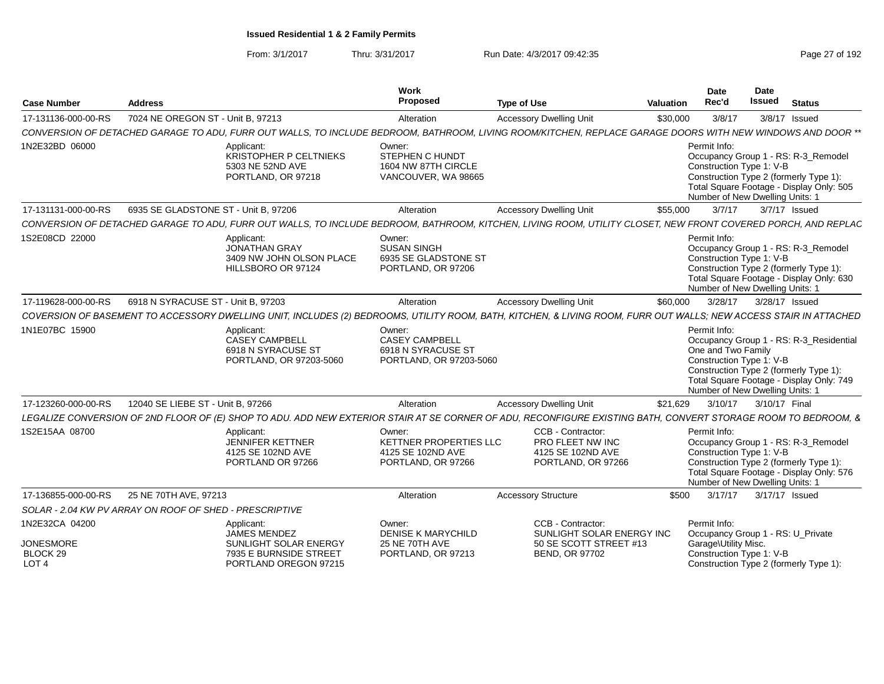**Issued Residential 1 & 2 Family Permits**

From: 3/1/2017 Thru: 3/31/2017 Run Date: 4/3/2017 09:42:35

| Case Number | Address | Work Proposed | Type of Use | Valuation | Date Rec'd | Date Issued | Status |
|---|---|---|---|---|---|---|---|
| 17-131136-000-00-RS | 7024 NE OREGON ST - Unit B, 97213 | Alteration | Accessory Dwelling Unit | $30,000 | 3/8/17 | 3/8/17 | Issued |

*CONVERSION OF DETACHED GARAGE TO ADU, FURR OUT WALLS, TO INCLUDE BEDROOM, BATHROOM, LIVING ROOM/KITCHEN, REPLACE GARAGE DOORS WITH NEW WINDOWS AND DOOR \*\**

1N2E32BD 06000

Applicant: KRISTOPHER P CELTNIEKS, 5303 NE 52ND AVE, PORTLAND, OR 97218

Owner: STEPHEN C HUNDT, 1604 NW 87TH CIRCLE, VANCOUVER, WA 98665

Permit Info: Occupancy Group 1 - RS: R-3_Remodel; Construction Type 1: V-B; Construction Type 2 (formerly Type 1):; Total Square Footage - Display Only: 505; Number of New Dwelling Units: 1

| Case Number | Address | Work Proposed | Type of Use | Valuation | Date Rec'd | Date Issued | Status |
|---|---|---|---|---|---|---|---|
| 17-131131-000-00-RS | 6935 SE GLADSTONE ST - Unit B, 97206 | Alteration | Accessory Dwelling Unit | $55,000 | 3/7/17 | 3/7/17 | Issued |

*CONVERSION OF DETACHED GARAGE TO ADU, FURR OUT WALLS, TO INCLUDE BEDROOM, BATHROOM, KITCHEN, LIVING ROOM, UTILITY CLOSET, NEW FRONT COVERED PORCH, AND REPLAC*

1S2E08CD 22000

Applicant: JONATHAN GRAY, 3409 NW JOHN OLSON PLACE, HILLSBORO OR 97124

Owner: SUSAN SINGH, 6935 SE GLADSTONE ST, PORTLAND, OR 97206

Permit Info: Occupancy Group 1 - RS: R-3_Remodel; Construction Type 1: V-B; Construction Type 2 (formerly Type 1):; Total Square Footage - Display Only: 630; Number of New Dwelling Units: 1

| Case Number | Address | Work Proposed | Type of Use | Valuation | Date Rec'd | Date Issued | Status |
|---|---|---|---|---|---|---|---|
| 17-119628-000-00-RS | 6918 N SYRACUSE ST - Unit B, 97203 | Alteration | Accessory Dwelling Unit | $60,000 | 3/28/17 | 3/28/17 | Issued |

*COVERSION OF BASEMENT TO ACCESSORY DWELLING UNIT, INCLUDES (2) BEDROOMS, UTILITY ROOM, BATH, KITCHEN, & LIVING ROOM, FURR OUT WALLS; NEW ACCESS STAIR IN ATTACHED*

1N1E07BC 15900

Applicant: CASEY CAMPBELL, 6918 N SYRACUSE ST, PORTLAND, OR 97203-5060

Owner: CASEY CAMPBELL, 6918 N SYRACUSE ST, PORTLAND, OR 97203-5060

Permit Info: Occupancy Group 1 - RS: R-3_Residential One and Two Family; Construction Type 1: V-B; Construction Type 2 (formerly Type 1):; Total Square Footage - Display Only: 749; Number of New Dwelling Units: 1

| Case Number | Address | Work Proposed | Type of Use | Valuation | Date Rec'd | Date Issued | Status |
|---|---|---|---|---|---|---|---|
| 17-123260-000-00-RS | 12040 SE LIEBE ST - Unit B, 97266 | Alteration | Accessory Dwelling Unit | $21,629 | 3/10/17 | 3/10/17 | Final |

*LEGALIZE CONVERSION OF 2ND FLOOR OF (E) SHOP TO ADU. ADD NEW EXTERIOR STAIR AT SE CORNER OF ADU, RECONFIGURE EXISTING BATH, CONVERT STORAGE ROOM TO BEDROOM, &*

1S2E15AA 08700

Applicant: JENNIFER KETTNER, 4125 SE 102ND AVE, PORTLAND OR 97266

Owner: KETTNER PROPERTIES LLC, 4125 SE 102ND AVE, PORTLAND, OR 97266

CCB - Contractor: PRO FLEET NW INC, 4125 SE 102ND AVE, PORTLAND, OR 97266

Permit Info: Occupancy Group 1 - RS: R-3_Remodel; Construction Type 1: V-B; Construction Type 2 (formerly Type 1):; Total Square Footage - Display Only: 576; Number of New Dwelling Units: 1

| Case Number | Address | Work Proposed | Type of Use | Valuation | Date Rec'd | Date Issued | Status |
|---|---|---|---|---|---|---|---|
| 17-136855-000-00-RS | 25 NE 70TH AVE, 97213 | Alteration | Accessory Structure | $500 | 3/17/17 | 3/17/17 | Issued |

*SOLAR - 2.04 KW PV ARRAY ON ROOF OF SHED - PRESCRIPTIVE*

1N2E32CA 04200

JONESMORE BLOCK 29 LOT 4

Applicant: JAMES MENDEZ, SUNLIGHT SOLAR ENERGY, 7935 E BURNSIDE STREET, PORTLAND OREGON 97215

Owner: DENISE K MARYCHILD, 25 NE 70TH AVE, PORTLAND, OR 97213

CCB - Contractor: SUNLIGHT SOLAR ENERGY INC, 50 SE SCOTT STREET #13, BEND, OR 97702

Permit Info: Occupancy Group 1 - RS: U_Private Garage\Utility Misc.; Construction Type 1: V-B; Construction Type 2 (formerly Type 1):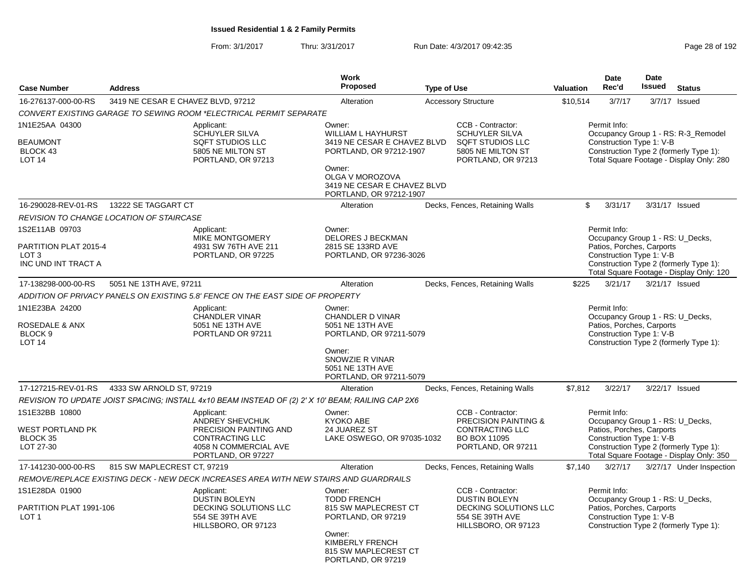**Issued Residential 1 & 2 Family Permits**

From: 3/1/2017 Thru: 3/31/2017 Run Date: 4/3/2017 09:42:35

| Case Number | Address | Work Proposed | Type of Use | Valuation | Date Rec'd | Date Issued | Status |
|---|---|---|---|---|---|---|---|
| 16-276137-000-00-RS | 3419 NE CESAR E CHAVEZ BLVD, 97212 | Alteration | Accessory Structure | $10,514 | 3/7/17 | 3/7/17 | Issued |

CONVERT EXISTING GARAGE TO SEWING ROOM *ELECTRICAL PERMIT SEPARATE

1N1E25AA 04300
BEAUMONT
BLOCK 43
LOT 14

Applicant: SCHUYLER SILVA, SQFT STUDIOS LLC, 5805 NE MILTON ST, PORTLAND, OR 97213

Owner: WILLIAM L HAYHURST, 3419 NE CESAR E CHAVEZ BLVD, PORTLAND, OR 97212-1907

Owner: OLGA V MOROZOVA, 3419 NE CESAR E CHAVEZ BLVD, PORTLAND, OR 97212-1907

CCB - Contractor: SCHUYLER SILVA, SQFT STUDIOS LLC, 5805 NE MILTON ST, PORTLAND, OR 97213

Permit Info:
Occupancy Group 1 - RS: R-3_Remodel
Construction Type 1: V-B
Construction Type 2 (formerly Type 1):
Total Square Footage - Display Only: 280

| Case Number | Address | Work Proposed | Type of Use | Valuation | Date Rec'd | Date Issued | Status |
|---|---|---|---|---|---|---|---|
| 16-290028-REV-01-RS | 13222 SE TAGGART CT | Alteration | Decks, Fences, Retaining Walls | $ | 3/31/17 | 3/31/17 | Issued |

REVISION TO CHANGE LOCATION OF STAIRCASE

1S2E11AB 09703
PARTITION PLAT 2015-4
LOT 3
INC UND INT TRACT A

Applicant: MIKE MONTGOMERY, 4931 SW 76TH AVE 211, PORTLAND, OR 97225

Owner: DELORES J BECKMAN, 2815 SE 133RD AVE, PORTLAND, OR 97236-3026

Permit Info:
Occupancy Group 1 - RS: U_Decks, Patios, Porches, Carports
Construction Type 1: V-B
Construction Type 2 (formerly Type 1):
Total Square Footage - Display Only: 120

| Case Number | Address | Work Proposed | Type of Use | Valuation | Date Rec'd | Date Issued | Status |
|---|---|---|---|---|---|---|---|
| 17-138298-000-00-RS | 5051 NE 13TH AVE, 97211 | Alteration | Decks, Fences, Retaining Walls | $225 | 3/21/17 | 3/21/17 | Issued |

ADDITION OF PRIVACY PANELS ON EXISTING 5.8' FENCE ON THE EAST SIDE OF PROPERTY

1N1E23BA 24200
ROSEDALE & ANX
BLOCK 9
LOT 14

Applicant: CHANDLER VINAR, 5051 NE 13TH AVE, PORTLAND OR 97211

Owner: CHANDLER D VINAR, 5051 NE 13TH AVE, PORTLAND, OR 97211-5079

Owner: SNOWZIE R VINAR, 5051 NE 13TH AVE, PORTLAND, OR 97211-5079

Permit Info:
Occupancy Group 1 - RS: U_Decks, Patios, Porches, Carports
Construction Type 1: V-B
Construction Type 2 (formerly Type 1):

| Case Number | Address | Work Proposed | Type of Use | Valuation | Date Rec'd | Date Issued | Status |
|---|---|---|---|---|---|---|---|
| 17-127215-REV-01-RS | 4333 SW ARNOLD ST, 97219 | Alteration | Decks, Fences, Retaining Walls | $7,812 | 3/22/17 | 3/22/17 | Issued |

REVISION TO UPDATE JOIST SPACING; INSTALL 4x10 BEAM INSTEAD OF (2) 2' X 10' BEAM; RAILING CAP 2X6

1S1E32BB 10800
WEST PORTLAND PK
BLOCK 35
LOT 27-30

Applicant: ANDREY SHEVCHUK, PRECISION PAINTING AND CONTRACTING LLC, 4058 N COMMERCIAL AVE, PORTLAND, OR 97227

Owner: KYOKO ABE, 24 JUAREZ ST, LAKE OSWEGO, OR 97035-1032

CCB - Contractor: PRECISION PAINTING & CONTRACTING LLC, BO BOX 11095, PORTLAND, OR 97211

Permit Info:
Occupancy Group 1 - RS: U_Decks, Patios, Porches, Carports
Construction Type 1: V-B
Construction Type 2 (formerly Type 1):
Total Square Footage - Display Only: 350

| Case Number | Address | Work Proposed | Type of Use | Valuation | Date Rec'd | Date Issued | Status |
|---|---|---|---|---|---|---|---|
| 17-141230-000-00-RS | 815 SW MAPLECREST CT, 97219 | Alteration | Decks, Fences, Retaining Walls | $7,140 | 3/27/17 | 3/27/17 | Under Inspection |

REMOVE/REPLACE EXISTING DECK - NEW DECK INCREASES AREA WITH NEW STAIRS AND GUARDRAILS

1S1E28DA 01900
PARTITION PLAT 1991-106
LOT 1

Applicant: DUSTIN BOLEYN, DECKING SOLUTIONS LLC, 554 SE 39TH AVE, HILLSBORO, OR 97123

Owner: TODD FRENCH, 815 SW MAPLECREST CT, PORTLAND, OR 97219

Owner: KIMBERLY FRENCH, 815 SW MAPLECREST CT, PORTLAND, OR 97219

CCB - Contractor: DUSTIN BOLEYN, DECKING SOLUTIONS LLC, 554 SE 39TH AVE, HILLSBORO, OR 97123

Permit Info:
Occupancy Group 1 - RS: U_Decks, Patios, Porches, Carports
Construction Type 1: V-B
Construction Type 2 (formerly Type 1):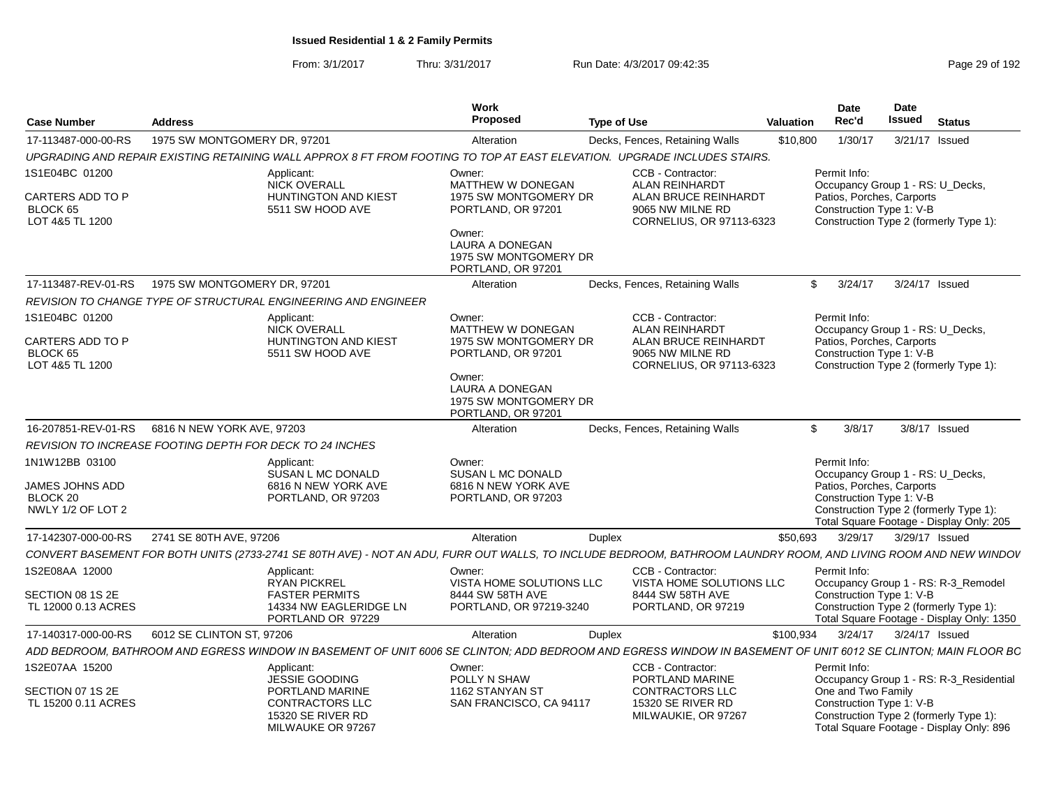**Issued Residential 1 & 2 Family Permits**

From: 3/1/2017 Thru: 3/31/2017 Run Date: 4/3/2017 09:42:35

| Case Number | Address | Work Proposed | Type of Use | Valuation | Date Rec'd | Date Issued | Status |
|---|---|---|---|---|---|---|---|
| 17-113487-000-00-RS | 1975 SW MONTGOMERY DR, 97201 | Alteration | Decks, Fences, Retaining Walls | $10,800 | 1/30/17 | 3/21/17 | Issued |

*UPGRADING AND REPAIR EXISTING RETAINING WALL APPROX 8 FT FROM FOOTING TO TOP AT EAST ELEVATION. UPGRADE INCLUDES STAIRS.*

1S1E04BC 01200
CARTERS ADD TO P
BLOCK 65
LOT 4&5 TL 1200

Applicant: NICK OVERALL, HUNTINGTON AND KIEST, 5511 SW HOOD AVE

Owner: MATTHEW W DONEGAN, 1975 SW MONTGOMERY DR, PORTLAND, OR 97201
Owner: LAURA A DONEGAN, 1975 SW MONTGOMERY DR, PORTLAND, OR 97201

CCB - Contractor: ALAN REINHARDT, ALAN BRUCE REINHARDT, 9065 NW MILNE RD, CORNELIUS, OR 97113-6323

Permit Info: Occupancy Group 1 - RS: U_Decks, Patios, Porches, Carports; Construction Type 1: V-B; Construction Type 2 (formerly Type 1):

| Case Number | Address | Work Proposed | Type of Use | Valuation | Date Rec'd | Date Issued | Status |
|---|---|---|---|---|---|---|---|
| 17-113487-REV-01-RS | 1975 SW MONTGOMERY DR, 97201 | Alteration | Decks, Fences, Retaining Walls | $ | 3/24/17 | 3/24/17 | Issued |

*REVISION TO CHANGE TYPE OF STRUCTURAL ENGINEERING AND ENGINEER*

1S1E04BC 01200
CARTERS ADD TO P
BLOCK 65
LOT 4&5 TL 1200

Applicant: NICK OVERALL, HUNTINGTON AND KIEST, 5511 SW HOOD AVE

Owner: MATTHEW W DONEGAN, 1975 SW MONTGOMERY DR, PORTLAND, OR 97201
Owner: LAURA A DONEGAN, 1975 SW MONTGOMERY DR, PORTLAND, OR 97201

CCB - Contractor: ALAN REINHARDT, ALAN BRUCE REINHARDT, 9065 NW MILNE RD, CORNELIUS, OR 97113-6323

Permit Info: Occupancy Group 1 - RS: U_Decks, Patios, Porches, Carports; Construction Type 1: V-B; Construction Type 2 (formerly Type 1):

| Case Number | Address | Work Proposed | Type of Use | Valuation | Date Rec'd | Date Issued | Status |
|---|---|---|---|---|---|---|---|
| 16-207851-REV-01-RS | 6816 N NEW YORK AVE, 97203 | Alteration | Decks, Fences, Retaining Walls | $ | 3/8/17 | 3/8/17 | Issued |

*REVISION TO INCREASE FOOTING DEPTH FOR DECK TO 24 INCHES*

1N1W12BB 03100
JAMES JOHNS ADD
BLOCK 20
NWLY 1/2 OF LOT 2

Applicant: SUSAN L MC DONALD, 6816 N NEW YORK AVE, PORTLAND, OR 97203

Owner: SUSAN L MC DONALD, 6816 N NEW YORK AVE, PORTLAND, OR 97203

Permit Info: Occupancy Group 1 - RS: U_Decks, Patios, Porches, Carports; Construction Type 1: V-B; Construction Type 2 (formerly Type 1):; Total Square Footage - Display Only: 205

| Case Number | Address | Work Proposed | Type of Use | Valuation | Date Rec'd | Date Issued | Status |
|---|---|---|---|---|---|---|---|
| 17-142307-000-00-RS | 2741 SE 80TH AVE, 97206 | Alteration | Duplex | $50,693 | 3/29/17 | 3/29/17 | Issued |

*CONVERT BASEMENT FOR BOTH UNITS (2733-2741 SE 80TH AVE) - NOT AN ADU, FURR OUT WALLS, TO INCLUDE BEDROOM, BATHROOM LAUNDRY ROOM, AND LIVING ROOM AND NEW WINDOV*

1S2E08AA 12000
SECTION 08 1S 2E
TL 12000 0.13 ACRES

Applicant: RYAN PICKREL, FASTER PERMITS, 14334 NW EAGLERIDGE LN, PORTLAND OR 97229

Owner: VISTA HOME SOLUTIONS LLC, 8444 SW 58TH AVE, PORTLAND, OR 97219-3240

CCB - Contractor: VISTA HOME SOLUTIONS LLC, 8444 SW 58TH AVE, PORTLAND, OR 97219

Permit Info: Occupancy Group 1 - RS: R-3_Remodel; Construction Type 1: V-B; Construction Type 2 (formerly Type 1):; Total Square Footage - Display Only: 1350

| Case Number | Address | Work Proposed | Type of Use | Valuation | Date Rec'd | Date Issued | Status |
|---|---|---|---|---|---|---|---|
| 17-140317-000-00-RS | 6012 SE CLINTON ST, 97206 | Alteration | Duplex | $100,934 | 3/24/17 | 3/24/17 | Issued |

*ADD BEDROOM, BATHROOM AND EGRESS WINDOW IN BASEMENT OF UNIT 6006 SE CLINTON; ADD BEDROOM AND EGRESS WINDOW IN BASEMENT OF UNIT 6012 SE CLINTON; MAIN FLOOR BC*

1S2E07AA 15200
SECTION 07 1S 2E
TL 15200 0.11 ACRES

Applicant: JESSIE GOODING, PORTLAND MARINE CONTRACTORS LLC, 15320 SE RIVER RD, MILWAUKE OR 97267

Owner: POLLY N SHAW, 1162 STANYAN ST, SAN FRANCISCO, CA 94117

CCB - Contractor: PORTLAND MARINE CONTRACTORS LLC, 15320 SE RIVER RD, MILWAUKIE, OR 97267

Permit Info: Occupancy Group 1 - RS: R-3_Residential One and Two Family; Construction Type 1: V-B; Construction Type 2 (formerly Type 1):; Total Square Footage - Display Only: 896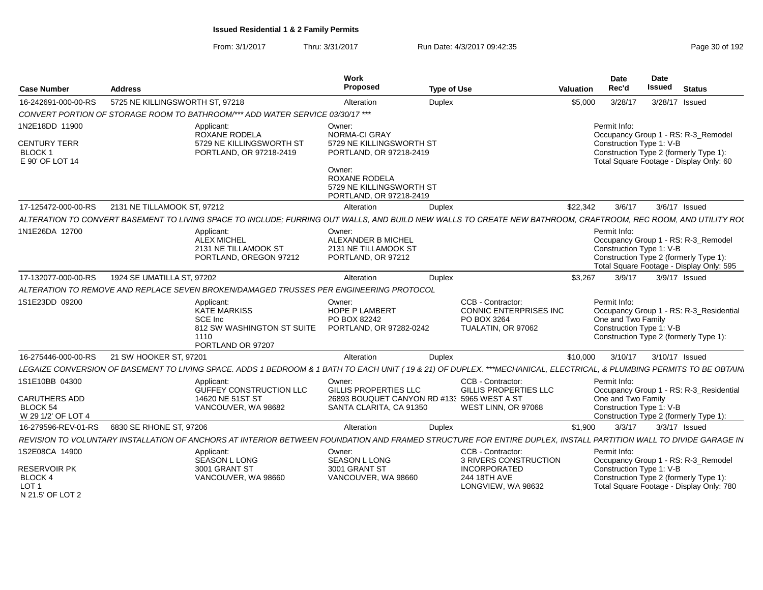**Issued Residential 1 & 2 Family Permits**

From: 3/1/2017 Thru: 3/31/2017 Run Date: 4/3/2017 09:42:35

| Case Number | Address | Work Proposed | Type of Use | Valuation | Date Rec'd | Date Issued | Status |
|---|---|---|---|---|---|---|---|
| 16-242691-000-00-RS | 5725 NE KILLINGSWORTH ST, 97218 | Alteration | Duplex | $5,000 | 3/28/17 | 3/28/17 | Issued |

*CONVERT PORTION OF STORAGE ROOM TO BATHROOM/*** ADD WATER SERVICE 03/30/17 ****

1N2E18DD 11900
CENTURY TERR
BLOCK 1
E 90' OF LOT 14

Applicant: ROXANE RODELA, 5729 NE KILLINGSWORTH ST, PORTLAND, OR 97218-2419

Owner: NORMA-CI GRAY, 5729 NE KILLINGSWORTH ST, PORTLAND, OR 97218-2419

Owner: ROXANE RODELA, 5729 NE KILLINGSWORTH ST, PORTLAND, OR 97218-2419

Permit Info: Occupancy Group 1 - RS: R-3_Remodel; Construction Type 1: V-B; Construction Type 2 (formerly Type 1):; Total Square Footage - Display Only: 60

| Case Number | Address | Work Proposed | Type of Use | Valuation | Date Rec'd | Date Issued | Status |
|---|---|---|---|---|---|---|---|
| 17-125472-000-00-RS | 2131 NE TILLAMOOK ST, 97212 | Alteration | Duplex | $22,342 | 3/6/17 | 3/6/17 | Issued |

*ALTERATION TO CONVERT BASEMENT TO LIVING SPACE TO INCLUDE; FURRING OUT WALLS, AND BUILD NEW WALLS TO CREATE NEW BATHROOM, CRAFTROOM, REC ROOM, AND UTILITY ROO*

1N1E26DA 12700

Applicant: ALEX MICHEL, 2131 NE TILLAMOOK ST, PORTLAND, OREGON 97212

Owner: ALEXANDER B MICHEL, 2131 NE TILLAMOOK ST, PORTLAND, OR 97212

Permit Info: Occupancy Group 1 - RS: R-3_Remodel; Construction Type 1: V-B; Construction Type 2 (formerly Type 1):; Total Square Footage - Display Only: 595

| Case Number | Address | Work Proposed | Type of Use | Valuation | Date Rec'd | Date Issued | Status |
|---|---|---|---|---|---|---|---|
| 17-132077-000-00-RS | 1924 SE UMATILLA ST, 97202 | Alteration | Duplex | $3,267 | 3/9/17 | 3/9/17 | Issued |

*ALTERATION TO REMOVE AND REPLACE SEVEN BROKEN/DAMAGED TRUSSES PER ENGINEERING PROTOCOL*

1S1E23DD 09200

Applicant: KATE MARKISS, SCE Inc, 812 SW WASHINGTON ST SUITE 1110, PORTLAND OR 97207

Owner: HOPE P LAMBERT, PO BOX 82242, PORTLAND, OR 97282-0242

CCB - Contractor: CONNIC ENTERPRISES INC, PO BOX 3264, TUALATIN, OR 97062

Permit Info: Occupancy Group 1 - RS: R-3_Residential One and Two Family; Construction Type 1: V-B; Construction Type 2 (formerly Type 1):

| Case Number | Address | Work Proposed | Type of Use | Valuation | Date Rec'd | Date Issued | Status |
|---|---|---|---|---|---|---|---|
| 16-275446-000-00-RS | 21 SW HOOKER ST, 97201 | Alteration | Duplex | $10,000 | 3/10/17 | 3/10/17 | Issued |

*LEGAIZE CONVERSION OF BASEMENT TO LIVING SPACE. ADDS 1 BEDROOM & 1 BATH TO EACH UNIT ( 19 & 21) OF DUPLEX. ***MECHANICAL, ELECTRICAL, & PLUMBING PERMITS TO BE OBTAIN*

1S1E10BB 04300
CARUTHERS ADD
BLOCK 54
W 29 1/2' OF LOT 4

Applicant: GUFFEY CONSTRUCTION LLC, 14620 NE 51ST ST, VANCOUVER, WA 98682

Owner: GILLIS PROPERTIES LLC, 26893 BOUQUET CANYON RD #133, SANTA CLARITA, CA 91350

CCB - Contractor: GILLIS PROPERTIES LLC, 5965 WEST A ST, WEST LINN, OR 97068

Permit Info: Occupancy Group 1 - RS: R-3_Residential One and Two Family; Construction Type 1: V-B; Construction Type 2 (formerly Type 1):

| Case Number | Address | Work Proposed | Type of Use | Valuation | Date Rec'd | Date Issued | Status |
|---|---|---|---|---|---|---|---|
| 16-279596-REV-01-RS | 6830 SE RHONE ST, 97206 | Alteration | Duplex | $1,900 | 3/3/17 | 3/3/17 | Issued |

*REVISION TO VOLUNTARY INSTALLATION OF ANCHORS AT INTERIOR BETWEEN FOUNDATION AND FRAMED STRUCTURE FOR ENTIRE DUPLEX, INSTALL PARTITION WALL TO DIVIDE GARAGE IN*

1S2E08CA 14900
RESERVOIR PK
BLOCK 4
LOT 1
N 21.5' OF LOT 2

Applicant: SEASON L LONG, 3001 GRANT ST, VANCOUVER, WA 98660

Owner: SEASON L LONG, 3001 GRANT ST, VANCOUVER, WA 98660

CCB - Contractor: 3 RIVERS CONSTRUCTION INCORPORATED, 244 18TH AVE, LONGVIEW, WA 98632

Permit Info: Occupancy Group 1 - RS: R-3_Remodel; Construction Type 1: V-B; Construction Type 2 (formerly Type 1):; Total Square Footage - Display Only: 780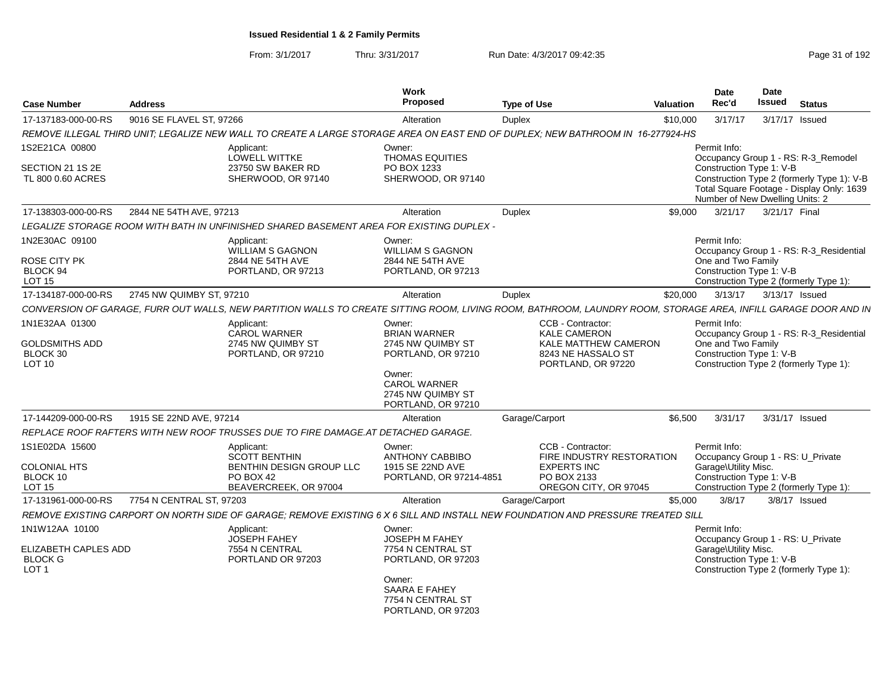**Issued Residential 1 & 2 Family Permits**

From: 3/1/2017 Thru: 3/31/2017 Run Date: 4/3/2017 09:42:35

| Case Number | Address | Work Proposed | Type of Use | Valuation | Date Rec'd | Date Issued | Status |
|---|---|---|---|---|---|---|---|
| 17-137183-000-00-RS | 9016 SE FLAVEL ST, 97266 | Alteration | Duplex | $10,000 | 3/17/17 | 3/17/17 | Issued |

REMOVE ILLEGAL THIRD UNIT; LEGALIZE NEW WALL TO CREATE A LARGE STORAGE AREA ON EAST END OF DUPLEX; NEW BATHROOM IN 16-277924-HS

1S2E21CA 00800
SECTION 21 1S 2E
TL 800 0.60 ACRES

Applicant:
LOWELL WITTKE
23750 SW BAKER RD
SHERWOOD, OR 97140

Owner:
THOMAS EQUITIES
PO BOX 1233
SHERWOOD, OR 97140

Permit Info:
Occupancy Group 1 - RS: R-3_Remodel
Construction Type 1: V-B
Construction Type 2 (formerly Type 1): V-B
Total Square Footage - Display Only: 1639
Number of New Dwelling Units: 2

| Case Number | Address | Work Proposed | Type of Use | Valuation | Date Rec'd | Date Issued | Status |
|---|---|---|---|---|---|---|---|
| 17-138303-000-00-RS | 2844 NE 54TH AVE, 97213 | Alteration | Duplex | $9,000 | 3/21/17 | 3/21/17 | Final |

LEGALIZE STORAGE ROOM WITH BATH IN UNFINISHED SHARED BASEMENT AREA FOR EXISTING DUPLEX -

1N2E30AC 09100
ROSE CITY PK
BLOCK 94
LOT 15

Applicant:
WILLIAM S GAGNON
2844 NE 54TH AVE
PORTLAND, OR 97213

Owner:
WILLIAM S GAGNON
2844 NE 54TH AVE
PORTLAND, OR 97213

Permit Info:
Occupancy Group 1 - RS: R-3_Residential One and Two Family
Construction Type 1: V-B
Construction Type 2 (formerly Type 1):

| Case Number | Address | Work Proposed | Type of Use | Valuation | Date Rec'd | Date Issued | Status |
|---|---|---|---|---|---|---|---|
| 17-134187-000-00-RS | 2745 NW QUIMBY ST, 97210 | Alteration | Duplex | $20,000 | 3/13/17 | 3/13/17 | Issued |

CONVERSION OF GARAGE, FURR OUT WALLS, NEW PARTITION WALLS TO CREATE SITTING ROOM, LIVING ROOM, BATHROOM, LAUNDRY ROOM, STORAGE AREA, INFILL GARAGE DOOR AND IN

1N1E32AA 01300
GOLDSMITHS ADD
BLOCK 30
LOT 10

Applicant:
CAROL WARNER
2745 NW QUIMBY ST
PORTLAND, OR 97210

Owner:
BRIAN WARNER
2745 NW QUIMBY ST
PORTLAND, OR 97210

Owner:
CAROL WARNER
2745 NW QUIMBY ST
PORTLAND, OR 97210

CCB - Contractor:
KALE CAMERON
KALE MATTHEW CAMERON
8243 NE HASSALO ST
PORTLAND, OR 97220

Permit Info:
Occupancy Group 1 - RS: R-3_Residential One and Two Family
Construction Type 1: V-B
Construction Type 2 (formerly Type 1):

| Case Number | Address | Work Proposed | Type of Use | Valuation | Date Rec'd | Date Issued | Status |
|---|---|---|---|---|---|---|---|
| 17-144209-000-00-RS | 1915 SE 22ND AVE, 97214 | Alteration | Garage/Carport | $6,500 | 3/31/17 | 3/31/17 | Issued |

REPLACE ROOF RAFTERS WITH NEW ROOF TRUSSES DUE TO FIRE DAMAGE.AT DETACHED GARAGE.

1S1E02DA 15600
COLONIAL HTS
BLOCK 10
LOT 15

Applicant:
SCOTT BENTHIN
BENTHIN DESIGN GROUP LLC
PO BOX 42
BEAVERCREEK, OR 97004

Owner:
ANTHONY CABBIBO
1915 SE 22ND AVE
PORTLAND, OR 97214-4851

CCB - Contractor:
FIRE INDUSTRY RESTORATION EXPERTS INC
PO BOX 2133
OREGON CITY, OR 97045

Permit Info:
Occupancy Group 1 - RS: U_Private Garage\Utility Misc.
Construction Type 1: V-B
Construction Type 2 (formerly Type 1):

| Case Number | Address | Work Proposed | Type of Use | Valuation | Date Rec'd | Date Issued | Status |
|---|---|---|---|---|---|---|---|
| 17-131961-000-00-RS | 7754 N CENTRAL ST, 97203 | Alteration | Garage/Carport | $5,000 | 3/8/17 | 3/8/17 | Issued |

REMOVE EXISTING CARPORT ON NORTH SIDE OF GARAGE; REMOVE EXISTING 6 X 6 SILL AND INSTALL NEW FOUNDATION AND PRESSURE TREATED SILL

1N1W12AA 10100
ELIZABETH CAPLES ADD
BLOCK G
LOT 1

Applicant:
JOSEPH FAHEY
7554 N CENTRAL
PORTLAND OR 97203

Owner:
JOSEPH M FAHEY
7754 N CENTRAL ST
PORTLAND, OR 97203

Owner:
SAARA E FAHEY
7754 N CENTRAL ST
PORTLAND, OR 97203

Permit Info:
Occupancy Group 1 - RS: U_Private Garage\Utility Misc.
Construction Type 1: V-B
Construction Type 2 (formerly Type 1):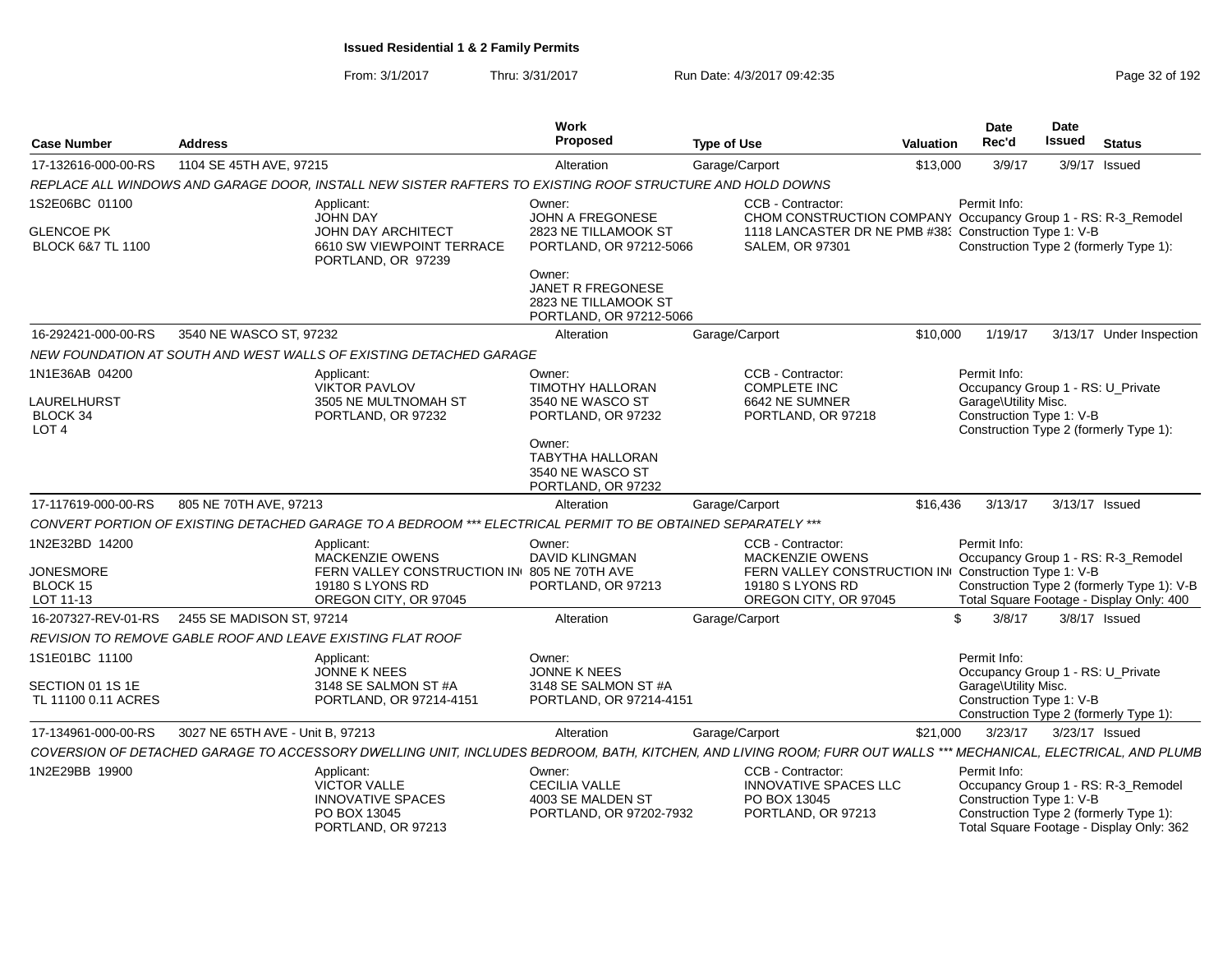**Issued Residential 1 & 2 Family Permits**

From: 3/1/2017 Thru: 3/31/2017 Run Date: 4/3/2017 09:42:35

| Case Number | Address | Work Proposed | Type of Use | Valuation | Date Rec'd | Date Issued | Status |
|---|---|---|---|---|---|---|---|
| 17-132616-000-00-RS | 1104 SE 45TH AVE, 97215 | Alteration | Garage/Carport | $13,000 | 3/9/17 | 3/9/17 | Issued |

REPLACE ALL WINDOWS AND GARAGE DOOR, INSTALL NEW SISTER RAFTERS TO EXISTING ROOF STRUCTURE AND HOLD DOWNS

1S2E06BC 01100
GLENCOE PK
BLOCK 6&7 TL 1100

Applicant: JOHN DAY, JOHN DAY ARCHITECT, 6610 SW VIEWPOINT TERRACE, PORTLAND, OR 97239

Owner: JOHN A FREGONESE, 2823 NE TILLAMOOK ST, PORTLAND, OR 97212-5066

Owner: JANET R FREGONESE, 2823 NE TILLAMOOK ST, PORTLAND, OR 97212-5066

CCB - Contractor: CHOM CONSTRUCTION COMPANY, 1118 LANCASTER DR NE PMB #383, SALEM, OR 97301

Permit Info: Occupancy Group 1 - RS: R-3_Remodel; Construction Type 1: V-B; Construction Type 2 (formerly Type 1):

| Case Number | Address | Work Proposed | Type of Use | Valuation | Date Rec'd | Date Issued | Status |
|---|---|---|---|---|---|---|---|
| 16-292421-000-00-RS | 3540 NE WASCO ST, 97232 | Alteration | Garage/Carport | $10,000 | 1/19/17 | 3/13/17 | Under Inspection |

NEW FOUNDATION AT SOUTH AND WEST WALLS OF EXISTING DETACHED GARAGE

1N1E36AB 04200
LAURELHURST
BLOCK 34
LOT 4

Applicant: VIKTOR PAVLOV, 3505 NE MULTNOMAH ST, PORTLAND, OR 97232

Owner: TIMOTHY HALLORAN, 3540 NE WASCO ST, PORTLAND, OR 97232

Owner: TABYTHA HALLORAN, 3540 NE WASCO ST, PORTLAND, OR 97232

CCB - Contractor: COMPLETE INC, 6642 NE SUMNER, PORTLAND, OR 97218

Permit Info: Occupancy Group 1 - RS: U_Private Garage\Utility Misc.; Construction Type 1: V-B; Construction Type 2 (formerly Type 1):

| Case Number | Address | Work Proposed | Type of Use | Valuation | Date Rec'd | Date Issued | Status |
|---|---|---|---|---|---|---|---|
| 17-117619-000-00-RS | 805 NE 70TH AVE, 97213 | Alteration | Garage/Carport | $16,436 | 3/13/17 | 3/13/17 | Issued |

CONVERT PORTION OF EXISTING DETACHED GARAGE TO A BEDROOM *** ELECTRICAL PERMIT TO BE OBTAINED SEPARATELY ***

1N2E32BD 14200
JONESMORE
BLOCK 15
LOT 11-13

Applicant: MACKENZIE OWENS, FERN VALLEY CONSTRUCTION INC, 19180 S LYONS RD, OREGON CITY, OR 97045

Owner: DAVID KLINGMAN, 805 NE 70TH AVE, PORTLAND, OR 97213

CCB - Contractor: MACKENZIE OWENS, FERN VALLEY CONSTRUCTION INC, 19180 S LYONS RD, OREGON CITY, OR 97045

Permit Info: Occupancy Group 1 - RS: R-3_Remodel; Construction Type 1: V-B; Construction Type 2 (formerly Type 1): V-B; Total Square Footage - Display Only: 400

| Case Number | Address | Work Proposed | Type of Use | Valuation | Date Rec'd | Date Issued | Status |
|---|---|---|---|---|---|---|---|
| 16-207327-REV-01-RS | 2455 SE MADISON ST, 97214 | Alteration | Garage/Carport | $ | 3/8/17 | 3/8/17 | Issued |

REVISION TO REMOVE GABLE ROOF AND LEAVE EXISTING FLAT ROOF

1S1E01BC 11100
SECTION 01 1S 1E
TL 11100 0.11 ACRES

Applicant: JONNE K NEES, 3148 SE SALMON ST #A, PORTLAND, OR 97214-4151

Owner: JONNE K NEES, 3148 SE SALMON ST #A, PORTLAND, OR 97214-4151

Permit Info: Occupancy Group 1 - RS: U_Private Garage\Utility Misc.; Construction Type 1: V-B; Construction Type 2 (formerly Type 1):

| Case Number | Address | Work Proposed | Type of Use | Valuation | Date Rec'd | Date Issued | Status |
|---|---|---|---|---|---|---|---|
| 17-134961-000-00-RS | 3027 NE 65TH AVE - Unit B, 97213 | Alteration | Garage/Carport | $21,000 | 3/23/17 | 3/23/17 | Issued |

COVERSION OF DETACHED GARAGE TO ACCESSORY DWELLING UNIT, INCLUDES BEDROOM, BATH, KITCHEN, AND LIVING ROOM; FURR OUT WALLS *** MECHANICAL, ELECTRICAL, AND PLUMB

1N2E29BB 19900

Applicant: VICTOR VALLE, INNOVATIVE SPACES, PO BOX 13045, PORTLAND, OR 97213

Owner: CECILIA VALLE, 4003 SE MALDEN ST, PORTLAND, OR 97202-7932

CCB - Contractor: INNOVATIVE SPACES LLC, PO BOX 13045, PORTLAND, OR 97213

Permit Info: Occupancy Group 1 - RS: R-3_Remodel; Construction Type 1: V-B; Construction Type 2 (formerly Type 1):; Total Square Footage - Display Only: 362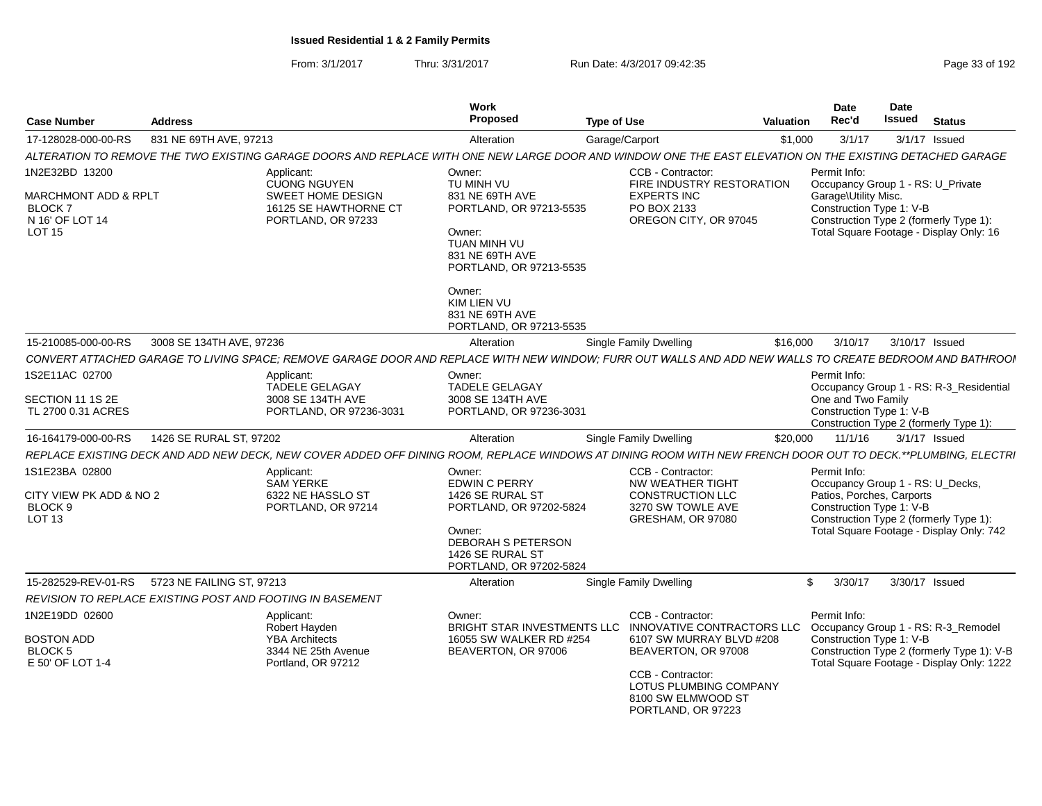# Issued Residential 1 & 2 Family Permits

From: 3/1/2017 Thru: 3/31/2017 Run Date: 4/3/2017 09:42:35

| Case Number | Address | Work Proposed | Type of Use | Valuation | Date Rec'd | Date Issued | Status |
|---|---|---|---|---|---|---|---|
| 17-128028-000-00-RS | 831 NE 69TH AVE, 97213 | Alteration | Garage/Carport | $1,000 | 3/1/17 | 3/1/17 | Issued |

*ALTERATION TO REMOVE THE TWO EXISTING GARAGE DOORS AND REPLACE WITH ONE NEW LARGE DOOR AND WINDOW ONE THE EAST ELEVATION ON THE EXISTING DETACHED GARAGE*

1N2E32BD 13200
MARCHMONT ADD & RPLT
BLOCK 7
N 16' OF LOT 14
LOT 15

Applicant:
CUONG NGUYEN
SWEET HOME DESIGN
16125 SE HAWTHORNE CT
PORTLAND, OR 97233

Owner:
TU MINH VU
831 NE 69TH AVE
PORTLAND, OR 97213-5535

Owner:
TUAN MINH VU
831 NE 69TH AVE
PORTLAND, OR 97213-5535

Owner:
KIM LIEN VU
831 NE 69TH AVE
PORTLAND, OR 97213-5535

CCB - Contractor:
FIRE INDUSTRY RESTORATION EXPERTS INC
PO BOX 2133
OREGON CITY, OR 97045

Permit Info:
Occupancy Group 1 - RS: U_Private Garage\Utility Misc.
Construction Type 1: V-B
Construction Type 2 (formerly Type 1):
Total Square Footage - Display Only: 16

| Case Number | Address | Work Proposed | Type of Use | Valuation | Date Rec'd | Date Issued | Status |
|---|---|---|---|---|---|---|---|
| 15-210085-000-00-RS | 3008 SE 134TH AVE, 97236 | Alteration | Single Family Dwelling | $16,000 | 3/10/17 | 3/10/17 | Issued |

*CONVERT ATTACHED GARAGE TO LIVING SPACE; REMOVE GARAGE DOOR AND REPLACE WITH NEW WINDOW; FURR OUT WALLS AND ADD NEW WALLS TO CREATE BEDROOM AND BATHROOI*

1S2E11AC 02700
SECTION 11 1S 2E
TL 2700 0.31 ACRES

Applicant:
TADELE GELAGAY
3008 SE 134TH AVE
PORTLAND, OR 97236-3031

Owner:
TADELE GELAGAY
3008 SE 134TH AVE
PORTLAND, OR 97236-3031

Permit Info:
Occupancy Group 1 - RS: R-3_Residential One and Two Family
Construction Type 1: V-B
Construction Type 2 (formerly Type 1):

| Case Number | Address | Work Proposed | Type of Use | Valuation | Date Rec'd | Date Issued | Status |
|---|---|---|---|---|---|---|---|
| 16-164179-000-00-RS | 1426 SE RURAL ST, 97202 | Alteration | Single Family Dwelling | $20,000 | 11/1/16 | 3/1/17 | Issued |

*REPLACE EXISTING DECK AND ADD NEW DECK, NEW COVER ADDED OFF DINING ROOM, REPLACE WINDOWS AT DINING ROOM WITH NEW FRENCH DOOR OUT TO DECK.**PLUMBING, ELECTRI*

1S1E23BA 02800
CITY VIEW PK ADD & NO 2
BLOCK 9
LOT 13

Applicant:
SAM YERKE
6322 NE HASSLO ST
PORTLAND, OR 97214

Owner:
EDWIN C PERRY
1426 SE RURAL ST
PORTLAND, OR 97202-5824

Owner:
DEBORAH S PETERSON
1426 SE RURAL ST
PORTLAND, OR 97202-5824

CCB - Contractor:
NW WEATHER TIGHT CONSTRUCTION LLC
3270 SW TOWLE AVE
GRESHAM, OR 97080

Permit Info:
Occupancy Group 1 - RS: U_Decks, Patios, Porches, Carports
Construction Type 1: V-B
Construction Type 2 (formerly Type 1):
Total Square Footage - Display Only: 742

| Case Number | Address | Work Proposed | Type of Use | Valuation | Date Rec'd | Date Issued | Status |
|---|---|---|---|---|---|---|---|
| 15-282529-REV-01-RS | 5723 NE FAILING ST, 97213 | Alteration | Single Family Dwelling | $ | 3/30/17 | 3/30/17 | Issued |

*REVISION TO REPLACE EXISTING POST AND FOOTING IN BASEMENT*

1N2E19DD 02600
BOSTON ADD
BLOCK 5
E 50' OF LOT 1-4

Applicant:
Robert Hayden
YBA Architects
3344 NE 25th Avenue
Portland, OR 97212

Owner:
BRIGHT STAR INVESTMENTS LLC
16055 SW WALKER RD #254
BEAVERTON, OR 97006

CCB - Contractor:
INNOVATIVE CONTRACTORS LLC
6107 SW MURRAY BLVD #208
BEAVERTON, OR 97008

CCB - Contractor:
LOTUS PLUMBING COMPANY
8100 SW ELMWOOD ST
PORTLAND, OR 97223

Permit Info:
Occupancy Group 1 - RS: R-3_Remodel
Construction Type 1: V-B
Construction Type 2 (formerly Type 1): V-B
Total Square Footage - Display Only: 1222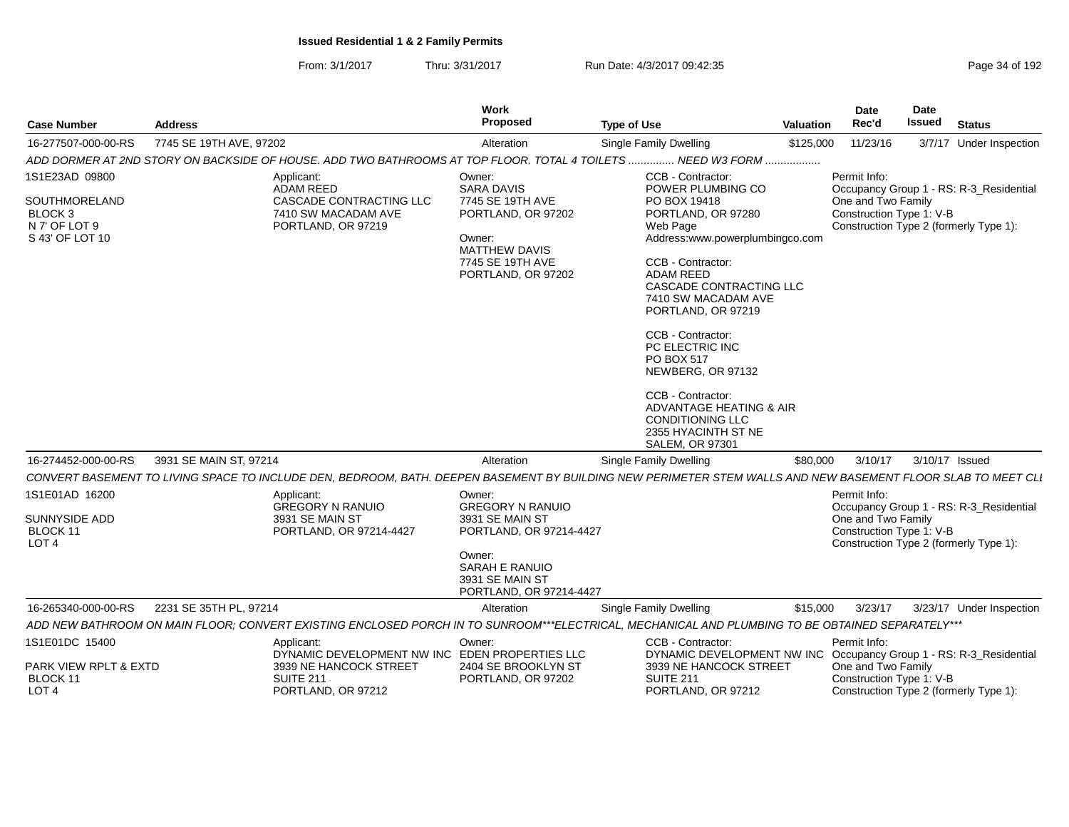**Issued Residential 1 & 2 Family Permits**

From: 3/1/2017 Thru: 3/31/2017 Run Date: 4/3/2017 09:42:35

| Case Number | Address | Work Proposed | Type of Use | Valuation | Date Rec'd | Date Issued | Status |
|---|---|---|---|---|---|---|---|
| 16-277507-000-00-RS | 7745 SE 19TH AVE, 97202 | Alteration | Single Family Dwelling | $125,000 | 11/23/16 | 3/7/17 | Under Inspection |

ADD DORMER AT 2ND STORY ON BACKSIDE OF HOUSE. ADD TWO BATHROOMS AT TOP FLOOR. TOTAL 4 TOILETS .............. NEED W3 FORM .................

1S1E23AD 09800

SOUTHMORELAND
BLOCK 3
N 7' OF LOT 9
S 43' OF LOT 10

Applicant:
ADAM REED
CASCADE CONTRACTING LLC
7410 SW MACADAM AVE
PORTLAND, OR 97219

Owner:
SARA DAVIS
7745 SE 19TH AVE
PORTLAND, OR 97202

Owner:
MATTHEW DAVIS
7745 SE 19TH AVE
PORTLAND, OR 97202

CCB - Contractor:
POWER PLUMBING CO
PO BOX 19418
PORTLAND, OR 97280
Web Page
Address:www.powerplumbingco.com

CCB - Contractor:
ADAM REED
CASCADE CONTRACTING LLC
7410 SW MACADAM AVE
PORTLAND, OR 97219

CCB - Contractor:
PC ELECTRIC INC
PO BOX 517
NEWBERG, OR 97132

CCB - Contractor:
ADVANTAGE HEATING & AIR CONDITIONING LLC
2355 HYACINTH ST NE
SALEM, OR 97301

Permit Info:
Occupancy Group 1 - RS: R-3_Residential One and Two Family
Construction Type 1: V-B
Construction Type 2 (formerly Type 1):

| Case Number | Address | Work Proposed | Type of Use | Valuation | Date Rec'd | Date Issued | Status |
|---|---|---|---|---|---|---|---|
| 16-274452-000-00-RS | 3931 SE MAIN ST, 97214 | Alteration | Single Family Dwelling | $80,000 | 3/10/17 | 3/10/17 | Issued |

CONVERT BASEMENT TO LIVING SPACE TO INCLUDE DEN, BEDROOM, BATH. DEEPEN BASEMENT BY BUILDING NEW PERIMETER STEM WALLS AND NEW BASEMENT FLOOR SLAB TO MEET CLI

1S1E01AD 16200

SUNNYSIDE ADD
BLOCK 11
LOT 4

Applicant:
GREGORY N RANUIO
3931 SE MAIN ST
PORTLAND, OR 97214-4427

Owner:
GREGORY N RANUIO
3931 SE MAIN ST
PORTLAND, OR 97214-4427

Owner:
SARAH E RANUIO
3931 SE MAIN ST
PORTLAND, OR 97214-4427

Permit Info:
Occupancy Group 1 - RS: R-3_Residential One and Two Family
Construction Type 1: V-B
Construction Type 2 (formerly Type 1):

| Case Number | Address | Work Proposed | Type of Use | Valuation | Date Rec'd | Date Issued | Status |
|---|---|---|---|---|---|---|---|
| 16-265340-000-00-RS | 2231 SE 35TH PL, 97214 | Alteration | Single Family Dwelling | $15,000 | 3/23/17 | 3/23/17 | Under Inspection |

ADD NEW BATHROOM ON MAIN FLOOR; CONVERT EXISTING ENCLOSED PORCH IN TO SUNROOM***ELECTRICAL, MECHANICAL AND PLUMBING TO BE OBTAINED SEPARATELY***

1S1E01DC 15400

PARK VIEW RPLT & EXTD
BLOCK 11
LOT 4

Applicant:
DYNAMIC DEVELOPMENT NW INC
3939 NE HANCOCK STREET
SUITE 211
PORTLAND, OR 97212

Owner:
EDEN PROPERTIES LLC
2404 SE BROOKLYN ST
PORTLAND, OR 97202

CCB - Contractor:
DYNAMIC DEVELOPMENT NW INC
3939 NE HANCOCK STREET
SUITE 211
PORTLAND, OR 97212

Permit Info:
Occupancy Group 1 - RS: R-3_Residential One and Two Family
Construction Type 1: V-B
Construction Type 2 (formerly Type 1):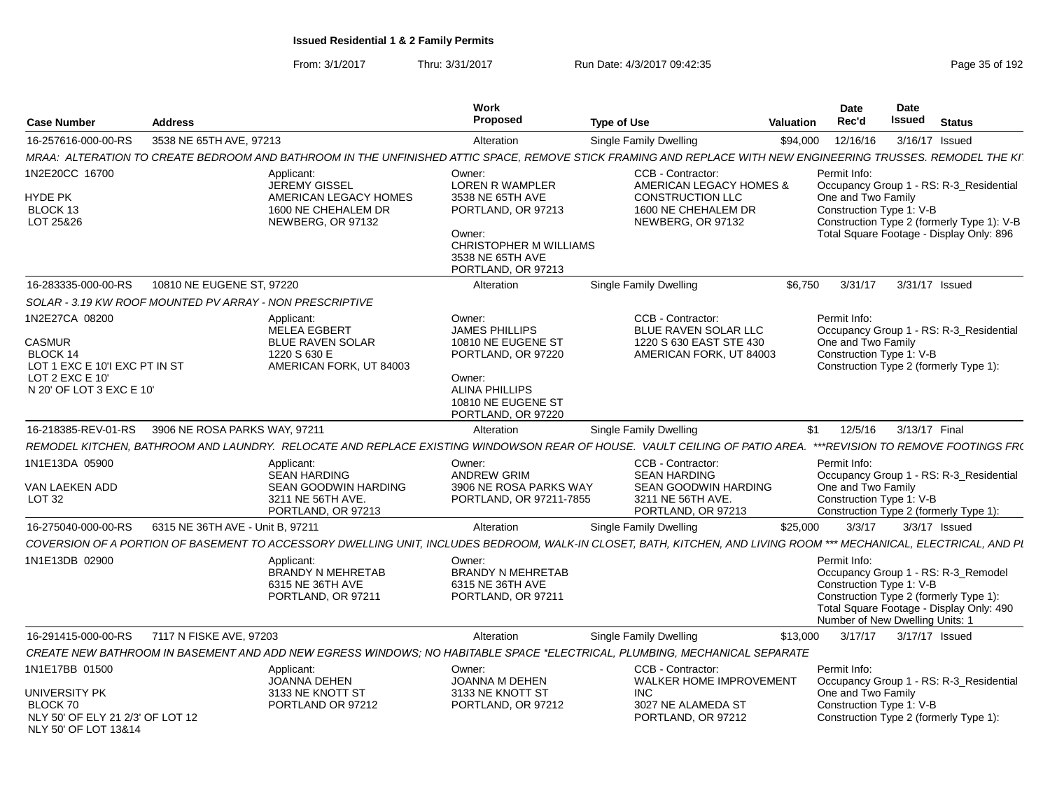# Issued Residential 1 & 2 Family Permits

From: 3/1/2017 Thru: 3/31/2017 Run Date: 4/3/2017 09:42:35

| Case Number | Address | Work Proposed | Type of Use | Valuation | Date Rec'd | Date Issued | Status |
|---|---|---|---|---|---|---|---|
| 16-257616-000-00-RS | 3538 NE 65TH AVE, 97213 | Alteration | Single Family Dwelling | $94,000 | 12/16/16 | 3/16/17 | Issued |

MRAA: ALTERATION TO CREATE BEDROOM AND BATHROOM IN THE UNFINISHED ATTIC SPACE, REMOVE STICK FRAMING AND REPLACE WITH NEW ENGINEERING TRUSSES. REMODEL THE KI

1N2E20CC 16700
HYDE PK
BLOCK 13
LOT 25&26

Applicant:
JEREMY GISSEL
AMERICAN LEGACY HOMES
1600 NE CHEHALEM DR
NEWBERG, OR 97132

Owner:
LOREN R WAMPLER
3538 NE 65TH AVE
PORTLAND, OR 97213

Owner:
CHRISTOPHER M WILLIAMS
3538 NE 65TH AVE
PORTLAND, OR 97213

CCB - Contractor:
AMERICAN LEGACY HOMES &
CONSTRUCTION LLC
1600 NE CHEHALEM DR
NEWBERG, OR 97132

Permit Info:
Occupancy Group 1 - RS: R-3_Residential
One and Two Family
Construction Type 1: V-B
Construction Type 2 (formerly Type 1): V-B
Total Square Footage - Display Only: 896

| Case Number | Address | Work Proposed | Type of Use | Valuation | Date Rec'd | Date Issued | Status |
|---|---|---|---|---|---|---|---|
| 16-283335-000-00-RS | 10810 NE EUGENE ST, 97220 | Alteration | Single Family Dwelling | $6,750 | 3/31/17 | 3/31/17 | Issued |

SOLAR - 3.19 KW ROOF MOUNTED PV ARRAY - NON PRESCRIPTIVE

1N2E27CA 08200
CASMUR
BLOCK 14
LOT 1 EXC E 10'I EXC PT IN ST
LOT 2 EXC E 10'
N 20' OF LOT 3 EXC E 10'

Applicant:
MELEA EGBERT
BLUE RAVEN SOLAR
1220 S 630 E
AMERICAN FORK, UT 84003

Owner:
JAMES PHILLIPS
10810 NE EUGENE ST
PORTLAND, OR 97220

Owner:
ALINA PHILLIPS
10810 NE EUGENE ST
PORTLAND, OR 97220

CCB - Contractor:
BLUE RAVEN SOLAR LLC
1220 S 630 EAST STE 430
AMERICAN FORK, UT 84003

Permit Info:
Occupancy Group 1 - RS: R-3_Residential
One and Two Family
Construction Type 1: V-B
Construction Type 2 (formerly Type 1):

| Case Number | Address | Work Proposed | Type of Use | Valuation | Date Rec'd | Date Issued | Status |
|---|---|---|---|---|---|---|---|
| 16-218385-REV-01-RS | 3906 NE ROSA PARKS WAY, 97211 | Alteration | Single Family Dwelling | $1 | 12/5/16 | 3/13/17 | Final |

REMODEL KITCHEN, BATHROOM AND LAUNDRY. RELOCATE AND REPLACE EXISTING WINDOWSON REAR OF HOUSE. VAULT CEILING OF PATIO AREA. ***REVISION TO REMOVE FOOTINGS FRO

1N1E13DA 05900
VAN LAEKEN ADD
LOT 32

Applicant:
SEAN HARDING
SEAN GOODWIN HARDING
3211 NE 56TH AVE.
PORTLAND, OR 97213

Owner:
ANDREW GRIM
3906 NE ROSA PARKS WAY
PORTLAND, OR 97211-7855

CCB - Contractor:
SEAN HARDING
SEAN GOODWIN HARDING
3211 NE 56TH AVE.
PORTLAND, OR 97213

Permit Info:
Occupancy Group 1 - RS: R-3_Residential
One and Two Family
Construction Type 1: V-B
Construction Type 2 (formerly Type 1):

| Case Number | Address | Work Proposed | Type of Use | Valuation | Date Rec'd | Date Issued | Status |
|---|---|---|---|---|---|---|---|
| 16-275040-000-00-RS | 6315 NE 36TH AVE - Unit B, 97211 | Alteration | Single Family Dwelling | $25,000 | 3/3/17 | 3/3/17 | Issued |

COVERSION OF A PORTION OF BASEMENT TO ACCESSORY DWELLING UNIT, INCLUDES BEDROOM, WALK-IN CLOSET, BATH, KITCHEN, AND LIVING ROOM *** MECHANICAL, ELECTRICAL, AND PL

1N1E13DB 02900

Applicant:
BRANDY N MEHRETAB
6315 NE 36TH AVE
PORTLAND, OR 97211

Owner:
BRANDY N MEHRETAB
6315 NE 36TH AVE
PORTLAND, OR 97211

Permit Info:
Occupancy Group 1 - RS: R-3_Remodel
Construction Type 1: V-B
Construction Type 2 (formerly Type 1):
Total Square Footage - Display Only: 490
Number of New Dwelling Units: 1

| Case Number | Address | Work Proposed | Type of Use | Valuation | Date Rec'd | Date Issued | Status |
|---|---|---|---|---|---|---|---|
| 16-291415-000-00-RS | 7117 N FISKE AVE, 97203 | Alteration | Single Family Dwelling | $13,000 | 3/17/17 | 3/17/17 | Issued |

CREATE NEW BATHROOM IN BASEMENT AND ADD NEW EGRESS WINDOWS; NO HABITABLE SPACE *ELECTRICAL, PLUMBING, MECHANICAL SEPARATE

1N1E17BB 01500
UNIVERSITY PK
BLOCK 70
NLY 50' OF ELY 21 2/3' OF LOT 12
NLY 50' OF LOT 13&14

Applicant:
JOANNA DEHEN
3133 NE KNOTT ST
PORTLAND OR 97212

Owner:
JOANNA M DEHEN
3133 NE KNOTT ST
PORTLAND, OR 97212

CCB - Contractor:
WALKER HOME IMPROVEMENT
INC
3027 NE ALAMEDA ST
PORTLAND, OR 97212

Permit Info:
Occupancy Group 1 - RS: R-3_Residential
One and Two Family
Construction Type 1: V-B
Construction Type 2 (formerly Type 1):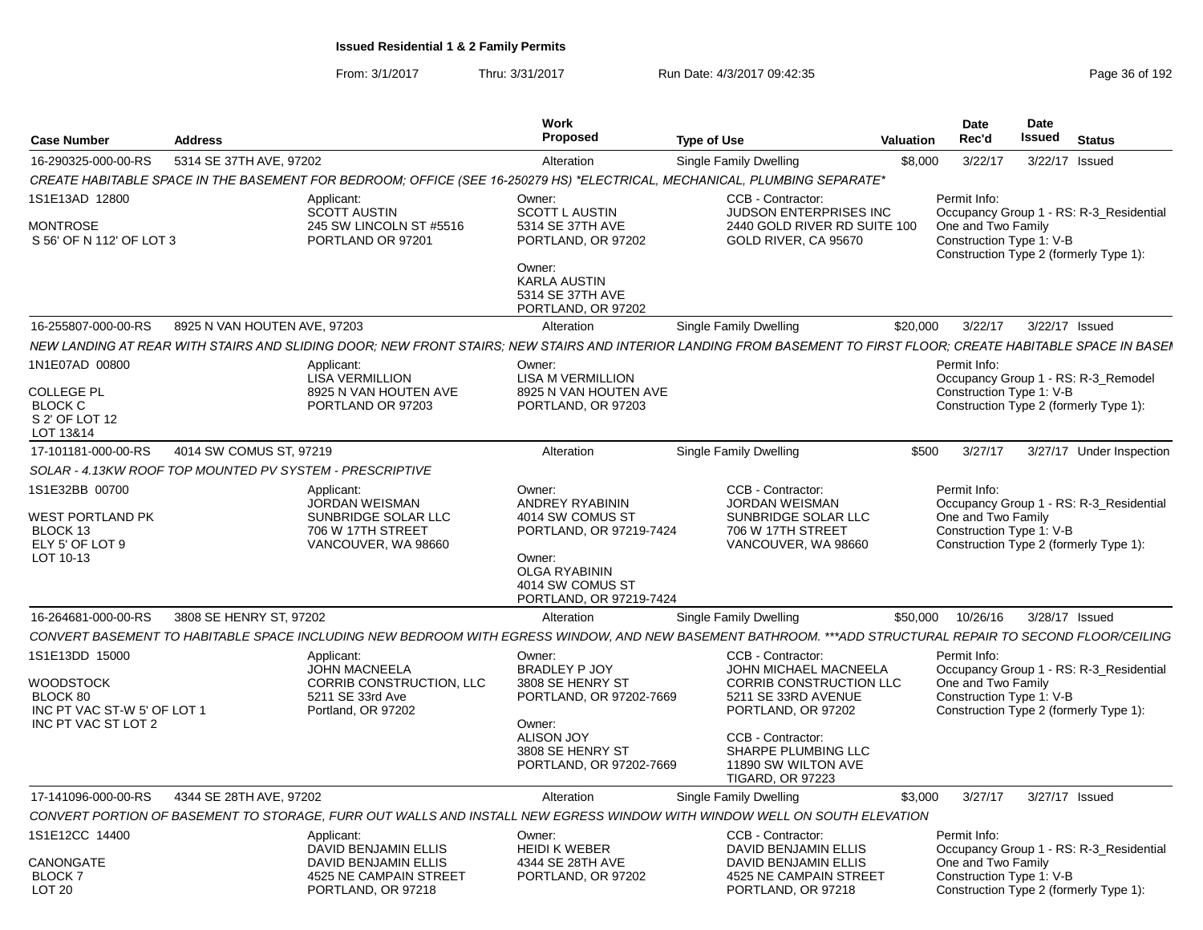**Issued Residential 1 & 2 Family Permits**

From: 3/1/2017 Thru: 3/31/2017 Run Date: 4/3/2017 09:42:35

| Case Number | Address | Work Proposed | Type of Use | Valuation | Date Rec'd | Date Issued | Status |
|---|---|---|---|---|---|---|---|
| 16-290325-000-00-RS | 5314 SE 37TH AVE, 97202 | Alteration | Single Family Dwelling | $8,000 | 3/22/17 | 3/22/17 | Issued |

*CREATE HABITABLE SPACE IN THE BASEMENT FOR BEDROOM; OFFICE (SEE 16-250279 HS) *ELECTRICAL, MECHANICAL, PLUMBING SEPARATE**

1S1E13AD 12800
MONTROSE
S 56' OF N 112' OF LOT 3

Applicant:
SCOTT AUSTIN
245 SW LINCOLN ST #5516
PORTLAND OR 97201

Owner:
SCOTT L AUSTIN
5314 SE 37TH AVE
PORTLAND, OR 97202

Owner:
KARLA AUSTIN
5314 SE 37TH AVE
PORTLAND, OR 97202

CCB - Contractor:
JUDSON ENTERPRISES INC
2440 GOLD RIVER RD SUITE 100
GOLD RIVER, CA 95670

Permit Info:
Occupancy Group 1 - RS: R-3_Residential One and Two Family
Construction Type 1: V-B
Construction Type 2 (formerly Type 1):

| Case Number | Address | Work Proposed | Type of Use | Valuation | Date Rec'd | Date Issued | Status |
|---|---|---|---|---|---|---|---|
| 16-255807-000-00-RS | 8925 N VAN HOUTEN AVE, 97203 | Alteration | Single Family Dwelling | $20,000 | 3/22/17 | 3/22/17 | Issued |

*NEW LANDING AT REAR WITH STAIRS AND SLIDING DOOR; NEW FRONT STAIRS; NEW STAIRS AND INTERIOR LANDING FROM BASEMENT TO FIRST FLOOR; CREATE HABITABLE SPACE IN BASEM*

1N1E07AD 00800
COLLEGE PL
BLOCK C
S 2' OF LOT 12
LOT 13&14

Applicant:
LISA VERMILLION
8925 N VAN HOUTEN AVE
PORTLAND OR 97203

Owner:
LISA M VERMILLION
8925 N VAN HOUTEN AVE
PORTLAND, OR 97203

Permit Info:
Occupancy Group 1 - RS: R-3_Remodel
Construction Type 1: V-B
Construction Type 2 (formerly Type 1):

| Case Number | Address | Work Proposed | Type of Use | Valuation | Date Rec'd | Date Issued | Status |
|---|---|---|---|---|---|---|---|
| 17-101181-000-00-RS | 4014 SW COMUS ST, 97219 | Alteration | Single Family Dwelling | $500 | 3/27/17 | 3/27/17 | Under Inspection |

*SOLAR - 4.13KW ROOF TOP MOUNTED PV SYSTEM - PRESCRIPTIVE*

1S1E32BB 00700
WEST PORTLAND PK
BLOCK 13
ELY 5' OF LOT 9
LOT 10-13

Applicant:
JORDAN WEISMAN
SUNBRIDGE SOLAR LLC
706 W 17TH STREET
VANCOUVER, WA 98660

Owner:
ANDREY RYABININ
4014 SW COMUS ST
PORTLAND, OR 97219-7424

Owner:
OLGA RYABININ
4014 SW COMUS ST
PORTLAND, OR 97219-7424

CCB - Contractor:
JORDAN WEISMAN
SUNBRIDGE SOLAR LLC
706 W 17TH STREET
VANCOUVER, WA 98660

Permit Info:
Occupancy Group 1 - RS: R-3_Residential One and Two Family
Construction Type 1: V-B
Construction Type 2 (formerly Type 1):

| Case Number | Address | Work Proposed | Type of Use | Valuation | Date Rec'd | Date Issued | Status |
|---|---|---|---|---|---|---|---|
| 16-264681-000-00-RS | 3808 SE HENRY ST, 97202 | Alteration | Single Family Dwelling | $50,000 | 10/26/16 | 3/28/17 | Issued |

*CONVERT BASEMENT TO HABITABLE SPACE INCLUDING NEW BEDROOM WITH EGRESS WINDOW, AND NEW BASEMENT BATHROOM. ***ADD STRUCTURAL REPAIR TO SECOND FLOOR/CEILING*

1S1E13DD 15000
WOODSTOCK
BLOCK 80
INC PT VAC ST-W 5' OF LOT 1
INC PT VAC ST LOT 2

Applicant:
JOHN MACNEELA
CORRIB CONSTRUCTION, LLC
5211 SE 33rd Ave
Portland, OR 97202

Owner:
BRADLEY P JOY
3808 SE HENRY ST
PORTLAND, OR 97202-7669

Owner:
ALISON JOY
3808 SE HENRY ST
PORTLAND, OR 97202-7669

CCB - Contractor:
JOHN MICHAEL MACNEELA
CORRIB CONSTRUCTION LLC
5211 SE 33RD AVENUE
PORTLAND, OR 97202

CCB - Contractor:
SHARPE PLUMBING LLC
11890 SW WILTON AVE
TIGARD, OR 97223

Permit Info:
Occupancy Group 1 - RS: R-3_Residential One and Two Family
Construction Type 1: V-B
Construction Type 2 (formerly Type 1):

| Case Number | Address | Work Proposed | Type of Use | Valuation | Date Rec'd | Date Issued | Status |
|---|---|---|---|---|---|---|---|
| 17-141096-000-00-RS | 4344 SE 28TH AVE, 97202 | Alteration | Single Family Dwelling | $3,000 | 3/27/17 | 3/27/17 | Issued |

*CONVERT PORTION OF BASEMENT TO STORAGE, FURR OUT WALLS AND INSTALL NEW EGRESS WINDOW WITH WINDOW WELL ON SOUTH ELEVATION*

1S1E12CC 14400
CANONGATE
BLOCK 7
LOT 20

Applicant:
DAVID BENJAMIN ELLIS
DAVID BENJAMIN ELLIS
4525 NE CAMPAIN STREET
PORTLAND, OR 97218

Owner:
HEIDI K WEBER
4344 SE 28TH AVE
PORTLAND, OR 97202

CCB - Contractor:
DAVID BENJAMIN ELLIS
DAVID BENJAMIN ELLIS
4525 NE CAMPAIN STREET
PORTLAND, OR 97218

Permit Info:
Occupancy Group 1 - RS: R-3_Residential One and Two Family
Construction Type 1: V-B
Construction Type 2 (formerly Type 1):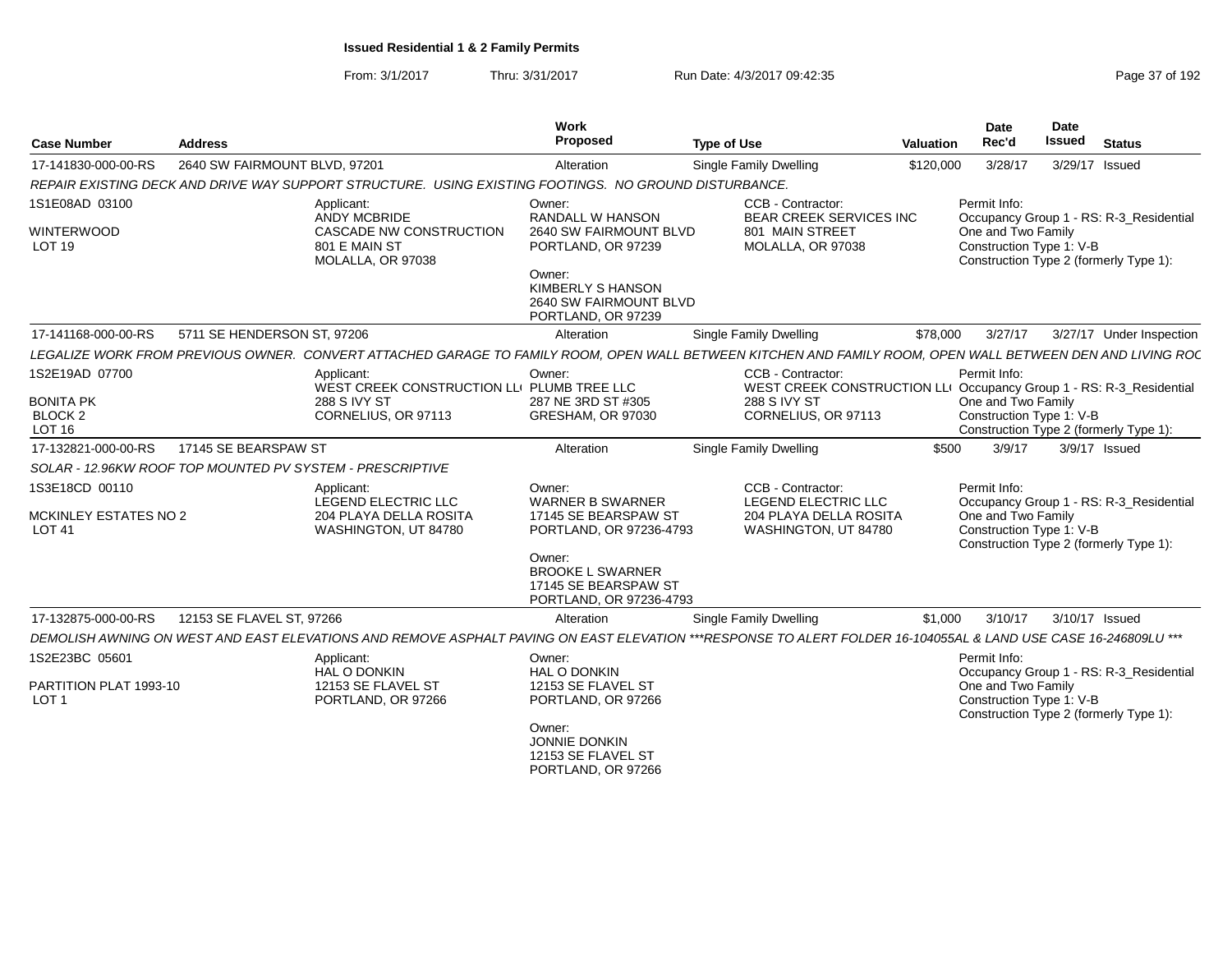**Issued Residential 1 & 2 Family Permits**

From: 3/1/2017 Thru: 3/31/2017 Run Date: 4/3/2017 09:42:35

| Case Number | Address | Work Proposed | Type of Use | Valuation | Date Rec'd | Date Issued | Status |
|---|---|---|---|---|---|---|---|
| 17-141830-000-00-RS | 2640 SW FAIRMOUNT BLVD, 97201 | Alteration | Single Family Dwelling | $120,000 | 3/28/17 | 3/29/17 | Issued |

REPAIR EXISTING DECK AND DRIVE WAY SUPPORT STRUCTURE. USING EXISTING FOOTINGS. NO GROUND DISTURBANCE.

1S1E08AD 03100
WINTERWOOD
LOT 19

Applicant:
ANDY MCBRIDE
CASCADE NW CONSTRUCTION
801 E MAIN ST
MOLALLA, OR 97038

Owner:
RANDALL W HANSON
2640 SW FAIRMOUNT BLVD
PORTLAND, OR 97239

Owner:
KIMBERLY S HANSON
2640 SW FAIRMOUNT BLVD
PORTLAND, OR 97239

CCB - Contractor:
BEAR CREEK SERVICES INC
801 MAIN STREET
MOLALLA, OR 97038

Permit Info:
Occupancy Group 1 - RS: R-3_Residential One and Two Family
Construction Type 1: V-B
Construction Type 2 (formerly Type 1):

| Case Number | Address | Work Proposed | Type of Use | Valuation | Date Rec'd | Date Issued | Status |
|---|---|---|---|---|---|---|---|
| 17-141168-000-00-RS | 5711 SE HENDERSON ST, 97206 | Alteration | Single Family Dwelling | $78,000 | 3/27/17 | 3/27/17 | Under Inspection |

LEGALIZE WORK FROM PREVIOUS OWNER. CONVERT ATTACHED GARAGE TO FAMILY ROOM, OPEN WALL BETWEEN KITCHEN AND FAMILY ROOM, OPEN WALL BETWEEN DEN AND LIVING ROC

1S2E19AD 07700
BONITA PK
BLOCK 2
LOT 16

Applicant:
WEST CREEK CONSTRUCTION LL(
288 S IVY ST
CORNELIUS, OR 97113

Owner:
PLUMB TREE LLC
287 NE 3RD ST #305
GRESHAM, OR 97030

CCB - Contractor:
WEST CREEK CONSTRUCTION LL(
288 S IVY ST
CORNELIUS, OR 97113

Permit Info:
Occupancy Group 1 - RS: R-3_Residential One and Two Family
Construction Type 1: V-B
Construction Type 2 (formerly Type 1):

| Case Number | Address | Work Proposed | Type of Use | Valuation | Date Rec'd | Date Issued | Status |
|---|---|---|---|---|---|---|---|
| 17-132821-000-00-RS | 17145 SE BEARSPAW ST | Alteration | Single Family Dwelling | $500 | 3/9/17 | 3/9/17 | Issued |

SOLAR - 12.96KW ROOF TOP MOUNTED PV SYSTEM - PRESCRIPTIVE

1S3E18CD 00110
MCKINLEY ESTATES NO 2
LOT 41

Applicant:
LEGEND ELECTRIC LLC
204 PLAYA DELLA ROSITA
WASHINGTON, UT 84780

Owner:
WARNER B SWARNER
17145 SE BEARSPAW ST
PORTLAND, OR 97236-4793

Owner:
BROOKE L SWARNER
17145 SE BEARSPAW ST
PORTLAND, OR 97236-4793

CCB - Contractor:
LEGEND ELECTRIC LLC
204 PLAYA DELLA ROSITA
WASHINGTON, UT 84780

Permit Info:
Occupancy Group 1 - RS: R-3_Residential One and Two Family
Construction Type 1: V-B
Construction Type 2 (formerly Type 1):

| Case Number | Address | Work Proposed | Type of Use | Valuation | Date Rec'd | Date Issued | Status |
|---|---|---|---|---|---|---|---|
| 17-132875-000-00-RS | 12153 SE FLAVEL ST, 97266 | Alteration | Single Family Dwelling | $1,000 | 3/10/17 | 3/10/17 | Issued |

DEMOLISH AWNING ON WEST AND EAST ELEVATIONS AND REMOVE ASPHALT PAVING ON EAST ELEVATION ***RESPONSE TO ALERT FOLDER 16-104055AL & LAND USE CASE 16-246809LU ***

1S2E23BC 05601
PARTITION PLAT 1993-10
LOT 1

Applicant:
HAL O DONKIN
12153 SE FLAVEL ST
PORTLAND, OR 97266

Owner:
HAL O DONKIN
12153 SE FLAVEL ST
PORTLAND, OR 97266

Owner:
JONNIE DONKIN
12153 SE FLAVEL ST
PORTLAND, OR 97266

Permit Info:
Occupancy Group 1 - RS: R-3_Residential One and Two Family
Construction Type 1: V-B
Construction Type 2 (formerly Type 1):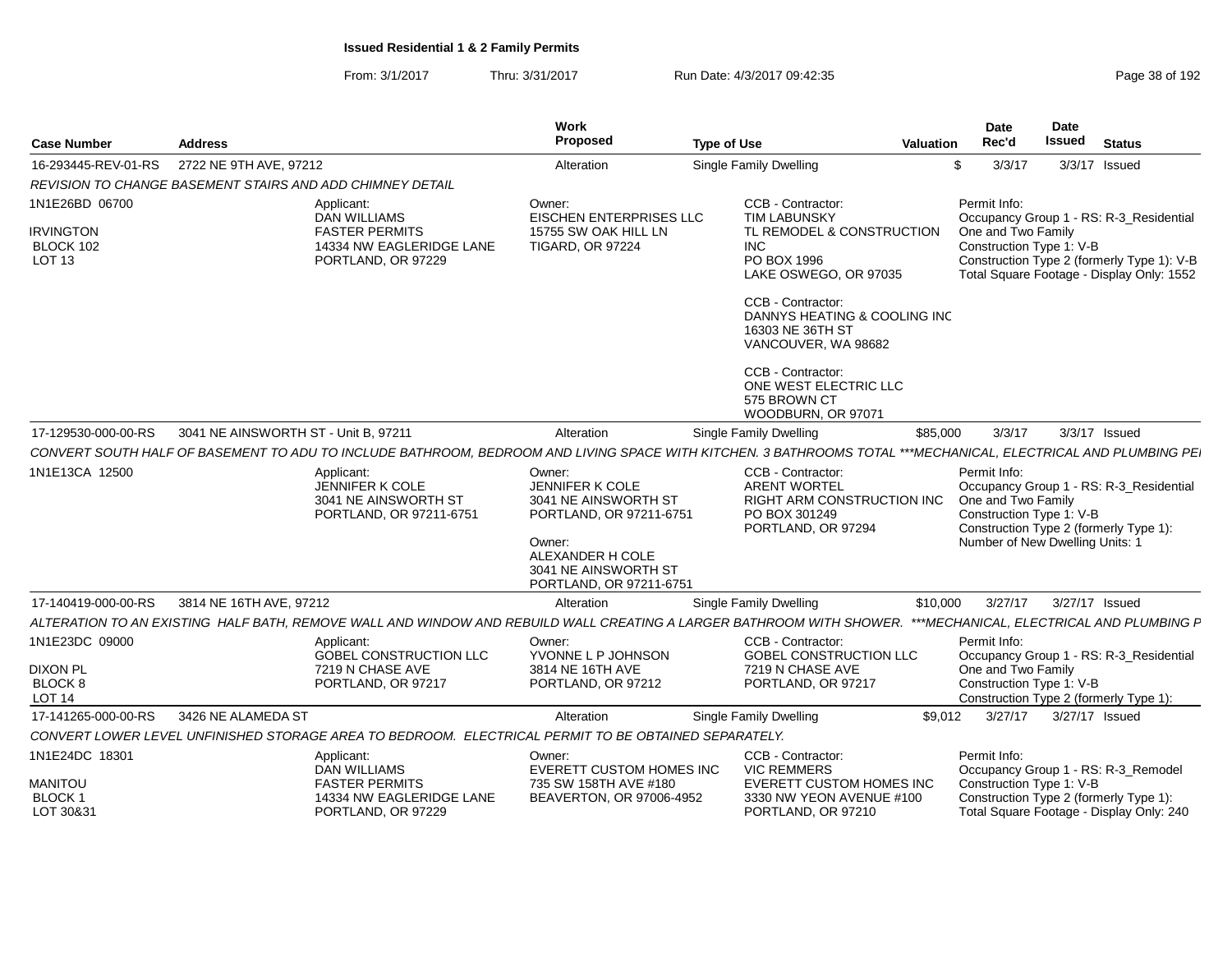**Issued Residential 1 & 2 Family Permits**

From: 3/1/2017 Thru: 3/31/2017 Run Date: 4/3/2017 09:42:35

| Case Number | Address | Work Proposed | Type of Use | Valuation | Date Rec'd | Date Issued | Status |
|---|---|---|---|---|---|---|---|
| 16-293445-REV-01-RS | 2722 NE 9TH AVE, 97212 | Alteration | Single Family Dwelling | $ | 3/3/17 | 3/3/17 | Issued |

REVISION TO CHANGE BASEMENT STAIRS AND ADD CHIMNEY DETAIL

1N1E26BD 06700
IRVINGTON
BLOCK 102
LOT 13

Applicant:
DAN WILLIAMS
FASTER PERMITS
14334 NW EAGLERIDGE LANE
PORTLAND, OR 97229

Owner:
EISCHEN ENTERPRISES LLC
15755 SW OAK HILL LN
TIGARD, OR 97224

CCB - Contractor:
TIM LABUNSKY
TL REMODEL & CONSTRUCTION INC
PO BOX 1996
LAKE OSWEGO, OR 97035

CCB - Contractor:
DANNYS HEATING & COOLING INC
16303 NE 36TH ST
VANCOUVER, WA 98682

CCB - Contractor:
ONE WEST ELECTRIC LLC
575 BROWN CT
WOODBURN, OR 97071

Permit Info:
Occupancy Group 1 - RS: R-3_Residential One and Two Family
Construction Type 1: V-B
Construction Type 2 (formerly Type 1): V-B
Total Square Footage - Display Only: 1552

| Case Number | Address | Work Proposed | Type of Use | Valuation | Date Rec'd | Date Issued | Status |
|---|---|---|---|---|---|---|---|
| 17-129530-000-00-RS | 3041 NE AINSWORTH ST - Unit B, 97211 | Alteration | Single Family Dwelling | $85,000 | 3/3/17 | 3/3/17 | Issued |

CONVERT SOUTH HALF OF BASEMENT TO ADU TO INCLUDE BATHROOM, BEDROOM AND LIVING SPACE WITH KITCHEN. 3 BATHROOMS TOTAL ***MECHANICAL, ELECTRICAL AND PLUMBING PEI

1N1E13CA 12500

Applicant:
JENNIFER K COLE
3041 NE AINSWORTH ST
PORTLAND, OR 97211-6751

Owner:
JENNIFER K COLE
3041 NE AINSWORTH ST
PORTLAND, OR 97211-6751

Owner:
ALEXANDER H COLE
3041 NE AINSWORTH ST
PORTLAND, OR 97211-6751

CCB - Contractor:
ARENT WORTEL
RIGHT ARM CONSTRUCTION INC
PO BOX 301249
PORTLAND, OR 97294

Permit Info:
Occupancy Group 1 - RS: R-3_Residential One and Two Family
Construction Type 1: V-B
Construction Type 2 (formerly Type 1):
Number of New Dwelling Units: 1

| Case Number | Address | Work Proposed | Type of Use | Valuation | Date Rec'd | Date Issued | Status |
|---|---|---|---|---|---|---|---|
| 17-140419-000-00-RS | 3814 NE 16TH AVE, 97212 | Alteration | Single Family Dwelling | $10,000 | 3/27/17 | 3/27/17 | Issued |

ALTERATION TO AN EXISTING HALF BATH, REMOVE WALL AND WINDOW AND REBUILD WALL CREATING A LARGER BATHROOM WITH SHOWER. ***MECHANICAL, ELECTRICAL AND PLUMBING P

1N1E23DC 09000
DIXON PL
BLOCK 8
LOT 14

Applicant:
GOBEL CONSTRUCTION LLC
7219 N CHASE AVE
PORTLAND, OR 97217

Owner:
YVONNE L P JOHNSON
3814 NE 16TH AVE
PORTLAND, OR 97212

CCB - Contractor:
GOBEL CONSTRUCTION LLC
7219 N CHASE AVE
PORTLAND, OR 97217

Permit Info:
Occupancy Group 1 - RS: R-3_Residential One and Two Family
Construction Type 1: V-B
Construction Type 2 (formerly Type 1):

| Case Number | Address | Work Proposed | Type of Use | Valuation | Date Rec'd | Date Issued | Status |
|---|---|---|---|---|---|---|---|
| 17-141265-000-00-RS | 3426 NE ALAMEDA ST | Alteration | Single Family Dwelling | $9,012 | 3/27/17 | 3/27/17 | Issued |

CONVERT LOWER LEVEL UNFINISHED STORAGE AREA TO BEDROOM. ELECTRICAL PERMIT TO BE OBTAINED SEPARATELY.

1N1E24DC 18301
MANITOU
BLOCK 1
LOT 30&31

Applicant:
DAN WILLIAMS
FASTER PERMITS
14334 NW EAGLERIDGE LANE
PORTLAND, OR 97229

Owner:
EVERETT CUSTOM HOMES INC
735 SW 158TH AVE #180
BEAVERTON, OR 97006-4952

CCB - Contractor:
VIC REMMERS
EVERETT CUSTOM HOMES INC
3330 NW YEON AVENUE #100
PORTLAND, OR 97210

Permit Info:
Occupancy Group 1 - RS: R-3_Remodel
Construction Type 1: V-B
Construction Type 2 (formerly Type 1):
Total Square Footage - Display Only: 240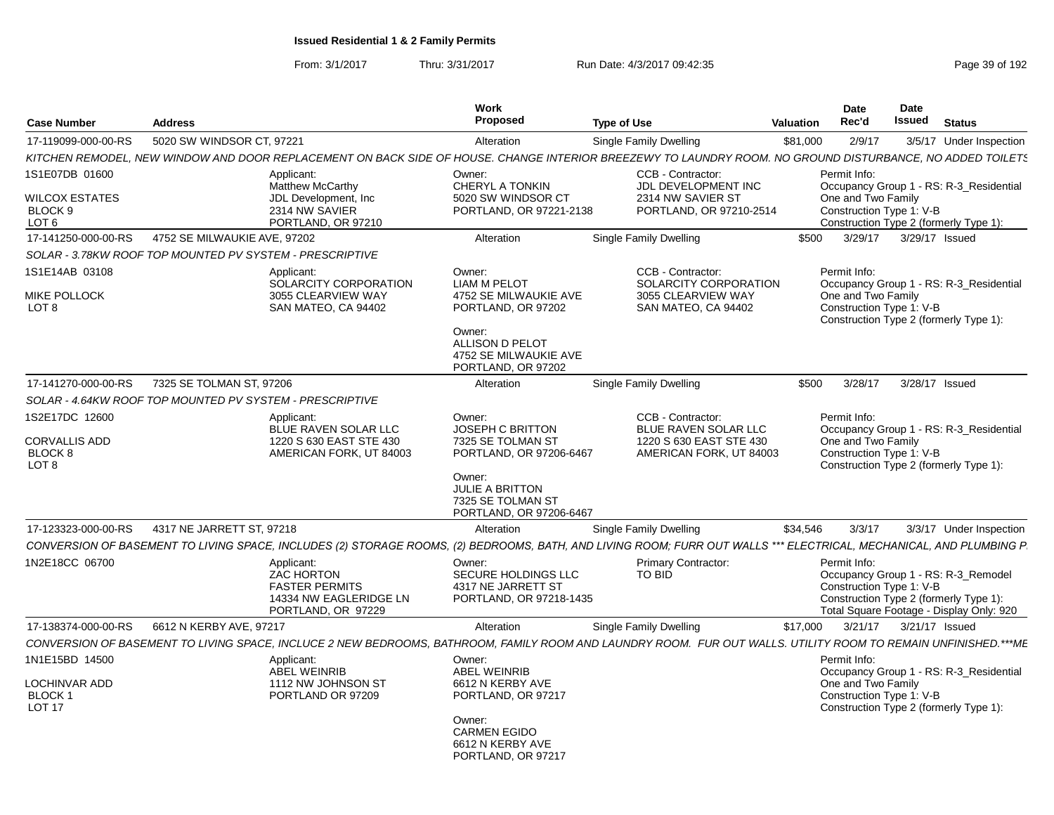# Issued Residential 1 & 2 Family Permits

From: 3/1/2017 Thru: 3/31/2017 Run Date: 4/3/2017 09:42:35

| Case Number | Address | Work Proposed | Type of Use | Valuation | Date Rec'd | Date Issued | Status |
|---|---|---|---|---|---|---|---|
| 17-119099-000-00-RS | 5020 SW WINDSOR CT, 97221 | Alteration | Single Family Dwelling | $81,000 | 2/9/17 | 3/5/17 | Under Inspection |

KITCHEN REMODEL, NEW WINDOW AND DOOR REPLACEMENT ON BACK SIDE OF HOUSE. CHANGE INTERIOR BREEZEWY TO LAUNDRY ROOM. NO GROUND DISTURBANCE, NO ADDED TOILETS

1S1E07DB 01600
WILCOX ESTATES
BLOCK 9
LOT 6

Applicant: Matthew McCarthy, JDL Development, Inc, 2314 NW SAVIER, PORTLAND, OR 97210

Owner: CHERYL A TONKIN, 5020 SW WINDSOR CT, PORTLAND, OR 97221-2138

CCB - Contractor: JDL DEVELOPMENT INC, 2314 NW SAVIER ST, PORTLAND, OR 97210-2514

Permit Info: Occupancy Group 1 - RS: R-3_Residential One and Two Family; Construction Type 1: V-B; Construction Type 2 (formerly Type 1):

| Case Number | Address | Work Proposed | Type of Use | Valuation | Date Rec'd | Date Issued | Status |
|---|---|---|---|---|---|---|---|
| 17-141250-000-00-RS | 4752 SE MILWAUKIE AVE, 97202 | Alteration | Single Family Dwelling | $500 | 3/29/17 | 3/29/17 | Issued |

SOLAR - 3.78KW ROOF TOP MOUNTED PV SYSTEM - PRESCRIPTIVE

1S1E14AB 03108
MIKE POLLOCK
LOT 8

Applicant: SOLARCITY CORPORATION, 3055 CLEARVIEW WAY, SAN MATEO, CA 94402

Owner: LIAM M PELOT, 4752 SE MILWAUKIE AVE, PORTLAND, OR 97202

Owner: ALLISON D PELOT, 4752 SE MILWAUKIE AVE, PORTLAND, OR 97202

CCB - Contractor: SOLARCITY CORPORATION, 3055 CLEARVIEW WAY, SAN MATEO, CA 94402

Permit Info: Occupancy Group 1 - RS: R-3_Residential One and Two Family; Construction Type 1: V-B; Construction Type 2 (formerly Type 1):

| Case Number | Address | Work Proposed | Type of Use | Valuation | Date Rec'd | Date Issued | Status |
|---|---|---|---|---|---|---|---|
| 17-141270-000-00-RS | 7325 SE TOLMAN ST, 97206 | Alteration | Single Family Dwelling | $500 | 3/28/17 | 3/28/17 | Issued |

SOLAR - 4.64KW ROOF TOP MOUNTED PV SYSTEM - PRESCRIPTIVE

1S2E17DC 12600
CORVALLIS ADD
BLOCK 8
LOT 8

Applicant: BLUE RAVEN SOLAR LLC, 1220 S 630 EAST STE 430, AMERICAN FORK, UT 84003

Owner: JOSEPH C BRITTON, 7325 SE TOLMAN ST, PORTLAND, OR 97206-6467

Owner: JULIE A BRITTON, 7325 SE TOLMAN ST, PORTLAND, OR 97206-6467

CCB - Contractor: BLUE RAVEN SOLAR LLC, 1220 S 630 EAST STE 430, AMERICAN FORK, UT 84003

Permit Info: Occupancy Group 1 - RS: R-3_Residential One and Two Family; Construction Type 1: V-B; Construction Type 2 (formerly Type 1):

| Case Number | Address | Work Proposed | Type of Use | Valuation | Date Rec'd | Date Issued | Status |
|---|---|---|---|---|---|---|---|
| 17-123323-000-00-RS | 4317 NE JARRETT ST, 97218 | Alteration | Single Family Dwelling | $34,546 | 3/3/17 | 3/3/17 | Under Inspection |

CONVERSION OF BASEMENT TO LIVING SPACE, INCLUDES (2) STORAGE ROOMS, (2) BEDROOMS, BATH, AND LIVING ROOM; FURR OUT WALLS *** ELECTRICAL, MECHANICAL, AND PLUMBING P

1N2E18CC 06700

Applicant: ZAC HORTON, FASTER PERMITS, 14334 NW EAGLERIDGE LN, PORTLAND, OR 97229

Owner: SECURE HOLDINGS LLC, 4317 NE JARRETT ST, PORTLAND, OR 97218-1435

Primary Contractor: TO BID

Permit Info: Occupancy Group 1 - RS: R-3_Remodel; Construction Type 1: V-B; Construction Type 2 (formerly Type 1):; Total Square Footage - Display Only: 920

| Case Number | Address | Work Proposed | Type of Use | Valuation | Date Rec'd | Date Issued | Status |
|---|---|---|---|---|---|---|---|
| 17-138374-000-00-RS | 6612 N KERBY AVE, 97217 | Alteration | Single Family Dwelling | $17,000 | 3/21/17 | 3/21/17 | Issued |

CONVERSION OF BASEMENT TO LIVING SPACE, INCLUCE 2 NEW BEDROOMS, BATHROOM, FAMILY ROOM AND LAUNDRY ROOM. FUR OUT WALLS. UTILITY ROOM TO REMAIN UNFINISHED.***ME

1N1E15BD 14500
LOCHINVAR ADD
BLOCK 1
LOT 17

Applicant: ABEL WEINRIB, 1112 NW JOHNSON ST, PORTLAND OR 97209

Owner: ABEL WEINRIB, 6612 N KERBY AVE, PORTLAND, OR 97217

Owner: CARMEN EGIDO, 6612 N KERBY AVE, PORTLAND, OR 97217

Permit Info: Occupancy Group 1 - RS: R-3_Residential One and Two Family; Construction Type 1: V-B; Construction Type 2 (formerly Type 1):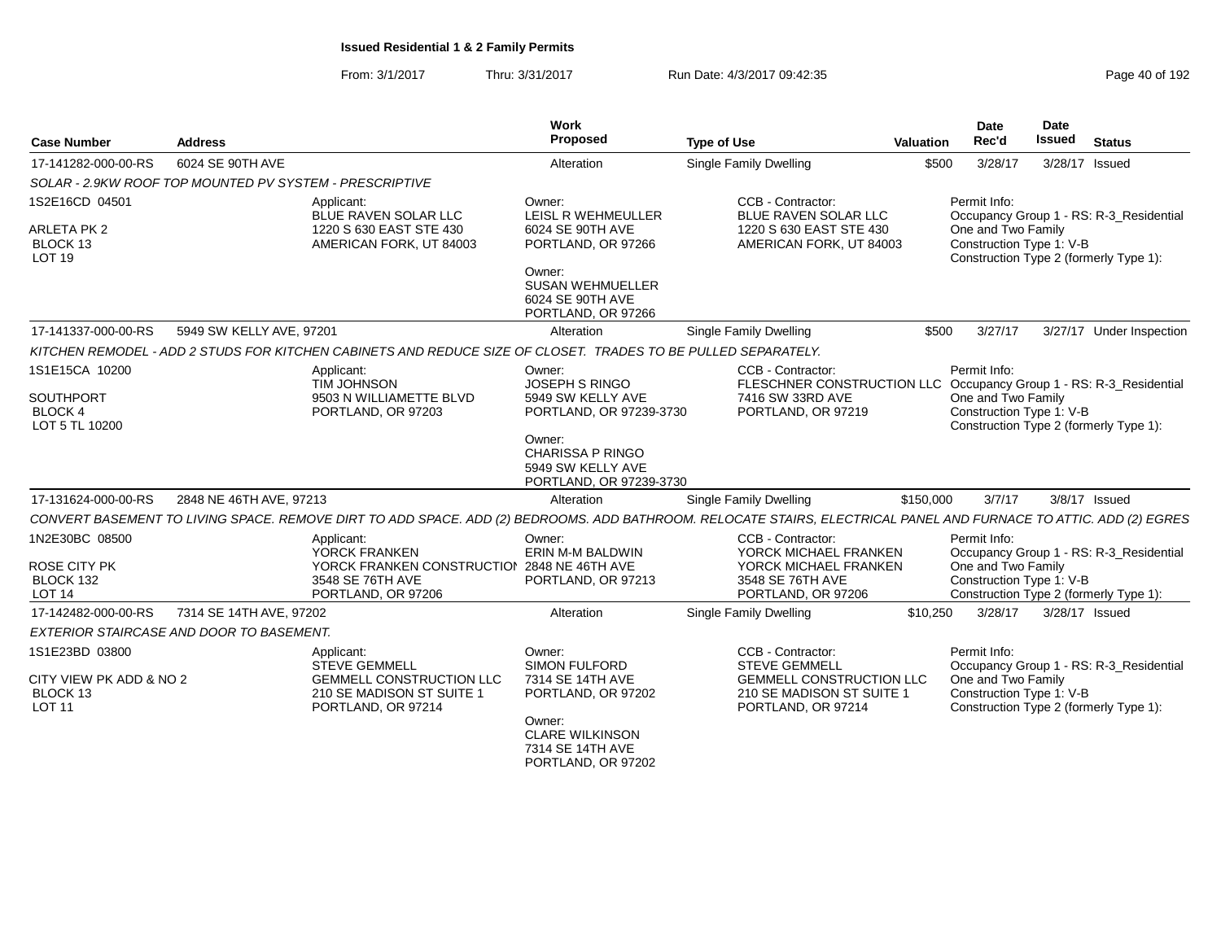# Issued Residential 1 & 2 Family Permits

From: 3/1/2017 Thru: 3/31/2017 Run Date: 4/3/2017 09:42:35

| Case Number | Address | Work Proposed | Type of Use | Valuation | Date Rec'd | Date Issued | Status |
|---|---|---|---|---|---|---|---|
| 17-141282-000-00-RS | 6024 SE 90TH AVE | Alteration | Single Family Dwelling | $500 | 3/28/17 | 3/28/17 | Issued |

SOLAR - 2.9KW ROOF TOP MOUNTED PV SYSTEM - PRESCRIPTIVE

1S2E16CD 04501
ARLETA PK 2
BLOCK 13
LOT 19

Applicant: BLUE RAVEN SOLAR LLC, 1220 S 630 EAST STE 430, AMERICAN FORK, UT 84003

Owner: LEISL R WEHMEULLER, 6024 SE 90TH AVE, PORTLAND, OR 97266

Owner: SUSAN WEHMUELLER, 6024 SE 90TH AVE, PORTLAND, OR 97266

CCB - Contractor: BLUE RAVEN SOLAR LLC, 1220 S 630 EAST STE 430, AMERICAN FORK, UT 84003

Permit Info: Occupancy Group 1 - RS: R-3_Residential One and Two Family; Construction Type 1: V-B; Construction Type 2 (formerly Type 1):

| Case Number | Address | Work Proposed | Type of Use | Valuation | Date Rec'd | Date Issued | Status |
|---|---|---|---|---|---|---|---|
| 17-141337-000-00-RS | 5949 SW KELLY AVE, 97201 | Alteration | Single Family Dwelling | $500 | 3/27/17 | 3/27/17 | Under Inspection |

KITCHEN REMODEL - ADD 2 STUDS FOR KITCHEN CABINETS AND REDUCE SIZE OF CLOSET. TRADES TO BE PULLED SEPARATELY.

1S1E15CA 10200
SOUTHPORT
BLOCK 4
LOT 5 TL 10200

Applicant: TIM JOHNSON, 9503 N WILLIAMETTE BLVD, PORTLAND, OR 97203

Owner: JOSEPH S RINGO, 5949 SW KELLY AVE, PORTLAND, OR 97239-3730

Owner: CHARISSA P RINGO, 5949 SW KELLY AVE, PORTLAND, OR 97239-3730

CCB - Contractor: FLESCHNER CONSTRUCTION LLC, 7416 SW 33RD AVE, PORTLAND, OR 97219

Permit Info: Occupancy Group 1 - RS: R-3_Residential One and Two Family; Construction Type 1: V-B; Construction Type 2 (formerly Type 1):

| Case Number | Address | Work Proposed | Type of Use | Valuation | Date Rec'd | Date Issued | Status |
|---|---|---|---|---|---|---|---|
| 17-131624-000-00-RS | 2848 NE 46TH AVE, 97213 | Alteration | Single Family Dwelling | $150,000 | 3/7/17 | 3/8/17 | Issued |

CONVERT BASEMENT TO LIVING SPACE. REMOVE DIRT TO ADD SPACE. ADD (2) BEDROOMS. ADD BATHROOM. RELOCATE STAIRS, ELECTRICAL PANEL AND FURNACE TO ATTIC. ADD (2) EGRES

1N2E30BC 08500
ROSE CITY PK
BLOCK 132
LOT 14

Applicant: YORCK FRANKEN, YORCK FRANKEN CONSTRUCTIOI, 3548 SE 76TH AVE, PORTLAND, OR 97206

Owner: ERIN M-M BALDWIN, 2848 NE 46TH AVE, PORTLAND, OR 97213

CCB - Contractor: YORCK MICHAEL FRANKEN, YORCK MICHAEL FRANKEN, 3548 SE 76TH AVE, PORTLAND, OR 97206

Permit Info: Occupancy Group 1 - RS: R-3_Residential One and Two Family; Construction Type 1: V-B; Construction Type 2 (formerly Type 1):

| Case Number | Address | Work Proposed | Type of Use | Valuation | Date Rec'd | Date Issued | Status |
|---|---|---|---|---|---|---|---|
| 17-142482-000-00-RS | 7314 SE 14TH AVE, 97202 | Alteration | Single Family Dwelling | $10,250 | 3/28/17 | 3/28/17 | Issued |

EXTERIOR STAIRCASE AND DOOR TO BASEMENT.

1S1E23BD 03800
CITY VIEW PK ADD & NO 2
BLOCK 13
LOT 11

Applicant: STEVE GEMMELL, GEMMELL CONSTRUCTION LLC, 210 SE MADISON ST SUITE 1, PORTLAND, OR 97214

Owner: SIMON FULFORD, 7314 SE 14TH AVE, PORTLAND, OR 97202

Owner: CLARE WILKINSON, 7314 SE 14TH AVE, PORTLAND, OR 97202

CCB - Contractor: STEVE GEMMELL, GEMMELL CONSTRUCTION LLC, 210 SE MADISON ST SUITE 1, PORTLAND, OR 97214

Permit Info: Occupancy Group 1 - RS: R-3_Residential One and Two Family; Construction Type 1: V-B; Construction Type 2 (formerly Type 1):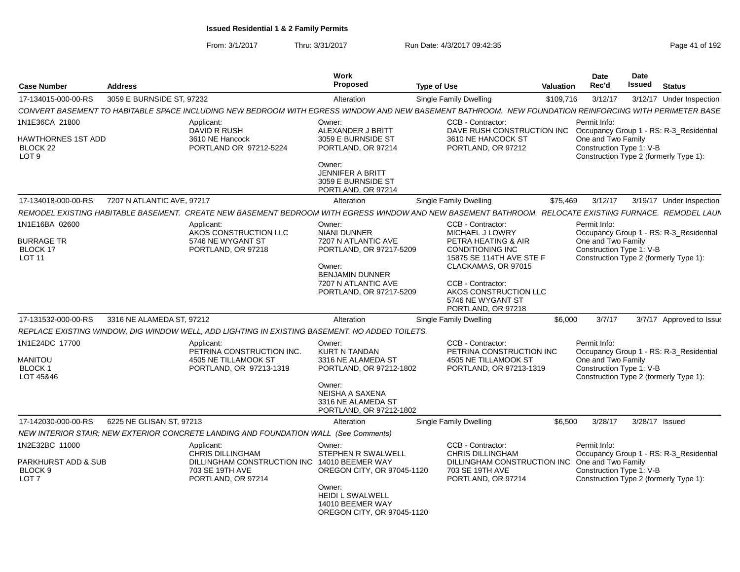# Issued Residential 1 & 2 Family Permits

From: 3/1/2017 Thru: 3/31/2017 Run Date: 4/3/2017 09:42:35

| Case Number | Address | Work Proposed | Type of Use | Valuation | Date Rec'd | Date Issued | Status |
|---|---|---|---|---|---|---|---|
| 17-134015-000-00-RS | 3059 E BURNSIDE ST, 97232 | Alteration | Single Family Dwelling | $109,716 | 3/12/17 | 3/12/17 | Under Inspection |

CONVERT BASEMENT TO HABITABLE SPACE INCLUDING NEW BEDROOM WITH EGRESS WINDOW AND NEW BASEMENT BATHROOM. NEW FOUNDATION REINFORCING WITH PERIMETER BASE

1N1E36CA 21800
HAWTHORNES 1ST ADD
BLOCK 22
LOT 9

Applicant: DAVID R RUSH, 3610 NE Hancock, PORTLAND OR 97212-5224

Owner: ALEXANDER J BRITT, 3059 E BURNSIDE ST, PORTLAND, OR 97214
Owner: JENNIFER A BRITT, 3059 E BURNSIDE ST, PORTLAND, OR 97214

CCB - Contractor: DAVE RUSH CONSTRUCTION INC, 3610 NE HANCOCK ST, PORTLAND, OR 97212

Permit Info: Occupancy Group 1 - RS: R-3_Residential One and Two Family; Construction Type 1: V-B; Construction Type 2 (formerly Type 1):

| Case Number | Address | Work Proposed | Type of Use | Valuation | Date Rec'd | Date Issued | Status |
|---|---|---|---|---|---|---|---|
| 17-134018-000-00-RS | 7207 N ATLANTIC AVE, 97217 | Alteration | Single Family Dwelling | $75,469 | 3/12/17 | 3/19/17 | Under Inspection |

REMODEL EXISTING HABITABLE BASEMENT. CREATE NEW BASEMENT BEDROOM WITH EGRESS WINDOW AND NEW BASEMENT BATHROOM. RELOCATE EXISTING FURNACE. REMODEL LAUN

1N1E16BA 02600
BURRAGE TR
BLOCK 17
LOT 11

Applicant: AKOS CONSTRUCTION LLC, 5746 NE WYGANT ST, PORTLAND, OR 97218

Owner: NIANI DUNNER, 7207 N ATLANTIC AVE, PORTLAND, OR 97217-5209
Owner: BENJAMIN DUNNER, 7207 N ATLANTIC AVE, PORTLAND, OR 97217-5209

CCB - Contractor: MICHAEL J LOWRY, PETRA HEATING & AIR CONDITIONING INC, 15875 SE 114TH AVE STE F, CLACKAMAS, OR 97015
CCB - Contractor: AKOS CONSTRUCTION LLC, 5746 NE WYGANT ST, PORTLAND, OR 97218

Permit Info: Occupancy Group 1 - RS: R-3_Residential One and Two Family; Construction Type 1: V-B; Construction Type 2 (formerly Type 1):

| Case Number | Address | Work Proposed | Type of Use | Valuation | Date Rec'd | Date Issued | Status |
|---|---|---|---|---|---|---|---|
| 17-131532-000-00-RS | 3316 NE ALAMEDA ST, 97212 | Alteration | Single Family Dwelling | $6,000 | 3/7/17 | 3/7/17 | Approved to Issue |

REPLACE EXISTING WINDOW, DIG WINDOW WELL, ADD LIGHTING IN EXISTING BASEMENT. NO ADDED TOILETS.

1N1E24DC 17700
MANITOU
BLOCK 1
LOT 45&46

Applicant: PETRINA CONSTRUCTION INC., 4505 NE TILLAMOOK ST, PORTLAND, OR 97213-1319

Owner: KURT N TANDAN, 3316 NE ALAMEDA ST, PORTLAND, OR 97212-1802
Owner: NEISHA A SAXENA, 3316 NE ALAMEDA ST, PORTLAND, OR 97212-1802

CCB - Contractor: PETRINA CONSTRUCTION INC, 4505 NE TILLAMOOK ST, PORTLAND, OR 97213-1319

Permit Info: Occupancy Group 1 - RS: R-3_Residential One and Two Family; Construction Type 1: V-B; Construction Type 2 (formerly Type 1):

| Case Number | Address | Work Proposed | Type of Use | Valuation | Date Rec'd | Date Issued | Status |
|---|---|---|---|---|---|---|---|
| 17-142030-000-00-RS | 6225 NE GLISAN ST, 97213 | Alteration | Single Family Dwelling | $6,500 | 3/28/17 | 3/28/17 | Issued |

NEW INTERIOR STAIR; NEW EXTERIOR CONCRETE LANDING AND FOUNDATION WALL (See Comments)

1N2E32BC 11000
PARKHURST ADD & SUB
BLOCK 9
LOT 7

Applicant: CHRIS DILLINGHAM, DILLINGHAM CONSTRUCTION INC, 703 SE 19TH AVE, PORTLAND, OR 97214

Owner: STEPHEN R SWALWELL, 14010 BEEMER WAY, OREGON CITY, OR 97045-1120
Owner: HEIDI L SWALWELL, 14010 BEEMER WAY, OREGON CITY, OR 97045-1120

CCB - Contractor: CHRIS DILLINGHAM, DILLINGHAM CONSTRUCTION INC, 703 SE 19TH AVE, PORTLAND, OR 97214

Permit Info: Occupancy Group 1 - RS: R-3_Residential One and Two Family; Construction Type 1: V-B; Construction Type 2 (formerly Type 1):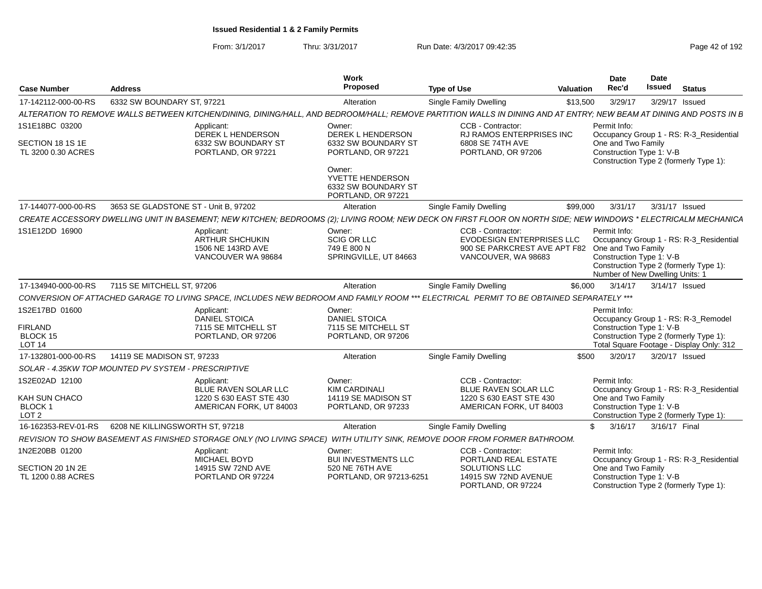**Issued Residential 1 & 2 Family Permits**

From: 3/1/2017 Thru: 3/31/2017 Run Date: 4/3/2017 09:42:35

| Case Number | Address | Work Proposed | Type of Use | Valuation | Date Rec'd | Date Issued | Status |
|---|---|---|---|---|---|---|---|
| 17-142112-000-00-RS | 6332 SW BOUNDARY ST, 97221 | Alteration | Single Family Dwelling | $13,500 | 3/29/17 | 3/29/17 | Issued |

ALTERATION TO REMOVE WALLS BETWEEN KITCHEN/DINING, DINING/HALL, AND BEDROOM/HALL; REMOVE PARTITION WALLS IN DINING AND AT ENTRY; NEW BEAM AT DINING AND POSTS IN B

1S1E18BC 03200
SECTION 18 1S 1E
TL 3200 0.30 ACRES

Applicant: DEREK L HENDERSON, 6332 SW BOUNDARY ST, PORTLAND, OR 97221

Owner: DEREK L HENDERSON, 6332 SW BOUNDARY ST, PORTLAND, OR 97221

Owner: YVETTE HENDERSON, 6332 SW BOUNDARY ST, PORTLAND, OR 97221

CCB - Contractor: RJ RAMOS ENTERPRISES INC, 6808 SE 74TH AVE, PORTLAND, OR 97206

Permit Info: Occupancy Group 1 - RS: R-3_Residential One and Two Family; Construction Type 1: V-B; Construction Type 2 (formerly Type 1):

| Case Number | Address | Work Proposed | Type of Use | Valuation | Date Rec'd | Date Issued | Status |
|---|---|---|---|---|---|---|---|
| 17-144077-000-00-RS | 3653 SE GLADSTONE ST - Unit B, 97202 | Alteration | Single Family Dwelling | $99,000 | 3/31/17 | 3/31/17 | Issued |

CREATE ACCESSORY DWELLING UNIT IN BASEMENT; NEW KITCHEN; BEDROOMS (2); LIVING ROOM; NEW DECK ON FIRST FLOOR ON NORTH SIDE; NEW WINDOWS * ELECTRICALM MECHANICA

1S1E12DD 16900

Applicant: ARTHUR SHCHUKIN, 1506 NE 143RD AVE, VANCOUVER WA 98684

Owner: SCIG OR LLC, 749 E 800 N, SPRINGVILLE, UT 84663

CCB - Contractor: EVODESIGN ENTERPRISES LLC, 900 SE PARKCREST AVE APT F82, VANCOUVER, WA 98683

Permit Info: Occupancy Group 1 - RS: R-3_Residential One and Two Family; Construction Type 1: V-B; Construction Type 2 (formerly Type 1):; Number of New Dwelling Units: 1

| Case Number | Address | Work Proposed | Type of Use | Valuation | Date Rec'd | Date Issued | Status |
|---|---|---|---|---|---|---|---|
| 17-134940-000-00-RS | 7115 SE MITCHELL ST, 97206 | Alteration | Single Family Dwelling | $6,000 | 3/14/17 | 3/14/17 | Issued |

CONVERSION OF ATTACHED GARAGE TO LIVING SPACE, INCLUDES NEW BEDROOM AND FAMILY ROOM *** ELECTRICAL PERMIT TO BE OBTAINED SEPARATELY ***

1S2E17BD 01600
FIRLAND
BLOCK 15
LOT 14

Applicant: DANIEL STOICA, 7115 SE MITCHELL ST, PORTLAND, OR 97206

Owner: DANIEL STOICA, 7115 SE MITCHELL ST, PORTLAND, OR 97206

Permit Info: Occupancy Group 1 - RS: R-3_Remodel; Construction Type 1: V-B; Construction Type 2 (formerly Type 1):; Total Square Footage - Display Only: 312

| Case Number | Address | Work Proposed | Type of Use | Valuation | Date Rec'd | Date Issued | Status |
|---|---|---|---|---|---|---|---|
| 17-132801-000-00-RS | 14119 SE MADISON ST, 97233 | Alteration | Single Family Dwelling | $500 | 3/20/17 | 3/20/17 | Issued |

SOLAR - 4.35KW TOP MOUNTED PV SYSTEM - PRESCRIPTIVE

1S2E02AD 12100
KAH SUN CHACO
BLOCK 1
LOT 2

Applicant: BLUE RAVEN SOLAR LLC, 1220 S 630 EAST STE 430, AMERICAN FORK, UT 84003

Owner: KIM CARDINALI, 14119 SE MADISON ST, PORTLAND, OR 97233

CCB - Contractor: BLUE RAVEN SOLAR LLC, 1220 S 630 EAST STE 430, AMERICAN FORK, UT 84003

Permit Info: Occupancy Group 1 - RS: R-3_Residential One and Two Family; Construction Type 1: V-B; Construction Type 2 (formerly Type 1):

| Case Number | Address | Work Proposed | Type of Use | Valuation | Date Rec'd | Date Issued | Status |
|---|---|---|---|---|---|---|---|
| 16-162353-REV-01-RS | 6208 NE KILLINGSWORTH ST, 97218 | Alteration | Single Family Dwelling | $ | 3/16/17 | 3/16/17 | Final |

REVISION TO SHOW BASEMENT AS FINISHED STORAGE ONLY (NO LIVING SPACE) WITH UTILITY SINK, REMOVE DOOR FROM FORMER BATHROOM.

1N2E20BB 01200
SECTION 20 1N 2E
TL 1200 0.88 ACRES

Applicant: MICHAEL BOYD, 14915 SW 72ND AVE, PORTLAND OR 97224

Owner: BUI INVESTMENTS LLC, 520 NE 76TH AVE, PORTLAND, OR 97213-6251

CCB - Contractor: PORTLAND REAL ESTATE SOLUTIONS LLC, 14915 SW 72ND AVENUE, PORTLAND, OR 97224

Permit Info: Occupancy Group 1 - RS: R-3_Residential One and Two Family; Construction Type 1: V-B; Construction Type 2 (formerly Type 1):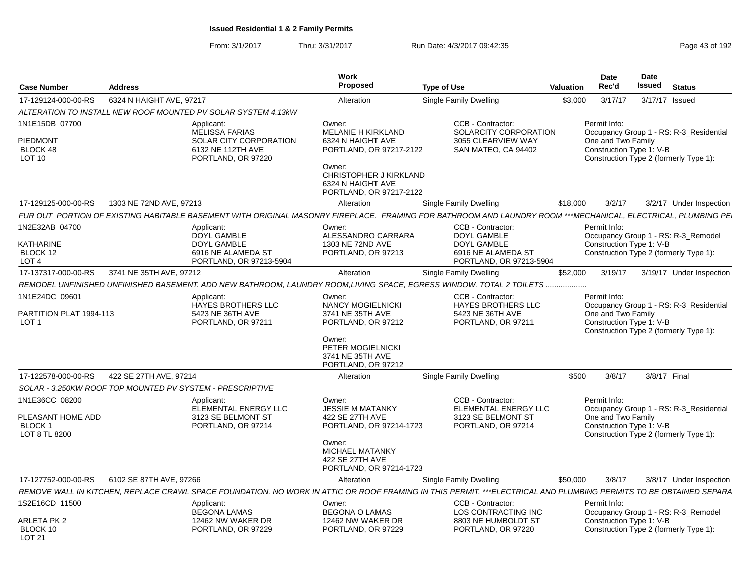**Issued Residential 1 & 2 Family Permits**

From: 3/1/2017 Thru: 3/31/2017 Run Date: 4/3/2017 09:42:35

| Case Number | Address | Work Proposed | Type of Use | Valuation | Date Rec'd | Date Issued | Status |
|---|---|---|---|---|---|---|---|
| 17-129124-000-00-RS | 6324 N HAIGHT AVE, 97217 | Alteration | Single Family Dwelling | $3,000 | 3/17/17 | 3/17/17 | Issued |

ALTERATION TO INSTALL NEW ROOF MOUNTED PV SOLAR SYSTEM 4.13kW

1N1E15DB 07700
PIEDMONT
BLOCK 48
LOT 10

Applicant: MELISSA FARIAS, SOLAR CITY CORPORATION, 6132 NE 112TH AVE, PORTLAND, OR 97220

Owner: MELANIE H KIRKLAND, 6324 N HAIGHT AVE, PORTLAND, OR 97217-2122

Owner: CHRISTOPHER J KIRKLAND, 6324 N HAIGHT AVE, PORTLAND, OR 97217-2122

CCB - Contractor: SOLARCITY CORPORATION, 3055 CLEARVIEW WAY, SAN MATEO, CA 94402

Permit Info: Occupancy Group 1 - RS: R-3_Residential One and Two Family; Construction Type 1: V-B; Construction Type 2 (formerly Type 1):

| Case Number | Address | Work Proposed | Type of Use | Valuation | Date Rec'd | Date Issued | Status |
|---|---|---|---|---|---|---|---|
| 17-129125-000-00-RS | 1303 NE 72ND AVE, 97213 | Alteration | Single Family Dwelling | $18,000 | 3/2/17 | 3/2/17 | Under Inspection |

FUR OUT PORTION OF EXISTING HABITABLE BASEMENT WITH ORIGINAL MASONRY FIREPLACE. FRAMING FOR BATHROOM AND LAUNDRY ROOM ***MECHANICAL, ELECTRICAL, PLUMBING PE

1N2E32AB 04700
KATHARINE
BLOCK 12
LOT 4

Applicant: DOYL GAMBLE, DOYL GAMBLE, 6916 NE ALAMEDA ST, PORTLAND, OR 97213-5904

Owner: ALESSANDRO CARRARA, 1303 NE 72ND AVE, PORTLAND, OR 97213

CCB - Contractor: DOYL GAMBLE, DOYL GAMBLE, 6916 NE ALAMEDA ST, PORTLAND, OR 97213-5904

Permit Info: Occupancy Group 1 - RS: R-3_Remodel; Construction Type 1: V-B; Construction Type 2 (formerly Type 1):

| Case Number | Address | Work Proposed | Type of Use | Valuation | Date Rec'd | Date Issued | Status |
|---|---|---|---|---|---|---|---|
| 17-137317-000-00-RS | 3741 NE 35TH AVE, 97212 | Alteration | Single Family Dwelling | $52,000 | 3/19/17 | 3/19/17 | Under Inspection |

REMODEL UNFINISHED UNFINISHED BASEMENT. ADD NEW BATHROOM, LAUNDRY ROOM,LIVING SPACE, EGRESS WINDOW. TOTAL 2 TOILETS ..................

1N1E24DC 09601
PARTITION PLAT 1994-113
LOT 1

Applicant: HAYES BROTHERS LLC, 5423 NE 36TH AVE, PORTLAND, OR 97211

Owner: NANCY MOGIELNICKI, 3741 NE 35TH AVE, PORTLAND, OR 97212

Owner: PETER MOGIELNICKI, 3741 NE 35TH AVE, PORTLAND, OR 97212

CCB - Contractor: HAYES BROTHERS LLC, 5423 NE 36TH AVE, PORTLAND, OR 97211

Permit Info: Occupancy Group 1 - RS: R-3_Residential One and Two Family; Construction Type 1: V-B; Construction Type 2 (formerly Type 1):

| Case Number | Address | Work Proposed | Type of Use | Valuation | Date Rec'd | Date Issued | Status |
|---|---|---|---|---|---|---|---|
| 17-122578-000-00-RS | 422 SE 27TH AVE, 97214 | Alteration | Single Family Dwelling | $500 | 3/8/17 | 3/8/17 | Final |

SOLAR - 3.250KW ROOF TOP MOUNTED PV SYSTEM - PRESCRIPTIVE

1N1E36CC 08200
PLEASANT HOME ADD
BLOCK 1
LOT 8 TL 8200

Applicant: ELEMENTAL ENERGY LLC, 3123 SE BELMONT ST, PORTLAND, OR 97214

Owner: JESSIE M MATANKY, 422 SE 27TH AVE, PORTLAND, OR 97214-1723

Owner: MICHAEL MATANKY, 422 SE 27TH AVE, PORTLAND, OR 97214-1723

CCB - Contractor: ELEMENTAL ENERGY LLC, 3123 SE BELMONT ST, PORTLAND, OR 97214

Permit Info: Occupancy Group 1 - RS: R-3_Residential One and Two Family; Construction Type 1: V-B; Construction Type 2 (formerly Type 1):

| Case Number | Address | Work Proposed | Type of Use | Valuation | Date Rec'd | Date Issued | Status |
|---|---|---|---|---|---|---|---|
| 17-127752-000-00-RS | 6102 SE 87TH AVE, 97266 | Alteration | Single Family Dwelling | $50,000 | 3/8/17 | 3/8/17 | Under Inspection |

REMOVE WALL IN KITCHEN, REPLACE CRAWL SPACE FOUNDATION. NO WORK IN ATTIC OR ROOF FRAMING IN THIS PERMIT. ***ELECTRICAL AND PLUMBING PERMITS TO BE OBTAINED SEPARA

1S2E16CD 11500
ARLETA PK 2
BLOCK 10
LOT 21

Applicant: BEGONA LAMAS, 12462 NW WAKER DR, PORTLAND, OR 97229

Owner: BEGONA O LAMAS, 12462 NW WAKER DR, PORTLAND, OR 97229

CCB - Contractor: LOS CONTRACTING INC, 8803 NE HUMBOLDT ST, PORTLAND, OR 97220

Permit Info: Occupancy Group 1 - RS: R-3_Remodel; Construction Type 1: V-B; Construction Type 2 (formerly Type 1):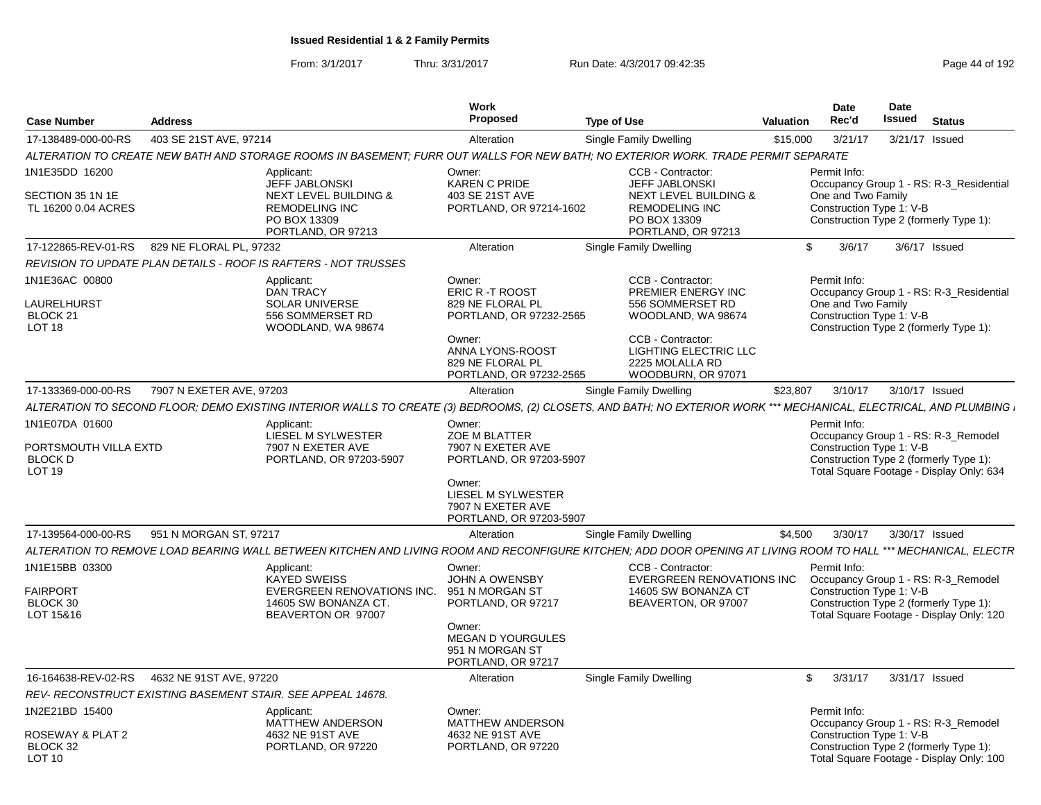**Issued Residential 1 & 2 Family Permits**

From: 3/1/2017 Thru: 3/31/2017 Run Date: 4/3/2017 09:42:35

| Case Number | Address | Work Proposed | Type of Use | Valuation | Date Rec'd | Date Issued | Status |
|---|---|---|---|---|---|---|---|
| 17-138489-000-00-RS | 403 SE 21ST AVE, 97214 | Alteration | Single Family Dwelling | $15,000 | 3/21/17 | 3/21/17 | Issued |

*ALTERATION TO CREATE NEW BATH AND STORAGE ROOMS IN BASEMENT; FURR OUT WALLS FOR NEW BATH; NO EXTERIOR WORK. TRADE PERMIT SEPARATE*

1N1E35DD 16200
SECTION 35 1N 1E
TL 16200 0.04 ACRES

Applicant: JEFF JABLONSKI, NEXT LEVEL BUILDING & REMODELING INC, PO BOX 13309, PORTLAND, OR 97213

Owner: KAREN C PRIDE, 403 SE 21ST AVE, PORTLAND, OR 97214-1602

CCB - Contractor: JEFF JABLONSKI, NEXT LEVEL BUILDING & REMODELING INC, PO BOX 13309, PORTLAND, OR 97213

Permit Info: Occupancy Group 1 - RS: R-3_Residential One and Two Family; Construction Type 1: V-B; Construction Type 2 (formerly Type 1):

| Case Number | Address | Work Proposed | Type of Use | Valuation | Date Rec'd | Date Issued | Status |
|---|---|---|---|---|---|---|---|
| 17-122865-REV-01-RS | 829 NE FLORAL PL, 97232 | Alteration | Single Family Dwelling | $ | 3/6/17 | 3/6/17 | Issued |

*REVISION TO UPDATE PLAN DETAILS - ROOF IS RAFTERS - NOT TRUSSES*

1N1E36AC 00800
LAURELHURST
BLOCK 21
LOT 18

Applicant: DAN TRACY, SOLAR UNIVERSE, 556 SOMMERSET RD, WOODLAND, WA 98674

Owner: ERIC R -T ROOST, 829 NE FLORAL PL, PORTLAND, OR 97232-2565

Owner: ANNA LYONS-ROOST, 829 NE FLORAL PL, PORTLAND, OR 97232-2565

CCB - Contractor: PREMIER ENERGY INC, 556 SOMMERSET RD, WOODLAND, WA 98674

CCB - Contractor: LIGHTING ELECTRIC LLC, 2225 MOLALLA RD, WOODBURN, OR 97071

Permit Info: Occupancy Group 1 - RS: R-3_Residential One and Two Family; Construction Type 1: V-B; Construction Type 2 (formerly Type 1):

| Case Number | Address | Work Proposed | Type of Use | Valuation | Date Rec'd | Date Issued | Status |
|---|---|---|---|---|---|---|---|
| 17-133369-000-00-RS | 7907 N EXETER AVE, 97203 | Alteration | Single Family Dwelling | $23,807 | 3/10/17 | 3/10/17 | Issued |

*ALTERATION TO SECOND FLOOR; DEMO EXISTING INTERIOR WALLS TO CREATE (3) BEDROOMS, (2) CLOSETS, AND BATH; NO EXTERIOR WORK *** MECHANICAL, ELECTRICAL, AND PLUMBING I*

1N1E07DA 01600
PORTSMOUTH VILLA EXTD
BLOCK D
LOT 19

Applicant: LIESEL M SYLWESTER, 7907 N EXETER AVE, PORTLAND, OR 97203-5907

Owner: ZOE M BLATTER, 7907 N EXETER AVE, PORTLAND, OR 97203-5907

Owner: LIESEL M SYLWESTER, 7907 N EXETER AVE, PORTLAND, OR 97203-5907

Permit Info: Occupancy Group 1 - RS: R-3_Remodel; Construction Type 1: V-B; Construction Type 2 (formerly Type 1):; Total Square Footage - Display Only: 634

| Case Number | Address | Work Proposed | Type of Use | Valuation | Date Rec'd | Date Issued | Status |
|---|---|---|---|---|---|---|---|
| 17-139564-000-00-RS | 951 N MORGAN ST, 97217 | Alteration | Single Family Dwelling | $4,500 | 3/30/17 | 3/30/17 | Issued |

*ALTERATION TO REMOVE LOAD BEARING WALL BETWEEN KITCHEN AND LIVING ROOM AND RECONFIGURE KITCHEN; ADD DOOR OPENING AT LIVING ROOM TO HALL *** MECHANICAL, ELECTR*

1N1E15BB 03300
FAIRPORT
BLOCK 30
LOT 15&16

Applicant: KAYED SWEISS, EVERGREEN RENOVATIONS INC., 14605 SW BONANZA CT., BEAVERTON OR 97007

Owner: JOHN A OWENSBY, 951 N MORGAN ST, PORTLAND, OR 97217

Owner: MEGAN D YOURGULES, 951 N MORGAN ST, PORTLAND, OR 97217

CCB - Contractor: EVERGREEN RENOVATIONS INC, 14605 SW BONANZA CT, BEAVERTON, OR 97007

Permit Info: Occupancy Group 1 - RS: R-3_Remodel; Construction Type 1: V-B; Construction Type 2 (formerly Type 1):; Total Square Footage - Display Only: 120

| Case Number | Address | Work Proposed | Type of Use | Valuation | Date Rec'd | Date Issued | Status |
|---|---|---|---|---|---|---|---|
| 16-164638-REV-02-RS | 4632 NE 91ST AVE, 97220 | Alteration | Single Family Dwelling | $ | 3/31/17 | 3/31/17 | Issued |

*REV- RECONSTRUCT EXISTING BASEMENT STAIR. SEE APPEAL 14678.*

1N2E21BD 15400
ROSEWAY & PLAT 2
BLOCK 32
LOT 10

Applicant: MATTHEW ANDERSON, 4632 NE 91ST AVE, PORTLAND, OR 97220

Owner: MATTHEW ANDERSON, 4632 NE 91ST AVE, PORTLAND, OR 97220

Permit Info: Occupancy Group 1 - RS: R-3_Remodel; Construction Type 1: V-B; Construction Type 2 (formerly Type 1):; Total Square Footage - Display Only: 100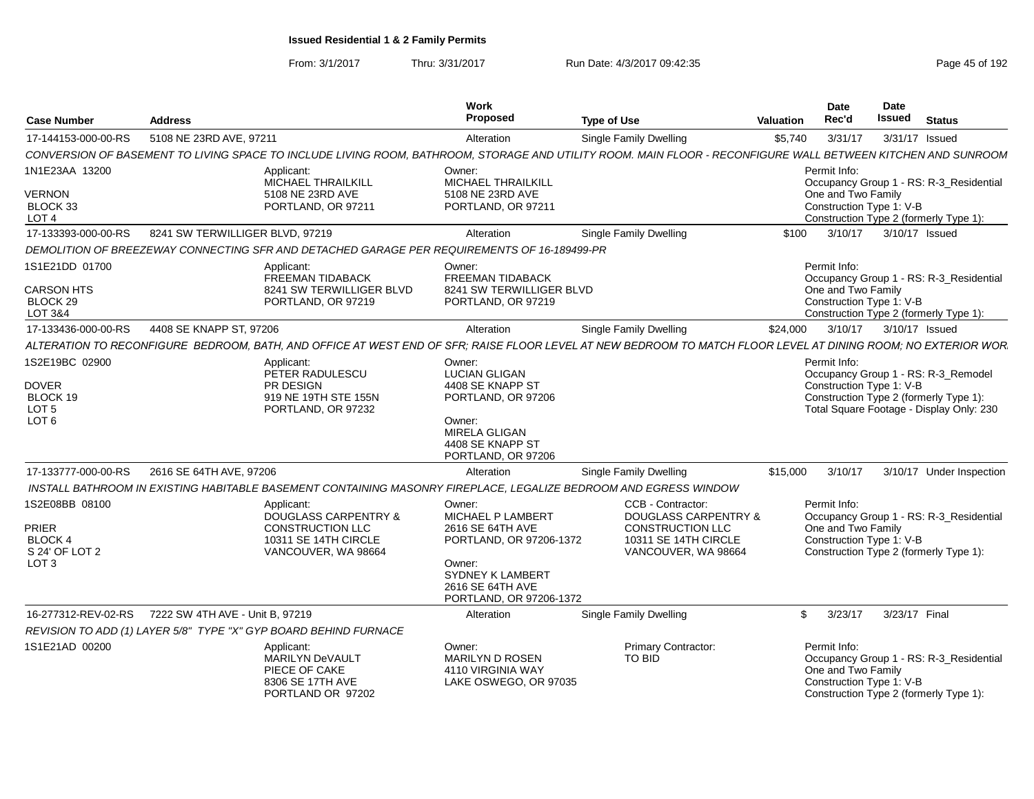# Issued Residential 1 & 2 Family Permits

From: 3/1/2017 Thru: 3/31/2017 Run Date: 4/3/2017 09:42:35

| Case Number | Address | Work Proposed | Type of Use | Valuation | Date Rec'd | Date Issued | Status |
|---|---|---|---|---|---|---|---|
| 17-144153-000-00-RS | 5108 NE 23RD AVE, 97211 | Alteration | Single Family Dwelling | $5,740 | 3/31/17 | 3/31/17 | Issued |

CONVERSION OF BASEMENT TO LIVING SPACE TO INCLUDE LIVING ROOM, BATHROOM, STORAGE AND UTILITY ROOM. MAIN FLOOR - RECONFIGURE WALL BETWEEN KITCHEN AND SUNROOM

1N1E23AA 13200
VERNON
BLOCK 33
LOT 4

Applicant:
MICHAEL THRAILKILL
5108 NE 23RD AVE
PORTLAND, OR 97211

Owner:
MICHAEL THRAILKILL
5108 NE 23RD AVE
PORTLAND, OR 97211

Permit Info:
Occupancy Group 1 - RS: R-3_Residential One and Two Family
Construction Type 1: V-B
Construction Type 2 (formerly Type 1):

| Case Number | Address | Work Proposed | Type of Use | Valuation | Date Rec'd | Date Issued | Status |
|---|---|---|---|---|---|---|---|
| 17-133393-000-00-RS | 8241 SW TERWILLIGER BLVD, 97219 | Alteration | Single Family Dwelling | $100 | 3/10/17 | 3/10/17 | Issued |

DEMOLITION OF BREEZEWAY CONNECTING SFR AND DETACHED GARAGE PER REQUIREMENTS OF 16-189499-PR

1S1E21DD 01700
CARSON HTS
BLOCK 29
LOT 3&4

Applicant:
FREEMAN TIDABACK
8241 SW TERWILLIGER BLVD
PORTLAND, OR 97219

Owner:
FREEMAN TIDABACK
8241 SW TERWILLIGER BLVD
PORTLAND, OR 97219

Permit Info:
Occupancy Group 1 - RS: R-3_Residential One and Two Family
Construction Type 1: V-B
Construction Type 2 (formerly Type 1):

| Case Number | Address | Work Proposed | Type of Use | Valuation | Date Rec'd | Date Issued | Status |
|---|---|---|---|---|---|---|---|
| 17-133436-000-00-RS | 4408 SE KNAPP ST, 97206 | Alteration | Single Family Dwelling | $24,000 | 3/10/17 | 3/10/17 | Issued |

ALTERATION TO RECONFIGURE BEDROOM, BATH, AND OFFICE AT WEST END OF SFR; RAISE FLOOR LEVEL AT NEW BEDROOM TO MATCH FLOOR LEVEL AT DINING ROOM; NO EXTERIOR WOR

1S2E19BC 02900
DOVER
BLOCK 19
LOT 5
LOT 6

Applicant:
PETER RADULESCU
PR DESIGN
919 NE 19TH STE 155N
PORTLAND, OR 97232

Owner:
LUCIAN GLIGAN
4408 SE KNAPP ST
PORTLAND, OR 97206

Owner:
MIRELA GLIGAN
4408 SE KNAPP ST
PORTLAND, OR 97206

Permit Info:
Occupancy Group 1 - RS: R-3_Remodel
Construction Type 1: V-B
Construction Type 2 (formerly Type 1):
Total Square Footage - Display Only: 230

| Case Number | Address | Work Proposed | Type of Use | Valuation | Date Rec'd | Date Issued | Status |
|---|---|---|---|---|---|---|---|
| 17-133777-000-00-RS | 2616 SE 64TH AVE, 97206 | Alteration | Single Family Dwelling | $15,000 | 3/10/17 | 3/10/17 | Under Inspection |

INSTALL BATHROOM IN EXISTING HABITABLE BASEMENT CONTAINING MASONRY FIREPLACE, LEGALIZE BEDROOM AND EGRESS WINDOW

1S2E08BB 08100
PRIER
BLOCK 4
S 24' OF LOT 2
LOT 3

Applicant:
DOUGLASS CARPENTRY & CONSTRUCTION LLC
10311 SE 14TH CIRCLE
VANCOUVER, WA 98664

Owner:
MICHAEL P LAMBERT
2616 SE 64TH AVE
PORTLAND, OR 97206-1372

Owner:
SYDNEY K LAMBERT
2616 SE 64TH AVE
PORTLAND, OR 97206-1372

CCB - Contractor:
DOUGLASS CARPENTRY & CONSTRUCTION LLC
10311 SE 14TH CIRCLE
VANCOUVER, WA 98664

Permit Info:
Occupancy Group 1 - RS: R-3_Residential One and Two Family
Construction Type 1: V-B
Construction Type 2 (formerly Type 1):

| Case Number | Address | Work Proposed | Type of Use | Valuation | Date Rec'd | Date Issued | Status |
|---|---|---|---|---|---|---|---|
| 16-277312-REV-02-RS | 7222 SW 4TH AVE - Unit B, 97219 | Alteration | Single Family Dwelling | $ | 3/23/17 | 3/23/17 | Final |

REVISION TO ADD (1) LAYER 5/8" TYPE "X" GYP BOARD BEHIND FURNACE

1S1E21AD 00200

Applicant:
MARILYN DeVAULT
PIECE OF CAKE
8306 SE 17TH AVE
PORTLAND OR 97202

Owner:
MARILYN D ROSEN
4110 VIRGINIA WAY
LAKE OSWEGO, OR 97035

Primary Contractor:
TO BID

Permit Info:
Occupancy Group 1 - RS: R-3_Residential One and Two Family
Construction Type 1: V-B
Construction Type 2 (formerly Type 1):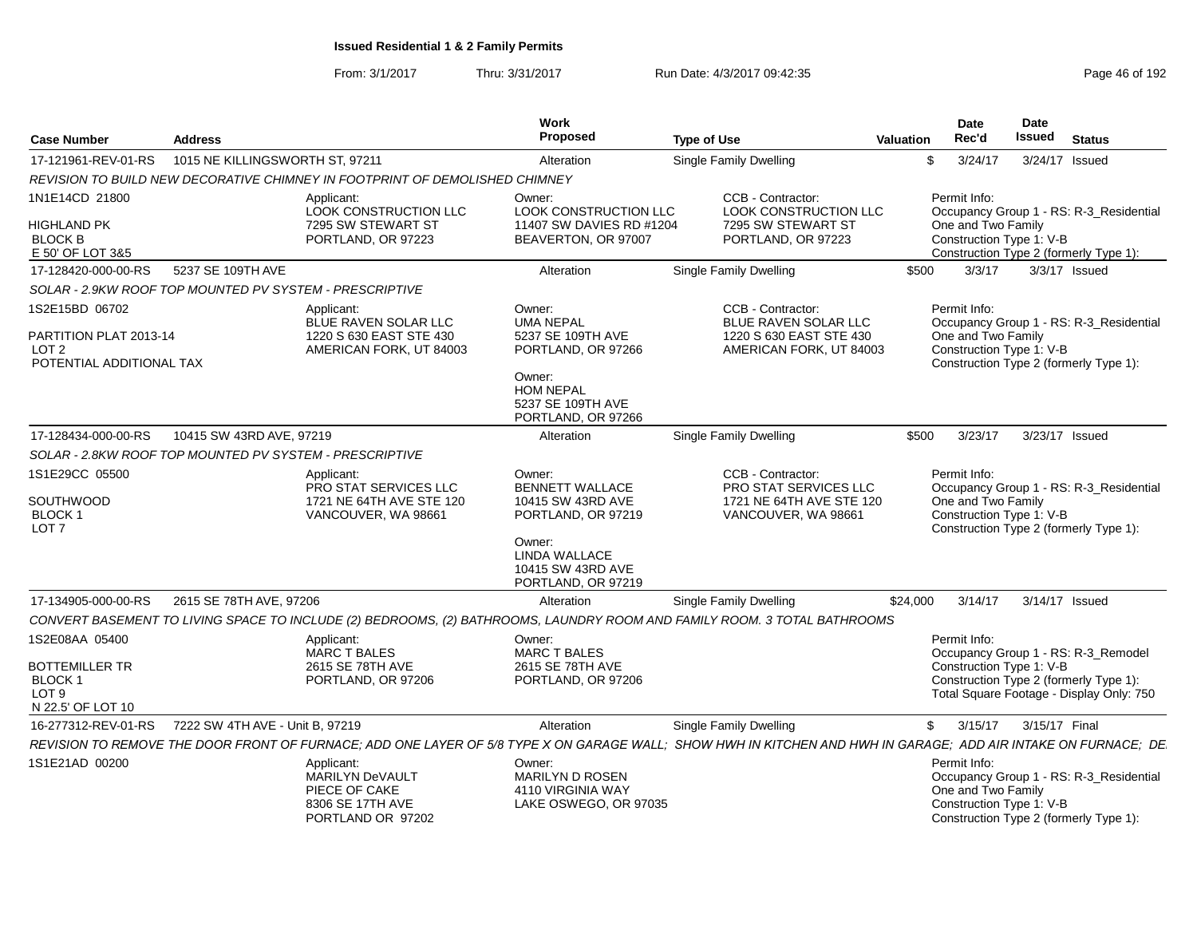**Issued Residential 1 & 2 Family Permits**

From: 3/1/2017 Thru: 3/31/2017 Run Date: 4/3/2017 09:42:35

| Case Number | Address | Work Proposed | Type of Use | Valuation | Date Rec'd | Date Issued | Status |
|---|---|---|---|---|---|---|---|
| 17-121961-REV-01-RS | 1015 NE KILLINGSWORTH ST, 97211 | Alteration | Single Family Dwelling | $ | 3/24/17 | 3/24/17 | Issued |

*REVISION TO BUILD NEW DECORATIVE CHIMNEY IN FOOTPRINT OF DEMOLISHED CHIMNEY*

1N1E14CD 21800
HIGHLAND PK
BLOCK B
E 50' OF LOT 3&5

Applicant: LOOK CONSTRUCTION LLC, 7295 SW STEWART ST, PORTLAND, OR 97223

Owner: LOOK CONSTRUCTION LLC, 11407 SW DAVIES RD #1204, BEAVERTON, OR 97007

CCB - Contractor: LOOK CONSTRUCTION LLC, 7295 SW STEWART ST, PORTLAND, OR 97223

Permit Info: Occupancy Group 1 - RS: R-3_Residential One and Two Family; Construction Type 1: V-B; Construction Type 2 (formerly Type 1):

| Case Number | Address | Work Proposed | Type of Use | Valuation | Date Rec'd | Date Issued | Status |
|---|---|---|---|---|---|---|---|
| 17-128420-000-00-RS | 5237 SE 109TH AVE | Alteration | Single Family Dwelling | $500 | 3/3/17 | 3/3/17 | Issued |

*SOLAR - 2.9KW ROOF TOP MOUNTED PV SYSTEM - PRESCRIPTIVE*

1S2E15BD 06702
PARTITION PLAT 2013-14
LOT 2
POTENTIAL ADDITIONAL TAX

Applicant: BLUE RAVEN SOLAR LLC, 1220 S 630 EAST STE 430, AMERICAN FORK, UT 84003

Owner: UMA NEPAL, 5237 SE 109TH AVE, PORTLAND, OR 97266

Owner: HOM NEPAL, 5237 SE 109TH AVE, PORTLAND, OR 97266

CCB - Contractor: BLUE RAVEN SOLAR LLC, 1220 S 630 EAST STE 430, AMERICAN FORK, UT 84003

Permit Info: Occupancy Group 1 - RS: R-3_Residential One and Two Family; Construction Type 1: V-B; Construction Type 2 (formerly Type 1):

| Case Number | Address | Work Proposed | Type of Use | Valuation | Date Rec'd | Date Issued | Status |
|---|---|---|---|---|---|---|---|
| 17-128434-000-00-RS | 10415 SW 43RD AVE, 97219 | Alteration | Single Family Dwelling | $500 | 3/23/17 | 3/23/17 | Issued |

*SOLAR - 2.8KW ROOF TOP MOUNTED PV SYSTEM - PRESCRIPTIVE*

1S1E29CC 05500
SOUTHWOOD
BLOCK 1
LOT 7

Applicant: PRO STAT SERVICES LLC, 1721 NE 64TH AVE STE 120, VANCOUVER, WA 98661

Owner: BENNETT WALLACE, 10415 SW 43RD AVE, PORTLAND, OR 97219

Owner: LINDA WALLACE, 10415 SW 43RD AVE, PORTLAND, OR 97219

CCB - Contractor: PRO STAT SERVICES LLC, 1721 NE 64TH AVE STE 120, VANCOUVER, WA 98661

Permit Info: Occupancy Group 1 - RS: R-3_Residential One and Two Family; Construction Type 1: V-B; Construction Type 2 (formerly Type 1):

| Case Number | Address | Work Proposed | Type of Use | Valuation | Date Rec'd | Date Issued | Status |
|---|---|---|---|---|---|---|---|
| 17-134905-000-00-RS | 2615 SE 78TH AVE, 97206 | Alteration | Single Family Dwelling | $24,000 | 3/14/17 | 3/14/17 | Issued |

*CONVERT BASEMENT TO LIVING SPACE TO INCLUDE (2) BEDROOMS, (2) BATHROOMS, LAUNDRY ROOM AND FAMILY ROOM. 3 TOTAL BATHROOMS*

1S2E08AA 05400
BOTTEMILLER TR
BLOCK 1
LOT 9
N 22.5' OF LOT 10

Applicant: MARC T BALES, 2615 SE 78TH AVE, PORTLAND, OR 97206

Owner: MARC T BALES, 2615 SE 78TH AVE, PORTLAND, OR 97206

Permit Info: Occupancy Group 1 - RS: R-3_Remodel; Construction Type 1: V-B; Construction Type 2 (formerly Type 1):; Total Square Footage - Display Only: 750

| Case Number | Address | Work Proposed | Type of Use | Valuation | Date Rec'd | Date Issued | Status |
|---|---|---|---|---|---|---|---|
| 16-277312-REV-01-RS | 7222 SW 4TH AVE - Unit B, 97219 | Alteration | Single Family Dwelling | $ | 3/15/17 | 3/15/17 | Final |

*REVISION TO REMOVE THE DOOR FRONT OF FURNACE; ADD ONE LAYER OF 5/8 TYPE X ON GARAGE WALL; SHOW HWH IN KITCHEN AND HWH IN GARAGE; ADD AIR INTAKE ON FURNACE; DE*

1S1E21AD 00200

Applicant: MARILYN DeVAULT, PIECE OF CAKE, 8306 SE 17TH AVE, PORTLAND OR 97202

Owner: MARILYN D ROSEN, 4110 VIRGINIA WAY, LAKE OSWEGO, OR 97035

Permit Info: Occupancy Group 1 - RS: R-3_Residential One and Two Family; Construction Type 1: V-B; Construction Type 2 (formerly Type 1):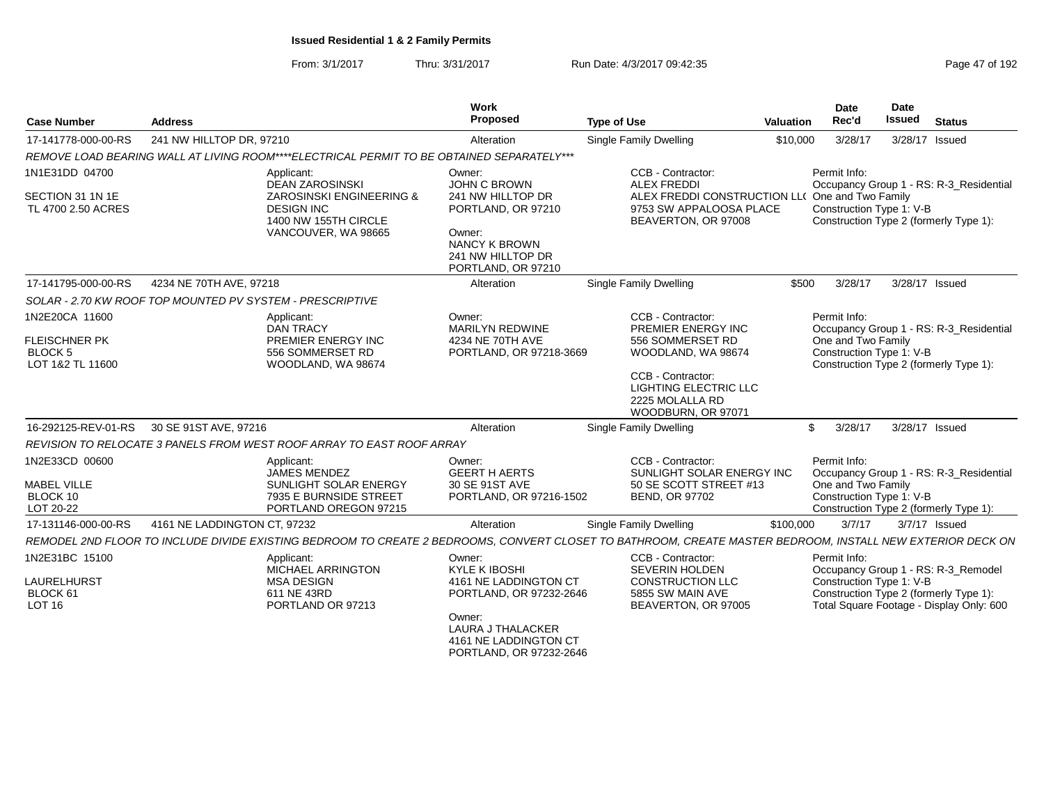**Issued Residential 1 & 2 Family Permits**

From: 3/1/2017 Thru: 3/31/2017 Run Date: 4/3/2017 09:42:35

| Case Number | Address | Work Proposed | Type of Use | Valuation | Date Rec'd | Date Issued | Status |
|---|---|---|---|---|---|---|---|
| 17-141778-000-00-RS | 241 NW HILLTOP DR, 97210 | Alteration | Single Family Dwelling | $10,000 | 3/28/17 | 3/28/17 | Issued |

*REMOVE LOAD BEARING WALL AT LIVING ROOM****ELECTRICAL PERMIT TO BE OBTAINED SEPARATELY****

1N1E31DD 04700
SECTION 31 1N 1E
TL 4700 2.50 ACRES

Applicant: DEAN ZAROSINSKI, ZAROSINSKI ENGINEERING & DESIGN INC, 1400 NW 155TH CIRCLE, VANCOUVER, WA 98665

Owner: JOHN C BROWN, 241 NW HILLTOP DR, PORTLAND, OR 97210
Owner: NANCY K BROWN, 241 NW HILLTOP DR, PORTLAND, OR 97210

CCB - Contractor: ALEX FREDDI, ALEX FREDDI CONSTRUCTION LLC, 9753 SW APPALOOSA PLACE, BEAVERTON, OR 97008

Permit Info: Occupancy Group 1 - RS: R-3_Residential One and Two Family; Construction Type 1: V-B; Construction Type 2 (formerly Type 1):

| Case Number | Address | Work Proposed | Type of Use | Valuation | Date Rec'd | Date Issued | Status |
|---|---|---|---|---|---|---|---|
| 17-141795-000-00-RS | 4234 NE 70TH AVE, 97218 | Alteration | Single Family Dwelling | $500 | 3/28/17 | 3/28/17 | Issued |

*SOLAR - 2.70 KW ROOF TOP MOUNTED PV SYSTEM - PRESCRIPTIVE*

1N2E20CA 11600
FLEISCHNER PK
BLOCK 5
LOT 1&2 TL 11600

Applicant: DAN TRACY, PREMIER ENERGY INC, 556 SOMMERSET RD, WOODLAND, WA 98674

Owner: MARILYN REDWINE, 4234 NE 70TH AVE, PORTLAND, OR 97218-3669

CCB - Contractor: PREMIER ENERGY INC, 556 SOMMERSET RD, WOODLAND, WA 98674
CCB - Contractor: LIGHTING ELECTRIC LLC, 2225 MOLALLA RD, WOODBURN, OR 97071

Permit Info: Occupancy Group 1 - RS: R-3_Residential One and Two Family; Construction Type 1: V-B; Construction Type 2 (formerly Type 1):

| Case Number | Address | Work Proposed | Type of Use | Valuation | Date Rec'd | Date Issued | Status |
|---|---|---|---|---|---|---|---|
| 16-292125-REV-01-RS | 30 SE 91ST AVE, 97216 | Alteration | Single Family Dwelling | $ | 3/28/17 | 3/28/17 | Issued |

*REVISION TO RELOCATE 3 PANELS FROM WEST ROOF ARRAY TO EAST ROOF ARRAY*

1N2E33CD 00600
MABEL VILLE
BLOCK 10
LOT 20-22

Applicant: JAMES MENDEZ, SUNLIGHT SOLAR ENERGY, 7935 E BURNSIDE STREET, PORTLAND OREGON 97215

Owner: GEERT H AERTS, 30 SE 91ST AVE, PORTLAND, OR 97216-1502

CCB - Contractor: SUNLIGHT SOLAR ENERGY INC, 50 SE SCOTT STREET #13, BEND, OR 97702

Permit Info: Occupancy Group 1 - RS: R-3_Residential One and Two Family; Construction Type 1: V-B; Construction Type 2 (formerly Type 1):

| Case Number | Address | Work Proposed | Type of Use | Valuation | Date Rec'd | Date Issued | Status |
|---|---|---|---|---|---|---|---|
| 17-131146-000-00-RS | 4161 NE LADDINGTON CT, 97232 | Alteration | Single Family Dwelling | $100,000 | 3/7/17 | 3/7/17 | Issued |

*REMODEL 2ND FLOOR TO INCLUDE DIVIDE EXISTING BEDROOM TO CREATE 2 BEDROOMS, CONVERT CLOSET TO BATHROOM, CREATE MASTER BEDROOM, INSTALL NEW EXTERIOR DECK ON*

1N2E31BC 15100
LAURELHURST
BLOCK 61
LOT 16

Applicant: MICHAEL ARRINGTON, MSA DESIGN, 611 NE 43RD, PORTLAND OR 97213

Owner: KYLE K IBOSHI, 4161 NE LADDINGTON CT, PORTLAND, OR 97232-2646
Owner: LAURA J THALACKER, 4161 NE LADDINGTON CT, PORTLAND, OR 97232-2646

CCB - Contractor: SEVERIN HOLDEN CONSTRUCTION LLC, 5855 SW MAIN AVE, BEAVERTON, OR 97005

Permit Info: Occupancy Group 1 - RS: R-3_Remodel; Construction Type 1: V-B; Construction Type 2 (formerly Type 1):; Total Square Footage - Display Only: 600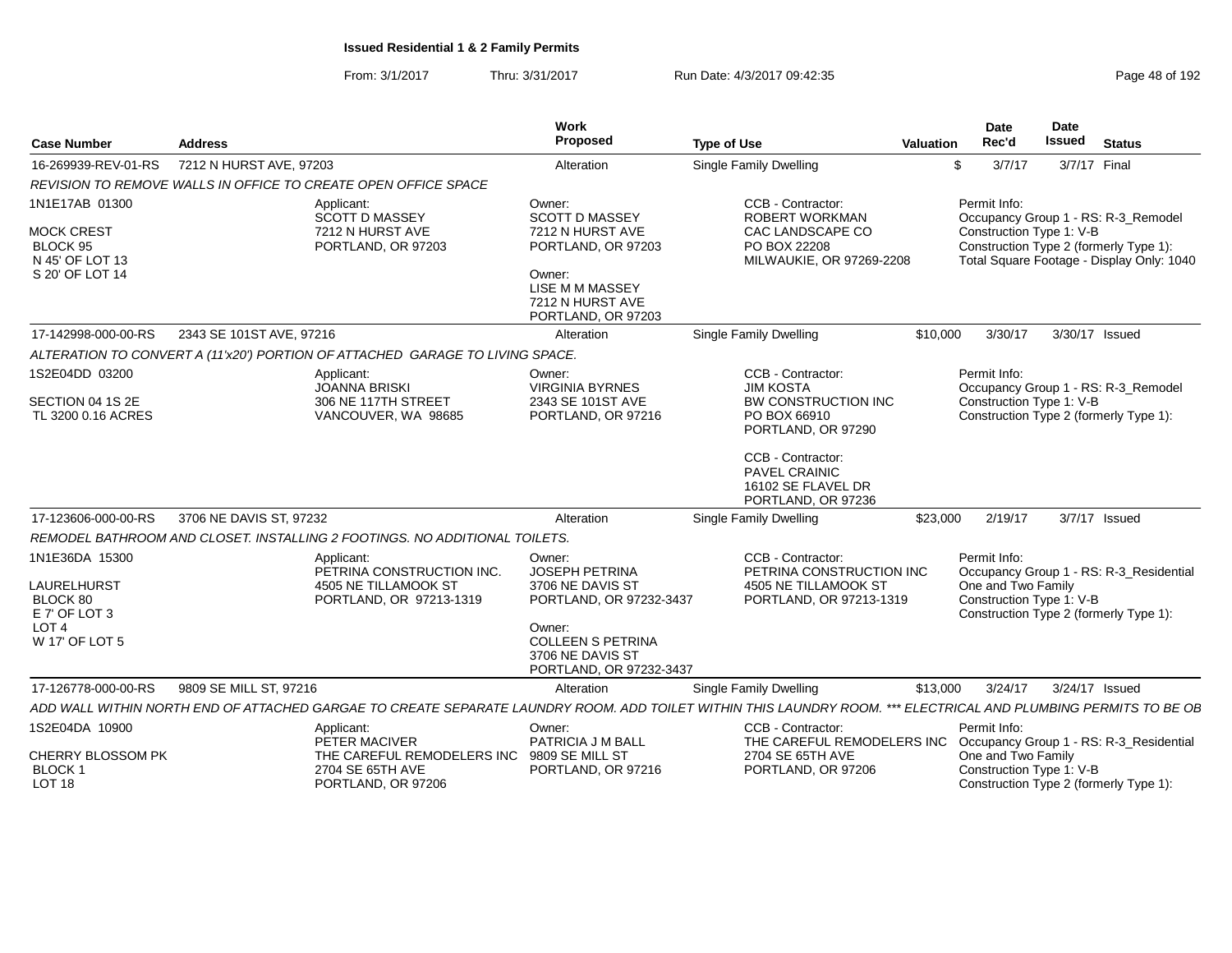# Issued Residential 1 & 2 Family Permits

From: 3/1/2017 Thru: 3/31/2017 Run Date: 4/3/2017 09:42:35

| Case Number | Address | Work Proposed | Type of Use | Valuation | Date Rec'd | Date Issued | Status |
|---|---|---|---|---|---|---|---|
| 16-269939-REV-01-RS | 7212 N HURST AVE, 97203 | Alteration | Single Family Dwelling | $ | 3/7/17 | 3/7/17 | Final |

REVISION TO REMOVE WALLS IN OFFICE TO CREATE OPEN OFFICE SPACE

1N1E17AB 01300
MOCK CREST
BLOCK 95
N 45' OF LOT 13
S 20' OF LOT 14

Applicant: SCOTT D MASSEY, 7212 N HURST AVE, PORTLAND, OR 97203

Owner: SCOTT D MASSEY, 7212 N HURST AVE, PORTLAND, OR 97203
Owner: LISE M M MASSEY, 7212 N HURST AVE, PORTLAND, OR 97203

CCB - Contractor: ROBERT WORKMAN, CAC LANDSCAPE CO, PO BOX 22208, MILWAUKIE, OR 97269-2208

Permit Info:
Occupancy Group 1 - RS: R-3_Remodel
Construction Type 1: V-B
Construction Type 2 (formerly Type 1):
Total Square Footage - Display Only: 1040

| Case Number | Address | Work Proposed | Type of Use | Valuation | Date Rec'd | Date Issued | Status |
|---|---|---|---|---|---|---|---|
| 17-142998-000-00-RS | 2343 SE 101ST AVE, 97216 | Alteration | Single Family Dwelling | $10,000 | 3/30/17 | 3/30/17 | Issued |

ALTERATION TO CONVERT A (11'x20') PORTION OF ATTACHED GARAGE TO LIVING SPACE.

1S2E04DD 03200
SECTION 04 1S 2E
TL 3200 0.16 ACRES

Applicant: JOANNA BRISKI, 306 NE 117TH STREET, VANCOUVER, WA 98685

Owner: VIRGINIA BYRNES, 2343 SE 101ST AVE, PORTLAND, OR 97216

CCB - Contractor: JIM KOSTA, BW CONSTRUCTION INC, PO BOX 66910, PORTLAND, OR 97290
CCB - Contractor: PAVEL CRAINIC, 16102 SE FLAVEL DR, PORTLAND, OR 97236

Permit Info:
Occupancy Group 1 - RS: R-3_Remodel
Construction Type 1: V-B
Construction Type 2 (formerly Type 1):

| Case Number | Address | Work Proposed | Type of Use | Valuation | Date Rec'd | Date Issued | Status |
|---|---|---|---|---|---|---|---|
| 17-123606-000-00-RS | 3706 NE DAVIS ST, 97232 | Alteration | Single Family Dwelling | $23,000 | 2/19/17 | 3/7/17 | Issued |

REMODEL BATHROOM AND CLOSET. INSTALLING 2 FOOTINGS. NO ADDITIONAL TOILETS.

1N1E36DA 15300
LAURELHURST
BLOCK 80
E 7' OF LOT 3
LOT 4
W 17' OF LOT 5

Applicant: PETRINA CONSTRUCTION INC., 4505 NE TILLAMOOK ST, PORTLAND, OR 97213-1319

Owner: JOSEPH PETRINA, 3706 NE DAVIS ST, PORTLAND, OR 97232-3437
Owner: COLLEEN S PETRINA, 3706 NE DAVIS ST, PORTLAND, OR 97232-3437

CCB - Contractor: PETRINA CONSTRUCTION INC, 4505 NE TILLAMOOK ST, PORTLAND, OR 97213-1319

Permit Info:
Occupancy Group 1 - RS: R-3_Residential One and Two Family
Construction Type 1: V-B
Construction Type 2 (formerly Type 1):

| Case Number | Address | Work Proposed | Type of Use | Valuation | Date Rec'd | Date Issued | Status |
|---|---|---|---|---|---|---|---|
| 17-126778-000-00-RS | 9809 SE MILL ST, 97216 | Alteration | Single Family Dwelling | $13,000 | 3/24/17 | 3/24/17 | Issued |

ADD WALL WITHIN NORTH END OF ATTACHED GARGAE TO CREATE SEPARATE LAUNDRY ROOM. ADD TOILET WITHIN THIS LAUNDRY ROOM. *** ELECTRICAL AND PLUMBING PERMITS TO BE OB

1S2E04DA 10900
CHERRY BLOSSOM PK
BLOCK 1
LOT 18

Applicant: PETER MACIVER, THE CAREFUL REMODELERS INC, 2704 SE 65TH AVE, PORTLAND, OR 97206

Owner: PATRICIA J M BALL, 9809 SE MILL ST, PORTLAND, OR 97216

CCB - Contractor: THE CAREFUL REMODELERS INC, 2704 SE 65TH AVE, PORTLAND, OR 97206

Permit Info:
Occupancy Group 1 - RS: R-3_Residential One and Two Family
Construction Type 1: V-B
Construction Type 2 (formerly Type 1):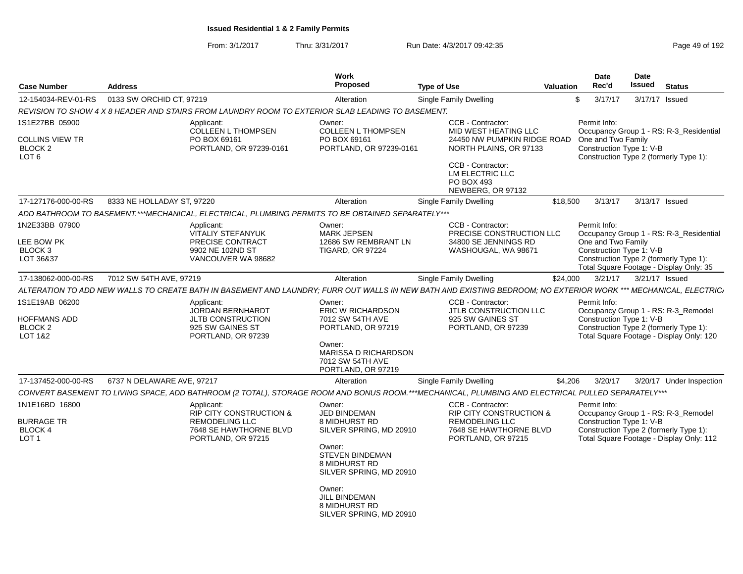# Issued Residential 1 & 2 Family Permits

From: 3/1/2017 Thru: 3/31/2017 Run Date: 4/3/2017 09:42:35

| Case Number | Address | Work Proposed | Type of Use | Valuation | Date Rec'd | Date Issued | Status |
|---|---|---|---|---|---|---|---|
| 12-154034-REV-01-RS | 0133 SW ORCHID CT, 97219 | Alteration | Single Family Dwelling | $ | 3/17/17 | 3/17/17 | Issued |

*REVISION TO SHOW 4 X 8 HEADER AND STAIRS FROM LAUNDRY ROOM TO EXTERIOR SLAB LEADING TO BASEMENT.*

1S1E27BB 05900
COLLINS VIEW TR
BLOCK 2
LOT 6

Applicant:
COLLEEN L THOMPSEN
PO BOX 69161
PORTLAND, OR 97239-0161

Owner:
COLLEEN L THOMPSEN
PO BOX 69161
PORTLAND, OR 97239-0161

CCB - Contractor:
MID WEST HEATING LLC
24450 NW PUMPKIN RIDGE ROAD
NORTH PLAINS, OR 97133

CCB - Contractor:
LM ELECTRIC LLC
PO BOX 493
NEWBERG, OR 97132

Permit Info:
Occupancy Group 1 - RS: R-3_Residential One and Two Family
Construction Type 1: V-B
Construction Type 2 (formerly Type 1):

| Case Number | Address | Work Proposed | Type of Use | Valuation | Date Rec'd | Date Issued | Status |
|---|---|---|---|---|---|---|---|
| 17-127176-000-00-RS | 8333 NE HOLLADAY ST, 97220 | Alteration | Single Family Dwelling | $18,500 | 3/13/17 | 3/13/17 | Issued |

*ADD BATHROOM TO BASEMENT.***MECHANICAL, ELECTRICAL, PLUMBING PERMITS TO BE OBTAINED SEPARATELY****

1N2E33BB 07900
LEE BOW PK
BLOCK 3
LOT 36&37

Applicant:
VITALIY STEFANYUK
PRECISE CONTRACT
9902 NE 102ND ST
VANCOUVER WA 98682

Owner:
MARK JEPSEN
12686 SW REMBRANT LN
TIGARD, OR 97224

CCB - Contractor:
PRECISE CONSTRUCTION LLC
34800 SE JENNINGS RD
WASHOUGAL, WA 98671

Permit Info:
Occupancy Group 1 - RS: R-3_Residential One and Two Family
Construction Type 1: V-B
Construction Type 2 (formerly Type 1):
Total Square Footage - Display Only: 35

| Case Number | Address | Work Proposed | Type of Use | Valuation | Date Rec'd | Date Issued | Status |
|---|---|---|---|---|---|---|---|
| 17-138062-000-00-RS | 7012 SW 54TH AVE, 97219 | Alteration | Single Family Dwelling | $24,000 | 3/21/17 | 3/21/17 | Issued |

*ALTERATION TO ADD NEW WALLS TO CREATE BATH IN BASEMENT AND LAUNDRY; FURR OUT WALLS IN NEW BATH AND EXISTING BEDROOM; NO EXTERIOR WORK *** MECHANICAL, ELECTRICA*

1S1E19AB 06200
HOFFMANS ADD
BLOCK 2
LOT 1&2

Applicant:
JORDAN BERNHARDT
JLTB CONSTRUCTION
925 SW GAINES ST
PORTLAND, OR 97239

Owner:
ERIC W RICHARDSON
7012 SW 54TH AVE
PORTLAND, OR 97219

Owner:
MARISSA D RICHARDSON
7012 SW 54TH AVE
PORTLAND, OR 97219

CCB - Contractor:
JTLB CONSTRUCTION LLC
925 SW GAINES ST
PORTLAND, OR 97239

Permit Info:
Occupancy Group 1 - RS: R-3_Remodel
Construction Type 1: V-B
Construction Type 2 (formerly Type 1):
Total Square Footage - Display Only: 120

| Case Number | Address | Work Proposed | Type of Use | Valuation | Date Rec'd | Date Issued | Status |
|---|---|---|---|---|---|---|---|
| 17-137452-000-00-RS | 6737 N DELAWARE AVE, 97217 | Alteration | Single Family Dwelling | $4,206 | 3/20/17 | 3/20/17 | Under Inspection |

*CONVERT BASEMENT TO LIVING SPACE, ADD BATHROOM (2 TOTAL), STORAGE ROOM AND BONUS ROOM.***MECHANICAL, PLUMBING AND ELECTRICAL PULLED SEPARATELY****

1N1E16BD 16800
BURRAGE TR
BLOCK 4
LOT 1

Applicant:
RIP CITY CONSTRUCTION &
REMODELING LLC
7648 SE HAWTHORNE BLVD
PORTLAND, OR 97215

Owner:
JED BINDEMAN
8 MIDHURST RD
SILVER SPRING, MD 20910

Owner:
STEVEN BINDEMAN
8 MIDHURST RD
SILVER SPRING, MD 20910

Owner:
JILL BINDEMAN
8 MIDHURST RD
SILVER SPRING, MD 20910

CCB - Contractor:
RIP CITY CONSTRUCTION &
REMODELING LLC
7648 SE HAWTHORNE BLVD
PORTLAND, OR 97215

Permit Info:
Occupancy Group 1 - RS: R-3_Remodel
Construction Type 1: V-B
Construction Type 2 (formerly Type 1):
Total Square Footage - Display Only: 112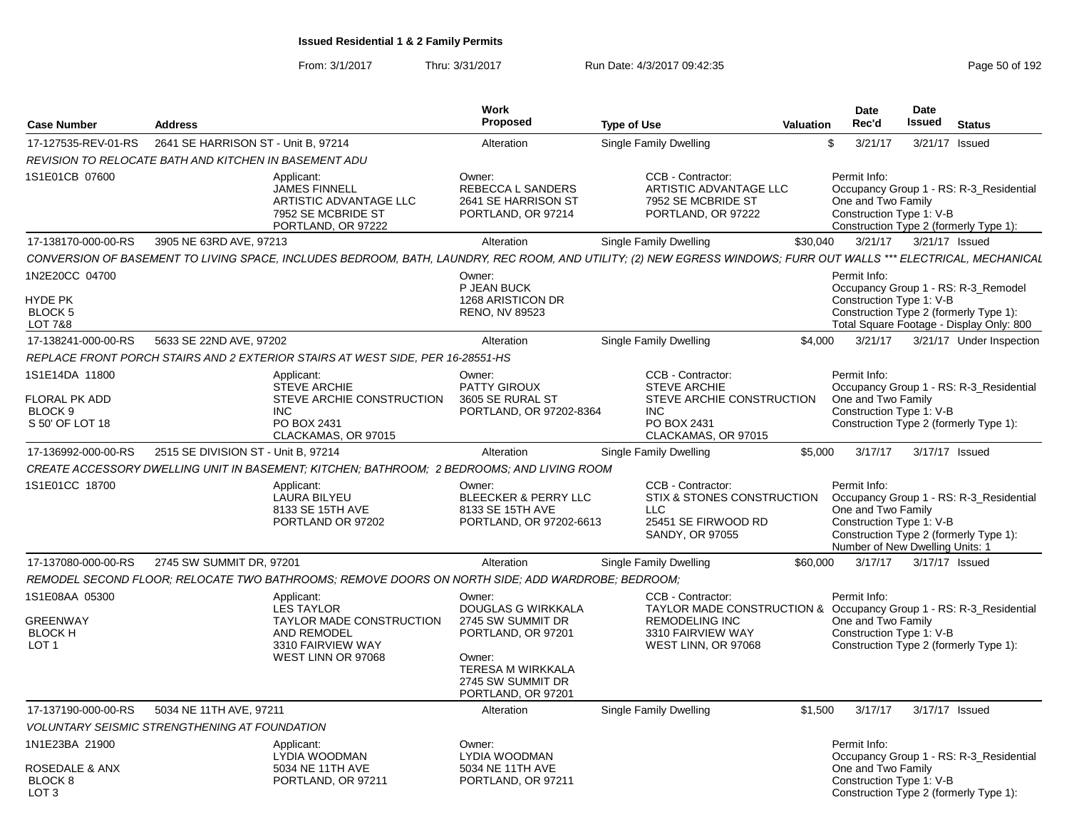**Issued Residential 1 & 2 Family Permits**

From: 3/1/2017 Thru: 3/31/2017 Run Date: 4/3/2017 09:42:35

| Case Number | Address | Work Proposed | Type of Use | Valuation | Date Rec'd | Date Issued | Status |
|---|---|---|---|---|---|---|---|
| 17-127535-REV-01-RS | 2641 SE HARRISON ST - Unit B, 97214 | Alteration | Single Family Dwelling | $ | 3/21/17 | 3/21/17 | Issued |

REVISION TO RELOCATE BATH AND KITCHEN IN BASEMENT ADU

1S1E01CB 07600

Applicant: JAMES FINNELL, ARTISTIC ADVANTAGE LLC, 7952 SE MCBRIDE ST, PORTLAND, OR 97222

Owner: REBECCA L SANDERS, 2641 SE HARRISON ST, PORTLAND, OR 97214

CCB - Contractor: ARTISTIC ADVANTAGE LLC, 7952 SE MCBRIDE ST, PORTLAND, OR 97222

Permit Info: Occupancy Group 1 - RS: R-3_Residential One and Two Family; Construction Type 1: V-B; Construction Type 2 (formerly Type 1):

| Case Number | Address | Work Proposed | Type of Use | Valuation | Date Rec'd | Date Issued | Status |
|---|---|---|---|---|---|---|---|
| 17-138170-000-00-RS | 3905 NE 63RD AVE, 97213 | Alteration | Single Family Dwelling | $30,040 | 3/21/17 | 3/21/17 | Issued |

CONVERSION OF BASEMENT TO LIVING SPACE, INCLUDES BEDROOM, BATH, LAUNDRY, REC ROOM, AND UTILITY; (2) NEW EGRESS WINDOWS; FURR OUT WALLS *** ELECTRICAL, MECHANICAL

1N2E20CC 04700, HYDE PK, BLOCK 5, LOT 7&8

Owner: P JEAN BUCK, 1268 ARISTICON DR, RENO, NV 89523

Permit Info: Occupancy Group 1 - RS: R-3_Remodel; Construction Type 1: V-B; Construction Type 2 (formerly Type 1):; Total Square Footage - Display Only: 800

| Case Number | Address | Work Proposed | Type of Use | Valuation | Date Rec'd | Date Issued | Status |
|---|---|---|---|---|---|---|---|
| 17-138241-000-00-RS | 5633 SE 22ND AVE, 97202 | Alteration | Single Family Dwelling | $4,000 | 3/21/17 | 3/21/17 | Under Inspection |

REPLACE FRONT PORCH STAIRS AND 2 EXTERIOR STAIRS AT WEST SIDE, PER 16-28551-HS

1S1E14DA 11800, FLORAL PK ADD, BLOCK 9, S 50' OF LOT 18

Applicant: STEVE ARCHIE, STEVE ARCHIE CONSTRUCTION INC, PO BOX 2431, CLACKAMAS, OR 97015

Owner: PATTY GIROUX, 3605 SE RURAL ST, PORTLAND, OR 97202-8364

CCB - Contractor: STEVE ARCHIE, STEVE ARCHIE CONSTRUCTION INC, PO BOX 2431, CLACKAMAS, OR 97015

Permit Info: Occupancy Group 1 - RS: R-3_Residential One and Two Family; Construction Type 1: V-B; Construction Type 2 (formerly Type 1):

| Case Number | Address | Work Proposed | Type of Use | Valuation | Date Rec'd | Date Issued | Status |
|---|---|---|---|---|---|---|---|
| 17-136992-000-00-RS | 2515 SE DIVISION ST - Unit B, 97214 | Alteration | Single Family Dwelling | $5,000 | 3/17/17 | 3/17/17 | Issued |

CREATE ACCESSORY DWELLING UNIT IN BASEMENT; KITCHEN; BATHROOM; 2 BEDROOMS; AND LIVING ROOM

1S1E01CC 18700

Applicant: LAURA BILYEU, 8133 SE 15TH AVE, PORTLAND OR 97202

Owner: BLEECKER & PERRY LLC, 8133 SE 15TH AVE, PORTLAND, OR 97202-6613

CCB - Contractor: STIX & STONES CONSTRUCTION LLC, 25451 SE FIRWOOD RD, SANDY, OR 97055

Permit Info: Occupancy Group 1 - RS: R-3_Residential One and Two Family; Construction Type 1: V-B; Construction Type 2 (formerly Type 1):; Number of New Dwelling Units: 1

| Case Number | Address | Work Proposed | Type of Use | Valuation | Date Rec'd | Date Issued | Status |
|---|---|---|---|---|---|---|---|
| 17-137080-000-00-RS | 2745 SW SUMMIT DR, 97201 | Alteration | Single Family Dwelling | $60,000 | 3/17/17 | 3/17/17 | Issued |

REMODEL SECOND FLOOR; RELOCATE TWO BATHROOMS; REMOVE DOORS ON NORTH SIDE; ADD WARDROBE; BEDROOM;

1S1E08AA 05300, GREENWAY, BLOCK H, LOT 1

Applicant: LES TAYLOR, TAYLOR MADE CONSTRUCTION AND REMODEL, 3310 FAIRVIEW WAY, WEST LINN OR 97068

Owner: DOUGLAS G WIRKKALA, 2745 SW SUMMIT DR, PORTLAND, OR 97201

Owner: TERESA M WIRKKALA, 2745 SW SUMMIT DR, PORTLAND, OR 97201

CCB - Contractor: TAYLOR MADE CONSTRUCTION & REMODELING INC, 3310 FAIRVIEW WAY, WEST LINN, OR 97068

Permit Info: Occupancy Group 1 - RS: R-3_Residential One and Two Family; Construction Type 1: V-B; Construction Type 2 (formerly Type 1):

| Case Number | Address | Work Proposed | Type of Use | Valuation | Date Rec'd | Date Issued | Status |
|---|---|---|---|---|---|---|---|
| 17-137190-000-00-RS | 5034 NE 11TH AVE, 97211 | Alteration | Single Family Dwelling | $1,500 | 3/17/17 | 3/17/17 | Issued |

VOLUNTARY SEISMIC STRENGTHENING AT FOUNDATION

1N1E23BA 21900, ROSEDALE & ANX, BLOCK 8, LOT 3

Applicant: LYDIA WOODMAN, 5034 NE 11TH AVE, PORTLAND, OR 97211

Owner: LYDIA WOODMAN, 5034 NE 11TH AVE, PORTLAND, OR 97211

Permit Info: Occupancy Group 1 - RS: R-3_Residential One and Two Family; Construction Type 1: V-B; Construction Type 2 (formerly Type 1):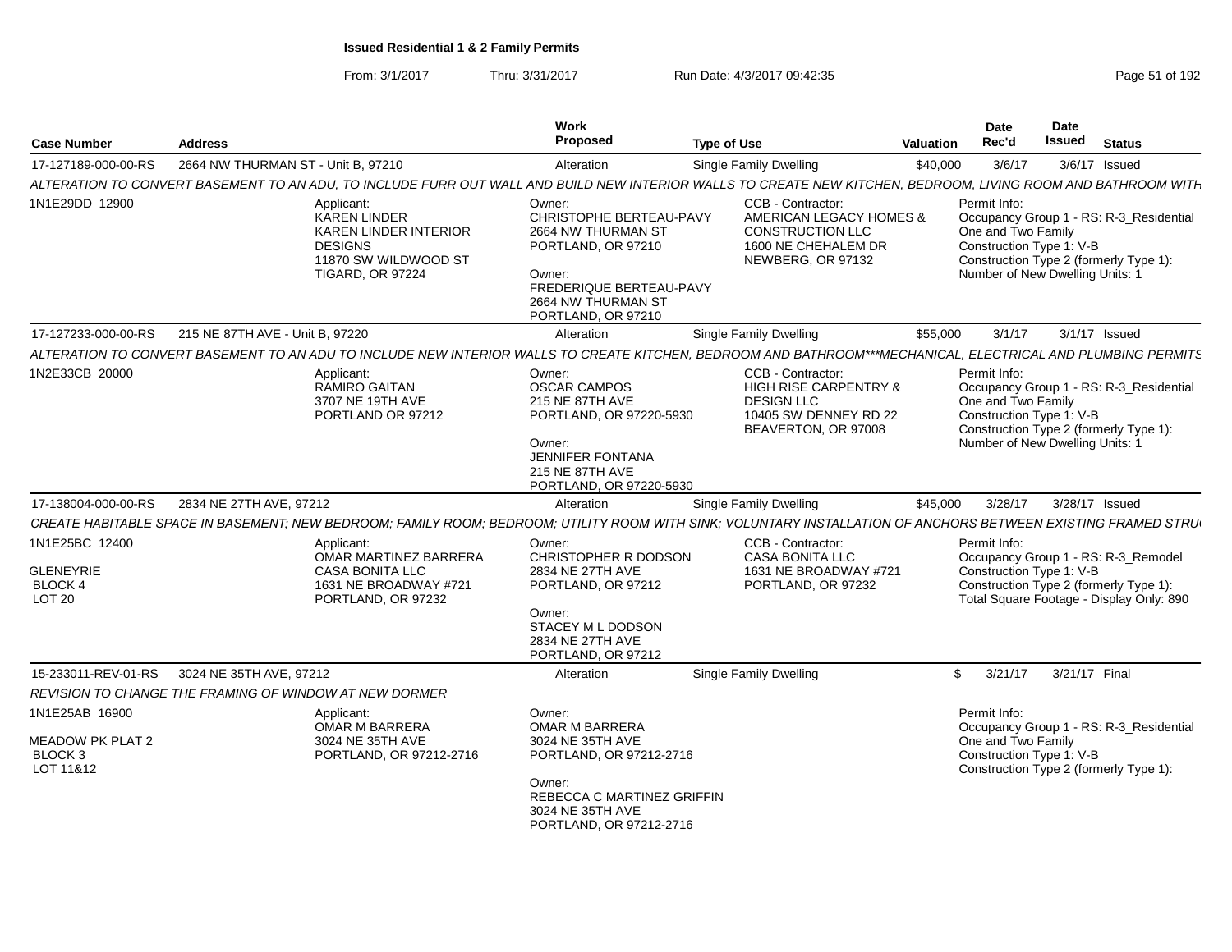**Issued Residential 1 & 2 Family Permits**

From: 3/1/2017 Thru: 3/31/2017 Run Date: 4/3/2017 09:42:35

| Case Number | Address | Work Proposed | Type of Use | Valuation | Date Rec'd | Date Issued | Status |
|---|---|---|---|---|---|---|---|
| 17-127189-000-00-RS | 2664 NW THURMAN ST - Unit B, 97210 | Alteration | Single Family Dwelling | $40,000 | 3/6/17 | 3/6/17 | Issued |

ALTERATION TO CONVERT BASEMENT TO AN ADU, TO INCLUDE FURR OUT WALL AND BUILD NEW INTERIOR WALLS TO CREATE NEW KITCHEN, BEDROOM, LIVING ROOM AND BATHROOM WITH

1N1E29DD 12900

Applicant: KAREN LINDER, KAREN LINDER INTERIOR DESIGNS, 11870 SW WILDWOOD ST, TIGARD, OR 97224

Owner: CHRISTOPHE BERTEAU-PAVY, 2664 NW THURMAN ST, PORTLAND, OR 97210

Owner: FREDERIQUE BERTEAU-PAVY, 2664 NW THURMAN ST, PORTLAND, OR 97210

CCB - Contractor: AMERICAN LEGACY HOMES & CONSTRUCTION LLC, 1600 NE CHEHALEM DR, NEWBERG, OR 97132

Permit Info: Occupancy Group 1 - RS: R-3_Residential One and Two Family; Construction Type 1: V-B; Construction Type 2 (formerly Type 1):; Number of New Dwelling Units: 1

| Case Number | Address | Work Proposed | Type of Use | Valuation | Date Rec'd | Date Issued | Status |
|---|---|---|---|---|---|---|---|
| 17-127233-000-00-RS | 215 NE 87TH AVE - Unit B, 97220 | Alteration | Single Family Dwelling | $55,000 | 3/1/17 | 3/1/17 | Issued |

ALTERATION TO CONVERT BASEMENT TO AN ADU TO INCLUDE NEW INTERIOR WALLS TO CREATE KITCHEN, BEDROOM AND BATHROOM***MECHANICAL, ELECTRICAL AND PLUMBING PERMITS

1N2E33CB 20000

Applicant: RAMIRO GAITAN, 3707 NE 19TH AVE, PORTLAND OR 97212

Owner: OSCAR CAMPOS, 215 NE 87TH AVE, PORTLAND, OR 97220-5930

Owner: JENNIFER FONTANA, 215 NE 87TH AVE, PORTLAND, OR 97220-5930

CCB - Contractor: HIGH RISE CARPENTRY & DESIGN LLC, 10405 SW DENNEY RD 22, BEAVERTON, OR 97008

Permit Info: Occupancy Group 1 - RS: R-3_Residential One and Two Family; Construction Type 1: V-B; Construction Type 2 (formerly Type 1):; Number of New Dwelling Units: 1

| Case Number | Address | Work Proposed | Type of Use | Valuation | Date Rec'd | Date Issued | Status |
|---|---|---|---|---|---|---|---|
| 17-138004-000-00-RS | 2834 NE 27TH AVE, 97212 | Alteration | Single Family Dwelling | $45,000 | 3/28/17 | 3/28/17 | Issued |

CREATE HABITABLE SPACE IN BASEMENT; NEW BEDROOM; FAMILY ROOM; BEDROOM; UTILITY ROOM WITH SINK; VOLUNTARY INSTALLATION OF ANCHORS BETWEEN EXISTING FRAMED STRU

1N1E25BC 12400

GLENEYRIE
BLOCK 4
LOT 20

Applicant: OMAR MARTINEZ BARRERA, CASA BONITA LLC, 1631 NE BROADWAY #721, PORTLAND, OR 97232

Owner: CHRISTOPHER R DODSON, 2834 NE 27TH AVE, PORTLAND, OR 97212

Owner: STACEY M L DODSON, 2834 NE 27TH AVE, PORTLAND, OR 97212

CCB - Contractor: CASA BONITA LLC, 1631 NE BROADWAY #721, PORTLAND, OR 97232

Permit Info: Occupancy Group 1 - RS: R-3_Remodel; Construction Type 1: V-B; Construction Type 2 (formerly Type 1):; Total Square Footage - Display Only: 890

| Case Number | Address | Work Proposed | Type of Use | Valuation | Date Rec'd | Date Issued | Status |
|---|---|---|---|---|---|---|---|
| 15-233011-REV-01-RS | 3024 NE 35TH AVE, 97212 | Alteration | Single Family Dwelling | $ | 3/21/17 | 3/21/17 | Final |

REVISION TO CHANGE THE FRAMING OF WINDOW AT NEW DORMER

1N1E25AB 16900

MEADOW PK PLAT 2
BLOCK 3
LOT 11&12

Applicant: OMAR M BARRERA, 3024 NE 35TH AVE, PORTLAND, OR 97212-2716

Owner: OMAR M BARRERA, 3024 NE 35TH AVE, PORTLAND, OR 97212-2716

Owner: REBECCA C MARTINEZ GRIFFIN, 3024 NE 35TH AVE, PORTLAND, OR 97212-2716

Permit Info: Occupancy Group 1 - RS: R-3_Residential One and Two Family; Construction Type 1: V-B; Construction Type 2 (formerly Type 1):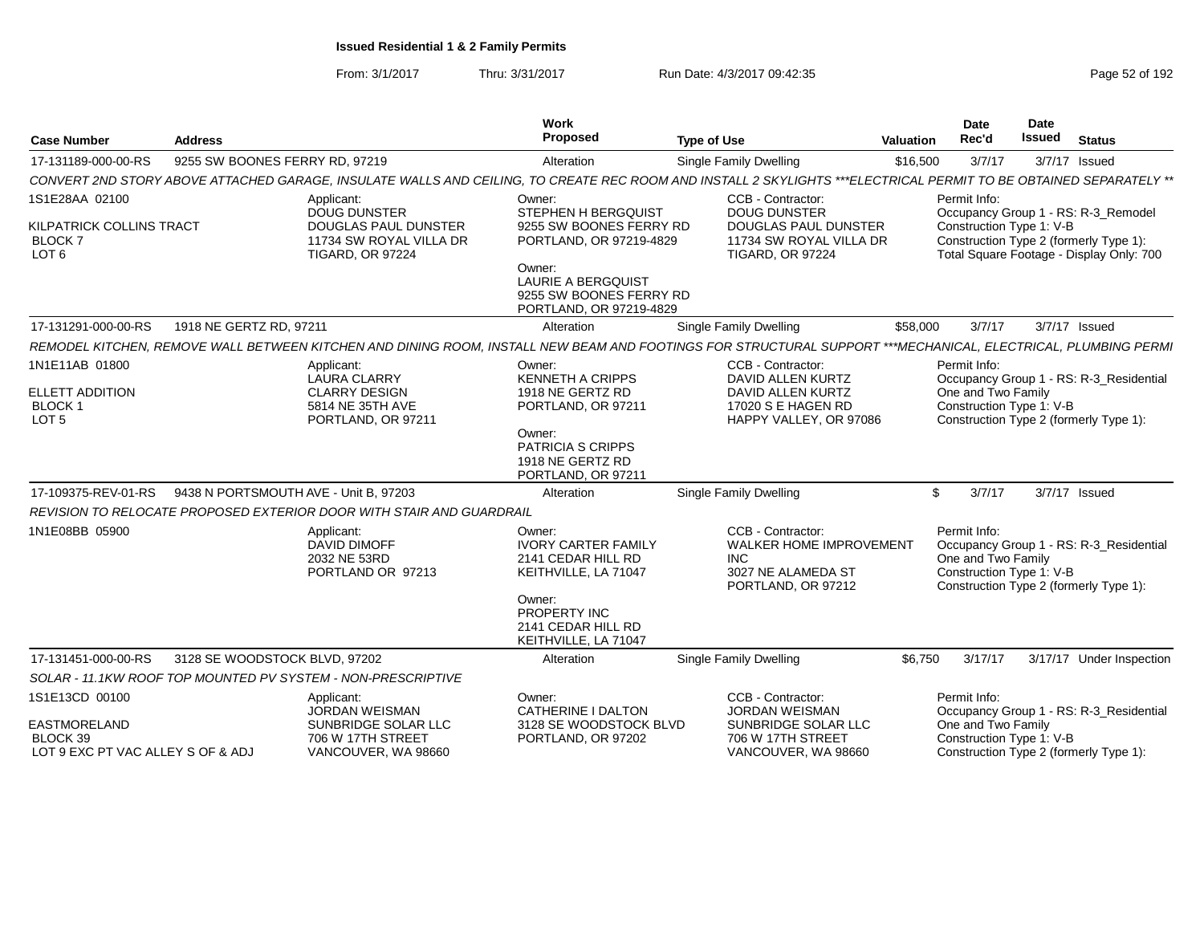**Issued Residential 1 & 2 Family Permits**

From: 3/1/2017 Thru: 3/31/2017 Run Date: 4/3/2017 09:42:35

| Case Number | Address | Work Proposed | Type of Use | Valuation | Date Rec'd | Date Issued | Status |
|---|---|---|---|---|---|---|---|
| 17-131189-000-00-RS | 9255 SW BOONES FERRY RD, 97219 | Alteration | Single Family Dwelling | $16,500 | 3/7/17 | 3/7/17 | Issued |

*CONVERT 2ND STORY ABOVE ATTACHED GARAGE, INSULATE WALLS AND CEILING, TO CREATE REC ROOM AND INSTALL 2 SKYLIGHTS ***ELECTRICAL PERMIT TO BE OBTAINED SEPARATELY ***

1S1E28AA 02100
KILPATRICK COLLINS TRACT
BLOCK 7
LOT 6

Applicant:
DOUG DUNSTER
DOUGLAS PAUL DUNSTER
11734 SW ROYAL VILLA DR
TIGARD, OR 97224

Owner:
STEPHEN H BERGQUIST
9255 SW BOONES FERRY RD
PORTLAND, OR 97219-4829

Owner:
LAURIE A BERGQUIST
9255 SW BOONES FERRY RD
PORTLAND, OR 97219-4829

CCB - Contractor:
DOUG DUNSTER
DOUGLAS PAUL DUNSTER
11734 SW ROYAL VILLA DR
TIGARD, OR 97224

Permit Info:
Occupancy Group 1 - RS: R-3_Remodel
Construction Type 1: V-B
Construction Type 2 (formerly Type 1):
Total Square Footage - Display Only: 700

| Case Number | Address | Work Proposed | Type of Use | Valuation | Date Rec'd | Date Issued | Status |
|---|---|---|---|---|---|---|---|
| 17-131291-000-00-RS | 1918 NE GERTZ RD, 97211 | Alteration | Single Family Dwelling | $58,000 | 3/7/17 | 3/7/17 | Issued |

*REMODEL KITCHEN, REMOVE WALL BETWEEN KITCHEN AND DINING ROOM, INSTALL NEW BEAM AND FOOTINGS FOR STRUCTURAL SUPPORT ***MECHANICAL, ELECTRICAL, PLUMBING PERMI*

1N1E11AB 01800
ELLETT ADDITION
BLOCK 1
LOT 5

Applicant:
LAURA CLARRY
CLARRY DESIGN
5814 NE 35TH AVE
PORTLAND, OR 97211

Owner:
KENNETH A CRIPPS
1918 NE GERTZ RD
PORTLAND, OR 97211

Owner:
PATRICIA S CRIPPS
1918 NE GERTZ RD
PORTLAND, OR 97211

CCB - Contractor:
DAVID ALLEN KURTZ
DAVID ALLEN KURTZ
17020 S E HAGEN RD
HAPPY VALLEY, OR 97086

Permit Info:
Occupancy Group 1 - RS: R-3_Residential One and Two Family
Construction Type 1: V-B
Construction Type 2 (formerly Type 1):

| Case Number | Address | Work Proposed | Type of Use | Valuation | Date Rec'd | Date Issued | Status |
|---|---|---|---|---|---|---|---|
| 17-109375-REV-01-RS | 9438 N PORTSMOUTH AVE - Unit B, 97203 | Alteration | Single Family Dwelling | $ | 3/7/17 | 3/7/17 | Issued |

*REVISION TO RELOCATE PROPOSED EXTERIOR DOOR WITH STAIR AND GUARDRAIL*

1N1E08BB 05900

Applicant:
DAVID DIMOFF
2032 NE 53RD
PORTLAND OR 97213

Owner:
IVORY CARTER FAMILY
2141 CEDAR HILL RD
KEITHVILLE, LA 71047

Owner:
PROPERTY INC
2141 CEDAR HILL RD
KEITHVILLE, LA 71047

CCB - Contractor:
WALKER HOME IMPROVEMENT INC
3027 NE ALAMEDA ST
PORTLAND, OR 97212

Permit Info:
Occupancy Group 1 - RS: R-3_Residential One and Two Family
Construction Type 1: V-B
Construction Type 2 (formerly Type 1):

| Case Number | Address | Work Proposed | Type of Use | Valuation | Date Rec'd | Date Issued | Status |
|---|---|---|---|---|---|---|---|
| 17-131451-000-00-RS | 3128 SE WOODSTOCK BLVD, 97202 | Alteration | Single Family Dwelling | $6,750 | 3/17/17 | 3/17/17 | Under Inspection |

*SOLAR - 11.1KW ROOF TOP MOUNTED PV SYSTEM - NON-PRESCRIPTIVE*

1S1E13CD 00100
EASTMORELAND
BLOCK 39
LOT 9 EXC PT VAC ALLEY S OF & ADJ

Applicant:
JORDAN WEISMAN
SUNBRIDGE SOLAR LLC
706 W 17TH STREET
VANCOUVER, WA 98660

Owner:
CATHERINE I DALTON
3128 SE WOODSTOCK BLVD
PORTLAND, OR 97202

CCB - Contractor:
JORDAN WEISMAN
SUNBRIDGE SOLAR LLC
706 W 17TH STREET
VANCOUVER, WA 98660

Permit Info:
Occupancy Group 1 - RS: R-3_Residential One and Two Family
Construction Type 1: V-B
Construction Type 2 (formerly Type 1):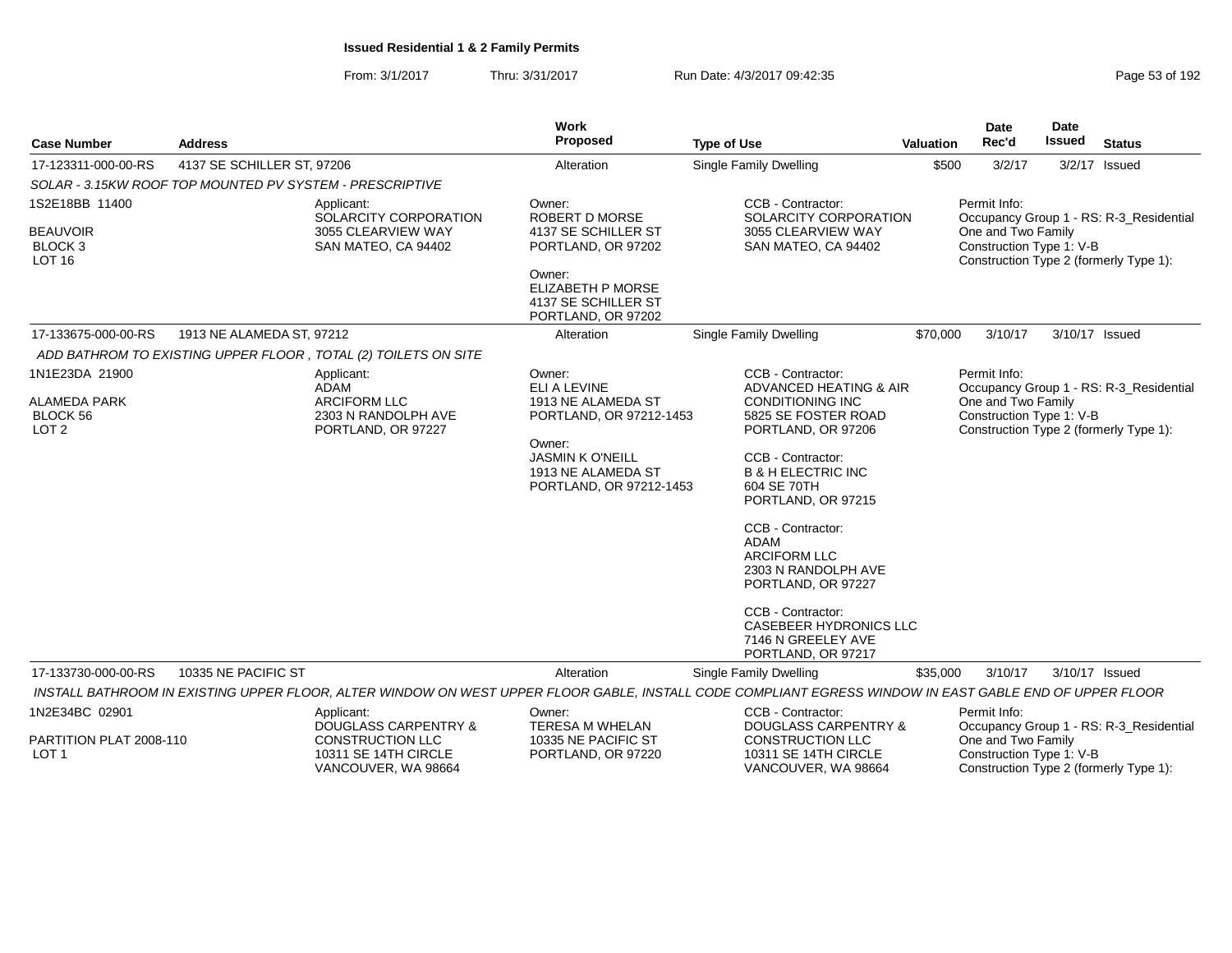**Issued Residential 1 & 2 Family Permits**

From: 3/1/2017 Thru: 3/31/2017 Run Date: 4/3/2017 09:42:35

| Case Number | Address | Work Proposed | Type of Use | Valuation | Date Rec'd | Date Issued | Status |
|---|---|---|---|---|---|---|---|
| 17-123311-000-00-RS | 4137 SE SCHILLER ST, 97206 | Alteration | Single Family Dwelling | $500 | 3/2/17 | 3/2/17 | Issued |

*SOLAR - 3.15KW ROOF TOP MOUNTED PV SYSTEM - PRESCRIPTIVE*

1S2E18BB 11400
BEAUVOIR
BLOCK 3
LOT 16

Applicant:
SOLARCITY CORPORATION
3055 CLEARVIEW WAY
SAN MATEO, CA 94402

Owner:
ROBERT D MORSE
4137 SE SCHILLER ST
PORTLAND, OR 97202

Owner:
ELIZABETH P MORSE
4137 SE SCHILLER ST
PORTLAND, OR 97202

CCB - Contractor:
SOLARCITY CORPORATION
3055 CLEARVIEW WAY
SAN MATEO, CA 94402

Permit Info:
Occupancy Group 1 - RS: R-3_Residential One and Two Family
Construction Type 1: V-B
Construction Type 2 (formerly Type 1):

| Case Number | Address | Work Proposed | Type of Use | Valuation | Date Rec'd | Date Issued | Status |
|---|---|---|---|---|---|---|---|
| 17-133675-000-00-RS | 1913 NE ALAMEDA ST, 97212 | Alteration | Single Family Dwelling | $70,000 | 3/10/17 | 3/10/17 | Issued |

*ADD BATHROM TO EXISTING UPPER FLOOR , TOTAL (2) TOILETS ON SITE*

1N1E23DA 21900
ALAMEDA PARK
BLOCK 56
LOT 2

Applicant:
ADAM
ARCIFORM LLC
2303 N RANDOLPH AVE
PORTLAND, OR 97227

Owner:
ELI A LEVINE
1913 NE ALAMEDA ST
PORTLAND, OR 97212-1453

Owner:
JASMIN K O'NEILL
1913 NE ALAMEDA ST
PORTLAND, OR 97212-1453

CCB - Contractor:
ADVANCED HEATING & AIR CONDITIONING INC
5825 SE FOSTER ROAD
PORTLAND, OR 97206

CCB - Contractor:
B & H ELECTRIC INC
604 SE 70TH
PORTLAND, OR 97215

CCB - Contractor:
ADAM
ARCIFORM LLC
2303 N RANDOLPH AVE
PORTLAND, OR 97227

CCB - Contractor:
CASEBEER HYDRONICS LLC
7146 N GREELEY AVE
PORTLAND, OR 97217

Permit Info:
Occupancy Group 1 - RS: R-3_Residential One and Two Family
Construction Type 1: V-B
Construction Type 2 (formerly Type 1):

| Case Number | Address | Work Proposed | Type of Use | Valuation | Date Rec'd | Date Issued | Status |
|---|---|---|---|---|---|---|---|
| 17-133730-000-00-RS | 10335 NE PACIFIC ST | Alteration | Single Family Dwelling | $35,000 | 3/10/17 | 3/10/17 | Issued |

*INSTALL BATHROOM IN EXISTING UPPER FLOOR, ALTER WINDOW ON WEST UPPER FLOOR GABLE, INSTALL CODE COMPLIANT EGRESS WINDOW IN EAST GABLE END OF UPPER FLOOR*

1N2E34BC 02901
PARTITION PLAT 2008-110
LOT 1

Applicant:
DOUGLASS CARPENTRY & CONSTRUCTION LLC
10311 SE 14TH CIRCLE
VANCOUVER, WA 98664

Owner:
TERESA M WHELAN
10335 NE PACIFIC ST
PORTLAND, OR 97220

CCB - Contractor:
DOUGLASS CARPENTRY & CONSTRUCTION LLC
10311 SE 14TH CIRCLE
VANCOUVER, WA 98664

Permit Info:
Occupancy Group 1 - RS: R-3_Residential One and Two Family
Construction Type 1: V-B
Construction Type 2 (formerly Type 1):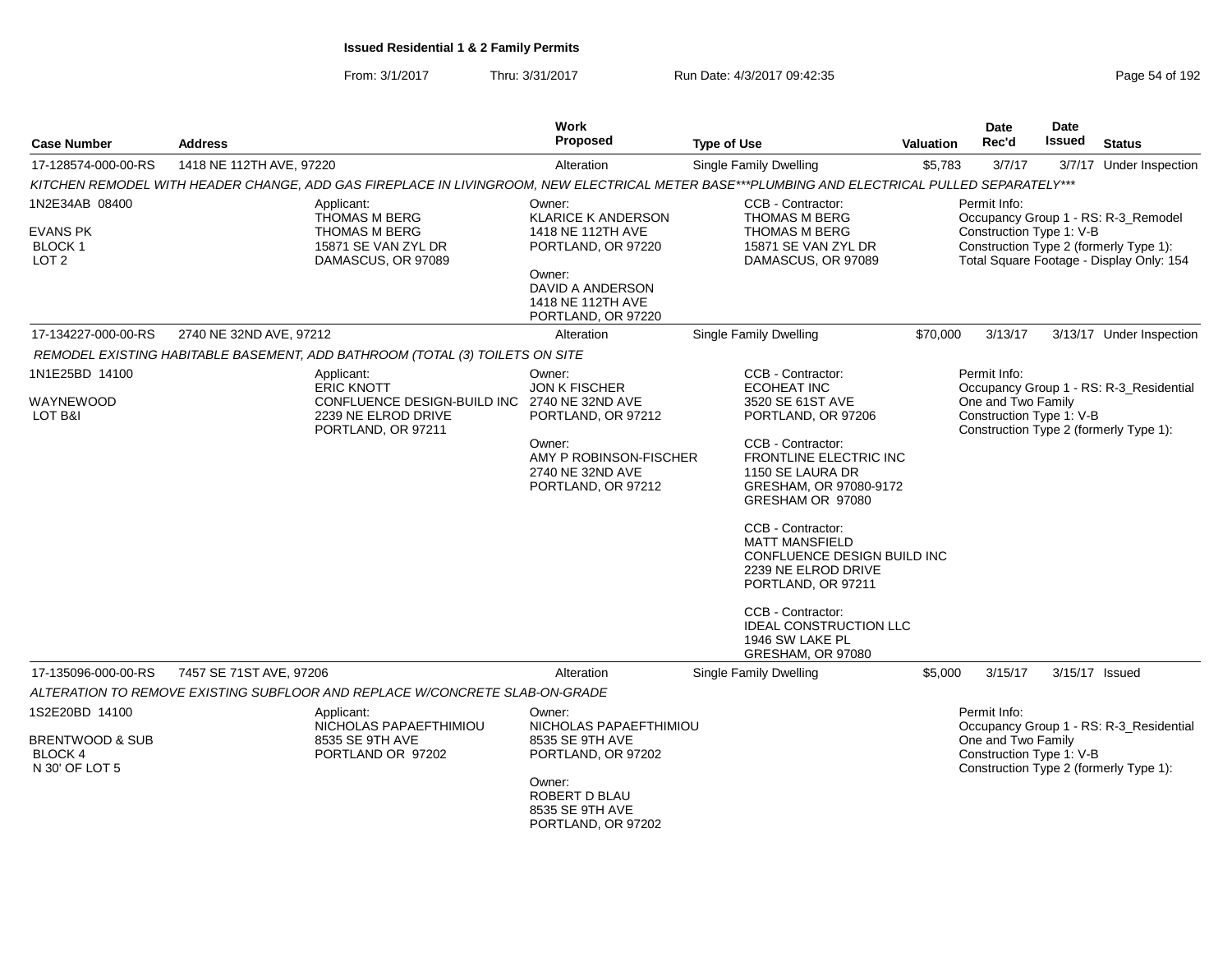**Issued Residential 1 & 2 Family Permits**

From: 3/1/2017 Thru: 3/31/2017 Run Date: 4/3/2017 09:42:35

| Case Number | Address | Work Proposed | Type of Use | Valuation | Date Rec'd | Date Issued | Status |
|---|---|---|---|---|---|---|---|
| 17-128574-000-00-RS | 1418 NE 112TH AVE, 97220 | Alteration | Single Family Dwelling | $5,783 | 3/7/17 | 3/7/17 | Under Inspection |

*KITCHEN REMODEL WITH HEADER CHANGE, ADD GAS FIREPLACE IN LIVINGROOM, NEW ELECTRICAL METER BASE***PLUMBING AND ELECTRICAL PULLED SEPARATELY****

1N2E34AB 08400
EVANS PK
BLOCK 1
LOT 2

Applicant:
THOMAS M BERG
THOMAS M BERG
15871 SE VAN ZYL DR
DAMASCUS, OR 97089

Owner:
KLARICE K ANDERSON
1418 NE 112TH AVE
PORTLAND, OR 97220

Owner:
DAVID A ANDERSON
1418 NE 112TH AVE
PORTLAND, OR 97220

CCB - Contractor:
THOMAS M BERG
THOMAS M BERG
15871 SE VAN ZYL DR
DAMASCUS, OR 97089

Permit Info:
Occupancy Group 1 - RS: R-3_Remodel
Construction Type 1: V-B
Construction Type 2 (formerly Type 1):
Total Square Footage - Display Only: 154

| Case Number | Address | Work Proposed | Type of Use | Valuation | Date Rec'd | Date Issued | Status |
|---|---|---|---|---|---|---|---|
| 17-134227-000-00-RS | 2740 NE 32ND AVE, 97212 | Alteration | Single Family Dwelling | $70,000 | 3/13/17 | 3/13/17 | Under Inspection |

*REMODEL EXISTING HABITABLE BASEMENT, ADD BATHROOM (TOTAL (3) TOILETS ON SITE*

1N1E25BD 14100
WAYNEWOOD
LOT B&I

Applicant:
ERIC KNOTT
CONFLUENCE DESIGN-BUILD INC
2239 NE ELROD DRIVE
PORTLAND, OR 97211

Owner:
JON K FISCHER
2740 NE 32ND AVE
PORTLAND, OR 97212

Owner:
AMY P ROBINSON-FISCHER
2740 NE 32ND AVE
PORTLAND, OR 97212

CCB - Contractor:
ECOHEAT INC
3520 SE 61ST AVE
PORTLAND, OR 97206

CCB - Contractor:
FRONTLINE ELECTRIC INC
1150 SE LAURA DR
GRESHAM, OR 97080-9172
GRESHAM OR 97080

CCB - Contractor:
MATT MANSFIELD
CONFLUENCE DESIGN BUILD INC
2239 NE ELROD DRIVE
PORTLAND, OR 97211

CCB - Contractor:
IDEAL CONSTRUCTION LLC
1946 SW LAKE PL
GRESHAM, OR 97080

Permit Info:
Occupancy Group 1 - RS: R-3_Residential One and Two Family
Construction Type 1: V-B
Construction Type 2 (formerly Type 1):

| Case Number | Address | Work Proposed | Type of Use | Valuation | Date Rec'd | Date Issued | Status |
|---|---|---|---|---|---|---|---|
| 17-135096-000-00-RS | 7457 SE 71ST AVE, 97206 | Alteration | Single Family Dwelling | $5,000 | 3/15/17 | 3/15/17 | Issued |

*ALTERATION TO REMOVE EXISTING SUBFLOOR AND REPLACE W/CONCRETE SLAB-ON-GRADE*

1S2E20BD 14100
BRENTWOOD & SUB
BLOCK 4
N 30' OF LOT 5

Applicant:
NICHOLAS PAPAEFTHIMIOU
8535 SE 9TH AVE
PORTLAND OR 97202

Owner:
NICHOLAS PAPAEFTHIMIOU
8535 SE 9TH AVE
PORTLAND, OR 97202

Owner:
ROBERT D BLAU
8535 SE 9TH AVE
PORTLAND, OR 97202

Permit Info:
Occupancy Group 1 - RS: R-3_Residential One and Two Family
Construction Type 1: V-B
Construction Type 2 (formerly Type 1):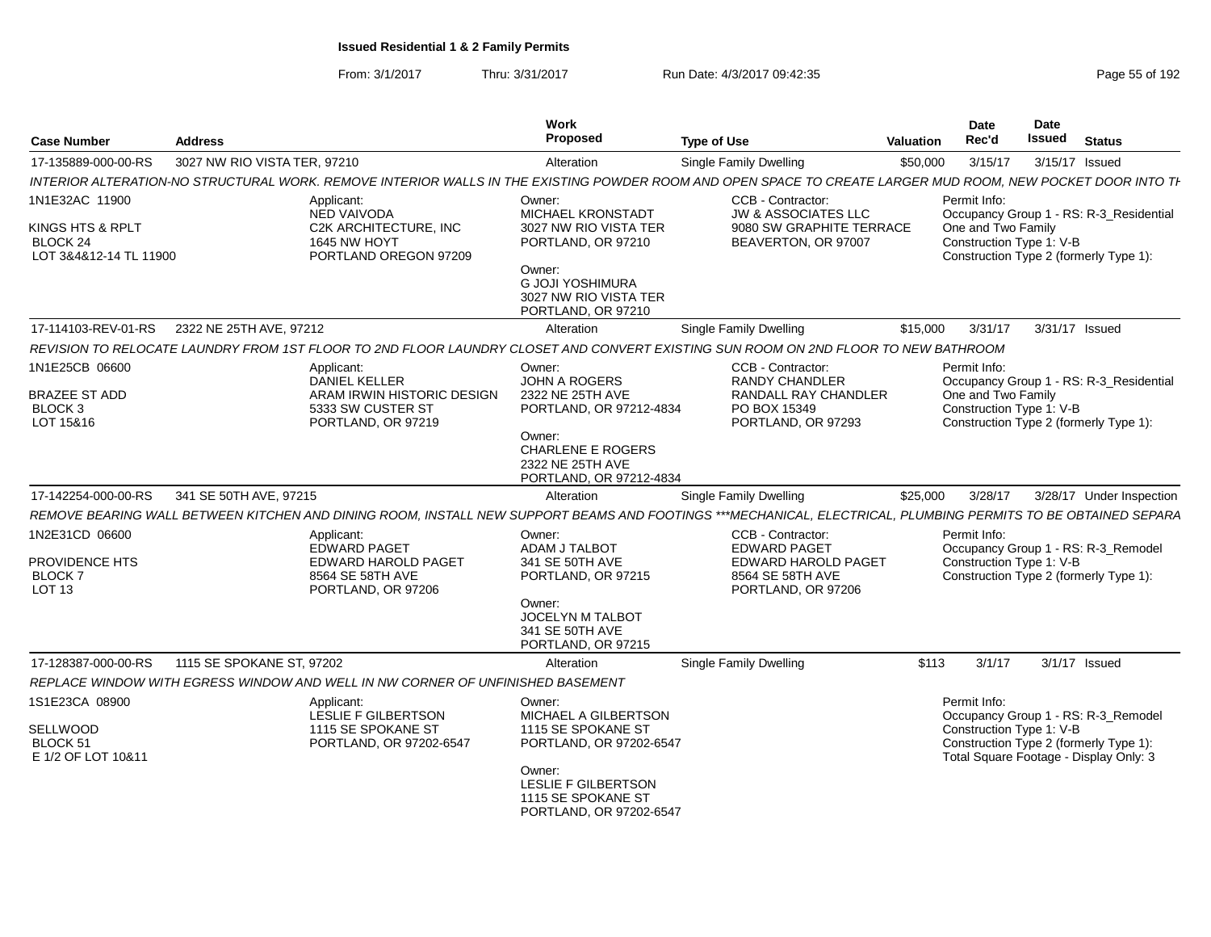# Issued Residential 1 & 2 Family Permits

From: 3/1/2017 Thru: 3/31/2017 Run Date: 4/3/2017 09:42:35

| Case Number | Address | Work Proposed | Type of Use | Valuation | Date Rec'd | Date Issued | Status |
|---|---|---|---|---|---|---|---|
| 17-135889-000-00-RS | 3027 NW RIO VISTA TER, 97210 | Alteration | Single Family Dwelling | $50,000 | 3/15/17 | 3/15/17 | Issued |

INTERIOR ALTERATION-NO STRUCTURAL WORK. REMOVE INTERIOR WALLS IN THE EXISTING POWDER ROOM AND OPEN SPACE TO CREATE LARGER MUD ROOM, NEW POCKET DOOR INTO TH

1N1E32AC 11900
KINGS HTS & RPLT
BLOCK 24
LOT 3&4&12-14 TL 11900

Applicant:
NED VAIVODA
C2K ARCHITECTURE, INC
1645 NW HOYT
PORTLAND OREGON 97209

Owner:
MICHAEL KRONSTADT
3027 NW RIO VISTA TER
PORTLAND, OR 97210

Owner:
G JOJI YOSHIMURA
3027 NW RIO VISTA TER
PORTLAND, OR 97210

CCB - Contractor:
JW & ASSOCIATES LLC
9080 SW GRAPHITE TERRACE
BEAVERTON, OR 97007

Permit Info:
Occupancy Group 1 - RS: R-3_Residential One and Two Family
Construction Type 1: V-B
Construction Type 2 (formerly Type 1):

| Case Number | Address | Work Proposed | Type of Use | Valuation | Date Rec'd | Date Issued | Status |
|---|---|---|---|---|---|---|---|
| 17-114103-REV-01-RS | 2322 NE 25TH AVE, 97212 | Alteration | Single Family Dwelling | $15,000 | 3/31/17 | 3/31/17 | Issued |

REVISION TO RELOCATE LAUNDRY FROM 1ST FLOOR TO 2ND FLOOR LAUNDRY CLOSET AND CONVERT EXISTING SUN ROOM ON 2ND FLOOR TO NEW BATHROOM

1N1E25CB 06600
BRAZEE ST ADD
BLOCK 3
LOT 15&16

Applicant:
DANIEL KELLER
ARAM IRWIN HISTORIC DESIGN
5333 SW CUSTER ST
PORTLAND, OR 97219

Owner:
JOHN A ROGERS
2322 NE 25TH AVE
PORTLAND, OR 97212-4834

Owner:
CHARLENE E ROGERS
2322 NE 25TH AVE
PORTLAND, OR 97212-4834

CCB - Contractor:
RANDY CHANDLER
RANDALL RAY CHANDLER
PO BOX 15349
PORTLAND, OR 97293

Permit Info:
Occupancy Group 1 - RS: R-3_Residential One and Two Family
Construction Type 1: V-B
Construction Type 2 (formerly Type 1):

| Case Number | Address | Work Proposed | Type of Use | Valuation | Date Rec'd | Date Issued | Status |
|---|---|---|---|---|---|---|---|
| 17-142254-000-00-RS | 341 SE 50TH AVE, 97215 | Alteration | Single Family Dwelling | $25,000 | 3/28/17 | 3/28/17 | Under Inspection |

REMOVE BEARING WALL BETWEEN KITCHEN AND DINING ROOM, INSTALL NEW SUPPORT BEAMS AND FOOTINGS ***MECHANICAL, ELECTRICAL, PLUMBING PERMITS TO BE OBTAINED SEPARA

1N2E31CD 06600
PROVIDENCE HTS
BLOCK 7
LOT 13

Applicant:
EDWARD PAGET
EDWARD HAROLD PAGET
8564 SE 58TH AVE
PORTLAND, OR 97206

Owner:
ADAM J TALBOT
341 SE 50TH AVE
PORTLAND, OR 97215

Owner:
JOCELYN M TALBOT
341 SE 50TH AVE
PORTLAND, OR 97215

CCB - Contractor:
EDWARD PAGET
EDWARD HAROLD PAGET
8564 SE 58TH AVE
PORTLAND, OR 97206

Permit Info:
Occupancy Group 1 - RS: R-3_Remodel
Construction Type 1: V-B
Construction Type 2 (formerly Type 1):

| Case Number | Address | Work Proposed | Type of Use | Valuation | Date Rec'd | Date Issued | Status |
|---|---|---|---|---|---|---|---|
| 17-128387-000-00-RS | 1115 SE SPOKANE ST, 97202 | Alteration | Single Family Dwelling | $113 | 3/1/17 | 3/1/17 | Issued |

REPLACE WINDOW WITH EGRESS WINDOW AND WELL IN NW CORNER OF UNFINISHED BASEMENT

1S1E23CA 08900
SELLWOOD
BLOCK 51
E 1/2 OF LOT 10&11

Applicant:
LESLIE F GILBERTSON
1115 SE SPOKANE ST
PORTLAND, OR 97202-6547

Owner:
MICHAEL A GILBERTSON
1115 SE SPOKANE ST
PORTLAND, OR 97202-6547

Owner:
LESLIE F GILBERTSON
1115 SE SPOKANE ST
PORTLAND, OR 97202-6547

Permit Info:
Occupancy Group 1 - RS: R-3_Remodel
Construction Type 1: V-B
Construction Type 2 (formerly Type 1):
Total Square Footage - Display Only: 3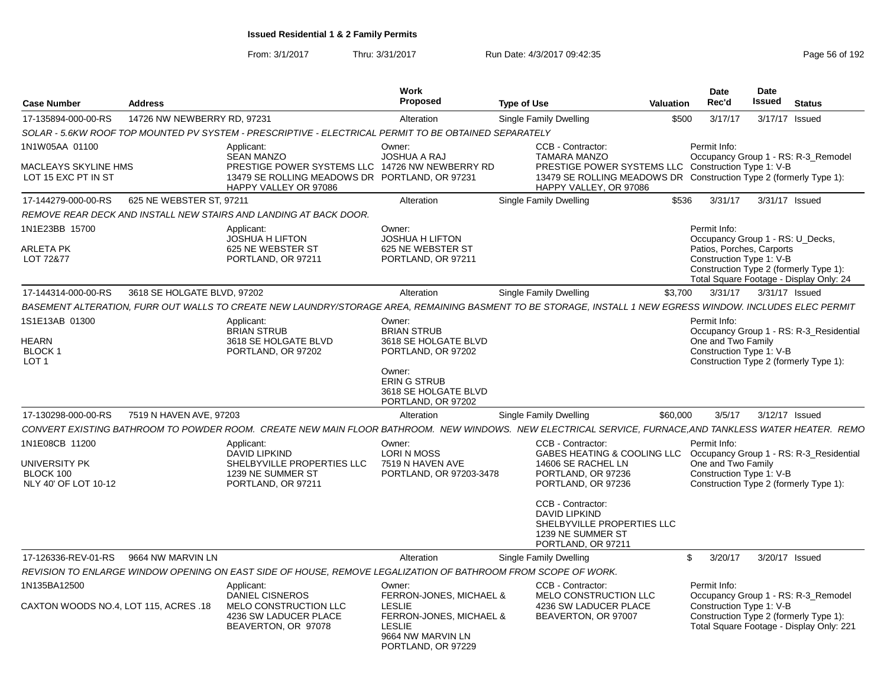# Issued Residential 1 & 2 Family Permits

From: 3/1/2017 Thru: 3/31/2017 Run Date: 4/3/2017 09:42:35

| Case Number | Address | Work Proposed | Type of Use | Valuation | Date Rec'd | Date Issued | Status |
|---|---|---|---|---|---|---|---|
| 17-135894-000-00-RS | 14726 NW NEWBERRY RD, 97231 | Alteration | Single Family Dwelling | $500 | 3/17/17 | 3/17/17 | Issued |

SOLAR - 5.6KW ROOF TOP MOUNTED PV SYSTEM - PRESCRIPTIVE - ELECTRICAL PERMIT TO BE OBTAINED SEPARATELY

1N1W05AA 01100

MACLEAYS SKYLINE HMS
LOT 15 EXC PT IN ST

Applicant:
SEAN MANZO
PRESTIGE POWER SYSTEMS LLC
13479 SE ROLLING MEADOWS DR
HAPPY VALLEY OR 97086

Owner:
JOSHUA A RAJ
14726 NW NEWBERRY RD
PORTLAND, OR 97231

CCB - Contractor:
TAMARA MANZO
PRESTIGE POWER SYSTEMS LLC
13479 SE ROLLING MEADOWS DR
HAPPY VALLEY, OR 97086

Permit Info:
Occupancy Group 1 - RS: R-3_Remodel
Construction Type 1: V-B
Construction Type 2 (formerly Type 1):

| Case Number | Address | Work Proposed | Type of Use | Valuation | Date Rec'd | Date Issued | Status |
|---|---|---|---|---|---|---|---|
| 17-144279-000-00-RS | 625 NE WEBSTER ST, 97211 | Alteration | Single Family Dwelling | $536 | 3/31/17 | 3/31/17 | Issued |

REMOVE REAR DECK AND INSTALL NEW STAIRS AND LANDING AT BACK DOOR.

1N1E23BB 15700

ARLETA PK
LOT 72&77

Applicant:
JOSHUA H LIFTON
625 NE WEBSTER ST
PORTLAND, OR 97211

Owner:
JOSHUA H LIFTON
625 NE WEBSTER ST
PORTLAND, OR 97211

Permit Info:
Occupancy Group 1 - RS: U_Decks, Patios, Porches, Carports
Construction Type 1: V-B
Construction Type 2 (formerly Type 1):
Total Square Footage - Display Only: 24

| Case Number | Address | Work Proposed | Type of Use | Valuation | Date Rec'd | Date Issued | Status |
|---|---|---|---|---|---|---|---|
| 17-144314-000-00-RS | 3618 SE HOLGATE BLVD, 97202 | Alteration | Single Family Dwelling | $3,700 | 3/31/17 | 3/31/17 | Issued |

BASEMENT ALTERATION, FURR OUT WALLS TO CREATE NEW LAUNDRY/STORAGE AREA, REMAINING BASMENT TO BE STORAGE, INSTALL 1 NEW EGRESS WINDOW. INCLUDES ELEC PERMIT

1S1E13AB 01300

HEARN
BLOCK 1
LOT 1

Applicant:
BRIAN STRUB
3618 SE HOLGATE BLVD
PORTLAND, OR 97202

Owner:
BRIAN STRUB
3618 SE HOLGATE BLVD
PORTLAND, OR 97202

Owner:
ERIN G STRUB
3618 SE HOLGATE BLVD
PORTLAND, OR 97202

Permit Info:
Occupancy Group 1 - RS: R-3_Residential One and Two Family
Construction Type 1: V-B
Construction Type 2 (formerly Type 1):

| Case Number | Address | Work Proposed | Type of Use | Valuation | Date Rec'd | Date Issued | Status |
|---|---|---|---|---|---|---|---|
| 17-130298-000-00-RS | 7519 N HAVEN AVE, 97203 | Alteration | Single Family Dwelling | $60,000 | 3/5/17 | 3/12/17 | Issued |

CONVERT EXISTING BATHROOM TO POWDER ROOM. CREATE NEW MAIN FLOOR BATHROOM. NEW WINDOWS. NEW ELECTRICAL SERVICE, FURNACE,AND TANKLESS WATER HEATER. REMO

1N1E08CB 11200

UNIVERSITY PK
BLOCK 100
NLY 40' OF LOT 10-12

Applicant:
DAVID LIPKIND
SHELBYVILLE PROPERTIES LLC
1239 NE SUMMER ST
PORTLAND, OR 97211

Owner:
LORI N MOSS
7519 N HAVEN AVE
PORTLAND, OR 97203-3478

CCB - Contractor:
GABES HEATING & COOLING LLC
14606 SE RACHEL LN
PORTLAND, OR 97236
PORTLAND, OR 97236

CCB - Contractor:
DAVID LIPKIND
SHELBYVILLE PROPERTIES LLC
1239 NE SUMMER ST
PORTLAND, OR 97211

Permit Info:
Occupancy Group 1 - RS: R-3_Residential One and Two Family
Construction Type 1: V-B
Construction Type 2 (formerly Type 1):

| Case Number | Address | Work Proposed | Type of Use | Valuation | Date Rec'd | Date Issued | Status |
|---|---|---|---|---|---|---|---|
| 17-126336-REV-01-RS | 9664 NW MARVIN LN | Alteration | Single Family Dwelling | $ | 3/20/17 | 3/20/17 | Issued |

REVISION TO ENLARGE WINDOW OPENING ON EAST SIDE OF HOUSE, REMOVE LEGALIZATION OF BATHROOM FROM SCOPE OF WORK.

1N135BA12500

CAXTON WOODS NO.4, LOT 115, ACRES .18

Applicant:
DANIEL CISNEROS
MELO CONSTRUCTION LLC
4236 SW LADUCER PLACE
BEAVERTON, OR 97078

Owner:
FERRON-JONES, MICHAEL & LESLIE
FERRON-JONES, MICHAEL & LESLIE
9664 NW MARVIN LN
PORTLAND, OR 97229

CCB - Contractor:
MELO CONSTRUCTION LLC
4236 SW LADUCER PLACE
BEAVERTON, OR 97007

Permit Info:
Occupancy Group 1 - RS: R-3_Remodel
Construction Type 1: V-B
Construction Type 2 (formerly Type 1):
Total Square Footage - Display Only: 221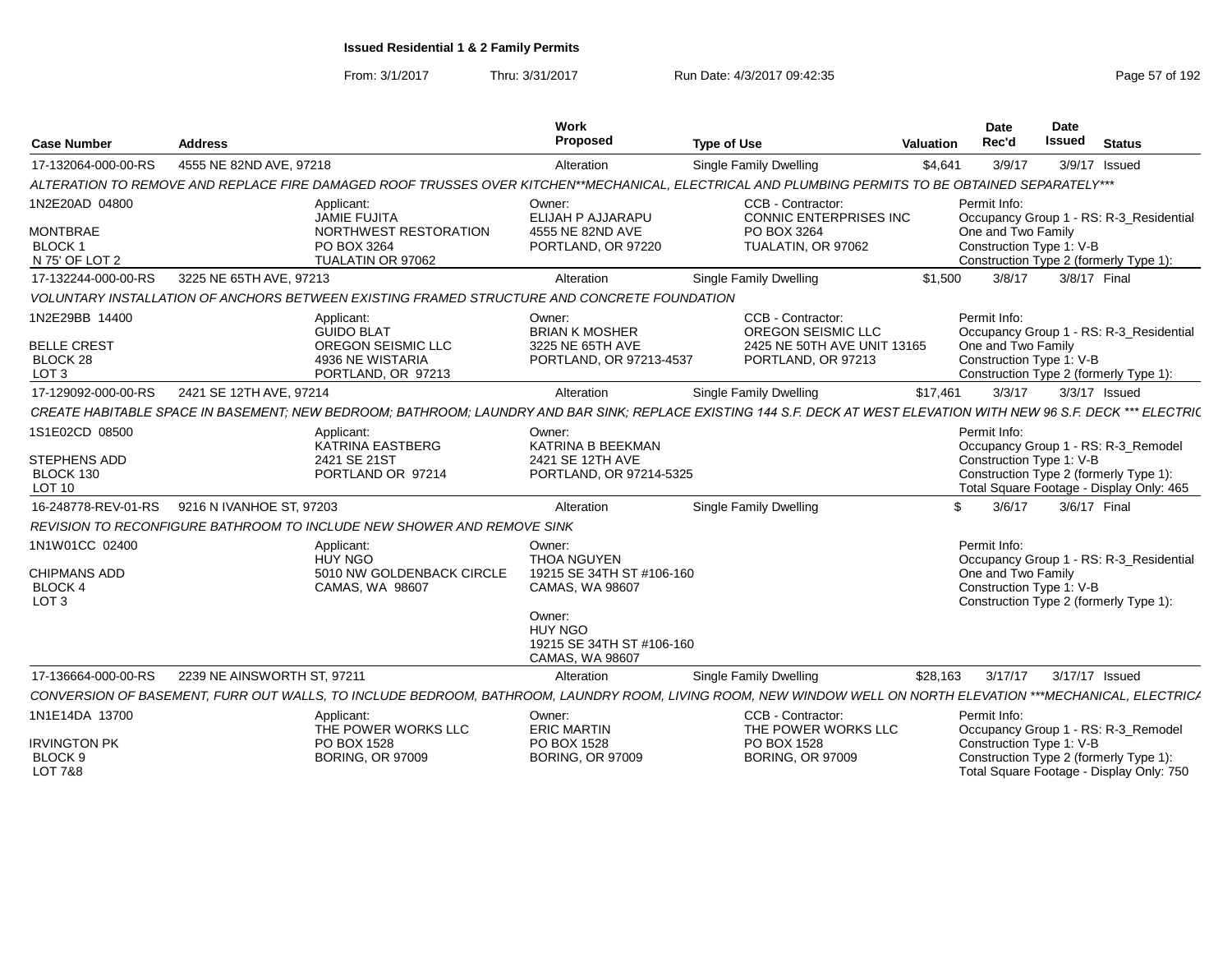**Issued Residential 1 & 2 Family Permits**

From: 3/1/2017 Thru: 3/31/2017 Run Date: 4/3/2017 09:42:35

| Case Number | Address | Work Proposed | Type of Use | Valuation | Date Rec'd | Date Issued | Status |
|---|---|---|---|---|---|---|---|
| 17-132064-000-00-RS | 4555 NE 82ND AVE, 97218 | Alteration | Single Family Dwelling | $4,641 | 3/9/17 | 3/9/17 | Issued |

ALTERATION TO REMOVE AND REPLACE FIRE DAMAGED ROOF TRUSSES OVER KITCHEN**MECHANICAL, ELECTRICAL AND PLUMBING PERMITS TO BE OBTAINED SEPARATELY***

1N2E20AD 04800
MONTBRAE
BLOCK 1
N 75' OF LOT 2

Applicant: JAMIE FUJITA, NORTHWEST RESTORATION, PO BOX 3264, TUALATIN OR 97062

Owner: ELIJAH P AJJARAPU, 4555 NE 82ND AVE, PORTLAND, OR 97220

CCB - Contractor: CONNIC ENTERPRISES INC, PO BOX 3264, TUALATIN, OR 97062

Permit Info: Occupancy Group 1 - RS: R-3_Residential One and Two Family; Construction Type 1: V-B; Construction Type 2 (formerly Type 1):

| Case Number | Address | Work Proposed | Type of Use | Valuation | Date Rec'd | Date Issued | Status |
|---|---|---|---|---|---|---|---|
| 17-132244-000-00-RS | 3225 NE 65TH AVE, 97213 | Alteration | Single Family Dwelling | $1,500 | 3/8/17 | 3/8/17 | Final |

VOLUNTARY INSTALLATION OF ANCHORS BETWEEN EXISTING FRAMED STRUCTURE AND CONCRETE FOUNDATION

1N2E29BB 14400
BELLE CREST
BLOCK 28
LOT 3

Applicant: GUIDO BLAT, OREGON SEISMIC LLC, 4936 NE WISTARIA, PORTLAND, OR 97213

Owner: BRIAN K MOSHER, 3225 NE 65TH AVE, PORTLAND, OR 97213-4537

CCB - Contractor: OREGON SEISMIC LLC, 2425 NE 50TH AVE UNIT 13165, PORTLAND, OR 97213

Permit Info: Occupancy Group 1 - RS: R-3_Residential One and Two Family; Construction Type 1: V-B; Construction Type 2 (formerly Type 1):

| Case Number | Address | Work Proposed | Type of Use | Valuation | Date Rec'd | Date Issued | Status |
|---|---|---|---|---|---|---|---|
| 17-129092-000-00-RS | 2421 SE 12TH AVE, 97214 | Alteration | Single Family Dwelling | $17,461 | 3/3/17 | 3/3/17 | Issued |

CREATE HABITABLE SPACE IN BASEMENT; NEW BEDROOM; BATHROOM; LAUNDRY AND BAR SINK; REPLACE EXISTING 144 S.F. DECK AT WEST ELEVATION WITH NEW 96 S.F. DECK *** ELECTRIC

1S1E02CD 08500
STEPHENS ADD
BLOCK 130
LOT 10

Applicant: KATRINA EASTBERG, 2421 SE 21ST, PORTLAND OR 97214

Owner: KATRINA B BEEKMAN, 2421 SE 12TH AVE, PORTLAND, OR 97214-5325

Permit Info: Occupancy Group 1 - RS: R-3_Remodel; Construction Type 1: V-B; Construction Type 2 (formerly Type 1):; Total Square Footage - Display Only: 465

| Case Number | Address | Work Proposed | Type of Use | Valuation | Date Rec'd | Date Issued | Status |
|---|---|---|---|---|---|---|---|
| 16-248778-REV-01-RS | 9216 N IVANHOE ST, 97203 | Alteration | Single Family Dwelling | $ | 3/6/17 | 3/6/17 | Final |

REVISION TO RECONFIGURE BATHROOM TO INCLUDE NEW SHOWER AND REMOVE SINK

1N1W01CC 02400
CHIPMANS ADD
BLOCK 4
LOT 3

Applicant: HUY NGO, 5010 NW GOLDENBACK CIRCLE, CAMAS, WA 98607

Owner: THOA NGUYEN, 19215 SE 34TH ST #106-160, CAMAS, WA 98607

Owner: HUY NGO, 19215 SE 34TH ST #106-160, CAMAS, WA 98607

Permit Info: Occupancy Group 1 - RS: R-3_Residential One and Two Family; Construction Type 1: V-B; Construction Type 2 (formerly Type 1):

| Case Number | Address | Work Proposed | Type of Use | Valuation | Date Rec'd | Date Issued | Status |
|---|---|---|---|---|---|---|---|
| 17-136664-000-00-RS | 2239 NE AINSWORTH ST, 97211 | Alteration | Single Family Dwelling | $28,163 | 3/17/17 | 3/17/17 | Issued |

CONVERSION OF BASEMENT, FURR OUT WALLS, TO INCLUDE BEDROOM, BATHROOM, LAUNDRY ROOM, LIVING ROOM, NEW WINDOW WELL ON NORTH ELEVATION ***MECHANICAL, ELECTRICA

1N1E14DA 13700
IRVINGTON PK
BLOCK 9
LOT 7&8

Applicant: THE POWER WORKS LLC, PO BOX 1528, BORING, OR 97009

Owner: ERIC MARTIN, PO BOX 1528, BORING, OR 97009

CCB - Contractor: THE POWER WORKS LLC, PO BOX 1528, BORING, OR 97009

Permit Info: Occupancy Group 1 - RS: R-3_Remodel; Construction Type 1: V-B; Construction Type 2 (formerly Type 1):; Total Square Footage - Display Only: 750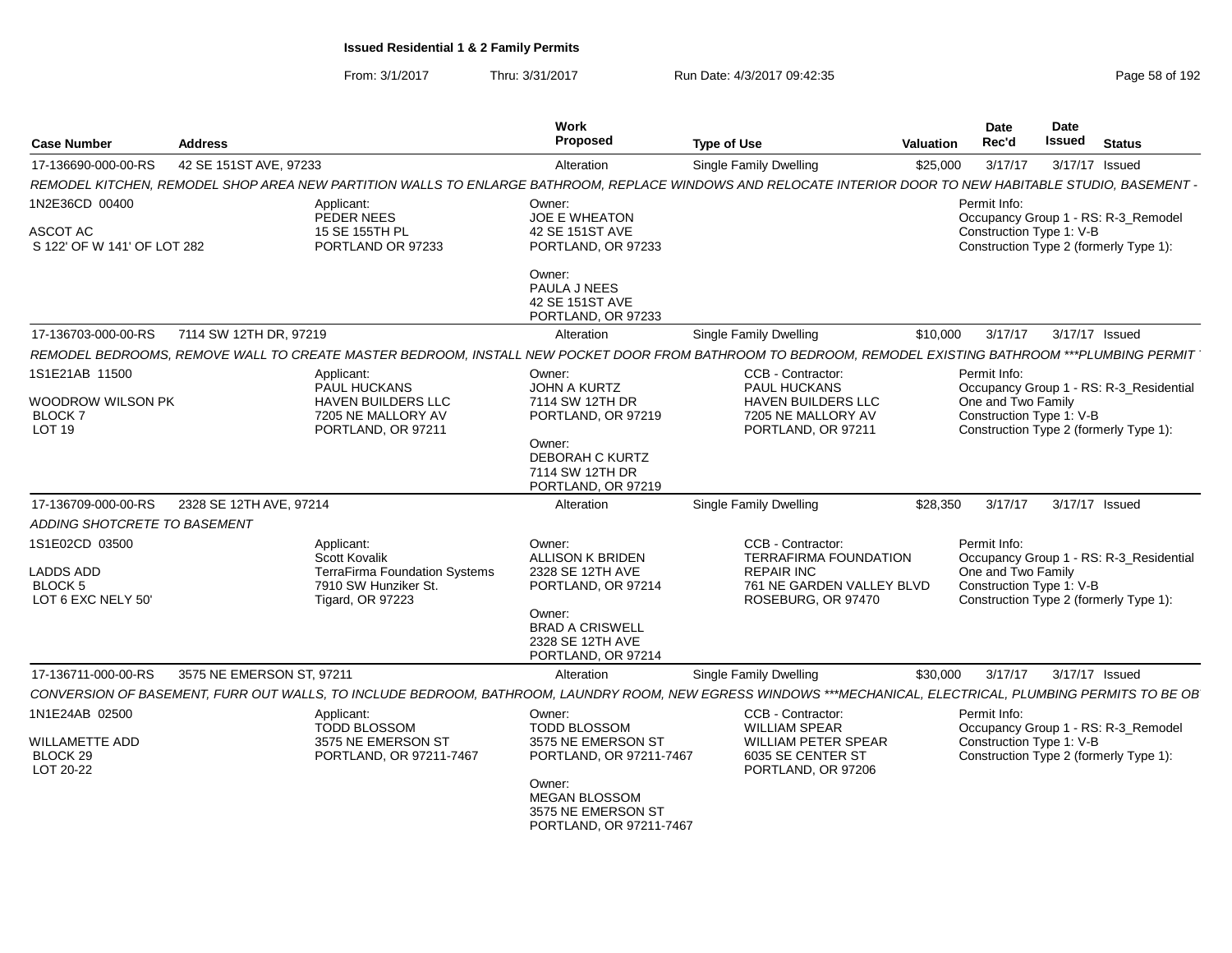**Issued Residential 1 & 2 Family Permits**

From: 3/1/2017 Thru: 3/31/2017 Run Date: 4/3/2017 09:42:35

| Case Number | Address | Work Proposed | Type of Use | Valuation | Date Rec'd | Date Issued | Status |
|---|---|---|---|---|---|---|---|
| 17-136690-000-00-RS | 42 SE 151ST AVE, 97233 | Alteration | Single Family Dwelling | $25,000 | 3/17/17 | 3/17/17 | Issued |

*REMODEL KITCHEN, REMODEL SHOP AREA NEW PARTITION WALLS TO ENLARGE BATHROOM, REPLACE WINDOWS AND RELOCATE INTERIOR DOOR TO NEW HABITABLE STUDIO, BASEMENT -*

1N2E36CD 00400
ASCOT AC
S 122' OF W 141' OF LOT 282

Applicant:
PEDER NEES
15 SE 155TH PL
PORTLAND OR 97233

Owner:
JOE E WHEATON
42 SE 151ST AVE
PORTLAND, OR 97233

Owner:
PAULA J NEES
42 SE 151ST AVE
PORTLAND, OR 97233

Permit Info:
Occupancy Group 1 - RS: R-3_Remodel
Construction Type 1: V-B
Construction Type 2 (formerly Type 1):

| Case Number | Address | Work Proposed | Type of Use | Valuation | Date Rec'd | Date Issued | Status |
|---|---|---|---|---|---|---|---|
| 17-136703-000-00-RS | 7114 SW 12TH DR, 97219 | Alteration | Single Family Dwelling | $10,000 | 3/17/17 | 3/17/17 | Issued |

*REMODEL BEDROOMS, REMOVE WALL TO CREATE MASTER BEDROOM, INSTALL NEW POCKET DOOR FROM BATHROOM TO BEDROOM, REMODEL EXISTING BATHROOM ***PLUMBING PERMIT*

1S1E21AB 11500
WOODROW WILSON PK
BLOCK 7
LOT 19

Applicant:
PAUL HUCKANS
HAVEN BUILDERS LLC
7205 NE MALLORY AV
PORTLAND, OR 97211

Owner:
JOHN A KURTZ
7114 SW 12TH DR
PORTLAND, OR 97219

Owner:
DEBORAH C KURTZ
7114 SW 12TH DR
PORTLAND, OR 97219

CCB - Contractor:
PAUL HUCKANS
HAVEN BUILDERS LLC
7205 NE MALLORY AV
PORTLAND, OR 97211

Permit Info:
Occupancy Group 1 - RS: R-3_Residential One and Two Family
Construction Type 1: V-B
Construction Type 2 (formerly Type 1):

| Case Number | Address | Work Proposed | Type of Use | Valuation | Date Rec'd | Date Issued | Status |
|---|---|---|---|---|---|---|---|
| 17-136709-000-00-RS | 2328 SE 12TH AVE, 97214 | Alteration | Single Family Dwelling | $28,350 | 3/17/17 | 3/17/17 | Issued |

*ADDING SHOTCRETE TO BASEMENT*

1S1E02CD 03500
LADDS ADD
BLOCK 5
LOT 6 EXC NELY 50'

Applicant:
Scott Kovalik
TerraFirma Foundation Systems
7910 SW Hunziker St.
Tigard, OR 97223

Owner:
ALLISON K BRIDEN
2328 SE 12TH AVE
PORTLAND, OR 97214

Owner:
BRAD A CRISWELL
2328 SE 12TH AVE
PORTLAND, OR 97214

CCB - Contractor:
TERRAFIRMA FOUNDATION REPAIR INC
761 NE GARDEN VALLEY BLVD
ROSEBURG, OR 97470

Permit Info:
Occupancy Group 1 - RS: R-3_Residential One and Two Family
Construction Type 1: V-B
Construction Type 2 (formerly Type 1):

| Case Number | Address | Work Proposed | Type of Use | Valuation | Date Rec'd | Date Issued | Status |
|---|---|---|---|---|---|---|---|
| 17-136711-000-00-RS | 3575 NE EMERSON ST, 97211 | Alteration | Single Family Dwelling | $30,000 | 3/17/17 | 3/17/17 | Issued |

*CONVERSION OF BASEMENT, FURR OUT WALLS, TO INCLUDE BEDROOM, BATHROOM, LAUNDRY ROOM, NEW EGRESS WINDOWS ***MECHANICAL, ELECTRICAL, PLUMBING PERMITS TO BE OB*

1N1E24AB 02500
WILLAMETTE ADD
BLOCK 29
LOT 20-22

Applicant:
TODD BLOSSOM
3575 NE EMERSON ST
PORTLAND, OR 97211-7467

Owner:
TODD BLOSSOM
3575 NE EMERSON ST
PORTLAND, OR 97211-7467

Owner:
MEGAN BLOSSOM
3575 NE EMERSON ST
PORTLAND, OR 97211-7467

CCB - Contractor:
WILLIAM SPEAR
WILLIAM PETER SPEAR
6035 SE CENTER ST
PORTLAND, OR 97206

Permit Info:
Occupancy Group 1 - RS: R-3_Remodel
Construction Type 1: V-B
Construction Type 2 (formerly Type 1):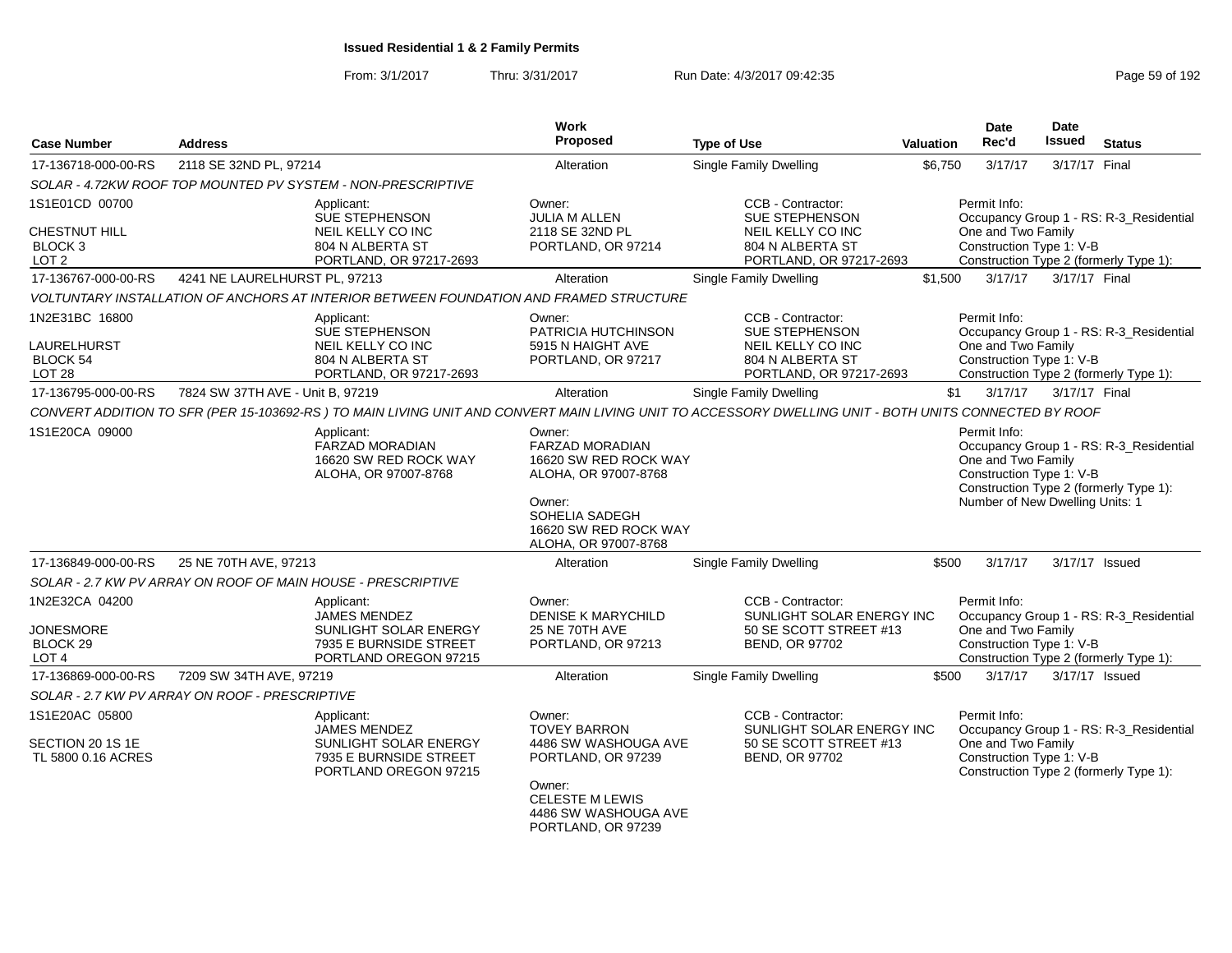**Issued Residential 1 & 2 Family Permits**

From: 3/1/2017 Thru: 3/31/2017 Run Date: 4/3/2017 09:42:35

| Case Number | Address | | Work Proposed | Type of Use | Valuation | Date Rec'd | Date Issued | Status |
|---|---|---|---|---|---|---|---|---|
| 17-136718-000-00-RS | 2118 SE 32ND PL, 97214 | | Alteration | Single Family Dwelling | $6,750 | 3/17/17 | 3/17/17 | Final |
| SOLAR - 4.72KW ROOF TOP MOUNTED PV SYSTEM - NON-PRESCRIPTIVE | | | | | | | | |
| 1S1E01CD 00700<br>CHESTNUT HILL<br>BLOCK 3<br>LOT 2 | | Applicant:<br>SUE STEPHENSON<br>NEIL KELLY CO INC<br>804 N ALBERTA ST<br>PORTLAND, OR 97217-2693 | Owner:<br>JULIA M ALLEN<br>2118 SE 32ND PL<br>PORTLAND, OR 97214 | CCB - Contractor:<br>SUE STEPHENSON<br>NEIL KELLY CO INC<br>804 N ALBERTA ST<br>PORTLAND, OR 97217-2693 | | Permit Info:<br>Occupancy Group 1 - RS: R-3_Residential One and Two Family<br>Construction Type 1: V-B<br>Construction Type 2 (formerly Type 1): | | |
| 17-136767-000-00-RS | 4241 NE LAURELHURST PL, 97213 | | Alteration | Single Family Dwelling | $1,500 | 3/17/17 | 3/17/17 | Final |
| VOLTUNTARY INSTALLATION OF ANCHORS AT INTERIOR BETWEEN FOUNDATION AND FRAMED STRUCTURE | | | | | | | | |
| 1N2E31BC 16800<br>LAURELHURST<br>BLOCK 54<br>LOT 28 | | Applicant:<br>SUE STEPHENSON<br>NEIL KELLY CO INC<br>804 N ALBERTA ST<br>PORTLAND, OR 97217-2693 | Owner:<br>PATRICIA HUTCHINSON<br>5915 N HAIGHT AVE<br>PORTLAND, OR 97217 | CCB - Contractor:<br>SUE STEPHENSON<br>NEIL KELLY CO INC<br>804 N ALBERTA ST<br>PORTLAND, OR 97217-2693 | | Permit Info:<br>Occupancy Group 1 - RS: R-3_Residential One and Two Family<br>Construction Type 1: V-B<br>Construction Type 2 (formerly Type 1): | | |
| 17-136795-000-00-RS | 7824 SW 37TH AVE - Unit B, 97219 | | Alteration | Single Family Dwelling | $1 | 3/17/17 | 3/17/17 | Final |
| CONVERT ADDITION TO SFR (PER 15-103692-RS ) TO MAIN LIVING UNIT AND CONVERT MAIN LIVING UNIT TO ACCESSORY DWELLING UNIT - BOTH UNITS CONNECTED BY ROOF | | | | | | | | |
| 1S1E20CA 09000 | | Applicant:<br>FARZAD MORADIAN<br>16620 SW RED ROCK WAY<br>ALOHA, OR 97007-8768 | Owner:<br>FARZAD MORADIAN<br>16620 SW RED ROCK WAY<br>ALOHA, OR 97007-8768<br>Owner:<br>SOHELIA SADEGH<br>16620 SW RED ROCK WAY<br>ALOHA, OR 97007-8768 | | | Permit Info:<br>Occupancy Group 1 - RS: R-3_Residential One and Two Family<br>Construction Type 1: V-B<br>Construction Type 2 (formerly Type 1):<br>Number of New Dwelling Units: 1 | | |
| 17-136849-000-00-RS | 25 NE 70TH AVE, 97213 | | Alteration | Single Family Dwelling | $500 | 3/17/17 | 3/17/17 | Issued |
| SOLAR - 2.7 KW PV ARRAY ON ROOF OF MAIN HOUSE - PRESCRIPTIVE | | | | | | | | |
| 1N2E32CA 04200<br>JONESMORE<br>BLOCK 29<br>LOT 4 | | Applicant:<br>JAMES MENDEZ<br>SUNLIGHT SOLAR ENERGY<br>7935 E BURNSIDE STREET<br>PORTLAND OREGON 97215 | Owner:<br>DENISE K MARYCHILD<br>25 NE 70TH AVE<br>PORTLAND, OR 97213 | CCB - Contractor:<br>SUNLIGHT SOLAR ENERGY INC<br>50 SE SCOTT STREET #13<br>BEND, OR 97702 | | Permit Info:<br>Occupancy Group 1 - RS: R-3_Residential One and Two Family<br>Construction Type 1: V-B<br>Construction Type 2 (formerly Type 1): | | |
| 17-136869-000-00-RS | 7209 SW 34TH AVE, 97219 | | Alteration | Single Family Dwelling | $500 | 3/17/17 | 3/17/17 | Issued |
| SOLAR - 2.7 KW PV ARRAY ON ROOF - PRESCRIPTIVE | | | | | | | | |
| 1S1E20AC 05800<br>SECTION 20 1S 1E<br>TL 5800 0.16 ACRES | | Applicant:<br>JAMES MENDEZ<br>SUNLIGHT SOLAR ENERGY<br>7935 E BURNSIDE STREET<br>PORTLAND OREGON 97215 | Owner:<br>TOVEY BARRON<br>4486 SW WASHOUGA AVE<br>PORTLAND, OR 97239<br>Owner:<br>CELESTE M LEWIS<br>4486 SW WASHOUGA AVE<br>PORTLAND, OR 97239 | CCB - Contractor:<br>SUNLIGHT SOLAR ENERGY INC<br>50 SE SCOTT STREET #13<br>BEND, OR 97702 | | Permit Info:<br>Occupancy Group 1 - RS: R-3_Residential One and Two Family<br>Construction Type 1: V-B<br>Construction Type 2 (formerly Type 1): | | |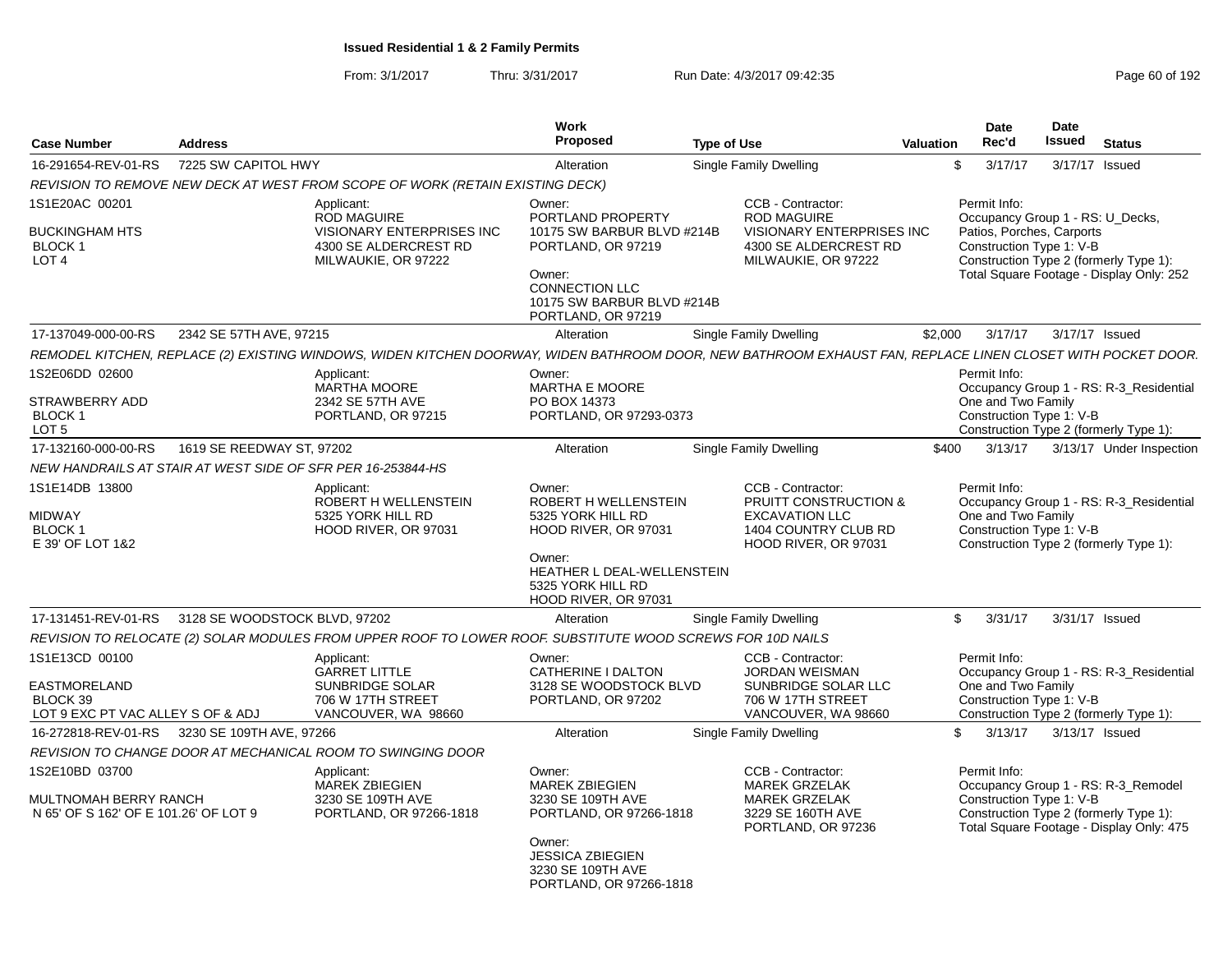**Issued Residential 1 & 2 Family Permits**

From: 3/1/2017 Thru: 3/31/2017 Run Date: 4/3/2017 09:42:35

| Case Number | Address | Work Proposed | Type of Use | Valuation | Date Rec'd | Date Issued | Status |
|---|---|---|---|---|---|---|---|
| 16-291654-REV-01-RS | 7225 SW CAPITOL HWY | Alteration | Single Family Dwelling | $ | 3/17/17 | 3/17/17 | Issued |

REVISION TO REMOVE NEW DECK AT WEST FROM SCOPE OF WORK (RETAIN EXISTING DECK)

1S1E20AC 00201
BUCKINGHAM HTS
BLOCK 1
LOT 4

Applicant: ROD MAGUIRE, VISIONARY ENTERPRISES INC, 4300 SE ALDERCREST RD, MILWAUKIE, OR 97222

Owner: PORTLAND PROPERTY, 10175 SW BARBUR BLVD #214B, PORTLAND, OR 97219
Owner: CONNECTION LLC, 10175 SW BARBUR BLVD #214B, PORTLAND, OR 97219

CCB - Contractor: ROD MAGUIRE, VISIONARY ENTERPRISES INC, 4300 SE ALDERCREST RD, MILWAUKIE, OR 97222

Permit Info: Occupancy Group 1 - RS: U_Decks, Patios, Porches, Carports; Construction Type 1: V-B; Construction Type 2 (formerly Type 1):; Total Square Footage - Display Only: 252

| Case Number | Address | Work Proposed | Type of Use | Valuation | Date Rec'd | Date Issued | Status |
|---|---|---|---|---|---|---|---|
| 17-137049-000-00-RS | 2342 SE 57TH AVE, 97215 | Alteration | Single Family Dwelling | $2,000 | 3/17/17 | 3/17/17 | Issued |

REMODEL KITCHEN, REPLACE (2) EXISTING WINDOWS, WIDEN KITCHEN DOORWAY, WIDEN BATHROOM DOOR, NEW BATHROOM EXHAUST FAN, REPLACE LINEN CLOSET WITH POCKET DOOR.

1S2E06DD 02600
STRAWBERRY ADD
BLOCK 1
LOT 5

Applicant: MARTHA MOORE, 2342 SE 57TH AVE, PORTLAND, OR 97215

Owner: MARTHA E MOORE, PO BOX 14373, PORTLAND, OR 97293-0373

Permit Info: Occupancy Group 1 - RS: R-3_Residential One and Two Family; Construction Type 1: V-B; Construction Type 2 (formerly Type 1):

| Case Number | Address | Work Proposed | Type of Use | Valuation | Date Rec'd | Date Issued | Status |
|---|---|---|---|---|---|---|---|
| 17-132160-000-00-RS | 1619 SE REEDWAY ST, 97202 | Alteration | Single Family Dwelling | $400 | 3/13/17 | 3/13/17 | Under Inspection |

NEW HANDRAILS AT STAIR AT WEST SIDE OF SFR PER 16-253844-HS

1S1E14DB 13800
MIDWAY
BLOCK 1
E 39' OF LOT 1&2

Applicant: ROBERT H WELLENSTEIN, 5325 YORK HILL RD, HOOD RIVER, OR 97031

Owner: ROBERT H WELLENSTEIN, 5325 YORK HILL RD, HOOD RIVER, OR 97031
Owner: HEATHER L DEAL-WELLENSTEIN, 5325 YORK HILL RD, HOOD RIVER, OR 97031

CCB - Contractor: PRUITT CONSTRUCTION & EXCAVATION LLC, 1404 COUNTRY CLUB RD, HOOD RIVER, OR 97031

Permit Info: Occupancy Group 1 - RS: R-3_Residential One and Two Family; Construction Type 1: V-B; Construction Type 2 (formerly Type 1):

| Case Number | Address | Work Proposed | Type of Use | Valuation | Date Rec'd | Date Issued | Status |
|---|---|---|---|---|---|---|---|
| 17-131451-REV-01-RS | 3128 SE WOODSTOCK BLVD, 97202 | Alteration | Single Family Dwelling | $ | 3/31/17 | 3/31/17 | Issued |

REVISION TO RELOCATE (2) SOLAR MODULES FROM UPPER ROOF TO LOWER ROOF. SUBSTITUTE WOOD SCREWS FOR 10D NAILS

1S1E13CD 00100
EASTMORELAND
BLOCK 39
LOT 9 EXC PT VAC ALLEY S OF & ADJ

Applicant: GARRET LITTLE, SUNBRIDGE SOLAR, 706 W 17TH STREET, VANCOUVER, WA 98660

Owner: CATHERINE I DALTON, 3128 SE WOODSTOCK BLVD, PORTLAND, OR 97202

CCB - Contractor: JORDAN WEISMAN, SUNBRIDGE SOLAR LLC, 706 W 17TH STREET, VANCOUVER, WA 98660

Permit Info: Occupancy Group 1 - RS: R-3_Residential One and Two Family; Construction Type 1: V-B; Construction Type 2 (formerly Type 1):

| Case Number | Address | Work Proposed | Type of Use | Valuation | Date Rec'd | Date Issued | Status |
|---|---|---|---|---|---|---|---|
| 16-272818-REV-01-RS | 3230 SE 109TH AVE, 97266 | Alteration | Single Family Dwelling | $ | 3/13/17 | 3/13/17 | Issued |

REVISION TO CHANGE DOOR AT MECHANICAL ROOM TO SWINGING DOOR

1S2E10BD 03700
MULTNOMAH BERRY RANCH
N 65' OF S 162' OF E 101.26' OF LOT 9

Applicant: MAREK ZBIEGIEN, 3230 SE 109TH AVE, PORTLAND, OR 97266-1818

Owner: MAREK ZBIEGIEN, 3230 SE 109TH AVE, PORTLAND, OR 97266-1818
Owner: JESSICA ZBIEGIEN, 3230 SE 109TH AVE, PORTLAND, OR 97266-1818

CCB - Contractor: MAREK GRZELAK, MAREK GRZELAK, 3229 SE 160TH AVE, PORTLAND, OR 97236

Permit Info: Occupancy Group 1 - RS: R-3_Remodel; Construction Type 1: V-B; Construction Type 2 (formerly Type 1):; Total Square Footage - Display Only: 475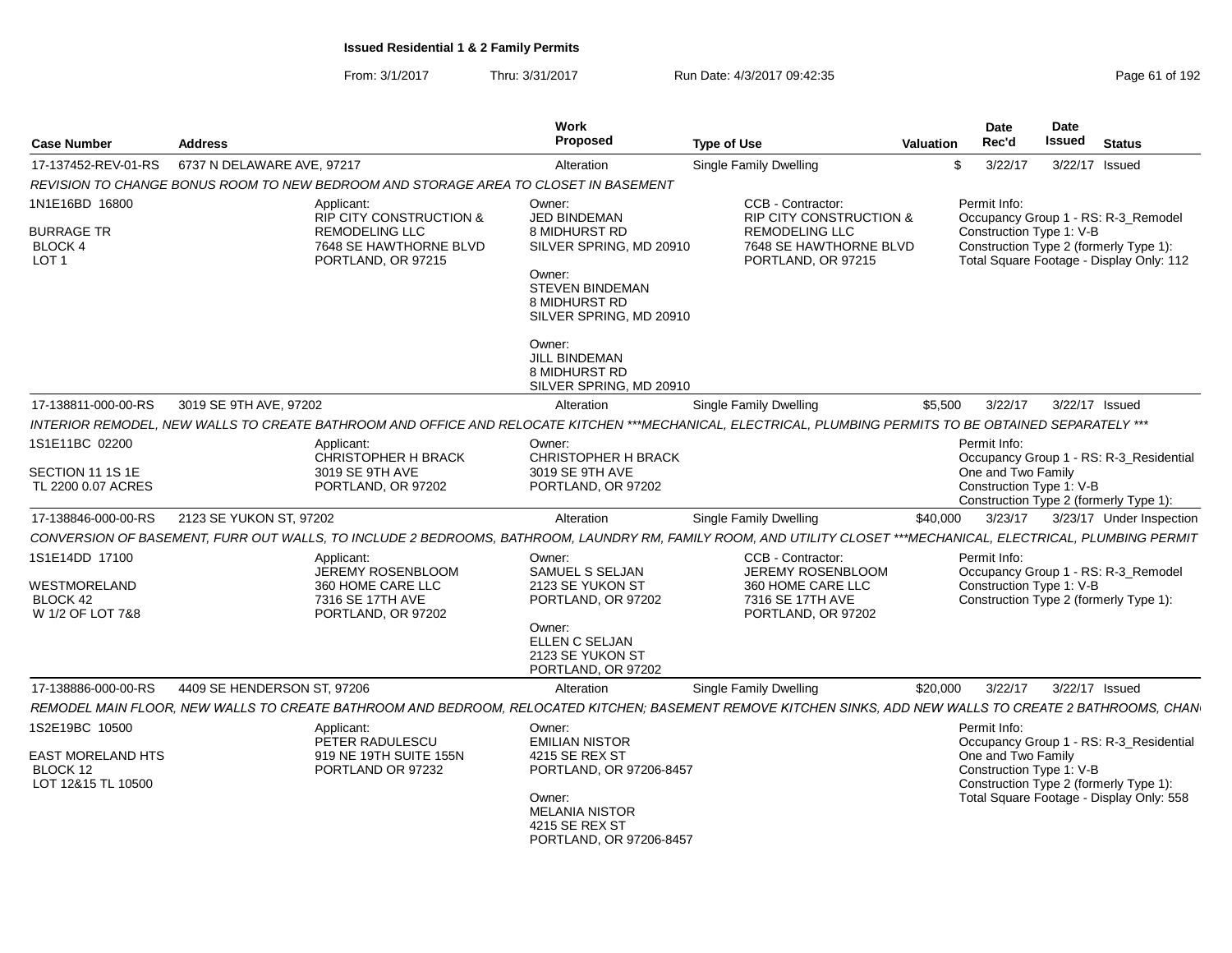**Issued Residential 1 & 2 Family Permits**

From: 3/1/2017 Thru: 3/31/2017 Run Date: 4/3/2017 09:42:35

| Case Number | Address | Work Proposed | Type of Use | Valuation | Date Rec'd | Date Issued | Status |
|---|---|---|---|---|---|---|---|
| 17-137452-REV-01-RS | 6737 N DELAWARE AVE, 97217 | Alteration | Single Family Dwelling | $ | 3/22/17 | 3/22/17 | Issued |

*REVISION TO CHANGE BONUS ROOM TO NEW BEDROOM AND STORAGE AREA TO CLOSET IN BASEMENT*

1N1E16BD 16800
BURRAGE TR
BLOCK 4
LOT 1

Applicant:
RIP CITY CONSTRUCTION & REMODELING LLC
7648 SE HAWTHORNE BLVD
PORTLAND, OR 97215

Owner:
JED BINDEMAN
8 MIDHURST RD
SILVER SPRING, MD 20910

Owner:
STEVEN BINDEMAN
8 MIDHURST RD
SILVER SPRING, MD 20910

Owner:
JILL BINDEMAN
8 MIDHURST RD
SILVER SPRING, MD 20910

CCB - Contractor:
RIP CITY CONSTRUCTION & REMODELING LLC
7648 SE HAWTHORNE BLVD
PORTLAND, OR 97215

Permit Info:
Occupancy Group 1 - RS: R-3_Remodel
Construction Type 1: V-B
Construction Type 2 (formerly Type 1):
Total Square Footage - Display Only: 112

| Case Number | Address | Work Proposed | Type of Use | Valuation | Date Rec'd | Date Issued | Status |
|---|---|---|---|---|---|---|---|
| 17-138811-000-00-RS | 3019 SE 9TH AVE, 97202 | Alteration | Single Family Dwelling | $5,500 | 3/22/17 | 3/22/17 | Issued |

*INTERIOR REMODEL, NEW WALLS TO CREATE BATHROOM AND OFFICE AND RELOCATE KITCHEN ***MECHANICAL, ELECTRICAL, PLUMBING PERMITS TO BE OBTAINED SEPARATELY ****

1S1E11BC 02200
SECTION 11 1S 1E
TL 2200 0.07 ACRES

Applicant:
CHRISTOPHER H BRACK
3019 SE 9TH AVE
PORTLAND, OR 97202

Owner:
CHRISTOPHER H BRACK
3019 SE 9TH AVE
PORTLAND, OR 97202

Permit Info:
Occupancy Group 1 - RS: R-3_Residential One and Two Family
Construction Type 1: V-B
Construction Type 2 (formerly Type 1):

| Case Number | Address | Work Proposed | Type of Use | Valuation | Date Rec'd | Date Issued | Status |
|---|---|---|---|---|---|---|---|
| 17-138846-000-00-RS | 2123 SE YUKON ST, 97202 | Alteration | Single Family Dwelling | $40,000 | 3/23/17 | 3/23/17 | Under Inspection |

*CONVERSION OF BASEMENT, FURR OUT WALLS, TO INCLUDE 2 BEDROOMS, BATHROOM, LAUNDRY RM, FAMILY ROOM, AND UTILITY CLOSET ***MECHANICAL, ELECTRICAL, PLUMBING PERMIT*

1S1E14DD 17100
WESTMORELAND
BLOCK 42
W 1/2 OF LOT 7&8

Applicant:
JEREMY ROSENBLOOM
360 HOME CARE LLC
7316 SE 17TH AVE
PORTLAND, OR 97202

Owner:
SAMUEL S SELJAN
2123 SE YUKON ST
PORTLAND, OR 97202

Owner:
ELLEN C SELJAN
2123 SE YUKON ST
PORTLAND, OR 97202

CCB - Contractor:
JEREMY ROSENBLOOM
360 HOME CARE LLC
7316 SE 17TH AVE
PORTLAND, OR 97202

Permit Info:
Occupancy Group 1 - RS: R-3_Remodel
Construction Type 1: V-B
Construction Type 2 (formerly Type 1):

| Case Number | Address | Work Proposed | Type of Use | Valuation | Date Rec'd | Date Issued | Status |
|---|---|---|---|---|---|---|---|
| 17-138886-000-00-RS | 4409 SE HENDERSON ST, 97206 | Alteration | Single Family Dwelling | $20,000 | 3/22/17 | 3/22/17 | Issued |

*REMODEL MAIN FLOOR, NEW WALLS TO CREATE BATHROOM AND BEDROOM, RELOCATED KITCHEN; BASEMENT REMOVE KITCHEN SINKS, ADD NEW WALLS TO CREATE 2 BATHROOMS, CHAN*

1S2E19BC 10500
EAST MORELAND HTS
BLOCK 12
LOT 12&15 TL 10500

Applicant:
PETER RADULESCU
919 NE 19TH SUITE 155N
PORTLAND OR 97232

Owner:
EMILIAN NISTOR
4215 SE REX ST
PORTLAND, OR 97206-8457

Owner:
MELANIA NISTOR
4215 SE REX ST
PORTLAND, OR 97206-8457

Permit Info:
Occupancy Group 1 - RS: R-3_Residential One and Two Family
Construction Type 1: V-B
Construction Type 2 (formerly Type 1):
Total Square Footage - Display Only: 558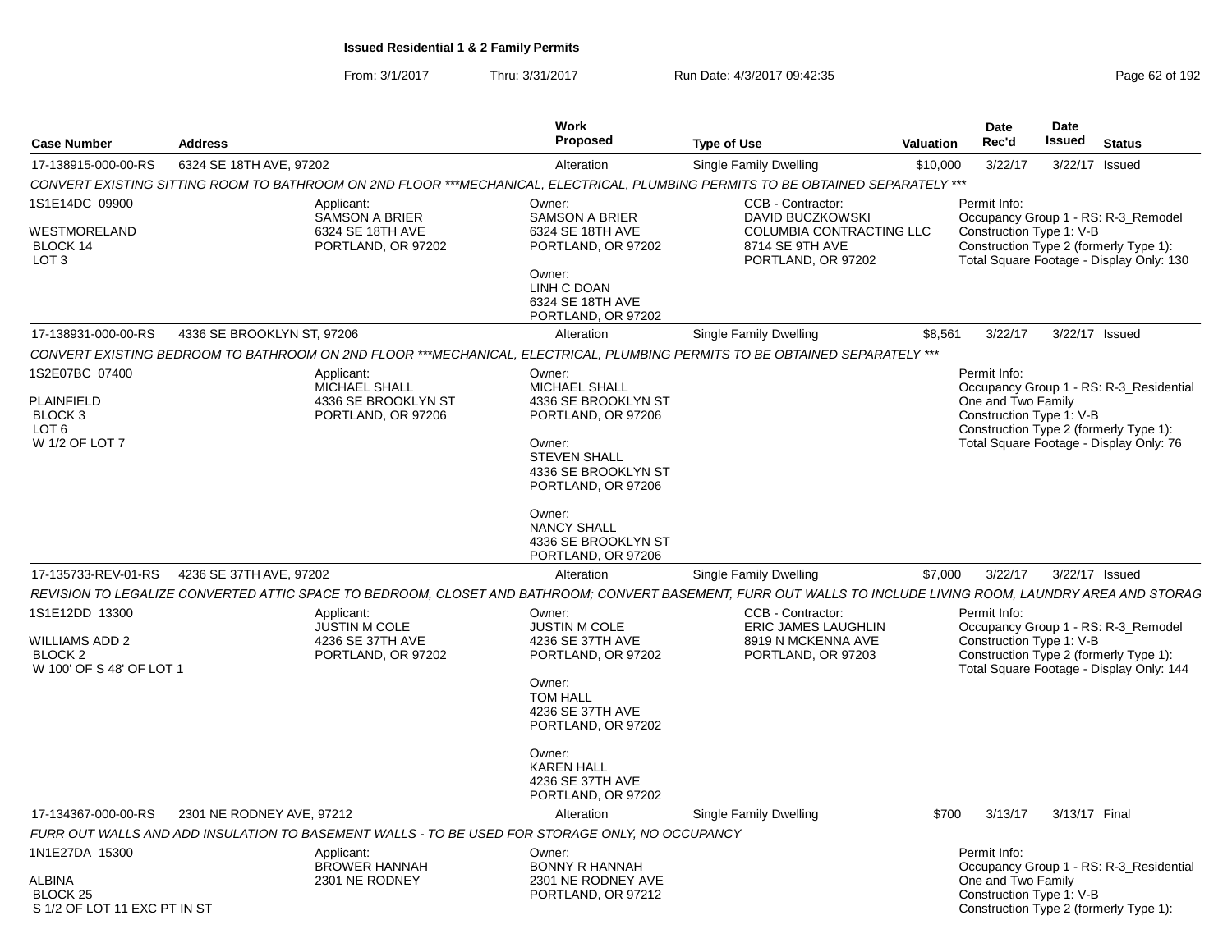**Issued Residential 1 & 2 Family Permits**

From: 3/1/2017 Thru: 3/31/2017 Run Date: 4/3/2017 09:42:35

| Case Number | Address | Work Proposed | Type of Use | Valuation | Date Rec'd | Date Issued | Status |
|---|---|---|---|---|---|---|---|
| 17-138915-000-00-RS | 6324 SE 18TH AVE, 97202 | Alteration | Single Family Dwelling | $10,000 | 3/22/17 | 3/22/17 | Issued |

CONVERT EXISTING SITTING ROOM TO BATHROOM ON 2ND FLOOR ***MECHANICAL, ELECTRICAL, PLUMBING PERMITS TO BE OBTAINED SEPARATELY ***

1S1E14DC 09900
WESTMORELAND
BLOCK 14
LOT 3

Applicant:
SAMSON A BRIER
6324 SE 18TH AVE
PORTLAND, OR 97202

Owner:
SAMSON A BRIER
6324 SE 18TH AVE
PORTLAND, OR 97202

Owner:
LINH C DOAN
6324 SE 18TH AVE
PORTLAND, OR 97202

CCB - Contractor:
DAVID BUCZKOWSKI
COLUMBIA CONTRACTING LLC
8714 SE 9TH AVE
PORTLAND, OR 97202

Permit Info:
Occupancy Group 1 - RS: R-3_Remodel
Construction Type 1: V-B
Construction Type 2 (formerly Type 1):
Total Square Footage - Display Only: 130

| Case Number | Address | Work Proposed | Type of Use | Valuation | Date Rec'd | Date Issued | Status |
|---|---|---|---|---|---|---|---|
| 17-138931-000-00-RS | 4336 SE BROOKLYN ST, 97206 | Alteration | Single Family Dwelling | $8,561 | 3/22/17 | 3/22/17 | Issued |

CONVERT EXISTING BEDROOM TO BATHROOM ON 2ND FLOOR ***MECHANICAL, ELECTRICAL, PLUMBING PERMITS TO BE OBTAINED SEPARATELY ***

1S2E07BC 07400
PLAINFIELD
BLOCK 3
LOT 6
W 1/2 OF LOT 7

Applicant:
MICHAEL SHALL
4336 SE BROOKLYN ST
PORTLAND, OR 97206

Owner:
MICHAEL SHALL
4336 SE BROOKLYN ST
PORTLAND, OR 97206

Owner:
STEVEN SHALL
4336 SE BROOKLYN ST
PORTLAND, OR 97206

Owner:
NANCY SHALL
4336 SE BROOKLYN ST
PORTLAND, OR 97206

Permit Info:
Occupancy Group 1 - RS: R-3_Residential One and Two Family
Construction Type 1: V-B
Construction Type 2 (formerly Type 1):
Total Square Footage - Display Only: 76

| Case Number | Address | Work Proposed | Type of Use | Valuation | Date Rec'd | Date Issued | Status |
|---|---|---|---|---|---|---|---|
| 17-135733-REV-01-RS | 4236 SE 37TH AVE, 97202 | Alteration | Single Family Dwelling | $7,000 | 3/22/17 | 3/22/17 | Issued |

REVISION TO LEGALIZE CONVERTED ATTIC SPACE TO BEDROOM, CLOSET AND BATHROOM; CONVERT BASEMENT, FURR OUT WALLS TO INCLUDE LIVING ROOM, LAUNDRY AREA AND STORAG

1S1E12DD 13300
WILLIAMS ADD 2
BLOCK 2
W 100' OF S 48' OF LOT 1

Applicant:
JUSTIN M COLE
4236 SE 37TH AVE
PORTLAND, OR 97202

Owner:
JUSTIN M COLE
4236 SE 37TH AVE
PORTLAND, OR 97202

Owner:
TOM HALL
4236 SE 37TH AVE
PORTLAND, OR 97202

Owner:
KAREN HALL
4236 SE 37TH AVE
PORTLAND, OR 97202

CCB - Contractor:
ERIC JAMES LAUGHLIN
8919 N MCKENNA AVE
PORTLAND, OR 97203

Permit Info:
Occupancy Group 1 - RS: R-3_Remodel
Construction Type 1: V-B
Construction Type 2 (formerly Type 1):
Total Square Footage - Display Only: 144

| Case Number | Address | Work Proposed | Type of Use | Valuation | Date Rec'd | Date Issued | Status |
|---|---|---|---|---|---|---|---|
| 17-134367-000-00-RS | 2301 NE RODNEY AVE, 97212 | Alteration | Single Family Dwelling | $700 | 3/13/17 | 3/13/17 | Final |

FURR OUT WALLS AND ADD INSULATION TO BASEMENT WALLS - TO BE USED FOR STORAGE ONLY, NO OCCUPANCY

1N1E27DA 15300
ALBINA
BLOCK 25
S 1/2 OF LOT 11 EXC PT IN ST

Applicant:
BROWER HANNAH
2301 NE RODNEY

Owner:
BONNY R HANNAH
2301 NE RODNEY AVE
PORTLAND, OR 97212

Permit Info:
Occupancy Group 1 - RS: R-3_Residential One and Two Family
Construction Type 1: V-B
Construction Type 2 (formerly Type 1):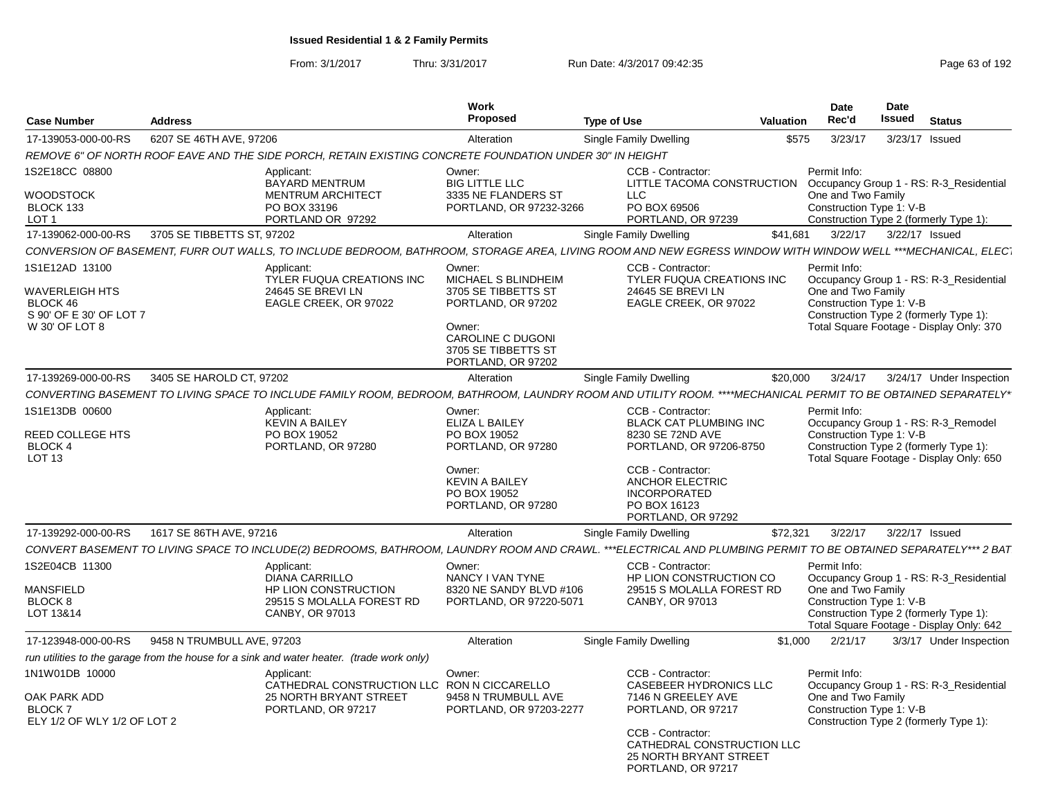# Issued Residential 1 & 2 Family Permits

From: 3/1/2017 Thru: 3/31/2017 Run Date: 4/3/2017 09:42:35

| Case Number | Address | Work Proposed | Type of Use | Valuation | Date Rec'd | Date Issued | Status |
|---|---|---|---|---|---|---|---|
| 17-139053-000-00-RS | 6207 SE 46TH AVE, 97206 | Alteration | Single Family Dwelling | $575 | 3/23/17 | 3/23/17 | Issued |

REMOVE 6" OF NORTH ROOF EAVE AND THE SIDE PORCH, RETAIN EXISTING CONCRETE FOUNDATION UNDER 30" IN HEIGHT

1S2E18CC 08800
WOODSTOCK
BLOCK 133
LOT 1

Applicant:
BAYARD MENTRUM
MENTRUM ARCHITECT
PO BOX 33196
PORTLAND OR 97292

Owner:
BIG LITTLE LLC
3335 NE FLANDERS ST
PORTLAND, OR 97232-3266

CCB - Contractor:
LITTLE TACOMA CONSTRUCTION LLC
PO BOX 69506
PORTLAND, OR 97239

Permit Info:
Occupancy Group 1 - RS: R-3_Residential One and Two Family
Construction Type 1: V-B
Construction Type 2 (formerly Type 1):

| Case Number | Address | Work Proposed | Type of Use | Valuation | Date Rec'd | Date Issued | Status |
|---|---|---|---|---|---|---|---|
| 17-139062-000-00-RS | 3705 SE TIBBETTS ST, 97202 | Alteration | Single Family Dwelling | $41,681 | 3/22/17 | 3/22/17 | Issued |

CONVERSION OF BASEMENT, FURR OUT WALLS, TO INCLUDE BEDROOM, BATHROOM, STORAGE AREA, LIVING ROOM AND NEW EGRESS WINDOW WITH WINDOW WELL ***MECHANICAL, ELECT

1S1E12AD 13100
WAVERLEIGH HTS
BLOCK 46
S 90' OF E 30' OF LOT 7
W 30' OF LOT 8

Applicant:
TYLER FUQUA CREATIONS INC
24645 SE BREVI LN
EAGLE CREEK, OR 97022

Owner:
MICHAEL S BLINDHEIM
3705 SE TIBBETTS ST
PORTLAND, OR 97202

Owner:
CAROLINE C DUGONI
3705 SE TIBBETTS ST
PORTLAND, OR 97202

CCB - Contractor:
TYLER FUQUA CREATIONS INC
24645 SE BREVI LN
EAGLE CREEK, OR 97022

Permit Info:
Occupancy Group 1 - RS: R-3_Residential One and Two Family
Construction Type 1: V-B
Construction Type 2 (formerly Type 1):
Total Square Footage - Display Only: 370

| Case Number | Address | Work Proposed | Type of Use | Valuation | Date Rec'd | Date Issued | Status |
|---|---|---|---|---|---|---|---|
| 17-139269-000-00-RS | 3405 SE HAROLD CT, 97202 | Alteration | Single Family Dwelling | $20,000 | 3/24/17 | 3/24/17 | Under Inspection |

CONVERTING BASEMENT TO LIVING SPACE TO INCLUDE FAMILY ROOM, BEDROOM, BATHROOM, LAUNDRY ROOM AND UTILITY ROOM. ****MECHANICAL PERMIT TO BE OBTAINED SEPARATELY*

1S1E13DB 00600
REED COLLEGE HTS
BLOCK 4
LOT 13

Applicant:
KEVIN A BAILEY
PO BOX 19052
PORTLAND, OR 97280

Owner:
ELIZA L BAILEY
PO BOX 19052
PORTLAND, OR 97280

Owner:
KEVIN A BAILEY
PO BOX 19052
PORTLAND, OR 97280

CCB - Contractor:
BLACK CAT PLUMBING INC
8230 SE 72ND AVE
PORTLAND, OR 97206-8750

CCB - Contractor:
ANCHOR ELECTRIC INCORPORATED
PO BOX 16123
PORTLAND, OR 97292

Permit Info:
Occupancy Group 1 - RS: R-3_Remodel
Construction Type 1: V-B
Construction Type 2 (formerly Type 1):
Total Square Footage - Display Only: 650

| Case Number | Address | Work Proposed | Type of Use | Valuation | Date Rec'd | Date Issued | Status |
|---|---|---|---|---|---|---|---|
| 17-139292-000-00-RS | 1617 SE 86TH AVE, 97216 | Alteration | Single Family Dwelling | $72,321 | 3/22/17 | 3/22/17 | Issued |

CONVERT BASEMENT TO LIVING SPACE TO INCLUDE(2) BEDROOMS, BATHROOM, LAUNDRY ROOM AND CRAWL. ***ELECTRICAL AND PLUMBING PERMIT TO BE OBTAINED SEPARATELY*** 2 BAT

1S2E04CB 11300
MANSFIELD
BLOCK 8
LOT 13&14

Applicant:
DIANA CARRILLO
HP LION CONSTRUCTION
29515 S MOLALLA FOREST RD
CANBY, OR 97013

Owner:
NANCY I VAN TYNE
8320 NE SANDY BLVD #106
PORTLAND, OR 97220-5071

CCB - Contractor:
HP LION CONSTRUCTION CO
29515 S MOLALLA FOREST RD
CANBY, OR 97013

Permit Info:
Occupancy Group 1 - RS: R-3_Residential One and Two Family
Construction Type 1: V-B
Construction Type 2 (formerly Type 1):
Total Square Footage - Display Only: 642

| Case Number | Address | Work Proposed | Type of Use | Valuation | Date Rec'd | Date Issued | Status |
|---|---|---|---|---|---|---|---|
| 17-123948-000-00-RS | 9458 N TRUMBULL AVE, 97203 | Alteration | Single Family Dwelling | $1,000 | 2/21/17 | 3/3/17 | Under Inspection |

run utilities to the garage from the house for a sink and water heater. (trade work only)

1N1W01DB 10000
OAK PARK ADD
BLOCK 7
ELY 1/2 OF WLY 1/2 OF LOT 2

Applicant:
CATHEDRAL CONSTRUCTION LLC
25 NORTH BRYANT STREET
PORTLAND, OR 97217

Owner:
RON N CICCARELLO
9458 N TRUMBULL AVE
PORTLAND, OR 97203-2277

CCB - Contractor:
CASEBEER HYDRONICS LLC
7146 N GREELEY AVE
PORTLAND, OR 97217

CCB - Contractor:
CATHEDRAL CONSTRUCTION LLC
25 NORTH BRYANT STREET
PORTLAND, OR 97217

Permit Info:
Occupancy Group 1 - RS: R-3_Residential One and Two Family
Construction Type 1: V-B
Construction Type 2 (formerly Type 1):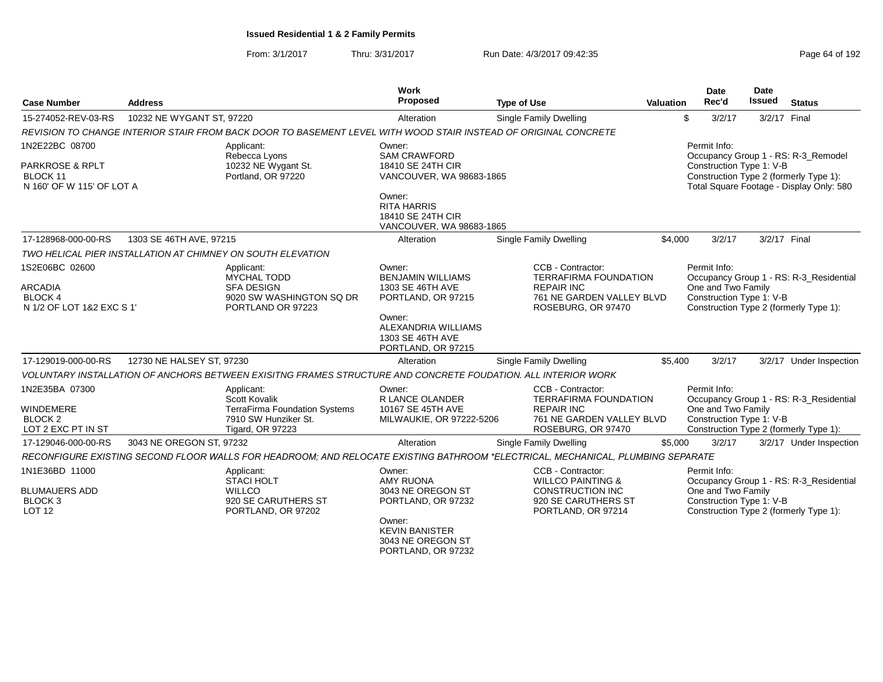## Issued Residential 1 & 2 Family Permits

From: 3/1/2017 Thru: 3/31/2017 Run Date: 4/3/2017 09:42:35

| Case Number | Address | Work Proposed | Type of Use | Valuation | Date Rec'd | Date Issued | Status |
|---|---|---|---|---|---|---|---|
| 15-274052-REV-03-RS | 10232 NE WYGANT ST, 97220 | Alteration | Single Family Dwelling | $ | 3/2/17 | 3/2/17 | Final |

*REVISION TO CHANGE INTERIOR STAIR FROM BACK DOOR TO BASEMENT LEVEL WITH WOOD STAIR INSTEAD OF ORIGINAL CONCRETE*

1N2E22BC 08700
PARKROSE & RPLT
BLOCK 11
N 160' OF W 115' OF LOT A

Applicant:
Rebecca Lyons
10232 NE Wygant St.
Portland, OR 97220

Owner:
SAM CRAWFORD
18410 SE 24TH CIR
VANCOUVER, WA 98683-1865

Owner:
RITA HARRIS
18410 SE 24TH CIR
VANCOUVER, WA 98683-1865

Permit Info:
Occupancy Group 1 - RS: R-3_Remodel
Construction Type 1: V-B
Construction Type 2 (formerly Type 1):
Total Square Footage - Display Only: 580

| Case Number | Address | Work Proposed | Type of Use | Valuation | Date Rec'd | Date Issued | Status |
|---|---|---|---|---|---|---|---|
| 17-128968-000-00-RS | 1303 SE 46TH AVE, 97215 | Alteration | Single Family Dwelling | $4,000 | 3/2/17 | 3/2/17 | Final |

*TWO HELICAL PIER INSTALLATION AT CHIMNEY ON SOUTH ELEVATION*

1S2E06BC 02600
ARCADIA
BLOCK 4
N 1/2 OF LOT 1&2 EXC S 1'

Applicant:
MYCHAL TODD
SFA DESIGN
9020 SW WASHINGTON SQ DR
PORTLAND OR 97223

Owner:
BENJAMIN WILLIAMS
1303 SE 46TH AVE
PORTLAND, OR 97215

Owner:
ALEXANDRIA WILLIAMS
1303 SE 46TH AVE
PORTLAND, OR 97215

CCB - Contractor:
TERRAFIRMA FOUNDATION REPAIR INC
761 NE GARDEN VALLEY BLVD
ROSEBURG, OR 97470

Permit Info:
Occupancy Group 1 - RS: R-3_Residential One and Two Family
Construction Type 1: V-B
Construction Type 2 (formerly Type 1):

| Case Number | Address | Work Proposed | Type of Use | Valuation | Date Rec'd | Date Issued | Status |
|---|---|---|---|---|---|---|---|
| 17-129019-000-00-RS | 12730 NE HALSEY ST, 97230 | Alteration | Single Family Dwelling | $5,400 | 3/2/17 | 3/2/17 | Under Inspection |

*VOLUNTARY INSTALLATION OF ANCHORS BETWEEN EXISITNG FRAMES STRUCTURE AND CONCRETE FOUDATION. ALL INTERIOR WORK*

1N2E35BA 07300
WINDEMERE
BLOCK 2
LOT 2 EXC PT IN ST

Applicant:
Scott Kovalik
TerraFirma Foundation Systems
7910 SW Hunziker St.
Tigard, OR 97223

Owner:
R LANCE OLANDER
10167 SE 45TH AVE
MILWAUKIE, OR 97222-5206

CCB - Contractor:
TERRAFIRMA FOUNDATION REPAIR INC
761 NE GARDEN VALLEY BLVD
ROSEBURG, OR 97470

Permit Info:
Occupancy Group 1 - RS: R-3_Residential One and Two Family
Construction Type 1: V-B
Construction Type 2 (formerly Type 1):

| Case Number | Address | Work Proposed | Type of Use | Valuation | Date Rec'd | Date Issued | Status |
|---|---|---|---|---|---|---|---|
| 17-129046-000-00-RS | 3043 NE OREGON ST, 97232 | Alteration | Single Family Dwelling | $5,000 | 3/2/17 | 3/2/17 | Under Inspection |

*RECONFIGURE EXISTING SECOND FLOOR WALLS FOR HEADROOM; AND RELOCATE EXISTING BATHROOM *ELECTRICAL, MECHANICAL, PLUMBING SEPARATE*

1N1E36BD 11000
BLUMAUERS ADD
BLOCK 3
LOT 12

Applicant:
STACI HOLT
WILLCO
920 SE CARUTHERS ST
PORTLAND, OR 97202

Owner:
AMY RUONA
3043 NE OREGON ST
PORTLAND, OR 97232

Owner:
KEVIN BANISTER
3043 NE OREGON ST
PORTLAND, OR 97232

CCB - Contractor:
WILLCO PAINTING & CONSTRUCTION INC
920 SE CARUTHERS ST
PORTLAND, OR 97214

Permit Info:
Occupancy Group 1 - RS: R-3_Residential One and Two Family
Construction Type 1: V-B
Construction Type 2 (formerly Type 1):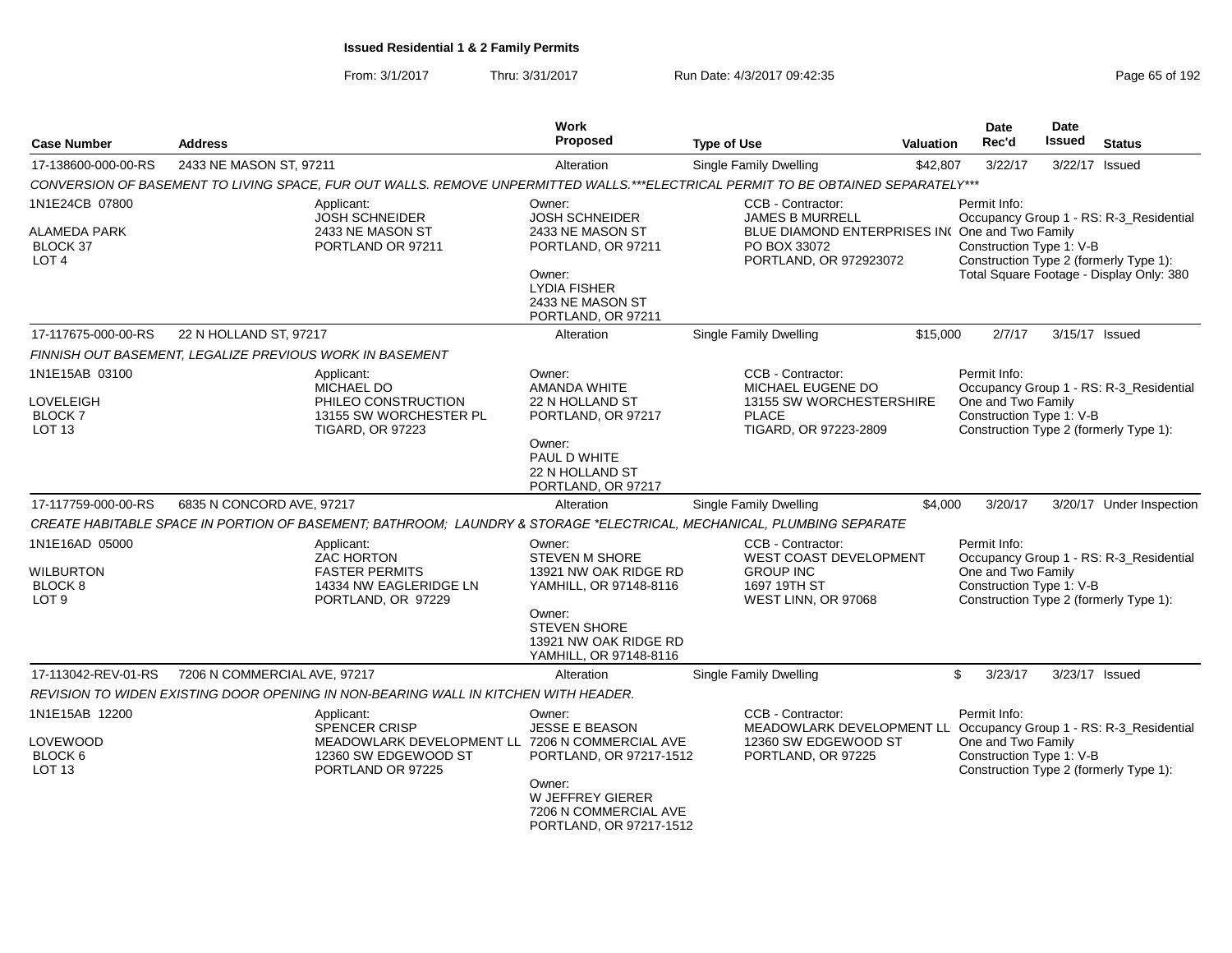# Issued Residential 1 & 2 Family Permits

From: 3/1/2017 Thru: 3/31/2017 Run Date: 4/3/2017 09:42:35

| Case Number | Address | Work Proposed | Type of Use | Valuation | Date Rec'd | Date Issued | Status |
|---|---|---|---|---|---|---|---|
| 17-138600-000-00-RS | 2433 NE MASON ST, 97211 | Alteration | Single Family Dwelling | $42,807 | 3/22/17 | 3/22/17 | Issued |

*CONVERSION OF BASEMENT TO LIVING SPACE, FUR OUT WALLS. REMOVE UNPERMITTED WALLS.***ELECTRICAL PERMIT TO BE OBTAINED SEPARATELY****

1N1E24CB 07800
ALAMEDA PARK
BLOCK 37
LOT 4

Applicant:
JOSH SCHNEIDER
2433 NE MASON ST
PORTLAND OR 97211

Owner:
JOSH SCHNEIDER
2433 NE MASON ST
PORTLAND, OR 97211

Owner:
LYDIA FISHER
2433 NE MASON ST
PORTLAND, OR 97211

CCB - Contractor:
JAMES B MURRELL
BLUE DIAMOND ENTERPRISES IN(
PO BOX 33072
PORTLAND, OR 972923072

Permit Info:
Occupancy Group 1 - RS: R-3_Residential One and Two Family
Construction Type 1: V-B
Construction Type 2 (formerly Type 1):
Total Square Footage - Display Only: 380

| Case Number | Address | Work Proposed | Type of Use | Valuation | Date Rec'd | Date Issued | Status |
|---|---|---|---|---|---|---|---|
| 17-117675-000-00-RS | 22 N HOLLAND ST, 97217 | Alteration | Single Family Dwelling | $15,000 | 2/7/17 | 3/15/17 | Issued |

*FINNISH OUT BASEMENT, LEGALIZE PREVIOUS WORK IN BASEMENT*

1N1E15AB 03100
LOVELEIGH
BLOCK 7
LOT 13

Applicant:
MICHAEL DO
PHILEO CONSTRUCTION
13155 SW WORCHESTER PL
TIGARD, OR 97223

Owner:
AMANDA WHITE
22 N HOLLAND ST
PORTLAND, OR 97217

Owner:
PAUL D WHITE
22 N HOLLAND ST
PORTLAND, OR 97217

CCB - Contractor:
MICHAEL EUGENE DO
13155 SW WORCHESTERSHIRE PLACE
TIGARD, OR 97223-2809

Permit Info:
Occupancy Group 1 - RS: R-3_Residential One and Two Family
Construction Type 1: V-B
Construction Type 2 (formerly Type 1):

| Case Number | Address | Work Proposed | Type of Use | Valuation | Date Rec'd | Date Issued | Status |
|---|---|---|---|---|---|---|---|
| 17-117759-000-00-RS | 6835 N CONCORD AVE, 97217 | Alteration | Single Family Dwelling | $4,000 | 3/20/17 | 3/20/17 | Under Inspection |

*CREATE HABITABLE SPACE IN PORTION OF BASEMENT; BATHROOM; LAUNDRY & STORAGE *ELECTRICAL, MECHANICAL, PLUMBING SEPARATE*

1N1E16AD 05000
WILBURTON
BLOCK 8
LOT 9

Applicant:
ZAC HORTON
FASTER PERMITS
14334 NW EAGLERIDGE LN
PORTLAND, OR 97229

Owner:
STEVEN M SHORE
13921 NW OAK RIDGE RD
YAMHILL, OR 97148-8116

Owner:
STEVEN SHORE
13921 NW OAK RIDGE RD
YAMHILL, OR 97148-8116

CCB - Contractor:
WEST COAST DEVELOPMENT GROUP INC
1697 19TH ST
WEST LINN, OR 97068

Permit Info:
Occupancy Group 1 - RS: R-3_Residential One and Two Family
Construction Type 1: V-B
Construction Type 2 (formerly Type 1):

| Case Number | Address | Work Proposed | Type of Use | Valuation | Date Rec'd | Date Issued | Status |
|---|---|---|---|---|---|---|---|
| 17-113042-REV-01-RS | 7206 N COMMERCIAL AVE, 97217 | Alteration | Single Family Dwelling | $ | 3/23/17 | 3/23/17 | Issued |

*REVISION TO WIDEN EXISTING DOOR OPENING IN NON-BEARING WALL IN KITCHEN WITH HEADER.*

1N1E15AB 12200
LOVEWOOD
BLOCK 6
LOT 13

Applicant:
SPENCER CRISP
MEADOWLARK DEVELOPMENT LL
12360 SW EDGEWOOD ST
PORTLAND OR 97225

Owner:
JESSE E BEASON
7206 N COMMERCIAL AVE
PORTLAND, OR 97217-1512

Owner:
W JEFFREY GIERER
7206 N COMMERCIAL AVE
PORTLAND, OR 97217-1512

CCB - Contractor:
MEADOWLARK DEVELOPMENT LL
12360 SW EDGEWOOD ST
PORTLAND, OR 97225

Permit Info:
Occupancy Group 1 - RS: R-3_Residential One and Two Family
Construction Type 1: V-B
Construction Type 2 (formerly Type 1):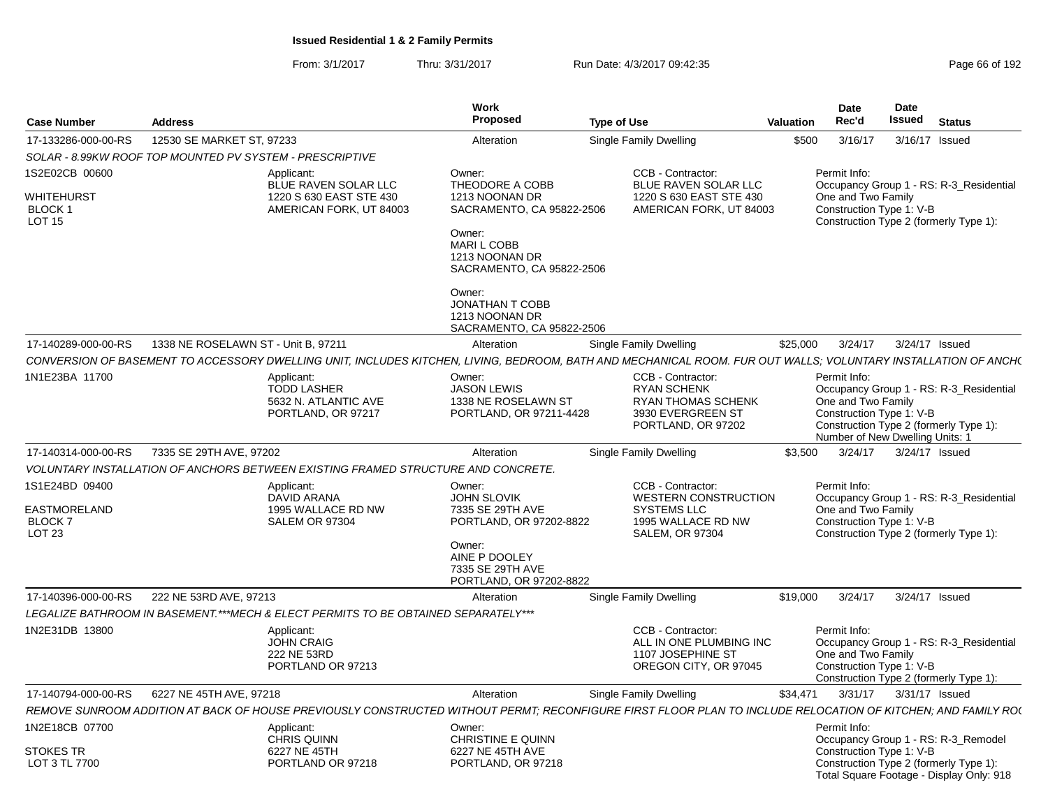# Issued Residential 1 & 2 Family Permits

From: 3/1/2017 Thru: 3/31/2017 Run Date: 4/3/2017 09:42:35

| Case Number | Address | Work Proposed | Type of Use | Valuation | Date Rec'd | Date Issued | Status |
|---|---|---|---|---|---|---|---|
| 17-133286-000-00-RS | 12530 SE MARKET ST, 97233 | Alteration | Single Family Dwelling | $500 | 3/16/17 | 3/16/17 | Issued |

SOLAR - 8.99KW ROOF TOP MOUNTED PV SYSTEM - PRESCRIPTIVE

1S2E02CB 00600
WHITEHURST
BLOCK 1
LOT 15

Applicant:
BLUE RAVEN SOLAR LLC
1220 S 630 EAST STE 430
AMERICAN FORK, UT 84003

Owner:
THEODORE A COBB
1213 NOONAN DR
SACRAMENTO, CA 95822-2506

Owner:
MARI L COBB
1213 NOONAN DR
SACRAMENTO, CA 95822-2506

Owner:
JONATHAN T COBB
1213 NOONAN DR
SACRAMENTO, CA 95822-2506

CCB - Contractor:
BLUE RAVEN SOLAR LLC
1220 S 630 EAST STE 430
AMERICAN FORK, UT 84003

Permit Info:
Occupancy Group 1 - RS: R-3_Residential One and Two Family
Construction Type 1: V-B
Construction Type 2 (formerly Type 1):

| Case Number | Address | Work Proposed | Type of Use | Valuation | Date Rec'd | Date Issued | Status |
|---|---|---|---|---|---|---|---|
| 17-140289-000-00-RS | 1338 NE ROSELAWN ST - Unit B, 97211 | Alteration | Single Family Dwelling | $25,000 | 3/24/17 | 3/24/17 | Issued |

CONVERSION OF BASEMENT TO ACCESSORY DWELLING UNIT, INCLUDES KITCHEN, LIVING, BEDROOM, BATH AND MECHANICAL ROOM. FUR OUT WALLS; VOLUNTARY INSTALLATION OF ANCHO

1N1E23BA 11700

Applicant:
TODD LASHER
5632 N. ATLANTIC AVE
PORTLAND, OR 97217

Owner:
JASON LEWIS
1338 NE ROSELAWN ST
PORTLAND, OR 97211-4428

CCB - Contractor:
RYAN SCHENK
RYAN THOMAS SCHENK
3930 EVERGREEN ST
PORTLAND, OR 97202

Permit Info:
Occupancy Group 1 - RS: R-3_Residential One and Two Family
Construction Type 1: V-B
Construction Type 2 (formerly Type 1):
Number of New Dwelling Units: 1

| Case Number | Address | Work Proposed | Type of Use | Valuation | Date Rec'd | Date Issued | Status |
|---|---|---|---|---|---|---|---|
| 17-140314-000-00-RS | 7335 SE 29TH AVE, 97202 | Alteration | Single Family Dwelling | $3,500 | 3/24/17 | 3/24/17 | Issued |

VOLUNTARY INSTALLATION OF ANCHORS BETWEEN EXISTING FRAMED STRUCTURE AND CONCRETE.

1S1E24BD 09400
EASTMORELAND
BLOCK 7
LOT 23

Applicant:
DAVID ARANA
1995 WALLACE RD NW
SALEM OR 97304

Owner:
JOHN SLOVIK
7335 SE 29TH AVE
PORTLAND, OR 97202-8822

Owner:
AINE P DOOLEY
7335 SE 29TH AVE
PORTLAND, OR 97202-8822

CCB - Contractor:
WESTERN CONSTRUCTION SYSTEMS LLC
1995 WALLACE RD NW
SALEM, OR 97304

Permit Info:
Occupancy Group 1 - RS: R-3_Residential One and Two Family
Construction Type 1: V-B
Construction Type 2 (formerly Type 1):

| Case Number | Address | Work Proposed | Type of Use | Valuation | Date Rec'd | Date Issued | Status |
|---|---|---|---|---|---|---|---|
| 17-140396-000-00-RS | 222 NE 53RD AVE, 97213 | Alteration | Single Family Dwelling | $19,000 | 3/24/17 | 3/24/17 | Issued |

LEGALIZE BATHROOM IN BASEMENT.***MECH & ELECT PERMITS TO BE OBTAINED SEPARATELY***

1N2E31DB 13800

Applicant:
JOHN CRAIG
222 NE 53RD
PORTLAND OR 97213

CCB - Contractor:
ALL IN ONE PLUMBING INC
1107 JOSEPHINE ST
OREGON CITY, OR 97045

Permit Info:
Occupancy Group 1 - RS: R-3_Residential One and Two Family
Construction Type 1: V-B
Construction Type 2 (formerly Type 1):

| Case Number | Address | Work Proposed | Type of Use | Valuation | Date Rec'd | Date Issued | Status |
|---|---|---|---|---|---|---|---|
| 17-140794-000-00-RS | 6227 NE 45TH AVE, 97218 | Alteration | Single Family Dwelling | $34,471 | 3/31/17 | 3/31/17 | Issued |

REMOVE SUNROOM ADDITION AT BACK OF HOUSE PREVIOUSLY CONSTRUCTED WITHOUT PERMT; RECONFIGURE FIRST FLOOR PLAN TO INCLUDE RELOCATION OF KITCHEN; AND FAMILY ROO

1N2E18CB 07700
STOKES TR
LOT 3 TL 7700

Applicant:
CHRIS QUINN
6227 NE 45TH
PORTLAND OR 97218

Owner:
CHRISTINE E QUINN
6227 NE 45TH AVE
PORTLAND, OR 97218

Permit Info:
Occupancy Group 1 - RS: R-3_Remodel
Construction Type 1: V-B
Construction Type 2 (formerly Type 1):
Total Square Footage - Display Only: 918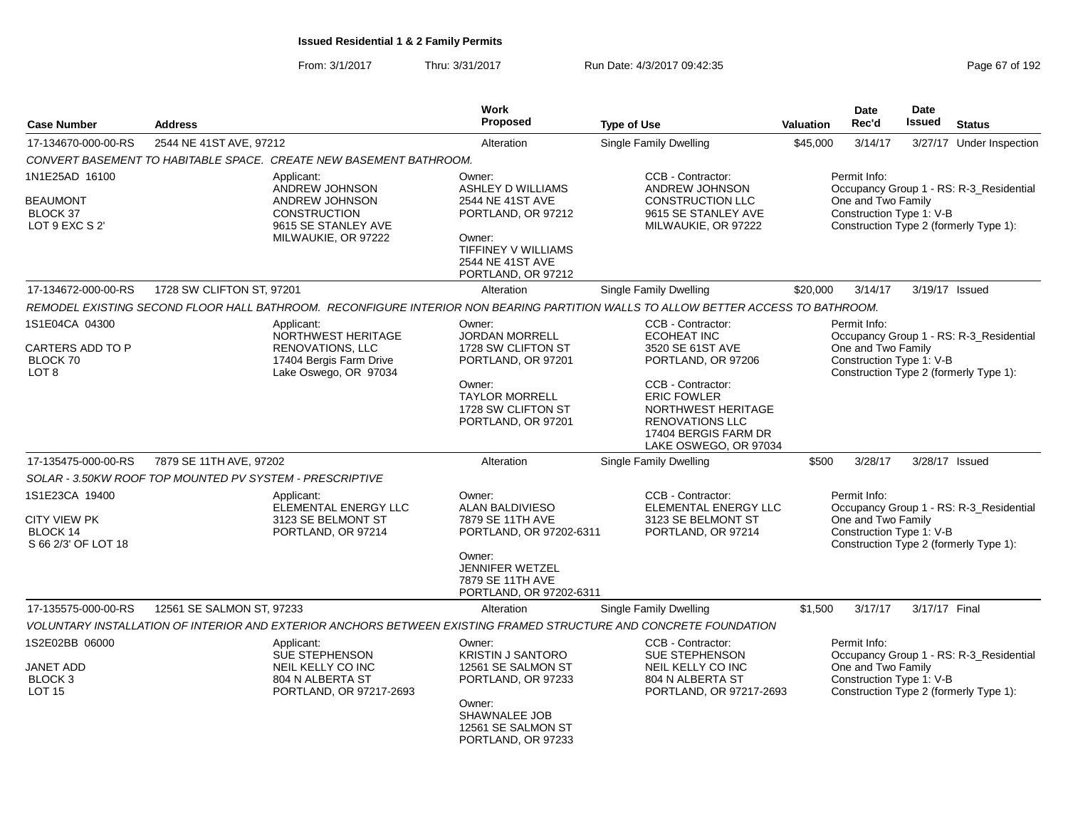**Issued Residential 1 & 2 Family Permits**

From: 3/1/2017 Thru: 3/31/2017 Run Date: 4/3/2017 09:42:35

| Case Number | Address | Work Proposed | Type of Use | Valuation | Date Rec'd | Date Issued | Status |
|---|---|---|---|---|---|---|---|
| 17-134670-000-00-RS | 2544 NE 41ST AVE, 97212 | Alteration | Single Family Dwelling | $45,000 | 3/14/17 | 3/27/17 | Under Inspection |

*CONVERT BASEMENT TO HABITABLE SPACE. CREATE NEW BASEMENT BATHROOM.*

1N1E25AD 16100
BEAUMONT
BLOCK 37
LOT 9 EXC S 2'

Applicant:
ANDREW JOHNSON
ANDREW JOHNSON CONSTRUCTION
9615 SE STANLEY AVE
MILWAUKIE, OR 97222

Owner:
ASHLEY D WILLIAMS
2544 NE 41ST AVE
PORTLAND, OR 97212

Owner:
TIFFINEY V WILLIAMS
2544 NE 41ST AVE
PORTLAND, OR 97212

CCB - Contractor:
ANDREW JOHNSON
CONSTRUCTION LLC
9615 SE STANLEY AVE
MILWAUKIE, OR 97222

Permit Info:
Occupancy Group 1 - RS: R-3_Residential One and Two Family
Construction Type 1: V-B
Construction Type 2 (formerly Type 1):

| Case Number | Address | Work Proposed | Type of Use | Valuation | Date Rec'd | Date Issued | Status |
|---|---|---|---|---|---|---|---|
| 17-134672-000-00-RS | 1728 SW CLIFTON ST, 97201 | Alteration | Single Family Dwelling | $20,000 | 3/14/17 | 3/19/17 | Issued |

*REMODEL EXISTING SECOND FLOOR HALL BATHROOM. RECONFIGURE INTERIOR NON BEARING PARTITION WALLS TO ALLOW BETTER ACCESS TO BATHROOM.*

1S1E04CA 04300
CARTERS ADD TO P
BLOCK 70
LOT 8

Applicant:
NORTHWEST HERITAGE RENOVATIONS, LLC
17404 Bergis Farm Drive
Lake Oswego, OR 97034

Owner:
JORDAN MORRELL
1728 SW CLIFTON ST
PORTLAND, OR 97201

Owner:
TAYLOR MORRELL
1728 SW CLIFTON ST
PORTLAND, OR 97201

CCB - Contractor:
ECOHEAT INC
3520 SE 61ST AVE
PORTLAND, OR 97206

CCB - Contractor:
ERIC FOWLER
NORTHWEST HERITAGE RENOVATIONS LLC
17404 BERGIS FARM DR
LAKE OSWEGO, OR 97034

Permit Info:
Occupancy Group 1 - RS: R-3_Residential One and Two Family
Construction Type 1: V-B
Construction Type 2 (formerly Type 1):

| Case Number | Address | Work Proposed | Type of Use | Valuation | Date Rec'd | Date Issued | Status |
|---|---|---|---|---|---|---|---|
| 17-135475-000-00-RS | 7879 SE 11TH AVE, 97202 | Alteration | Single Family Dwelling | $500 | 3/28/17 | 3/28/17 | Issued |

*SOLAR - 3.50KW ROOF TOP MOUNTED PV SYSTEM - PRESCRIPTIVE*

1S1E23CA 19400
CITY VIEW PK
BLOCK 14
S 66 2/3' OF LOT 18

Applicant:
ELEMENTAL ENERGY LLC
3123 SE BELMONT ST
PORTLAND, OR 97214

Owner:
ALAN BALDIVIESO
7879 SE 11TH AVE
PORTLAND, OR 97202-6311

Owner:
JENNIFER WETZEL
7879 SE 11TH AVE
PORTLAND, OR 97202-6311

CCB - Contractor:
ELEMENTAL ENERGY LLC
3123 SE BELMONT ST
PORTLAND, OR 97214

Permit Info:
Occupancy Group 1 - RS: R-3_Residential One and Two Family
Construction Type 1: V-B
Construction Type 2 (formerly Type 1):

| Case Number | Address | Work Proposed | Type of Use | Valuation | Date Rec'd | Date Issued | Status |
|---|---|---|---|---|---|---|---|
| 17-135575-000-00-RS | 12561 SE SALMON ST, 97233 | Alteration | Single Family Dwelling | $1,500 | 3/17/17 | 3/17/17 | Final |

*VOLUNTARY INSTALLATION OF INTERIOR AND EXTERIOR ANCHORS BETWEEN EXISTING FRAMED STRUCTURE AND CONCRETE FOUNDATION*

1S2E02BB 06000
JANET ADD
BLOCK 3
LOT 15

Applicant:
SUE STEPHENSON
NEIL KELLY CO INC
804 N ALBERTA ST
PORTLAND, OR 97217-2693

Owner:
KRISTIN J SANTORO
12561 SE SALMON ST
PORTLAND, OR 97233

Owner:
SHAWNALEE JOB
12561 SE SALMON ST
PORTLAND, OR 97233

CCB - Contractor:
SUE STEPHENSON
NEIL KELLY CO INC
804 N ALBERTA ST
PORTLAND, OR 97217-2693

Permit Info:
Occupancy Group 1 - RS: R-3_Residential One and Two Family
Construction Type 1: V-B
Construction Type 2 (formerly Type 1):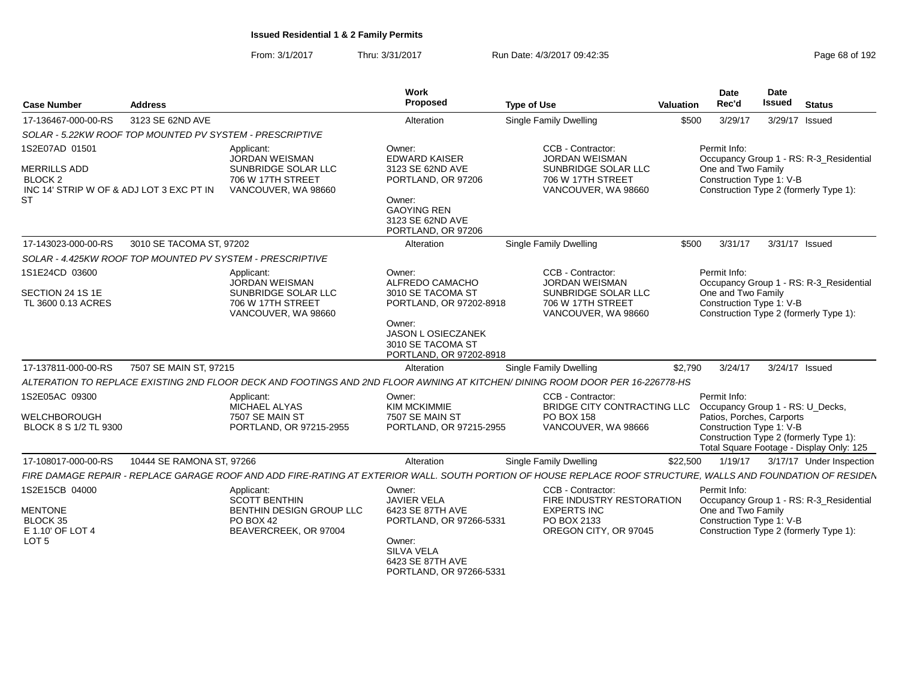**Issued Residential 1 & 2 Family Permits**

From: 3/1/2017 Thru: 3/31/2017 Run Date: 4/3/2017 09:42:35

| Case Number | Address | Work Proposed | Type of Use | Valuation | Date Rec'd | Date Issued | Status |
|---|---|---|---|---|---|---|---|
| 17-136467-000-00-RS | 3123 SE 62ND AVE | Alteration | Single Family Dwelling | $500 | 3/29/17 | 3/29/17 | Issued |

SOLAR - 5.22KW ROOF TOP MOUNTED PV SYSTEM - PRESCRIPTIVE

1S2E07AD 01501

MERRILLS ADD
BLOCK 2
INC 14' STRIP W OF & ADJ LOT 3 EXC PT IN ST

Applicant:
JORDAN WEISMAN
SUNBRIDGE SOLAR LLC
706 W 17TH STREET
VANCOUVER, WA 98660

Owner:
EDWARD KAISER
3123 SE 62ND AVE
PORTLAND, OR 97206

Owner:
GAOYING REN
3123 SE 62ND AVE
PORTLAND, OR 97206

CCB - Contractor:
JORDAN WEISMAN
SUNBRIDGE SOLAR LLC
706 W 17TH STREET
VANCOUVER, WA 98660

Permit Info:
Occupancy Group 1 - RS: R-3_Residential One and Two Family
Construction Type 1: V-B
Construction Type 2 (formerly Type 1):

| Case Number | Address | Work Proposed | Type of Use | Valuation | Date Rec'd | Date Issued | Status |
|---|---|---|---|---|---|---|---|
| 17-143023-000-00-RS | 3010 SE TACOMA ST, 97202 | Alteration | Single Family Dwelling | $500 | 3/31/17 | 3/31/17 | Issued |

SOLAR - 4.425KW ROOF TOP MOUNTED PV SYSTEM - PRESCRIPTIVE

1S1E24CD 03600

SECTION 24 1S 1E
TL 3600 0.13 ACRES

Applicant:
JORDAN WEISMAN
SUNBRIDGE SOLAR LLC
706 W 17TH STREET
VANCOUVER, WA 98660

Owner:
ALFREDO CAMACHO
3010 SE TACOMA ST
PORTLAND, OR 97202-8918

Owner:
JASON L OSIECZANEK
3010 SE TACOMA ST
PORTLAND, OR 97202-8918

CCB - Contractor:
JORDAN WEISMAN
SUNBRIDGE SOLAR LLC
706 W 17TH STREET
VANCOUVER, WA 98660

Permit Info:
Occupancy Group 1 - RS: R-3_Residential One and Two Family
Construction Type 1: V-B
Construction Type 2 (formerly Type 1):

| Case Number | Address | Work Proposed | Type of Use | Valuation | Date Rec'd | Date Issued | Status |
|---|---|---|---|---|---|---|---|
| 17-137811-000-00-RS | 7507 SE MAIN ST, 97215 | Alteration | Single Family Dwelling | $2,790 | 3/24/17 | 3/24/17 | Issued |

ALTERATION TO REPLACE EXISTING 2ND FLOOR DECK AND FOOTINGS AND 2ND FLOOR AWNING AT KITCHEN/ DINING ROOM DOOR PER 16-226778-HS

1S2E05AC 09300

WELCHBOROUGH
BLOCK 8 S 1/2 TL 9300

Applicant:
MICHAEL ALYAS
7507 SE MAIN ST
PORTLAND, OR 97215-2955

Owner:
KIM MCKIMMIE
7507 SE MAIN ST
PORTLAND, OR 97215-2955

CCB - Contractor:
BRIDGE CITY CONTRACTING LLC
PO BOX 158
VANCOUVER, WA 98666

Permit Info:
Occupancy Group 1 - RS: U_Decks, Patios, Porches, Carports
Construction Type 1: V-B
Construction Type 2 (formerly Type 1):
Total Square Footage - Display Only: 125

| Case Number | Address | Work Proposed | Type of Use | Valuation | Date Rec'd | Date Issued | Status |
|---|---|---|---|---|---|---|---|
| 17-108017-000-00-RS | 10444 SE RAMONA ST, 97266 | Alteration | Single Family Dwelling | $22,500 | 1/19/17 | 3/17/17 | Under Inspection |

FIRE DAMAGE REPAIR - REPLACE GARAGE ROOF AND ADD FIRE-RATING AT EXTERIOR WALL. SOUTH PORTION OF HOUSE REPLACE ROOF STRUCTURE, WALLS AND FOUNDATION OF RESIDEN

1S2E15CB 04000

MENTONE
BLOCK 35
E 1.10' OF LOT 4
LOT 5

Applicant:
SCOTT BENTHIN
BENTHIN DESIGN GROUP LLC
PO BOX 42
BEAVERCREEK, OR 97004

Owner:
JAVIER VELA
6423 SE 87TH AVE
PORTLAND, OR 97266-5331

Owner:
SILVA VELA
6423 SE 87TH AVE
PORTLAND, OR 97266-5331

CCB - Contractor:
FIRE INDUSTRY RESTORATION EXPERTS INC
PO BOX 2133
OREGON CITY, OR 97045

Permit Info:
Occupancy Group 1 - RS: R-3_Residential One and Two Family
Construction Type 1: V-B
Construction Type 2 (formerly Type 1):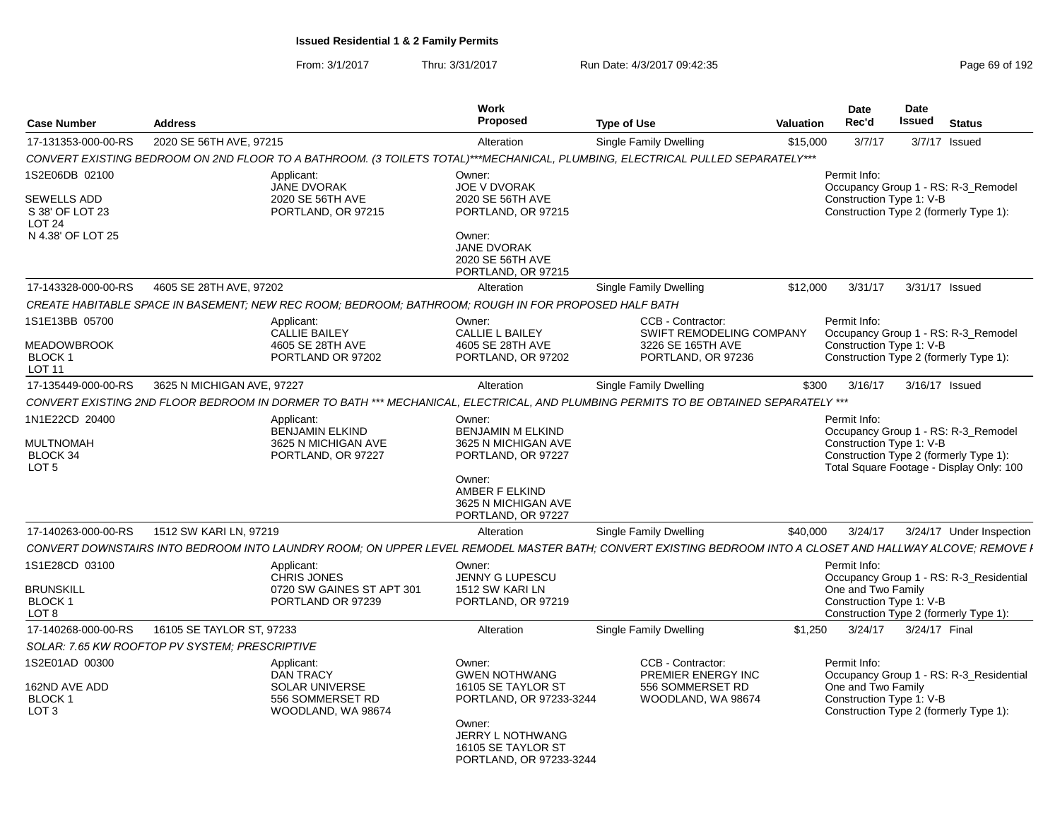**Issued Residential 1 & 2 Family Permits**

From: 3/1/2017 Thru: 3/31/2017 Run Date: 4/3/2017 09:42:35

| Case Number | Address | Work Proposed | Type of Use | Valuation | Date Rec'd | Date Issued | Status |
|---|---|---|---|---|---|---|---|
| 17-131353-000-00-RS | 2020 SE 56TH AVE, 97215 | Alteration | Single Family Dwelling | $15,000 | 3/7/17 | 3/7/17 | Issued |

CONVERT EXISTING BEDROOM ON 2ND FLOOR TO A BATHROOM. (3 TOILETS TOTAL)***MECHANICAL, PLUMBING, ELECTRICAL PULLED SEPARATELY***

1S2E06DB 02100
SEWELLS ADD
S 38' OF LOT 23
LOT 24
N 4.38' OF LOT 25

Applicant: JANE DVORAK, 2020 SE 56TH AVE, PORTLAND, OR 97215

Owner: JOE V DVORAK, 2020 SE 56TH AVE, PORTLAND, OR 97215

Owner: JANE DVORAK, 2020 SE 56TH AVE, PORTLAND, OR 97215

Permit Info:
Occupancy Group 1 - RS: R-3_Remodel
Construction Type 1: V-B
Construction Type 2 (formerly Type 1):

| Case Number | Address | Work Proposed | Type of Use | Valuation | Date Rec'd | Date Issued | Status |
|---|---|---|---|---|---|---|---|
| 17-143328-000-00-RS | 4605 SE 28TH AVE, 97202 | Alteration | Single Family Dwelling | $12,000 | 3/31/17 | 3/31/17 | Issued |

CREATE HABITABLE SPACE IN BASEMENT; NEW REC ROOM; BEDROOM; BATHROOM; ROUGH IN FOR PROPOSED HALF BATH

1S1E13BB 05700
MEADOWBROOK
BLOCK 1
LOT 11

Applicant: CALLIE BAILEY, 4605 SE 28TH AVE, PORTLAND OR 97202

Owner: CALLIE L BAILEY, 4605 SE 28TH AVE, PORTLAND, OR 97202

CCB - Contractor: SWIFT REMODELING COMPANY, 3226 SE 165TH AVE, PORTLAND, OR 97236

Permit Info:
Occupancy Group 1 - RS: R-3_Remodel
Construction Type 1: V-B
Construction Type 2 (formerly Type 1):

| Case Number | Address | Work Proposed | Type of Use | Valuation | Date Rec'd | Date Issued | Status |
|---|---|---|---|---|---|---|---|
| 17-135449-000-00-RS | 3625 N MICHIGAN AVE, 97227 | Alteration | Single Family Dwelling | $300 | 3/16/17 | 3/16/17 | Issued |

CONVERT EXISTING 2ND FLOOR BEDROOM IN DORMER TO BATH *** MECHANICAL, ELECTRICAL, AND PLUMBING PERMITS TO BE OBTAINED SEPARATELY ***

1N1E22CD 20400
MULTNOMAH
BLOCK 34
LOT 5

Applicant: BENJAMIN ELKIND, 3625 N MICHIGAN AVE, PORTLAND, OR 97227

Owner: BENJAMIN M ELKIND, 3625 N MICHIGAN AVE, PORTLAND, OR 97227

Owner: AMBER F ELKIND, 3625 N MICHIGAN AVE, PORTLAND, OR 97227

Permit Info:
Occupancy Group 1 - RS: R-3_Remodel
Construction Type 1: V-B
Construction Type 2 (formerly Type 1):
Total Square Footage - Display Only: 100

| Case Number | Address | Work Proposed | Type of Use | Valuation | Date Rec'd | Date Issued | Status |
|---|---|---|---|---|---|---|---|
| 17-140263-000-00-RS | 1512 SW KARI LN, 97219 | Alteration | Single Family Dwelling | $40,000 | 3/24/17 | 3/24/17 | Under Inspection |

CONVERT DOWNSTAIRS INTO BEDROOM INTO LAUNDRY ROOM; ON UPPER LEVEL REMODEL MASTER BATH; CONVERT EXISTING BEDROOM INTO A CLOSET AND HALLWAY ALCOVE; REMOVE I

1S1E28CD 03100
BRUNSKILL
BLOCK 1
LOT 8

Applicant: CHRIS JONES, 0720 SW GAINES ST APT 301, PORTLAND OR 97239

Owner: JENNY G LUPESCU, 1512 SW KARI LN, PORTLAND, OR 97219

Permit Info:
Occupancy Group 1 - RS: R-3_Residential One and Two Family
Construction Type 1: V-B
Construction Type 2 (formerly Type 1):

| Case Number | Address | Work Proposed | Type of Use | Valuation | Date Rec'd | Date Issued | Status |
|---|---|---|---|---|---|---|---|
| 17-140268-000-00-RS | 16105 SE TAYLOR ST, 97233 | Alteration | Single Family Dwelling | $1,250 | 3/24/17 | 3/24/17 | Final |

SOLAR: 7.65 KW ROOFTOP PV SYSTEM; PRESCRIPTIVE

1S2E01AD 00300
162ND AVE ADD
BLOCK 1
LOT 3

Applicant: DAN TRACY, SOLAR UNIVERSE, 556 SOMMERSET RD, WOODLAND, WA 98674

Owner: GWEN NOTHWANG, 16105 SE TAYLOR ST, PORTLAND, OR 97233-3244

Owner: JERRY L NOTHWANG, 16105 SE TAYLOR ST, PORTLAND, OR 97233-3244

CCB - Contractor: PREMIER ENERGY INC, 556 SOMMERSET RD, WOODLAND, WA 98674

Permit Info:
Occupancy Group 1 - RS: R-3_Residential One and Two Family
Construction Type 1: V-B
Construction Type 2 (formerly Type 1):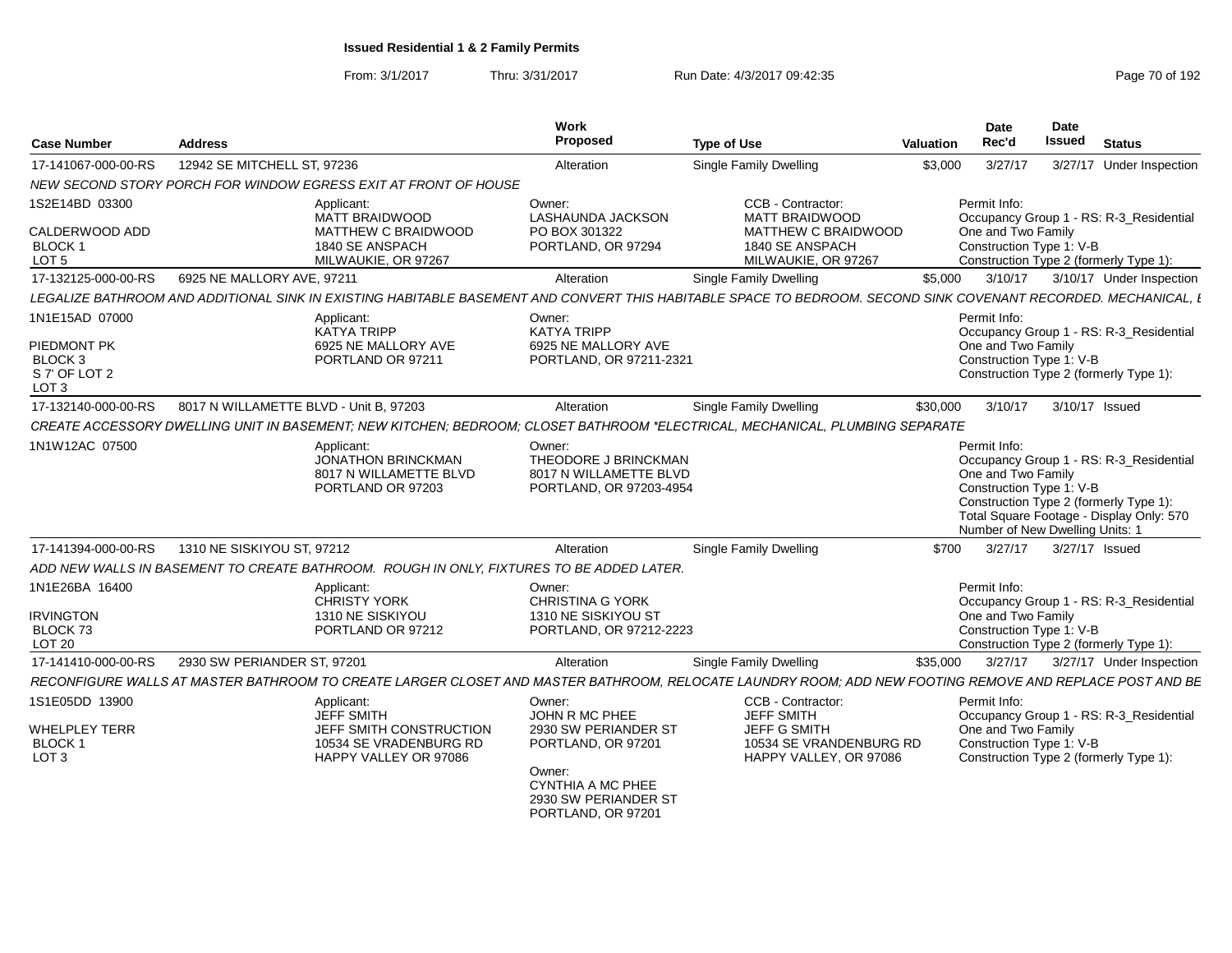**Issued Residential 1 & 2 Family Permits**

From: 3/1/2017 Thru: 3/31/2017 Run Date: 4/3/2017 09:42:35

| Case Number | Address | Work Proposed | Type of Use | Valuation | Date Rec'd | Date Issued | Status |
|---|---|---|---|---|---|---|---|
| 17-141067-000-00-RS | 12942 SE MITCHELL ST, 97236 | Alteration | Single Family Dwelling | $3,000 | 3/27/17 | 3/27/17 | Under Inspection |

NEW SECOND STORY PORCH FOR WINDOW EGRESS EXIT AT FRONT OF HOUSE

1S2E14BD 03300
CALDERWOOD ADD
BLOCK 1
LOT 5

Applicant: MATT BRAIDWOOD, MATTHEW C BRAIDWOOD, 1840 SE ANSPACH, MILWAUKIE, OR 97267

Owner: LASHAUNDA JACKSON, PO BOX 301322, PORTLAND, OR 97294

CCB - Contractor: MATT BRAIDWOOD, MATTHEW C BRAIDWOOD, 1840 SE ANSPACH, MILWAUKIE, OR 97267

Permit Info: Occupancy Group 1 - RS: R-3_Residential One and Two Family; Construction Type 1: V-B; Construction Type 2 (formerly Type 1):

| Case Number | Address | Work Proposed | Type of Use | Valuation | Date Rec'd | Date Issued | Status |
|---|---|---|---|---|---|---|---|
| 17-132125-000-00-RS | 6925 NE MALLORY AVE, 97211 | Alteration | Single Family Dwelling | $5,000 | 3/10/17 | 3/10/17 | Under Inspection |

LEGALIZE BATHROOM AND ADDITIONAL SINK IN EXISTING HABITABLE BASEMENT AND CONVERT THIS HABITABLE SPACE TO BEDROOM. SECOND SINK COVENANT RECORDED. MECHANICAL, E

1N1E15AD 07000
PIEDMONT PK
BLOCK 3
S 7' OF LOT 2
LOT 3

Applicant: KATYA TRIPP, 6925 NE MALLORY AVE, PORTLAND OR 97211

Owner: KATYA TRIPP, 6925 NE MALLORY AVE, PORTLAND, OR 97211-2321

Permit Info: Occupancy Group 1 - RS: R-3_Residential One and Two Family; Construction Type 1: V-B; Construction Type 2 (formerly Type 1):

| Case Number | Address | Work Proposed | Type of Use | Valuation | Date Rec'd | Date Issued | Status |
|---|---|---|---|---|---|---|---|
| 17-132140-000-00-RS | 8017 N WILLAMETTE BLVD - Unit B, 97203 | Alteration | Single Family Dwelling | $30,000 | 3/10/17 | 3/10/17 | Issued |

CREATE ACCESSORY DWELLING UNIT IN BASEMENT; NEW KITCHEN; BEDROOM; CLOSET BATHROOM *ELECTRICAL, MECHANICAL, PLUMBING SEPARATE

1N1W12AC 07500

Applicant: JONATHON BRINCKMAN, 8017 N WILLAMETTE BLVD, PORTLAND OR 97203

Owner: THEODORE J BRINCKMAN, 8017 N WILLAMETTE BLVD, PORTLAND, OR 97203-4954

Permit Info: Occupancy Group 1 - RS: R-3_Residential One and Two Family; Construction Type 1: V-B; Construction Type 2 (formerly Type 1):; Total Square Footage - Display Only: 570; Number of New Dwelling Units: 1

| Case Number | Address | Work Proposed | Type of Use | Valuation | Date Rec'd | Date Issued | Status |
|---|---|---|---|---|---|---|---|
| 17-141394-000-00-RS | 1310 NE SISKIYOU ST, 97212 | Alteration | Single Family Dwelling | $700 | 3/27/17 | 3/27/17 | Issued |

ADD NEW WALLS IN BASEMENT TO CREATE BATHROOM. ROUGH IN ONLY, FIXTURES TO BE ADDED LATER.

1N1E26BA 16400
IRVINGTON
BLOCK 73
LOT 20

Applicant: CHRISTY YORK, 1310 NE SISKIYOU, PORTLAND OR 97212

Owner: CHRISTINA G YORK, 1310 NE SISKIYOU ST, PORTLAND, OR 97212-2223

Permit Info: Occupancy Group 1 - RS: R-3_Residential One and Two Family; Construction Type 1: V-B; Construction Type 2 (formerly Type 1):

| Case Number | Address | Work Proposed | Type of Use | Valuation | Date Rec'd | Date Issued | Status |
|---|---|---|---|---|---|---|---|
| 17-141410-000-00-RS | 2930 SW PERIANDER ST, 97201 | Alteration | Single Family Dwelling | $35,000 | 3/27/17 | 3/27/17 | Under Inspection |

RECONFIGURE WALLS AT MASTER BATHROOM TO CREATE LARGER CLOSET AND MASTER BATHROOM, RELOCATE LAUNDRY ROOM; ADD NEW FOOTING REMOVE AND REPLACE POST AND BE

1S1E05DD 13900
WHELPLEY TERR
BLOCK 1
LOT 3

Applicant: JEFF SMITH, JEFF SMITH CONSTRUCTION, 10534 SE VRADENBURG RD, HAPPY VALLEY OR 97086

Owner: JOHN R MC PHEE, 2930 SW PERIANDER ST, PORTLAND, OR 97201

Owner: CYNTHIA A MC PHEE, 2930 SW PERIANDER ST, PORTLAND, OR 97201

CCB - Contractor: JEFF SMITH, JEFF G SMITH, 10534 SE VRANDENBURG RD, HAPPY VALLEY, OR 97086

Permit Info: Occupancy Group 1 - RS: R-3_Residential One and Two Family; Construction Type 1: V-B; Construction Type 2 (formerly Type 1):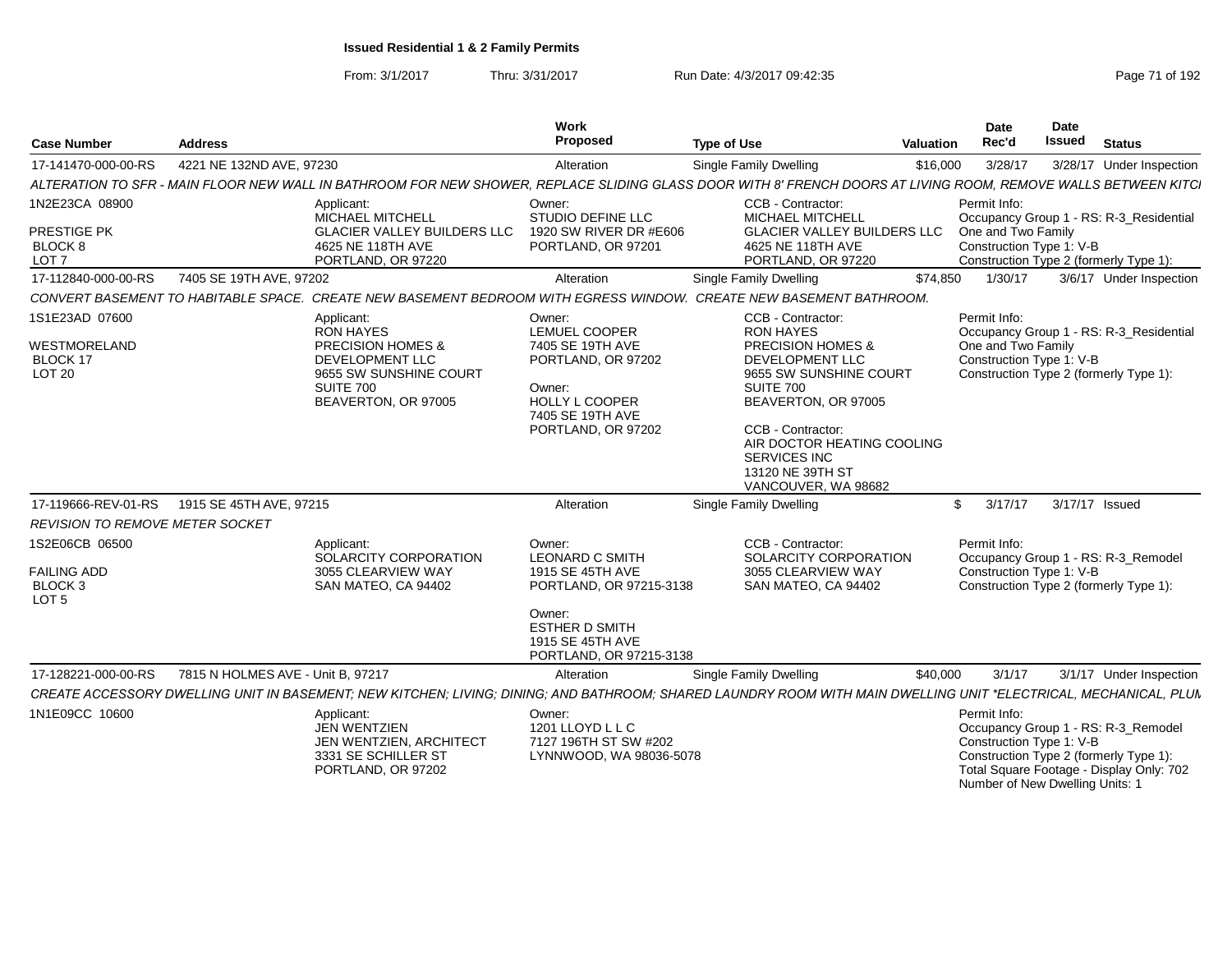**Issued Residential 1 & 2 Family Permits**

From: 3/1/2017 Thru: 3/31/2017 Run Date: 4/3/2017 09:42:35

| Case Number | Address | Work Proposed | Type of Use | Valuation | Date Rec'd | Date Issued | Status |
|---|---|---|---|---|---|---|---|
| 17-141470-000-00-RS | 4221 NE 132ND AVE, 97230 | Alteration | Single Family Dwelling | $16,000 | 3/28/17 | 3/28/17 | Under Inspection |

ALTERATION TO SFR - MAIN FLOOR NEW WALL IN BATHROOM FOR NEW SHOWER, REPLACE SLIDING GLASS DOOR WITH 8' FRENCH DOORS AT LIVING ROOM, REMOVE WALLS BETWEEN KITCI

1N2E23CA 08900
PRESTIGE PK
BLOCK 8
LOT 7

Applicant:
MICHAEL MITCHELL
GLACIER VALLEY BUILDERS LLC
4625 NE 118TH AVE
PORTLAND, OR 97220

Owner:
STUDIO DEFINE LLC
1920 SW RIVER DR #E606
PORTLAND, OR 97201

CCB - Contractor:
MICHAEL MITCHELL
GLACIER VALLEY BUILDERS LLC
4625 NE 118TH AVE
PORTLAND, OR 97220

Permit Info:
Occupancy Group 1 - RS: R-3_Residential One and Two Family
Construction Type 1: V-B
Construction Type 2 (formerly Type 1):

| Case Number | Address | Work Proposed | Type of Use | Valuation | Date Rec'd | Date Issued | Status |
|---|---|---|---|---|---|---|---|
| 17-112840-000-00-RS | 7405 SE 19TH AVE, 97202 | Alteration | Single Family Dwelling | $74,850 | 1/30/17 | 3/6/17 | Under Inspection |

CONVERT BASEMENT TO HABITABLE SPACE. CREATE NEW BASEMENT BEDROOM WITH EGRESS WINDOW. CREATE NEW BASEMENT BATHROOM.

1S1E23AD 07600
WESTMORELAND
BLOCK 17
LOT 20

Applicant:
RON HAYES
PRECISION HOMES & DEVELOPMENT LLC
9655 SW SUNSHINE COURT
SUITE 700
BEAVERTON, OR 97005

Owner:
LEMUEL COOPER
7405 SE 19TH AVE
PORTLAND, OR 97202

Owner:
HOLLY L COOPER
7405 SE 19TH AVE
PORTLAND, OR 97202

CCB - Contractor:
RON HAYES
PRECISION HOMES & DEVELOPMENT LLC
9655 SW SUNSHINE COURT
SUITE 700
BEAVERTON, OR 97005

CCB - Contractor:
AIR DOCTOR HEATING COOLING SERVICES INC
13120 NE 39TH ST
VANCOUVER, WA 98682

Permit Info:
Occupancy Group 1 - RS: R-3_Residential One and Two Family
Construction Type 1: V-B
Construction Type 2 (formerly Type 1):

| Case Number | Address | Work Proposed | Type of Use | Valuation | Date Rec'd | Date Issued | Status |
|---|---|---|---|---|---|---|---|
| 17-119666-REV-01-RS | 1915 SE 45TH AVE, 97215 | Alteration | Single Family Dwelling | $ | 3/17/17 | 3/17/17 | Issued |

REVISION TO REMOVE METER SOCKET

1S2E06CB 06500
FAILING ADD
BLOCK 3
LOT 5

Applicant:
SOLARCITY CORPORATION
3055 CLEARVIEW WAY
SAN MATEO, CA 94402

Owner:
LEONARD C SMITH
1915 SE 45TH AVE
PORTLAND, OR 97215-3138

Owner:
ESTHER D SMITH
1915 SE 45TH AVE
PORTLAND, OR 97215-3138

CCB - Contractor:
SOLARCITY CORPORATION
3055 CLEARVIEW WAY
SAN MATEO, CA 94402

Permit Info:
Occupancy Group 1 - RS: R-3_Remodel
Construction Type 1: V-B
Construction Type 2 (formerly Type 1):

| Case Number | Address | Work Proposed | Type of Use | Valuation | Date Rec'd | Date Issued | Status |
|---|---|---|---|---|---|---|---|
| 17-128221-000-00-RS | 7815 N HOLMES AVE - Unit B, 97217 | Alteration | Single Family Dwelling | $40,000 | 3/1/17 | 3/1/17 | Under Inspection |

CREATE ACCESSORY DWELLING UNIT IN BASEMENT; NEW KITCHEN; LIVING; DINING; AND BATHROOM; SHARED LAUNDRY ROOM WITH MAIN DWELLING UNIT *ELECTRICAL, MECHANICAL, PLUM

1N1E09CC 10600

Applicant:
JEN WENTZIEN
JEN WENTZIEN, ARCHITECT
3331 SE SCHILLER ST
PORTLAND, OR 97202

Owner:
1201 LLOYD L L C
7127 196TH ST SW #202
LYNNWOOD, WA 98036-5078

Permit Info:
Occupancy Group 1 - RS: R-3_Remodel
Construction Type 1: V-B
Construction Type 2 (formerly Type 1):
Total Square Footage - Display Only: 702
Number of New Dwelling Units: 1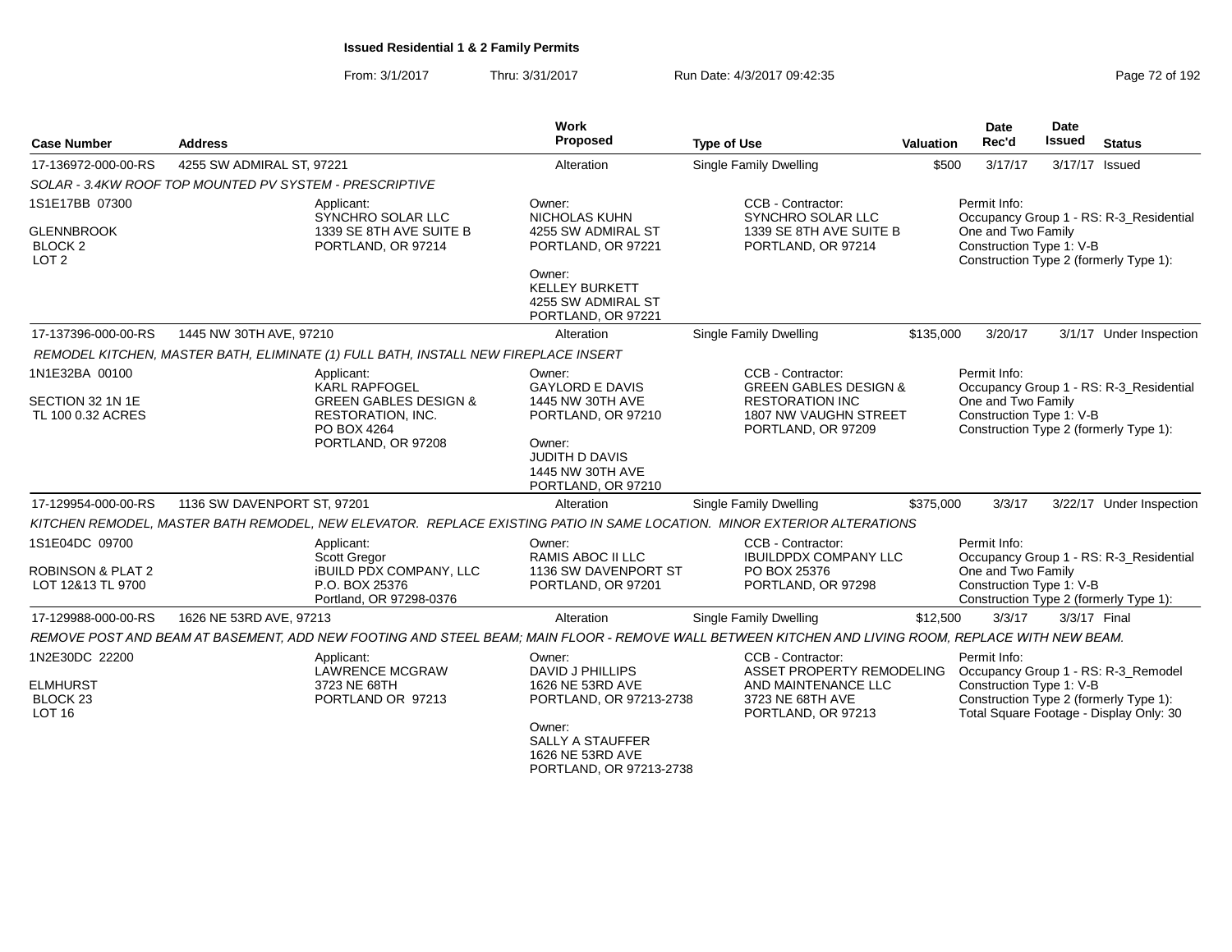**Issued Residential 1 & 2 Family Permits**

From: 3/1/2017 Thru: 3/31/2017 Run Date: 4/3/2017 09:42:35

| Case Number | Address | Work Proposed | Type of Use | Valuation | Date Rec'd | Date Issued | Status |
|---|---|---|---|---|---|---|---|
| 17-136972-000-00-RS | 4255 SW ADMIRAL ST, 97221 | Alteration | Single Family Dwelling | $500 | 3/17/17 | 3/17/17 | Issued |

SOLAR - 3.4KW ROOF TOP MOUNTED PV SYSTEM - PRESCRIPTIVE

1S1E17BB 07300
GLENNBROOK
BLOCK 2
LOT 2

Applicant:
SYNCHRO SOLAR LLC
1339 SE 8TH AVE SUITE B
PORTLAND, OR 97214

Owner:
NICHOLAS KUHN
4255 SW ADMIRAL ST
PORTLAND, OR 97221

Owner:
KELLEY BURKETT
4255 SW ADMIRAL ST
PORTLAND, OR 97221

CCB - Contractor:
SYNCHRO SOLAR LLC
1339 SE 8TH AVE SUITE B
PORTLAND, OR 97214

Permit Info:
Occupancy Group 1 - RS: R-3_Residential One and Two Family
Construction Type 1: V-B
Construction Type 2 (formerly Type 1):

| Case Number | Address | Work Proposed | Type of Use | Valuation | Date Rec'd | Date Issued | Status |
|---|---|---|---|---|---|---|---|
| 17-137396-000-00-RS | 1445 NW 30TH AVE, 97210 | Alteration | Single Family Dwelling | $135,000 | 3/20/17 | 3/1/17 | Under Inspection |

REMODEL KITCHEN, MASTER BATH, ELIMINATE (1) FULL BATH, INSTALL NEW FIREPLACE INSERT

1N1E32BA 00100
SECTION 32 1N 1E
TL 100 0.32 ACRES

Applicant:
KARL RAPFOGEL
GREEN GABLES DESIGN & RESTORATION, INC.
PO BOX 4264
PORTLAND, OR 97208

Owner:
GAYLORD E DAVIS
1445 NW 30TH AVE
PORTLAND, OR 97210

Owner:
JUDITH D DAVIS
1445 NW 30TH AVE
PORTLAND, OR 97210

CCB - Contractor:
GREEN GABLES DESIGN & RESTORATION INC
1807 NW VAUGHN STREET
PORTLAND, OR 97209

Permit Info:
Occupancy Group 1 - RS: R-3_Residential One and Two Family
Construction Type 1: V-B
Construction Type 2 (formerly Type 1):

| Case Number | Address | Work Proposed | Type of Use | Valuation | Date Rec'd | Date Issued | Status |
|---|---|---|---|---|---|---|---|
| 17-129954-000-00-RS | 1136 SW DAVENPORT ST, 97201 | Alteration | Single Family Dwelling | $375,000 | 3/3/17 | 3/22/17 | Under Inspection |

KITCHEN REMODEL, MASTER BATH REMODEL, NEW ELEVATOR. REPLACE EXISTING PATIO IN SAME LOCATION. MINOR EXTERIOR ALTERATIONS

1S1E04DC 09700
ROBINSON & PLAT 2
LOT 12&13 TL 9700

Applicant:
Scott Gregor
iBUILD PDX COMPANY, LLC
P.O. BOX 25376
Portland, OR 97298-0376

Owner:
RAMIS ABOC II LLC
1136 SW DAVENPORT ST
PORTLAND, OR 97201

CCB - Contractor:
IBUILDPDX COMPANY LLC
PO BOX 25376
PORTLAND, OR 97298

Permit Info:
Occupancy Group 1 - RS: R-3_Residential One and Two Family
Construction Type 1: V-B
Construction Type 2 (formerly Type 1):

| Case Number | Address | Work Proposed | Type of Use | Valuation | Date Rec'd | Date Issued | Status |
|---|---|---|---|---|---|---|---|
| 17-129988-000-00-RS | 1626 NE 53RD AVE, 97213 | Alteration | Single Family Dwelling | $12,500 | 3/3/17 | 3/3/17 | Final |

REMOVE POST AND BEAM AT BASEMENT, ADD NEW FOOTING AND STEEL BEAM; MAIN FLOOR - REMOVE WALL BETWEEN KITCHEN AND LIVING ROOM, REPLACE WITH NEW BEAM.

1N2E30DC 22200
ELMHURST
BLOCK 23
LOT 16

Applicant:
LAWRENCE MCGRAW
3723 NE 68TH
PORTLAND OR 97213

Owner:
DAVID J PHILLIPS
1626 NE 53RD AVE
PORTLAND, OR 97213-2738

Owner:
SALLY A STAUFFER
1626 NE 53RD AVE
PORTLAND, OR 97213-2738

CCB - Contractor:
ASSET PROPERTY REMODELING AND MAINTENANCE LLC
3723 NE 68TH AVE
PORTLAND, OR 97213

Permit Info:
Occupancy Group 1 - RS: R-3_Remodel
Construction Type 1: V-B
Construction Type 2 (formerly Type 1):
Total Square Footage - Display Only: 30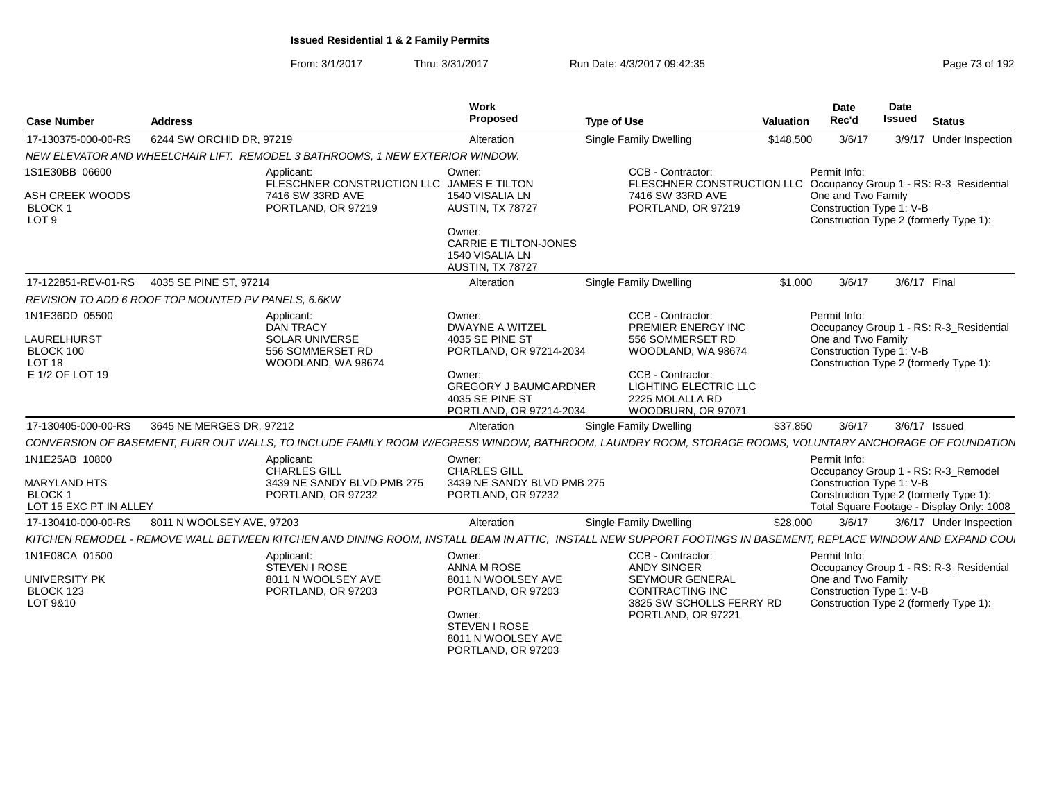**Issued Residential 1 & 2 Family Permits**

From: 3/1/2017 Thru: 3/31/2017 Run Date: 4/3/2017 09:42:35

| Case Number | Address | Work Proposed | Type of Use | Valuation | Date Rec'd | Date Issued | Status |
|---|---|---|---|---|---|---|---|
| 17-130375-000-00-RS | 6244 SW ORCHID DR, 97219 | Alteration | Single Family Dwelling | $148,500 | 3/6/17 | 3/9/17 | Under Inspection |

NEW ELEVATOR AND WHEELCHAIR LIFT. REMODEL 3 BATHROOMS, 1 NEW EXTERIOR WINDOW.

1S1E30BB 06600
ASH CREEK WOODS
BLOCK 1
LOT 9

Applicant: FLESCHNER CONSTRUCTION LLC, 7416 SW 33RD AVE, PORTLAND, OR 97219

Owner: JAMES E TILTON, 1540 VISALIA LN, AUSTIN, TX 78727

Owner: CARRIE E TILTON-JONES, 1540 VISALIA LN, AUSTIN, TX 78727

CCB - Contractor: FLESCHNER CONSTRUCTION LLC, 7416 SW 33RD AVE, PORTLAND, OR 97219

Permit Info: Occupancy Group 1 - RS: R-3_Residential One and Two Family; Construction Type 1: V-B; Construction Type 2 (formerly Type 1):

| Case Number | Address | Work Proposed | Type of Use | Valuation | Date Rec'd | Date Issued | Status |
|---|---|---|---|---|---|---|---|
| 17-122851-REV-01-RS | 4035 SE PINE ST, 97214 | Alteration | Single Family Dwelling | $1,000 | 3/6/17 | 3/6/17 | Final |

REVISION TO ADD 6 ROOF TOP MOUNTED PV PANELS, 6.6KW

1N1E36DD 05500
LAURELHURST
BLOCK 100
LOT 18
E 1/2 OF LOT 19

Applicant: DAN TRACY, SOLAR UNIVERSE, 556 SOMMERSET RD, WOODLAND, WA 98674

Owner: DWAYNE A WITZEL, 4035 SE PINE ST, PORTLAND, OR 97214-2034

Owner: GREGORY J BAUMGARDNER, 4035 SE PINE ST, PORTLAND, OR 97214-2034

CCB - Contractor: PREMIER ENERGY INC, 556 SOMMERSET RD, WOODLAND, WA 98674

CCB - Contractor: LIGHTING ELECTRIC LLC, 2225 MOLALLA RD, WOODBURN, OR 97071

Permit Info: Occupancy Group 1 - RS: R-3_Residential One and Two Family; Construction Type 1: V-B; Construction Type 2 (formerly Type 1):

| Case Number | Address | Work Proposed | Type of Use | Valuation | Date Rec'd | Date Issued | Status |
|---|---|---|---|---|---|---|---|
| 17-130405-000-00-RS | 3645 NE MERGES DR, 97212 | Alteration | Single Family Dwelling | $37,850 | 3/6/17 | 3/6/17 | Issued |

CONVERSION OF BASEMENT, FURR OUT WALLS, TO INCLUDE FAMILY ROOM W/EGRESS WINDOW, BATHROOM, LAUNDRY ROOM, STORAGE ROOMS, VOLUNTARY ANCHORAGE OF FOUNDATION

1N1E25AB 10800
MARYLAND HTS
BLOCK 1
LOT 15 EXC PT IN ALLEY

Applicant: CHARLES GILL, 3439 NE SANDY BLVD PMB 275, PORTLAND, OR 97232

Owner: CHARLES GILL, 3439 NE SANDY BLVD PMB 275, PORTLAND, OR 97232

Permit Info: Occupancy Group 1 - RS: R-3_Remodel; Construction Type 1: V-B; Construction Type 2 (formerly Type 1):; Total Square Footage - Display Only: 1008

| Case Number | Address | Work Proposed | Type of Use | Valuation | Date Rec'd | Date Issued | Status |
|---|---|---|---|---|---|---|---|
| 17-130410-000-00-RS | 8011 N WOOLSEY AVE, 97203 | Alteration | Single Family Dwelling | $28,000 | 3/6/17 | 3/6/17 | Under Inspection |

KITCHEN REMODEL - REMOVE WALL BETWEEN KITCHEN AND DINING ROOM, INSTALL BEAM IN ATTIC, INSTALL NEW SUPPORT FOOTINGS IN BASEMENT, REPLACE WINDOW AND EXPAND COU

1N1E08CA 01500
UNIVERSITY PK
BLOCK 123
LOT 9&10

Applicant: STEVEN I ROSE, 8011 N WOOLSEY AVE, PORTLAND, OR 97203

Owner: ANNA M ROSE, 8011 N WOOLSEY AVE, PORTLAND, OR 97203

Owner: STEVEN I ROSE, 8011 N WOOLSEY AVE, PORTLAND, OR 97203

CCB - Contractor: ANDY SINGER, SEYMOUR GENERAL CONTRACTING INC, 3825 SW SCHOLLS FERRY RD, PORTLAND, OR 97221

Permit Info: Occupancy Group 1 - RS: R-3_Residential One and Two Family; Construction Type 1: V-B; Construction Type 2 (formerly Type 1):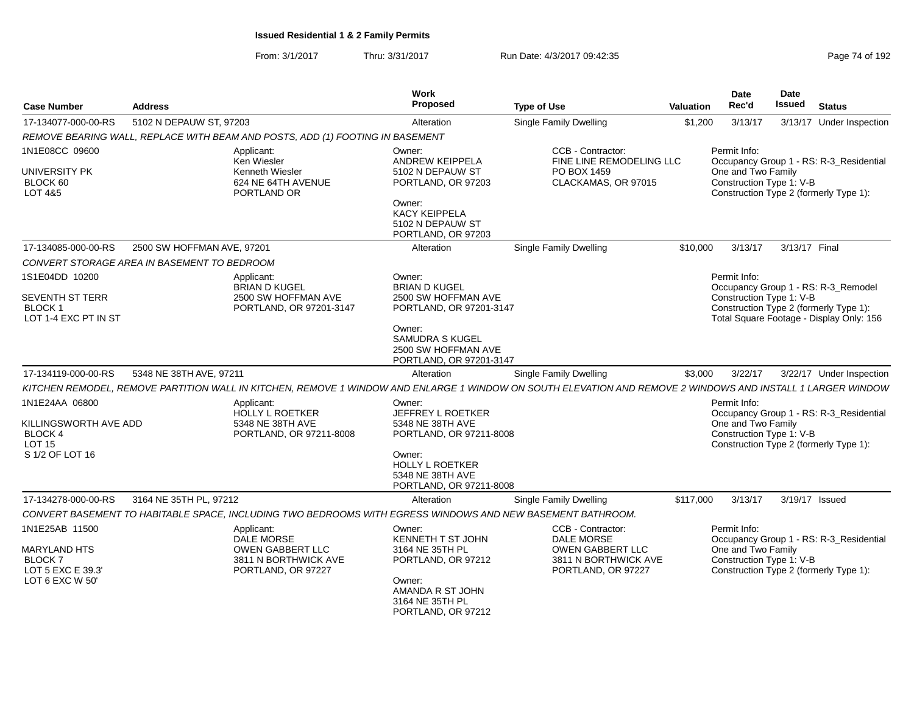**Issued Residential 1 & 2 Family Permits**

From: 3/1/2017 Thru: 3/31/2017 Run Date: 4/3/2017 09:42:35

| Case Number | Address | Work Proposed | Type of Use | Valuation | Date Rec'd | Date Issued | Status |
|---|---|---|---|---|---|---|---|
| 17-134077-000-00-RS | 5102 N DEPAUW ST, 97203 | Alteration | Single Family Dwelling | $1,200 | 3/13/17 | 3/13/17 | Under Inspection |

*REMOVE BEARING WALL, REPLACE WITH BEAM AND POSTS, ADD (1) FOOTING IN BASEMENT*

1N1E08CC 09600
UNIVERSITY PK
BLOCK 60
LOT 4&5

Applicant: Ken Wiesler, Kenneth Wiesler, 624 NE 64TH AVENUE, PORTLAND OR

Owner: ANDREW KEIPPELA, 5102 N DEPAUW ST, PORTLAND, OR 97203
Owner: KACY KEIPPELA, 5102 N DEPAUW ST, PORTLAND, OR 97203

CCB - Contractor: FINE LINE REMODELING LLC, PO BOX 1459, CLACKAMAS, OR 97015

Permit Info:
Occupancy Group 1 - RS: R-3_Residential One and Two Family
Construction Type 1: V-B
Construction Type 2 (formerly Type 1):

| Case Number | Address | Work Proposed | Type of Use | Valuation | Date Rec'd | Date Issued | Status |
|---|---|---|---|---|---|---|---|
| 17-134085-000-00-RS | 2500 SW HOFFMAN AVE, 97201 | Alteration | Single Family Dwelling | $10,000 | 3/13/17 | 3/13/17 | Final |

*CONVERT STORAGE AREA IN BASEMENT TO BEDROOM*

1S1E04DD 10200
SEVENTH ST TERR
BLOCK 1
LOT 1-4 EXC PT IN ST

Applicant: BRIAN D KUGEL, 2500 SW HOFFMAN AVE, PORTLAND, OR 97201-3147

Owner: BRIAN D KUGEL, 2500 SW HOFFMAN AVE, PORTLAND, OR 97201-3147
Owner: SAMUDRA S KUGEL, 2500 SW HOFFMAN AVE, PORTLAND, OR 97201-3147

Permit Info:
Occupancy Group 1 - RS: R-3_Remodel
Construction Type 1: V-B
Construction Type 2 (formerly Type 1):
Total Square Footage - Display Only: 156

| Case Number | Address | Work Proposed | Type of Use | Valuation | Date Rec'd | Date Issued | Status |
|---|---|---|---|---|---|---|---|
| 17-134119-000-00-RS | 5348 NE 38TH AVE, 97211 | Alteration | Single Family Dwelling | $3,000 | 3/22/17 | 3/22/17 | Under Inspection |

*KITCHEN REMODEL, REMOVE PARTITION WALL IN KITCHEN, REMOVE 1 WINDOW AND ENLARGE 1 WINDOW ON SOUTH ELEVATION AND REMOVE 2 WINDOWS AND INSTALL 1 LARGER WINDOW*

1N1E24AA 06800
KILLINGSWORTH AVE ADD
BLOCK 4
LOT 15
S 1/2 OF LOT 16

Applicant: HOLLY L ROETKER, 5348 NE 38TH AVE, PORTLAND, OR 97211-8008

Owner: JEFFREY L ROETKER, 5348 NE 38TH AVE, PORTLAND, OR 97211-8008
Owner: HOLLY L ROETKER, 5348 NE 38TH AVE, PORTLAND, OR 97211-8008

Permit Info:
Occupancy Group 1 - RS: R-3_Residential One and Two Family
Construction Type 1: V-B
Construction Type 2 (formerly Type 1):

| Case Number | Address | Work Proposed | Type of Use | Valuation | Date Rec'd | Date Issued | Status |
|---|---|---|---|---|---|---|---|
| 17-134278-000-00-RS | 3164 NE 35TH PL, 97212 | Alteration | Single Family Dwelling | $117,000 | 3/13/17 | 3/19/17 | Issued |

*CONVERT BASEMENT TO HABITABLE SPACE, INCLUDING TWO BEDROOMS WITH EGRESS WINDOWS AND NEW BASEMENT BATHROOM.*

1N1E25AB 11500
MARYLAND HTS
BLOCK 7
LOT 5 EXC E 39.3'
LOT 6 EXC W 50'

Applicant: DALE MORSE, OWEN GABBERT LLC, 3811 N BORTHWICK AVE, PORTLAND, OR 97227

Owner: KENNETH T ST JOHN, 3164 NE 35TH PL, PORTLAND, OR 97212
Owner: AMANDA R ST JOHN, 3164 NE 35TH PL, PORTLAND, OR 97212

CCB - Contractor: DALE MORSE, OWEN GABBERT LLC, 3811 N BORTHWICK AVE, PORTLAND, OR 97227

Permit Info:
Occupancy Group 1 - RS: R-3_Residential One and Two Family
Construction Type 1: V-B
Construction Type 2 (formerly Type 1):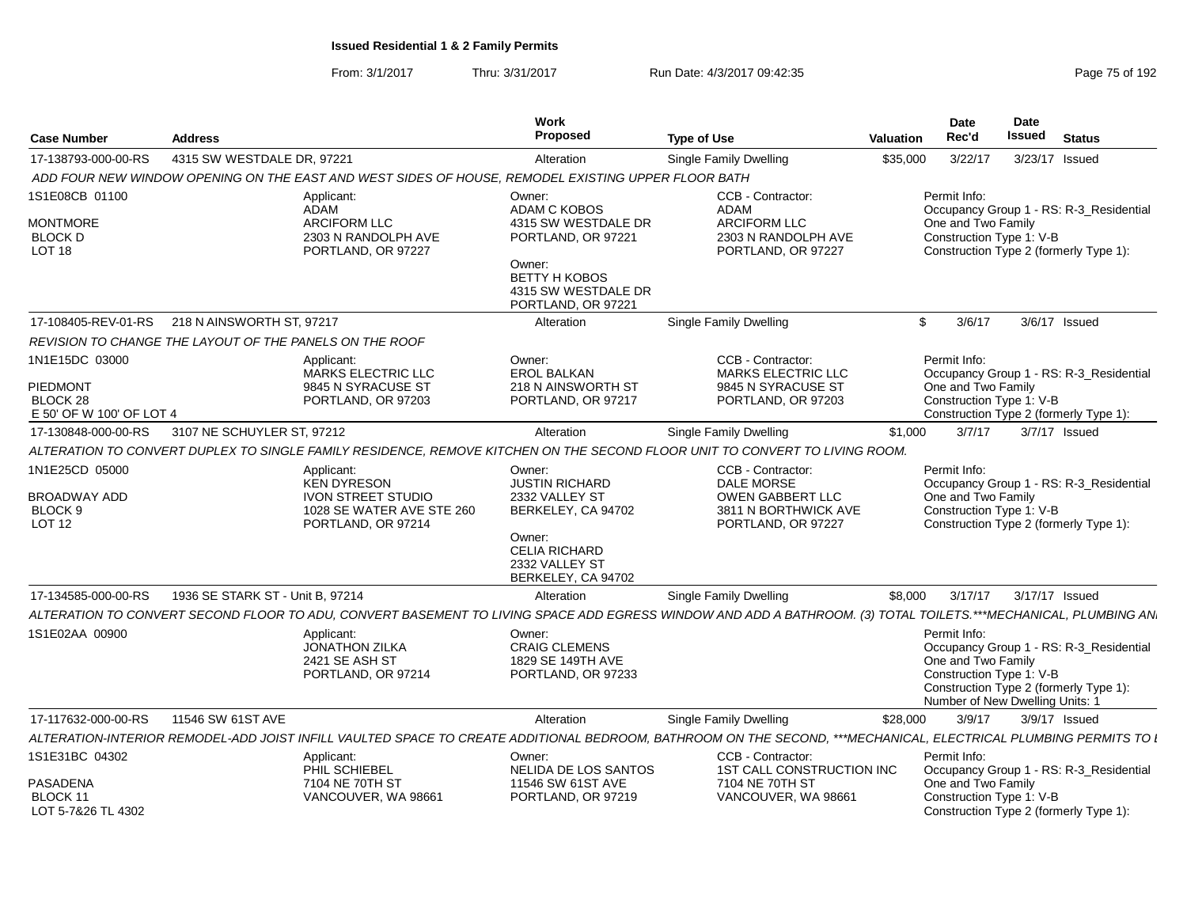**Issued Residential 1 & 2 Family Permits**

From: 3/1/2017 Thru: 3/31/2017 Run Date: 4/3/2017 09:42:35

| Case Number | Address | Work Proposed | Type of Use | Valuation | Date Rec'd | Date Issued | Status |
|---|---|---|---|---|---|---|---|
| 17-138793-000-00-RS | 4315 SW WESTDALE DR, 97221 | Alteration | Single Family Dwelling | $35,000 | 3/22/17 | 3/23/17 | Issued |

*ADD FOUR NEW WINDOW OPENING ON THE EAST AND WEST SIDES OF HOUSE, REMODEL EXISTING UPPER FLOOR BATH*

1S1E08CB 01100
MONTMORE
BLOCK D
LOT 18

Applicant: ADAM, ARCIFORM LLC, 2303 N RANDOLPH AVE, PORTLAND, OR 97227

Owner: ADAM C KOBOS, 4315 SW WESTDALE DR, PORTLAND, OR 97221
Owner: BETTY H KOBOS, 4315 SW WESTDALE DR, PORTLAND, OR 97221

CCB - Contractor: ADAM, ARCIFORM LLC, 2303 N RANDOLPH AVE, PORTLAND, OR 97227

Permit Info: Occupancy Group 1 - RS: R-3_Residential One and Two Family; Construction Type 1: V-B; Construction Type 2 (formerly Type 1):

| Case Number | Address | Work Proposed | Type of Use | Valuation | Date Rec'd | Date Issued | Status |
|---|---|---|---|---|---|---|---|
| 17-108405-REV-01-RS | 218 N AINSWORTH ST, 97217 | Alteration | Single Family Dwelling | $ | 3/6/17 | 3/6/17 | Issued |

*REVISION TO CHANGE THE LAYOUT OF THE PANELS ON THE ROOF*

1N1E15DC 03000
PIEDMONT
BLOCK 28
E 50' OF W 100' OF LOT 4

Applicant: MARKS ELECTRIC LLC, 9845 N SYRACUSE ST, PORTLAND, OR 97203

Owner: EROL BALKAN, 218 N AINSWORTH ST, PORTLAND, OR 97217

CCB - Contractor: MARKS ELECTRIC LLC, 9845 N SYRACUSE ST, PORTLAND, OR 97203

Permit Info: Occupancy Group 1 - RS: R-3_Residential One and Two Family; Construction Type 1: V-B; Construction Type 2 (formerly Type 1):

| Case Number | Address | Work Proposed | Type of Use | Valuation | Date Rec'd | Date Issued | Status |
|---|---|---|---|---|---|---|---|
| 17-130848-000-00-RS | 3107 NE SCHUYLER ST, 97212 | Alteration | Single Family Dwelling | $1,000 | 3/7/17 | 3/7/17 | Issued |

*ALTERATION TO CONVERT DUPLEX TO SINGLE FAMILY RESIDENCE, REMOVE KITCHEN ON THE SECOND FLOOR UNIT TO CONVERT TO LIVING ROOM.*

1N1E25DC 05000
BROADWAY ADD
BLOCK 9
LOT 12

Applicant: KEN DYRESON, IVON STREET STUDIO, 1028 SE WATER AVE STE 260, PORTLAND, OR 97214

Owner: JUSTIN RICHARD, 2332 VALLEY ST, BERKELEY, CA 94702
Owner: CELIA RICHARD, 2332 VALLEY ST, BERKELEY, CA 94702

CCB - Contractor: DALE MORSE, OWEN GABBERT LLC, 3811 N BORTHWICK AVE, PORTLAND, OR 97227

Permit Info: Occupancy Group 1 - RS: R-3_Residential One and Two Family; Construction Type 1: V-B; Construction Type 2 (formerly Type 1):

| Case Number | Address | Work Proposed | Type of Use | Valuation | Date Rec'd | Date Issued | Status |
|---|---|---|---|---|---|---|---|
| 17-134585-000-00-RS | 1936 SE STARK ST - Unit B, 97214 | Alteration | Single Family Dwelling | $8,000 | 3/17/17 | 3/17/17 | Issued |

*ALTERATION TO CONVERT SECOND FLOOR TO ADU, CONVERT BASEMENT TO LIVING SPACE ADD EGRESS WINDOW AND ADD A BATHROOM. (3) TOTAL TOILETS.***MECHANICAL, PLUMBING AN*

1S1E02AA 00900

Applicant: JONATHON ZILKA, 2421 SE ASH ST, PORTLAND, OR 97214

Owner: CRAIG CLEMENS, 1829 SE 149TH AVE, PORTLAND, OR 97233

Permit Info: Occupancy Group 1 - RS: R-3_Residential One and Two Family; Construction Type 1: V-B; Construction Type 2 (formerly Type 1):; Number of New Dwelling Units: 1

| Case Number | Address | Work Proposed | Type of Use | Valuation | Date Rec'd | Date Issued | Status |
|---|---|---|---|---|---|---|---|
| 17-117632-000-00-RS | 11546 SW 61ST AVE | Alteration | Single Family Dwelling | $28,000 | 3/9/17 | 3/9/17 | Issued |

*ALTERATION-INTERIOR REMODEL-ADD JOIST INFILL VAULTED SPACE TO CREATE ADDITIONAL BEDROOM, BATHROOM ON THE SECOND, ***MECHANICAL, ELECTRICAL PLUMBING PERMITS TO I*

1S1E31BC 04302
PASADENA
BLOCK 11
LOT 5-7&26 TL 4302

Applicant: PHIL SCHIEBEL, 7104 NE 70TH ST, VANCOUVER, WA 98661

Owner: NELIDA DE LOS SANTOS, 11546 SW 61ST AVE, PORTLAND, OR 97219

CCB - Contractor: 1ST CALL CONSTRUCTION INC, 7104 NE 70TH ST, VANCOUVER, WA 98661

Permit Info: Occupancy Group 1 - RS: R-3_Residential One and Two Family; Construction Type 1: V-B; Construction Type 2 (formerly Type 1):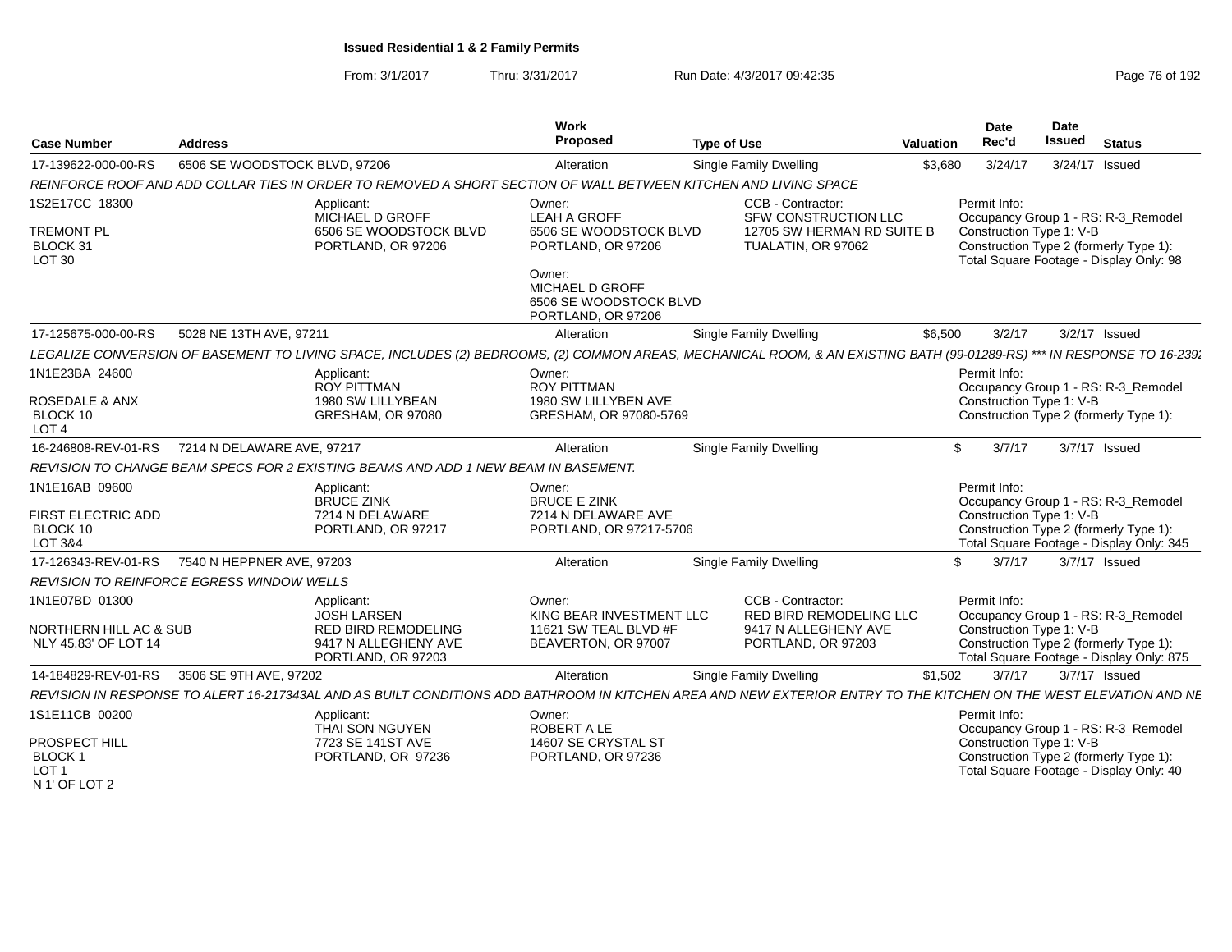## Issued Residential 1 & 2 Family Permits

From: 3/1/2017 Thru: 3/31/2017 Run Date: 4/3/2017 09:42:35

| Case Number | Address | Work Proposed | Type of Use | Valuation | Date Rec'd | Date Issued | Status |
|---|---|---|---|---|---|---|---|
| 17-139622-000-00-RS | 6506 SE WOODSTOCK BLVD, 97206 | Alteration | Single Family Dwelling | $3,680 | 3/24/17 | 3/24/17 | Issued |

*REINFORCE ROOF AND ADD COLLAR TIES IN ORDER TO REMOVED A SHORT SECTION OF WALL BETWEEN KITCHEN AND LIVING SPACE*

1S2E17CC 18300
TREMONT PL
BLOCK 31
LOT 30

Applicant:
MICHAEL D GROFF
6506 SE WOODSTOCK BLVD
PORTLAND, OR 97206

Owner:
LEAH A GROFF
6506 SE WOODSTOCK BLVD
PORTLAND, OR 97206

Owner:
MICHAEL D GROFF
6506 SE WOODSTOCK BLVD
PORTLAND, OR 97206

CCB - Contractor:
SFW CONSTRUCTION LLC
12705 SW HERMAN RD SUITE B
TUALATIN, OR 97062

Permit Info:
Occupancy Group 1 - RS: R-3_Remodel
Construction Type 1: V-B
Construction Type 2 (formerly Type 1):
Total Square Footage - Display Only: 98

| Case Number | Address | Work Proposed | Type of Use | Valuation | Date Rec'd | Date Issued | Status |
|---|---|---|---|---|---|---|---|
| 17-125675-000-00-RS | 5028 NE 13TH AVE, 97211 | Alteration | Single Family Dwelling | $6,500 | 3/2/17 | 3/2/17 | Issued |

*LEGALIZE CONVERSION OF BASEMENT TO LIVING SPACE, INCLUDES (2) BEDROOMS, (2) COMMON AREAS, MECHANICAL ROOM, & AN EXISTING BATH (99-01289-RS) *** IN RESPONSE TO 16-239*

1N1E23BA 24600
ROSEDALE & ANX
BLOCK 10
LOT 4

Applicant:
ROY PITTMAN
1980 SW LILLYBEAN
GRESHAM, OR 97080

Owner:
ROY PITTMAN
1980 SW LILLYBEN AVE
GRESHAM, OR 97080-5769

Permit Info:
Occupancy Group 1 - RS: R-3_Remodel
Construction Type 1: V-B
Construction Type 2 (formerly Type 1):

| Case Number | Address | Work Proposed | Type of Use | Valuation | Date Rec'd | Date Issued | Status |
|---|---|---|---|---|---|---|---|
| 16-246808-REV-01-RS | 7214 N DELAWARE AVE, 97217 | Alteration | Single Family Dwelling | $ | 3/7/17 | 3/7/17 | Issued |

*REVISION TO CHANGE BEAM SPECS FOR 2 EXISTING BEAMS AND ADD 1 NEW BEAM IN BASEMENT.*

1N1E16AB 09600
FIRST ELECTRIC ADD
BLOCK 10
LOT 3&4

Applicant:
BRUCE ZINK
7214 N DELAWARE
PORTLAND, OR 97217

Owner:
BRUCE E ZINK
7214 N DELAWARE AVE
PORTLAND, OR 97217-5706

Permit Info:
Occupancy Group 1 - RS: R-3_Remodel
Construction Type 1: V-B
Construction Type 2 (formerly Type 1):
Total Square Footage - Display Only: 345

| Case Number | Address | Work Proposed | Type of Use | Valuation | Date Rec'd | Date Issued | Status |
|---|---|---|---|---|---|---|---|
| 17-126343-REV-01-RS | 7540 N HEPPNER AVE, 97203 | Alteration | Single Family Dwelling | $ | 3/7/17 | 3/7/17 | Issued |

*REVISION TO REINFORCE EGRESS WINDOW WELLS*

1N1E07BD 01300
NORTHERN HILL AC & SUB
NLY 45.83' OF LOT 14

Applicant:
JOSH LARSEN
RED BIRD REMODELING
9417 N ALLEGHENY AVE
PORTLAND, OR 97203

Owner:
KING BEAR INVESTMENT LLC
11621 SW TEAL BLVD #F
BEAVERTON, OR 97007

CCB - Contractor:
RED BIRD REMODELING LLC
9417 N ALLEGHENY AVE
PORTLAND, OR 97203

Permit Info:
Occupancy Group 1 - RS: R-3_Remodel
Construction Type 1: V-B
Construction Type 2 (formerly Type 1):
Total Square Footage - Display Only: 875

| Case Number | Address | Work Proposed | Type of Use | Valuation | Date Rec'd | Date Issued | Status |
|---|---|---|---|---|---|---|---|
| 14-184829-REV-01-RS | 3506 SE 9TH AVE, 97202 | Alteration | Single Family Dwelling | $1,502 | 3/7/17 | 3/7/17 | Issued |

*REVISION IN RESPONSE TO ALERT 16-217343AL AND AS BUILT CONDITIONS ADD BATHROOM IN KITCHEN AREA AND NEW EXTERIOR ENTRY TO THE KITCHEN ON THE WEST ELEVATION AND NE*

1S1E11CB 00200
PROSPECT HILL
BLOCK 1
LOT 1
N 1' OF LOT 2

Applicant:
THAI SON NGUYEN
7723 SE 141ST AVE
PORTLAND, OR 97236

Owner:
ROBERT A LE
14607 SE CRYSTAL ST
PORTLAND, OR 97236

Permit Info:
Occupancy Group 1 - RS: R-3_Remodel
Construction Type 1: V-B
Construction Type 2 (formerly Type 1):
Total Square Footage - Display Only: 40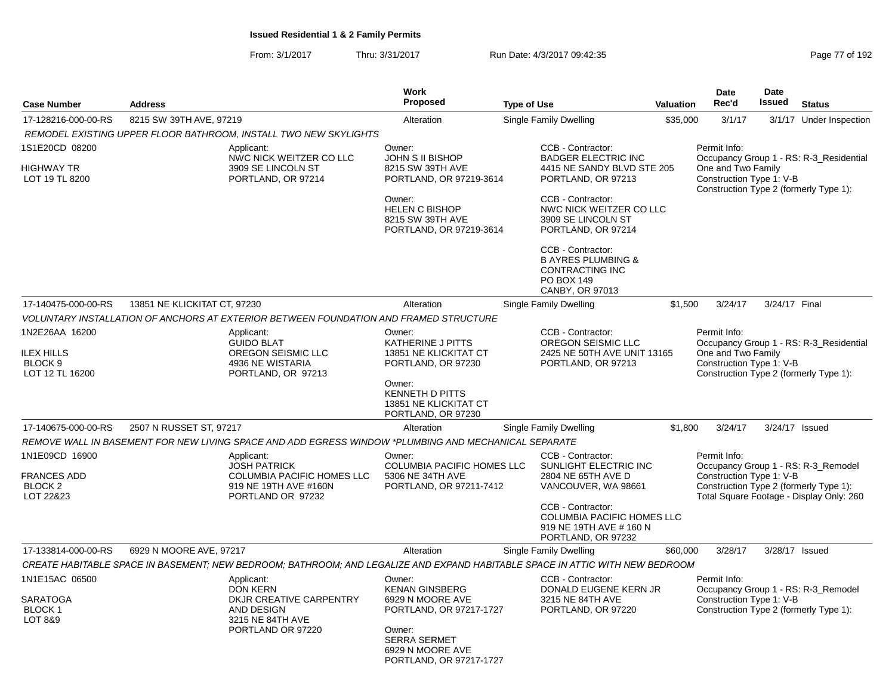**Issued Residential 1 & 2 Family Permits**

From: 3/1/2017 Thru: 3/31/2017 Run Date: 4/3/2017 09:42:35

| Case Number | Address | Work Proposed | Type of Use | Valuation | Date Rec'd | Date Issued | Status |
|---|---|---|---|---|---|---|---|
| 17-128216-000-00-RS | 8215 SW 39TH AVE, 97219 | Alteration | Single Family Dwelling | $35,000 | 3/1/17 | 3/1/17 | Under Inspection |

*REMODEL EXISTING UPPER FLOOR BATHROOM, INSTALL TWO NEW SKYLIGHTS*

1S1E20CD 08200
HIGHWAY TR
LOT 19 TL 8200

Applicant:
NWC NICK WEITZER CO LLC
3909 SE LINCOLN ST
PORTLAND, OR 97214

Owner:
JOHN S II BISHOP
8215 SW 39TH AVE
PORTLAND, OR 97219-3614

Owner:
HELEN C BISHOP
8215 SW 39TH AVE
PORTLAND, OR 97219-3614

CCB - Contractor:
BADGER ELECTRIC INC
4415 NE SANDY BLVD STE 205
PORTLAND, OR 97213

CCB - Contractor:
NWC NICK WEITZER CO LLC
3909 SE LINCOLN ST
PORTLAND, OR 97214

CCB - Contractor:
B AYRES PLUMBING &
CONTRACTING INC
PO BOX 149
CANBY, OR 97013

Permit Info:
Occupancy Group 1 - RS: R-3_Residential One and Two Family
Construction Type 1: V-B
Construction Type 2 (formerly Type 1):

| Case Number | Address | Work Proposed | Type of Use | Valuation | Date Rec'd | Date Issued | Status |
|---|---|---|---|---|---|---|---|
| 17-140475-000-00-RS | 13851 NE KLICKITAT CT, 97230 | Alteration | Single Family Dwelling | $1,500 | 3/24/17 | 3/24/17 | Final |

*VOLUNTARY INSTALLATION OF ANCHORS AT EXTERIOR BETWEEN FOUNDATION AND FRAMED STRUCTURE*

1N2E26AA 16200
ILEX HILLS
BLOCK 9
LOT 12 TL 16200

Applicant:
GUIDO BLAT
OREGON SEISMIC LLC
4936 NE WISTARIA
PORTLAND, OR 97213

Owner:
KATHERINE J PITTS
13851 NE KLICKITAT CT
PORTLAND, OR 97230

Owner:
KENNETH D PITTS
13851 NE KLICKITAT CT
PORTLAND, OR 97230

CCB - Contractor:
OREGON SEISMIC LLC
2425 NE 50TH AVE UNIT 13165
PORTLAND, OR 97213

Permit Info:
Occupancy Group 1 - RS: R-3_Residential One and Two Family
Construction Type 1: V-B
Construction Type 2 (formerly Type 1):

| Case Number | Address | Work Proposed | Type of Use | Valuation | Date Rec'd | Date Issued | Status |
|---|---|---|---|---|---|---|---|
| 17-140675-000-00-RS | 2507 N RUSSET ST, 97217 | Alteration | Single Family Dwelling | $1,800 | 3/24/17 | 3/24/17 | Issued |

*REMOVE WALL IN BASEMENT FOR NEW LIVING SPACE AND ADD EGRESS WINDOW *PLUMBING AND MECHANICAL SEPARATE*

1N1E09CD 16900
FRANCES ADD
BLOCK 2
LOT 22&23

Applicant:
JOSH PATRICK
COLUMBIA PACIFIC HOMES LLC
919 NE 19TH AVE #160N
PORTLAND OR 97232

Owner:
COLUMBIA PACIFIC HOMES LLC
5306 NE 34TH AVE
PORTLAND, OR 97211-7412

CCB - Contractor:
SUNLIGHT ELECTRIC INC
2804 NE 65TH AVE D
VANCOUVER, WA 98661

CCB - Contractor:
COLUMBIA PACIFIC HOMES LLC
919 NE 19TH AVE # 160 N
PORTLAND, OR 97232

Permit Info:
Occupancy Group 1 - RS: R-3_Remodel
Construction Type 1: V-B
Construction Type 2 (formerly Type 1):
Total Square Footage - Display Only: 260

| Case Number | Address | Work Proposed | Type of Use | Valuation | Date Rec'd | Date Issued | Status |
|---|---|---|---|---|---|---|---|
| 17-133814-000-00-RS | 6929 N MOORE AVE, 97217 | Alteration | Single Family Dwelling | $60,000 | 3/28/17 | 3/28/17 | Issued |

*CREATE HABITABLE SPACE IN BASEMENT; NEW BEDROOM; BATHROOM; AND LEGALIZE AND EXPAND HABITABLE SPACE IN ATTIC WITH NEW BEDROOM*

1N1E15AC 06500
SARATOGA
BLOCK 1
LOT 8&9

Applicant:
DON KERN
DKJR CREATIVE CARPENTRY
AND DESIGN
3215 NE 84TH AVE
PORTLAND OR 97220

Owner:
KENAN GINSBERG
6929 N MOORE AVE
PORTLAND, OR 97217-1727

Owner:
SERRA SERMET
6929 N MOORE AVE
PORTLAND, OR 97217-1727

CCB - Contractor:
DONALD EUGENE KERN JR
3215 NE 84TH AVE
PORTLAND, OR 97220

Permit Info:
Occupancy Group 1 - RS: R-3_Remodel
Construction Type 1: V-B
Construction Type 2 (formerly Type 1):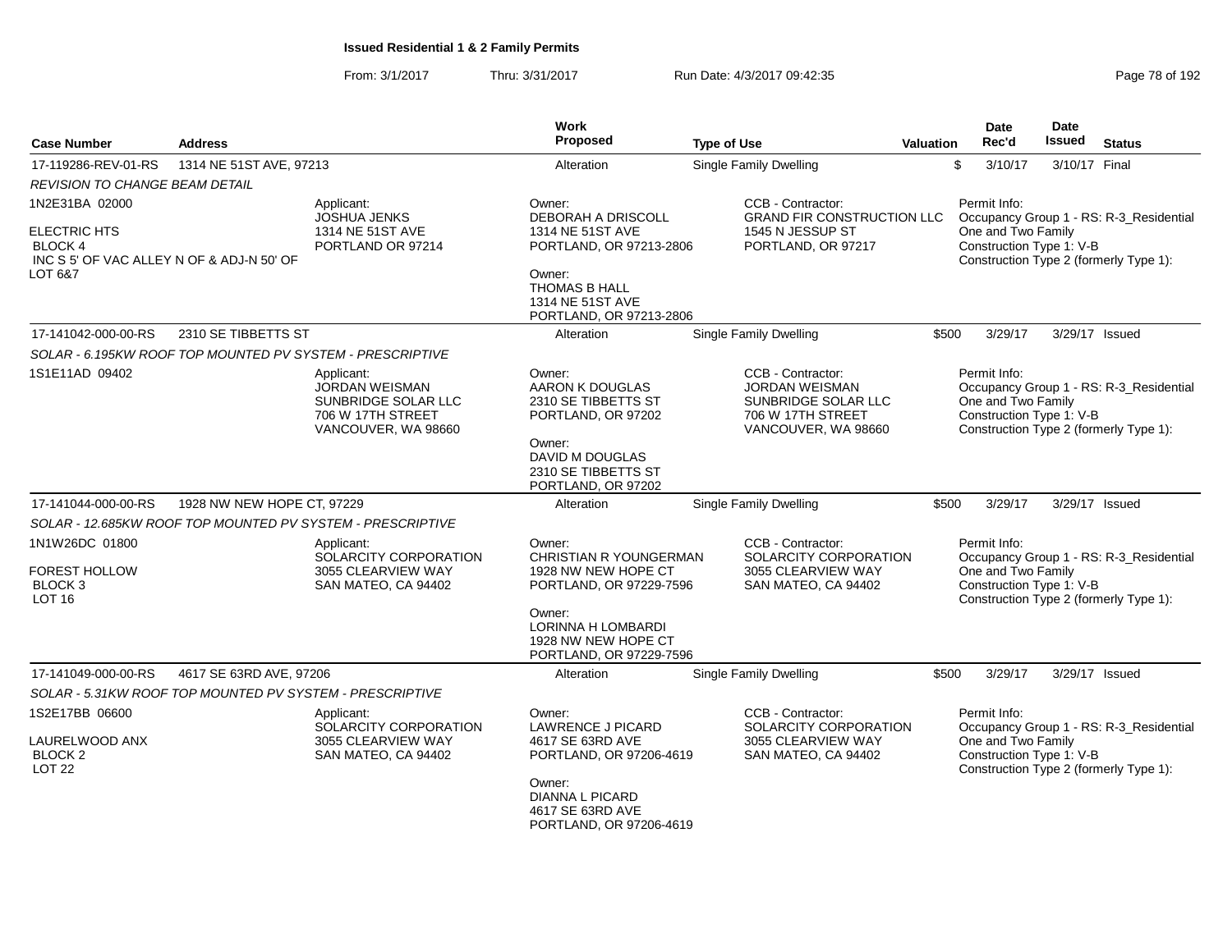## Issued Residential 1 & 2 Family Permits

From: 3/1/2017 Thru: 3/31/2017 Run Date: 4/3/2017 09:42:35

| Case Number | Address | Work Proposed | Type of Use | Valuation | Date Rec'd | Date Issued | Status |
|---|---|---|---|---|---|---|---|
| 17-119286-REV-01-RS | 1314 NE 51ST AVE, 97213 | Alteration | Single Family Dwelling | $ | 3/10/17 | 3/10/17 | Final |

*REVISION TO CHANGE BEAM DETAIL*

1N2E31BA 02000

ELECTRIC HTS
BLOCK 4
INC S 5' OF VAC ALLEY N OF & ADJ-N 50' OF LOT 6&7

Applicant:
JOSHUA JENKS
1314 NE 51ST AVE
PORTLAND OR 97214

Owner:
DEBORAH A DRISCOLL
1314 NE 51ST AVE
PORTLAND, OR 97213-2806

Owner:
THOMAS B HALL
1314 NE 51ST AVE
PORTLAND, OR 97213-2806

CCB - Contractor:
GRAND FIR CONSTRUCTION LLC
1545 N JESSUP ST
PORTLAND, OR 97217

Permit Info:
Occupancy Group 1 - RS: R-3_Residential One and Two Family
Construction Type 1: V-B
Construction Type 2 (formerly Type 1):

| Case Number | Address | Work Proposed | Type of Use | Valuation | Date Rec'd | Date Issued | Status |
|---|---|---|---|---|---|---|---|
| 17-141042-000-00-RS | 2310 SE TIBBETTS ST | Alteration | Single Family Dwelling | $500 | 3/29/17 | 3/29/17 | Issued |

*SOLAR - 6.195KW ROOF TOP MOUNTED PV SYSTEM - PRESCRIPTIVE*

1S1E11AD 09402

Applicant:
JORDAN WEISMAN
SUNBRIDGE SOLAR LLC
706 W 17TH STREET
VANCOUVER, WA 98660

Owner:
AARON K DOUGLAS
2310 SE TIBBETTS ST
PORTLAND, OR 97202

Owner:
DAVID M DOUGLAS
2310 SE TIBBETTS ST
PORTLAND, OR 97202

CCB - Contractor:
JORDAN WEISMAN
SUNBRIDGE SOLAR LLC
706 W 17TH STREET
VANCOUVER, WA 98660

Permit Info:
Occupancy Group 1 - RS: R-3_Residential One and Two Family
Construction Type 1: V-B
Construction Type 2 (formerly Type 1):

| Case Number | Address | Work Proposed | Type of Use | Valuation | Date Rec'd | Date Issued | Status |
|---|---|---|---|---|---|---|---|
| 17-141044-000-00-RS | 1928 NW NEW HOPE CT, 97229 | Alteration | Single Family Dwelling | $500 | 3/29/17 | 3/29/17 | Issued |

*SOLAR - 12.685KW ROOF TOP MOUNTED PV SYSTEM - PRESCRIPTIVE*

1N1W26DC 01800

FOREST HOLLOW
BLOCK 3
LOT 16

Applicant:
SOLARCITY CORPORATION
3055 CLEARVIEW WAY
SAN MATEO, CA 94402

Owner:
CHRISTIAN R YOUNGERMAN
1928 NW NEW HOPE CT
PORTLAND, OR 97229-7596

Owner:
LORINNA H LOMBARDI
1928 NW NEW HOPE CT
PORTLAND, OR 97229-7596

CCB - Contractor:
SOLARCITY CORPORATION
3055 CLEARVIEW WAY
SAN MATEO, CA 94402

Permit Info:
Occupancy Group 1 - RS: R-3_Residential One and Two Family
Construction Type 1: V-B
Construction Type 2 (formerly Type 1):

| Case Number | Address | Work Proposed | Type of Use | Valuation | Date Rec'd | Date Issued | Status |
|---|---|---|---|---|---|---|---|
| 17-141049-000-00-RS | 4617 SE 63RD AVE, 97206 | Alteration | Single Family Dwelling | $500 | 3/29/17 | 3/29/17 | Issued |

*SOLAR - 5.31KW ROOF TOP MOUNTED PV SYSTEM - PRESCRIPTIVE*

1S2E17BB 06600

LAURELWOOD ANX
BLOCK 2
LOT 22

Applicant:
SOLARCITY CORPORATION
3055 CLEARVIEW WAY
SAN MATEO, CA 94402

Owner:
LAWRENCE J PICARD
4617 SE 63RD AVE
PORTLAND, OR 97206-4619

Owner:
DIANNA L PICARD
4617 SE 63RD AVE
PORTLAND, OR 97206-4619

CCB - Contractor:
SOLARCITY CORPORATION
3055 CLEARVIEW WAY
SAN MATEO, CA 94402

Permit Info:
Occupancy Group 1 - RS: R-3_Residential One and Two Family
Construction Type 1: V-B
Construction Type 2 (formerly Type 1):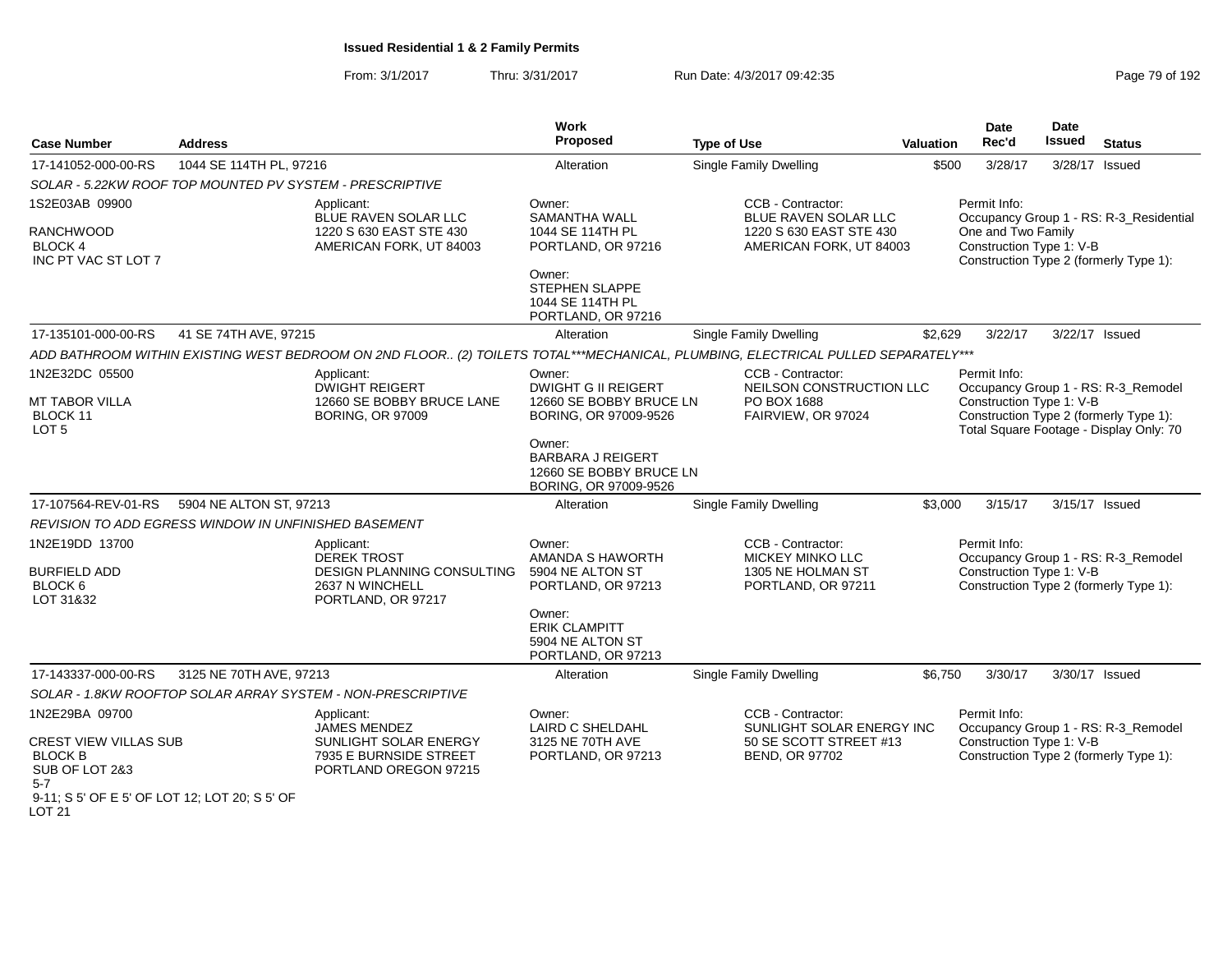# Issued Residential 1 & 2 Family Permits

From: 3/1/2017 Thru: 3/31/2017 Run Date: 4/3/2017 09:42:35

| Case Number | Address | Work Proposed | Type of Use | Valuation | Date Rec'd | Date Issued | Status |
|---|---|---|---|---|---|---|---|
| 17-141052-000-00-RS | 1044 SE 114TH PL, 97216 | Alteration | Single Family Dwelling | $500 | 3/28/17 | 3/28/17 | Issued |

SOLAR - 5.22KW ROOF TOP MOUNTED PV SYSTEM - PRESCRIPTIVE

1S2E03AB 09900
RANCHWOOD
BLOCK 4
INC PT VAC ST LOT 7

Applicant:
BLUE RAVEN SOLAR LLC
1220 S 630 EAST STE 430
AMERICAN FORK, UT 84003

Owner:
SAMANTHA WALL
1044 SE 114TH PL
PORTLAND, OR 97216

Owner:
STEPHEN SLAPPE
1044 SE 114TH PL
PORTLAND, OR 97216

CCB - Contractor:
BLUE RAVEN SOLAR LLC
1220 S 630 EAST STE 430
AMERICAN FORK, UT 84003

Permit Info:
Occupancy Group 1 - RS: R-3_Residential One and Two Family
Construction Type 1: V-B
Construction Type 2 (formerly Type 1):

| Case Number | Address | Work Proposed | Type of Use | Valuation | Date Rec'd | Date Issued | Status |
|---|---|---|---|---|---|---|---|
| 17-135101-000-00-RS | 41 SE 74TH AVE, 97215 | Alteration | Single Family Dwelling | $2,629 | 3/22/17 | 3/22/17 | Issued |

ADD BATHROOM WITHIN EXISTING WEST BEDROOM ON 2ND FLOOR.. (2) TOILETS TOTAL***MECHANICAL, PLUMBING, ELECTRICAL PULLED SEPARATELY***

1N2E32DC 05500
MT TABOR VILLA
BLOCK 11
LOT 5

Applicant:
DWIGHT REIGERT
12660 SE BOBBY BRUCE LANE
BORING, OR 97009

Owner:
DWIGHT G II REIGERT
12660 SE BOBBY BRUCE LN
BORING, OR 97009-9526

Owner:
BARBARA J REIGERT
12660 SE BOBBY BRUCE LN
BORING, OR 97009-9526

CCB - Contractor:
NEILSON CONSTRUCTION LLC
PO BOX 1688
FAIRVIEW, OR 97024

Permit Info:
Occupancy Group 1 - RS: R-3_Remodel
Construction Type 1: V-B
Construction Type 2 (formerly Type 1):
Total Square Footage - Display Only: 70

| Case Number | Address | Work Proposed | Type of Use | Valuation | Date Rec'd | Date Issued | Status |
|---|---|---|---|---|---|---|---|
| 17-107564-REV-01-RS | 5904 NE ALTON ST, 97213 | Alteration | Single Family Dwelling | $3,000 | 3/15/17 | 3/15/17 | Issued |

REVISION TO ADD EGRESS WINDOW IN UNFINISHED BASEMENT

1N2E19DD 13700
BURFIELD ADD
BLOCK 6
LOT 31&32

Applicant:
DEREK TROST
DESIGN PLANNING CONSULTING
2637 N WINCHELL
PORTLAND, OR 97217

Owner:
AMANDA S HAWORTH
5904 NE ALTON ST
PORTLAND, OR 97213

Owner:
ERIK CLAMPITT
5904 NE ALTON ST
PORTLAND, OR 97213

CCB - Contractor:
MICKEY MINKO LLC
1305 NE HOLMAN ST
PORTLAND, OR 97211

Permit Info:
Occupancy Group 1 - RS: R-3_Remodel
Construction Type 1: V-B
Construction Type 2 (formerly Type 1):

| Case Number | Address | Work Proposed | Type of Use | Valuation | Date Rec'd | Date Issued | Status |
|---|---|---|---|---|---|---|---|
| 17-143337-000-00-RS | 3125 NE 70TH AVE, 97213 | Alteration | Single Family Dwelling | $6,750 | 3/30/17 | 3/30/17 | Issued |

SOLAR - 1.8KW ROOFTOP SOLAR ARRAY SYSTEM - NON-PRESCRIPTIVE

1N2E29BA 09700
CREST VIEW VILLAS SUB
BLOCK B
SUB OF LOT 2&3
5-7
9-11; S 5' OF E 5' OF LOT 12; LOT 20; S 5' OF LOT 21

Applicant:
JAMES MENDEZ
SUNLIGHT SOLAR ENERGY
7935 E BURNSIDE STREET
PORTLAND OREGON 97215

Owner:
LAIRD C SHELDAHL
3125 NE 70TH AVE
PORTLAND, OR 97213

CCB - Contractor:
SUNLIGHT SOLAR ENERGY INC
50 SE SCOTT STREET #13
BEND, OR 97702

Permit Info:
Occupancy Group 1 - RS: R-3_Remodel
Construction Type 1: V-B
Construction Type 2 (formerly Type 1):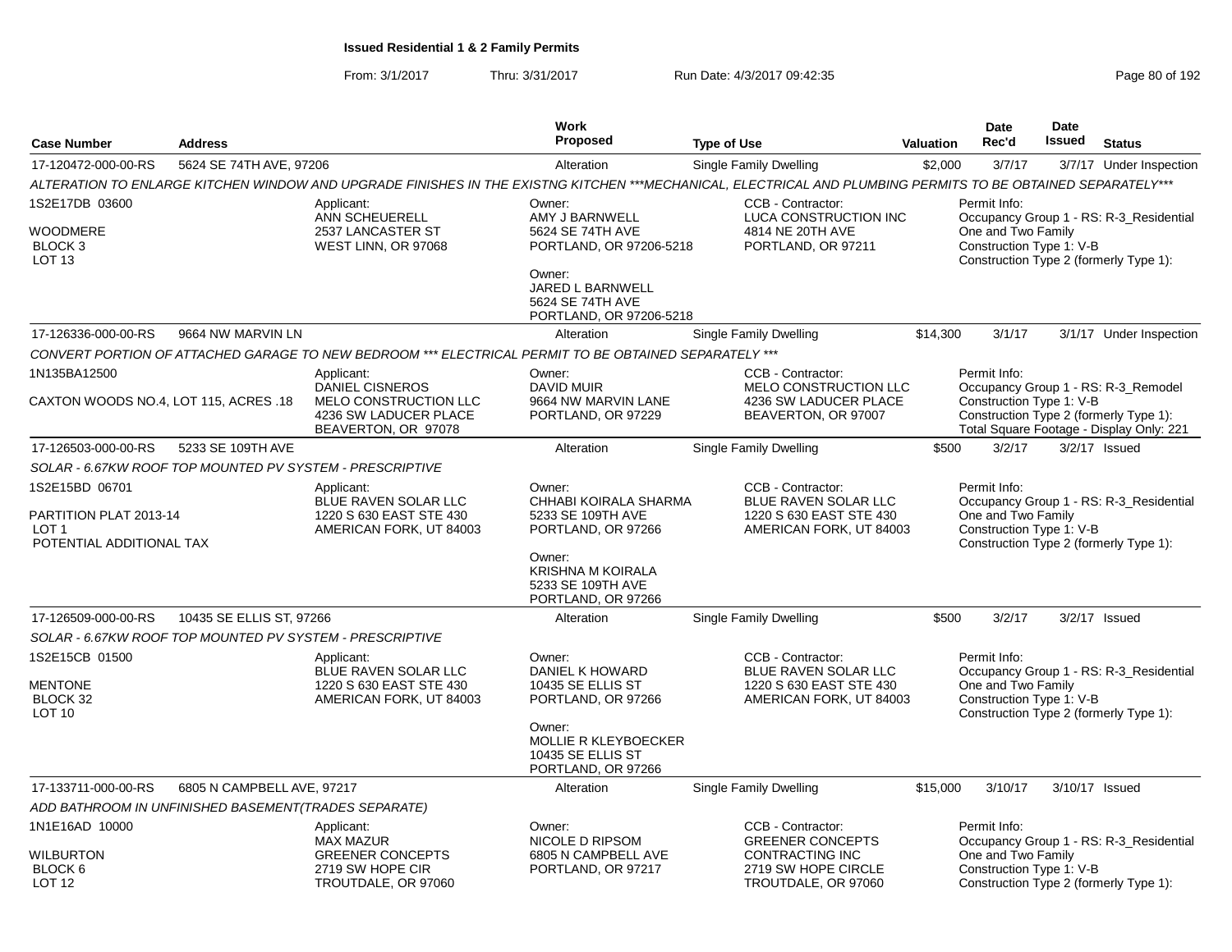**Issued Residential 1 & 2 Family Permits**

From: 3/1/2017 Thru: 3/31/2017 Run Date: 4/3/2017 09:42:35

| Case Number | Address | Work Proposed | Type of Use | Valuation | Date Rec'd | Date Issued | Status |
|---|---|---|---|---|---|---|---|
| 17-120472-000-00-RS | 5624 SE 74TH AVE, 97206 | Alteration | Single Family Dwelling | $2,000 | 3/7/17 | 3/7/17 | Under Inspection |

ALTERATION TO ENLARGE KITCHEN WINDOW AND UPGRADE FINISHES IN THE EXISTNG KITCHEN ***MECHANICAL, ELECTRICAL AND PLUMBING PERMITS TO BE OBTAINED SEPARATELY***

1S2E17DB 03600
WOODMERE
BLOCK 3
LOT 13

Applicant:
ANN SCHEUERELL
2537 LANCASTER ST
WEST LINN, OR 97068

Owner:
AMY J BARNWELL
5624 SE 74TH AVE
PORTLAND, OR 97206-5218

Owner:
JARED L BARNWELL
5624 SE 74TH AVE
PORTLAND, OR 97206-5218

CCB - Contractor:
LUCA CONSTRUCTION INC
4814 NE 20TH AVE
PORTLAND, OR 97211

Permit Info:
Occupancy Group 1 - RS: R-3_Residential One and Two Family
Construction Type 1: V-B
Construction Type 2 (formerly Type 1):

| Case Number | Address | Work Proposed | Type of Use | Valuation | Date Rec'd | Date Issued | Status |
|---|---|---|---|---|---|---|---|
| 17-126336-000-00-RS | 9664 NW MARVIN LN | Alteration | Single Family Dwelling | $14,300 | 3/1/17 | 3/1/17 | Under Inspection |

CONVERT PORTION OF ATTACHED GARAGE TO NEW BEDROOM *** ELECTRICAL PERMIT TO BE OBTAINED SEPARATELY ***

1N135BA12500
CAXTON WOODS NO.4, LOT 115, ACRES .18

Applicant:
DANIEL CISNEROS
MELO CONSTRUCTION LLC
4236 SW LADUCER PLACE
BEAVERTON, OR 97078

Owner:
DAVID MUIR
9664 NW MARVIN LANE
PORTLAND, OR 97229

CCB - Contractor:
MELO CONSTRUCTION LLC
4236 SW LADUCER PLACE
BEAVERTON, OR 97007

Permit Info:
Occupancy Group 1 - RS: R-3_Remodel
Construction Type 1: V-B
Construction Type 2 (formerly Type 1):
Total Square Footage - Display Only: 221

| Case Number | Address | Work Proposed | Type of Use | Valuation | Date Rec'd | Date Issued | Status |
|---|---|---|---|---|---|---|---|
| 17-126503-000-00-RS | 5233 SE 109TH AVE | Alteration | Single Family Dwelling | $500 | 3/2/17 | 3/2/17 | Issued |

SOLAR - 6.67KW ROOF TOP MOUNTED PV SYSTEM - PRESCRIPTIVE

1S2E15BD 06701
PARTITION PLAT 2013-14
LOT 1
POTENTIAL ADDITIONAL TAX

Applicant:
BLUE RAVEN SOLAR LLC
1220 S 630 EAST STE 430
AMERICAN FORK, UT 84003

Owner:
CHHABI KOIRALA SHARMA
5233 SE 109TH AVE
PORTLAND, OR 97266

Owner:
KRISHNA M KOIRALA
5233 SE 109TH AVE
PORTLAND, OR 97266

CCB - Contractor:
BLUE RAVEN SOLAR LLC
1220 S 630 EAST STE 430
AMERICAN FORK, UT 84003

Permit Info:
Occupancy Group 1 - RS: R-3_Residential One and Two Family
Construction Type 1: V-B
Construction Type 2 (formerly Type 1):

| Case Number | Address | Work Proposed | Type of Use | Valuation | Date Rec'd | Date Issued | Status |
|---|---|---|---|---|---|---|---|
| 17-126509-000-00-RS | 10435 SE ELLIS ST, 97266 | Alteration | Single Family Dwelling | $500 | 3/2/17 | 3/2/17 | Issued |

SOLAR - 6.67KW ROOF TOP MOUNTED PV SYSTEM - PRESCRIPTIVE

1S2E15CB 01500
MENTONE
BLOCK 32
LOT 10

Applicant:
BLUE RAVEN SOLAR LLC
1220 S 630 EAST STE 430
AMERICAN FORK, UT 84003

Owner:
DANIEL K HOWARD
10435 SE ELLIS ST
PORTLAND, OR 97266

Owner:
MOLLIE R KLEYBOECKER
10435 SE ELLIS ST
PORTLAND, OR 97266

CCB - Contractor:
BLUE RAVEN SOLAR LLC
1220 S 630 EAST STE 430
AMERICAN FORK, UT 84003

Permit Info:
Occupancy Group 1 - RS: R-3_Residential One and Two Family
Construction Type 1: V-B
Construction Type 2 (formerly Type 1):

| Case Number | Address | Work Proposed | Type of Use | Valuation | Date Rec'd | Date Issued | Status |
|---|---|---|---|---|---|---|---|
| 17-133711-000-00-RS | 6805 N CAMPBELL AVE, 97217 | Alteration | Single Family Dwelling | $15,000 | 3/10/17 | 3/10/17 | Issued |

ADD BATHROOM IN UNFINISHED BASEMENT(TRADES SEPARATE)

1N1E16AD 10000
WILBURTON
BLOCK 6
LOT 12

Applicant:
MAX MAZUR
GREENER CONCEPTS
2719 SW HOPE CIR
TROUTDALE, OR 97060

Owner:
NICOLE D RIPSOM
6805 N CAMPBELL AVE
PORTLAND, OR 97217

CCB - Contractor:
GREENER CONCEPTS CONTRACTING INC
2719 SW HOPE CIRCLE
TROUTDALE, OR 97060

Permit Info:
Occupancy Group 1 - RS: R-3_Residential One and Two Family
Construction Type 1: V-B
Construction Type 2 (formerly Type 1):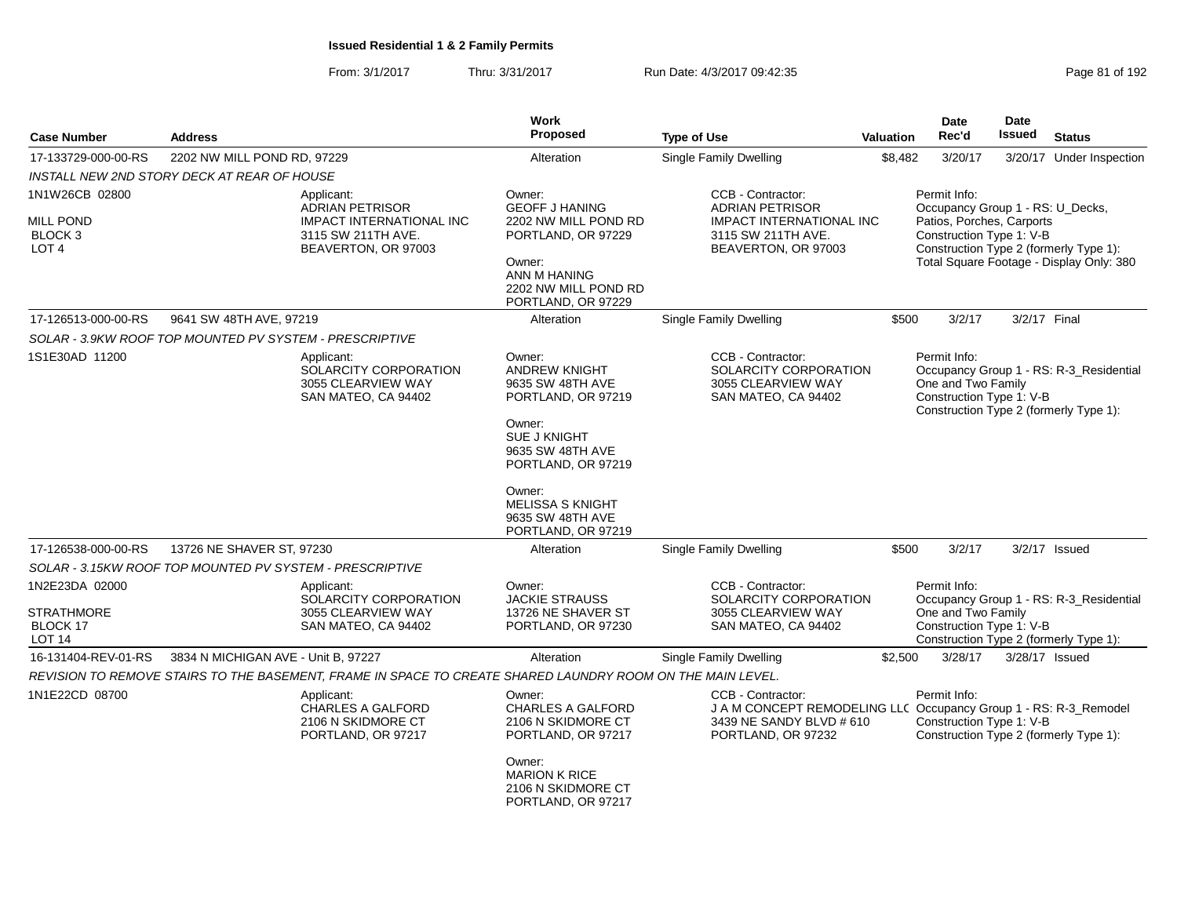**Issued Residential 1 & 2 Family Permits**

From: 3/1/2017 Thru: 3/31/2017 Run Date: 4/3/2017 09:42:35

| Case Number | Address | Work Proposed | Type of Use | Valuation | Date Rec'd | Date Issued | Status |
|---|---|---|---|---|---|---|---|
| 17-133729-000-00-RS | 2202 NW MILL POND RD, 97229 | Alteration | Single Family Dwelling | $8,482 | 3/20/17 | 3/20/17 | Under Inspection |

INSTALL NEW 2ND STORY DECK AT REAR OF HOUSE

1N1W26CB 02800
MILL POND
BLOCK 3
LOT 4

Applicant:
ADRIAN PETRISOR
IMPACT INTERNATIONAL INC
3115 SW 211TH AVE.
BEAVERTON, OR 97003

Owner:
GEOFF J HANING
2202 NW MILL POND RD
PORTLAND, OR 97229

Owner:
ANN M HANING
2202 NW MILL POND RD
PORTLAND, OR 97229

CCB - Contractor:
ADRIAN PETRISOR
IMPACT INTERNATIONAL INC
3115 SW 211TH AVE.
BEAVERTON, OR 97003

Permit Info:
Occupancy Group 1 - RS: U_Decks, Patios, Porches, Carports
Construction Type 1: V-B
Construction Type 2 (formerly Type 1):
Total Square Footage - Display Only: 380

| Case Number | Address | Work Proposed | Type of Use | Valuation | Date Rec'd | Date Issued | Status |
|---|---|---|---|---|---|---|---|
| 17-126513-000-00-RS | 9641 SW 48TH AVE, 97219 | Alteration | Single Family Dwelling | $500 | 3/2/17 | 3/2/17 | Final |

SOLAR - 3.9KW ROOF TOP MOUNTED PV SYSTEM - PRESCRIPTIVE

1S1E30AD 11200

Applicant:
SOLARCITY CORPORATION
3055 CLEARVIEW WAY
SAN MATEO, CA 94402

Owner:
ANDREW KNIGHT
9635 SW 48TH AVE
PORTLAND, OR 97219

Owner:
SUE J KNIGHT
9635 SW 48TH AVE
PORTLAND, OR 97219

Owner:
MELISSA S KNIGHT
9635 SW 48TH AVE
PORTLAND, OR 97219

CCB - Contractor:
SOLARCITY CORPORATION
3055 CLEARVIEW WAY
SAN MATEO, CA 94402

Permit Info:
Occupancy Group 1 - RS: R-3_Residential One and Two Family
Construction Type 1: V-B
Construction Type 2 (formerly Type 1):

| Case Number | Address | Work Proposed | Type of Use | Valuation | Date Rec'd | Date Issued | Status |
|---|---|---|---|---|---|---|---|
| 17-126538-000-00-RS | 13726 NE SHAVER ST, 97230 | Alteration | Single Family Dwelling | $500 | 3/2/17 | 3/2/17 | Issued |

SOLAR - 3.15KW ROOF TOP MOUNTED PV SYSTEM - PRESCRIPTIVE

1N2E23DA 02000
STRATHMORE
BLOCK 17
LOT 14

Applicant:
SOLARCITY CORPORATION
3055 CLEARVIEW WAY
SAN MATEO, CA 94402

Owner:
JACKIE STRAUSS
13726 NE SHAVER ST
PORTLAND, OR 97230

CCB - Contractor:
SOLARCITY CORPORATION
3055 CLEARVIEW WAY
SAN MATEO, CA 94402

Permit Info:
Occupancy Group 1 - RS: R-3_Residential One and Two Family
Construction Type 1: V-B
Construction Type 2 (formerly Type 1):

| Case Number | Address | Work Proposed | Type of Use | Valuation | Date Rec'd | Date Issued | Status |
|---|---|---|---|---|---|---|---|
| 16-131404-REV-01-RS | 3834 N MICHIGAN AVE - Unit B, 97227 | Alteration | Single Family Dwelling | $2,500 | 3/28/17 | 3/28/17 | Issued |

REVISION TO REMOVE STAIRS TO THE BASEMENT, FRAME IN SPACE TO CREATE SHARED LAUNDRY ROOM ON THE MAIN LEVEL.

1N1E22CD 08700

Applicant:
CHARLES A GALFORD
2106 N SKIDMORE CT
PORTLAND, OR 97217

Owner:
CHARLES A GALFORD
2106 N SKIDMORE CT
PORTLAND, OR 97217

Owner:
MARION K RICE
2106 N SKIDMORE CT
PORTLAND, OR 97217

CCB - Contractor:
J A M CONCEPT REMODELING LLC
3439 NE SANDY BLVD # 610
PORTLAND, OR 97232

Permit Info:
Occupancy Group 1 - RS: R-3_Remodel
Construction Type 1: V-B
Construction Type 2 (formerly Type 1):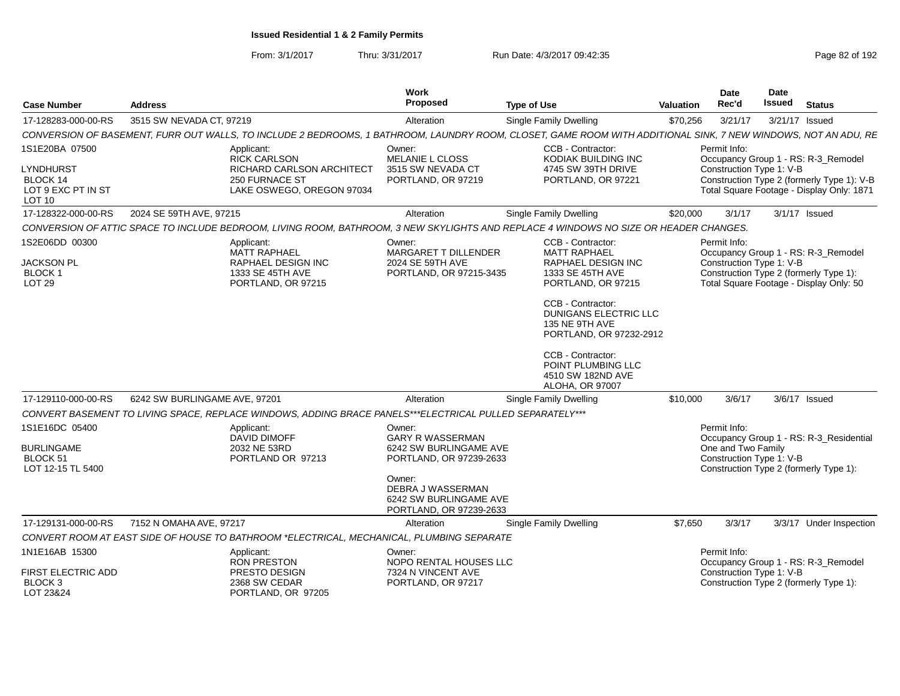# Issued Residential 1 & 2 Family Permits

From: 3/1/2017 Thru: 3/31/2017 Run Date: 4/3/2017 09:42:35

| Case Number | Address | Work Proposed | Type of Use | Valuation | Date Rec'd | Date Issued | Status |
|---|---|---|---|---|---|---|---|
| 17-128283-000-00-RS | 3515 SW NEVADA CT, 97219 | Alteration | Single Family Dwelling | $70,256 | 3/21/17 | 3/21/17 | Issued |

*CONVERSION OF BASEMENT, FURR OUT WALLS, TO INCLUDE 2 BEDROOMS, 1 BATHROOM, LAUNDRY ROOM, CLOSET, GAME ROOM WITH ADDITIONAL SINK, 7 NEW WINDOWS, NOT AN ADU, RE*

1S1E20BA 07500
LYNDHURST
BLOCK 14
LOT 9 EXC PT IN ST
LOT 10

Applicant:
RICK CARLSON
RICHARD CARLSON ARCHITECT
250 FURNACE ST
LAKE OSWEGO, OREGON 97034

Owner:
MELANIE L CLOSS
3515 SW NEVADA CT
PORTLAND, OR 97219

CCB - Contractor:
KODIAK BUILDING INC
4745 SW 39TH DRIVE
PORTLAND, OR 97221

Permit Info:
Occupancy Group 1 - RS: R-3_Remodel
Construction Type 1: V-B
Construction Type 2 (formerly Type 1): V-B
Total Square Footage - Display Only: 1871

| Case Number | Address | Work Proposed | Type of Use | Valuation | Date Rec'd | Date Issued | Status |
|---|---|---|---|---|---|---|---|
| 17-128322-000-00-RS | 2024 SE 59TH AVE, 97215 | Alteration | Single Family Dwelling | $20,000 | 3/1/17 | 3/1/17 | Issued |

*CONVERSION OF ATTIC SPACE TO INCLUDE BEDROOM, LIVING ROOM, BATHROOM, 3 NEW SKYLIGHTS AND REPLACE 4 WINDOWS NO SIZE OR HEADER CHANGES.*

1S2E06DD 00300
JACKSON PL
BLOCK 1
LOT 29

Applicant:
MATT RAPHAEL
RAPHAEL DESIGN INC
1333 SE 45TH AVE
PORTLAND, OR 97215

Owner:
MARGARET T DILLENDER
2024 SE 59TH AVE
PORTLAND, OR 97215-3435

CCB - Contractor:
MATT RAPHAEL
RAPHAEL DESIGN INC
1333 SE 45TH AVE
PORTLAND, OR 97215

CCB - Contractor:
DUNIGANS ELECTRIC LLC
135 NE 9TH AVE
PORTLAND, OR 97232-2912

CCB - Contractor:
POINT PLUMBING LLC
4510 SW 182ND AVE
ALOHA, OR 97007

Permit Info:
Occupancy Group 1 - RS: R-3_Remodel
Construction Type 1: V-B
Construction Type 2 (formerly Type 1):
Total Square Footage - Display Only: 50

| Case Number | Address | Work Proposed | Type of Use | Valuation | Date Rec'd | Date Issued | Status |
|---|---|---|---|---|---|---|---|
| 17-129110-000-00-RS | 6242 SW BURLINGAME AVE, 97201 | Alteration | Single Family Dwelling | $10,000 | 3/6/17 | 3/6/17 | Issued |

*CONVERT BASEMENT TO LIVING SPACE, REPLACE WINDOWS, ADDING BRACE PANELS***ELECTRICAL PULLED SEPARATELY****

1S1E16DC 05400
BURLINGAME
BLOCK 51
LOT 12-15 TL 5400

Applicant:
DAVID DIMOFF
2032 NE 53RD
PORTLAND OR 97213

Owner:
GARY R WASSERMAN
6242 SW BURLINGAME AVE
PORTLAND, OR 97239-2633

Owner:
DEBRA J WASSERMAN
6242 SW BURLINGAME AVE
PORTLAND, OR 97239-2633

Permit Info:
Occupancy Group 1 - RS: R-3_Residential One and Two Family
Construction Type 1: V-B
Construction Type 2 (formerly Type 1):

| Case Number | Address | Work Proposed | Type of Use | Valuation | Date Rec'd | Date Issued | Status |
|---|---|---|---|---|---|---|---|
| 17-129131-000-00-RS | 7152 N OMAHA AVE, 97217 | Alteration | Single Family Dwelling | $7,650 | 3/3/17 | 3/3/17 | Under Inspection |

*CONVERT ROOM AT EAST SIDE OF HOUSE TO BATHROOM *ELECTRICAL, MECHANICAL, PLUMBING SEPARATE*

1N1E16AB 15300
FIRST ELECTRIC ADD
BLOCK 3
LOT 23&24

Applicant:
RON PRESTON
PRESTO DESIGN
2368 SW CEDAR
PORTLAND, OR 97205

Owner:
NOPO RENTAL HOUSES LLC
7324 N VINCENT AVE
PORTLAND, OR 97217

Permit Info:
Occupancy Group 1 - RS: R-3_Remodel
Construction Type 1: V-B
Construction Type 2 (formerly Type 1):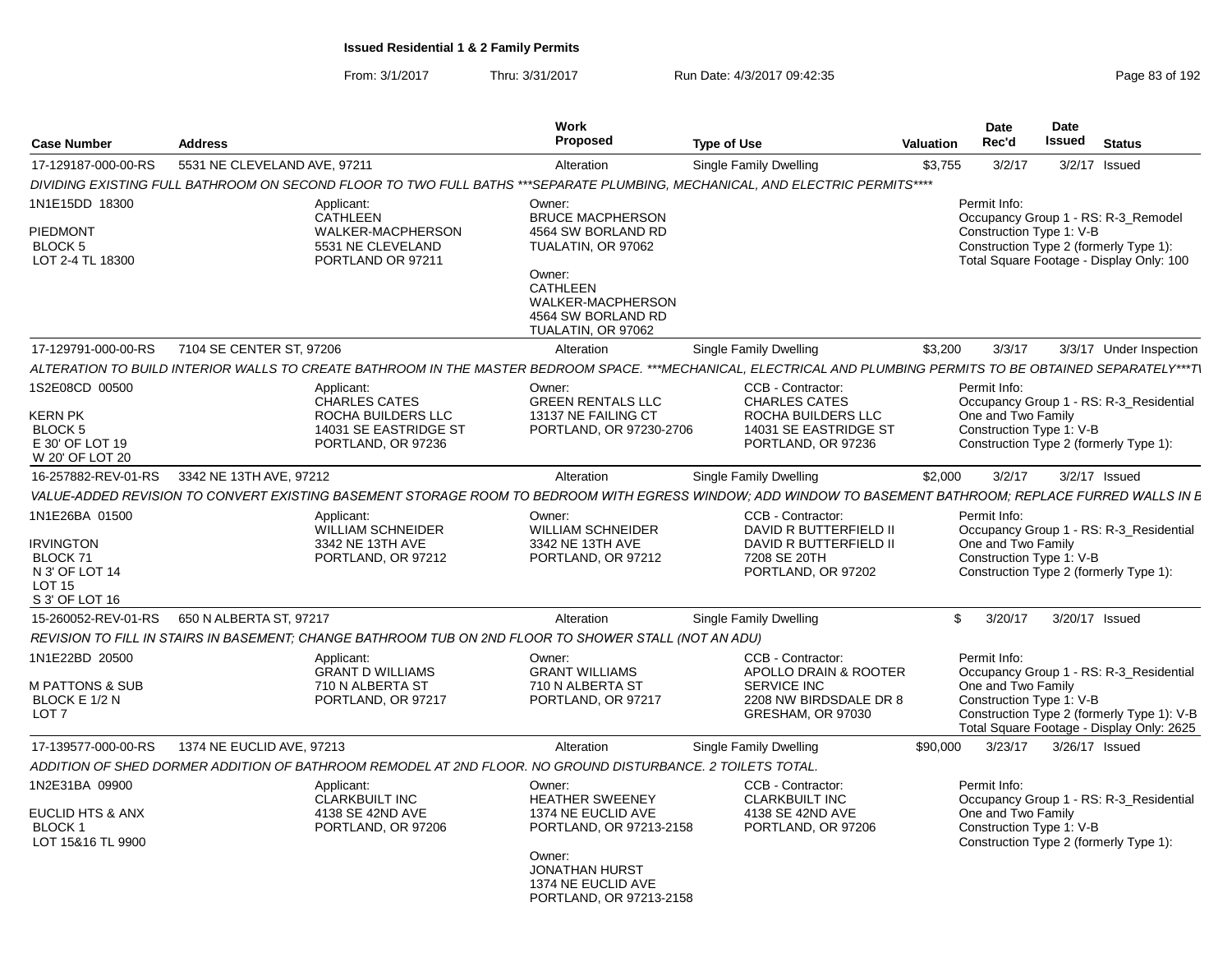**Issued Residential 1 & 2 Family Permits**

From: 3/1/2017 Thru: 3/31/2017 Run Date: 4/3/2017 09:42:35

| Case Number | Address | Work Proposed | Type of Use | Valuation | Date Rec'd | Date Issued | Status |
|---|---|---|---|---|---|---|---|
| 17-129187-000-00-RS | 5531 NE CLEVELAND AVE, 97211 | Alteration | Single Family Dwelling | $3,755 | 3/2/17 | 3/2/17 | Issued |

DIVIDING EXISTING FULL BATHROOM ON SECOND FLOOR TO TWO FULL BATHS ***SEPARATE PLUMBING, MECHANICAL, AND ELECTRIC PERMITS****

1N1E15DD 18300
PIEDMONT
BLOCK 5
LOT 2-4 TL 18300

Applicant: CATHLEEN WALKER-MACPHERSON, 5531 NE CLEVELAND, PORTLAND OR 97211

Owner: BRUCE MACPHERSON, 4564 SW BORLAND RD, TUALATIN, OR 97062
Owner: CATHLEEN WALKER-MACPHERSON, 4564 SW BORLAND RD, TUALATIN, OR 97062

Permit Info:
Occupancy Group 1 - RS: R-3_Remodel
Construction Type 1: V-B
Construction Type 2 (formerly Type 1):
Total Square Footage - Display Only: 100

| Case Number | Address | Work Proposed | Type of Use | Valuation | Date Rec'd | Date Issued | Status |
|---|---|---|---|---|---|---|---|
| 17-129791-000-00-RS | 7104 SE CENTER ST, 97206 | Alteration | Single Family Dwelling | $3,200 | 3/3/17 | 3/3/17 | Under Inspection |

ALTERATION TO BUILD INTERIOR WALLS TO CREATE BATHROOM IN THE MASTER BEDROOM SPACE. ***MECHANICAL, ELECTRICAL AND PLUMBING PERMITS TO BE OBTAINED SEPARATELY***T

1S2E08CD 00500
KERN PK
BLOCK 5
E 30' OF LOT 19
W 20' OF LOT 20

Applicant: CHARLES CATES, ROCHA BUILDERS LLC, 14031 SE EASTRIDGE ST, PORTLAND, OR 97236

Owner: GREEN RENTALS LLC, 13137 NE FAILING CT, PORTLAND, OR 97230-2706

CCB - Contractor: CHARLES CATES, ROCHA BUILDERS LLC, 14031 SE EASTRIDGE ST, PORTLAND, OR 97236

Permit Info:
Occupancy Group 1 - RS: R-3_Residential One and Two Family
Construction Type 1: V-B
Construction Type 2 (formerly Type 1):

| Case Number | Address | Work Proposed | Type of Use | Valuation | Date Rec'd | Date Issued | Status |
|---|---|---|---|---|---|---|---|
| 16-257882-REV-01-RS | 3342 NE 13TH AVE, 97212 | Alteration | Single Family Dwelling | $2,000 | 3/2/17 | 3/2/17 | Issued |

VALUE-ADDED REVISION TO CONVERT EXISTING BASEMENT STORAGE ROOM TO BEDROOM WITH EGRESS WINDOW; ADD WINDOW TO BASEMENT BATHROOM; REPLACE FURRED WALLS IN B

1N1E26BA 01500
IRVINGTON
BLOCK 71
N 3' OF LOT 14
LOT 15
S 3' OF LOT 16

Applicant: WILLIAM SCHNEIDER, 3342 NE 13TH AVE, PORTLAND, OR 97212

Owner: WILLIAM SCHNEIDER, 3342 NE 13TH AVE, PORTLAND, OR 97212

CCB - Contractor: DAVID R BUTTERFIELD II, DAVID R BUTTERFIELD II, 7208 SE 20TH, PORTLAND, OR 97202

Permit Info:
Occupancy Group 1 - RS: R-3_Residential One and Two Family
Construction Type 1: V-B
Construction Type 2 (formerly Type 1):

| Case Number | Address | Work Proposed | Type of Use | Valuation | Date Rec'd | Date Issued | Status |
|---|---|---|---|---|---|---|---|
| 15-260052-REV-01-RS | 650 N ALBERTA ST, 97217 | Alteration | Single Family Dwelling | $ | 3/20/17 | 3/20/17 | Issued |

REVISION TO FILL IN STAIRS IN BASEMENT; CHANGE BATHROOM TUB ON 2ND FLOOR TO SHOWER STALL (NOT AN ADU)

1N1E22BD 20500
M PATTONS & SUB
BLOCK E 1/2 N
LOT 7

Applicant: GRANT D WILLIAMS, 710 N ALBERTA ST, PORTLAND, OR 97217

Owner: GRANT WILLIAMS, 710 N ALBERTA ST, PORTLAND, OR 97217

CCB - Contractor: APOLLO DRAIN & ROOTER SERVICE INC, 2208 NW BIRDSDALE DR 8, GRESHAM, OR 97030

Permit Info:
Occupancy Group 1 - RS: R-3_Residential One and Two Family
Construction Type 1: V-B
Construction Type 2 (formerly Type 1): V-B
Total Square Footage - Display Only: 2625

| Case Number | Address | Work Proposed | Type of Use | Valuation | Date Rec'd | Date Issued | Status |
|---|---|---|---|---|---|---|---|
| 17-139577-000-00-RS | 1374 NE EUCLID AVE, 97213 | Alteration | Single Family Dwelling | $90,000 | 3/23/17 | 3/26/17 | Issued |

ADDITION OF SHED DORMER ADDITION OF BATHROOM REMODEL AT 2ND FLOOR. NO GROUND DISTURBANCE. 2 TOILETS TOTAL.

1N2E31BA 09900
EUCLID HTS & ANX
BLOCK 1
LOT 15&16 TL 9900

Applicant: CLARKBUILT INC, 4138 SE 42ND AVE, PORTLAND, OR 97206

Owner: HEATHER SWEENEY, 1374 NE EUCLID AVE, PORTLAND, OR 97213-2158
Owner: JONATHAN HURST, 1374 NE EUCLID AVE, PORTLAND, OR 97213-2158

CCB - Contractor: CLARKBUILT INC, 4138 SE 42ND AVE, PORTLAND, OR 97206

Permit Info:
Occupancy Group 1 - RS: R-3_Residential One and Two Family
Construction Type 1: V-B
Construction Type 2 (formerly Type 1):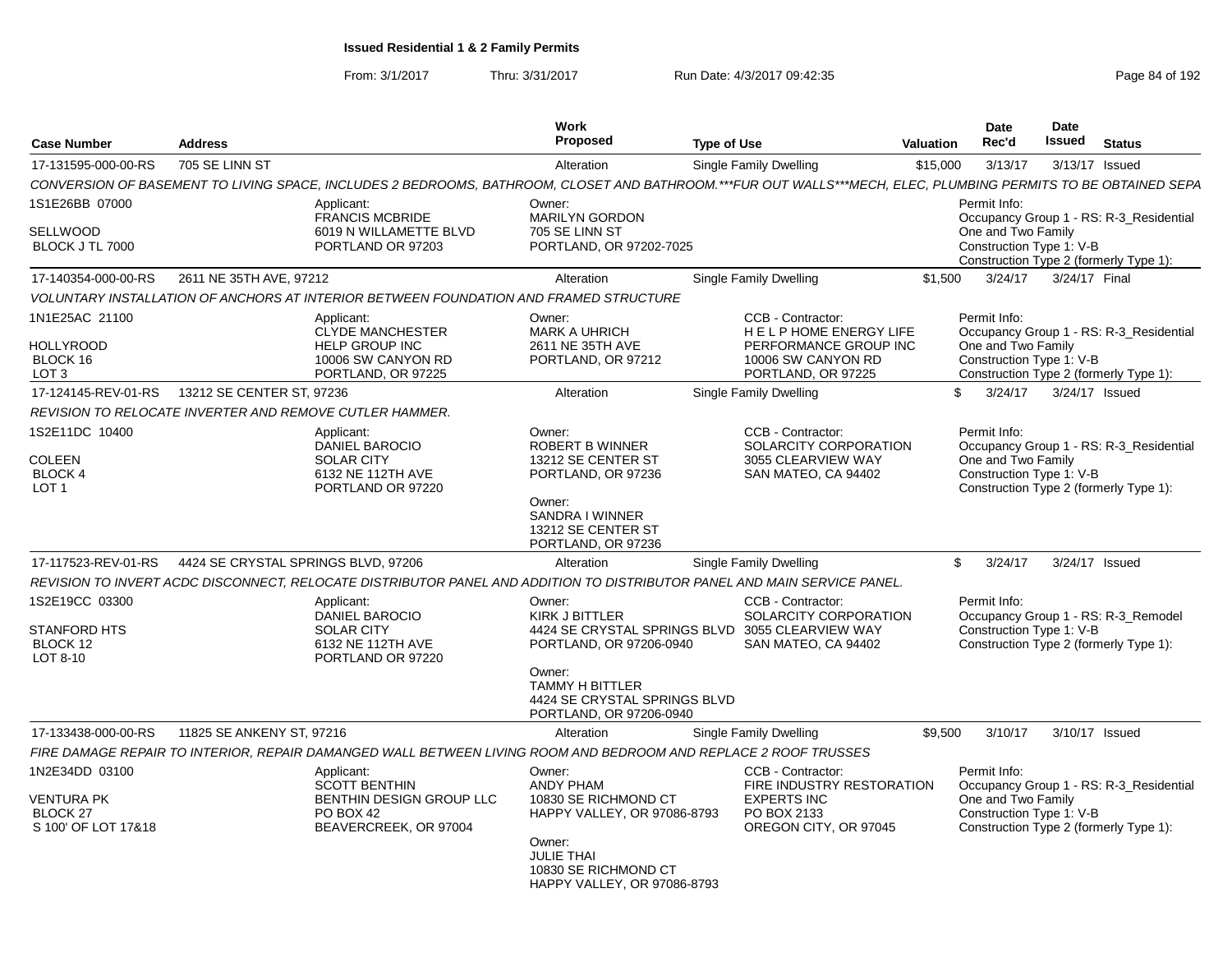**Issued Residential 1 & 2 Family Permits**

From: 3/1/2017 Thru: 3/31/2017 Run Date: 4/3/2017 09:42:35

| Case Number | Address | Work Proposed | Type of Use | Valuation | Date Rec'd | Date Issued | Status |
|---|---|---|---|---|---|---|---|
| 17-131595-000-00-RS | 705 SE LINN ST | Alteration | Single Family Dwelling | $15,000 | 3/13/17 | 3/13/17 | Issued |

*CONVERSION OF BASEMENT TO LIVING SPACE, INCLUDES 2 BEDROOMS, BATHROOM, CLOSET AND BATHROOM.***FUR OUT WALLS***MECH, ELEC, PLUMBING PERMITS TO BE OBTAINED SEPA*

1S1E26BB 07000
SELLWOOD
BLOCK J TL 7000

Applicant: FRANCIS MCBRIDE, 6019 N WILLAMETTE BLVD, PORTLAND OR 97203

Owner: MARILYN GORDON, 705 SE LINN ST, PORTLAND, OR 97202-7025

Permit Info: Occupancy Group 1 - RS: R-3_Residential One and Two Family; Construction Type 1: V-B; Construction Type 2 (formerly Type 1):

| Case Number | Address | Work Proposed | Type of Use | Valuation | Date Rec'd | Date Issued | Status |
|---|---|---|---|---|---|---|---|
| 17-140354-000-00-RS | 2611 NE 35TH AVE, 97212 | Alteration | Single Family Dwelling | $1,500 | 3/24/17 | 3/24/17 | Final |

*VOLUNTARY INSTALLATION OF ANCHORS AT INTERIOR BETWEEN FOUNDATION AND FRAMED STRUCTURE*

1N1E25AC 21100
HOLLYROOD
BLOCK 16
LOT 3

Applicant: CLYDE MANCHESTER, HELP GROUP INC, 10006 SW CANYON RD, PORTLAND, OR 97225

Owner: MARK A UHRICH, 2611 NE 35TH AVE, PORTLAND, OR 97212

CCB - Contractor: H E L P HOME ENERGY LIFE PERFORMANCE GROUP INC, 10006 SW CANYON RD, PORTLAND, OR 97225

Permit Info: Occupancy Group 1 - RS: R-3_Residential One and Two Family; Construction Type 1: V-B; Construction Type 2 (formerly Type 1):

| Case Number | Address | Work Proposed | Type of Use | Valuation | Date Rec'd | Date Issued | Status |
|---|---|---|---|---|---|---|---|
| 17-124145-REV-01-RS | 13212 SE CENTER ST, 97236 | Alteration | Single Family Dwelling | $ | 3/24/17 | 3/24/17 | Issued |

*REVISION TO RELOCATE INVERTER AND REMOVE CUTLER HAMMER.*

1S2E11DC 10400
COLEEN
BLOCK 4
LOT 1

Applicant: DANIEL BAROCIO, SOLAR CITY, 6132 NE 112TH AVE, PORTLAND OR 97220

Owner: ROBERT B WINNER, 13212 SE CENTER ST, PORTLAND, OR 97236

Owner: SANDRA I WINNER, 13212 SE CENTER ST, PORTLAND, OR 97236

CCB - Contractor: SOLARCITY CORPORATION, 3055 CLEARVIEW WAY, SAN MATEO, CA 94402

Permit Info: Occupancy Group 1 - RS: R-3_Residential One and Two Family; Construction Type 1: V-B; Construction Type 2 (formerly Type 1):

| Case Number | Address | Work Proposed | Type of Use | Valuation | Date Rec'd | Date Issued | Status |
|---|---|---|---|---|---|---|---|
| 17-117523-REV-01-RS | 4424 SE CRYSTAL SPRINGS BLVD, 97206 | Alteration | Single Family Dwelling | $ | 3/24/17 | 3/24/17 | Issued |

*REVISION TO INVERT ACDC DISCONNECT, RELOCATE DISTRIBUTOR PANEL AND ADDITION TO DISTRIBUTOR PANEL AND MAIN SERVICE PANEL.*

1S2E19CC 03300
STANFORD HTS
BLOCK 12
LOT 8-10

Applicant: DANIEL BAROCIO, SOLAR CITY, 6132 NE 112TH AVE, PORTLAND OR 97220

Owner: KIRK J BITTLER, 4424 SE CRYSTAL SPRINGS BLVD, PORTLAND, OR 97206-0940

Owner: TAMMY H BITTLER, 4424 SE CRYSTAL SPRINGS BLVD, PORTLAND, OR 97206-0940

CCB - Contractor: SOLARCITY CORPORATION, 3055 CLEARVIEW WAY, SAN MATEO, CA 94402

Permit Info: Occupancy Group 1 - RS: R-3_Remodel; Construction Type 1: V-B; Construction Type 2 (formerly Type 1):

| Case Number | Address | Work Proposed | Type of Use | Valuation | Date Rec'd | Date Issued | Status |
|---|---|---|---|---|---|---|---|
| 17-133438-000-00-RS | 11825 SE ANKENY ST, 97216 | Alteration | Single Family Dwelling | $9,500 | 3/10/17 | 3/10/17 | Issued |

*FIRE DAMAGE REPAIR TO INTERIOR, REPAIR DAMANGED WALL BETWEEN LIVING ROOM AND BEDROOM AND REPLACE 2 ROOF TRUSSES*

1N2E34DD 03100
VENTURA PK
BLOCK 27
S 100' OF LOT 17&18

Applicant: SCOTT BENTHIN, BENTHIN DESIGN GROUP LLC, PO BOX 42, BEAVERCREEK, OR 97004

Owner: ANDY PHAM, 10830 SE RICHMOND CT, HAPPY VALLEY, OR 97086-8793

Owner: JULIE THAI, 10830 SE RICHMOND CT, HAPPY VALLEY, OR 97086-8793

CCB - Contractor: FIRE INDUSTRY RESTORATION EXPERTS INC, PO BOX 2133, OREGON CITY, OR 97045

Permit Info: Occupancy Group 1 - RS: R-3_Residential One and Two Family; Construction Type 1: V-B; Construction Type 2 (formerly Type 1):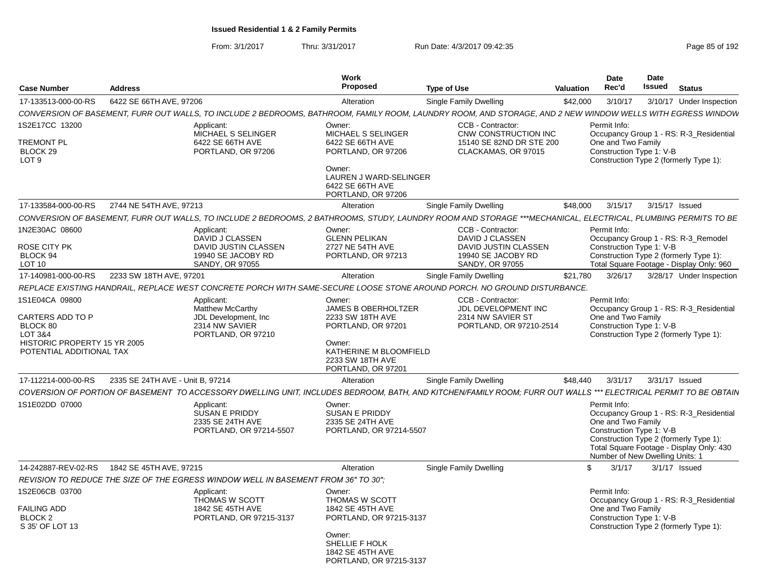**Issued Residential 1 & 2 Family Permits**

From: 3/1/2017 Thru: 3/31/2017 Run Date: 4/3/2017 09:42:35

| Case Number | Address | Work Proposed | Type of Use | Valuation | Date Rec'd | Date Issued | Status |
|---|---|---|---|---|---|---|---|
| 17-133513-000-00-RS | 6422 SE 66TH AVE, 97206 | Alteration | Single Family Dwelling | $42,000 | 3/10/17 | 3/10/17 | Under Inspection |

CONVERSION OF BASEMENT, FURR OUT WALLS, TO INCLUDE 2 BEDROOMS, BATHROOM, FAMILY ROOM, LAUNDRY ROOM, AND STORAGE, AND 2 NEW WINDOW WELLS WITH EGRESS WINDOW

1S2E17CC 13200
TREMONT PL
BLOCK 29
LOT 9

Applicant:
MICHAEL S SELINGER
6422 SE 66TH AVE
PORTLAND, OR 97206

Owner:
MICHAEL S SELINGER
6422 SE 66TH AVE
PORTLAND, OR 97206

Owner:
LAUREN J WARD-SELINGER
6422 SE 66TH AVE
PORTLAND, OR 97206

CCB - Contractor:
CNW CONSTRUCTION INC
15140 SE 82ND DR STE 200
CLACKAMAS, OR 97015

Permit Info:
Occupancy Group 1 - RS: R-3_Residential One and Two Family
Construction Type 1: V-B
Construction Type 2 (formerly Type 1):

| Case Number | Address | Work Proposed | Type of Use | Valuation | Date Rec'd | Date Issued | Status |
|---|---|---|---|---|---|---|---|
| 17-133584-000-00-RS | 2744 NE 54TH AVE, 97213 | Alteration | Single Family Dwelling | $48,000 | 3/15/17 | 3/15/17 | Issued |

CONVERSION OF BASEMENT, FURR OUT WALLS, TO INCLUDE 2 BEDROOMS, 2 BATHROOMS, STUDY, LAUNDRY ROOM AND STORAGE ***MECHANICAL, ELECTRICAL, PLUMBING PERMITS TO BE

1N2E30AC 08600
ROSE CITY PK
BLOCK 94
LOT 10

Applicant:
DAVID J CLASSEN
DAVID JUSTIN CLASSEN
19940 SE JACOBY RD
SANDY, OR 97055

Owner:
GLENN PELIKAN
2727 NE 54TH AVE
PORTLAND, OR 97213

CCB - Contractor:
DAVID J CLASSEN
DAVID JUSTIN CLASSEN
19940 SE JACOBY RD
SANDY, OR 97055

Permit Info:
Occupancy Group 1 - RS: R-3_Remodel
Construction Type 1: V-B
Construction Type 2 (formerly Type 1):
Total Square Footage - Display Only: 960

| Case Number | Address | Work Proposed | Type of Use | Valuation | Date Rec'd | Date Issued | Status |
|---|---|---|---|---|---|---|---|
| 17-140981-000-00-RS | 2233 SW 18TH AVE, 97201 | Alteration | Single Family Dwelling | $21,780 | 3/26/17 | 3/28/17 | Under Inspection |

REPLACE EXISTING HANDRAIL, REPLACE WEST CONCRETE PORCH WITH SAME-SECURE LOOSE STONE AROUND PORCH. NO GROUND DISTURBANCE.

1S1E04CA 09800
CARTERS ADD TO P
BLOCK 80
LOT 3&4
HISTORIC PROPERTY 15 YR 2005
POTENTIAL ADDITIONAL TAX

Applicant:
Matthew McCarthy
JDL Development, Inc
2314 NW SAVIER
PORTLAND, OR 97210

Owner:
JAMES B OBERHOLTZER
2233 SW 18TH AVE
PORTLAND, OR 97201

Owner:
KATHERINE M BLOOMFIELD
2233 SW 18TH AVE
PORTLAND, OR 97201

CCB - Contractor:
JDL DEVELOPMENT INC
2314 NW SAVIER ST
PORTLAND, OR 97210-2514

Permit Info:
Occupancy Group 1 - RS: R-3_Residential One and Two Family
Construction Type 1: V-B
Construction Type 2 (formerly Type 1):

| Case Number | Address | Work Proposed | Type of Use | Valuation | Date Rec'd | Date Issued | Status |
|---|---|---|---|---|---|---|---|
| 17-112214-000-00-RS | 2335 SE 24TH AVE - Unit B, 97214 | Alteration | Single Family Dwelling | $48,440 | 3/31/17 | 3/31/17 | Issued |

COVERSION OF PORTION OF BASEMENT TO ACCESSORY DWELLING UNIT, INCLUDES BEDROOM, BATH, AND KITCHEN/FAMILY ROOM; FURR OUT WALLS *** ELECTRICAL PERMIT TO BE OBTAIN

1S1E02DD 07000

Applicant:
SUSAN E PRIDDY
2335 SE 24TH AVE
PORTLAND, OR 97214-5507

Owner:
SUSAN E PRIDDY
2335 SE 24TH AVE
PORTLAND, OR 97214-5507

Permit Info:
Occupancy Group 1 - RS: R-3_Residential One and Two Family
Construction Type 1: V-B
Construction Type 2 (formerly Type 1):
Total Square Footage - Display Only: 430
Number of New Dwelling Units: 1

| Case Number | Address | Work Proposed | Type of Use | Valuation | Date Rec'd | Date Issued | Status |
|---|---|---|---|---|---|---|---|
| 14-242887-REV-02-RS | 1842 SE 45TH AVE, 97215 | Alteration | Single Family Dwelling | $ | 3/1/17 | 3/1/17 | Issued |

REVISION TO REDUCE THE SIZE OF THE EGRESS WINDOW WELL IN BASEMENT FROM 36" TO 30";

1S2E06CB 03700
FAILING ADD
BLOCK 2
S 35' OF LOT 13

Applicant:
THOMAS W SCOTT
1842 SE 45TH AVE
PORTLAND, OR 97215-3137

Owner:
THOMAS W SCOTT
1842 SE 45TH AVE
PORTLAND, OR 97215-3137

Owner:
SHELLIE F HOLK
1842 SE 45TH AVE
PORTLAND, OR 97215-3137

Permit Info:
Occupancy Group 1 - RS: R-3_Residential One and Two Family
Construction Type 1: V-B
Construction Type 2 (formerly Type 1):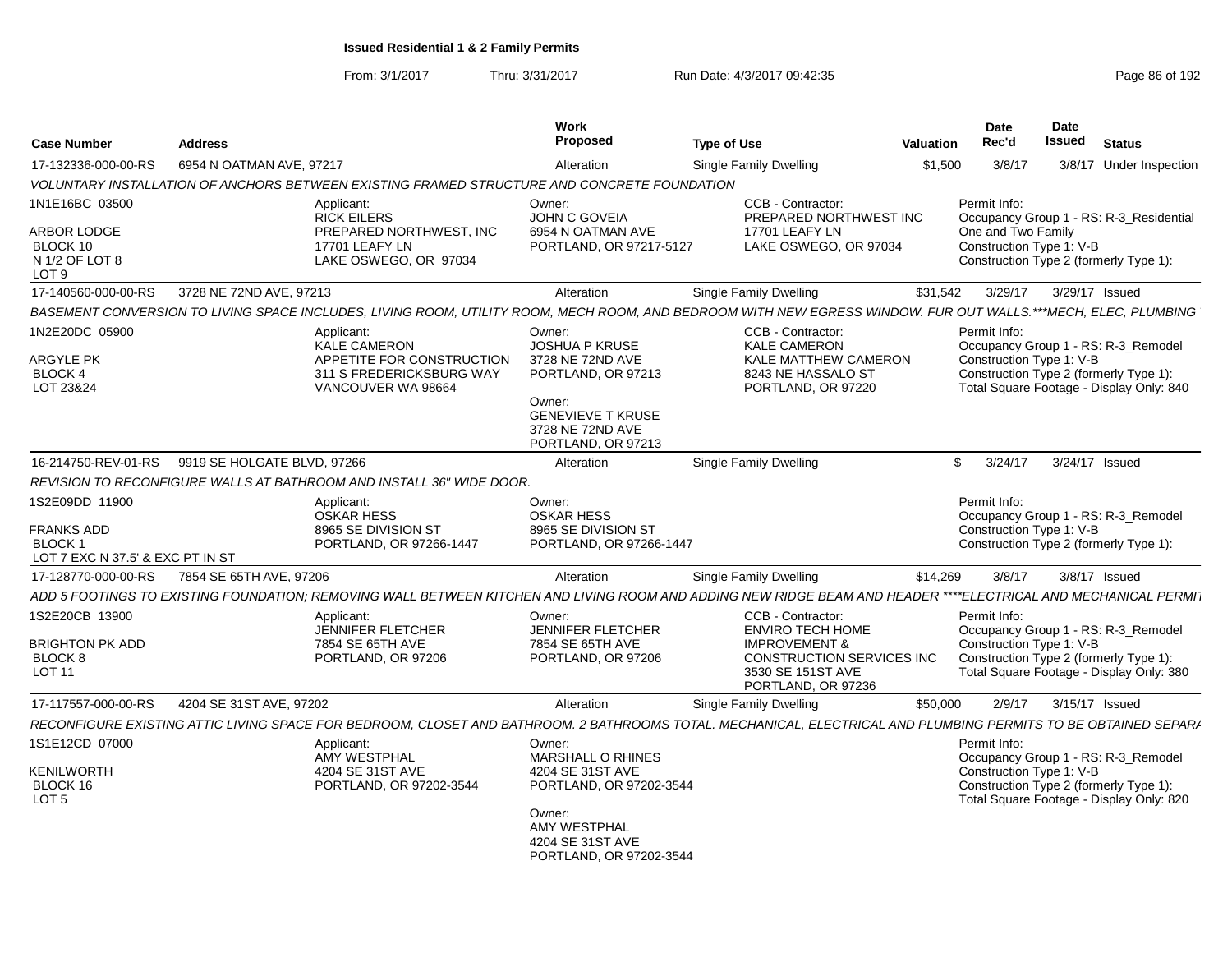**Issued Residential 1 & 2 Family Permits**

From: 3/1/2017 Thru: 3/31/2017 Run Date: 4/3/2017 09:42:35

| Case Number | Address | | Work Proposed | Type of Use | Valuation | Date Rec'd | Date Issued | Status |
|---|---|---|---|---|---|---|---|---|
| 17-132336-000-00-RS | 6954 N OATMAN AVE, 97217 | | Alteration | Single Family Dwelling | $1,500 | 3/8/17 | 3/8/17 | Under Inspection |
| VOLUNTARY INSTALLATION OF ANCHORS BETWEEN EXISTING FRAMED STRUCTURE AND CONCRETE FOUNDATION | | | | | | | | |
| 1N1E16BC 03500<br>ARBOR LODGE<br>BLOCK 10<br>N 1/2 OF LOT 8<br>LOT 9 | | Applicant:<br>RICK EILERS<br>PREPARED NORTHWEST, INC<br>17701 LEAFY LN<br>LAKE OSWEGO, OR 97034 | Owner:<br>JOHN C GOVEIA<br>6954 N OATMAN AVE<br>PORTLAND, OR 97217-5127 | CCB - Contractor:<br>PREPARED NORTHWEST INC<br>17701 LEAFY LN<br>LAKE OSWEGO, OR 97034 | | Permit Info:<br>Occupancy Group 1 - RS: R-3_Residential One and Two Family<br>Construction Type 1: V-B<br>Construction Type 2 (formerly Type 1): | | |
| 17-140560-000-00-RS | 3728 NE 72ND AVE, 97213 | | Alteration | Single Family Dwelling | $31,542 | 3/29/17 | 3/29/17 | Issued |
| BASEMENT CONVERSION TO LIVING SPACE INCLUDES, LIVING ROOM, UTILITY ROOM, MECH ROOM, AND BEDROOM WITH NEW EGRESS WINDOW. FUR OUT WALLS.***MECH, ELEC, PLUMBING | | | | | | | | |
| 1N2E20DC 05900<br>ARGYLE PK<br>BLOCK 4<br>LOT 23&24 | | Applicant:<br>KALE CAMERON<br>APPETITE FOR CONSTRUCTION<br>311 S FREDERICKSBURG WAY<br>VANCOUVER WA 98664 | Owner:<br>JOSHUA P KRUSE<br>3728 NE 72ND AVE<br>PORTLAND, OR 97213<br>Owner:<br>GENEVIEVE T KRUSE<br>3728 NE 72ND AVE<br>PORTLAND, OR 97213 | CCB - Contractor:<br>KALE CAMERON<br>KALE MATTHEW CAMERON<br>8243 NE HASSALO ST<br>PORTLAND, OR 97220 | | Permit Info:<br>Occupancy Group 1 - RS: R-3_Remodel<br>Construction Type 1: V-B<br>Construction Type 2 (formerly Type 1):<br>Total Square Footage - Display Only: 840 | | |
| 16-214750-REV-01-RS | 9919 SE HOLGATE BLVD, 97266 | | Alteration | Single Family Dwelling | $ | 3/24/17 | 3/24/17 | Issued |
| REVISION TO RECONFIGURE WALLS AT BATHROOM AND INSTALL 36" WIDE DOOR. | | | | | | | | |
| 1S2E09DD 11900<br>FRANKS ADD<br>BLOCK 1<br>LOT 7 EXC N 37.5' & EXC PT IN ST | | Applicant:<br>OSKAR HESS<br>8965 SE DIVISION ST<br>PORTLAND, OR 97266-1447 | Owner:<br>OSKAR HESS<br>8965 SE DIVISION ST<br>PORTLAND, OR 97266-1447 | | | Permit Info:<br>Occupancy Group 1 - RS: R-3_Remodel<br>Construction Type 1: V-B<br>Construction Type 2 (formerly Type 1): | | |
| 17-128770-000-00-RS | 7854 SE 65TH AVE, 97206 | | Alteration | Single Family Dwelling | $14,269 | 3/8/17 | 3/8/17 | Issued |
| ADD 5 FOOTINGS TO EXISTING FOUNDATION; REMOVING WALL BETWEEN KITCHEN AND LIVING ROOM AND ADDING NEW RIDGE BEAM AND HEADER ****ELECTRICAL AND MECHANICAL PERMIT | | | | | | | | |
| 1S2E20CB 13900<br>BRIGHTON PK ADD<br>BLOCK 8<br>LOT 11 | | Applicant:<br>JENNIFER FLETCHER<br>7854 SE 65TH AVE<br>PORTLAND, OR 97206 | Owner:<br>JENNIFER FLETCHER<br>7854 SE 65TH AVE<br>PORTLAND, OR 97206 | CCB - Contractor:<br>ENVIRO TECH HOME IMPROVEMENT & CONSTRUCTION SERVICES INC<br>3530 SE 151ST AVE<br>PORTLAND, OR 97236 | | Permit Info:<br>Occupancy Group 1 - RS: R-3_Remodel<br>Construction Type 1: V-B<br>Construction Type 2 (formerly Type 1):<br>Total Square Footage - Display Only: 380 | | |
| 17-117557-000-00-RS | 4204 SE 31ST AVE, 97202 | | Alteration | Single Family Dwelling | $50,000 | 2/9/17 | 3/15/17 | Issued |
| RECONFIGURE EXISTING ATTIC LIVING SPACE FOR BEDROOM, CLOSET AND BATHROOM. 2 BATHROOMS TOTAL. MECHANICAL, ELECTRICAL AND PLUMBING PERMITS TO BE OBTAINED SEPARA | | | | | | | | |
| 1S1E12CD 07000<br>KENILWORTH<br>BLOCK 16<br>LOT 5 | | Applicant:<br>AMY WESTPHAL<br>4204 SE 31ST AVE<br>PORTLAND, OR 97202-3544 | Owner:<br>MARSHALL O RHINES<br>4204 SE 31ST AVE<br>PORTLAND, OR 97202-3544<br>Owner:<br>AMY WESTPHAL<br>4204 SE 31ST AVE<br>PORTLAND, OR 97202-3544 | | | Permit Info:<br>Occupancy Group 1 - RS: R-3_Remodel<br>Construction Type 1: V-B<br>Construction Type 2 (formerly Type 1):<br>Total Square Footage - Display Only: 820 | | |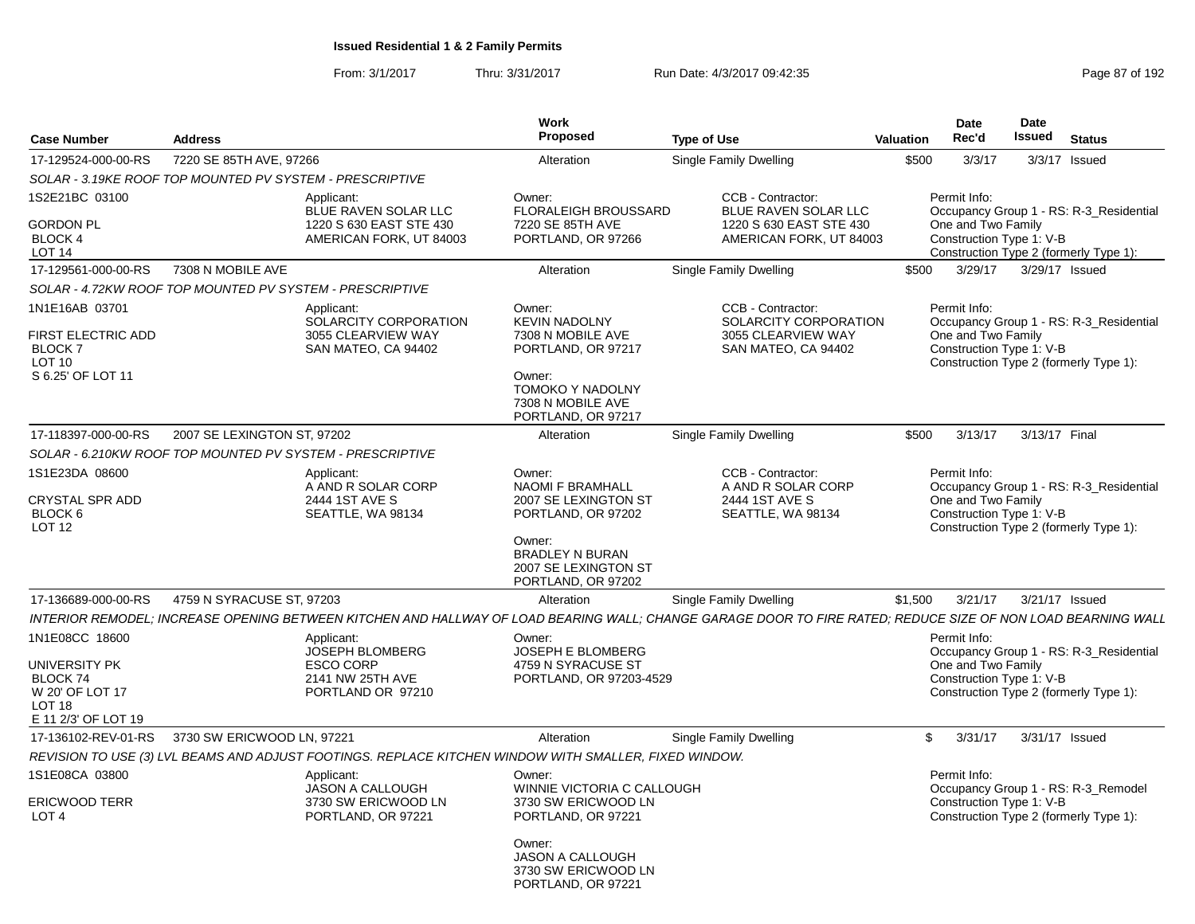**Issued Residential 1 & 2 Family Permits**

From: 3/1/2017 Thru: 3/31/2017 Run Date: 4/3/2017 09:42:35

| Case Number | Address | Work Proposed | Type of Use | Valuation | Date Rec'd | Date Issued | Status |
|---|---|---|---|---|---|---|---|
| 17-129524-000-00-RS | 7220 SE 85TH AVE, 97266 | Alteration | Single Family Dwelling | $500 | 3/3/17 | 3/3/17 | Issued |

SOLAR - 3.19KE ROOF TOP MOUNTED PV SYSTEM - PRESCRIPTIVE

1S2E21BC 03100
GORDON PL
BLOCK 4
LOT 14

Applicant:
BLUE RAVEN SOLAR LLC
1220 S 630 EAST STE 430
AMERICAN FORK, UT 84003

Owner:
FLORALEIGH BROUSSARD
7220 SE 85TH AVE
PORTLAND, OR 97266

CCB - Contractor:
BLUE RAVEN SOLAR LLC
1220 S 630 EAST STE 430
AMERICAN FORK, UT 84003

Permit Info:
Occupancy Group 1 - RS: R-3_Residential One and Two Family
Construction Type 1: V-B
Construction Type 2 (formerly Type 1):

| Case Number | Address | Work Proposed | Type of Use | Valuation | Date Rec'd | Date Issued | Status |
|---|---|---|---|---|---|---|---|
| 17-129561-000-00-RS | 7308 N MOBILE AVE | Alteration | Single Family Dwelling | $500 | 3/29/17 | 3/29/17 | Issued |

SOLAR - 4.72KW ROOF TOP MOUNTED PV SYSTEM - PRESCRIPTIVE

1N1E16AB 03701
FIRST ELECTRIC ADD
BLOCK 7
LOT 10
S 6.25' OF LOT 11

Applicant:
SOLARCITY CORPORATION
3055 CLEARVIEW WAY
SAN MATEO, CA 94402

Owner:
KEVIN NADOLNY
7308 N MOBILE AVE
PORTLAND, OR 97217

Owner:
TOMOKO Y NADOLNY
7308 N MOBILE AVE
PORTLAND, OR 97217

CCB - Contractor:
SOLARCITY CORPORATION
3055 CLEARVIEW WAY
SAN MATEO, CA 94402

Permit Info:
Occupancy Group 1 - RS: R-3_Residential One and Two Family
Construction Type 1: V-B
Construction Type 2 (formerly Type 1):

| Case Number | Address | Work Proposed | Type of Use | Valuation | Date Rec'd | Date Issued | Status |
|---|---|---|---|---|---|---|---|
| 17-118397-000-00-RS | 2007 SE LEXINGTON ST, 97202 | Alteration | Single Family Dwelling | $500 | 3/13/17 | 3/13/17 | Final |

SOLAR - 6.210KW ROOF TOP MOUNTED PV SYSTEM - PRESCRIPTIVE

1S1E23DA 08600
CRYSTAL SPR ADD
BLOCK 6
LOT 12

Applicant:
A AND R SOLAR CORP
2444 1ST AVE S
SEATTLE, WA 98134

Owner:
NAOMI F BRAMHALL
2007 SE LEXINGTON ST
PORTLAND, OR 97202

Owner:
BRADLEY N BURAN
2007 SE LEXINGTON ST
PORTLAND, OR 97202

CCB - Contractor:
A AND R SOLAR CORP
2444 1ST AVE S
SEATTLE, WA 98134

Permit Info:
Occupancy Group 1 - RS: R-3_Residential One and Two Family
Construction Type 1: V-B
Construction Type 2 (formerly Type 1):

| Case Number | Address | Work Proposed | Type of Use | Valuation | Date Rec'd | Date Issued | Status |
|---|---|---|---|---|---|---|---|
| 17-136689-000-00-RS | 4759 N SYRACUSE ST, 97203 | Alteration | Single Family Dwelling | $1,500 | 3/21/17 | 3/21/17 | Issued |

INTERIOR REMODEL; INCREASE OPENING BETWEEN KITCHEN AND HALLWAY OF LOAD BEARING WALL; CHANGE GARAGE DOOR TO FIRE RATED; REDUCE SIZE OF NON LOAD BEARNING WALL

1N1E08CC 18600
UNIVERSITY PK
BLOCK 74
W 20' OF LOT 17
LOT 18
E 11 2/3' OF LOT 19

Applicant:
JOSEPH BLOMBERG
ESCO CORP
2141 NW 25TH AVE
PORTLAND OR 97210

Owner:
JOSEPH E BLOMBERG
4759 N SYRACUSE ST
PORTLAND, OR 97203-4529

Permit Info:
Occupancy Group 1 - RS: R-3_Residential One and Two Family
Construction Type 1: V-B
Construction Type 2 (formerly Type 1):

| Case Number | Address | Work Proposed | Type of Use | Valuation | Date Rec'd | Date Issued | Status |
|---|---|---|---|---|---|---|---|
| 17-136102-REV-01-RS | 3730 SW ERICWOOD LN, 97221 | Alteration | Single Family Dwelling | $ | 3/31/17 | 3/31/17 | Issued |

REVISION TO USE (3) LVL BEAMS AND ADJUST FOOTINGS. REPLACE KITCHEN WINDOW WITH SMALLER, FIXED WINDOW.

1S1E08CA 03800
ERICWOOD TERR
LOT 4

Applicant:
JASON A CALLOUGH
3730 SW ERICWOOD LN
PORTLAND, OR 97221

Owner:
WINNIE VICTORIA C CALLOUGH
3730 SW ERICWOOD LN
PORTLAND, OR 97221

Owner:
JASON A CALLOUGH
3730 SW ERICWOOD LN
PORTLAND, OR 97221

Permit Info:
Occupancy Group 1 - RS: R-3_Remodel
Construction Type 1: V-B
Construction Type 2 (formerly Type 1):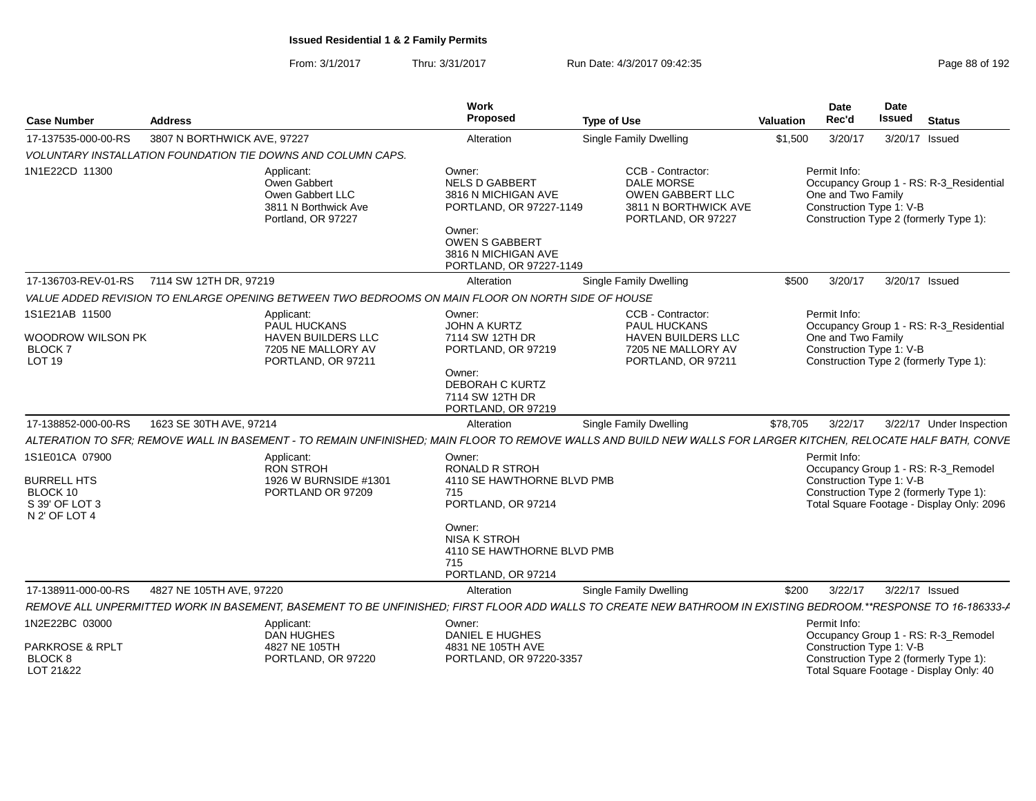**Issued Residential 1 & 2 Family Permits**

From: 3/1/2017 Thru: 3/31/2017 Run Date: 4/3/2017 09:42:35

| Case Number | Address | Work Proposed | Type of Use | Valuation | Date Rec'd | Date Issued | Status |
|---|---|---|---|---|---|---|---|
| 17-137535-000-00-RS | 3807 N BORTHWICK AVE, 97227 | Alteration | Single Family Dwelling | $1,500 | 3/20/17 | 3/20/17 | Issued |

*VOLUNTARY INSTALLATION FOUNDATION TIE DOWNS AND COLUMN CAPS.*

1N1E22CD 11300

Applicant: Owen Gabbert, Owen Gabbert LLC, 3811 N Borthwick Ave, Portland, OR 97227

Owner: NELS D GABBERT, 3816 N MICHIGAN AVE, PORTLAND, OR 97227-1149

Owner: OWEN S GABBERT, 3816 N MICHIGAN AVE, PORTLAND, OR 97227-1149

CCB - Contractor: DALE MORSE, OWEN GABBERT LLC, 3811 N BORTHWICK AVE, PORTLAND, OR 97227

Permit Info: Occupancy Group 1 - RS: R-3_Residential One and Two Family; Construction Type 1: V-B; Construction Type 2 (formerly Type 1):

| Case Number | Address | Work Proposed | Type of Use | Valuation | Date Rec'd | Date Issued | Status |
|---|---|---|---|---|---|---|---|
| 17-136703-REV-01-RS | 7114 SW 12TH DR, 97219 | Alteration | Single Family Dwelling | $500 | 3/20/17 | 3/20/17 | Issued |

*VALUE ADDED REVISION TO ENLARGE OPENING BETWEEN TWO BEDROOMS ON MAIN FLOOR ON NORTH SIDE OF HOUSE*

1S1E21AB 11500, WOODROW WILSON PK, BLOCK 7, LOT 19

Applicant: PAUL HUCKANS, HAVEN BUILDERS LLC, 7205 NE MALLORY AV, PORTLAND, OR 97211

Owner: JOHN A KURTZ, 7114 SW 12TH DR, PORTLAND, OR 97219

Owner: DEBORAH C KURTZ, 7114 SW 12TH DR, PORTLAND, OR 97219

CCB - Contractor: PAUL HUCKANS, HAVEN BUILDERS LLC, 7205 NE MALLORY AV, PORTLAND, OR 97211

Permit Info: Occupancy Group 1 - RS: R-3_Residential One and Two Family; Construction Type 1: V-B; Construction Type 2 (formerly Type 1):

| Case Number | Address | Work Proposed | Type of Use | Valuation | Date Rec'd | Date Issued | Status |
|---|---|---|---|---|---|---|---|
| 17-138852-000-00-RS | 1623 SE 30TH AVE, 97214 | Alteration | Single Family Dwelling | $78,705 | 3/22/17 | 3/22/17 | Under Inspection |

*ALTERATION TO SFR; REMOVE WALL IN BASEMENT - TO REMAIN UNFINISHED; MAIN FLOOR TO REMOVE WALLS AND BUILD NEW WALLS FOR LARGER KITCHEN, RELOCATE HALF BATH, CONVE*

1S1E01CA 07900, BURRELL HTS, BLOCK 10, S 39' OF LOT 3, N 2' OF LOT 4

Applicant: RON STROH, 1926 W BURNSIDE #1301, PORTLAND OR 97209

Owner: RONALD R STROH, 4110 SE HAWTHORNE BLVD PMB 715, PORTLAND, OR 97214

Owner: NISA K STROH, 4110 SE HAWTHORNE BLVD PMB 715, PORTLAND, OR 97214

Permit Info: Occupancy Group 1 - RS: R-3_Remodel; Construction Type 1: V-B; Construction Type 2 (formerly Type 1):; Total Square Footage - Display Only: 2096

| Case Number | Address | Work Proposed | Type of Use | Valuation | Date Rec'd | Date Issued | Status |
|---|---|---|---|---|---|---|---|
| 17-138911-000-00-RS | 4827 NE 105TH AVE, 97220 | Alteration | Single Family Dwelling | $200 | 3/22/17 | 3/22/17 | Issued |

*REMOVE ALL UNPERMITTED WORK IN BASEMENT, BASEMENT TO BE UNFINISHED; FIRST FLOOR ADD WALLS TO CREATE NEW BATHROOM IN EXISTING BEDROOM.**RESPONSE TO 16-186333-A*

1N2E22BC 03000, PARKROSE & RPLT, BLOCK 8, LOT 21&22

Applicant: DAN HUGHES, 4827 NE 105TH, PORTLAND, OR 97220

Owner: DANIEL E HUGHES, 4831 NE 105TH AVE, PORTLAND, OR 97220-3357

Permit Info: Occupancy Group 1 - RS: R-3_Remodel; Construction Type 1: V-B; Construction Type 2 (formerly Type 1):; Total Square Footage - Display Only: 40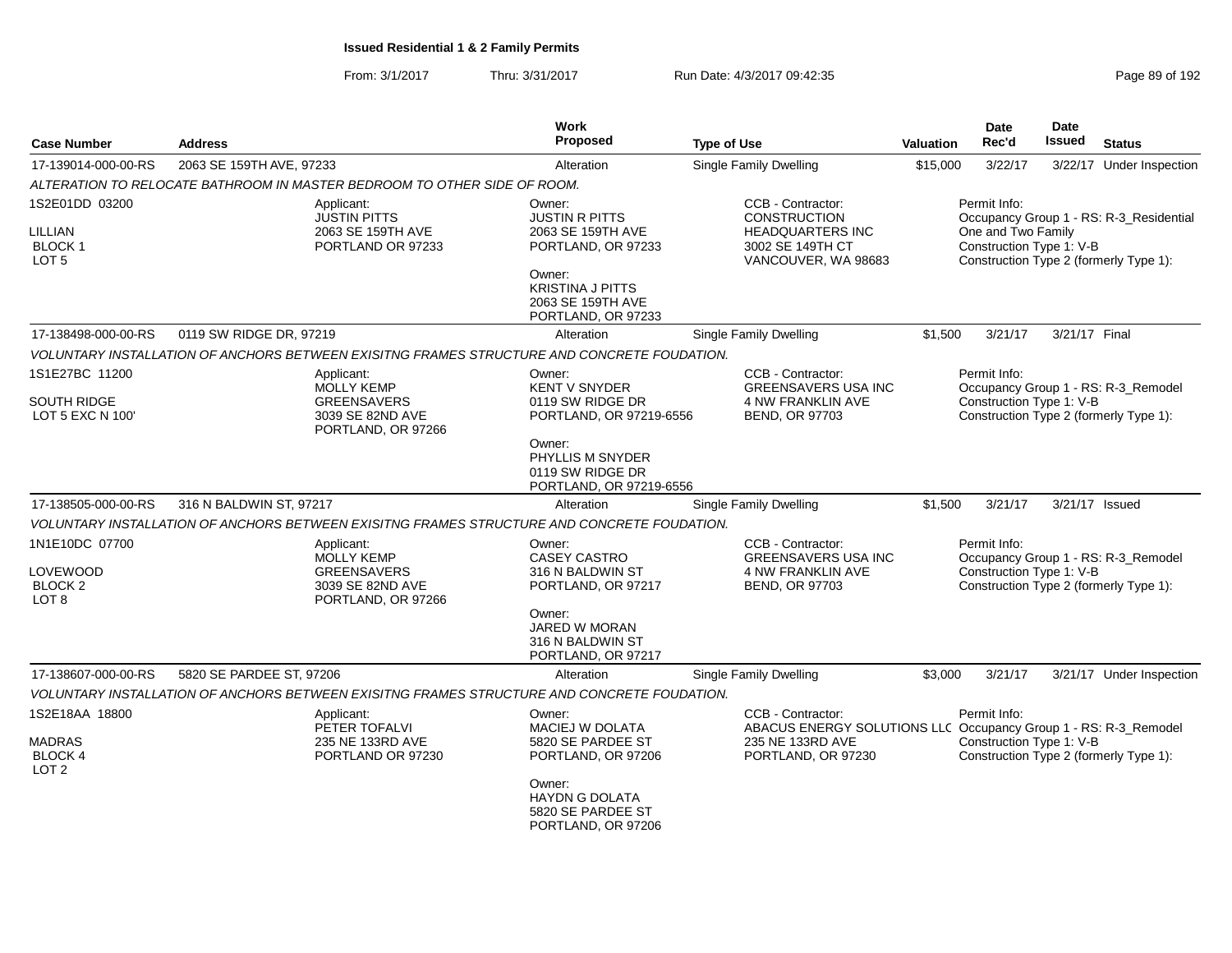## Issued Residential 1 & 2 Family Permits

From: 3/1/2017 Thru: 3/31/2017 Run Date: 4/3/2017 09:42:35

| Case Number | Address | Work Proposed | Type of Use | Valuation | Date Rec'd | Date Issued | Status |
|---|---|---|---|---|---|---|---|
| 17-139014-000-00-RS | 2063 SE 159TH AVE, 97233 | Alteration | Single Family Dwelling | $15,000 | 3/22/17 | 3/22/17 | Under Inspection |

*ALTERATION TO RELOCATE BATHROOM IN MASTER BEDROOM TO OTHER SIDE OF ROOM.*

1S2E01DD 03200
LILLIAN
BLOCK 1
LOT 5

Applicant:
JUSTIN PITTS
2063 SE 159TH AVE
PORTLAND OR 97233

Owner:
JUSTIN R PITTS
2063 SE 159TH AVE
PORTLAND, OR 97233

Owner:
KRISTINA J PITTS
2063 SE 159TH AVE
PORTLAND, OR 97233

CCB - Contractor:
CONSTRUCTION
HEADQUARTERS INC
3002 SE 149TH CT
VANCOUVER, WA 98683

Permit Info:
Occupancy Group 1 - RS: R-3_Residential One and Two Family
Construction Type 1: V-B
Construction Type 2 (formerly Type 1):

| Case Number | Address | Work Proposed | Type of Use | Valuation | Date Rec'd | Date Issued | Status |
|---|---|---|---|---|---|---|---|
| 17-138498-000-00-RS | 0119 SW RIDGE DR, 97219 | Alteration | Single Family Dwelling | $1,500 | 3/21/17 | 3/21/17 | Final |

*VOLUNTARY INSTALLATION OF ANCHORS BETWEEN EXISITNG FRAMES STRUCTURE AND CONCRETE FOUDATION.*

1S1E27BC 11200
SOUTH RIDGE
LOT 5 EXC N 100'

Applicant:
MOLLY KEMP
GREENSAVERS
3039 SE 82ND AVE
PORTLAND, OR 97266

Owner:
KENT V SNYDER
0119 SW RIDGE DR
PORTLAND, OR 97219-6556

Owner:
PHYLLIS M SNYDER
0119 SW RIDGE DR
PORTLAND, OR 97219-6556

CCB - Contractor:
GREENSAVERS USA INC
4 NW FRANKLIN AVE
BEND, OR 97703

Permit Info:
Occupancy Group 1 - RS: R-3_Remodel
Construction Type 1: V-B
Construction Type 2 (formerly Type 1):

| Case Number | Address | Work Proposed | Type of Use | Valuation | Date Rec'd | Date Issued | Status |
|---|---|---|---|---|---|---|---|
| 17-138505-000-00-RS | 316 N BALDWIN ST, 97217 | Alteration | Single Family Dwelling | $1,500 | 3/21/17 | 3/21/17 | Issued |

*VOLUNTARY INSTALLATION OF ANCHORS BETWEEN EXISITNG FRAMES STRUCTURE AND CONCRETE FOUDATION.*

1N1E10DC 07700
LOVEWOOD
BLOCK 2
LOT 8

Applicant:
MOLLY KEMP
GREENSAVERS
3039 SE 82ND AVE
PORTLAND, OR 97266

Owner:
CASEY CASTRO
316 N BALDWIN ST
PORTLAND, OR 97217

Owner:
JARED W MORAN
316 N BALDWIN ST
PORTLAND, OR 97217

CCB - Contractor:
GREENSAVERS USA INC
4 NW FRANKLIN AVE
BEND, OR 97703

Permit Info:
Occupancy Group 1 - RS: R-3_Remodel
Construction Type 1: V-B
Construction Type 2 (formerly Type 1):

| Case Number | Address | Work Proposed | Type of Use | Valuation | Date Rec'd | Date Issued | Status |
|---|---|---|---|---|---|---|---|
| 17-138607-000-00-RS | 5820 SE PARDEE ST, 97206 | Alteration | Single Family Dwelling | $3,000 | 3/21/17 | 3/21/17 | Under Inspection |

*VOLUNTARY INSTALLATION OF ANCHORS BETWEEN EXISITNG FRAMES STRUCTURE AND CONCRETE FOUDATION.*

1S2E18AA 18800
MADRAS
BLOCK 4
LOT 2

Applicant:
PETER TOFALVI
235 NE 133RD AVE
PORTLAND OR 97230

Owner:
MACIEJ W DOLATA
5820 SE PARDEE ST
PORTLAND, OR 97206

Owner:
HAYDN G DOLATA
5820 SE PARDEE ST
PORTLAND, OR 97206

CCB - Contractor:
ABACUS ENERGY SOLUTIONS LLC
235 NE 133RD AVE
PORTLAND, OR 97230

Permit Info:
Occupancy Group 1 - RS: R-3_Remodel
Construction Type 1: V-B
Construction Type 2 (formerly Type 1):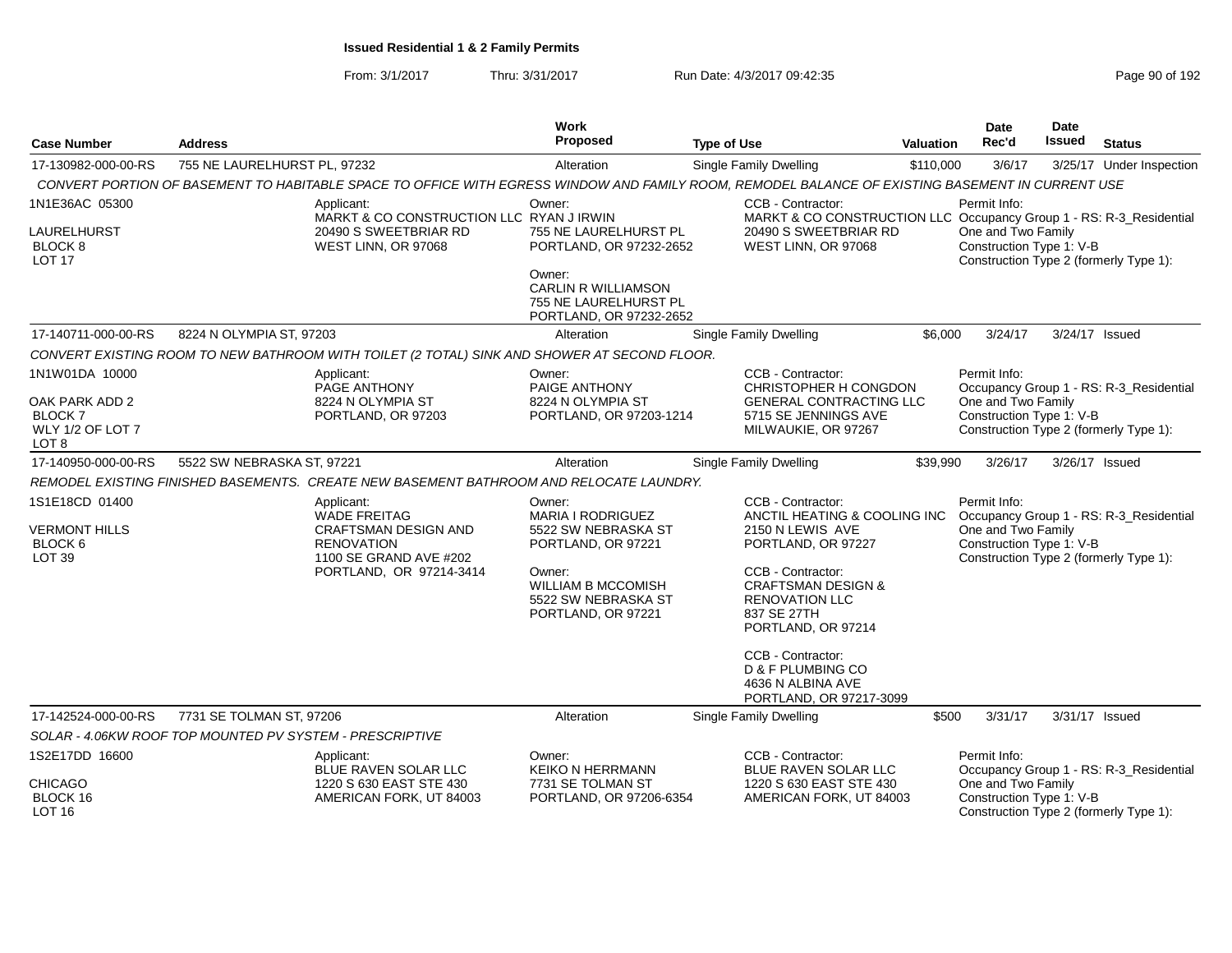## Issued Residential 1 & 2 Family Permits

From: 3/1/2017 Thru: 3/31/2017 Run Date: 4/3/2017 09:42:35

| Case Number | Address | Work Proposed | Type of Use | Valuation | Date Rec'd | Date Issued | Status |
|---|---|---|---|---|---|---|---|
| 17-130982-000-00-RS | 755 NE LAURELHURST PL, 97232 | Alteration | Single Family Dwelling | $110,000 | 3/6/17 | 3/25/17 | Under Inspection |

*CONVERT PORTION OF BASEMENT TO HABITABLE SPACE TO OFFICE WITH EGRESS WINDOW AND FAMILY ROOM, REMODEL BALANCE OF EXISTING BASEMENT IN CURRENT USE*

1N1E36AC 05300
LAURELHURST
BLOCK 8
LOT 17

Applicant: MARKT & CO CONSTRUCTION LLC, 20490 S SWEETBRIAR RD, WEST LINN, OR 97068

Owner: RYAN J IRWIN, 755 NE LAURELHURST PL, PORTLAND, OR 97232-2652

Owner: CARLIN R WILLIAMSON, 755 NE LAURELHURST PL, PORTLAND, OR 97232-2652

CCB - Contractor: MARKT & CO CONSTRUCTION LLC, 20490 S SWEETBRIAR RD, WEST LINN, OR 97068

Permit Info: Occupancy Group 1 - RS: R-3_Residential One and Two Family; Construction Type 1: V-B; Construction Type 2 (formerly Type 1):

| Case Number | Address | Work Proposed | Type of Use | Valuation | Date Rec'd | Date Issued | Status |
|---|---|---|---|---|---|---|---|
| 17-140711-000-00-RS | 8224 N OLYMPIA ST, 97203 | Alteration | Single Family Dwelling | $6,000 | 3/24/17 | 3/24/17 | Issued |

*CONVERT EXISTING ROOM TO NEW BATHROOM WITH TOILET (2 TOTAL) SINK AND SHOWER AT SECOND FLOOR.*

1N1W01DA 10000
OAK PARK ADD 2
BLOCK 7
WLY 1/2 OF LOT 7
LOT 8

Applicant: PAGE ANTHONY, 8224 N OLYMPIA ST, PORTLAND, OR 97203

Owner: PAIGE ANTHONY, 8224 N OLYMPIA ST, PORTLAND, OR 97203-1214

CCB - Contractor: CHRISTOPHER H CONGDON GENERAL CONTRACTING LLC, 5715 SE JENNINGS AVE, MILWAUKIE, OR 97267

Permit Info: Occupancy Group 1 - RS: R-3_Residential One and Two Family; Construction Type 1: V-B; Construction Type 2 (formerly Type 1):

| Case Number | Address | Work Proposed | Type of Use | Valuation | Date Rec'd | Date Issued | Status |
|---|---|---|---|---|---|---|---|
| 17-140950-000-00-RS | 5522 SW NEBRASKA ST, 97221 | Alteration | Single Family Dwelling | $39,990 | 3/26/17 | 3/26/17 | Issued |

*REMODEL EXISTING FINISHED BASEMENTS. CREATE NEW BASEMENT BATHROOM AND RELOCATE LAUNDRY.*

1S1E18CD 01400
VERMONT HILLS
BLOCK 6
LOT 39

Applicant: WADE FREITAG, CRAFTSMAN DESIGN AND RENOVATION, 1100 SE GRAND AVE #202, PORTLAND, OR 97214-3414

Owner: MARIA I RODRIGUEZ, 5522 SW NEBRASKA ST, PORTLAND, OR 97221

Owner: WILLIAM B MCCOMISH, 5522 SW NEBRASKA ST, PORTLAND, OR 97221

CCB - Contractor: ANCTIL HEATING & COOLING INC, 2150 N LEWIS AVE, PORTLAND, OR 97227

CCB - Contractor: CRAFTSMAN DESIGN & RENOVATION LLC, 837 SE 27TH, PORTLAND, OR 97214

CCB - Contractor: D & F PLUMBING CO, 4636 N ALBINA AVE, PORTLAND, OR 97217-3099

Permit Info: Occupancy Group 1 - RS: R-3_Residential One and Two Family; Construction Type 1: V-B; Construction Type 2 (formerly Type 1):

| Case Number | Address | Work Proposed | Type of Use | Valuation | Date Rec'd | Date Issued | Status |
|---|---|---|---|---|---|---|---|
| 17-142524-000-00-RS | 7731 SE TOLMAN ST, 97206 | Alteration | Single Family Dwelling | $500 | 3/31/17 | 3/31/17 | Issued |

*SOLAR - 4.06KW ROOF TOP MOUNTED PV SYSTEM - PRESCRIPTIVE*

1S2E17DD 16600
CHICAGO
BLOCK 16
LOT 16

Applicant: BLUE RAVEN SOLAR LLC, 1220 S 630 EAST STE 430, AMERICAN FORK, UT 84003

Owner: KEIKO N HERRMANN, 7731 SE TOLMAN ST, PORTLAND, OR 97206-6354

CCB - Contractor: BLUE RAVEN SOLAR LLC, 1220 S 630 EAST STE 430, AMERICAN FORK, UT 84003

Permit Info: Occupancy Group 1 - RS: R-3_Residential One and Two Family; Construction Type 1: V-B; Construction Type 2 (formerly Type 1):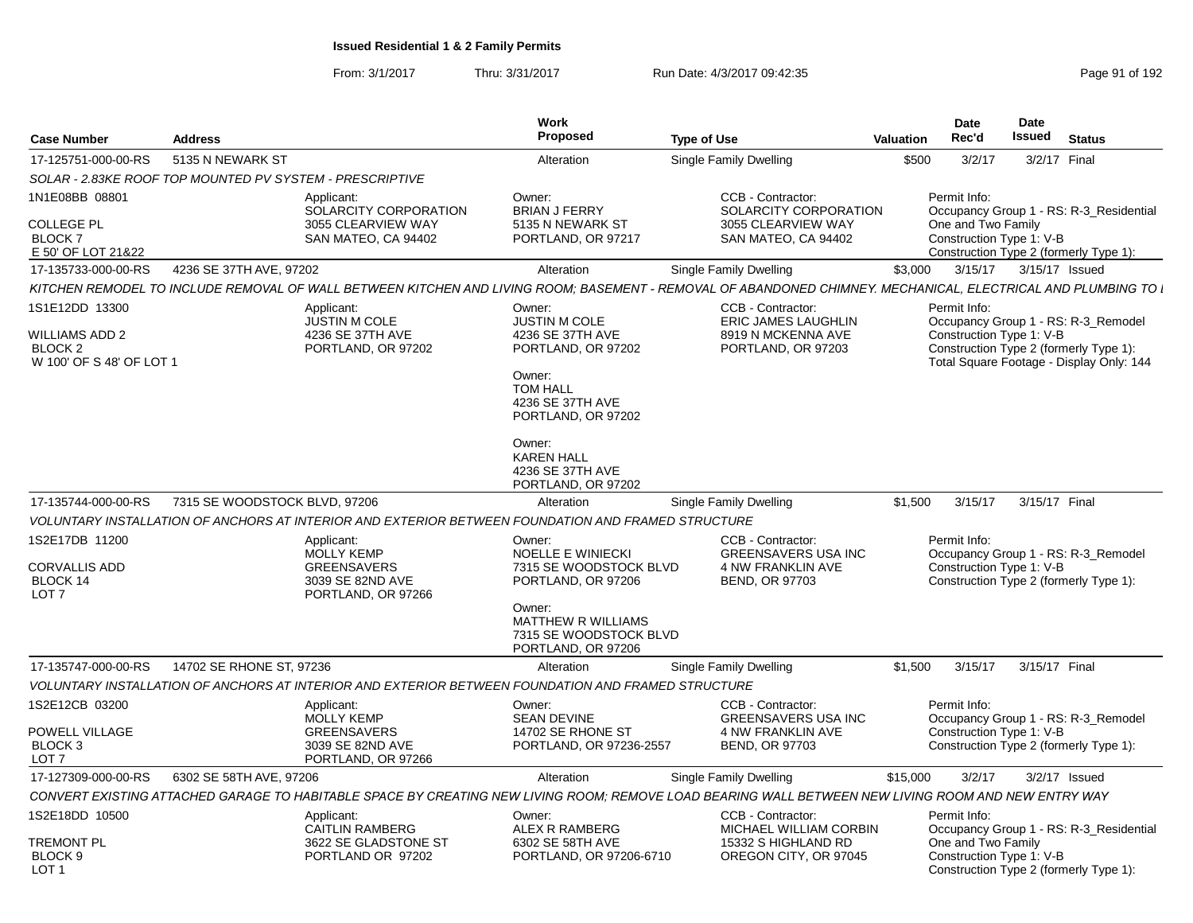**Issued Residential 1 & 2 Family Permits**

From: 3/1/2017 Thru: 3/31/2017 Run Date: 4/3/2017 09:42:35

| Case Number | Address | Work Proposed | Type of Use | Valuation | Date Rec'd | Date Issued | Status |
|---|---|---|---|---|---|---|---|
| 17-125751-000-00-RS | 5135 N NEWARK ST | Alteration | Single Family Dwelling | $500 | 3/2/17 | 3/2/17 | Final |

SOLAR - 2.83KE ROOF TOP MOUNTED PV SYSTEM - PRESCRIPTIVE

1N1E08BB 08801
COLLEGE PL
BLOCK 7
E 50' OF LOT 21&22

Applicant: SOLARCITY CORPORATION, 3055 CLEARVIEW WAY, SAN MATEO, CA 94402

Owner: BRIAN J FERRY, 5135 N NEWARK ST, PORTLAND, OR 97217

CCB - Contractor: SOLARCITY CORPORATION, 3055 CLEARVIEW WAY, SAN MATEO, CA 94402

Permit Info: Occupancy Group 1 - RS: R-3_Residential One and Two Family; Construction Type 1: V-B; Construction Type 2 (formerly Type 1):

| Case Number | Address | Work Proposed | Type of Use | Valuation | Date Rec'd | Date Issued | Status |
|---|---|---|---|---|---|---|---|
| 17-135733-000-00-RS | 4236 SE 37TH AVE, 97202 | Alteration | Single Family Dwelling | $3,000 | 3/15/17 | 3/15/17 | Issued |

KITCHEN REMODEL TO INCLUDE REMOVAL OF WALL BETWEEN KITCHEN AND LIVING ROOM; BASEMENT - REMOVAL OF ABANDONED CHIMNEY. MECHANICAL, ELECTRICAL AND PLUMBING TO I

1S1E12DD 13300
WILLIAMS ADD 2
BLOCK 2
W 100' OF S 48' OF LOT 1

Applicant: JUSTIN M COLE, 4236 SE 37TH AVE, PORTLAND, OR 97202

Owner: JUSTIN M COLE, 4236 SE 37TH AVE, PORTLAND, OR 97202

Owner: TOM HALL, 4236 SE 37TH AVE, PORTLAND, OR 97202

Owner: KAREN HALL, 4236 SE 37TH AVE, PORTLAND, OR 97202

CCB - Contractor: ERIC JAMES LAUGHLIN, 8919 N MCKENNA AVE, PORTLAND, OR 97203

Permit Info: Occupancy Group 1 - RS: R-3_Remodel; Construction Type 1: V-B; Construction Type 2 (formerly Type 1):; Total Square Footage - Display Only: 144

| Case Number | Address | Work Proposed | Type of Use | Valuation | Date Rec'd | Date Issued | Status |
|---|---|---|---|---|---|---|---|
| 17-135744-000-00-RS | 7315 SE WOODSTOCK BLVD, 97206 | Alteration | Single Family Dwelling | $1,500 | 3/15/17 | 3/15/17 | Final |

VOLUNTARY INSTALLATION OF ANCHORS AT INTERIOR AND EXTERIOR BETWEEN FOUNDATION AND FRAMED STRUCTURE

1S2E17DB 11200
CORVALLIS ADD
BLOCK 14
LOT 7

Applicant: MOLLY KEMP, GREENSAVERS, 3039 SE 82ND AVE, PORTLAND, OR 97266

Owner: NOELLE E WINIECKI, 7315 SE WOODSTOCK BLVD, PORTLAND, OR 97206

Owner: MATTHEW R WILLIAMS, 7315 SE WOODSTOCK BLVD, PORTLAND, OR 97206

CCB - Contractor: GREENSAVERS USA INC, 4 NW FRANKLIN AVE, BEND, OR 97703

Permit Info: Occupancy Group 1 - RS: R-3_Remodel; Construction Type 1: V-B; Construction Type 2 (formerly Type 1):

| Case Number | Address | Work Proposed | Type of Use | Valuation | Date Rec'd | Date Issued | Status |
|---|---|---|---|---|---|---|---|
| 17-135747-000-00-RS | 14702 SE RHONE ST, 97236 | Alteration | Single Family Dwelling | $1,500 | 3/15/17 | 3/15/17 | Final |

VOLUNTARY INSTALLATION OF ANCHORS AT INTERIOR AND EXTERIOR BETWEEN FOUNDATION AND FRAMED STRUCTURE

1S2E12CB 03200
POWELL VILLAGE
BLOCK 3
LOT 7

Applicant: MOLLY KEMP, GREENSAVERS, 3039 SE 82ND AVE, PORTLAND, OR 97266

Owner: SEAN DEVINE, 14702 SE RHONE ST, PORTLAND, OR 97236-2557

CCB - Contractor: GREENSAVERS USA INC, 4 NW FRANKLIN AVE, BEND, OR 97703

Permit Info: Occupancy Group 1 - RS: R-3_Remodel; Construction Type 1: V-B; Construction Type 2 (formerly Type 1):

| Case Number | Address | Work Proposed | Type of Use | Valuation | Date Rec'd | Date Issued | Status |
|---|---|---|---|---|---|---|---|
| 17-127309-000-00-RS | 6302 SE 58TH AVE, 97206 | Alteration | Single Family Dwelling | $15,000 | 3/2/17 | 3/2/17 | Issued |

CONVERT EXISTING ATTACHED GARAGE TO HABITABLE SPACE BY CREATING NEW LIVING ROOM; REMOVE LOAD BEARING WALL BETWEEN NEW LIVING ROOM AND NEW ENTRY WAY

1S2E18DD 10500
TREMONT PL
BLOCK 9
LOT 1

Applicant: CAITLIN RAMBERG, 3622 SE GLADSTONE ST, PORTLAND OR 97202

Owner: ALEX R RAMBERG, 6302 SE 58TH AVE, PORTLAND, OR 97206-6710

CCB - Contractor: MICHAEL WILLIAM CORBIN, 15332 S HIGHLAND RD, OREGON CITY, OR 97045

Permit Info: Occupancy Group 1 - RS: R-3_Residential One and Two Family; Construction Type 1: V-B; Construction Type 2 (formerly Type 1):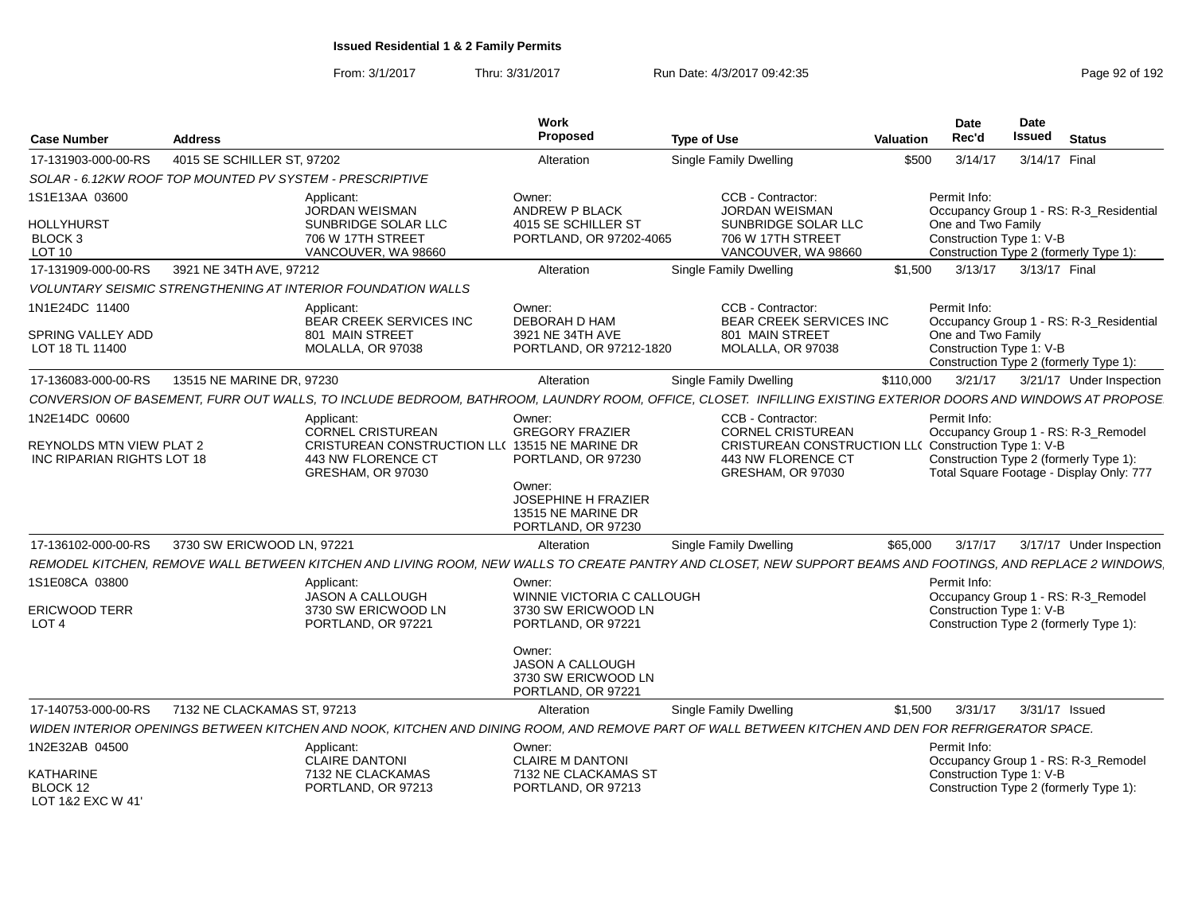# Issued Residential 1 & 2 Family Permits

From: 3/1/2017 Thru: 3/31/2017 Run Date: 4/3/2017 09:42:35

| Case Number | Address | Work Proposed | Type of Use | Valuation | Date Rec'd | Date Issued | Status |
|---|---|---|---|---|---|---|---|
| 17-131903-000-00-RS | 4015 SE SCHILLER ST, 97202 | Alteration | Single Family Dwelling | $500 | 3/14/17 | 3/14/17 | Final |

SOLAR - 6.12KW ROOF TOP MOUNTED PV SYSTEM - PRESCRIPTIVE

1S1E13AA 03600
HOLLYHURST
BLOCK 3
LOT 10

Applicant: JORDAN WEISMAN, SUNBRIDGE SOLAR LLC, 706 W 17TH STREET, VANCOUVER, WA 98660

Owner: ANDREW P BLACK, 4015 SE SCHILLER ST, PORTLAND, OR 97202-4065

CCB - Contractor: JORDAN WEISMAN, SUNBRIDGE SOLAR LLC, 706 W 17TH STREET, VANCOUVER, WA 98660

Permit Info: Occupancy Group 1 - RS: R-3_Residential One and Two Family; Construction Type 1: V-B; Construction Type 2 (formerly Type 1):

| Case Number | Address | Work Proposed | Type of Use | Valuation | Date Rec'd | Date Issued | Status |
|---|---|---|---|---|---|---|---|
| 17-131909-000-00-RS | 3921 NE 34TH AVE, 97212 | Alteration | Single Family Dwelling | $1,500 | 3/13/17 | 3/13/17 | Final |

VOLUNTARY SEISMIC STRENGTHENING AT INTERIOR FOUNDATION WALLS

1N1E24DC 11400
SPRING VALLEY ADD
LOT 18 TL 11400

Applicant: BEAR CREEK SERVICES INC, 801 MAIN STREET, MOLALLA, OR 97038

Owner: DEBORAH D HAM, 3921 NE 34TH AVE, PORTLAND, OR 97212-1820

CCB - Contractor: BEAR CREEK SERVICES INC, 801 MAIN STREET, MOLALLA, OR 97038

Permit Info: Occupancy Group 1 - RS: R-3_Residential One and Two Family; Construction Type 1: V-B; Construction Type 2 (formerly Type 1):

| Case Number | Address | Work Proposed | Type of Use | Valuation | Date Rec'd | Date Issued | Status |
|---|---|---|---|---|---|---|---|
| 17-136083-000-00-RS | 13515 NE MARINE DR, 97230 | Alteration | Single Family Dwelling | $110,000 | 3/21/17 | 3/21/17 | Under Inspection |

CONVERSION OF BASEMENT, FURR OUT WALLS, TO INCLUDE BEDROOM, BATHROOM, LAUNDRY ROOM, OFFICE, CLOSET. INFILLING EXISTING EXTERIOR DOORS AND WINDOWS AT PROPOSE

1N2E14DC 00600
REYNOLDS MTN VIEW PLAT 2
INC RIPARIAN RIGHTS LOT 18

Applicant: CORNEL CRISTUREAN, CRISTUREAN CONSTRUCTION LLC, 443 NW FLORENCE CT, GRESHAM, OR 97030

Owner: GREGORY FRAZIER, 13515 NE MARINE DR, PORTLAND, OR 97230

Owner: JOSEPHINE H FRAZIER, 13515 NE MARINE DR, PORTLAND, OR 97230

CCB - Contractor: CORNEL CRISTUREAN, CRISTUREAN CONSTRUCTION LLC, 443 NW FLORENCE CT, GRESHAM, OR 97030

Permit Info: Occupancy Group 1 - RS: R-3_Remodel; Construction Type 1: V-B; Construction Type 2 (formerly Type 1):; Total Square Footage - Display Only: 777

| Case Number | Address | Work Proposed | Type of Use | Valuation | Date Rec'd | Date Issued | Status |
|---|---|---|---|---|---|---|---|
| 17-136102-000-00-RS | 3730 SW ERICWOOD LN, 97221 | Alteration | Single Family Dwelling | $65,000 | 3/17/17 | 3/17/17 | Under Inspection |

REMODEL KITCHEN, REMOVE WALL BETWEEN KITCHEN AND LIVING ROOM, NEW WALLS TO CREATE PANTRY AND CLOSET, NEW SUPPORT BEAMS AND FOOTINGS, AND REPLACE 2 WINDOWS,

1S1E08CA 03800
ERICWOOD TERR
LOT 4

Applicant: JASON A CALLOUGH, 3730 SW ERICWOOD LN, PORTLAND, OR 97221

Owner: WINNIE VICTORIA C CALLOUGH, 3730 SW ERICWOOD LN, PORTLAND, OR 97221

Owner: JASON A CALLOUGH, 3730 SW ERICWOOD LN, PORTLAND, OR 97221

Permit Info: Occupancy Group 1 - RS: R-3_Remodel; Construction Type 1: V-B; Construction Type 2 (formerly Type 1):

| Case Number | Address | Work Proposed | Type of Use | Valuation | Date Rec'd | Date Issued | Status |
|---|---|---|---|---|---|---|---|
| 17-140753-000-00-RS | 7132 NE CLACKAMAS ST, 97213 | Alteration | Single Family Dwelling | $1,500 | 3/31/17 | 3/31/17 | Issued |

WIDEN INTERIOR OPENINGS BETWEEN KITCHEN AND NOOK, KITCHEN AND DINING ROOM, AND REMOVE PART OF WALL BETWEEN KITCHEN AND DEN FOR REFRIGERATOR SPACE.

1N2E32AB 04500
KATHARINE
BLOCK 12
LOT 1&2 EXC W 41'

Applicant: CLAIRE DANTONI, 7132 NE CLACKAMAS, PORTLAND, OR 97213

Owner: CLAIRE M DANTONI, 7132 NE CLACKAMAS ST, PORTLAND, OR 97213

Permit Info: Occupancy Group 1 - RS: R-3_Remodel; Construction Type 1: V-B; Construction Type 2 (formerly Type 1):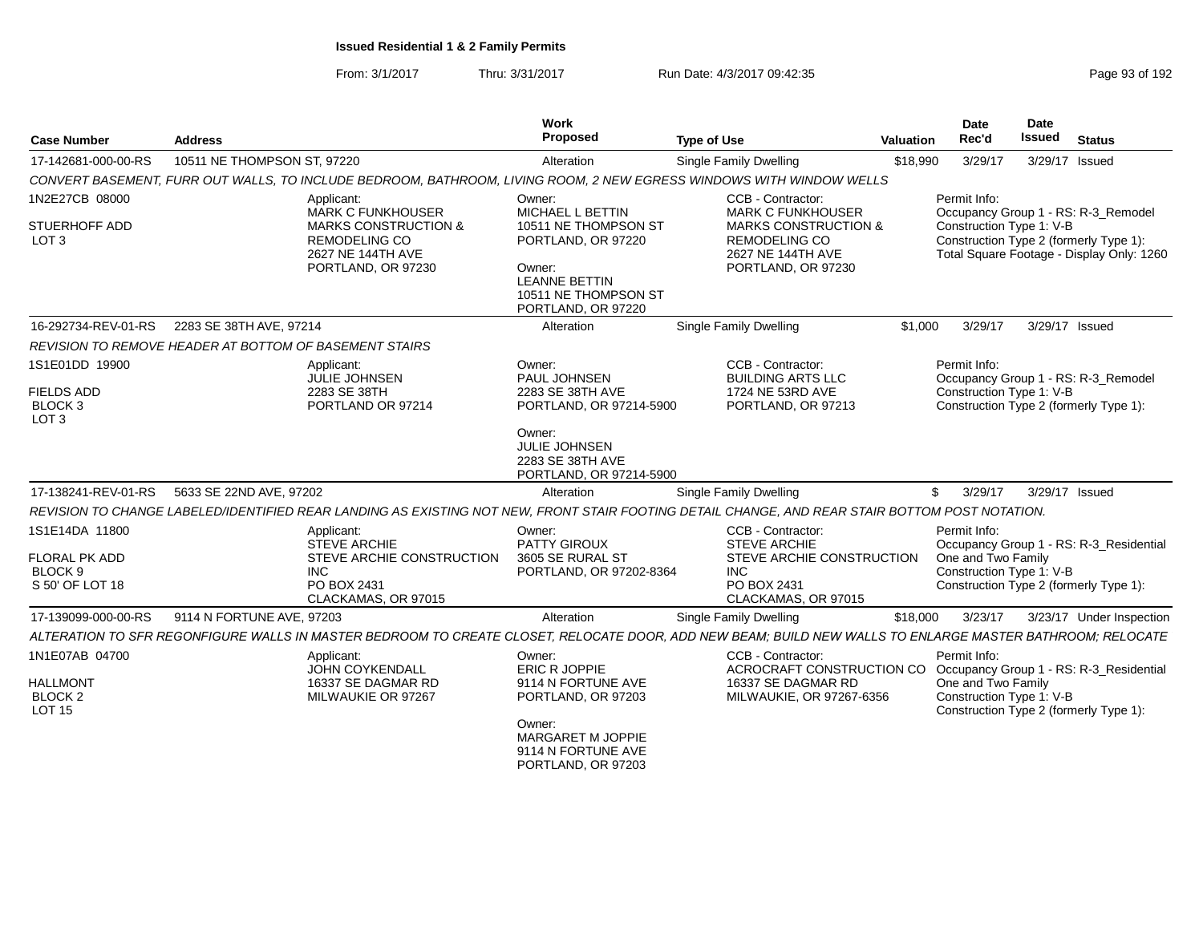**Issued Residential 1 & 2 Family Permits**

From: 3/1/2017 Thru: 3/31/2017 Run Date: 4/3/2017 09:42:35

| Case Number | Address | Work Proposed | Type of Use | Valuation | Date Rec'd | Date Issued | Status |
|---|---|---|---|---|---|---|---|
| 17-142681-000-00-RS | 10511 NE THOMPSON ST, 97220 | Alteration | Single Family Dwelling | $18,990 | 3/29/17 | 3/29/17 | Issued |

*CONVERT BASEMENT, FURR OUT WALLS, TO INCLUDE BEDROOM, BATHROOM, LIVING ROOM, 2 NEW EGRESS WINDOWS WITH WINDOW WELLS*

1N2E27CB 08000
STUERHOFF ADD
LOT 3

Applicant: MARK C FUNKHOUSER, MARKS CONSTRUCTION & REMODELING CO, 2627 NE 144TH AVE, PORTLAND, OR 97230

Owner: MICHAEL L BETTIN, 10511 NE THOMPSON ST, PORTLAND, OR 97220
Owner: LEANNE BETTIN, 10511 NE THOMPSON ST, PORTLAND, OR 97220

CCB - Contractor: MARK C FUNKHOUSER, MARKS CONSTRUCTION & REMODELING CO, 2627 NE 144TH AVE, PORTLAND, OR 97230

Permit Info:
Occupancy Group 1 - RS: R-3_Remodel
Construction Type 1: V-B
Construction Type 2 (formerly Type 1):
Total Square Footage - Display Only: 1260

| Case Number | Address | Work Proposed | Type of Use | Valuation | Date Rec'd | Date Issued | Status |
|---|---|---|---|---|---|---|---|
| 16-292734-REV-01-RS | 2283 SE 38TH AVE, 97214 | Alteration | Single Family Dwelling | $1,000 | 3/29/17 | 3/29/17 | Issued |

*REVISION TO REMOVE HEADER AT BOTTOM OF BASEMENT STAIRS*

1S1E01DD 19900
FIELDS ADD
BLOCK 3
LOT 3

Applicant: JULIE JOHNSEN, 2283 SE 38TH, PORTLAND OR 97214

Owner: PAUL JOHNSEN, 2283 SE 38TH AVE, PORTLAND, OR 97214-5900
Owner: JULIE JOHNSEN, 2283 SE 38TH AVE, PORTLAND, OR 97214-5900

CCB - Contractor: BUILDING ARTS LLC, 1724 NE 53RD AVE, PORTLAND, OR 97213

Permit Info:
Occupancy Group 1 - RS: R-3_Remodel
Construction Type 1: V-B
Construction Type 2 (formerly Type 1):

| Case Number | Address | Work Proposed | Type of Use | Valuation | Date Rec'd | Date Issued | Status |
|---|---|---|---|---|---|---|---|
| 17-138241-REV-01-RS | 5633 SE 22ND AVE, 97202 | Alteration | Single Family Dwelling | $ | 3/29/17 | 3/29/17 | Issued |

*REVISION TO CHANGE LABELED/IDENTIFIED REAR LANDING AS EXISTING NOT NEW, FRONT STAIR FOOTING DETAIL CHANGE, AND REAR STAIR BOTTOM POST NOTATION.*

1S1E14DA 11800
FLORAL PK ADD
BLOCK 9
S 50' OF LOT 18

Applicant: STEVE ARCHIE, STEVE ARCHIE CONSTRUCTION INC, PO BOX 2431, CLACKAMAS, OR 97015

Owner: PATTY GIROUX, 3605 SE RURAL ST, PORTLAND, OR 97202-8364

CCB - Contractor: STEVE ARCHIE, STEVE ARCHIE CONSTRUCTION INC, PO BOX 2431, CLACKAMAS, OR 97015

Permit Info:
Occupancy Group 1 - RS: R-3_Residential One and Two Family
Construction Type 1: V-B
Construction Type 2 (formerly Type 1):

| Case Number | Address | Work Proposed | Type of Use | Valuation | Date Rec'd | Date Issued | Status |
|---|---|---|---|---|---|---|---|
| 17-139099-000-00-RS | 9114 N FORTUNE AVE, 97203 | Alteration | Single Family Dwelling | $18,000 | 3/23/17 | 3/23/17 | Under Inspection |

*ALTERATION TO SFR REGONFIGURE WALLS IN MASTER BEDROOM TO CREATE CLOSET, RELOCATE DOOR, ADD NEW BEAM; BUILD NEW WALLS TO ENLARGE MASTER BATHROOM; RELOCATE*

1N1E07AB 04700
HALLMONT
BLOCK 2
LOT 15

Applicant: JOHN COYKENDALL, 16337 SE DAGMAR RD, MILWAUKIE OR 97267

Owner: ERIC R JOPPIE, 9114 N FORTUNE AVE, PORTLAND, OR 97203
Owner: MARGARET M JOPPIE, 9114 N FORTUNE AVE, PORTLAND, OR 97203

CCB - Contractor: ACROCRAFT CONSTRUCTION CO, 16337 SE DAGMAR RD, MILWAUKIE, OR 97267-6356

Permit Info:
Occupancy Group 1 - RS: R-3_Residential One and Two Family
Construction Type 1: V-B
Construction Type 2 (formerly Type 1):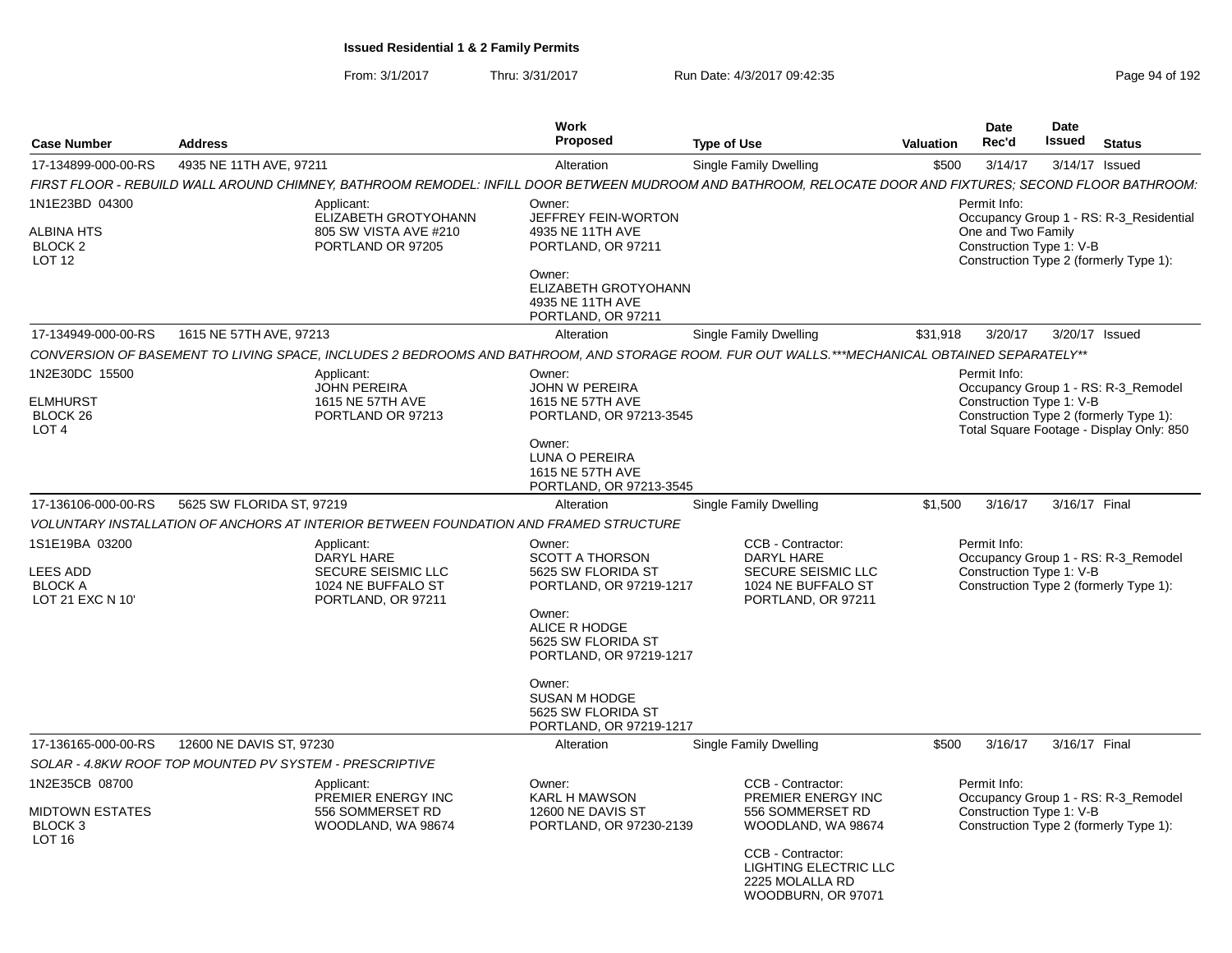**Issued Residential 1 & 2 Family Permits**

From: 3/1/2017 Thru: 3/31/2017 Run Date: 4/3/2017 09:42:35

| Case Number | Address | Work Proposed | Type of Use | Valuation | Date Rec'd | Date Issued | Status |
|---|---|---|---|---|---|---|---|
| 17-134899-000-00-RS | 4935 NE 11TH AVE, 97211 | Alteration | Single Family Dwelling | $500 | 3/14/17 | 3/14/17 | Issued |

FIRST FLOOR - REBUILD WALL AROUND CHIMNEY, BATHROOM REMODEL: INFILL DOOR BETWEEN MUDROOM AND BATHROOM, RELOCATE DOOR AND FIXTURES; SECOND FLOOR BATHROOM:

1N1E23BD 04300
ALBINA HTS
BLOCK 2
LOT 12

Applicant:
ELIZABETH GROTYOHANN
805 SW VISTA AVE #210
PORTLAND OR 97205

Owner:
JEFFREY FEIN-WORTON
4935 NE 11TH AVE
PORTLAND, OR 97211

Owner:
ELIZABETH GROTYOHANN
4935 NE 11TH AVE
PORTLAND, OR 97211

Permit Info:
Occupancy Group 1 - RS: R-3_Residential One and Two Family
Construction Type 1: V-B
Construction Type 2 (formerly Type 1):

---

| Case Number | Address | Work Proposed | Type of Use | Valuation | Date Rec'd | Date Issued | Status |
|---|---|---|---|---|---|---|---|
| 17-134949-000-00-RS | 1615 NE 57TH AVE, 97213 | Alteration | Single Family Dwelling | $31,918 | 3/20/17 | 3/20/17 | Issued |

CONVERSION OF BASEMENT TO LIVING SPACE, INCLUDES 2 BEDROOMS AND BATHROOM, AND STORAGE ROOM. FUR OUT WALLS.***MECHANICAL OBTAINED SEPARATELY**

1N2E30DC 15500
ELMHURST
BLOCK 26
LOT 4

Applicant:
JOHN PEREIRA
1615 NE 57TH AVE
PORTLAND OR 97213

Owner:
JOHN W PEREIRA
1615 NE 57TH AVE
PORTLAND, OR 97213-3545

Owner:
LUNA O PEREIRA
1615 NE 57TH AVE
PORTLAND, OR 97213-3545

Permit Info:
Occupancy Group 1 - RS: R-3_Remodel
Construction Type 1: V-B
Construction Type 2 (formerly Type 1):
Total Square Footage - Display Only: 850

---

| Case Number | Address | Work Proposed | Type of Use | Valuation | Date Rec'd | Date Issued | Status |
|---|---|---|---|---|---|---|---|
| 17-136106-000-00-RS | 5625 SW FLORIDA ST, 97219 | Alteration | Single Family Dwelling | $1,500 | 3/16/17 | 3/16/17 | Final |

VOLUNTARY INSTALLATION OF ANCHORS AT INTERIOR BETWEEN FOUNDATION AND FRAMED STRUCTURE

1S1E19BA 03200
LEES ADD
BLOCK A
LOT 21 EXC N 10'

Applicant:
DARYL HARE
SECURE SEISMIC LLC
1024 NE BUFFALO ST
PORTLAND, OR 97211

Owner:
SCOTT A THORSON
5625 SW FLORIDA ST
PORTLAND, OR 97219-1217

Owner:
ALICE R HODGE
5625 SW FLORIDA ST
PORTLAND, OR 97219-1217

Owner:
SUSAN M HODGE
5625 SW FLORIDA ST
PORTLAND, OR 97219-1217

CCB - Contractor:
DARYL HARE
SECURE SEISMIC LLC
1024 NE BUFFALO ST
PORTLAND, OR 97211

Permit Info:
Occupancy Group 1 - RS: R-3_Remodel
Construction Type 1: V-B
Construction Type 2 (formerly Type 1):

---

| Case Number | Address | Work Proposed | Type of Use | Valuation | Date Rec'd | Date Issued | Status |
|---|---|---|---|---|---|---|---|
| 17-136165-000-00-RS | 12600 NE DAVIS ST, 97230 | Alteration | Single Family Dwelling | $500 | 3/16/17 | 3/16/17 | Final |

SOLAR - 4.8KW ROOF TOP MOUNTED PV SYSTEM - PRESCRIPTIVE

1N2E35CB 08700
MIDTOWN ESTATES
BLOCK 3
LOT 16

Applicant:
PREMIER ENERGY INC
556 SOMMERSET RD
WOODLAND, WA 98674

Owner:
KARL H MAWSON
12600 NE DAVIS ST
PORTLAND, OR 97230-2139

CCB - Contractor:
PREMIER ENERGY INC
556 SOMMERSET RD
WOODLAND, WA 98674

CCB - Contractor:
LIGHTING ELECTRIC LLC
2225 MOLALLA RD
WOODBURN, OR 97071

Permit Info:
Occupancy Group 1 - RS: R-3_Remodel
Construction Type 1: V-B
Construction Type 2 (formerly Type 1):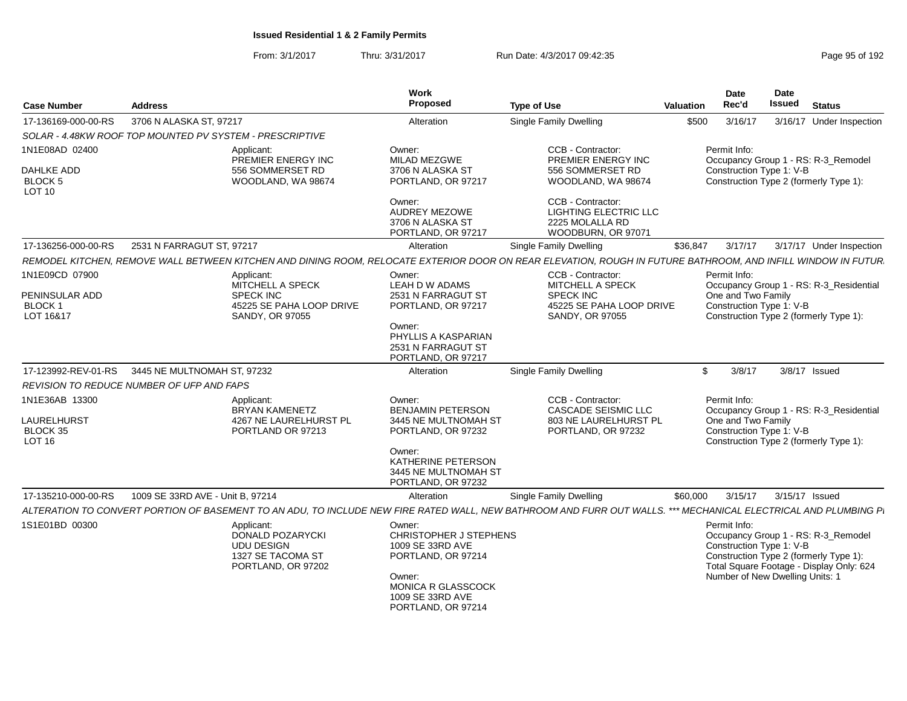## Issued Residential 1 & 2 Family Permits

From: 3/1/2017 Thru: 3/31/2017 Run Date: 4/3/2017 09:42:35

| Case Number | Address | Work Proposed | Type of Use | Valuation | Date Rec'd | Date Issued | Status |
|---|---|---|---|---|---|---|---|
| 17-136169-000-00-RS | 3706 N ALASKA ST, 97217 | Alteration | Single Family Dwelling | $500 | 3/16/17 | 3/16/17 | Under Inspection |

SOLAR - 4.48KW ROOF TOP MOUNTED PV SYSTEM - PRESCRIPTIVE

1N1E08AD 02400
DAHLKE ADD
BLOCK 5
LOT 10

Applicant:
PREMIER ENERGY INC
556 SOMMERSET RD
WOODLAND, WA 98674

Owner:
MILAD MEZGWE
3706 N ALASKA ST
PORTLAND, OR 97217

Owner:
AUDREY MEZOWE
3706 N ALASKA ST
PORTLAND, OR 97217

CCB - Contractor:
PREMIER ENERGY INC
556 SOMMERSET RD
WOODLAND, WA 98674

CCB - Contractor:
LIGHTING ELECTRIC LLC
2225 MOLALLA RD
WOODBURN, OR 97071

Permit Info:
Occupancy Group 1 - RS: R-3_Remodel
Construction Type 1: V-B
Construction Type 2 (formerly Type 1):

| Case Number | Address | Work Proposed | Type of Use | Valuation | Date Rec'd | Date Issued | Status |
|---|---|---|---|---|---|---|---|
| 17-136256-000-00-RS | 2531 N FARRAGUT ST, 97217 | Alteration | Single Family Dwelling | $36,847 | 3/17/17 | 3/17/17 | Under Inspection |

REMODEL KITCHEN, REMOVE WALL BETWEEN KITCHEN AND DINING ROOM, RELOCATE EXTERIOR DOOR ON REAR ELEVATION, ROUGH IN FUTURE BATHROOM, AND INFILL WINDOW IN FUTUR

1N1E09CD 07900
PENINSULAR ADD
BLOCK 1
LOT 16&17

Applicant:
MITCHELL A SPECK
SPECK INC
45225 SE PAHA LOOP DRIVE
SANDY, OR 97055

Owner:
LEAH D W ADAMS
2531 N FARRAGUT ST
PORTLAND, OR 97217

Owner:
PHYLLIS A KASPARIAN
2531 N FARRAGUT ST
PORTLAND, OR 97217

CCB - Contractor:
MITCHELL A SPECK
SPECK INC
45225 SE PAHA LOOP DRIVE
SANDY, OR 97055

Permit Info:
Occupancy Group 1 - RS: R-3_Residential One and Two Family
Construction Type 1: V-B
Construction Type 2 (formerly Type 1):

| Case Number | Address | Work Proposed | Type of Use | Valuation | Date Rec'd | Date Issued | Status |
|---|---|---|---|---|---|---|---|
| 17-123992-REV-01-RS | 3445 NE MULTNOMAH ST, 97232 | Alteration | Single Family Dwelling | $ | 3/8/17 | 3/8/17 | Issued |

REVISION TO REDUCE NUMBER OF UFP AND FAPS

1N1E36AB 13300
LAURELHURST
BLOCK 35
LOT 16

Applicant:
BRYAN KAMENETZ
4267 NE LAURELHURST PL
PORTLAND OR 97213

Owner:
BENJAMIN PETERSON
3445 NE MULTNOMAH ST
PORTLAND, OR 97232

Owner:
KATHERINE PETERSON
3445 NE MULTNOMAH ST
PORTLAND, OR 97232

CCB - Contractor:
CASCADE SEISMIC LLC
803 NE LAURELHURST PL
PORTLAND, OR 97232

Permit Info:
Occupancy Group 1 - RS: R-3_Residential One and Two Family
Construction Type 1: V-B
Construction Type 2 (formerly Type 1):

| Case Number | Address | Work Proposed | Type of Use | Valuation | Date Rec'd | Date Issued | Status |
|---|---|---|---|---|---|---|---|
| 17-135210-000-00-RS | 1009 SE 33RD AVE - Unit B, 97214 | Alteration | Single Family Dwelling | $60,000 | 3/15/17 | 3/15/17 | Issued |

ALTERATION TO CONVERT PORTION OF BASEMENT TO AN ADU, TO INCLUDE NEW FIRE RATED WALL, NEW BATHROOM AND FURR OUT WALLS. *** MECHANICAL ELECTRICAL AND PLUMBING PI

1S1E01BD 00300

Applicant:
DONALD POZARYCKI
UDU DESIGN
1327 SE TACOMA ST
PORTLAND, OR 97202

Owner:
CHRISTOPHER J STEPHENS
1009 SE 33RD AVE
PORTLAND, OR 97214

Owner:
MONICA R GLASSCOCK
1009 SE 33RD AVE
PORTLAND, OR 97214

Permit Info:
Occupancy Group 1 - RS: R-3_Remodel
Construction Type 1: V-B
Construction Type 2 (formerly Type 1):
Total Square Footage - Display Only: 624
Number of New Dwelling Units: 1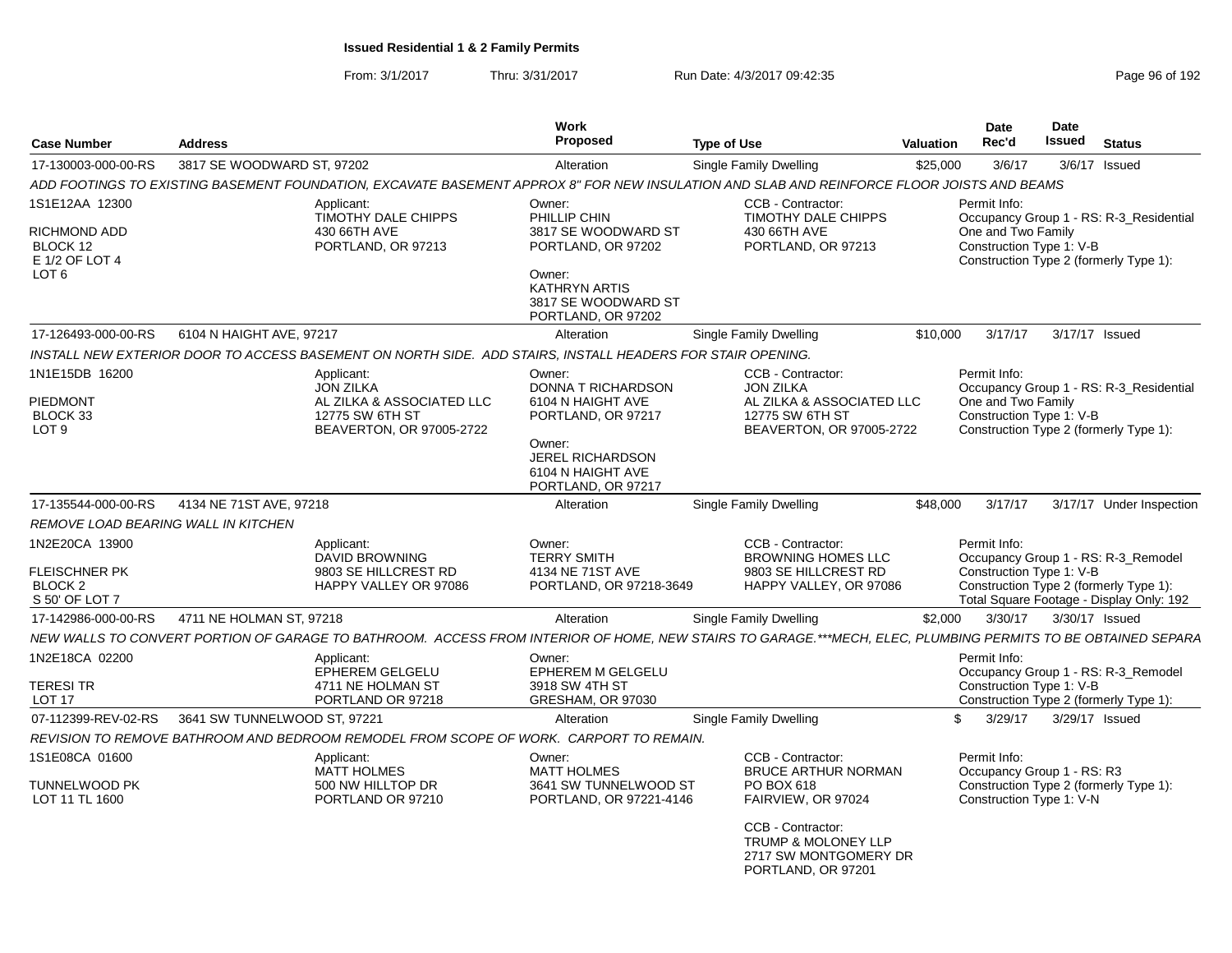# Issued Residential 1 & 2 Family Permits

From: 3/1/2017 Thru: 3/31/2017 Run Date: 4/3/2017 09:42:35

| Case Number | Address | Work Proposed | Type of Use | Valuation | Date Rec'd | Date Issued | Status |
|---|---|---|---|---|---|---|---|
| 17-130003-000-00-RS | 3817 SE WOODWARD ST, 97202 | Alteration | Single Family Dwelling | $25,000 | 3/6/17 | 3/6/17 | Issued |

*ADD FOOTINGS TO EXISTING BASEMENT FOUNDATION, EXCAVATE BASEMENT APPROX 8" FOR NEW INSULATION AND SLAB AND REINFORCE FLOOR JOISTS AND BEAMS*

1S1E12AA 12300
RICHMOND ADD
BLOCK 12
E 1/2 OF LOT 4
LOT 6

Applicant: TIMOTHY DALE CHIPPS, 430 66TH AVE, PORTLAND, OR 97213

Owner: PHILLIP CHIN, 3817 SE WOODWARD ST, PORTLAND, OR 97202

Owner: KATHRYN ARTIS, 3817 SE WOODWARD ST, PORTLAND, OR 97202

CCB - Contractor: TIMOTHY DALE CHIPPS, 430 66TH AVE, PORTLAND, OR 97213

Permit Info:
Occupancy Group 1 - RS: R-3_Residential One and Two Family
Construction Type 1: V-B
Construction Type 2 (formerly Type 1):

| Case Number | Address | Work Proposed | Type of Use | Valuation | Date Rec'd | Date Issued | Status |
|---|---|---|---|---|---|---|---|
| 17-126493-000-00-RS | 6104 N HAIGHT AVE, 97217 | Alteration | Single Family Dwelling | $10,000 | 3/17/17 | 3/17/17 | Issued |

*INSTALL NEW EXTERIOR DOOR TO ACCESS BASEMENT ON NORTH SIDE. ADD STAIRS, INSTALL HEADERS FOR STAIR OPENING.*

1N1E15DB 16200
PIEDMONT
BLOCK 33
LOT 9

Applicant: JON ZILKA, AL ZILKA & ASSOCIATED LLC, 12775 SW 6TH ST, BEAVERTON, OR 97005-2722

Owner: DONNA T RICHARDSON, 6104 N HAIGHT AVE, PORTLAND, OR 97217

Owner: JEREL RICHARDSON, 6104 N HAIGHT AVE, PORTLAND, OR 97217

CCB - Contractor: JON ZILKA, AL ZILKA & ASSOCIATED LLC, 12775 SW 6TH ST, BEAVERTON, OR 97005-2722

Permit Info:
Occupancy Group 1 - RS: R-3_Residential One and Two Family
Construction Type 1: V-B
Construction Type 2 (formerly Type 1):

| Case Number | Address | Work Proposed | Type of Use | Valuation | Date Rec'd | Date Issued | Status |
|---|---|---|---|---|---|---|---|
| 17-135544-000-00-RS | 4134 NE 71ST AVE, 97218 | Alteration | Single Family Dwelling | $48,000 | 3/17/17 | 3/17/17 | Under Inspection |

*REMOVE LOAD BEARING WALL IN KITCHEN*

1N2E20CA 13900
FLEISCHNER PK
BLOCK 2
S 50' OF LOT 7

Applicant: DAVID BROWNING, 9803 SE HILLCREST RD, HAPPY VALLEY OR 97086

Owner: TERRY SMITH, 4134 NE 71ST AVE, PORTLAND, OR 97218-3649

CCB - Contractor: BROWNING HOMES LLC, 9803 SE HILLCREST RD, HAPPY VALLEY, OR 97086

Permit Info:
Occupancy Group 1 - RS: R-3_Remodel
Construction Type 1: V-B
Construction Type 2 (formerly Type 1):
Total Square Footage - Display Only: 192

| Case Number | Address | Work Proposed | Type of Use | Valuation | Date Rec'd | Date Issued | Status |
|---|---|---|---|---|---|---|---|
| 17-142986-000-00-RS | 4711 NE HOLMAN ST, 97218 | Alteration | Single Family Dwelling | $2,000 | 3/30/17 | 3/30/17 | Issued |

*NEW WALLS TO CONVERT PORTION OF GARAGE TO BATHROOM. ACCESS FROM INTERIOR OF HOME, NEW STAIRS TO GARAGE.\*\*\*MECH, ELEC, PLUMBING PERMITS TO BE OBTAINED SEPARA*

1N2E18CA 02200
TERESI TR
LOT 17

Applicant: EPHEREM GELGELU, 4711 NE HOLMAN ST, PORTLAND OR 97218

Owner: EPHEREM M GELGELU, 3918 SW 4TH ST, GRESHAM, OR 97030

Permit Info:
Occupancy Group 1 - RS: R-3_Remodel
Construction Type 1: V-B
Construction Type 2 (formerly Type 1):

| Case Number | Address | Work Proposed | Type of Use | Valuation | Date Rec'd | Date Issued | Status |
|---|---|---|---|---|---|---|---|
| 07-112399-REV-02-RS | 3641 SW TUNNELWOOD ST, 97221 | Alteration | Single Family Dwelling | $ | 3/29/17 | 3/29/17 | Issued |

*REVISION TO REMOVE BATHROOM AND BEDROOM REMODEL FROM SCOPE OF WORK. CARPORT TO REMAIN.*

1S1E08CA 01600
TUNNELWOOD PK
LOT 11 TL 1600

Applicant: MATT HOLMES, 500 NW HILLTOP DR, PORTLAND OR 97210

Owner: MATT HOLMES, 3641 SW TUNNELWOOD ST, PORTLAND, OR 97221-4146

CCB - Contractor: BRUCE ARTHUR NORMAN, PO BOX 618, FAIRVIEW, OR 97024

CCB - Contractor: TRUMP & MOLONEY LLP, 2717 SW MONTGOMERY DR, PORTLAND, OR 97201

Permit Info:
Occupancy Group 1 - RS: R3
Construction Type 2 (formerly Type 1):
Construction Type 1: V-N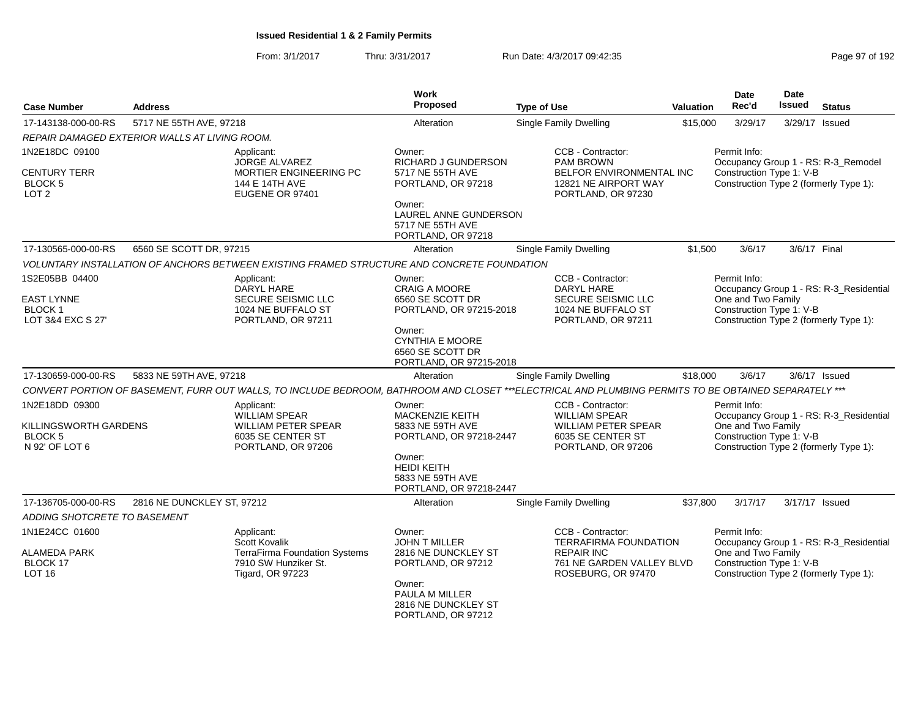**Issued Residential 1 & 2 Family Permits**

From: 3/1/2017 Thru: 3/31/2017 Run Date: 4/3/2017 09:42:35

| Case Number | Address | Work Proposed | Type of Use | Valuation | Date Rec'd | Date Issued | Status |
|---|---|---|---|---|---|---|---|
| 17-143138-000-00-RS | 5717 NE 55TH AVE, 97218 | Alteration | Single Family Dwelling | $15,000 | 3/29/17 | 3/29/17 | Issued |

*REPAIR DAMAGED EXTERIOR WALLS AT LIVING ROOM.*

1N2E18DC 09100
CENTURY TERR
BLOCK 5
LOT 2

Applicant:
JORGE ALVAREZ
MORTIER ENGINEERING PC
144 E 14TH AVE
EUGENE OR 97401

Owner:
RICHARD J GUNDERSON
5717 NE 55TH AVE
PORTLAND, OR 97218

Owner:
LAUREL ANNE GUNDERSON
5717 NE 55TH AVE
PORTLAND, OR 97218

CCB - Contractor:
PAM BROWN
BELFOR ENVIRONMENTAL INC
12821 NE AIRPORT WAY
PORTLAND, OR 97230

Permit Info:
Occupancy Group 1 - RS: R-3_Remodel
Construction Type 1: V-B
Construction Type 2 (formerly Type 1):

| Case Number | Address | Work Proposed | Type of Use | Valuation | Date Rec'd | Date Issued | Status |
|---|---|---|---|---|---|---|---|
| 17-130565-000-00-RS | 6560 SE SCOTT DR, 97215 | Alteration | Single Family Dwelling | $1,500 | 3/6/17 | 3/6/17 | Final |

*VOLUNTARY INSTALLATION OF ANCHORS BETWEEN EXISTING FRAMED STRUCTURE AND CONCRETE FOUNDATION*

1S2E05BB 04400
EAST LYNNE
BLOCK 1
LOT 3&4 EXC S 27'

Applicant:
DARYL HARE
SECURE SEISMIC LLC
1024 NE BUFFALO ST
PORTLAND, OR 97211

Owner:
CRAIG A MOORE
6560 SE SCOTT DR
PORTLAND, OR 97215-2018

Owner:
CYNTHIA E MOORE
6560 SE SCOTT DR
PORTLAND, OR 97215-2018

CCB - Contractor:
DARYL HARE
SECURE SEISMIC LLC
1024 NE BUFFALO ST
PORTLAND, OR 97211

Permit Info:
Occupancy Group 1 - RS: R-3_Residential One and Two Family
Construction Type 1: V-B
Construction Type 2 (formerly Type 1):

| Case Number | Address | Work Proposed | Type of Use | Valuation | Date Rec'd | Date Issued | Status |
|---|---|---|---|---|---|---|---|
| 17-130659-000-00-RS | 5833 NE 59TH AVE, 97218 | Alteration | Single Family Dwelling | $18,000 | 3/6/17 | 3/6/17 | Issued |

*CONVERT PORTION OF BASEMENT, FURR OUT WALLS, TO INCLUDE BEDROOM, BATHROOM AND CLOSET ***ELECTRICAL AND PLUMBING PERMITS TO BE OBTAINED SEPARATELY ****

1N2E18DD 09300
KILLINGSWORTH GARDENS
BLOCK 5
N 92' OF LOT 6

Applicant:
WILLIAM SPEAR
WILLIAM PETER SPEAR
6035 SE CENTER ST
PORTLAND, OR 97206

Owner:
MACKENZIE KEITH
5833 NE 59TH AVE
PORTLAND, OR 97218-2447

Owner:
HEIDI KEITH
5833 NE 59TH AVE
PORTLAND, OR 97218-2447

CCB - Contractor:
WILLIAM SPEAR
WILLIAM PETER SPEAR
6035 SE CENTER ST
PORTLAND, OR 97206

Permit Info:
Occupancy Group 1 - RS: R-3_Residential One and Two Family
Construction Type 1: V-B
Construction Type 2 (formerly Type 1):

| Case Number | Address | Work Proposed | Type of Use | Valuation | Date Rec'd | Date Issued | Status |
|---|---|---|---|---|---|---|---|
| 17-136705-000-00-RS | 2816 NE DUNCKLEY ST, 97212 | Alteration | Single Family Dwelling | $37,800 | 3/17/17 | 3/17/17 | Issued |

*ADDING SHOTCRETE TO BASEMENT*

1N1E24CC 01600
ALAMEDA PARK
BLOCK 17
LOT 16

Applicant:
Scott Kovalik
TerraFirma Foundation Systems
7910 SW Hunziker St.
Tigard, OR 97223

Owner:
JOHN T MILLER
2816 NE DUNCKLEY ST
PORTLAND, OR 97212

Owner:
PAULA M MILLER
2816 NE DUNCKLEY ST
PORTLAND, OR 97212

CCB - Contractor:
TERRAFIRMA FOUNDATION REPAIR INC
761 NE GARDEN VALLEY BLVD
ROSEBURG, OR 97470

Permit Info:
Occupancy Group 1 - RS: R-3_Residential One and Two Family
Construction Type 1: V-B
Construction Type 2 (formerly Type 1):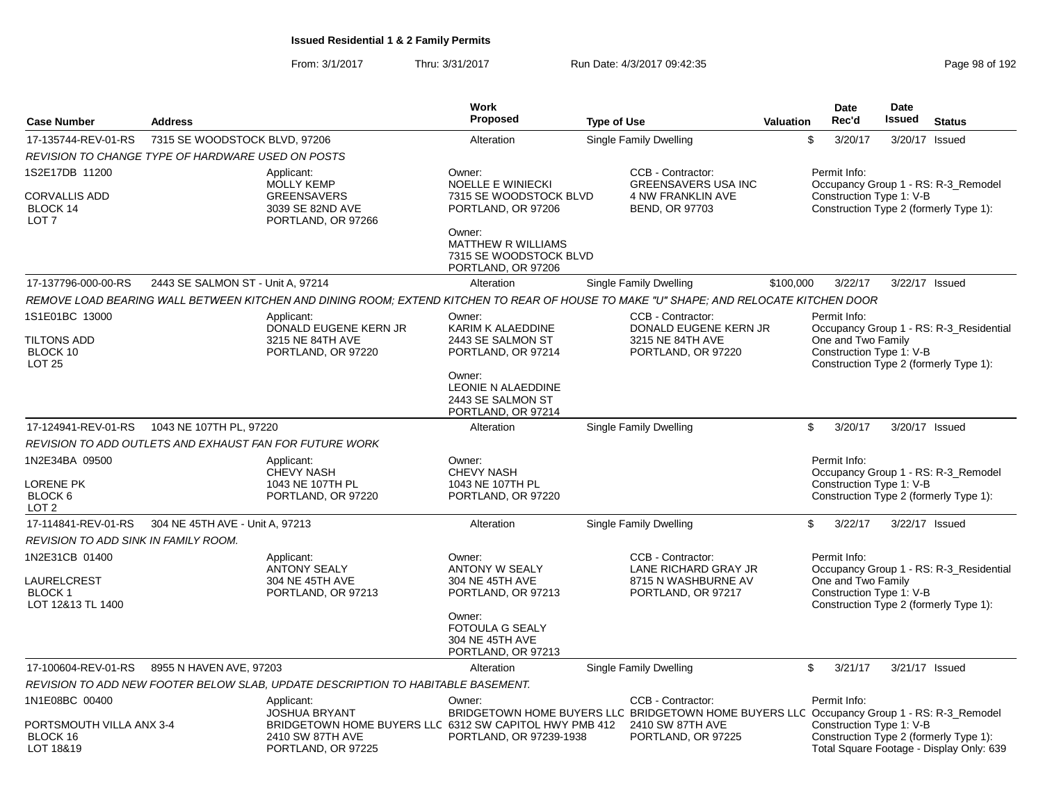# Issued Residential 1 & 2 Family Permits

From: 3/1/2017 Thru: 3/31/2017 Run Date: 4/3/2017 09:42:35

| Case Number | Address | Work Proposed | Type of Use | Valuation | Date Rec'd | Date Issued | Status |
|---|---|---|---|---|---|---|---|
| 17-135744-REV-01-RS | 7315 SE WOODSTOCK BLVD, 97206 | Alteration | Single Family Dwelling | $ | 3/20/17 | 3/20/17 | Issued |

REVISION TO CHANGE TYPE OF HARDWARE USED ON POSTS

1S2E17DB 11200
CORVALLIS ADD
BLOCK 14
LOT 7

Applicant:
MOLLY KEMP
GREENSAVERS
3039 SE 82ND AVE
PORTLAND, OR 97266

Owner:
NOELLE E WINIECKI
7315 SE WOODSTOCK BLVD
PORTLAND, OR 97206

Owner:
MATTHEW R WILLIAMS
7315 SE WOODSTOCK BLVD
PORTLAND, OR 97206

CCB - Contractor:
GREENSAVERS USA INC
4 NW FRANKLIN AVE
BEND, OR 97703

Permit Info:
Occupancy Group 1 - RS: R-3_Remodel
Construction Type 1: V-B
Construction Type 2 (formerly Type 1):

| Case Number | Address | Work Proposed | Type of Use | Valuation | Date Rec'd | Date Issued | Status |
|---|---|---|---|---|---|---|---|
| 17-137796-000-00-RS | 2443 SE SALMON ST - Unit A, 97214 | Alteration | Single Family Dwelling | $100,000 | 3/22/17 | 3/22/17 | Issued |

REMOVE LOAD BEARING WALL BETWEEN KITCHEN AND DINING ROOM; EXTEND KITCHEN TO REAR OF HOUSE TO MAKE "U" SHAPE; AND RELOCATE KITCHEN DOOR

1S1E01BC 13000
TILTONS ADD
BLOCK 10
LOT 25

Applicant:
DONALD EUGENE KERN JR
3215 NE 84TH AVE
PORTLAND, OR 97220

Owner:
KARIM K ALAEDDINE
2443 SE SALMON ST
PORTLAND, OR 97214

Owner:
LEONIE N ALAEDDINE
2443 SE SALMON ST
PORTLAND, OR 97214

CCB - Contractor:
DONALD EUGENE KERN JR
3215 NE 84TH AVE
PORTLAND, OR 97220

Permit Info:
Occupancy Group 1 - RS: R-3_Residential One and Two Family
Construction Type 1: V-B
Construction Type 2 (formerly Type 1):

| Case Number | Address | Work Proposed | Type of Use | Valuation | Date Rec'd | Date Issued | Status |
|---|---|---|---|---|---|---|---|
| 17-124941-REV-01-RS | 1043 NE 107TH PL, 97220 | Alteration | Single Family Dwelling | $ | 3/20/17 | 3/20/17 | Issued |

REVISION TO ADD OUTLETS AND EXHAUST FAN FOR FUTURE WORK

1N2E34BA 09500
LORENE PK
BLOCK 6
LOT 2

Applicant:
CHEVY NASH
1043 NE 107TH PL
PORTLAND, OR 97220

Owner:
CHEVY NASH
1043 NE 107TH PL
PORTLAND, OR 97220

Permit Info:
Occupancy Group 1 - RS: R-3_Remodel
Construction Type 1: V-B
Construction Type 2 (formerly Type 1):

| Case Number | Address | Work Proposed | Type of Use | Valuation | Date Rec'd | Date Issued | Status |
|---|---|---|---|---|---|---|---|
| 17-114841-REV-01-RS | 304 NE 45TH AVE - Unit A, 97213 | Alteration | Single Family Dwelling | $ | 3/22/17 | 3/22/17 | Issued |

REVISION TO ADD SINK IN FAMILY ROOM.

1N2E31CB 01400
LAURELCREST
BLOCK 1
LOT 12&13 TL 1400

Applicant:
ANTONY SEALY
304 NE 45TH AVE
PORTLAND, OR 97213

Owner:
ANTONY W SEALY
304 NE 45TH AVE
PORTLAND, OR 97213

Owner:
FOTOULA G SEALY
304 NE 45TH AVE
PORTLAND, OR 97213

CCB - Contractor:
LANE RICHARD GRAY JR
8715 N WASHBURNE AV
PORTLAND, OR 97217

Permit Info:
Occupancy Group 1 - RS: R-3_Residential One and Two Family
Construction Type 1: V-B
Construction Type 2 (formerly Type 1):

| Case Number | Address | Work Proposed | Type of Use | Valuation | Date Rec'd | Date Issued | Status |
|---|---|---|---|---|---|---|---|
| 17-100604-REV-01-RS | 8955 N HAVEN AVE, 97203 | Alteration | Single Family Dwelling | $ | 3/21/17 | 3/21/17 | Issued |

REVISION TO ADD NEW FOOTER BELOW SLAB, UPDATE DESCRIPTION TO HABITABLE BASEMENT.

1N1E08BC 00400
PORTSMOUTH VILLA ANX 3-4
BLOCK 16
LOT 18&19

Applicant:
JOSHUA BRYANT
BRIDGETOWN HOME BUYERS LLC
2410 SW 87TH AVE
PORTLAND, OR 97225

Owner:
BRIDGETOWN HOME BUYERS LLC
6312 SW CAPITOL HWY PMB 412
PORTLAND, OR 97239-1938

CCB - Contractor:
BRIDGETOWN HOME BUYERS LLC
2410 SW 87TH AVE
PORTLAND, OR 97225

Permit Info:
Occupancy Group 1 - RS: R-3_Remodel
Construction Type 1: V-B
Construction Type 2 (formerly Type 1):
Total Square Footage - Display Only: 639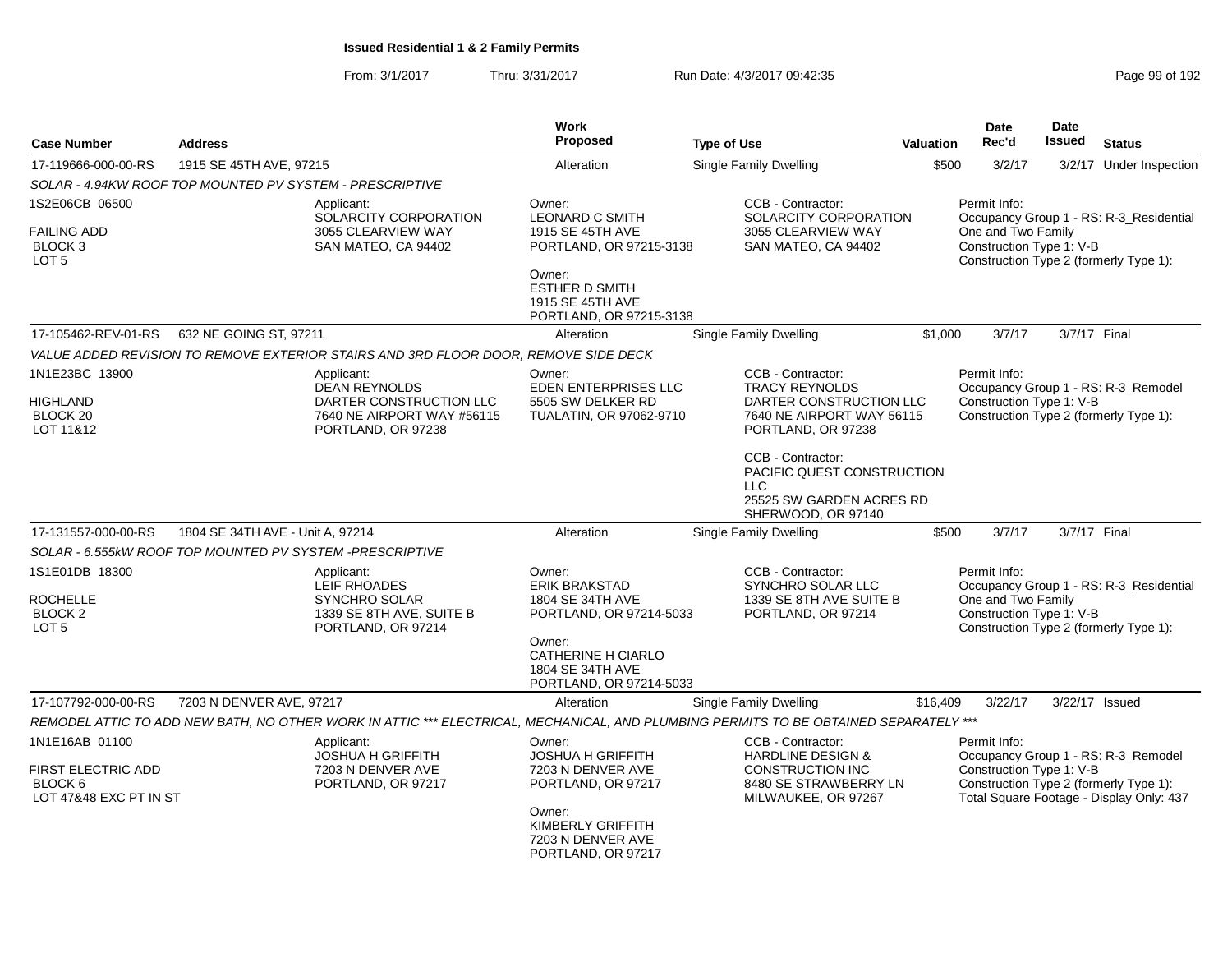**Issued Residential 1 & 2 Family Permits**

From: 3/1/2017 Thru: 3/31/2017 Run Date: 4/3/2017 09:42:35

| Case Number | Address | Work Proposed | Type of Use | Valuation | Date Rec'd | Date Issued | Status |
|---|---|---|---|---|---|---|---|
| 17-119666-000-00-RS | 1915 SE 45TH AVE, 97215 | Alteration | Single Family Dwelling | $500 | 3/2/17 | 3/2/17 | Under Inspection |

SOLAR - 4.94KW ROOF TOP MOUNTED PV SYSTEM - PRESCRIPTIVE

1S2E06CB 06500
FAILING ADD
BLOCK 3
LOT 5

Applicant: SOLARCITY CORPORATION, 3055 CLEARVIEW WAY, SAN MATEO, CA 94402

Owner: LEONARD C SMITH, 1915 SE 45TH AVE, PORTLAND, OR 97215-3138

Owner: ESTHER D SMITH, 1915 SE 45TH AVE, PORTLAND, OR 97215-3138

CCB - Contractor: SOLARCITY CORPORATION, 3055 CLEARVIEW WAY, SAN MATEO, CA 94402

Permit Info:
Occupancy Group 1 - RS: R-3_Residential One and Two Family
Construction Type 1: V-B
Construction Type 2 (formerly Type 1):

| Case Number | Address | Work Proposed | Type of Use | Valuation | Date Rec'd | Date Issued | Status |
|---|---|---|---|---|---|---|---|
| 17-105462-REV-01-RS | 632 NE GOING ST, 97211 | Alteration | Single Family Dwelling | $1,000 | 3/7/17 | 3/7/17 | Final |

VALUE ADDED REVISION TO REMOVE EXTERIOR STAIRS AND 3RD FLOOR DOOR, REMOVE SIDE DECK

1N1E23BC 13900
HIGHLAND
BLOCK 20
LOT 11&12

Applicant: DEAN REYNOLDS, DARTER CONSTRUCTION LLC, 7640 NE AIRPORT WAY #56115, PORTLAND, OR 97238

Owner: EDEN ENTERPRISES LLC, 5505 SW DELKER RD, TUALATIN, OR 97062-9710

CCB - Contractor: TRACY REYNOLDS, DARTER CONSTRUCTION LLC, 7640 NE AIRPORT WAY 56115, PORTLAND, OR 97238

CCB - Contractor: PACIFIC QUEST CONSTRUCTION LLC, 25525 SW GARDEN ACRES RD, SHERWOOD, OR 97140

Permit Info:
Occupancy Group 1 - RS: R-3_Remodel
Construction Type 1: V-B
Construction Type 2 (formerly Type 1):

| Case Number | Address | Work Proposed | Type of Use | Valuation | Date Rec'd | Date Issued | Status |
|---|---|---|---|---|---|---|---|
| 17-131557-000-00-RS | 1804 SE 34TH AVE - Unit A, 97214 | Alteration | Single Family Dwelling | $500 | 3/7/17 | 3/7/17 | Final |

SOLAR - 6.555kW ROOF TOP MOUNTED PV SYSTEM -PRESCRIPTIVE

1S1E01DB 18300
ROCHELLE
BLOCK 2
LOT 5

Applicant: LEIF RHOADES, SYNCHRO SOLAR, 1339 SE 8TH AVE, SUITE B, PORTLAND, OR 97214

Owner: ERIK BRAKSTAD, 1804 SE 34TH AVE, PORTLAND, OR 97214-5033

Owner: CATHERINE H CIARLO, 1804 SE 34TH AVE, PORTLAND, OR 97214-5033

CCB - Contractor: SYNCHRO SOLAR LLC, 1339 SE 8TH AVE SUITE B, PORTLAND, OR 97214

Permit Info:
Occupancy Group 1 - RS: R-3_Residential One and Two Family
Construction Type 1: V-B
Construction Type 2 (formerly Type 1):

| Case Number | Address | Work Proposed | Type of Use | Valuation | Date Rec'd | Date Issued | Status |
|---|---|---|---|---|---|---|---|
| 17-107792-000-00-RS | 7203 N DENVER AVE, 97217 | Alteration | Single Family Dwelling | $16,409 | 3/22/17 | 3/22/17 | Issued |

REMODEL ATTIC TO ADD NEW BATH, NO OTHER WORK IN ATTIC *** ELECTRICAL, MECHANICAL, AND PLUMBING PERMITS TO BE OBTAINED SEPARATELY ***

1N1E16AB 01100
FIRST ELECTRIC ADD
BLOCK 6
LOT 47&48 EXC PT IN ST

Applicant: JOSHUA H GRIFFITH, 7203 N DENVER AVE, PORTLAND, OR 97217

Owner: JOSHUA H GRIFFITH, 7203 N DENVER AVE, PORTLAND, OR 97217

Owner: KIMBERLY GRIFFITH, 7203 N DENVER AVE, PORTLAND, OR 97217

CCB - Contractor: HARDLINE DESIGN & CONSTRUCTION INC, 8480 SE STRAWBERRY LN, MILWAUKEE, OR 97267

Permit Info:
Occupancy Group 1 - RS: R-3_Remodel
Construction Type 1: V-B
Construction Type 2 (formerly Type 1):
Total Square Footage - Display Only: 437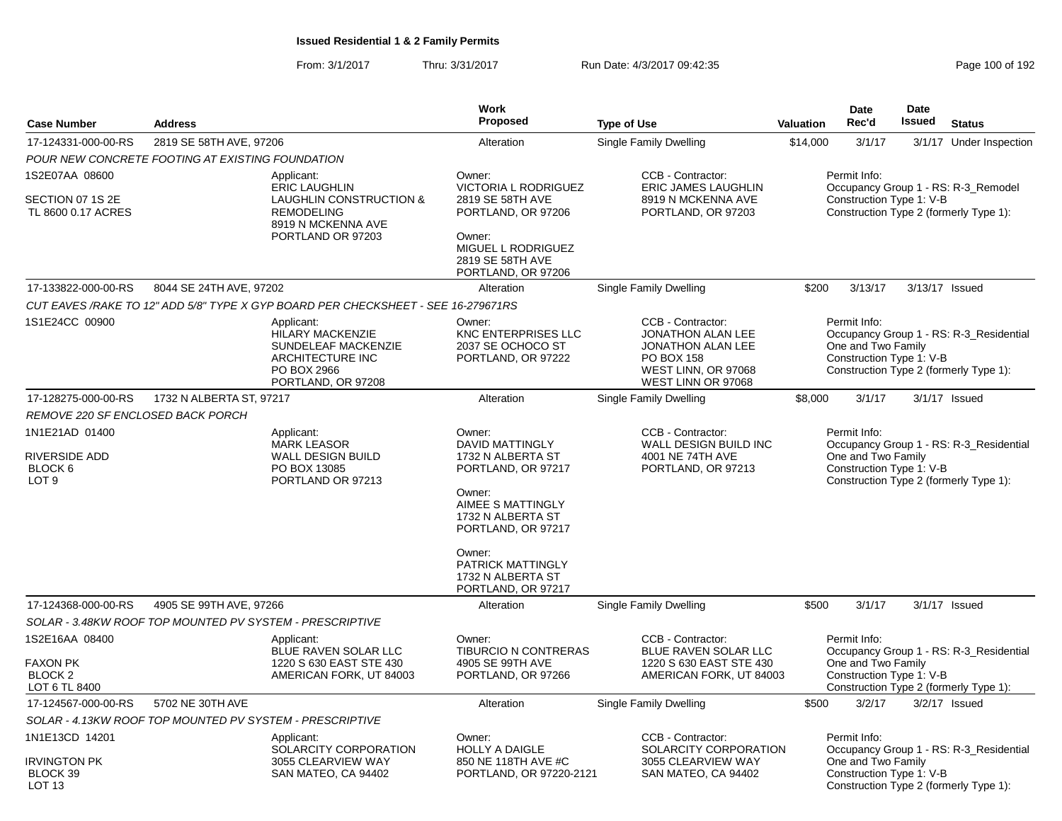**Issued Residential 1 & 2 Family Permits**

From: 3/1/2017 Thru: 3/31/2017 Run Date: 4/3/2017 09:42:35

| Case Number | Address | Work Proposed | Type of Use | Valuation | Date Rec'd | Date Issued | Status |
|---|---|---|---|---|---|---|---|
| 17-124331-000-00-RS | 2819 SE 58TH AVE, 97206 | Alteration | Single Family Dwelling | $14,000 | 3/1/17 | 3/1/17 | Under Inspection |

*POUR NEW CONCRETE FOOTING AT EXISTING FOUNDATION*

1S2E07AA 08600
SECTION 07 1S 2E
TL 8600 0.17 ACRES

Applicant: ERIC LAUGHLIN, LAUGHLIN CONSTRUCTION & REMODELING, 8919 N MCKENNA AVE, PORTLAND OR 97203

Owner: VICTORIA L RODRIGUEZ, 2819 SE 58TH AVE, PORTLAND, OR 97206
Owner: MIGUEL L RODRIGUEZ, 2819 SE 58TH AVE, PORTLAND, OR 97206

CCB - Contractor: ERIC JAMES LAUGHLIN, 8919 N MCKENNA AVE, PORTLAND, OR 97203

Permit Info: Occupancy Group 1 - RS: R-3_Remodel; Construction Type 1: V-B; Construction Type 2 (formerly Type 1):

---

| Case Number | Address | Work Proposed | Type of Use | Valuation | Date Rec'd | Date Issued | Status |
|---|---|---|---|---|---|---|---|
| 17-133822-000-00-RS | 8044 SE 24TH AVE, 97202 | Alteration | Single Family Dwelling | $200 | 3/13/17 | 3/13/17 | Issued |

*CUT EAVES /RAKE TO 12" ADD 5/8" TYPE X GYP BOARD PER CHECKSHEET - SEE 16-279671RS*

1S1E24CC 00900

Applicant: HILARY MACKENZIE, SUNDELEAF MACKENZIE ARCHITECTURE INC, PO BOX 2966, PORTLAND, OR 97208

Owner: KNC ENTERPRISES LLC, 2037 SE OCHOCO ST, PORTLAND, OR 97222

CCB - Contractor: JONATHON ALAN LEE, JONATHON ALAN LEE, PO BOX 158, WEST LINN, OR 97068, WEST LINN OR 97068

Permit Info: Occupancy Group 1 - RS: R-3_Residential One and Two Family; Construction Type 1: V-B; Construction Type 2 (formerly Type 1):

---

| Case Number | Address | Work Proposed | Type of Use | Valuation | Date Rec'd | Date Issued | Status |
|---|---|---|---|---|---|---|---|
| 17-128275-000-00-RS | 1732 N ALBERTA ST, 97217 | Alteration | Single Family Dwelling | $8,000 | 3/1/17 | 3/1/17 | Issued |

*REMOVE 220 SF ENCLOSED BACK PORCH*

1N1E21AD 01400
RIVERSIDE ADD
BLOCK 6
LOT 9

Applicant: MARK LEASOR, WALL DESIGN BUILD, PO BOX 13085, PORTLAND OR 97213

Owner: DAVID MATTINGLY, 1732 N ALBERTA ST, PORTLAND, OR 97217
Owner: AIMEE S MATTINGLY, 1732 N ALBERTA ST, PORTLAND, OR 97217
Owner: PATRICK MATTINGLY, 1732 N ALBERTA ST, PORTLAND, OR 97217

CCB - Contractor: WALL DESIGN BUILD INC, 4001 NE 74TH AVE, PORTLAND, OR 97213

Permit Info: Occupancy Group 1 - RS: R-3_Residential One and Two Family; Construction Type 1: V-B; Construction Type 2 (formerly Type 1):

---

| Case Number | Address | Work Proposed | Type of Use | Valuation | Date Rec'd | Date Issued | Status |
|---|---|---|---|---|---|---|---|
| 17-124368-000-00-RS | 4905 SE 99TH AVE, 97266 | Alteration | Single Family Dwelling | $500 | 3/1/17 | 3/1/17 | Issued |

*SOLAR - 3.48KW ROOF TOP MOUNTED PV SYSTEM - PRESCRIPTIVE*

1S2E16AA 08400
FAXON PK
BLOCK 2
LOT 6 TL 8400

Applicant: BLUE RAVEN SOLAR LLC, 1220 S 630 EAST STE 430, AMERICAN FORK, UT 84003

Owner: TIBURCIO N CONTRERAS, 4905 SE 99TH AVE, PORTLAND, OR 97266

CCB - Contractor: BLUE RAVEN SOLAR LLC, 1220 S 630 EAST STE 430, AMERICAN FORK, UT 84003

Permit Info: Occupancy Group 1 - RS: R-3_Residential One and Two Family; Construction Type 1: V-B; Construction Type 2 (formerly Type 1):

---

| Case Number | Address | Work Proposed | Type of Use | Valuation | Date Rec'd | Date Issued | Status |
|---|---|---|---|---|---|---|---|
| 17-124567-000-00-RS | 5702 NE 30TH AVE | Alteration | Single Family Dwelling | $500 | 3/2/17 | 3/2/17 | Issued |

*SOLAR - 4.13KW ROOF TOP MOUNTED PV SYSTEM - PRESCRIPTIVE*

1N1E13CD 14201
IRVINGTON PK
BLOCK 39
LOT 13

Applicant: SOLARCITY CORPORATION, 3055 CLEARVIEW WAY, SAN MATEO, CA 94402

Owner: HOLLY A DAIGLE, 850 NE 118TH AVE #C, PORTLAND, OR 97220-2121

CCB - Contractor: SOLARCITY CORPORATION, 3055 CLEARVIEW WAY, SAN MATEO, CA 94402

Permit Info: Occupancy Group 1 - RS: R-3_Residential One and Two Family; Construction Type 1: V-B; Construction Type 2 (formerly Type 1):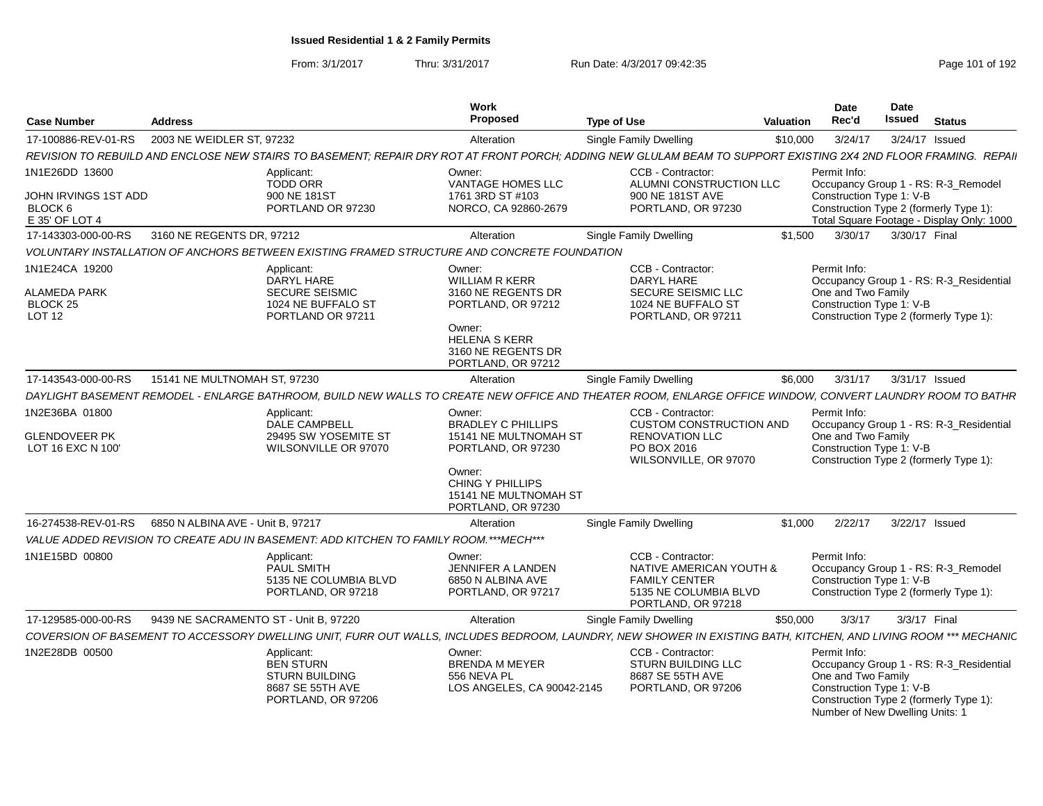**Issued Residential 1 & 2 Family Permits**

From: 3/1/2017 Thru: 3/31/2017 Run Date: 4/3/2017 09:42:35

| Case Number | Address | Work Proposed | Type of Use | Valuation | Date Rec'd | Date Issued | Status |
|---|---|---|---|---|---|---|---|
| 17-100886-REV-01-RS | 2003 NE WEIDLER ST, 97232 | Alteration | Single Family Dwelling | $10,000 | 3/24/17 | 3/24/17 | Issued |

*REVISION TO REBUILD AND ENCLOSE NEW STAIRS TO BASEMENT; REPAIR DRY ROT AT FRONT PORCH; ADDING NEW GLULAM BEAM TO SUPPORT EXISTING 2X4 2ND FLOOR FRAMING. REPAII*

1N1E26DD 13600
JOHN IRVINGS 1ST ADD
BLOCK 6
E 35' OF LOT 4

Applicant: TODD ORR, 900 NE 181ST, PORTLAND OR 97230

Owner: VANTAGE HOMES LLC, 1761 3RD ST #103, NORCO, CA 92860-2679

CCB - Contractor: ALUMNI CONSTRUCTION LLC, 900 NE 181ST AVE, PORTLAND, OR 97230

Permit Info: Occupancy Group 1 - RS: R-3_Remodel; Construction Type 1: V-B; Construction Type 2 (formerly Type 1):; Total Square Footage - Display Only: 1000

| Case Number | Address | Work Proposed | Type of Use | Valuation | Date Rec'd | Date Issued | Status |
|---|---|---|---|---|---|---|---|
| 17-143303-000-00-RS | 3160 NE REGENTS DR, 97212 | Alteration | Single Family Dwelling | $1,500 | 3/30/17 | 3/30/17 | Final |

*VOLUNTARY INSTALLATION OF ANCHORS BETWEEN EXISTING FRAMED STRUCTURE AND CONCRETE FOUNDATION*

1N1E24CA 19200
ALAMEDA PARK
BLOCK 25
LOT 12

Applicant: DARYL HARE, SECURE SEISMIC, 1024 NE BUFFALO ST, PORTLAND OR 97211

Owner: WILLIAM R KERR, 3160 NE REGENTS DR, PORTLAND, OR 97212

Owner: HELENA S KERR, 3160 NE REGENTS DR, PORTLAND, OR 97212

CCB - Contractor: DARYL HARE, SECURE SEISMIC LLC, 1024 NE BUFFALO ST, PORTLAND, OR 97211

Permit Info: Occupancy Group 1 - RS: R-3_Residential One and Two Family; Construction Type 1: V-B; Construction Type 2 (formerly Type 1):

| Case Number | Address | Work Proposed | Type of Use | Valuation | Date Rec'd | Date Issued | Status |
|---|---|---|---|---|---|---|---|
| 17-143543-000-00-RS | 15141 NE MULTNOMAH ST, 97230 | Alteration | Single Family Dwelling | $6,000 | 3/31/17 | 3/31/17 | Issued |

*DAYLIGHT BASEMENT REMODEL - ENLARGE BATHROOM, BUILD NEW WALLS TO CREATE NEW OFFICE AND THEATER ROOM, ENLARGE OFFICE WINDOW, CONVERT LAUNDRY ROOM TO BATHR*

1N2E36BA 01800
GLENDOVEER PK
LOT 16 EXC N 100'

Applicant: DALE CAMPBELL, 29495 SW YOSEMITE ST, WILSONVILLE OR 97070

Owner: BRADLEY C PHILLIPS, 15141 NE MULTNOMAH ST, PORTLAND, OR 97230

Owner: CHING Y PHILLIPS, 15141 NE MULTNOMAH ST, PORTLAND, OR 97230

CCB - Contractor: CUSTOM CONSTRUCTION AND RENOVATION LLC, PO BOX 2016, WILSONVILLE, OR 97070

Permit Info: Occupancy Group 1 - RS: R-3_Residential One and Two Family; Construction Type 1: V-B; Construction Type 2 (formerly Type 1):

| Case Number | Address | Work Proposed | Type of Use | Valuation | Date Rec'd | Date Issued | Status |
|---|---|---|---|---|---|---|---|
| 16-274538-REV-01-RS | 6850 N ALBINA AVE - Unit B, 97217 | Alteration | Single Family Dwelling | $1,000 | 2/22/17 | 3/22/17 | Issued |

*VALUE ADDED REVISION TO CREATE ADU IN BASEMENT: ADD KITCHEN TO FAMILY ROOM.***MECH****

1N1E15BD 00800

Applicant: PAUL SMITH, 5135 NE COLUMBIA BLVD, PORTLAND, OR 97218

Owner: JENNIFER A LANDEN, 6850 N ALBINA AVE, PORTLAND, OR 97217

CCB - Contractor: NATIVE AMERICAN YOUTH & FAMILY CENTER, 5135 NE COLUMBIA BLVD, PORTLAND, OR 97218

Permit Info: Occupancy Group 1 - RS: R-3_Remodel; Construction Type 1: V-B; Construction Type 2 (formerly Type 1):

| Case Number | Address | Work Proposed | Type of Use | Valuation | Date Rec'd | Date Issued | Status |
|---|---|---|---|---|---|---|---|
| 17-129585-000-00-RS | 9439 NE SACRAMENTO ST - Unit B, 97220 | Alteration | Single Family Dwelling | $50,000 | 3/3/17 | 3/3/17 | Final |

*COVERSION OF BASEMENT TO ACCESSORY DWELLING UNIT, FURR OUT WALLS, INCLUDES BEDROOM, LAUNDRY, NEW SHOWER IN EXISTING BATH, KITCHEN, AND LIVING ROOM *** MECHANIC*

1N2E28DB 00500

Applicant: BEN STURN, STURN BUILDING, 8687 SE 55TH AVE, PORTLAND, OR 97206

Owner: BRENDA M MEYER, 556 NEVA PL, LOS ANGELES, CA 90042-2145

CCB - Contractor: STURN BUILDING LLC, 8687 SE 55TH AVE, PORTLAND, OR 97206

Permit Info: Occupancy Group 1 - RS: R-3_Residential One and Two Family; Construction Type 1: V-B; Construction Type 2 (formerly Type 1):; Number of New Dwelling Units: 1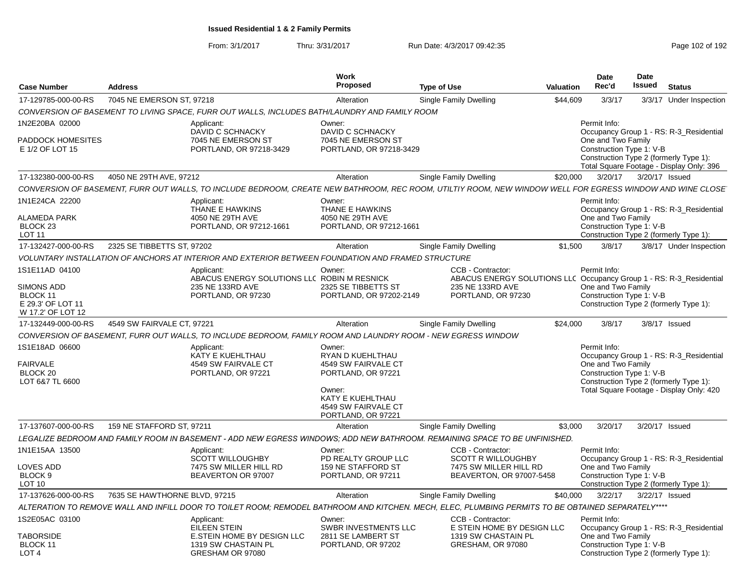**Issued Residential 1 & 2 Family Permits**

From: 3/1/2017 Thru: 3/31/2017 Run Date: 4/3/2017 09:42:35

| Case Number | Address | Work Proposed | Type of Use | Valuation | Date Rec'd | Date Issued | Status |
|---|---|---|---|---|---|---|---|
| 17-129785-000-00-RS | 7045 NE EMERSON ST, 97218 | Alteration | Single Family Dwelling | $44,609 | 3/3/17 | 3/3/17 | Under Inspection |

CONVERSION OF BASEMENT TO LIVING SPACE, FURR OUT WALLS, INCLUDES BATH/LAUNDRY AND FAMILY ROOM

1N2E20BA 02000
PADDOCK HOMESITES
E 1/2 OF LOT 15

Applicant: DAVID C SCHNACKY, 7045 NE EMERSON ST, PORTLAND, OR 97218-3429
Owner: DAVID C SCHNACKY, 7045 NE EMERSON ST, PORTLAND, OR 97218-3429

Permit Info:
Occupancy Group 1 - RS: R-3_Residential One and Two Family
Construction Type 1: V-B
Construction Type 2 (formerly Type 1):
Total Square Footage - Display Only: 396

| Case Number | Address | Work Proposed | Type of Use | Valuation | Date Rec'd | Date Issued | Status |
|---|---|---|---|---|---|---|---|
| 17-132380-000-00-RS | 4050 NE 29TH AVE, 97212 | Alteration | Single Family Dwelling | $20,000 | 3/20/17 | 3/20/17 | Issued |

CONVERSION OF BASEMENT, FURR OUT WALLS, TO INCLUDE BEDROOM, CREATE NEW BATHROOM, REC ROOM, UTILTIY ROOM, NEW WINDOW WELL FOR EGRESS WINDOW AND WINE CLOSE

1N1E24CA 22200
ALAMEDA PARK
BLOCK 23
LOT 11

Applicant: THANE E HAWKINS, 4050 NE 29TH AVE, PORTLAND, OR 97212-1661
Owner: THANE E HAWKINS, 4050 NE 29TH AVE, PORTLAND, OR 97212-1661

Permit Info:
Occupancy Group 1 - RS: R-3_Residential One and Two Family
Construction Type 1: V-B
Construction Type 2 (formerly Type 1):

| Case Number | Address | Work Proposed | Type of Use | Valuation | Date Rec'd | Date Issued | Status |
|---|---|---|---|---|---|---|---|
| 17-132427-000-00-RS | 2325 SE TIBBETTS ST, 97202 | Alteration | Single Family Dwelling | $1,500 | 3/8/17 | 3/8/17 | Under Inspection |

VOLUNTARY INSTALLATION OF ANCHORS AT INTERIOR AND EXTERIOR BETWEEN FOUNDATION AND FRAMED STRUCTURE

1S1E11AD 04100
SIMONS ADD
BLOCK 11
E 29.3' OF LOT 11
W 17.2' OF LOT 12

Applicant: ABACUS ENERGY SOLUTIONS LLC, 235 NE 133RD AVE, PORTLAND, OR 97230
Owner: ROBIN M RESNICK, 2325 SE TIBBETTS ST, PORTLAND, OR 97202-2149
CCB - Contractor: ABACUS ENERGY SOLUTIONS LLC, 235 NE 133RD AVE, PORTLAND, OR 97230

Permit Info:
Occupancy Group 1 - RS: R-3_Residential One and Two Family
Construction Type 1: V-B
Construction Type 2 (formerly Type 1):

| Case Number | Address | Work Proposed | Type of Use | Valuation | Date Rec'd | Date Issued | Status |
|---|---|---|---|---|---|---|---|
| 17-132449-000-00-RS | 4549 SW FAIRVALE CT, 97221 | Alteration | Single Family Dwelling | $24,000 | 3/8/17 | 3/8/17 | Issued |

CONVERSION OF BASEMENT, FURR OUT WALLS, TO INCLUDE BEDROOM, FAMILY ROOM AND LAUNDRY ROOM - NEW EGRESS WINDOW

1S1E18AD 06600
FAIRVALE
BLOCK 20
LOT 6&7 TL 6600

Applicant: KATY E KUEHLTHAU, 4549 SW FAIRVALE CT, PORTLAND, OR 97221
Owner: RYAN D KUEHLTHAU, 4549 SW FAIRVALE CT, PORTLAND, OR 97221
Owner: KATY E KUEHLTHAU, 4549 SW FAIRVALE CT, PORTLAND, OR 97221

Permit Info:
Occupancy Group 1 - RS: R-3_Residential One and Two Family
Construction Type 1: V-B
Construction Type 2 (formerly Type 1):
Total Square Footage - Display Only: 420

| Case Number | Address | Work Proposed | Type of Use | Valuation | Date Rec'd | Date Issued | Status |
|---|---|---|---|---|---|---|---|
| 17-137607-000-00-RS | 159 NE STAFFORD ST, 97211 | Alteration | Single Family Dwelling | $3,000 | 3/20/17 | 3/20/17 | Issued |

LEGALIZE BEDROOM AND FAMILY ROOM IN BASEMENT - ADD NEW EGRESS WINDOWS; ADD NEW BATHROOM. REMAINING SPACE TO BE UNFINISHED.

1N1E15AA 13500
LOVES ADD
BLOCK 9
LOT 10

Applicant: SCOTT WILLOUGHBY, 7475 SW MILLER HILL RD, BEAVERTON OR 97007
Owner: PD REALTY GROUP LLC, 159 NE STAFFORD ST, PORTLAND, OR 97211
CCB - Contractor: SCOTT R WILLOUGHBY, 7475 SW MILLER HILL RD, BEAVERTON, OR 97007-5458

Permit Info:
Occupancy Group 1 - RS: R-3_Residential One and Two Family
Construction Type 1: V-B
Construction Type 2 (formerly Type 1):

| Case Number | Address | Work Proposed | Type of Use | Valuation | Date Rec'd | Date Issued | Status |
|---|---|---|---|---|---|---|---|
| 17-137626-000-00-RS | 7635 SE HAWTHORNE BLVD, 97215 | Alteration | Single Family Dwelling | $40,000 | 3/22/17 | 3/22/17 | Issued |

ALTERATION TO REMOVE WALL AND INFILL DOOR TO TOILET ROOM; REMODEL BATHROOM AND KITCHEN. MECH, ELEC, PLUMBING PERMITS TO BE OBTAINED SEPARATELY****

1S2E05AC 03100
TABORSIDE
BLOCK 11
LOT 4

Applicant: EILEEN STEIN, E.STEIN HOME BY DESIGN LLC, 1319 SW CHASTAIN PL, GRESHAM OR 97080
Owner: SWBR INVESTMENTS LLC, 2811 SE LAMBERT ST, PORTLAND, OR 97202
CCB - Contractor: E STEIN HOME BY DESIGN LLC, 1319 SW CHASTAIN PL, GRESHAM, OR 97080

Permit Info:
Occupancy Group 1 - RS: R-3_Residential One and Two Family
Construction Type 1: V-B
Construction Type 2 (formerly Type 1):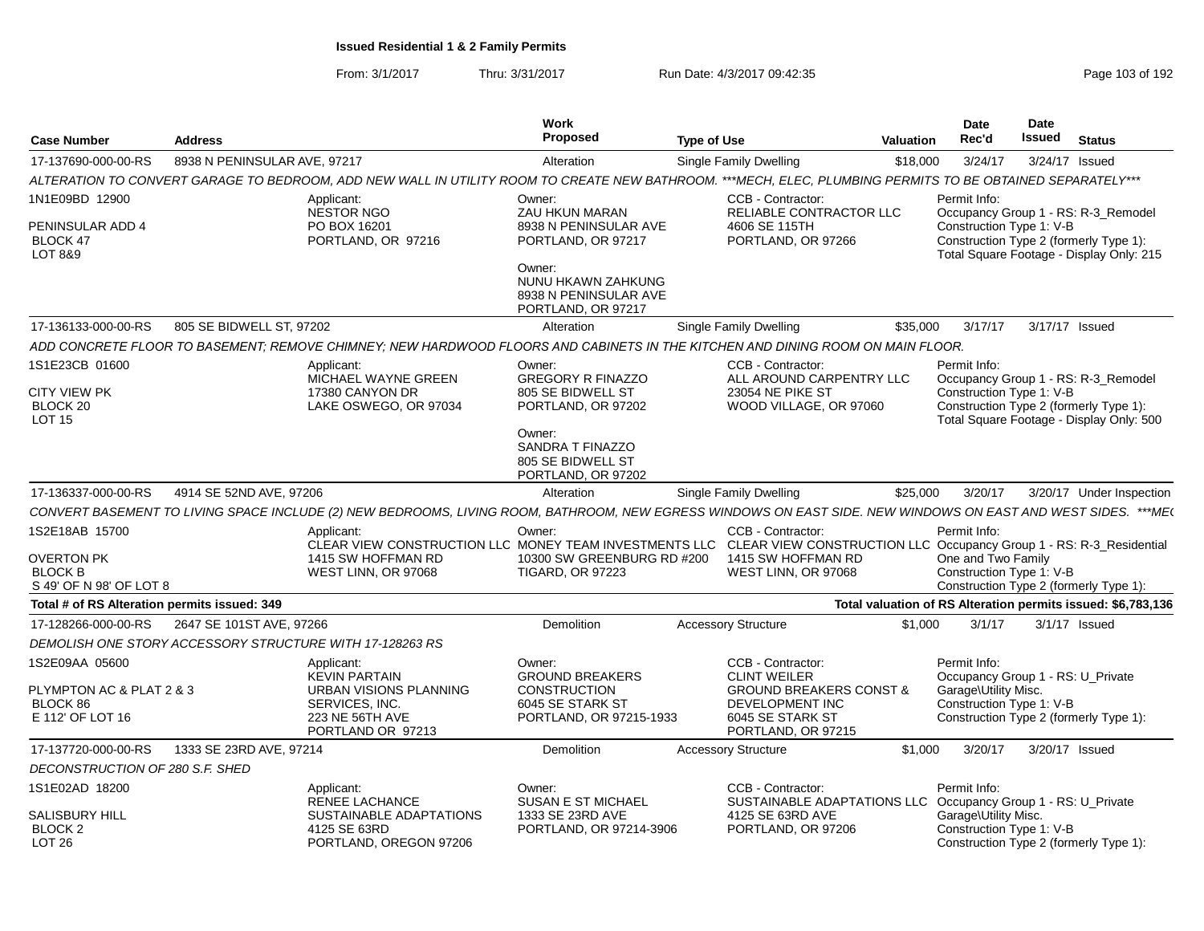# Issued Residential 1 & 2 Family Permits

From: 3/1/2017 Thru: 3/31/2017 Run Date: 4/3/2017 09:42:35

| Case Number | Address | Work Proposed | Type of Use | Valuation | Date Rec'd | Date Issued | Status |
|---|---|---|---|---|---|---|---|
| 17-137690-000-00-RS | 8938 N PENINSULAR AVE, 97217 | Alteration | Single Family Dwelling | $18,000 | 3/24/17 | 3/24/17 | Issued |

*ALTERATION TO CONVERT GARAGE TO BEDROOM, ADD NEW WALL IN UTILITY ROOM TO CREATE NEW BATHROOM. ***MECH, ELEC, PLUMBING PERMITS TO BE OBTAINED SEPARATELY****

1N1E09BD 12900
PENINSULAR ADD 4
BLOCK 47
LOT 8&9

Applicant: NESTOR NGO, PO BOX 16201, PORTLAND, OR 97216

Owner: ZAU HKUN MARAN, 8938 N PENINSULAR AVE, PORTLAND, OR 97217

Owner: NUNU HKAWN ZAHKUNG, 8938 N PENINSULAR AVE, PORTLAND, OR 97217

CCB - Contractor: RELIABLE CONTRACTOR LLC, 4606 SE 115TH, PORTLAND, OR 97266

Permit Info: Occupancy Group 1 - RS: R-3_Remodel; Construction Type 1: V-B; Construction Type 2 (formerly Type 1):; Total Square Footage - Display Only: 215

| Case Number | Address | Work Proposed | Type of Use | Valuation | Date Rec'd | Date Issued | Status |
|---|---|---|---|---|---|---|---|
| 17-136133-000-00-RS | 805 SE BIDWELL ST, 97202 | Alteration | Single Family Dwelling | $35,000 | 3/17/17 | 3/17/17 | Issued |

*ADD CONCRETE FLOOR TO BASEMENT; REMOVE CHIMNEY; NEW HARDWOOD FLOORS AND CABINETS IN THE KITCHEN AND DINING ROOM ON MAIN FLOOR.*

1S1E23CB 01600
CITY VIEW PK
BLOCK 20
LOT 15

Applicant: MICHAEL WAYNE GREEN, 17380 CANYON DR, LAKE OSWEGO, OR 97034

Owner: GREGORY R FINAZZO, 805 SE BIDWELL ST, PORTLAND, OR 97202

Owner: SANDRA T FINAZZO, 805 SE BIDWELL ST, PORTLAND, OR 97202

CCB - Contractor: ALL AROUND CARPENTRY LLC, 23054 NE PIKE ST, WOOD VILLAGE, OR 97060

Permit Info: Occupancy Group 1 - RS: R-3_Remodel; Construction Type 1: V-B; Construction Type 2 (formerly Type 1):; Total Square Footage - Display Only: 500

| Case Number | Address | Work Proposed | Type of Use | Valuation | Date Rec'd | Date Issued | Status |
|---|---|---|---|---|---|---|---|
| 17-136337-000-00-RS | 4914 SE 52ND AVE, 97206 | Alteration | Single Family Dwelling | $25,000 | 3/20/17 | 3/20/17 | Under Inspection |

*CONVERT BASEMENT TO LIVING SPACE INCLUDE (2) NEW BEDROOMS, LIVING ROOM, BATHROOM, NEW EGRESS WINDOWS ON EAST SIDE. NEW WINDOWS ON EAST AND WEST SIDES. ***ME(*

1S2E18AB 15700
OVERTON PK
BLOCK B
S 49' OF N 98' OF LOT 8

Applicant: CLEAR VIEW CONSTRUCTION LLC, 1415 SW HOFFMAN RD, WEST LINN, OR 97068

Owner: MONEY TEAM INVESTMENTS LLC, 10300 SW GREENBURG RD #200, TIGARD, OR 97223

CCB - Contractor: CLEAR VIEW CONSTRUCTION LLC, 1415 SW HOFFMAN RD, WEST LINN, OR 97068

Permit Info: Occupancy Group 1 - RS: R-3_Residential One and Two Family; Construction Type 1: V-B; Construction Type 2 (formerly Type 1):

**Total # of RS Alteration permits issued: 349**

**Total valuation of RS Alteration permits issued: $6,783,136**

| Case Number | Address | Work Proposed | Type of Use | Valuation | Date Rec'd | Date Issued | Status |
|---|---|---|---|---|---|---|---|
| 17-128266-000-00-RS | 2647 SE 101ST AVE, 97266 | Demolition | Accessory Structure | $1,000 | 3/1/17 | 3/1/17 | Issued |

*DEMOLISH ONE STORY ACCESSORY STRUCTURE WITH 17-128263 RS*

1S2E09AA 05600
PLYMPTON AC & PLAT 2 & 3
BLOCK 86
E 112' OF LOT 16

Applicant: KEVIN PARTAIN, URBAN VISIONS PLANNING SERVICES, INC., 223 NE 56TH AVE, PORTLAND OR 97213

Owner: GROUND BREAKERS CONSTRUCTION, 6045 SE STARK ST, PORTLAND, OR 97215-1933

CCB - Contractor: CLINT WEILER, GROUND BREAKERS CONST & DEVELOPMENT INC, 6045 SE STARK ST, PORTLAND, OR 97215

Permit Info: Occupancy Group 1 - RS: U_Private Garage\Utility Misc.; Construction Type 1: V-B; Construction Type 2 (formerly Type 1):

| Case Number | Address | Work Proposed | Type of Use | Valuation | Date Rec'd | Date Issued | Status |
|---|---|---|---|---|---|---|---|
| 17-137720-000-00-RS | 1333 SE 23RD AVE, 97214 | Demolition | Accessory Structure | $1,000 | 3/20/17 | 3/20/17 | Issued |

*DECONSTRUCTION OF 280 S.F. SHED*

1S1E02AD 18200
SALISBURY HILL
BLOCK 2
LOT 26

Applicant: RENEE LACHANCE, SUSTAINABLE ADAPTATIONS, 4125 SE 63RD, PORTLAND, OREGON 97206

Owner: SUSAN E ST MICHAEL, 1333 SE 23RD AVE, PORTLAND, OR 97214-3906

CCB - Contractor: SUSTAINABLE ADAPTATIONS LLC, 4125 SE 63RD AVE, PORTLAND, OR 97206

Permit Info: Occupancy Group 1 - RS: U_Private Garage\Utility Misc.; Construction Type 1: V-B; Construction Type 2 (formerly Type 1):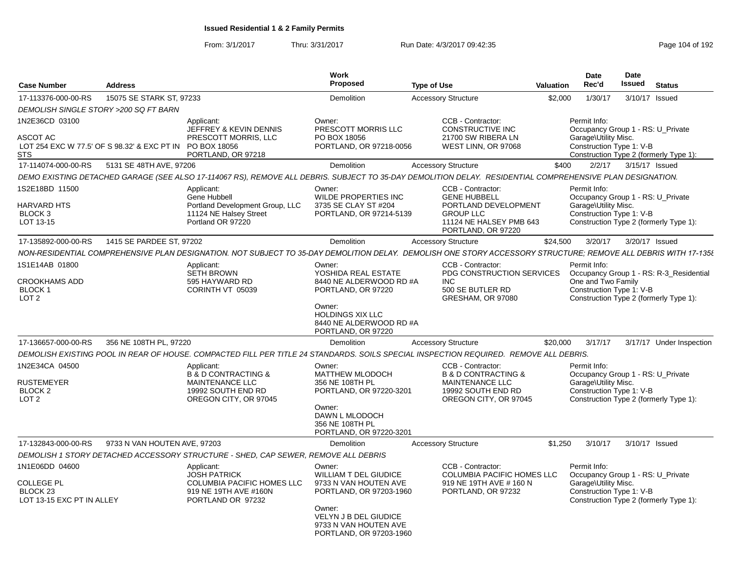# Issued Residential 1 & 2 Family Permits

From: 3/1/2017 Thru: 3/31/2017 Run Date: 4/3/2017 09:42:35

| Case Number | Address | Work Proposed | Type of Use | Valuation | Date Rec'd | Date Issued | Status |
|---|---|---|---|---|---|---|---|
| 17-113376-000-00-RS | 15075 SE STARK ST, 97233 | Demolition | Accessory Structure | $2,000 | 1/30/17 | 3/10/17 | Issued |

*DEMOLISH SINGLE STORY >200 SQ FT BARN*

1N2E36CD 03100

ASCOT AC
LOT 254 EXC W 77.5' OF S 98.32' & EXC PT IN STS

Applicant:
JEFFREY & KEVIN DENNIS
PRESCOTT MORRIS, LLC
PO BOX 18056
PORTLAND, OR 97218

Owner:
PRESCOTT MORRIS LLC
PO BOX 18056
PORTLAND, OR 97218-0056

CCB - Contractor:
CONSTRUCTIVE INC
21700 SW RIBERA LN
WEST LINN, OR 97068

Permit Info:
Occupancy Group 1 - RS: U_Private Garage\Utility Misc.
Construction Type 1: V-B
Construction Type 2 (formerly Type 1):

| Case Number | Address | Work Proposed | Type of Use | Valuation | Date Rec'd | Date Issued | Status |
|---|---|---|---|---|---|---|---|
| 17-114074-000-00-RS | 5131 SE 48TH AVE, 97206 | Demolition | Accessory Structure | $400 | 2/2/17 | 3/15/17 | Issued |

*DEMO EXISTING DETACHED GARAGE (SEE ALSO 17-114067 RS), REMOVE ALL DEBRIS. SUBJECT TO 35-DAY DEMOLITION DELAY. RESIDENTIAL COMPREHENSIVE PLAN DESIGNATION.*

1S2E18BD 11500

HARVARD HTS
BLOCK 3
LOT 13-15

Applicant:
Gene Hubbell
Portland Development Group, LLC
11124 NE Halsey Street
Portland OR 97220

Owner:
WILDE PROPERTIES INC
3735 SE CLAY ST #204
PORTLAND, OR 97214-5139

CCB - Contractor:
GENE HUBBELL
PORTLAND DEVELOPMENT GROUP LLC
11124 NE HALSEY PMB 643
PORTLAND, OR 97220

Permit Info:
Occupancy Group 1 - RS: U_Private Garage\Utility Misc.
Construction Type 1: V-B
Construction Type 2 (formerly Type 1):

| Case Number | Address | Work Proposed | Type of Use | Valuation | Date Rec'd | Date Issued | Status |
|---|---|---|---|---|---|---|---|
| 17-135892-000-00-RS | 1415 SE PARDEE ST, 97202 | Demolition | Accessory Structure | $24,500 | 3/20/17 | 3/20/17 | Issued |

*NON-RESIDENTIAL COMPREHENSIVE PLAN DESIGNATION. NOT SUBJECT TO 35-DAY DEMOLITION DELAY. DEMOLISH ONE STORY ACCESSORY STRUCTURE; REMOVE ALL DEBRIS WITH 17-1358*

1S1E14AB 01800

CROOKHAMS ADD
BLOCK 1
LOT 2

Applicant:
SETH BROWN
595 HAYWARD RD
CORINTH VT 05039

Owner:
YOSHIDA REAL ESTATE
8440 NE ALDERWOOD RD #A
PORTLAND, OR 97220

Owner:
HOLDINGS XIX LLC
8440 NE ALDERWOOD RD #A
PORTLAND, OR 97220

CCB - Contractor:
PDG CONSTRUCTION SERVICES INC
500 SE BUTLER RD
GRESHAM, OR 97080

Permit Info:
Occupancy Group 1 - RS: R-3_Residential One and Two Family
Construction Type 1: V-B
Construction Type 2 (formerly Type 1):

| Case Number | Address | Work Proposed | Type of Use | Valuation | Date Rec'd | Date Issued | Status |
|---|---|---|---|---|---|---|---|
| 17-136657-000-00-RS | 356 NE 108TH PL, 97220 | Demolition | Accessory Structure | $20,000 | 3/17/17 | 3/17/17 | Under Inspection |

*DEMOLISH EXISTING POOL IN REAR OF HOUSE. COMPACTED FILL PER TITLE 24 STANDARDS. SOILS SPECIAL INSPECTION REQUIRED. REMOVE ALL DEBRIS.*

1N2E34CA 04500

RUSTEMEYER
BLOCK 2
LOT 2

Applicant:
B & D CONTRACTING & MAINTENANCE LLC
19992 SOUTH END RD
OREGON CITY, OR 97045

Owner:
MATTHEW MLODOCH
356 NE 108TH PL
PORTLAND, OR 97220-3201

Owner:
DAWN L MLODOCH
356 NE 108TH PL
PORTLAND, OR 97220-3201

CCB - Contractor:
B & D CONTRACTING & MAINTENANCE LLC
19992 SOUTH END RD
OREGON CITY, OR 97045

Permit Info:
Occupancy Group 1 - RS: U_Private Garage\Utility Misc.
Construction Type 1: V-B
Construction Type 2 (formerly Type 1):

| Case Number | Address | Work Proposed | Type of Use | Valuation | Date Rec'd | Date Issued | Status |
|---|---|---|---|---|---|---|---|
| 17-132843-000-00-RS | 9733 N VAN HOUTEN AVE, 97203 | Demolition | Accessory Structure | $1,250 | 3/10/17 | 3/10/17 | Issued |

*DEMOLISH 1 STORY DETACHED ACCESSORY STRUCTURE - SHED, CAP SEWER, REMOVE ALL DEBRIS*

1N1E06DD 04600

COLLEGE PL
BLOCK 23
LOT 13-15 EXC PT IN ALLEY

Applicant:
JOSH PATRICK
COLUMBIA PACIFIC HOMES LLC
919 NE 19TH AVE #160N
PORTLAND OR 97232

Owner:
WILLIAM T DEL GIUDICE
9733 N VAN HOUTEN AVE
PORTLAND, OR 97203-1960

Owner:
VELYN J B DEL GIUDICE
9733 N VAN HOUTEN AVE
PORTLAND, OR 97203-1960

CCB - Contractor:
COLUMBIA PACIFIC HOMES LLC
919 NE 19TH AVE # 160 N
PORTLAND, OR 97232

Permit Info:
Occupancy Group 1 - RS: U_Private Garage\Utility Misc.
Construction Type 1: V-B
Construction Type 2 (formerly Type 1):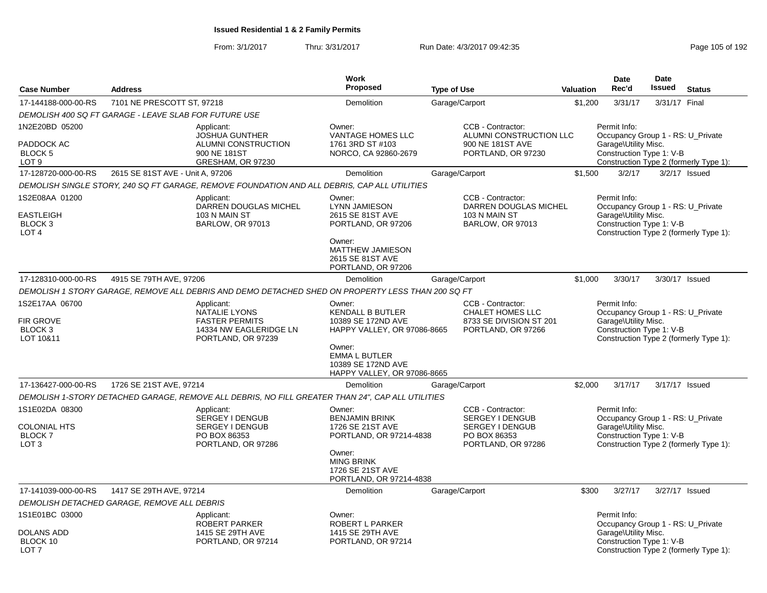# Issued Residential 1 & 2 Family Permits

From: 3/1/2017 Thru: 3/31/2017 Run Date: 4/3/2017 09:42:35

| Case Number | Address | Work Proposed | Type of Use | Valuation | Date Rec'd | Date Issued | Status |
|---|---|---|---|---|---|---|---|
| 17-144188-000-00-RS | 7101 NE PRESCOTT ST, 97218 | Demolition | Garage/Carport | $1,200 | 3/31/17 | 3/31/17 | Final |

*DEMOLISH 400 SQ FT GARAGE - LEAVE SLAB FOR FUTURE USE*

1N2E20BD 05200
PADDOCK AC
BLOCK 5
LOT 9

Applicant:
JOSHUA GUNTHER
ALUMNI CONSTRUCTION
900 NE 181ST
GRESHAM, OR 97230

Owner:
VANTAGE HOMES LLC
1761 3RD ST #103
NORCO, CA 92860-2679

CCB - Contractor:
ALUMNI CONSTRUCTION LLC
900 NE 181ST AVE
PORTLAND, OR 97230

Permit Info:
Occupancy Group 1 - RS: U_Private
Garage\Utility Misc.
Construction Type 1: V-B
Construction Type 2 (formerly Type 1):

| Case Number | Address | Work Proposed | Type of Use | Valuation | Date Rec'd | Date Issued | Status |
|---|---|---|---|---|---|---|---|
| 17-128720-000-00-RS | 2615 SE 81ST AVE - Unit A, 97206 | Demolition | Garage/Carport | $1,500 | 3/2/17 | 3/2/17 | Issued |

*DEMOLISH SINGLE STORY, 240 SQ FT GARAGE, REMOVE FOUNDATION AND ALL DEBRIS, CAP ALL UTILITIES*

1S2E08AA 01200
EASTLEIGH
BLOCK 3
LOT 4

Applicant:
DARREN DOUGLAS MICHEL
103 N MAIN ST
BARLOW, OR 97013

Owner:
LYNN JAMIESON
2615 SE 81ST AVE
PORTLAND, OR 97206

Owner:
MATTHEW JAMIESON
2615 SE 81ST AVE
PORTLAND, OR 97206

CCB - Contractor:
DARREN DOUGLAS MICHEL
103 N MAIN ST
BARLOW, OR 97013

Permit Info:
Occupancy Group 1 - RS: U_Private
Garage\Utility Misc.
Construction Type 1: V-B
Construction Type 2 (formerly Type 1):

| Case Number | Address | Work Proposed | Type of Use | Valuation | Date Rec'd | Date Issued | Status |
|---|---|---|---|---|---|---|---|
| 17-128310-000-00-RS | 4915 SE 79TH AVE, 97206 | Demolition | Garage/Carport | $1,000 | 3/30/17 | 3/30/17 | Issued |

*DEMOLISH 1 STORY GARAGE, REMOVE ALL DEBRIS AND DEMO DETACHED SHED ON PROPERTY LESS THAN 200 SQ FT*

1S2E17AA 06700
FIR GROVE
BLOCK 3
LOT 10&11

Applicant:
NATALIE LYONS
FASTER PERMITS
14334 NW EAGLERIDGE LN
PORTLAND, OR 97239

Owner:
KENDALL B BUTLER
10389 SE 172ND AVE
HAPPY VALLEY, OR 97086-8665

Owner:
EMMA L BUTLER
10389 SE 172ND AVE
HAPPY VALLEY, OR 97086-8665

CCB - Contractor:
CHALET HOMES LLC
8733 SE DIVISION ST 201
PORTLAND, OR 97266

Permit Info:
Occupancy Group 1 - RS: U_Private
Garage\Utility Misc.
Construction Type 1: V-B
Construction Type 2 (formerly Type 1):

| Case Number | Address | Work Proposed | Type of Use | Valuation | Date Rec'd | Date Issued | Status |
|---|---|---|---|---|---|---|---|
| 17-136427-000-00-RS | 1726 SE 21ST AVE, 97214 | Demolition | Garage/Carport | $2,000 | 3/17/17 | 3/17/17 | Issued |

*DEMOLISH 1-STORY DETACHED GARAGE, REMOVE ALL DEBRIS, NO FILL GREATER THAN 24", CAP ALL UTILITIES*

1S1E02DA 08300
COLONIAL HTS
BLOCK 7
LOT 3

Applicant:
SERGEY I DENGUB
SERGEY I DENGUB
PO BOX 86353
PORTLAND, OR 97286

Owner:
BENJAMIN BRINK
1726 SE 21ST AVE
PORTLAND, OR 97214-4838

Owner:
MING BRINK
1726 SE 21ST AVE
PORTLAND, OR 97214-4838

CCB - Contractor:
SERGEY I DENGUB
SERGEY I DENGUB
PO BOX 86353
PORTLAND, OR 97286

Permit Info:
Occupancy Group 1 - RS: U_Private
Garage\Utility Misc.
Construction Type 1: V-B
Construction Type 2 (formerly Type 1):

| Case Number | Address | Work Proposed | Type of Use | Valuation | Date Rec'd | Date Issued | Status |
|---|---|---|---|---|---|---|---|
| 17-141039-000-00-RS | 1417 SE 29TH AVE, 97214 | Demolition | Garage/Carport | $300 | 3/27/17 | 3/27/17 | Issued |

*DEMOLISH DETACHED GARAGE, REMOVE ALL DEBRIS*

1S1E01BC 03000
DOLANS ADD
BLOCK 10
LOT 7

Applicant:
ROBERT PARKER
1415 SE 29TH AVE
PORTLAND, OR 97214

Owner:
ROBERT L PARKER
1415 SE 29TH AVE
PORTLAND, OR 97214

Permit Info:
Occupancy Group 1 - RS: U_Private
Garage\Utility Misc.
Construction Type 1: V-B
Construction Type 2 (formerly Type 1):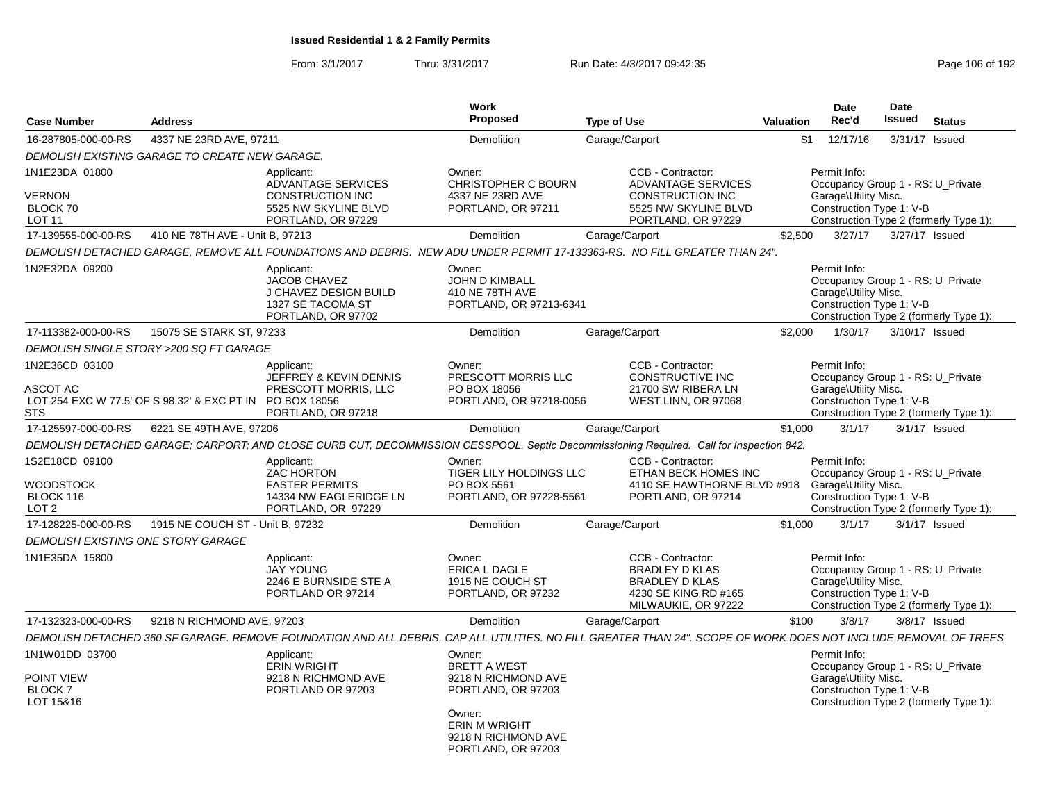# Issued Residential 1 & 2 Family Permits

From: 3/1/2017 Thru: 3/31/2017 Run Date: 4/3/2017 09:42:35

| Case Number | Address | Work Proposed | Type of Use | Valuation | Date Rec'd | Date Issued | Status |
|---|---|---|---|---|---|---|---|
| 16-287805-000-00-RS | 4337 NE 23RD AVE, 97211 | Demolition | Garage/Carport | $1 | 12/17/16 | 3/31/17 | Issued |

DEMOLISH EXISTING GARAGE TO CREATE NEW GARAGE.

1N1E23DA 01800
VERNON
BLOCK 70
LOT 11

Applicant: ADVANTAGE SERVICES CONSTRUCTION INC, 5525 NW SKYLINE BLVD, PORTLAND, OR 97229

Owner: CHRISTOPHER C BOURN, 4337 NE 23RD AVE, PORTLAND, OR 97211

CCB - Contractor: ADVANTAGE SERVICES CONSTRUCTION INC, 5525 NW SKYLINE BLVD, PORTLAND, OR 97229

Permit Info: Occupancy Group 1 - RS: U_Private Garage\Utility Misc. Construction Type 1: V-B Construction Type 2 (formerly Type 1):

| Case Number | Address | Work Proposed | Type of Use | Valuation | Date Rec'd | Date Issued | Status |
|---|---|---|---|---|---|---|---|
| 17-139555-000-00-RS | 410 NE 78TH AVE - Unit B, 97213 | Demolition | Garage/Carport | $2,500 | 3/27/17 | 3/27/17 | Issued |

DEMOLISH DETACHED GARAGE, REMOVE ALL FOUNDATIONS AND DEBRIS. NEW ADU UNDER PERMIT 17-133363-RS. NO FILL GREATER THAN 24".

1N2E32DA 09200

Applicant: JACOB CHAVEZ, J CHAVEZ DESIGN BUILD, 1327 SE TACOMA ST, PORTLAND, OR 97702

Owner: JOHN D KIMBALL, 410 NE 78TH AVE, PORTLAND, OR 97213-6341

Permit Info: Occupancy Group 1 - RS: U_Private Garage\Utility Misc. Construction Type 1: V-B Construction Type 2 (formerly Type 1):

| Case Number | Address | Work Proposed | Type of Use | Valuation | Date Rec'd | Date Issued | Status |
|---|---|---|---|---|---|---|---|
| 17-113382-000-00-RS | 15075 SE STARK ST, 97233 | Demolition | Garage/Carport | $2,000 | 1/30/17 | 3/10/17 | Issued |

DEMOLISH SINGLE STORY >200 SQ FT GARAGE

1N2E36CD 03100
ASCOT AC
LOT 254 EXC W 77.5' OF S 98.32' & EXC PT IN STS

Applicant: JEFFREY & KEVIN DENNIS, PRESCOTT MORRIS, LLC, PO BOX 18056, PORTLAND, OR 97218

Owner: PRESCOTT MORRIS LLC, PO BOX 18056, PORTLAND, OR 97218-0056

CCB - Contractor: CONSTRUCTIVE INC, 21700 SW RIBERA LN, WEST LINN, OR 97068

Permit Info: Occupancy Group 1 - RS: U_Private Garage\Utility Misc. Construction Type 1: V-B Construction Type 2 (formerly Type 1):

| Case Number | Address | Work Proposed | Type of Use | Valuation | Date Rec'd | Date Issued | Status |
|---|---|---|---|---|---|---|---|
| 17-125597-000-00-RS | 6221 SE 49TH AVE, 97206 | Demolition | Garage/Carport | $1,000 | 3/1/17 | 3/1/17 | Issued |

DEMOLISH DETACHED GARAGE; CARPORT; AND CLOSE CURB CUT, DECOMMISSION CESSPOOL. Septic Decommissioning Required. Call for Inspection 842.

1S2E18CD 09100
WOODSTOCK
BLOCK 116
LOT 2

Applicant: ZAC HORTON, FASTER PERMITS, 14334 NW EAGLERIDGE LN, PORTLAND, OR 97229

Owner: TIGER LILY HOLDINGS LLC, PO BOX 5561, PORTLAND, OR 97228-5561

CCB - Contractor: ETHAN BECK HOMES INC, 4110 SE HAWTHORNE BLVD #918, PORTLAND, OR 97214

Permit Info: Occupancy Group 1 - RS: U_Private Garage\Utility Misc. Construction Type 1: V-B Construction Type 2 (formerly Type 1):

| Case Number | Address | Work Proposed | Type of Use | Valuation | Date Rec'd | Date Issued | Status |
|---|---|---|---|---|---|---|---|
| 17-128225-000-00-RS | 1915 NE COUCH ST - Unit B, 97232 | Demolition | Garage/Carport | $1,000 | 3/1/17 | 3/1/17 | Issued |

DEMOLISH EXISTING ONE STORY GARAGE

1N1E35DA 15800

Applicant: JAY YOUNG, 2246 E BURNSIDE STE A, PORTLAND OR 97214

Owner: ERICA L DAGLE, 1915 NE COUCH ST, PORTLAND, OR 97232

CCB - Contractor: BRADLEY D KLAS, BRADLEY D KLAS, 4230 SE KING RD #165, MILWAUKIE, OR 97222

Permit Info: Occupancy Group 1 - RS: U_Private Garage\Utility Misc. Construction Type 1: V-B Construction Type 2 (formerly Type 1):

| Case Number | Address | Work Proposed | Type of Use | Valuation | Date Rec'd | Date Issued | Status |
|---|---|---|---|---|---|---|---|
| 17-132323-000-00-RS | 9218 N RICHMOND AVE, 97203 | Demolition | Garage/Carport | $100 | 3/8/17 | 3/8/17 | Issued |

DEMOLISH DETACHED 360 SF GARAGE. REMOVE FOUNDATION AND ALL DEBRIS, CAP ALL UTILITIES. NO FILL GREATER THAN 24". SCOPE OF WORK DOES NOT INCLUDE REMOVAL OF TREES

1N1W01DD 03700
POINT VIEW
BLOCK 7
LOT 15&16

Applicant: ERIN WRIGHT, 9218 N RICHMOND AVE, PORTLAND OR 97203

Owner: BRETT A WEST, 9218 N RICHMOND AVE, PORTLAND, OR 97203

Owner: ERIN M WRIGHT, 9218 N RICHMOND AVE, PORTLAND, OR 97203

Permit Info: Occupancy Group 1 - RS: U_Private Garage\Utility Misc. Construction Type 1: V-B Construction Type 2 (formerly Type 1):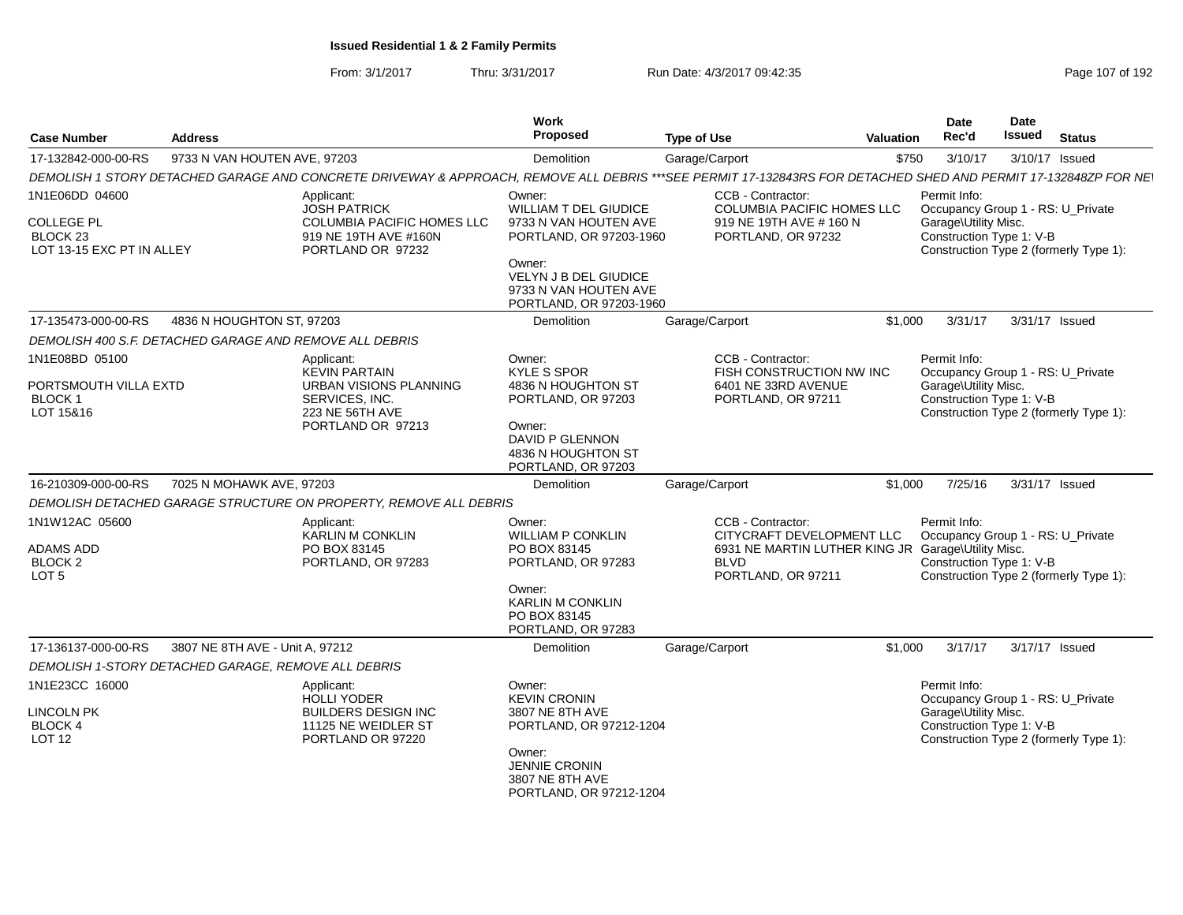**Issued Residential 1 & 2 Family Permits**

From: 3/1/2017 Thru: 3/31/2017 Run Date: 4/3/2017 09:42:35

| Case Number | Address | Work Proposed | Type of Use | Valuation | Date Rec'd | Date Issued | Status |
|---|---|---|---|---|---|---|---|
| 17-132842-000-00-RS | 9733 N VAN HOUTEN AVE, 97203 | Demolition | Garage/Carport | $750 | 3/10/17 | 3/10/17 | Issued |

DEMOLISH 1 STORY DETACHED GARAGE AND CONCRETE DRIVEWAY & APPROACH, REMOVE ALL DEBRIS ***SEE PERMIT 17-132843RS FOR DETACHED SHED AND PERMIT 17-132848ZP FOR NE

1N1E06DD 04600
COLLEGE PL
BLOCK 23
LOT 13-15 EXC PT IN ALLEY

Applicant: JOSH PATRICK, COLUMBIA PACIFIC HOMES LLC, 919 NE 19TH AVE #160N, PORTLAND OR 97232

Owner: WILLIAM T DEL GIUDICE, 9733 N VAN HOUTEN AVE, PORTLAND, OR 97203-1960

Owner: VELYN J B DEL GIUDICE, 9733 N VAN HOUTEN AVE, PORTLAND, OR 97203-1960

CCB - Contractor: COLUMBIA PACIFIC HOMES LLC, 919 NE 19TH AVE # 160 N, PORTLAND, OR 97232

Permit Info: Occupancy Group 1 - RS: U_Private Garage\Utility Misc. Construction Type 1: V-B Construction Type 2 (formerly Type 1):

| Case Number | Address | Work Proposed | Type of Use | Valuation | Date Rec'd | Date Issued | Status |
|---|---|---|---|---|---|---|---|
| 17-135473-000-00-RS | 4836 N HOUGHTON ST, 97203 | Demolition | Garage/Carport | $1,000 | 3/31/17 | 3/31/17 | Issued |

DEMOLISH 400 S.F. DETACHED GARAGE AND REMOVE ALL DEBRIS

1N1E08BD 05100
PORTSMOUTH VILLA EXTD
BLOCK 1
LOT 15&16

Applicant: KEVIN PARTAIN, URBAN VISIONS PLANNING SERVICES, INC., 223 NE 56TH AVE, PORTLAND OR 97213

Owner: KYLE S SPOR, 4836 N HOUGHTON ST, PORTLAND, OR 97203

Owner: DAVID P GLENNON, 4836 N HOUGHTON ST, PORTLAND, OR 97203

CCB - Contractor: FISH CONSTRUCTION NW INC, 6401 NE 33RD AVENUE, PORTLAND, OR 97211

Permit Info: Occupancy Group 1 - RS: U_Private Garage\Utility Misc. Construction Type 1: V-B Construction Type 2 (formerly Type 1):

| Case Number | Address | Work Proposed | Type of Use | Valuation | Date Rec'd | Date Issued | Status |
|---|---|---|---|---|---|---|---|
| 16-210309-000-00-RS | 7025 N MOHAWK AVE, 97203 | Demolition | Garage/Carport | $1,000 | 7/25/16 | 3/31/17 | Issued |

DEMOLISH DETACHED GARAGE STRUCTURE ON PROPERTY, REMOVE ALL DEBRIS

1N1W12AC 05600
ADAMS ADD
BLOCK 2
LOT 5

Applicant: KARLIN M CONKLIN, PO BOX 83145, PORTLAND, OR 97283

Owner: WILLIAM P CONKLIN, PO BOX 83145, PORTLAND, OR 97283

Owner: KARLIN M CONKLIN, PO BOX 83145, PORTLAND, OR 97283

CCB - Contractor: CITYCRAFT DEVELOPMENT LLC, 6931 NE MARTIN LUTHER KING JR BLVD, PORTLAND, OR 97211

Permit Info: Occupancy Group 1 - RS: U_Private Garage\Utility Misc. Construction Type 1: V-B Construction Type 2 (formerly Type 1):

| Case Number | Address | Work Proposed | Type of Use | Valuation | Date Rec'd | Date Issued | Status |
|---|---|---|---|---|---|---|---|
| 17-136137-000-00-RS | 3807 NE 8TH AVE - Unit A, 97212 | Demolition | Garage/Carport | $1,000 | 3/17/17 | 3/17/17 | Issued |

DEMOLISH 1-STORY DETACHED GARAGE, REMOVE ALL DEBRIS

1N1E23CC 16000
LINCOLN PK
BLOCK 4
LOT 12

Applicant: HOLLI YODER, BUILDERS DESIGN INC, 11125 NE WEIDLER ST, PORTLAND OR 97220

Owner: KEVIN CRONIN, 3807 NE 8TH AVE, PORTLAND, OR 97212-1204

Owner: JENNIE CRONIN, 3807 NE 8TH AVE, PORTLAND, OR 97212-1204

Permit Info: Occupancy Group 1 - RS: U_Private Garage\Utility Misc. Construction Type 1: V-B Construction Type 2 (formerly Type 1):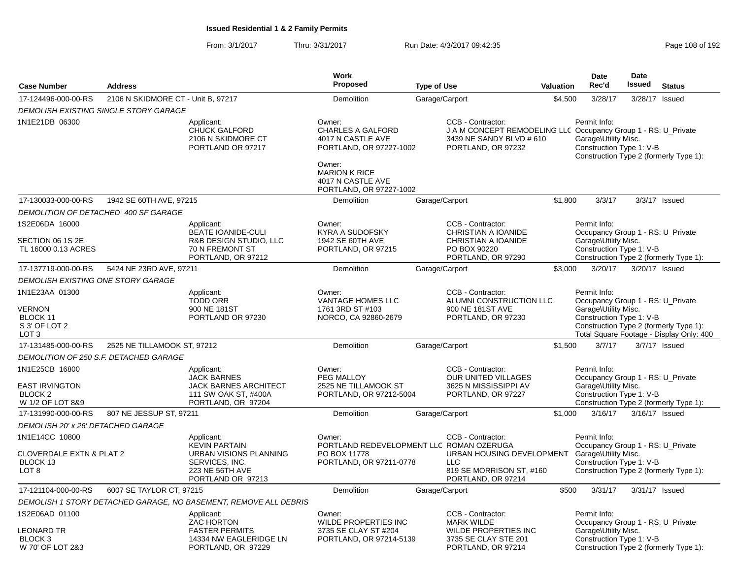**Issued Residential 1 & 2 Family Permits**

From: 3/1/2017 Thru: 3/31/2017 Run Date: 4/3/2017 09:42:35

| Case Number | Address | Work Proposed | Type of Use | Valuation | Date Rec'd | Date Issued | Status |
|---|---|---|---|---|---|---|---|
| 17-124496-000-00-RS | 2106 N SKIDMORE CT - Unit B, 97217 | Demolition | Garage/Carport | $4,500 | 3/28/17 | 3/28/17 | Issued |

*DEMOLISH EXISTING SINGLE STORY GARAGE*

1N1E21DB 06300

Applicant: CHUCK GALFORD, 2106 N SKIDMORE CT, PORTLAND OR 97217

Owner: CHARLES A GALFORD, 4017 N CASTLE AVE, PORTLAND, OR 97227-1002

Owner: MARION K RICE, 4017 N CASTLE AVE, PORTLAND, OR 97227-1002

CCB - Contractor: J A M CONCEPT REMODELING LLC, 3439 NE SANDY BLVD # 610, PORTLAND, OR 97232

Permit Info: Occupancy Group 1 - RS: U_Private Garage\Utility Misc. Construction Type 1: V-B Construction Type 2 (formerly Type 1):

| Case Number | Address | Work Proposed | Type of Use | Valuation | Date Rec'd | Date Issued | Status |
|---|---|---|---|---|---|---|---|
| 17-130033-000-00-RS | 1942 SE 60TH AVE, 97215 | Demolition | Garage/Carport | $1,800 | 3/3/17 | 3/3/17 | Issued |

*DEMOLITION OF DETACHED 400 SF GARAGE*

1S2E06DA 16000, SECTION 06 1S 2E, TL 16000 0.13 ACRES

Applicant: BEATE IOANIDE-CULI, R&B DESIGN STUDIO, LLC, 70 N FREMONT ST, PORTLAND, OR 97212

Owner: KYRA A SUDOFSKY, 1942 SE 60TH AVE, PORTLAND, OR 97215

CCB - Contractor: CHRISTIAN A IOANIDE, CHRISTIAN A IOANIDE, PO BOX 90220, PORTLAND, OR 97290

Permit Info: Occupancy Group 1 - RS: U_Private Garage\Utility Misc. Construction Type 1: V-B Construction Type 2 (formerly Type 1):

| Case Number | Address | Work Proposed | Type of Use | Valuation | Date Rec'd | Date Issued | Status |
|---|---|---|---|---|---|---|---|
| 17-137719-000-00-RS | 5424 NE 23RD AVE, 97211 | Demolition | Garage/Carport | $3,000 | 3/20/17 | 3/20/17 | Issued |

*DEMOLISH EXISTING ONE STORY GARAGE*

1N1E23AA 01300, VERNON, BLOCK 11, S 3' OF LOT 2, LOT 3

Applicant: TODD ORR, 900 NE 181ST, PORTLAND OR 97230

Owner: VANTAGE HOMES LLC, 1761 3RD ST #103, NORCO, CA 92860-2679

CCB - Contractor: ALUMNI CONSTRUCTION LLC, 900 NE 181ST AVE, PORTLAND, OR 97230

Permit Info: Occupancy Group 1 - RS: U_Private Garage\Utility Misc. Construction Type 1: V-B Construction Type 2 (formerly Type 1): Total Square Footage - Display Only: 400

| Case Number | Address | Work Proposed | Type of Use | Valuation | Date Rec'd | Date Issued | Status |
|---|---|---|---|---|---|---|---|
| 17-131485-000-00-RS | 2525 NE TILLAMOOK ST, 97212 | Demolition | Garage/Carport | $1,500 | 3/7/17 | 3/7/17 | Issued |

*DEMOLITION OF 250 S.F. DETACHED GARAGE*

1N1E25CB 16800, EAST IRVINGTON, BLOCK 2, W 1/2 OF LOT 8&9

Applicant: JACK BARNES, JACK BARNES ARCHITECT, 111 SW OAK ST, #400A, PORTLAND, OR 97204

Owner: PEG MALLOY, 2525 NE TILLAMOOK ST, PORTLAND, OR 97212-5004

CCB - Contractor: OUR UNITED VILLAGES, 3625 N MISSISSIPPI AV, PORTLAND, OR 97227

Permit Info: Occupancy Group 1 - RS: U_Private Garage\Utility Misc. Construction Type 1: V-B Construction Type 2 (formerly Type 1):

| Case Number | Address | Work Proposed | Type of Use | Valuation | Date Rec'd | Date Issued | Status |
|---|---|---|---|---|---|---|---|
| 17-131990-000-00-RS | 807 NE JESSUP ST, 97211 | Demolition | Garage/Carport | $1,000 | 3/16/17 | 3/16/17 | Issued |

*DEMOLISH 20' x 26' DETACHED GARAGE*

1N1E14CC 10800, CLOVERDALE EXTN & PLAT 2, BLOCK 13, LOT 8

Applicant: KEVIN PARTAIN, URBAN VISIONS PLANNING SERVICES, INC., 223 NE 56TH AVE, PORTLAND OR 97213

Owner: PORTLAND REDEVELOPMENT LLC, PO BOX 11778, PORTLAND, OR 97211-0778

CCB - Contractor: ROMAN OZERUGA, URBAN HOUSING DEVELOPMENT LLC, 819 SE MORRISON ST, #160, PORTLAND, OR 97214

Permit Info: Occupancy Group 1 - RS: U_Private Garage\Utility Misc. Construction Type 1: V-B Construction Type 2 (formerly Type 1):

| Case Number | Address | Work Proposed | Type of Use | Valuation | Date Rec'd | Date Issued | Status |
|---|---|---|---|---|---|---|---|
| 17-121104-000-00-RS | 6007 SE TAYLOR CT, 97215 | Demolition | Garage/Carport | $500 | 3/31/17 | 3/31/17 | Issued |

*DEMOLISH 1 STORY DETACHED GARAGE, NO BASEMENT, REMOVE ALL DEBRIS*

1S2E06AD 01100, LEONARD TR, BLOCK 3, W 70' OF LOT 2&3

Applicant: ZAC HORTON, FASTER PERMITS, 14334 NW EAGLERIDGE LN, PORTLAND, OR 97229

Owner: WILDE PROPERTIES INC, 3735 SE CLAY ST #204, PORTLAND, OR 97214-5139

CCB - Contractor: MARK WILDE, WILDE PROPERTIES INC, 3735 SE CLAY STE 201, PORTLAND, OR 97214

Permit Info: Occupancy Group 1 - RS: U_Private Garage\Utility Misc. Construction Type 1: V-B Construction Type 2 (formerly Type 1):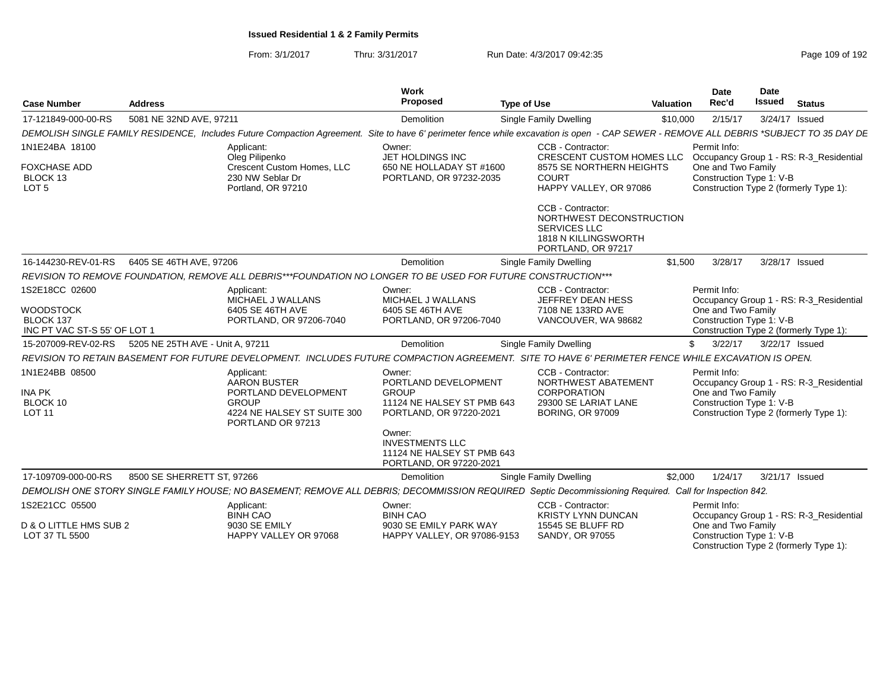**Issued Residential 1 & 2 Family Permits**

From: 3/1/2017 Thru: 3/31/2017 Run Date: 4/3/2017 09:42:35

| Case Number | Address | Work Proposed | Type of Use | Valuation | Date Rec'd | Date Issued | Status |
|---|---|---|---|---|---|---|---|
| 17-121849-000-00-RS | 5081 NE 32ND AVE, 97211 | Demolition | Single Family Dwelling | $10,000 | 2/15/17 | 3/24/17 | Issued |

DEMOLISH SINGLE FAMILY RESIDENCE, Includes Future Compaction Agreement. Site to have 6' perimeter fence while excavation is open - CAP SEWER - REMOVE ALL DEBRIS *SUBJECT TO 35 DAY DE

1N1E24BA 18100
FOXCHASE ADD
BLOCK 13
LOT 5

Applicant:
Oleg Pilipenko
Crescent Custom Homes, LLC
230 NW Seblar Dr
Portland, OR 97210

Owner:
JET HOLDINGS INC
650 NE HOLLADAY ST #1600
PORTLAND, OR 97232-2035

CCB - Contractor:
CRESCENT CUSTOM HOMES LLC
8575 SE NORTHERN HEIGHTS COURT
HAPPY VALLEY, OR 97086

CCB - Contractor:
NORTHWEST DECONSTRUCTION SERVICES LLC
1818 N KILLINGSWORTH
PORTLAND, OR 97217

Permit Info:
Occupancy Group 1 - RS: R-3_Residential One and Two Family
Construction Type 1: V-B
Construction Type 2 (formerly Type 1):

| Case Number | Address | Work Proposed | Type of Use | Valuation | Date Rec'd | Date Issued | Status |
|---|---|---|---|---|---|---|---|
| 16-144230-REV-01-RS | 6405 SE 46TH AVE, 97206 | Demolition | Single Family Dwelling | $1,500 | 3/28/17 | 3/28/17 | Issued |

REVISION TO REMOVE FOUNDATION, REMOVE ALL DEBRIS***FOUNDATION NO LONGER TO BE USED FOR FUTURE CONSTRUCTION***

1S2E18CC 02600
WOODSTOCK
BLOCK 137
INC PT VAC ST-S 55' OF LOT 1

Applicant:
MICHAEL J WALLANS
6405 SE 46TH AVE
PORTLAND, OR 97206-7040

Owner:
MICHAEL J WALLANS
6405 SE 46TH AVE
PORTLAND, OR 97206-7040

CCB - Contractor:
JEFFREY DEAN HESS
7108 NE 133RD AVE
VANCOUVER, WA 98682

Permit Info:
Occupancy Group 1 - RS: R-3_Residential One and Two Family
Construction Type 1: V-B
Construction Type 2 (formerly Type 1):

| Case Number | Address | Work Proposed | Type of Use | Valuation | Date Rec'd | Date Issued | Status |
|---|---|---|---|---|---|---|---|
| 15-207009-REV-02-RS | 5205 NE 25TH AVE - Unit A, 97211 | Demolition | Single Family Dwelling | $ | 3/22/17 | 3/22/17 | Issued |

REVISION TO RETAIN BASEMENT FOR FUTURE DEVELOPMENT. INCLUDES FUTURE COMPACTION AGREEMENT. SITE TO HAVE 6' PERIMETER FENCE WHILE EXCAVATION IS OPEN.

1N1E24BB 08500
INA PK
BLOCK 10
LOT 11

Applicant:
AARON BUSTER
PORTLAND DEVELOPMENT GROUP
4224 NE HALSEY ST SUITE 300
PORTLAND OR 97213

Owner:
PORTLAND DEVELOPMENT GROUP
11124 NE HALSEY ST PMB 643
PORTLAND, OR 97220-2021

Owner:
INVESTMENTS LLC
11124 NE HALSEY ST PMB 643
PORTLAND, OR 97220-2021

CCB - Contractor:
NORTHWEST ABATEMENT CORPORATION
29300 SE LARIAT LANE
BORING, OR 97009

Permit Info:
Occupancy Group 1 - RS: R-3_Residential One and Two Family
Construction Type 1: V-B
Construction Type 2 (formerly Type 1):

| Case Number | Address | Work Proposed | Type of Use | Valuation | Date Rec'd | Date Issued | Status |
|---|---|---|---|---|---|---|---|
| 17-109709-000-00-RS | 8500 SE SHERRETT ST, 97266 | Demolition | Single Family Dwelling | $2,000 | 1/24/17 | 3/21/17 | Issued |

DEMOLISH ONE STORY SINGLE FAMILY HOUSE; NO BASEMENT; REMOVE ALL DEBRIS; DECOMMISSION REQUIRED Septic Decommissioning Required. Call for Inspection 842.

1S2E21CC 05500
D & O LITTLE HMS SUB 2
LOT 37 TL 5500

Applicant:
BINH CAO
9030 SE EMILY
HAPPY VALLEY OR 97068

Owner:
BINH CAO
9030 SE EMILY PARK WAY
HAPPY VALLEY, OR 97086-9153

CCB - Contractor:
KRISTY LYNN DUNCAN
15545 SE BLUFF RD
SANDY, OR 97055

Permit Info:
Occupancy Group 1 - RS: R-3_Residential One and Two Family
Construction Type 1: V-B
Construction Type 2 (formerly Type 1):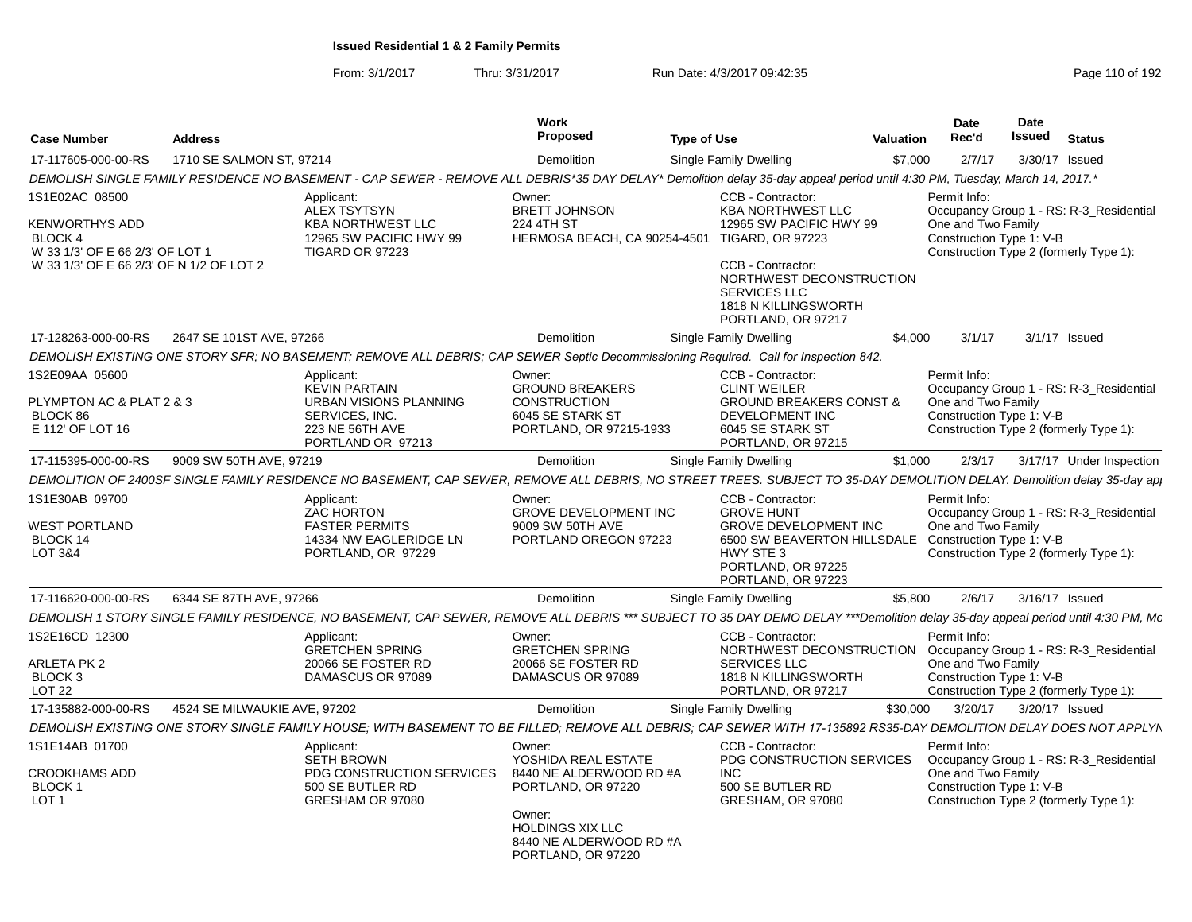# Issued Residential 1 & 2 Family Permits

From: 3/1/2017 Thru: 3/31/2017 Run Date: 4/3/2017 09:42:35

| Case Number | Address | Work Proposed | Type of Use | Valuation | Date Rec'd | Date Issued | Status |
|---|---|---|---|---|---|---|---|
| 17-117605-000-00-RS | 1710 SE SALMON ST, 97214 | Demolition | Single Family Dwelling | $7,000 | 2/7/17 | 3/30/17 | Issued |

*DEMOLISH SINGLE FAMILY RESIDENCE NO BASEMENT - CAP SEWER - REMOVE ALL DEBRIS*35 DAY DELAY* Demolition delay 35-day appeal period until 4:30 PM, Tuesday, March 14, 2017.*

1S1E02AC 08500

KENWORTHYS ADD
BLOCK 4
W 33 1/3' OF E 66 2/3' OF LOT 1
W 33 1/3' OF E 66 2/3' OF N 1/2 OF LOT 2

Applicant:
ALEX TSYTSYN
KBA NORTHWEST LLC
12965 SW PACIFIC HWY 99
TIGARD OR 97223

Owner:
BRETT JOHNSON
224 4TH ST
HERMOSA BEACH, CA 90254-4501

CCB - Contractor:
KBA NORTHWEST LLC
12965 SW PACIFIC HWY 99
TIGARD, OR 97223

CCB - Contractor:
NORTHWEST DECONSTRUCTION SERVICES LLC
1818 N KILLINGSWORTH
PORTLAND, OR 97217

Permit Info:
Occupancy Group 1 - RS: R-3_Residential One and Two Family
Construction Type 1: V-B
Construction Type 2 (formerly Type 1):

| Case Number | Address | Work Proposed | Type of Use | Valuation | Date Rec'd | Date Issued | Status |
|---|---|---|---|---|---|---|---|
| 17-128263-000-00-RS | 2647 SE 101ST AVE, 97266 | Demolition | Single Family Dwelling | $4,000 | 3/1/17 | 3/1/17 | Issued |

*DEMOLISH EXISTING ONE STORY SFR; NO BASEMENT; REMOVE ALL DEBRIS; CAP SEWER Septic Decommissioning Required. Call for Inspection 842.*

1S2E09AA 05600

PLYMPTON AC & PLAT 2 & 3
BLOCK 86
E 112' OF LOT 16

Applicant:
KEVIN PARTAIN
URBAN VISIONS PLANNING SERVICES, INC.
223 NE 56TH AVE
PORTLAND OR 97213

Owner:
GROUND BREAKERS CONSTRUCTION
6045 SE STARK ST
PORTLAND, OR 97215-1933

CCB - Contractor:
CLINT WEILER
GROUND BREAKERS CONST & DEVELOPMENT INC
6045 SE STARK ST
PORTLAND, OR 97215

Permit Info:
Occupancy Group 1 - RS: R-3_Residential One and Two Family
Construction Type 1: V-B
Construction Type 2 (formerly Type 1):

| Case Number | Address | Work Proposed | Type of Use | Valuation | Date Rec'd | Date Issued | Status |
|---|---|---|---|---|---|---|---|
| 17-115395-000-00-RS | 9009 SW 50TH AVE, 97219 | Demolition | Single Family Dwelling | $1,000 | 2/3/17 | 3/17/17 | Under Inspection |

*DEMOLITION OF 2400SF SINGLE FAMILY RESIDENCE NO BASEMENT, CAP SEWER, REMOVE ALL DEBRIS, NO STREET TREES. SUBJECT TO 35-DAY DEMOLITION DELAY. Demolition delay 35-day ap|*

1S1E30AB 09700

WEST PORTLAND
BLOCK 14
LOT 3&4

Applicant:
ZAC HORTON
FASTER PERMITS
14334 NW EAGLERIDGE LN
PORTLAND, OR 97229

Owner:
GROVE DEVELOPMENT INC
9009 SW 50TH AVE
PORTLAND OREGON 97223

CCB - Contractor:
GROVE HUNT
GROVE DEVELOPMENT INC
6500 SW BEAVERTON HILLSDALE HWY STE 3
PORTLAND, OR 97225
PORTLAND, OR 97223

Permit Info:
Occupancy Group 1 - RS: R-3_Residential One and Two Family
Construction Type 1: V-B
Construction Type 2 (formerly Type 1):

| Case Number | Address | Work Proposed | Type of Use | Valuation | Date Rec'd | Date Issued | Status |
|---|---|---|---|---|---|---|---|
| 17-116620-000-00-RS | 6344 SE 87TH AVE, 97266 | Demolition | Single Family Dwelling | $5,800 | 2/6/17 | 3/16/17 | Issued |

*DEMOLISH 1 STORY SINGLE FAMILY RESIDENCE, NO BASEMENT, CAP SEWER, REMOVE ALL DEBRIS *** SUBJECT TO 35 DAY DEMO DELAY ***Demolition delay 35-day appeal period until 4:30 PM, Mc*

1S2E16CD 12300

ARLETA PK 2
BLOCK 3
LOT 22

Applicant:
GRETCHEN SPRING
20066 SE FOSTER RD
DAMASCUS OR 97089

Owner:
GRETCHEN SPRING
20066 SE FOSTER RD
DAMASCUS OR 97089

CCB - Contractor:
NORTHWEST DECONSTRUCTION SERVICES LLC
1818 N KILLINGSWORTH
PORTLAND, OR 97217

Permit Info:
Occupancy Group 1 - RS: R-3_Residential One and Two Family
Construction Type 1: V-B
Construction Type 2 (formerly Type 1):

| Case Number | Address | Work Proposed | Type of Use | Valuation | Date Rec'd | Date Issued | Status |
|---|---|---|---|---|---|---|---|
| 17-135882-000-00-RS | 4524 SE MILWAUKIE AVE, 97202 | Demolition | Single Family Dwelling | $30,000 | 3/20/17 | 3/20/17 | Issued |

*DEMOLISH EXISTING ONE STORY SINGLE FAMILY HOUSE; WITH BASEMENT TO BE FILLED; REMOVE ALL DEBRIS; CAP SEWER WITH 17-135892 RS35-DAY DEMOLITION DELAY DOES NOT APPLYN*

1S1E14AB 01700

CROOKHAMS ADD
BLOCK 1
LOT 1

Applicant:
SETH BROWN
PDG CONSTRUCTION SERVICES
500 SE BUTLER RD
GRESHAM OR 97080

Owner:
YOSHIDA REAL ESTATE
8440 NE ALDERWOOD RD #A
PORTLAND, OR 97220

Owner:
HOLDINGS XIX LLC
8440 NE ALDERWOOD RD #A
PORTLAND, OR 97220

CCB - Contractor:
PDG CONSTRUCTION SERVICES INC
500 SE BUTLER RD
GRESHAM, OR 97080

Permit Info:
Occupancy Group 1 - RS: R-3_Residential One and Two Family
Construction Type 1: V-B
Construction Type 2 (formerly Type 1):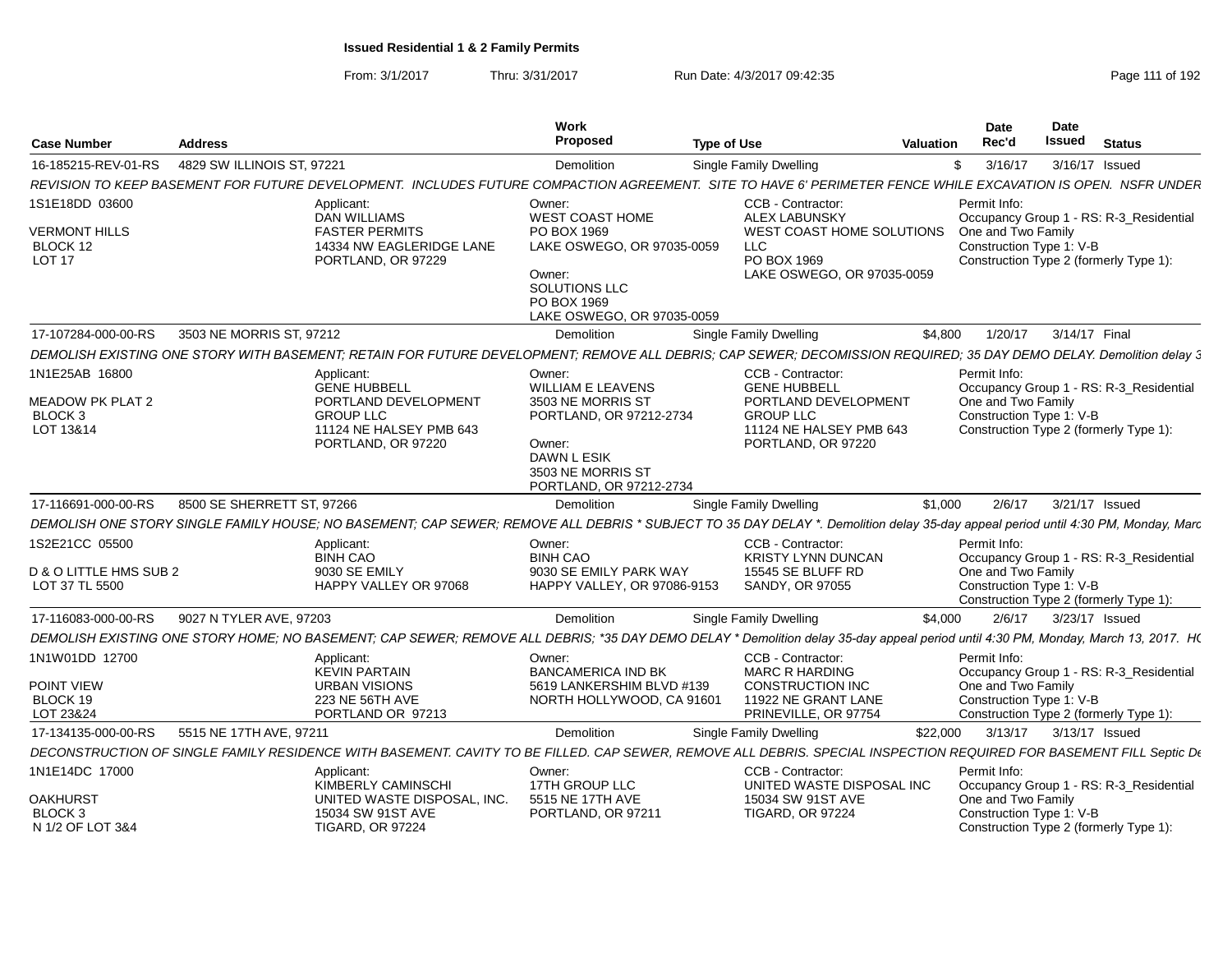# Issued Residential 1 & 2 Family Permits

From: 3/1/2017 Thru: 3/31/2017 Run Date: 4/3/2017 09:42:35

| Case Number | Address | Work Proposed | Type of Use | Valuation | Date Rec'd | Date Issued | Status |
|---|---|---|---|---|---|---|---|
| 16-185215-REV-01-RS | 4829 SW ILLINOIS ST, 97221 | Demolition | Single Family Dwelling | $ | 3/16/17 | 3/16/17 | Issued |

*REVISION TO KEEP BASEMENT FOR FUTURE DEVELOPMENT. INCLUDES FUTURE COMPACTION AGREEMENT. SITE TO HAVE 6' PERIMETER FENCE WHILE EXCAVATION IS OPEN. NSFR UNDER*

1S1E18DD 03600
VERMONT HILLS
BLOCK 12
LOT 17

Applicant:
DAN WILLIAMS
FASTER PERMITS
14334 NW EAGLERIDGE LANE
PORTLAND, OR 97229

Owner:
WEST COAST HOME
PO BOX 1969
LAKE OSWEGO, OR 97035-0059

Owner:
SOLUTIONS LLC
PO BOX 1969
LAKE OSWEGO, OR 97035-0059

CCB - Contractor:
ALEX LABUNSKY
WEST COAST HOME SOLUTIONS LLC
PO BOX 1969
LAKE OSWEGO, OR 97035-0059

Permit Info:
Occupancy Group 1 - RS: R-3_Residential One and Two Family
Construction Type 1: V-B
Construction Type 2 (formerly Type 1):

| Case Number | Address | Work Proposed | Type of Use | Valuation | Date Rec'd | Date Issued | Status |
|---|---|---|---|---|---|---|---|
| 17-107284-000-00-RS | 3503 NE MORRIS ST, 97212 | Demolition | Single Family Dwelling | $4,800 | 1/20/17 | 3/14/17 | Final |

*DEMOLISH EXISTING ONE STORY WITH BASEMENT; RETAIN FOR FUTURE DEVELOPMENT; REMOVE ALL DEBRIS; CAP SEWER; DECOMISSION REQUIRED; 35 DAY DEMO DELAY. Demolition delay 3*

1N1E25AB 16800
MEADOW PK PLAT 2
BLOCK 3
LOT 13&14

Applicant:
GENE HUBBELL
PORTLAND DEVELOPMENT GROUP LLC
11124 NE HALSEY PMB 643
PORTLAND, OR 97220

Owner:
WILLIAM E LEAVENS
3503 NE MORRIS ST
PORTLAND, OR 97212-2734

Owner:
DAWN L ESIK
3503 NE MORRIS ST
PORTLAND, OR 97212-2734

CCB - Contractor:
GENE HUBBELL
PORTLAND DEVELOPMENT GROUP LLC
11124 NE HALSEY PMB 643
PORTLAND, OR 97220

Permit Info:
Occupancy Group 1 - RS: R-3_Residential One and Two Family
Construction Type 1: V-B
Construction Type 2 (formerly Type 1):

| Case Number | Address | Work Proposed | Type of Use | Valuation | Date Rec'd | Date Issued | Status |
|---|---|---|---|---|---|---|---|
| 17-116691-000-00-RS | 8500 SE SHERRETT ST, 97266 | Demolition | Single Family Dwelling | $1,000 | 2/6/17 | 3/21/17 | Issued |

*DEMOLISH ONE STORY SINGLE FAMILY HOUSE; NO BASEMENT; CAP SEWER; REMOVE ALL DEBRIS * SUBJECT TO 35 DAY DELAY *. Demolition delay 35-day appeal period until 4:30 PM, Monday, Marc*

1S2E21CC 05500
D & O LITTLE HMS SUB 2
LOT 37 TL 5500

Applicant:
BINH CAO
9030 SE EMILY
HAPPY VALLEY OR 97068

Owner:
BINH CAO
9030 SE EMILY PARK WAY
HAPPY VALLEY, OR 97086-9153

CCB - Contractor:
KRISTY LYNN DUNCAN
15545 SE BLUFF RD
SANDY, OR 97055

Permit Info:
Occupancy Group 1 - RS: R-3_Residential One and Two Family
Construction Type 1: V-B
Construction Type 2 (formerly Type 1):

| Case Number | Address | Work Proposed | Type of Use | Valuation | Date Rec'd | Date Issued | Status |
|---|---|---|---|---|---|---|---|
| 17-116083-000-00-RS | 9027 N TYLER AVE, 97203 | Demolition | Single Family Dwelling | $4,000 | 2/6/17 | 3/23/17 | Issued |

*DEMOLISH EXISTING ONE STORY HOME; NO BASEMENT; CAP SEWER; REMOVE ALL DEBRIS; *35 DAY DEMO DELAY * Demolition delay 35-day appeal period until 4:30 PM, Monday, March 13, 2017. H(*

1N1W01DD 12700
POINT VIEW
BLOCK 19
LOT 23&24

Applicant:
KEVIN PARTAIN
URBAN VISIONS
223 NE 56TH AVE
PORTLAND OR 97213

Owner:
BANCAMERICA IND BK
5619 LANKERSHIM BLVD #139
NORTH HOLLYWOOD, CA 91601

CCB - Contractor:
MARC R HARDING
CONSTRUCTION INC
11922 NE GRANT LANE
PRINEVILLE, OR 97754

Permit Info:
Occupancy Group 1 - RS: R-3_Residential One and Two Family
Construction Type 1: V-B
Construction Type 2 (formerly Type 1):

| Case Number | Address | Work Proposed | Type of Use | Valuation | Date Rec'd | Date Issued | Status |
|---|---|---|---|---|---|---|---|
| 17-134135-000-00-RS | 5515 NE 17TH AVE, 97211 | Demolition | Single Family Dwelling | $22,000 | 3/13/17 | 3/13/17 | Issued |

*DECONSTRUCTION OF SINGLE FAMILY RESIDENCE WITH BASEMENT. CAVITY TO BE FILLED. CAP SEWER, REMOVE ALL DEBRIS. SPECIAL INSPECTION REQUIRED FOR BASEMENT FILL Septic De*

1N1E14DC 17000
OAKHURST
BLOCK 3
N 1/2 OF LOT 3&4

Applicant:
KIMBERLY CAMINSCHI
UNITED WASTE DISPOSAL, INC.
15034 SW 91ST AVE
TIGARD, OR 97224

Owner:
17TH GROUP LLC
5515 NE 17TH AVE
PORTLAND, OR 97211

CCB - Contractor:
UNITED WASTE DISPOSAL INC
15034 SW 91ST AVE
TIGARD, OR 97224

Permit Info:
Occupancy Group 1 - RS: R-3_Residential One and Two Family
Construction Type 1: V-B
Construction Type 2 (formerly Type 1):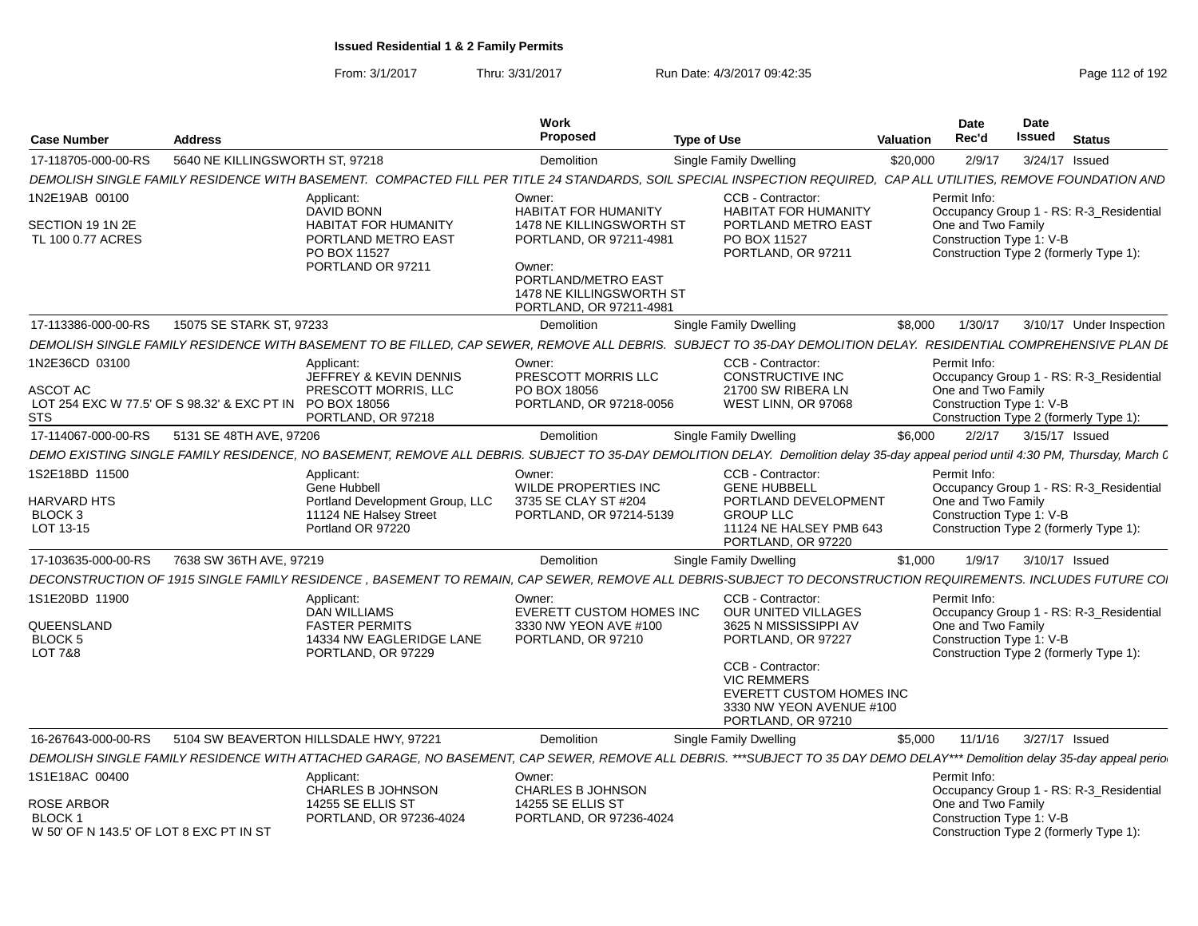**Issued Residential 1 & 2 Family Permits**

From: 3/1/2017 Thru: 3/31/2017 Run Date: 4/3/2017 09:42:35

| Case Number | Address | Work Proposed | Type of Use | Valuation | Date Rec'd | Date Issued | Status |
|---|---|---|---|---|---|---|---|
| 17-118705-000-00-RS | 5640 NE KILLINGSWORTH ST, 97218 | Demolition | Single Family Dwelling | $20,000 | 2/9/17 | 3/24/17 | Issued |

DEMOLISH SINGLE FAMILY RESIDENCE WITH BASEMENT. COMPACTED FILL PER TITLE 24 STANDARDS, SOIL SPECIAL INSPECTION REQUIRED, CAP ALL UTILITIES, REMOVE FOUNDATION AND

1N2E19AB 00100

SECTION 19 1N 2E
TL 100 0.77 ACRES

Applicant:
DAVID BONN
HABITAT FOR HUMANITY
PORTLAND METRO EAST
PO BOX 11527
PORTLAND OR 97211

Owner:
HABITAT FOR HUMANITY
1478 NE KILLINGSWORTH ST
PORTLAND, OR 97211-4981

Owner:
PORTLAND/METRO EAST
1478 NE KILLINGSWORTH ST
PORTLAND, OR 97211-4981

CCB - Contractor:
HABITAT FOR HUMANITY
PORTLAND METRO EAST
PO BOX 11527
PORTLAND, OR 97211

Permit Info:
Occupancy Group 1 - RS: R-3_Residential One and Two Family
Construction Type 1: V-B
Construction Type 2 (formerly Type 1):

| Case Number | Address | Work Proposed | Type of Use | Valuation | Date Rec'd | Date Issued | Status |
|---|---|---|---|---|---|---|---|
| 17-113386-000-00-RS | 15075 SE STARK ST, 97233 | Demolition | Single Family Dwelling | $8,000 | 1/30/17 | 3/10/17 | Under Inspection |

DEMOLISH SINGLE FAMILY RESIDENCE WITH BASEMENT TO BE FILLED, CAP SEWER, REMOVE ALL DEBRIS. SUBJECT TO 35-DAY DEMOLITION DELAY. RESIDENTIAL COMPREHENSIVE PLAN DE

1N2E36CD 03100

ASCOT AC
LOT 254 EXC W 77.5' OF S 98.32' & EXC PT IN STS

Applicant:
JEFFREY & KEVIN DENNIS
PRESCOTT MORRIS, LLC
PO BOX 18056
PORTLAND, OR 97218

Owner:
PRESCOTT MORRIS LLC
PO BOX 18056
PORTLAND, OR 97218-0056

CCB - Contractor:
CONSTRUCTIVE INC
21700 SW RIBERA LN
WEST LINN, OR 97068

Permit Info:
Occupancy Group 1 - RS: R-3_Residential One and Two Family
Construction Type 1: V-B
Construction Type 2 (formerly Type 1):

| Case Number | Address | Work Proposed | Type of Use | Valuation | Date Rec'd | Date Issued | Status |
|---|---|---|---|---|---|---|---|
| 17-114067-000-00-RS | 5131 SE 48TH AVE, 97206 | Demolition | Single Family Dwelling | $6,000 | 2/2/17 | 3/15/17 | Issued |

DEMO EXISTING SINGLE FAMILY RESIDENCE, NO BASEMENT, REMOVE ALL DEBRIS. SUBJECT TO 35-DAY DEMOLITION DELAY. Demolition delay 35-day appeal period until 4:30 PM, Thursday, March 0

1S2E18DD 11500

HARVARD HTS
BLOCK 3
LOT 13-15

Applicant:
Gene Hubbell
Portland Development Group, LLC
11124 NE Halsey Street
Portland OR 97220

Owner:
WILDE PROPERTIES INC
3735 SE CLAY ST #204
PORTLAND, OR 97214-5139

CCB - Contractor:
GENE HUBBELL
PORTLAND DEVELOPMENT GROUP LLC
11124 NE HALSEY PMB 643
PORTLAND, OR 97220

Permit Info:
Occupancy Group 1 - RS: R-3_Residential One and Two Family
Construction Type 1: V-B
Construction Type 2 (formerly Type 1):

| Case Number | Address | Work Proposed | Type of Use | Valuation | Date Rec'd | Date Issued | Status |
|---|---|---|---|---|---|---|---|
| 17-103635-000-00-RS | 7638 SW 36TH AVE, 97219 | Demolition | Single Family Dwelling | $1,000 | 1/9/17 | 3/10/17 | Issued |

DECONSTRUCTION OF 1915 SINGLE FAMILY RESIDENCE , BASEMENT TO REMAIN, CAP SEWER, REMOVE ALL DEBRIS-SUBJECT TO DECONSTRUCTION REQUIREMENTS. INCLUDES FUTURE CO

1S1E20BD 11900

QUEENSLAND
BLOCK 5
LOT 7&8

Applicant:
DAN WILLIAMS
FASTER PERMITS
14334 NW EAGLERIDGE LANE
PORTLAND, OR 97229

Owner:
EVERETT CUSTOM HOMES INC
3330 NW YEON AVE #100
PORTLAND, OR 97210

CCB - Contractor:
OUR UNITED VILLAGES
3625 N MISSISSIPPI AV
PORTLAND, OR 97227

CCB - Contractor:
VIC REMMERS
EVERETT CUSTOM HOMES INC
3330 NW YEON AVENUE #100
PORTLAND, OR 97210

Permit Info:
Occupancy Group 1 - RS: R-3_Residential One and Two Family
Construction Type 1: V-B
Construction Type 2 (formerly Type 1):

| Case Number | Address | Work Proposed | Type of Use | Valuation | Date Rec'd | Date Issued | Status |
|---|---|---|---|---|---|---|---|
| 16-267643-000-00-RS | 5104 SW BEAVERTON HILLSDALE HWY, 97221 | Demolition | Single Family Dwelling | $5,000 | 11/1/16 | 3/27/17 | Issued |

DEMOLISH SINGLE FAMILY RESIDENCE WITH ATTACHED GARAGE, NO BASEMENT, CAP SEWER, REMOVE ALL DEBRIS. ***SUBJECT TO 35 DAY DEMO DELAY*** Demolition delay 35-day appeal perio

1S1E18AC 00400

ROSE ARBOR
BLOCK 1
W 50' OF N 143.5' OF LOT 8 EXC PT IN ST

Applicant:
CHARLES B JOHNSON
14255 SE ELLIS ST
PORTLAND, OR 97236-4024

Owner:
CHARLES B JOHNSON
14255 SE ELLIS ST
PORTLAND, OR 97236-4024

Permit Info:
Occupancy Group 1 - RS: R-3_Residential One and Two Family
Construction Type 1: V-B
Construction Type 2 (formerly Type 1):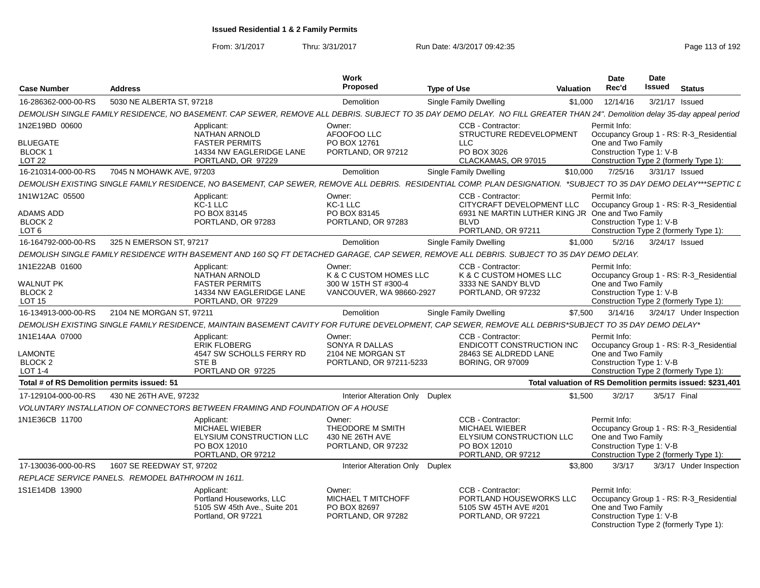**Issued Residential 1 & 2 Family Permits**

From: 3/1/2017 Thru: 3/31/2017 Run Date: 4/3/2017 09:42:35

| Case Number | Address | Work Proposed | Type of Use | Valuation | Date Rec'd | Date Issued | Status |
|---|---|---|---|---|---|---|---|
| 16-286362-000-00-RS | 5030 NE ALBERTA ST, 97218 | Demolition | Single Family Dwelling | $1,000 | 12/14/16 | 3/21/17 | Issued |

DEMOLISH SINGLE FAMILY RESIDENCE, NO BASEMENT. CAP SEWER, REMOVE ALL DEBRIS. SUBJECT TO 35 DAY DEMO DELAY. NO FILL GREATER THAN 24". Demolition delay 35-day appeal period

1N2E19BD 00600
BLUEGATE
BLOCK 1
LOT 22

Applicant: NATHAN ARNOLD, FASTER PERMITS, 14334 NW EAGLERIDGE LANE, PORTLAND, OR 97229

Owner: AFOOFOO LLC, PO BOX 12761, PORTLAND, OR 97212

CCB - Contractor: STRUCTURE REDEVELOPMENT LLC, PO BOX 3026, CLACKAMAS, OR 97015

Permit Info: Occupancy Group 1 - RS: R-3_Residential One and Two Family; Construction Type 1: V-B; Construction Type 2 (formerly Type 1):

| Case Number | Address | Work Proposed | Type of Use | Valuation | Date Rec'd | Date Issued | Status |
|---|---|---|---|---|---|---|---|
| 16-210314-000-00-RS | 7045 N MOHAWK AVE, 97203 | Demolition | Single Family Dwelling | $10,000 | 7/25/16 | 3/31/17 | Issued |

DEMOLISH EXISTING SINGLE FAMILY RESIDENCE, NO BASEMENT, CAP SEWER, REMOVE ALL DEBRIS. RESIDENTIAL COMP. PLAN DESIGNATION. *SUBJECT TO 35 DAY DEMO DELAY***SEPTIC D

1N1W12AC 05500
ADAMS ADD
BLOCK 2
LOT 6

Applicant: KC-1 LLC, PO BOX 83145, PORTLAND, OR 97283

Owner: KC-1 LLC, PO BOX 83145, PORTLAND, OR 97283

CCB - Contractor: CITYCRAFT DEVELOPMENT LLC, 6931 NE MARTIN LUTHER KING JR BLVD, PORTLAND, OR 97211

Permit Info: Occupancy Group 1 - RS: R-3_Residential One and Two Family; Construction Type 1: V-B; Construction Type 2 (formerly Type 1):

| Case Number | Address | Work Proposed | Type of Use | Valuation | Date Rec'd | Date Issued | Status |
|---|---|---|---|---|---|---|---|
| 16-164792-000-00-RS | 325 N EMERSON ST, 97217 | Demolition | Single Family Dwelling | $1,000 | 5/2/16 | 3/24/17 | Issued |

DEMOLISH SINGLE FAMILY RESIDENCE WITH BASEMENT AND 160 SQ FT DETACHED GARAGE, CAP SEWER, REMOVE ALL DEBRIS. SUBJECT TO 35 DAY DEMO DELAY.

1N1E22AB 01600
WALNUT PK
BLOCK 2
LOT 15

Applicant: NATHAN ARNOLD, FASTER PERMITS, 14334 NW EAGLERIDGE LANE, PORTLAND, OR 97229

Owner: K & C CUSTOM HOMES LLC, 300 W 15TH ST #300-4, VANCOUVER, WA 98660-2927

CCB - Contractor: K & C CUSTOM HOMES LLC, 3333 NE SANDY BLVD, PORTLAND, OR 97232

Permit Info: Occupancy Group 1 - RS: R-3_Residential One and Two Family; Construction Type 1: V-B; Construction Type 2 (formerly Type 1):

| Case Number | Address | Work Proposed | Type of Use | Valuation | Date Rec'd | Date Issued | Status |
|---|---|---|---|---|---|---|---|
| 16-134913-000-00-RS | 2104 NE MORGAN ST, 97211 | Demolition | Single Family Dwelling | $7,500 | 3/14/16 | 3/24/17 | Under Inspection |

DEMOLISH EXISTING SINGLE FAMILY RESIDENCE, MAINTAIN BASEMENT CAVITY FOR FUTURE DEVELOPMENT, CAP SEWER, REMOVE ALL DEBRIS*SUBJECT TO 35 DAY DEMO DELAY*

1N1E14AA 07000
LAMONTE
BLOCK 2
LOT 1-4

Applicant: ERIK FLOBERG, 4547 SW SCHOLLS FERRY RD STE B, PORTLAND OR 97225

Owner: SONYA R DALLAS, 2104 NE MORGAN ST, PORTLAND, OR 97211-5233

CCB - Contractor: ENDICOTT CONSTRUCTION INC, 28463 SE ALDREDD LANE, BORING, OR 97009

Permit Info: Occupancy Group 1 - RS: R-3_Residential One and Two Family; Construction Type 1: V-B; Construction Type 2 (formerly Type 1):

**Total # of RS Demolition permits issued: 51** — **Total valuation of RS Demolition permits issued: $231,401**

| Case Number | Address | Work Proposed | Type of Use | Valuation | Date Rec'd | Date Issued | Status |
|---|---|---|---|---|---|---|---|
| 17-129104-000-00-RS | 430 NE 26TH AVE, 97232 | Interior Alteration Only | Duplex | $1,500 | 3/2/17 | 3/5/17 | Final |

VOLUNTARY INSTALLATION OF CONNECTORS BETWEEN FRAMING AND FOUNDATION OF A HOUSE

1N1E36CB 11700

Applicant: MICHAEL WIEBER, ELYSIUM CONSTRUCTION LLC, PO BOX 12010, PORTLAND, OR 97212

Owner: THEODORE M SMITH, 430 NE 26TH AVE, PORTLAND, OR 97232

CCB - Contractor: MICHAEL WIEBER, ELYSIUM CONSTRUCTION LLC, PO BOX 12010, PORTLAND, OR 97212

Permit Info: Occupancy Group 1 - RS: R-3_Residential One and Two Family; Construction Type 1: V-B; Construction Type 2 (formerly Type 1):

| Case Number | Address | Work Proposed | Type of Use | Valuation | Date Rec'd | Date Issued | Status |
|---|---|---|---|---|---|---|---|
| 17-130036-000-00-RS | 1607 SE REEDWAY ST, 97202 | Interior Alteration Only | Duplex | $3,800 | 3/3/17 | 3/3/17 | Under Inspection |

REPLACE SERVICE PANELS. REMODEL BATHROOM IN 1611.

1S1E14DB 13900

Applicant: Portland Houseworks, LLC, 5105 SW 45th Ave., Suite 201, Portland, OR 97221

Owner: MICHAEL T MITCHOFF, PO BOX 82697, PORTLAND, OR 97282

CCB - Contractor: PORTLAND HOUSEWORKS LLC, 5105 SW 45TH AVE #201, PORTLAND, OR 97221

Permit Info: Occupancy Group 1 - RS: R-3_Residential One and Two Family; Construction Type 1: V-B; Construction Type 2 (formerly Type 1):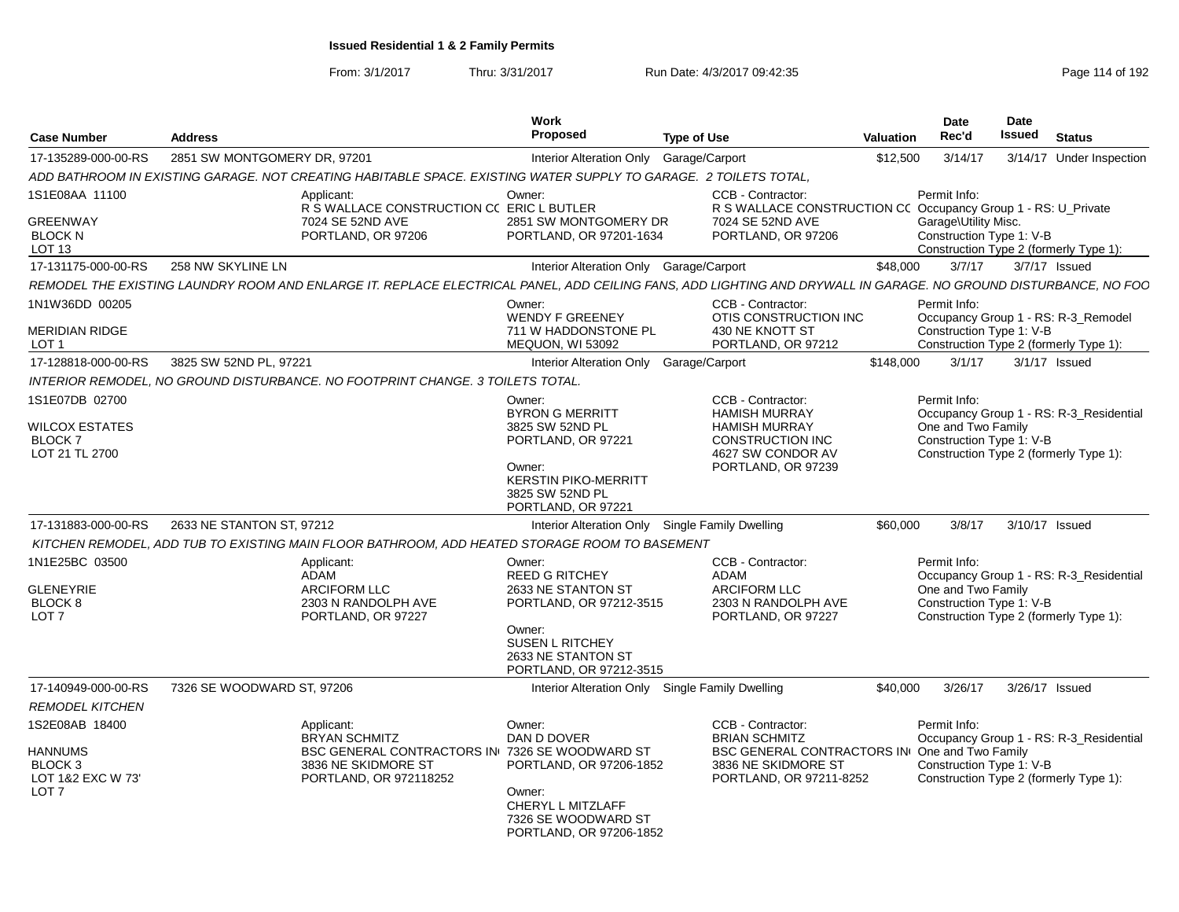**Issued Residential 1 & 2 Family Permits**

From: 3/1/2017 Thru: 3/31/2017 Run Date: 4/3/2017 09:42:35

| Case Number | Address | Work Proposed | Type of Use | Valuation | Date Rec'd | Date Issued | Status |
|---|---|---|---|---|---|---|---|
| 17-135289-000-00-RS | 2851 SW MONTGOMERY DR, 97201 | Interior Alteration Only | Garage/Carport | $12,500 | 3/14/17 | 3/14/17 | Under Inspection |

ADD BATHROOM IN EXISTING GARAGE. NOT CREATING HABITABLE SPACE. EXISTING WATER SUPPLY TO GARAGE. 2 TOILETS TOTAL,

1S1E08AA 11100
GREENWAY
BLOCK N
LOT 13

Applicant: R S WALLACE CONSTRUCTION CC, 7024 SE 52ND AVE, PORTLAND, OR 97206

Owner: ERIC L BUTLER, 2851 SW MONTGOMERY DR, PORTLAND, OR 97201-1634

CCB - Contractor: R S WALLACE CONSTRUCTION CC, 7024 SE 52ND AVE, PORTLAND, OR 97206

Permit Info: Occupancy Group 1 - RS: U_Private Garage\Utility Misc. Construction Type 1: V-B Construction Type 2 (formerly Type 1):

| Case Number | Address | Work Proposed | Type of Use | Valuation | Date Rec'd | Date Issued | Status |
|---|---|---|---|---|---|---|---|
| 17-131175-000-00-RS | 258 NW SKYLINE LN | Interior Alteration Only | Garage/Carport | $48,000 | 3/7/17 | 3/7/17 | Issued |

REMODEL THE EXISTING LAUNDRY ROOM AND ENLARGE IT. REPLACE ELECTRICAL PANEL, ADD CEILING FANS, ADD LIGHTING AND DRYWALL IN GARAGE. NO GROUND DISTURBANCE, NO FOO

1N1W36DD 00205
MERIDIAN RIDGE
LOT 1

Owner: WENDY F GREENEY, 711 W HADDONSTONE PL, MEQUON, WI 53092

CCB - Contractor: OTIS CONSTRUCTION INC, 430 NE KNOTT ST, PORTLAND, OR 97212

Permit Info: Occupancy Group 1 - RS: R-3_Remodel Construction Type 1: V-B Construction Type 2 (formerly Type 1):

| Case Number | Address | Work Proposed | Type of Use | Valuation | Date Rec'd | Date Issued | Status |
|---|---|---|---|---|---|---|---|
| 17-128818-000-00-RS | 3825 SW 52ND PL, 97221 | Interior Alteration Only | Garage/Carport | $148,000 | 3/1/17 | 3/1/17 | Issued |

INTERIOR REMODEL, NO GROUND DISTURBANCE. NO FOOTPRINT CHANGE. 3 TOILETS TOTAL.

1S1E07DB 02700
WILCOX ESTATES
BLOCK 7
LOT 21 TL 2700

Owner: BYRON G MERRITT, 3825 SW 52ND PL, PORTLAND, OR 97221

Owner: KERSTIN PIKO-MERRITT, 3825 SW 52ND PL, PORTLAND, OR 97221

CCB - Contractor: HAMISH MURRAY, HAMISH MURRAY CONSTRUCTION INC, 4627 SW CONDOR AV, PORTLAND, OR 97239

Permit Info: Occupancy Group 1 - RS: R-3_Residential One and Two Family Construction Type 1: V-B Construction Type 2 (formerly Type 1):

| Case Number | Address | Work Proposed | Type of Use | Valuation | Date Rec'd | Date Issued | Status |
|---|---|---|---|---|---|---|---|
| 17-131883-000-00-RS | 2633 NE STANTON ST, 97212 | Interior Alteration Only | Single Family Dwelling | $60,000 | 3/8/17 | 3/10/17 | Issued |

KITCHEN REMODEL, ADD TUB TO EXISTING MAIN FLOOR BATHROOM, ADD HEATED STORAGE ROOM TO BASEMENT

1N1E25BC 03500
GLENEYRIE
BLOCK 8
LOT 7

Applicant: ADAM, ARCIFORM LLC, 2303 N RANDOLPH AVE, PORTLAND, OR 97227

Owner: REED G RITCHEY, 2633 NE STANTON ST, PORTLAND, OR 97212-3515

Owner: SUSEN L RITCHEY, 2633 NE STANTON ST, PORTLAND, OR 97212-3515

CCB - Contractor: ADAM, ARCIFORM LLC, 2303 N RANDOLPH AVE, PORTLAND, OR 97227

Permit Info: Occupancy Group 1 - RS: R-3_Residential One and Two Family Construction Type 1: V-B Construction Type 2 (formerly Type 1):

| Case Number | Address | Work Proposed | Type of Use | Valuation | Date Rec'd | Date Issued | Status |
|---|---|---|---|---|---|---|---|
| 17-140949-000-00-RS | 7326 SE WOODWARD ST, 97206 | Interior Alteration Only | Single Family Dwelling | $40,000 | 3/26/17 | 3/26/17 | Issued |

REMODEL KITCHEN

1S2E08AB 18400
HANNUMS
BLOCK 3
LOT 1&2 EXC W 73'
LOT 7

Applicant: BRYAN SCHMITZ, BSC GENERAL CONTRACTORS IN, 3836 NE SKIDMORE ST, PORTLAND, OR 972118252

Owner: DAN D DOVER, 7326 SE WOODWARD ST, PORTLAND, OR 97206-1852

Owner: CHERYL L MITZLAFF, 7326 SE WOODWARD ST, PORTLAND, OR 97206-1852

CCB - Contractor: BRIAN SCHMITZ, BSC GENERAL CONTRACTORS IN, 3836 NE SKIDMORE ST, PORTLAND, OR 97211-8252

Permit Info: Occupancy Group 1 - RS: R-3_Residential One and Two Family Construction Type 1: V-B Construction Type 2 (formerly Type 1):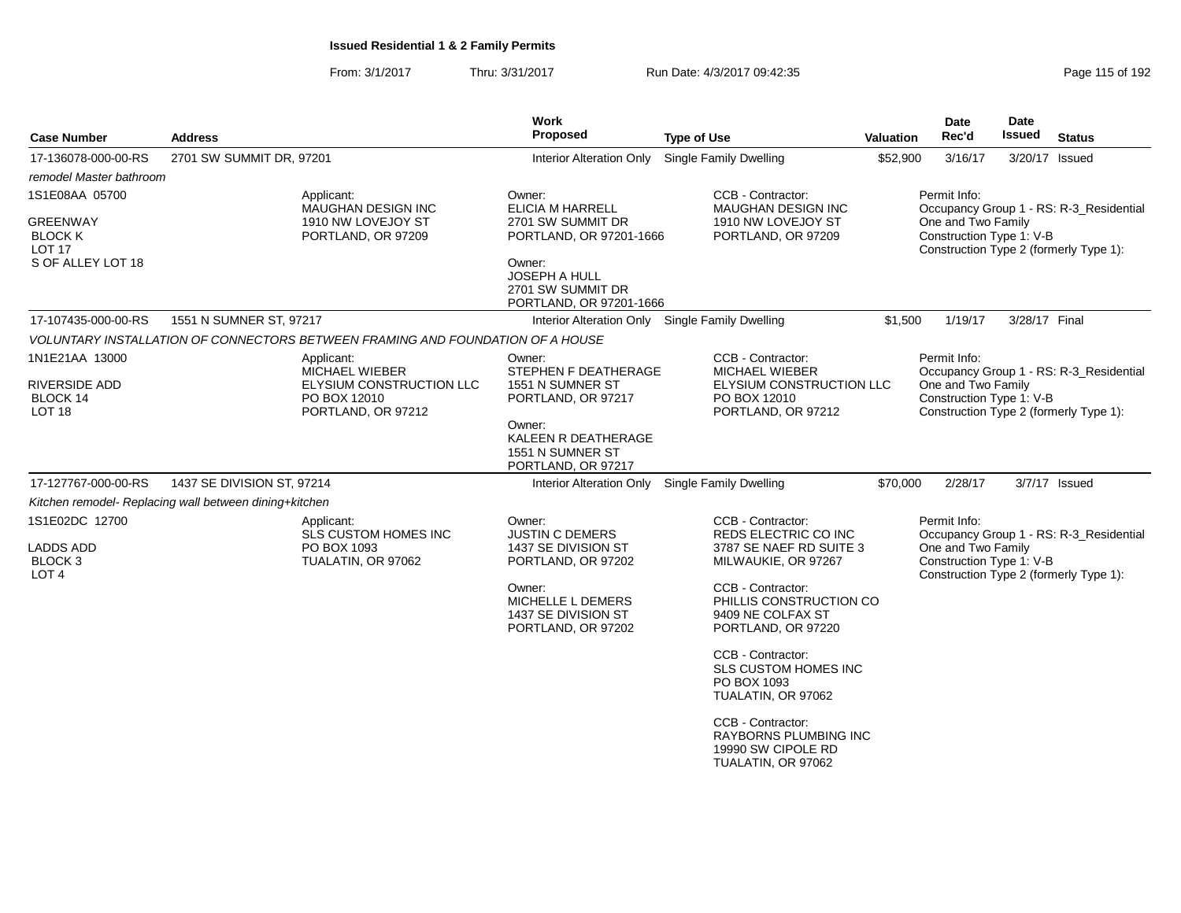**Issued Residential 1 & 2 Family Permits**

From: 3/1/2017 Thru: 3/31/2017 Run Date: 4/3/2017 09:42:35

| Case Number | Address | Work Proposed | Type of Use | Valuation | Date Rec'd | Date Issued | Status |
|---|---|---|---|---|---|---|---|
| 17-136078-000-00-RS | 2701 SW SUMMIT DR, 97201 | Interior Alteration Only | Single Family Dwelling | $52,900 | 3/16/17 | 3/20/17 | Issued |

*remodel Master bathroom*

1S1E08AA 05700

GREENWAY
BLOCK K
LOT 17
S OF ALLEY LOT 18

Applicant:
MAUGHAN DESIGN INC
1910 NW LOVEJOY ST
PORTLAND, OR 97209

Owner:
ELICIA M HARRELL
2701 SW SUMMIT DR
PORTLAND, OR 97201-1666

Owner:
JOSEPH A HULL
2701 SW SUMMIT DR
PORTLAND, OR 97201-1666

CCB - Contractor:
MAUGHAN DESIGN INC
1910 NW LOVEJOY ST
PORTLAND, OR 97209

Permit Info:
Occupancy Group 1 - RS: R-3_Residential One and Two Family
Construction Type 1: V-B
Construction Type 2 (formerly Type 1):

| Case Number | Address | Work Proposed | Type of Use | Valuation | Date Rec'd | Date Issued | Status |
|---|---|---|---|---|---|---|---|
| 17-107435-000-00-RS | 1551 N SUMNER ST, 97217 | Interior Alteration Only | Single Family Dwelling | $1,500 | 1/19/17 | 3/28/17 | Final |

*VOLUNTARY INSTALLATION OF CONNECTORS BETWEEN FRAMING AND FOUNDATION OF A HOUSE*

1N1E21AA 13000

RIVERSIDE ADD
BLOCK 14
LOT 18

Applicant:
MICHAEL WIEBER
ELYSIUM CONSTRUCTION LLC
PO BOX 12010
PORTLAND, OR 97212

Owner:
STEPHEN F DEATHERAGE
1551 N SUMNER ST
PORTLAND, OR 97217

Owner:
KALEEN R DEATHERAGE
1551 N SUMNER ST
PORTLAND, OR 97217

CCB - Contractor:
MICHAEL WIEBER
ELYSIUM CONSTRUCTION LLC
PO BOX 12010
PORTLAND, OR 97212

Permit Info:
Occupancy Group 1 - RS: R-3_Residential One and Two Family
Construction Type 1: V-B
Construction Type 2 (formerly Type 1):

| Case Number | Address | Work Proposed | Type of Use | Valuation | Date Rec'd | Date Issued | Status |
|---|---|---|---|---|---|---|---|
| 17-127767-000-00-RS | 1437 SE DIVISION ST, 97214 | Interior Alteration Only | Single Family Dwelling | $70,000 | 2/28/17 | 3/7/17 | Issued |

*Kitchen remodel- Replacing wall between dining+kitchen*

1S1E02DC 12700

LADDS ADD
BLOCK 3
LOT 4

Applicant:
SLS CUSTOM HOMES INC
PO BOX 1093
TUALATIN, OR 97062

Owner:
JUSTIN C DEMERS
1437 SE DIVISION ST
PORTLAND, OR 97202

Owner:
MICHELLE L DEMERS
1437 SE DIVISION ST
PORTLAND, OR 97202

CCB - Contractor:
REDS ELECTRIC CO INC
3787 SE NAEF RD SUITE 3
MILWAUKIE, OR 97267

CCB - Contractor:
PHILLIS CONSTRUCTION CO
9409 NE COLFAX ST
PORTLAND, OR 97220

CCB - Contractor:
SLS CUSTOM HOMES INC
PO BOX 1093
TUALATIN, OR 97062

CCB - Contractor:
RAYBORNS PLUMBING INC
19990 SW CIPOLE RD
TUALATIN, OR 97062

Permit Info:
Occupancy Group 1 - RS: R-3_Residential One and Two Family
Construction Type 1: V-B
Construction Type 2 (formerly Type 1):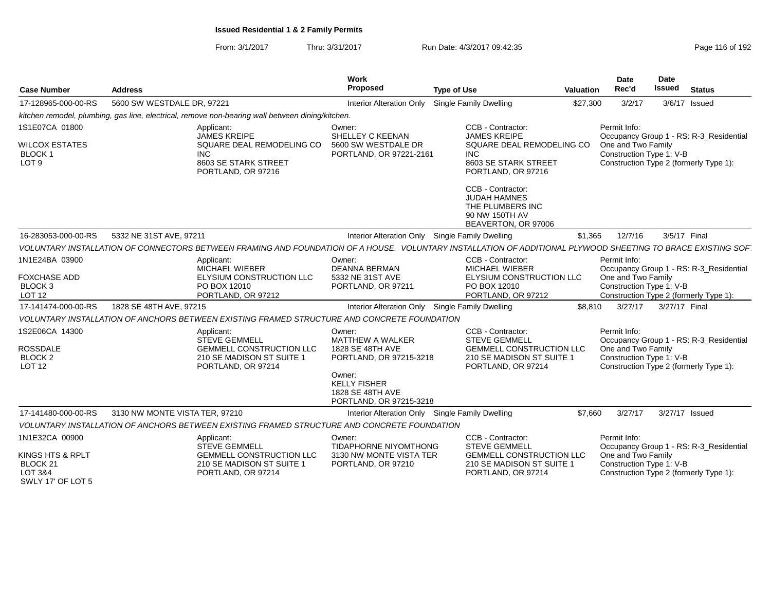# Issued Residential 1 & 2 Family Permits

From: 3/1/2017 Thru: 3/31/2017 Run Date: 4/3/2017 09:42:35

| Case Number | Address | Work Proposed | Type of Use | Valuation | Date Rec'd | Date Issued | Status |
|---|---|---|---|---|---|---|---|
| 17-128965-000-00-RS | 5600 SW WESTDALE DR, 97221 | Interior Alteration Only | Single Family Dwelling | $27,300 | 3/2/17 | 3/6/17 | Issued |

*kitchen remodel, plumbing, gas line, electrical, remove non-bearing wall between dining/kitchen.*

1S1E07CA 01800
WILCOX ESTATES
BLOCK 1
LOT 9

Applicant:
JAMES KREIPE
SQUARE DEAL REMODELING CO INC
8603 SE STARK STREET
PORTLAND, OR 97216

Owner:
SHELLEY C KEENAN
5600 SW WESTDALE DR
PORTLAND, OR 97221-2161

CCB - Contractor:
JAMES KREIPE
SQUARE DEAL REMODELING CO INC
8603 SE STARK STREET
PORTLAND, OR 97216

CCB - Contractor:
JUDAH HAMNES
THE PLUMBERS INC
90 NW 150TH AV
BEAVERTON, OR 97006

Permit Info:
Occupancy Group 1 - RS: R-3_Residential One and Two Family
Construction Type 1: V-B
Construction Type 2 (formerly Type 1):

| Case Number | Address | Work Proposed | Type of Use | Valuation | Date Rec'd | Date Issued | Status |
|---|---|---|---|---|---|---|---|
| 16-283053-000-00-RS | 5332 NE 31ST AVE, 97211 | Interior Alteration Only | Single Family Dwelling | $1,365 | 12/7/16 | 3/5/17 | Final |

*VOLUNTARY INSTALLATION OF CONNECTORS BETWEEN FRAMING AND FOUNDATION OF A HOUSE. VOLUNTARY INSTALLATION OF ADDITIONAL PLYWOOD SHEETING TO BRACE EXISTING SOF*

1N1E24BA 03900
FOXCHASE ADD
BLOCK 3
LOT 12

Applicant:
MICHAEL WIEBER
ELYSIUM CONSTRUCTION LLC
PO BOX 12010
PORTLAND, OR 97212

Owner:
DEANNA BERMAN
5332 NE 31ST AVE
PORTLAND, OR 97211

CCB - Contractor:
MICHAEL WIEBER
ELYSIUM CONSTRUCTION LLC
PO BOX 12010
PORTLAND, OR 97212

Permit Info:
Occupancy Group 1 - RS: R-3_Residential One and Two Family
Construction Type 1: V-B
Construction Type 2 (formerly Type 1):

| Case Number | Address | Work Proposed | Type of Use | Valuation | Date Rec'd | Date Issued | Status |
|---|---|---|---|---|---|---|---|
| 17-141474-000-00-RS | 1828 SE 48TH AVE, 97215 | Interior Alteration Only | Single Family Dwelling | $8,810 | 3/27/17 | 3/27/17 | Final |

*VOLUNTARY INSTALLATION OF ANCHORS BETWEEN EXISTING FRAMED STRUCTURE AND CONCRETE FOUNDATION*

1S2E06CA 14300
ROSSDALE
BLOCK 2
LOT 12

Applicant:
STEVE GEMMELL
GEMMELL CONSTRUCTION LLC
210 SE MADISON ST SUITE 1
PORTLAND, OR 97214

Owner:
MATTHEW A WALKER
1828 SE 48TH AVE
PORTLAND, OR 97215-3218

Owner:
KELLY FISHER
1828 SE 48TH AVE
PORTLAND, OR 97215-3218

CCB - Contractor:
STEVE GEMMELL
GEMMELL CONSTRUCTION LLC
210 SE MADISON ST SUITE 1
PORTLAND, OR 97214

Permit Info:
Occupancy Group 1 - RS: R-3_Residential One and Two Family
Construction Type 1: V-B
Construction Type 2 (formerly Type 1):

| Case Number | Address | Work Proposed | Type of Use | Valuation | Date Rec'd | Date Issued | Status |
|---|---|---|---|---|---|---|---|
| 17-141480-000-00-RS | 3130 NW MONTE VISTA TER, 97210 | Interior Alteration Only | Single Family Dwelling | $7,660 | 3/27/17 | 3/27/17 | Issued |

*VOLUNTARY INSTALLATION OF ANCHORS BETWEEN EXISTING FRAMED STRUCTURE AND CONCRETE FOUNDATION*

1N1E32CA 00900
KINGS HTS & RPLT
BLOCK 21
LOT 3&4
SWLY 17' OF LOT 5

Applicant:
STEVE GEMMELL
GEMMELL CONSTRUCTION LLC
210 SE MADISON ST SUITE 1
PORTLAND, OR 97214

Owner:
TIDAPHORNE NIYOMTHONG
3130 NW MONTE VISTA TER
PORTLAND, OR 97210

CCB - Contractor:
STEVE GEMMELL
GEMMELL CONSTRUCTION LLC
210 SE MADISON ST SUITE 1
PORTLAND, OR 97214

Permit Info:
Occupancy Group 1 - RS: R-3_Residential One and Two Family
Construction Type 1: V-B
Construction Type 2 (formerly Type 1):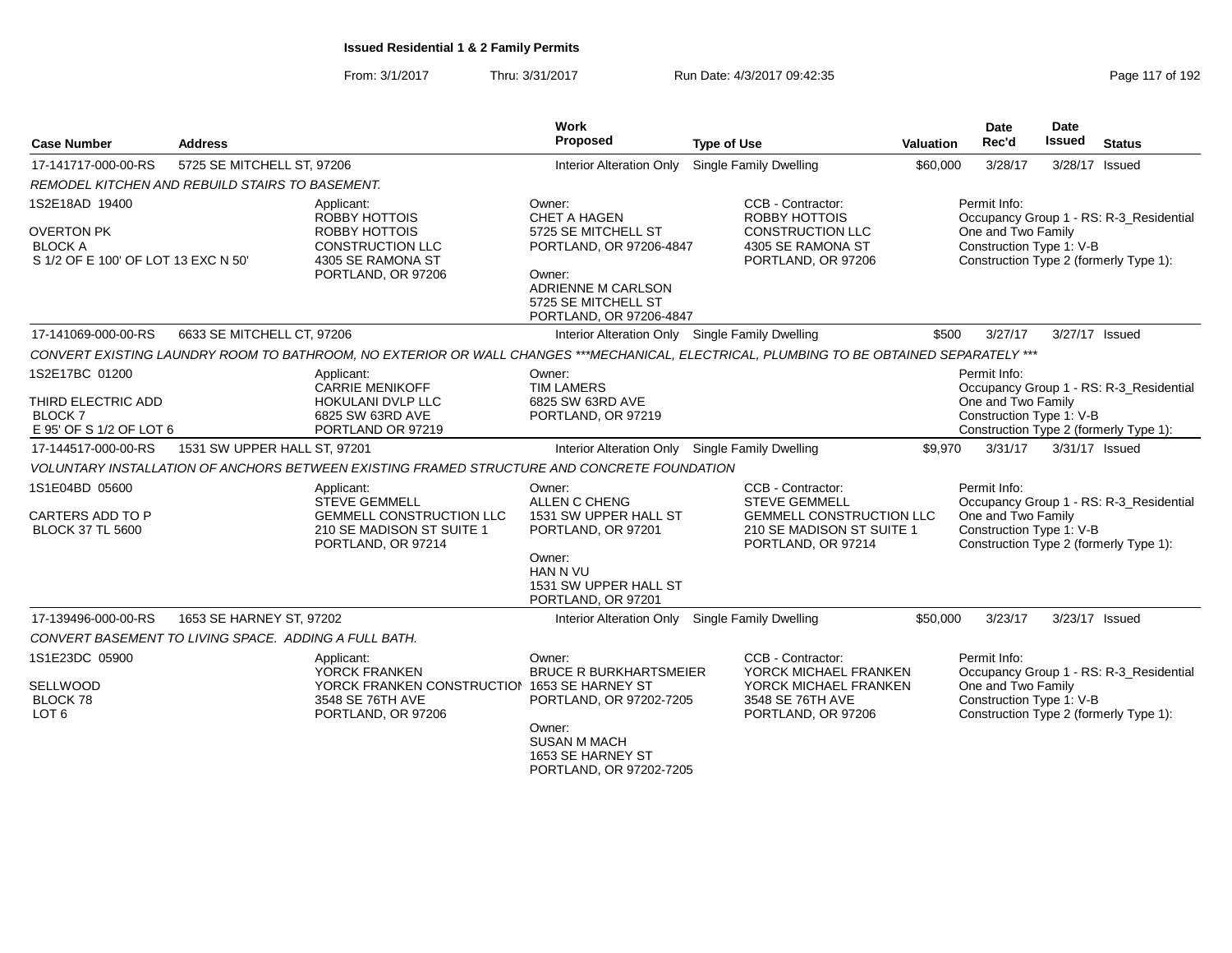**Issued Residential 1 & 2 Family Permits**

From: 3/1/2017 Thru: 3/31/2017 Run Date: 4/3/2017 09:42:35

| Case Number | Address | Work Proposed | Type of Use | Valuation | Date Rec'd | Date Issued | Status |
|---|---|---|---|---|---|---|---|
| 17-141717-000-00-RS | 5725 SE MITCHELL ST, 97206 | Interior Alteration Only | Single Family Dwelling | $60,000 | 3/28/17 | 3/28/17 | Issued |

*REMODEL KITCHEN AND REBUILD STAIRS TO BASEMENT.*

1S2E18AD 19400
OVERTON PK
BLOCK A
S 1/2 OF E 100' OF LOT 13 EXC N 50'

Applicant: ROBBY HOTTOIS, ROBBY HOTTOIS CONSTRUCTION LLC, 4305 SE RAMONA ST, PORTLAND, OR 97206

Owner: CHET A HAGEN, 5725 SE MITCHELL ST, PORTLAND, OR 97206-4847
Owner: ADRIENNE M CARLSON, 5725 SE MITCHELL ST, PORTLAND, OR 97206-4847

CCB - Contractor: ROBBY HOTTOIS, CONSTRUCTION LLC, 4305 SE RAMONA ST, PORTLAND, OR 97206

Permit Info: Occupancy Group 1 - RS: R-3_Residential One and Two Family; Construction Type 1: V-B; Construction Type 2 (formerly Type 1):

| Case Number | Address | Work Proposed | Type of Use | Valuation | Date Rec'd | Date Issued | Status |
|---|---|---|---|---|---|---|---|
| 17-141069-000-00-RS | 6633 SE MITCHELL CT, 97206 | Interior Alteration Only | Single Family Dwelling | $500 | 3/27/17 | 3/27/17 | Issued |

*CONVERT EXISTING LAUNDRY ROOM TO BATHROOM, NO EXTERIOR OR WALL CHANGES ***MECHANICAL, ELECTRICAL, PLUMBING TO BE OBTAINED SEPARATELY ****

1S2E17BC 01200
THIRD ELECTRIC ADD
BLOCK 7
E 95' OF S 1/2 OF LOT 6

Applicant: CARRIE MENIKOFF, HOKULANI DVLP LLC, 6825 SW 63RD AVE, PORTLAND OR 97219

Owner: TIM LAMERS, 6825 SW 63RD AVE, PORTLAND, OR 97219

Permit Info: Occupancy Group 1 - RS: R-3_Residential One and Two Family; Construction Type 1: V-B; Construction Type 2 (formerly Type 1):

| Case Number | Address | Work Proposed | Type of Use | Valuation | Date Rec'd | Date Issued | Status |
|---|---|---|---|---|---|---|---|
| 17-144517-000-00-RS | 1531 SW UPPER HALL ST, 97201 | Interior Alteration Only | Single Family Dwelling | $9,970 | 3/31/17 | 3/31/17 | Issued |

*VOLUNTARY INSTALLATION OF ANCHORS BETWEEN EXISTING FRAMED STRUCTURE AND CONCRETE FOUNDATION*

1S1E04BD 05600
CARTERS ADD TO P
BLOCK 37 TL 5600

Applicant: STEVE GEMMELL, GEMMELL CONSTRUCTION LLC, 210 SE MADISON ST SUITE 1, PORTLAND, OR 97214

Owner: ALLEN C CHENG, 1531 SW UPPER HALL ST, PORTLAND, OR 97201
Owner: HAN N VU, 1531 SW UPPER HALL ST, PORTLAND, OR 97201

CCB - Contractor: STEVE GEMMELL, GEMMELL CONSTRUCTION LLC, 210 SE MADISON ST SUITE 1, PORTLAND, OR 97214

Permit Info: Occupancy Group 1 - RS: R-3_Residential One and Two Family; Construction Type 1: V-B; Construction Type 2 (formerly Type 1):

| Case Number | Address | Work Proposed | Type of Use | Valuation | Date Rec'd | Date Issued | Status |
|---|---|---|---|---|---|---|---|
| 17-139496-000-00-RS | 1653 SE HARNEY ST, 97202 | Interior Alteration Only | Single Family Dwelling | $50,000 | 3/23/17 | 3/23/17 | Issued |

*CONVERT BASEMENT TO LIVING SPACE. ADDING A FULL BATH.*

1S1E23DC 05900
SELLWOOD
BLOCK 78
LOT 6

Applicant: YORCK FRANKEN, YORCK FRANKEN CONSTRUCTION, 3548 SE 76TH AVE, PORTLAND, OR 97206

Owner: BRUCE R BURKHARTSMEIER, 1653 SE HARNEY ST, PORTLAND, OR 97202-7205
Owner: SUSAN M MACH, 1653 SE HARNEY ST, PORTLAND, OR 97202-7205

CCB - Contractor: YORCK MICHAEL FRANKEN, YORCK MICHAEL FRANKEN, 3548 SE 76TH AVE, PORTLAND, OR 97206

Permit Info: Occupancy Group 1 - RS: R-3_Residential One and Two Family; Construction Type 1: V-B; Construction Type 2 (formerly Type 1):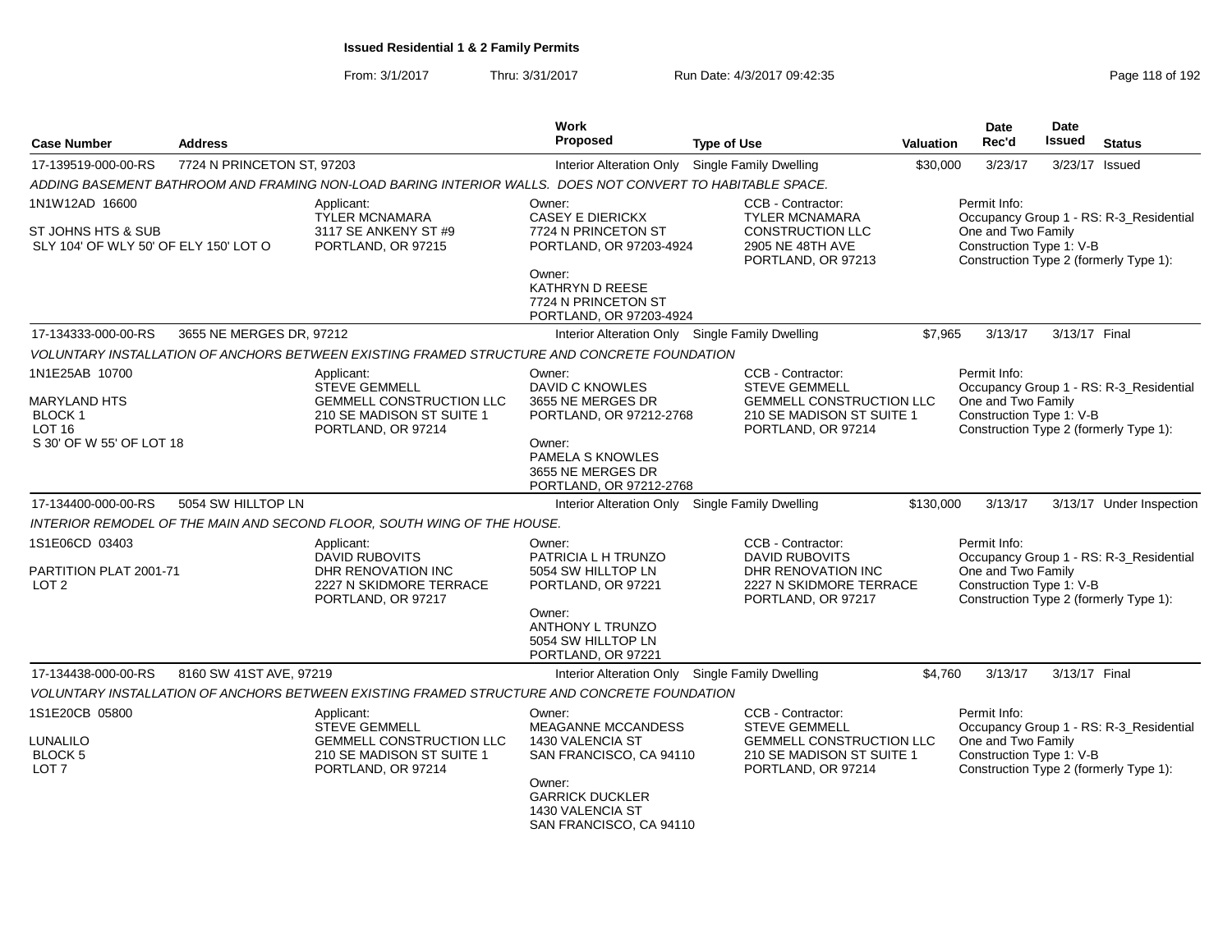**Issued Residential 1 & 2 Family Permits**

From: 3/1/2017 Thru: 3/31/2017 Run Date: 4/3/2017 09:42:35

| Case Number | Address | | Work Proposed | Type of Use | Valuation | Date Rec'd | Date Issued | Status |
|---|---|---|---|---|---|---|---|---|
| 17-139519-000-00-RS | 7724 N PRINCETON ST, 97203 | | Interior Alteration Only | Single Family Dwelling | $30,000 | 3/23/17 | 3/23/17 | Issued |

*ADDING BASEMENT BATHROOM AND FRAMING NON-LOAD BARING INTERIOR WALLS. DOES NOT CONVERT TO HABITABLE SPACE.*

| | | | | |
|---|---|---|---|---|
| 1N1W12AD 16600<br><br>ST JOHNS HTS & SUB<br>SLY 104' OF WLY 50' OF ELY 150' LOT O | Applicant:<br>TYLER MCNAMARA<br>3117 SE ANKENY ST #9<br>PORTLAND, OR 97215 | Owner:<br>CASEY E DIERICKX<br>7724 N PRINCETON ST<br>PORTLAND, OR 97203-4924<br><br>Owner:<br>KATHRYN D REESE<br>7724 N PRINCETON ST<br>PORTLAND, OR 97203-4924 | CCB - Contractor:<br>TYLER MCNAMARA<br>CONSTRUCTION LLC<br>2905 NE 48TH AVE<br>PORTLAND, OR 97213 | Permit Info:<br>Occupancy Group 1 - RS: R-3_Residential One and Two Family<br>Construction Type 1: V-B<br>Construction Type 2 (formerly Type 1): |

| Case Number | Address | | Work Proposed | Type of Use | Valuation | Date Rec'd | Date Issued | Status |
|---|---|---|---|---|---|---|---|---|
| 17-134333-000-00-RS | 3655 NE MERGES DR, 97212 | | Interior Alteration Only | Single Family Dwelling | $7,965 | 3/13/17 | 3/13/17 | Final |

*VOLUNTARY INSTALLATION OF ANCHORS BETWEEN EXISTING FRAMED STRUCTURE AND CONCRETE FOUNDATION*

| | | | | |
|---|---|---|---|---|
| 1N1E25AB 10700<br><br>MARYLAND HTS<br>BLOCK 1<br>LOT 16<br>S 30' OF W 55' OF LOT 18 | Applicant:<br>STEVE GEMMELL<br>GEMMELL CONSTRUCTION LLC<br>210 SE MADISON ST SUITE 1<br>PORTLAND, OR 97214 | Owner:<br>DAVID C KNOWLES<br>3655 NE MERGES DR<br>PORTLAND, OR 97212-2768<br><br>Owner:<br>PAMELA S KNOWLES<br>3655 NE MERGES DR<br>PORTLAND, OR 97212-2768 | CCB - Contractor:<br>STEVE GEMMELL<br>GEMMELL CONSTRUCTION LLC<br>210 SE MADISON ST SUITE 1<br>PORTLAND, OR 97214 | Permit Info:<br>Occupancy Group 1 - RS: R-3_Residential One and Two Family<br>Construction Type 1: V-B<br>Construction Type 2 (formerly Type 1): |

| Case Number | Address | | Work Proposed | Type of Use | Valuation | Date Rec'd | Date Issued | Status |
|---|---|---|---|---|---|---|---|---|
| 17-134400-000-00-RS | 5054 SW HILLTOP LN | | Interior Alteration Only | Single Family Dwelling | $130,000 | 3/13/17 | 3/13/17 | Under Inspection |

*INTERIOR REMODEL OF THE MAIN AND SECOND FLOOR, SOUTH WING OF THE HOUSE.*

| | | | | |
|---|---|---|---|---|
| 1S1E06CD 03403<br><br>PARTITION PLAT 2001-71<br>LOT 2 | Applicant:<br>DAVID RUBOVITS<br>DHR RENOVATION INC<br>2227 N SKIDMORE TERRACE<br>PORTLAND, OR 97217 | Owner:<br>PATRICIA L H TRUNZO<br>5054 SW HILLTOP LN<br>PORTLAND, OR 97221<br><br>Owner:<br>ANTHONY L TRUNZO<br>5054 SW HILLTOP LN<br>PORTLAND, OR 97221 | CCB - Contractor:<br>DAVID RUBOVITS<br>DHR RENOVATION INC<br>2227 N SKIDMORE TERRACE<br>PORTLAND, OR 97217 | Permit Info:<br>Occupancy Group 1 - RS: R-3_Residential One and Two Family<br>Construction Type 1: V-B<br>Construction Type 2 (formerly Type 1): |

| Case Number | Address | | Work Proposed | Type of Use | Valuation | Date Rec'd | Date Issued | Status |
|---|---|---|---|---|---|---|---|---|
| 17-134438-000-00-RS | 8160 SW 41ST AVE, 97219 | | Interior Alteration Only | Single Family Dwelling | $4,760 | 3/13/17 | 3/13/17 | Final |

*VOLUNTARY INSTALLATION OF ANCHORS BETWEEN EXISTING FRAMED STRUCTURE AND CONCRETE FOUNDATION*

| | | | | |
|---|---|---|---|---|
| 1S1E20CB 05800<br><br>LUNALILO<br>BLOCK 5<br>LOT 7 | Applicant:<br>STEVE GEMMELL<br>GEMMELL CONSTRUCTION LLC<br>210 SE MADISON ST SUITE 1<br>PORTLAND, OR 97214 | Owner:<br>MEAGANNE MCCANDESS<br>1430 VALENCIA ST<br>SAN FRANCISCO, CA 94110<br><br>Owner:<br>GARRICK DUCKLER<br>1430 VALENCIA ST<br>SAN FRANCISCO, CA 94110 | CCB - Contractor:<br>STEVE GEMMELL<br>GEMMELL CONSTRUCTION LLC<br>210 SE MADISON ST SUITE 1<br>PORTLAND, OR 97214 | Permit Info:<br>Occupancy Group 1 - RS: R-3_Residential One and Two Family<br>Construction Type 1: V-B<br>Construction Type 2 (formerly Type 1): |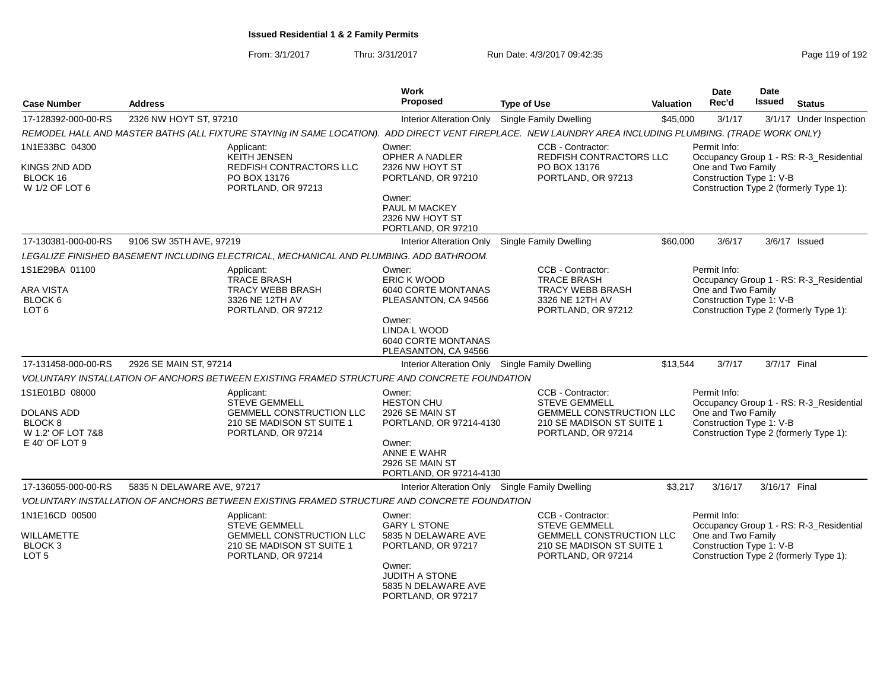**Issued Residential 1 & 2 Family Permits**

From: 3/1/2017 Thru: 3/31/2017 Run Date: 4/3/2017 09:42:35

| Case Number | Address | Work Proposed | Type of Use | Valuation | Date Rec'd | Date Issued | Status |
|---|---|---|---|---|---|---|---|
| 17-128392-000-00-RS | 2326 NW HOYT ST, 97210 | Interior Alteration Only | Single Family Dwelling | $45,000 | 3/1/17 | 3/1/17 | Under Inspection |

*REMODEL HALL AND MASTER BATHS (ALL FIXTURE STAYINg IN SAME LOCATION). ADD DIRECT VENT FIREPLACE. NEW LAUNDRY AREA INCLUDING PLUMBING. (TRADE WORK ONLY)*

1N1E33BC 04300
KINGS 2ND ADD
BLOCK 16
W 1/2 OF LOT 6

Applicant: KEITH JENSEN, REDFISH CONTRACTORS LLC, PO BOX 13176, PORTLAND, OR 97213

Owner: OPHER A NADLER, 2326 NW HOYT ST, PORTLAND, OR 97210
Owner: PAUL M MACKEY, 2326 NW HOYT ST, PORTLAND, OR 97210

CCB - Contractor: REDFISH CONTRACTORS LLC, PO BOX 13176, PORTLAND, OR 97213

Permit Info: Occupancy Group 1 - RS: R-3_Residential One and Two Family; Construction Type 1: V-B; Construction Type 2 (formerly Type 1):

| Case Number | Address | Work Proposed | Type of Use | Valuation | Date Rec'd | Date Issued | Status |
|---|---|---|---|---|---|---|---|
| 17-130381-000-00-RS | 9106 SW 35TH AVE, 97219 | Interior Alteration Only | Single Family Dwelling | $60,000 | 3/6/17 | 3/6/17 | Issued |

*LEGALIZE FINISHED BASEMENT INCLUDING ELECTRICAL, MECHANICAL AND PLUMBING. ADD BATHROOM.*

1S1E29BA 01100
ARA VISTA
BLOCK 6
LOT 6

Applicant: TRACE BRASH, TRACY WEBB BRASH, 3326 NE 12TH AV, PORTLAND, OR 97212

Owner: ERIC K WOOD, 6040 CORTE MONTANAS, PLEASANTON, CA 94566
Owner: LINDA L WOOD, 6040 CORTE MONTANAS, PLEASANTON, CA 94566

CCB - Contractor: TRACE BRASH, TRACY WEBB BRASH, 3326 NE 12TH AV, PORTLAND, OR 97212

Permit Info: Occupancy Group 1 - RS: R-3_Residential One and Two Family; Construction Type 1: V-B; Construction Type 2 (formerly Type 1):

| Case Number | Address | Work Proposed | Type of Use | Valuation | Date Rec'd | Date Issued | Status |
|---|---|---|---|---|---|---|---|
| 17-131458-000-00-RS | 2926 SE MAIN ST, 97214 | Interior Alteration Only | Single Family Dwelling | $13,544 | 3/7/17 | 3/7/17 | Final |

*VOLUNTARY INSTALLATION OF ANCHORS BETWEEN EXISTING FRAMED STRUCTURE AND CONCRETE FOUNDATION*

1S1E01BD 08000
DOLANS ADD
BLOCK 8
W 1.2' OF LOT 7&8
E 40' OF LOT 9

Applicant: STEVE GEMMELL, GEMMELL CONSTRUCTION LLC, 210 SE MADISON ST SUITE 1, PORTLAND, OR 97214

Owner: HESTON CHU, 2926 SE MAIN ST, PORTLAND, OR 97214-4130
Owner: ANNE E WAHR, 2926 SE MAIN ST, PORTLAND, OR 97214-4130

CCB - Contractor: STEVE GEMMELL, GEMMELL CONSTRUCTION LLC, 210 SE MADISON ST SUITE 1, PORTLAND, OR 97214

Permit Info: Occupancy Group 1 - RS: R-3_Residential One and Two Family; Construction Type 1: V-B; Construction Type 2 (formerly Type 1):

| Case Number | Address | Work Proposed | Type of Use | Valuation | Date Rec'd | Date Issued | Status |
|---|---|---|---|---|---|---|---|
| 17-136055-000-00-RS | 5835 N DELAWARE AVE, 97217 | Interior Alteration Only | Single Family Dwelling | $3,217 | 3/16/17 | 3/16/17 | Final |

*VOLUNTARY INSTALLATION OF ANCHORS BETWEEN EXISTING FRAMED STRUCTURE AND CONCRETE FOUNDATION*

1N1E16CD 00500
WILLAMETTE
BLOCK 3
LOT 5

Applicant: STEVE GEMMELL, GEMMELL CONSTRUCTION LLC, 210 SE MADISON ST SUITE 1, PORTLAND, OR 97214

Owner: GARY L STONE, 5835 N DELAWARE AVE, PORTLAND, OR 97217
Owner: JUDITH A STONE, 5835 N DELAWARE AVE, PORTLAND, OR 97217

CCB - Contractor: STEVE GEMMELL, GEMMELL CONSTRUCTION LLC, 210 SE MADISON ST SUITE 1, PORTLAND, OR 97214

Permit Info: Occupancy Group 1 - RS: R-3_Residential One and Two Family; Construction Type 1: V-B; Construction Type 2 (formerly Type 1):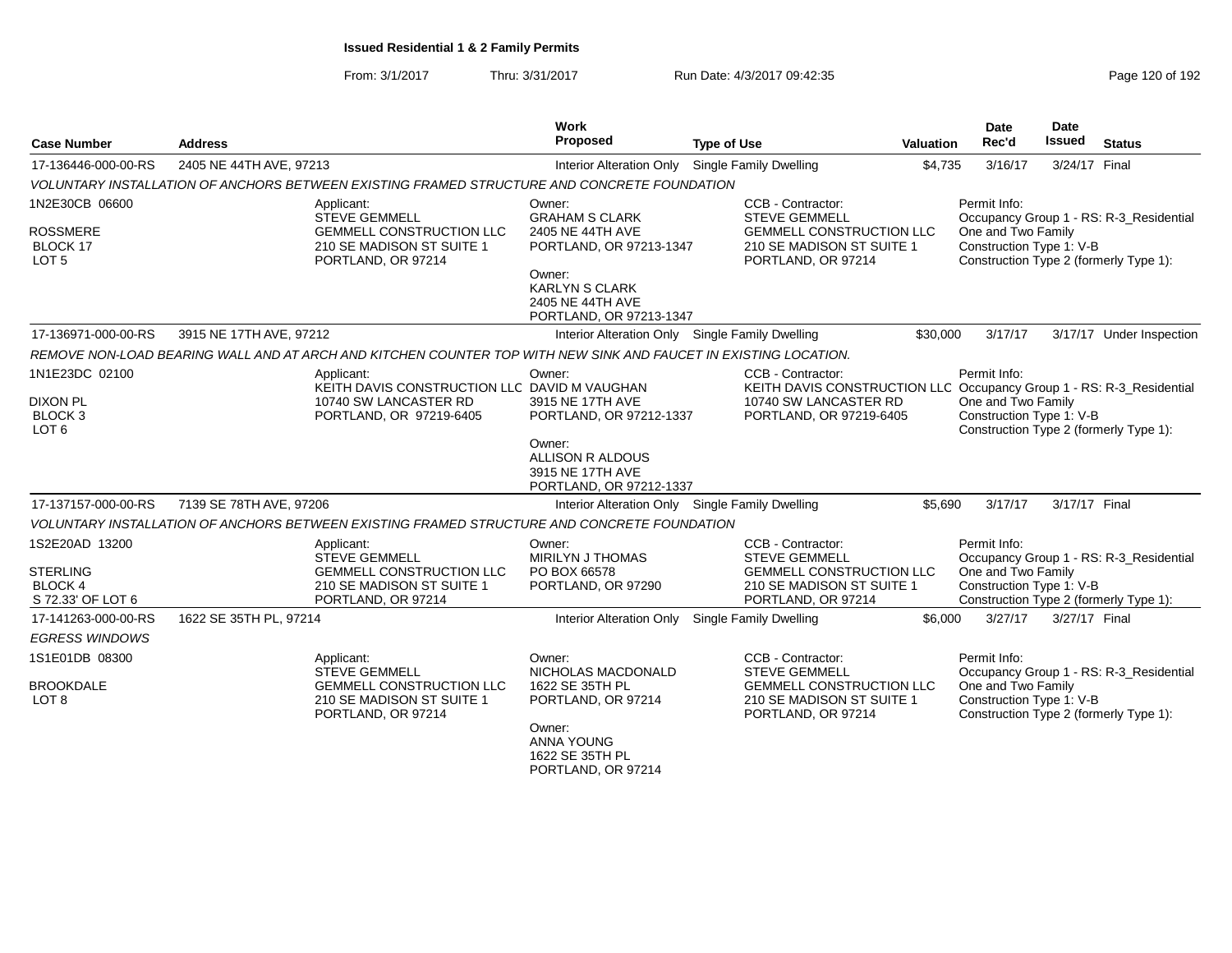**Issued Residential 1 & 2 Family Permits**

From: 3/1/2017 Thru: 3/31/2017 Run Date: 4/3/2017 09:42:35

| Case Number | Address | Work Proposed | Type of Use | Valuation | Date Rec'd | Date Issued | Status |
|---|---|---|---|---|---|---|---|
| 17-136446-000-00-RS | 2405 NE 44TH AVE, 97213 | Interior Alteration Only | Single Family Dwelling | $4,735 | 3/16/17 | 3/24/17 | Final |
| 17-136971-000-00-RS | 3915 NE 17TH AVE, 97212 | Interior Alteration Only | Single Family Dwelling | $30,000 | 3/17/17 | 3/17/17 | Under Inspection |
| 17-137157-000-00-RS | 7139 SE 78TH AVE, 97206 | Interior Alteration Only | Single Family Dwelling | $5,690 | 3/17/17 | 3/17/17 | Final |
| 17-141263-000-00-RS | 1622 SE 35TH PL, 97214 | Interior Alteration Only | Single Family Dwelling | $6,000 | 3/27/17 | 3/27/17 | Final |

**17-136446-000-00-RS** — 2405 NE 44TH AVE, 97213

*VOLUNTARY INSTALLATION OF ANCHORS BETWEEN EXISTING FRAMED STRUCTURE AND CONCRETE FOUNDATION*

1N2E30CB 06600
ROSSMERE
BLOCK 17
LOT 5

Applicant:
STEVE GEMMELL
GEMMELL CONSTRUCTION LLC
210 SE MADISON ST SUITE 1
PORTLAND, OR 97214

Owner:
GRAHAM S CLARK
2405 NE 44TH AVE
PORTLAND, OR 97213-1347

Owner:
KARLYN S CLARK
2405 NE 44TH AVE
PORTLAND, OR 97213-1347

CCB - Contractor:
STEVE GEMMELL
GEMMELL CONSTRUCTION LLC
210 SE MADISON ST SUITE 1
PORTLAND, OR 97214

Permit Info:
Occupancy Group 1 - RS: R-3_Residential One and Two Family
Construction Type 1: V-B
Construction Type 2 (formerly Type 1):

**17-136971-000-00-RS** — 3915 NE 17TH AVE, 97212

*REMOVE NON-LOAD BEARING WALL AND AT ARCH AND KITCHEN COUNTER TOP WITH NEW SINK AND FAUCET IN EXISTING LOCATION.*

1N1E23DC 02100
DIXON PL
BLOCK 3
LOT 6

Applicant:
KEITH DAVIS CONSTRUCTION LLC
10740 SW LANCASTER RD
PORTLAND, OR 97219-6405

Owner:
DAVID M VAUGHAN
3915 NE 17TH AVE
PORTLAND, OR 97212-1337

Owner:
ALLISON R ALDOUS
3915 NE 17TH AVE
PORTLAND, OR 97212-1337

CCB - Contractor:
KEITH DAVIS CONSTRUCTION LLC
10740 SW LANCASTER RD
PORTLAND, OR 97219-6405

Permit Info:
Occupancy Group 1 - RS: R-3_Residential One and Two Family
Construction Type 1: V-B
Construction Type 2 (formerly Type 1):

**17-137157-000-00-RS** — 7139 SE 78TH AVE, 97206

*VOLUNTARY INSTALLATION OF ANCHORS BETWEEN EXISTING FRAMED STRUCTURE AND CONCRETE FOUNDATION*

1S2E20AD 13200
STERLING
BLOCK 4
S 72.33' OF LOT 6

Applicant:
STEVE GEMMELL
GEMMELL CONSTRUCTION LLC
210 SE MADISON ST SUITE 1
PORTLAND, OR 97214

Owner:
MIRILYN J THOMAS
PO BOX 66578
PORTLAND, OR 97290

CCB - Contractor:
STEVE GEMMELL
GEMMELL CONSTRUCTION LLC
210 SE MADISON ST SUITE 1
PORTLAND, OR 97214

Permit Info:
Occupancy Group 1 - RS: R-3_Residential One and Two Family
Construction Type 1: V-B
Construction Type 2 (formerly Type 1):

**17-141263-000-00-RS** — 1622 SE 35TH PL, 97214

*EGRESS WINDOWS*

1S1E01DB 08300
BROOKDALE
LOT 8

Applicant:
STEVE GEMMELL
GEMMELL CONSTRUCTION LLC
210 SE MADISON ST SUITE 1
PORTLAND, OR 97214

Owner:
NICHOLAS MACDONALD
1622 SE 35TH PL
PORTLAND, OR 97214

Owner:
ANNA YOUNG
1622 SE 35TH PL
PORTLAND, OR 97214

CCB - Contractor:
STEVE GEMMELL
GEMMELL CONSTRUCTION LLC
210 SE MADISON ST SUITE 1
PORTLAND, OR 97214

Permit Info:
Occupancy Group 1 - RS: R-3_Residential One and Two Family
Construction Type 1: V-B
Construction Type 2 (formerly Type 1):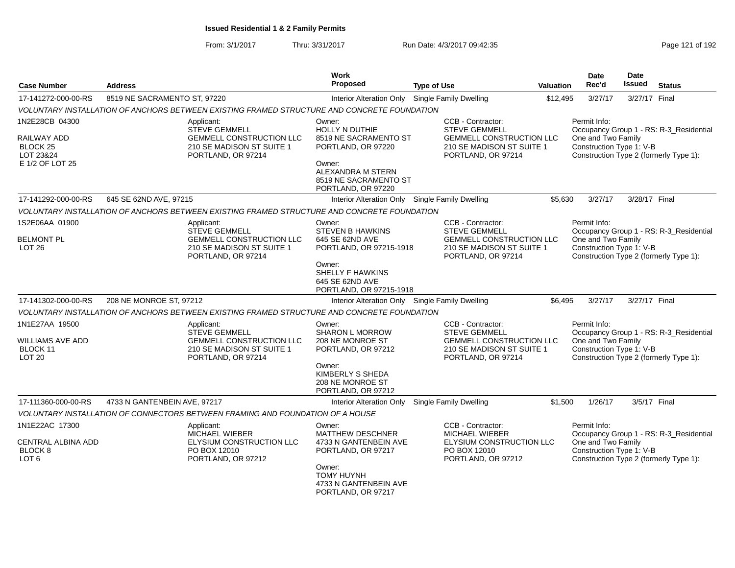# Issued Residential 1 & 2 Family Permits

From: 3/1/2017 Thru: 3/31/2017 Run Date: 4/3/2017 09:42:35

| Case Number | Address | Work Proposed | Type of Use | Valuation | Date Rec'd | Date Issued | Status |
|---|---|---|---|---|---|---|---|
| 17-141272-000-00-RS | 8519 NE SACRAMENTO ST, 97220 | Interior Alteration Only | Single Family Dwelling | $12,495 | 3/27/17 | 3/27/17 | Final |

*VOLUNTARY INSTALLATION OF ANCHORS BETWEEN EXISTING FRAMED STRUCTURE AND CONCRETE FOUNDATION*

1N2E28CB 04300

RAILWAY ADD
BLOCK 25
LOT 23&24
E 1/2 OF LOT 25

Applicant:
STEVE GEMMELL
GEMMELL CONSTRUCTION LLC
210 SE MADISON ST SUITE 1
PORTLAND, OR 97214

Owner:
HOLLY N DUTHIE
8519 NE SACRAMENTO ST
PORTLAND, OR 97220

Owner:
ALEXANDRA M STERN
8519 NE SACRAMENTO ST
PORTLAND, OR 97220

CCB - Contractor:
STEVE GEMMELL
GEMMELL CONSTRUCTION LLC
210 SE MADISON ST SUITE 1
PORTLAND, OR 97214

Permit Info:
Occupancy Group 1 - RS: R-3_Residential One and Two Family
Construction Type 1: V-B
Construction Type 2 (formerly Type 1):

| Case Number | Address | Work Proposed | Type of Use | Valuation | Date Rec'd | Date Issued | Status |
|---|---|---|---|---|---|---|---|
| 17-141292-000-00-RS | 645 SE 62ND AVE, 97215 | Interior Alteration Only | Single Family Dwelling | $5,630 | 3/27/17 | 3/28/17 | Final |

*VOLUNTARY INSTALLATION OF ANCHORS BETWEEN EXISTING FRAMED STRUCTURE AND CONCRETE FOUNDATION*

1S2E06AA 01900

BELMONT PL
LOT 26

Applicant:
STEVE GEMMELL
GEMMELL CONSTRUCTION LLC
210 SE MADISON ST SUITE 1
PORTLAND, OR 97214

Owner:
STEVEN B HAWKINS
645 SE 62ND AVE
PORTLAND, OR 97215-1918

Owner:
SHELLY F HAWKINS
645 SE 62ND AVE
PORTLAND, OR 97215-1918

CCB - Contractor:
STEVE GEMMELL
GEMMELL CONSTRUCTION LLC
210 SE MADISON ST SUITE 1
PORTLAND, OR 97214

Permit Info:
Occupancy Group 1 - RS: R-3_Residential One and Two Family
Construction Type 1: V-B
Construction Type 2 (formerly Type 1):

| Case Number | Address | Work Proposed | Type of Use | Valuation | Date Rec'd | Date Issued | Status |
|---|---|---|---|---|---|---|---|
| 17-141302-000-00-RS | 208 NE MONROE ST, 97212 | Interior Alteration Only | Single Family Dwelling | $6,495 | 3/27/17 | 3/27/17 | Final |

*VOLUNTARY INSTALLATION OF ANCHORS BETWEEN EXISTING FRAMED STRUCTURE AND CONCRETE FOUNDATION*

1N1E27AA 19500

WILLIAMS AVE ADD
BLOCK 11
LOT 20

Applicant:
STEVE GEMMELL
GEMMELL CONSTRUCTION LLC
210 SE MADISON ST SUITE 1
PORTLAND, OR 97214

Owner:
SHARON L MORROW
208 NE MONROE ST
PORTLAND, OR 97212

Owner:
KIMBERLY S SHEDA
208 NE MONROE ST
PORTLAND, OR 97212

CCB - Contractor:
STEVE GEMMELL
GEMMELL CONSTRUCTION LLC
210 SE MADISON ST SUITE 1
PORTLAND, OR 97214

Permit Info:
Occupancy Group 1 - RS: R-3_Residential One and Two Family
Construction Type 1: V-B
Construction Type 2 (formerly Type 1):

| Case Number | Address | Work Proposed | Type of Use | Valuation | Date Rec'd | Date Issued | Status |
|---|---|---|---|---|---|---|---|
| 17-111360-000-00-RS | 4733 N GANTENBEIN AVE, 97217 | Interior Alteration Only | Single Family Dwelling | $1,500 | 1/26/17 | 3/5/17 | Final |

*VOLUNTARY INSTALLATION OF CONNECTORS BETWEEN FRAMING AND FOUNDATION OF A HOUSE*

1N1E22AC 17300

CENTRAL ALBINA ADD
BLOCK 8
LOT 6

Applicant:
MICHAEL WIEBER
ELYSIUM CONSTRUCTION LLC
PO BOX 12010
PORTLAND, OR 97212

Owner:
MATTHEW DESCHNER
4733 N GANTENBEIN AVE
PORTLAND, OR 97217

Owner:
TOMY HUYNH
4733 N GANTENBEIN AVE
PORTLAND, OR 97217

CCB - Contractor:
MICHAEL WIEBER
ELYSIUM CONSTRUCTION LLC
PO BOX 12010
PORTLAND, OR 97212

Permit Info:
Occupancy Group 1 - RS: R-3_Residential One and Two Family
Construction Type 1: V-B
Construction Type 2 (formerly Type 1):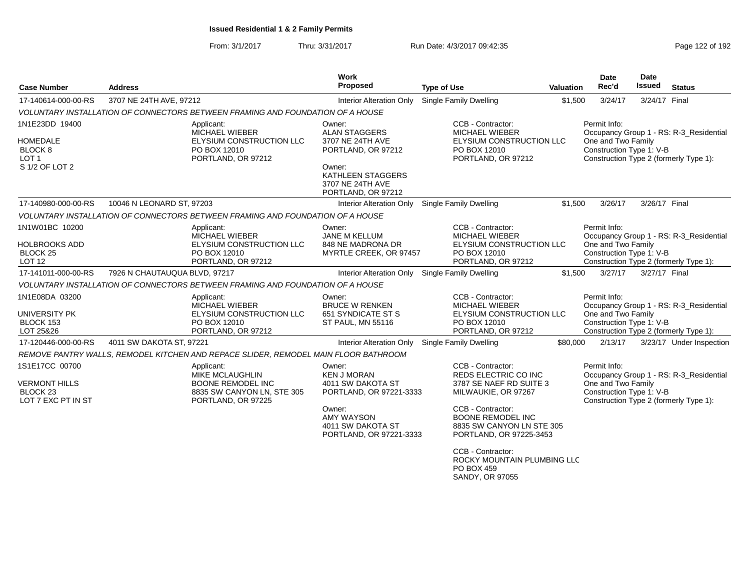**Issued Residential 1 & 2 Family Permits**

From: 3/1/2017 Thru: 3/31/2017 Run Date: 4/3/2017 09:42:35

| Case Number | Address | Work Proposed | Type of Use | Valuation | Date Rec'd | Date Issued | Status |
|---|---|---|---|---|---|---|---|
| 17-140614-000-00-RS | 3707 NE 24TH AVE, 97212 | Interior Alteration Only | Single Family Dwelling | $1,500 | 3/24/17 | 3/24/17 | Final |

*VOLUNTARY INSTALLATION OF CONNECTORS BETWEEN FRAMING AND FOUNDATION OF A HOUSE*

1N1E23DD 19400
HOMEDALE
BLOCK 8
LOT 1
S 1/2 OF LOT 2

Applicant: MICHAEL WIEBER, ELYSIUM CONSTRUCTION LLC, PO BOX 12010, PORTLAND, OR 97212

Owner: ALAN STAGGERS, 3707 NE 24TH AVE, PORTLAND, OR 97212
Owner: KATHLEEN STAGGERS, 3707 NE 24TH AVE, PORTLAND, OR 97212

CCB - Contractor: MICHAEL WIEBER, ELYSIUM CONSTRUCTION LLC, PO BOX 12010, PORTLAND, OR 97212

Permit Info: Occupancy Group 1 - RS: R-3_Residential One and Two Family; Construction Type 1: V-B; Construction Type 2 (formerly Type 1):

| Case Number | Address | Work Proposed | Type of Use | Valuation | Date Rec'd | Date Issued | Status |
|---|---|---|---|---|---|---|---|
| 17-140980-000-00-RS | 10046 N LEONARD ST, 97203 | Interior Alteration Only | Single Family Dwelling | $1,500 | 3/26/17 | 3/26/17 | Final |

*VOLUNTARY INSTALLATION OF CONNECTORS BETWEEN FRAMING AND FOUNDATION OF A HOUSE*

1N1W01BC 10200
HOLBROOKS ADD
BLOCK 25
LOT 12

Applicant: MICHAEL WIEBER, ELYSIUM CONSTRUCTION LLC, PO BOX 12010, PORTLAND, OR 97212

Owner: JANE M KELLUM, 848 NE MADRONA DR, MYRTLE CREEK, OR 97457

CCB - Contractor: MICHAEL WIEBER, ELYSIUM CONSTRUCTION LLC, PO BOX 12010, PORTLAND, OR 97212

Permit Info: Occupancy Group 1 - RS: R-3_Residential One and Two Family; Construction Type 1: V-B; Construction Type 2 (formerly Type 1):

| Case Number | Address | Work Proposed | Type of Use | Valuation | Date Rec'd | Date Issued | Status |
|---|---|---|---|---|---|---|---|
| 17-141011-000-00-RS | 7926 N CHAUTAUQUA BLVD, 97217 | Interior Alteration Only | Single Family Dwelling | $1,500 | 3/27/17 | 3/27/17 | Final |

*VOLUNTARY INSTALLATION OF CONNECTORS BETWEEN FRAMING AND FOUNDATION OF A HOUSE*

1N1E08DA 03200
UNIVERSITY PK
BLOCK 153
LOT 25&26

Applicant: MICHAEL WIEBER, ELYSIUM CONSTRUCTION LLC, PO BOX 12010, PORTLAND, OR 97212

Owner: BRUCE W RENKEN, 651 SYNDICATE ST S, ST PAUL, MN 55116

CCB - Contractor: MICHAEL WIEBER, ELYSIUM CONSTRUCTION LLC, PO BOX 12010, PORTLAND, OR 97212

Permit Info: Occupancy Group 1 - RS: R-3_Residential One and Two Family; Construction Type 1: V-B; Construction Type 2 (formerly Type 1):

| Case Number | Address | Work Proposed | Type of Use | Valuation | Date Rec'd | Date Issued | Status |
|---|---|---|---|---|---|---|---|
| 17-120446-000-00-RS | 4011 SW DAKOTA ST, 97221 | Interior Alteration Only | Single Family Dwelling | $80,000 | 2/13/17 | 3/23/17 | Under Inspection |

*REMOVE PANTRY WALLS, REMODEL KITCHEN AND REPACE SLIDER, REMODEL MAIN FLOOR BATHROOM*

1S1E17CC 00700
VERMONT HILLS
BLOCK 23
LOT 7 EXC PT IN ST

Applicant: MIKE MCLAUGHLIN, BOONE REMODEL INC, 8835 SW CANYON LN, STE 305, PORTLAND, OR 97225

Owner: KEN J MORAN, 4011 SW DAKOTA ST, PORTLAND, OR 97221-3333
Owner: AMY WAYSON, 4011 SW DAKOTA ST, PORTLAND, OR 97221-3333

CCB - Contractor: REDS ELECTRIC CO INC, 3787 SE NAEF RD SUITE 3, MILWAUKIE, OR 97267
CCB - Contractor: BOONE REMODEL INC, 8835 SW CANYON LN STE 305, PORTLAND, OR 97225-3453
CCB - Contractor: ROCKY MOUNTAIN PLUMBING LLC, PO BOX 459, SANDY, OR 97055

Permit Info: Occupancy Group 1 - RS: R-3_Residential One and Two Family; Construction Type 1: V-B; Construction Type 2 (formerly Type 1):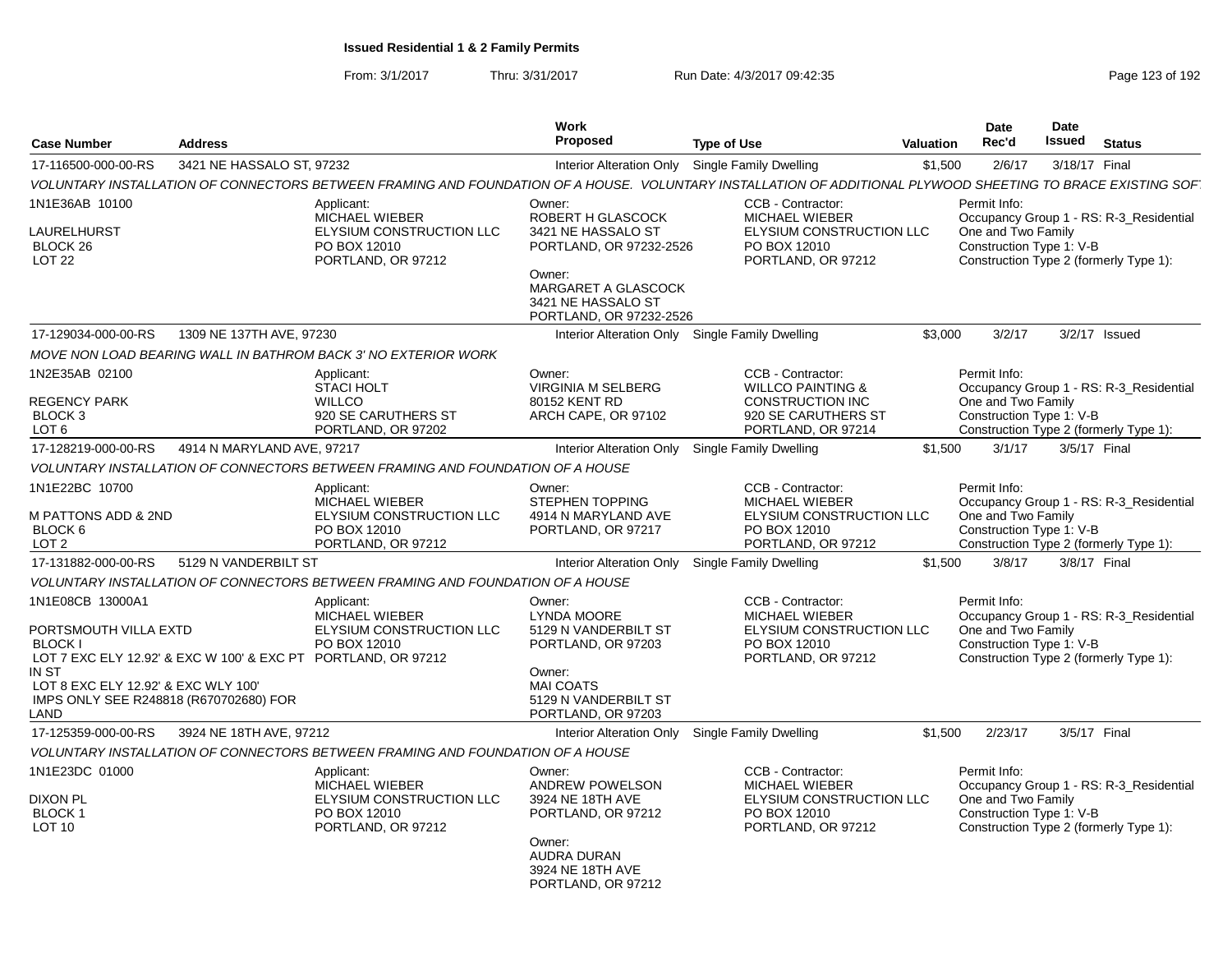**Issued Residential 1 & 2 Family Permits**

From: 3/1/2017 Thru: 3/31/2017 Run Date: 4/3/2017 09:42:35

| Case Number | Address | Work Proposed | Type of Use | Valuation | Date Rec'd | Date Issued | Status |
|---|---|---|---|---|---|---|---|
| 17-116500-000-00-RS | 3421 NE HASSALO ST, 97232 | Interior Alteration Only | Single Family Dwelling | $1,500 | 2/6/17 | 3/18/17 | Final |

VOLUNTARY INSTALLATION OF CONNECTORS BETWEEN FRAMING AND FOUNDATION OF A HOUSE. VOLUNTARY INSTALLATION OF ADDITIONAL PLYWOOD SHEETING TO BRACE EXISTING SOF

1N1E36AB 10100
LAURELHURST
BLOCK 26
LOT 22

Applicant:
MICHAEL WIEBER
ELYSIUM CONSTRUCTION LLC
PO BOX 12010
PORTLAND, OR 97212

Owner:
ROBERT H GLASCOCK
3421 NE HASSALO ST
PORTLAND, OR 97232-2526

Owner:
MARGARET A GLASCOCK
3421 NE HASSALO ST
PORTLAND, OR 97232-2526

CCB - Contractor:
MICHAEL WIEBER
ELYSIUM CONSTRUCTION LLC
PO BOX 12010
PORTLAND, OR 97212

Permit Info:
Occupancy Group 1 - RS: R-3_Residential One and Two Family
Construction Type 1: V-B
Construction Type 2 (formerly Type 1):

| Case Number | Address | Work Proposed | Type of Use | Valuation | Date Rec'd | Date Issued | Status |
|---|---|---|---|---|---|---|---|
| 17-129034-000-00-RS | 1309 NE 137TH AVE, 97230 | Interior Alteration Only | Single Family Dwelling | $3,000 | 3/2/17 | 3/2/17 | Issued |

MOVE NON LOAD BEARING WALL IN BATHROM BACK 3' NO EXTERIOR WORK

1N2E35AB 02100
REGENCY PARK
BLOCK 3
LOT 6

Applicant:
STACI HOLT
WILLCO
920 SE CARUTHERS ST
PORTLAND, OR 97202

Owner:
VIRGINIA M SELBERG
80152 KENT RD
ARCH CAPE, OR 97102

CCB - Contractor:
WILLCO PAINTING &
CONSTRUCTION INC
920 SE CARUTHERS ST
PORTLAND, OR 97214

Permit Info:
Occupancy Group 1 - RS: R-3_Residential One and Two Family
Construction Type 1: V-B
Construction Type 2 (formerly Type 1):

| Case Number | Address | Work Proposed | Type of Use | Valuation | Date Rec'd | Date Issued | Status |
|---|---|---|---|---|---|---|---|
| 17-128219-000-00-RS | 4914 N MARYLAND AVE, 97217 | Interior Alteration Only | Single Family Dwelling | $1,500 | 3/1/17 | 3/5/17 | Final |

VOLUNTARY INSTALLATION OF CONNECTORS BETWEEN FRAMING AND FOUNDATION OF A HOUSE

1N1E22BC 10700
M PATTONS ADD & 2ND
BLOCK 6
LOT 2

Applicant:
MICHAEL WIEBER
ELYSIUM CONSTRUCTION LLC
PO BOX 12010
PORTLAND, OR 97212

Owner:
STEPHEN TOPPING
4914 N MARYLAND AVE
PORTLAND, OR 97217

CCB - Contractor:
MICHAEL WIEBER
ELYSIUM CONSTRUCTION LLC
PO BOX 12010
PORTLAND, OR 97212

Permit Info:
Occupancy Group 1 - RS: R-3_Residential One and Two Family
Construction Type 1: V-B
Construction Type 2 (formerly Type 1):

| Case Number | Address | Work Proposed | Type of Use | Valuation | Date Rec'd | Date Issued | Status |
|---|---|---|---|---|---|---|---|
| 17-131882-000-00-RS | 5129 N VANDERBILT ST | Interior Alteration Only | Single Family Dwelling | $1,500 | 3/8/17 | 3/8/17 | Final |

VOLUNTARY INSTALLATION OF CONNECTORS BETWEEN FRAMING AND FOUNDATION OF A HOUSE

1N1E08CB 13000A1
PORTSMOUTH VILLA EXTD
BLOCK I
LOT 7 EXC ELY 12.92' & EXC W 100' & EXC PT IN ST
LOT 8 EXC ELY 12.92' & EXC WLY 100'
IMPS ONLY SEE R248818 (R670702680) FOR LAND

Applicant:
MICHAEL WIEBER
ELYSIUM CONSTRUCTION LLC
PO BOX 12010
PORTLAND, OR 97212

Owner:
LYNDA MOORE
5129 N VANDERBILT ST
PORTLAND, OR 97203

Owner:
MAI COATS
5129 N VANDERBILT ST
PORTLAND, OR 97203

CCB - Contractor:
MICHAEL WIEBER
ELYSIUM CONSTRUCTION LLC
PO BOX 12010
PORTLAND, OR 97212

Permit Info:
Occupancy Group 1 - RS: R-3_Residential One and Two Family
Construction Type 1: V-B
Construction Type 2 (formerly Type 1):

| Case Number | Address | Work Proposed | Type of Use | Valuation | Date Rec'd | Date Issued | Status |
|---|---|---|---|---|---|---|---|
| 17-125359-000-00-RS | 3924 NE 18TH AVE, 97212 | Interior Alteration Only | Single Family Dwelling | $1,500 | 2/23/17 | 3/5/17 | Final |

VOLUNTARY INSTALLATION OF CONNECTORS BETWEEN FRAMING AND FOUNDATION OF A HOUSE

1N1E23DC 01000
DIXON PL
BLOCK 1
LOT 10

Applicant:
MICHAEL WIEBER
ELYSIUM CONSTRUCTION LLC
PO BOX 12010
PORTLAND, OR 97212

Owner:
ANDREW POWELSON
3924 NE 18TH AVE
PORTLAND, OR 97212

Owner:
AUDRA DURAN
3924 NE 18TH AVE
PORTLAND, OR 97212

CCB - Contractor:
MICHAEL WIEBER
ELYSIUM CONSTRUCTION LLC
PO BOX 12010
PORTLAND, OR 97212

Permit Info:
Occupancy Group 1 - RS: R-3_Residential One and Two Family
Construction Type 1: V-B
Construction Type 2 (formerly Type 1):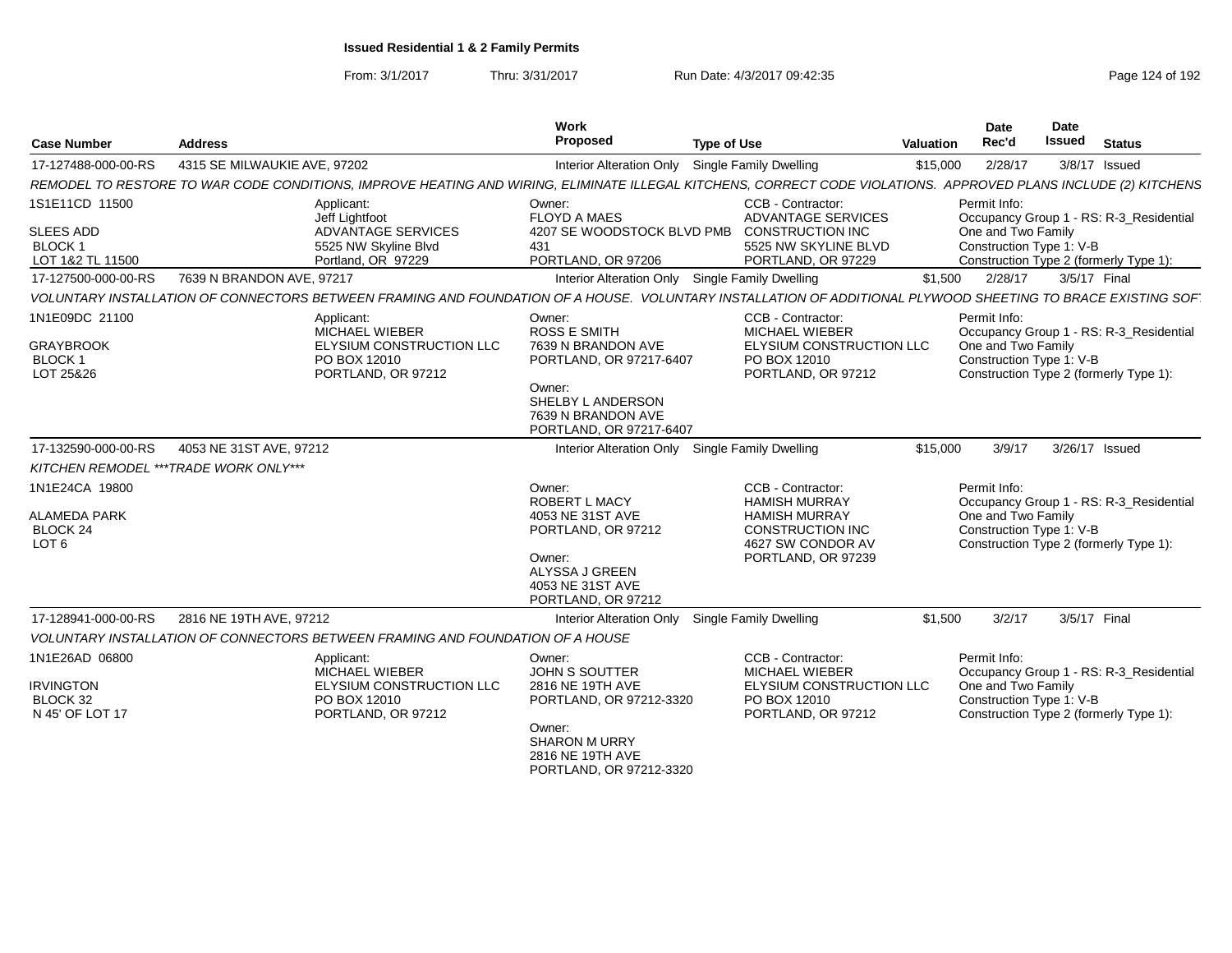**Issued Residential 1 & 2 Family Permits**

From: 3/1/2017 Thru: 3/31/2017 Run Date: 4/3/2017 09:42:35

| Case Number | Address | Work Proposed | Type of Use | Valuation | Date Rec'd | Date Issued | Status |
|---|---|---|---|---|---|---|---|
| 17-127488-000-00-RS | 4315 SE MILWAUKIE AVE, 97202 | Interior Alteration Only | Single Family Dwelling | $15,000 | 2/28/17 | 3/8/17 | Issued |

REMODEL TO RESTORE TO WAR CODE CONDITIONS, IMPROVE HEATING AND WIRING, ELIMINATE ILLEGAL KITCHENS, CORRECT CODE VIOLATIONS. APPROVED PLANS INCLUDE (2) KITCHENS

1S1E11CD 11500
SLEES ADD
BLOCK 1
LOT 1&2 TL 11500

Applicant: Jeff Lightfoot, ADVANTAGE SERVICES, 5525 NW Skyline Blvd, Portland, OR 97229

Owner: FLOYD A MAES, 4207 SE WOODSTOCK BLVD PMB 431, PORTLAND, OR 97206

CCB - Contractor: ADVANTAGE SERVICES CONSTRUCTION INC, 5525 NW SKYLINE BLVD, PORTLAND, OR 97229

Permit Info: Occupancy Group 1 - RS: R-3_Residential One and Two Family; Construction Type 1: V-B; Construction Type 2 (formerly Type 1):

| Case Number | Address | Work Proposed | Type of Use | Valuation | Date Rec'd | Date Issued | Status |
|---|---|---|---|---|---|---|---|
| 17-127500-000-00-RS | 7639 N BRANDON AVE, 97217 | Interior Alteration Only | Single Family Dwelling | $1,500 | 2/28/17 | 3/5/17 | Final |

VOLUNTARY INSTALLATION OF CONNECTORS BETWEEN FRAMING AND FOUNDATION OF A HOUSE. VOLUNTARY INSTALLATION OF ADDITIONAL PLYWOOD SHEETING TO BRACE EXISTING SOF

1N1E09DC 21100
GRAYBROOK
BLOCK 1
LOT 25&26

Applicant: MICHAEL WIEBER, ELYSIUM CONSTRUCTION LLC, PO BOX 12010, PORTLAND, OR 97212

Owner: ROSS E SMITH, 7639 N BRANDON AVE, PORTLAND, OR 97217-6407

Owner: SHELBY L ANDERSON, 7639 N BRANDON AVE, PORTLAND, OR 97217-6407

CCB - Contractor: MICHAEL WIEBER, ELYSIUM CONSTRUCTION LLC, PO BOX 12010, PORTLAND, OR 97212

Permit Info: Occupancy Group 1 - RS: R-3_Residential One and Two Family; Construction Type 1: V-B; Construction Type 2 (formerly Type 1):

| Case Number | Address | Work Proposed | Type of Use | Valuation | Date Rec'd | Date Issued | Status |
|---|---|---|---|---|---|---|---|
| 17-132590-000-00-RS | 4053 NE 31ST AVE, 97212 | Interior Alteration Only | Single Family Dwelling | $15,000 | 3/9/17 | 3/26/17 | Issued |

KITCHEN REMODEL ***TRADE WORK ONLY***

1N1E24CA 19800
ALAMEDA PARK
BLOCK 24
LOT 6

Owner: ROBERT L MACY, 4053 NE 31ST AVE, PORTLAND, OR 97212

Owner: ALYSSA J GREEN, 4053 NE 31ST AVE, PORTLAND, OR 97212

CCB - Contractor: HAMISH MURRAY, HAMISH MURRAY CONSTRUCTION INC, 4627 SW CONDOR AV, PORTLAND, OR 97239

Permit Info: Occupancy Group 1 - RS: R-3_Residential One and Two Family; Construction Type 1: V-B; Construction Type 2 (formerly Type 1):

| Case Number | Address | Work Proposed | Type of Use | Valuation | Date Rec'd | Date Issued | Status |
|---|---|---|---|---|---|---|---|
| 17-128941-000-00-RS | 2816 NE 19TH AVE, 97212 | Interior Alteration Only | Single Family Dwelling | $1,500 | 3/2/17 | 3/5/17 | Final |

VOLUNTARY INSTALLATION OF CONNECTORS BETWEEN FRAMING AND FOUNDATION OF A HOUSE

1N1E26AD 06800
IRVINGTON
BLOCK 32
N 45' OF LOT 17

Applicant: MICHAEL WIEBER, ELYSIUM CONSTRUCTION LLC, PO BOX 12010, PORTLAND, OR 97212

Owner: JOHN S SOUTTER, 2816 NE 19TH AVE, PORTLAND, OR 97212-3320

Owner: SHARON M URRY, 2816 NE 19TH AVE, PORTLAND, OR 97212-3320

CCB - Contractor: MICHAEL WIEBER, ELYSIUM CONSTRUCTION LLC, PO BOX 12010, PORTLAND, OR 97212

Permit Info: Occupancy Group 1 - RS: R-3_Residential One and Two Family; Construction Type 1: V-B; Construction Type 2 (formerly Type 1):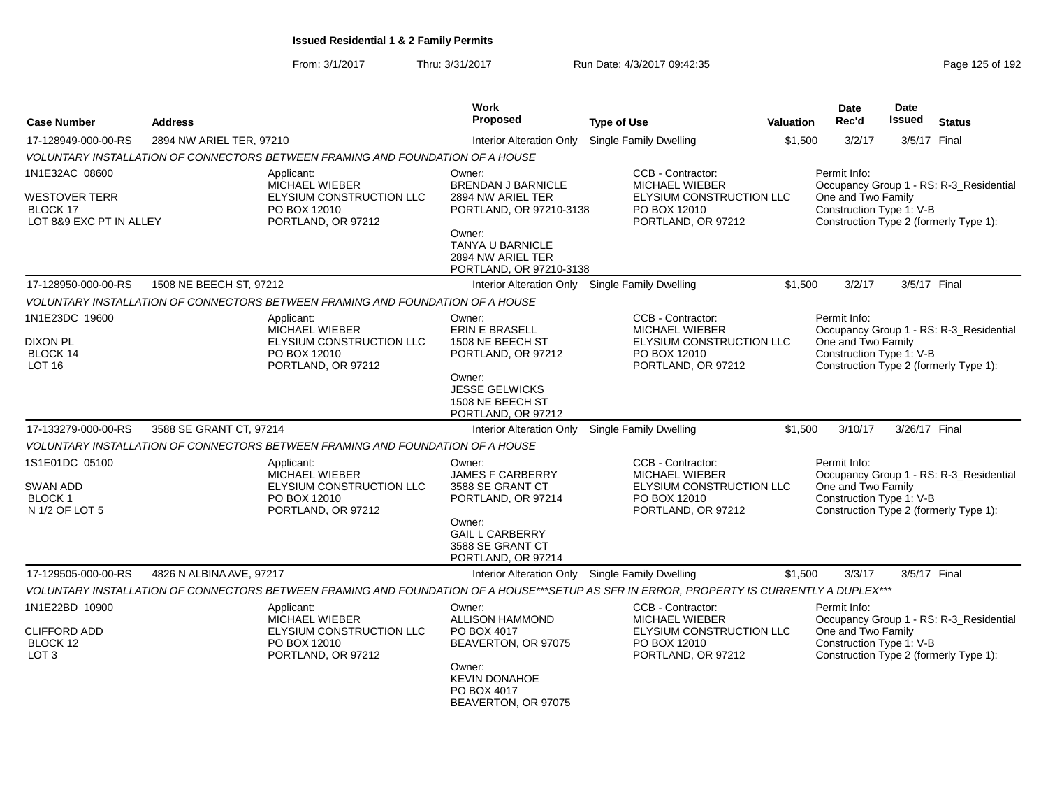**Issued Residential 1 & 2 Family Permits**

From: 3/1/2017 Thru: 3/31/2017 Run Date: 4/3/2017 09:42:35

| Case Number | Address | Work Proposed | Type of Use | Valuation | Date Rec'd | Date Issued | Status |
|---|---|---|---|---|---|---|---|
| 17-128949-000-00-RS | 2894 NW ARIEL TER, 97210 | Interior Alteration Only | Single Family Dwelling | $1,500 | 3/2/17 | 3/5/17 | Final |

VOLUNTARY INSTALLATION OF CONNECTORS BETWEEN FRAMING AND FOUNDATION OF A HOUSE

1N1E32AC 08600
WESTOVER TERR
BLOCK 17
LOT 8&9 EXC PT IN ALLEY

Applicant:
MICHAEL WIEBER
ELYSIUM CONSTRUCTION LLC
PO BOX 12010
PORTLAND, OR 97212

Owner:
BRENDAN J BARNICLE
2894 NW ARIEL TER
PORTLAND, OR 97210-3138

Owner:
TANYA U BARNICLE
2894 NW ARIEL TER
PORTLAND, OR 97210-3138

CCB - Contractor:
MICHAEL WIEBER
ELYSIUM CONSTRUCTION LLC
PO BOX 12010
PORTLAND, OR 97212

Permit Info:
Occupancy Group 1 - RS: R-3_Residential One and Two Family
Construction Type 1: V-B
Construction Type 2 (formerly Type 1):

| Case Number | Address | Work Proposed | Type of Use | Valuation | Date Rec'd | Date Issued | Status |
|---|---|---|---|---|---|---|---|
| 17-128950-000-00-RS | 1508 NE BEECH ST, 97212 | Interior Alteration Only | Single Family Dwelling | $1,500 | 3/2/17 | 3/5/17 | Final |

VOLUNTARY INSTALLATION OF CONNECTORS BETWEEN FRAMING AND FOUNDATION OF A HOUSE

1N1E23DC 19600
DIXON PL
BLOCK 14
LOT 16

Applicant:
MICHAEL WIEBER
ELYSIUM CONSTRUCTION LLC
PO BOX 12010
PORTLAND, OR 97212

Owner:
ERIN E BRASELL
1508 NE BEECH ST
PORTLAND, OR 97212

Owner:
JESSE GELWICKS
1508 NE BEECH ST
PORTLAND, OR 97212

CCB - Contractor:
MICHAEL WIEBER
ELYSIUM CONSTRUCTION LLC
PO BOX 12010
PORTLAND, OR 97212

Permit Info:
Occupancy Group 1 - RS: R-3_Residential One and Two Family
Construction Type 1: V-B
Construction Type 2 (formerly Type 1):

| Case Number | Address | Work Proposed | Type of Use | Valuation | Date Rec'd | Date Issued | Status |
|---|---|---|---|---|---|---|---|
| 17-133279-000-00-RS | 3588 SE GRANT CT, 97214 | Interior Alteration Only | Single Family Dwelling | $1,500 | 3/10/17 | 3/26/17 | Final |

VOLUNTARY INSTALLATION OF CONNECTORS BETWEEN FRAMING AND FOUNDATION OF A HOUSE

1S1E01DC 05100
SWAN ADD
BLOCK 1
N 1/2 OF LOT 5

Applicant:
MICHAEL WIEBER
ELYSIUM CONSTRUCTION LLC
PO BOX 12010
PORTLAND, OR 97212

Owner:
JAMES F CARBERRY
3588 SE GRANT CT
PORTLAND, OR 97214

Owner:
GAIL L CARBERRY
3588 SE GRANT CT
PORTLAND, OR 97214

CCB - Contractor:
MICHAEL WIEBER
ELYSIUM CONSTRUCTION LLC
PO BOX 12010
PORTLAND, OR 97212

Permit Info:
Occupancy Group 1 - RS: R-3_Residential One and Two Family
Construction Type 1: V-B
Construction Type 2 (formerly Type 1):

| Case Number | Address | Work Proposed | Type of Use | Valuation | Date Rec'd | Date Issued | Status |
|---|---|---|---|---|---|---|---|
| 17-129505-000-00-RS | 4826 N ALBINA AVE, 97217 | Interior Alteration Only | Single Family Dwelling | $1,500 | 3/3/17 | 3/5/17 | Final |

VOLUNTARY INSTALLATION OF CONNECTORS BETWEEN FRAMING AND FOUNDATION OF A HOUSE***SETUP AS SFR IN ERROR, PROPERTY IS CURRENTLY A DUPLEX***

1N1E22BD 10900
CLIFFORD ADD
BLOCK 12
LOT 3

Applicant:
MICHAEL WIEBER
ELYSIUM CONSTRUCTION LLC
PO BOX 12010
PORTLAND, OR 97212

Owner:
ALLISON HAMMOND
PO BOX 4017
BEAVERTON, OR 97075

Owner:
KEVIN DONAHOE
PO BOX 4017
BEAVERTON, OR 97075

CCB - Contractor:
MICHAEL WIEBER
ELYSIUM CONSTRUCTION LLC
PO BOX 12010
PORTLAND, OR 97212

Permit Info:
Occupancy Group 1 - RS: R-3_Residential One and Two Family
Construction Type 1: V-B
Construction Type 2 (formerly Type 1):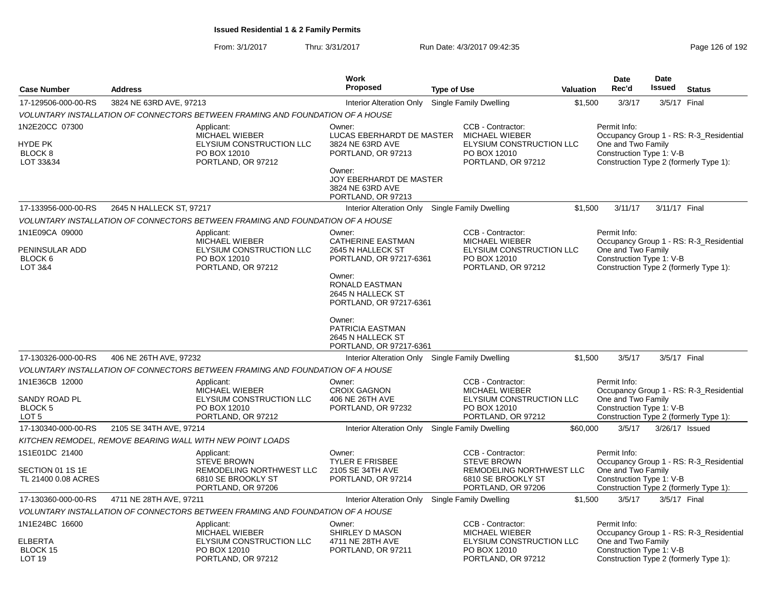**Issued Residential 1 & 2 Family Permits**

From: 3/1/2017 Thru: 3/31/2017 Run Date: 4/3/2017 09:42:35

| Case Number | Address | Work Proposed | Type of Use | Valuation | Date Rec'd | Date Issued | Status |
|---|---|---|---|---|---|---|---|
| 17-129506-000-00-RS | 3824 NE 63RD AVE, 97213 | Interior Alteration Only | Single Family Dwelling | $1,500 | 3/3/17 | 3/5/17 | Final |

VOLUNTARY INSTALLATION OF CONNECTORS BETWEEN FRAMING AND FOUNDATION OF A HOUSE

1N2E20CC 07300
HYDE PK
BLOCK 8
LOT 33&34

Applicant: MICHAEL WIEBER, ELYSIUM CONSTRUCTION LLC, PO BOX 12010, PORTLAND, OR 97212

Owner: LUCAS EBERHARDT DE MASTER, 3824 NE 63RD AVE, PORTLAND, OR 97213

Owner: JOY EBERHARDT DE MASTER, 3824 NE 63RD AVE, PORTLAND, OR 97213

CCB - Contractor: MICHAEL WIEBER, ELYSIUM CONSTRUCTION LLC, PO BOX 12010, PORTLAND, OR 97212

Permit Info: Occupancy Group 1 - RS: R-3_Residential One and Two Family; Construction Type 1: V-B; Construction Type 2 (formerly Type 1):

| Case Number | Address | Work Proposed | Type of Use | Valuation | Date Rec'd | Date Issued | Status |
|---|---|---|---|---|---|---|---|
| 17-133956-000-00-RS | 2645 N HALLECK ST, 97217 | Interior Alteration Only | Single Family Dwelling | $1,500 | 3/11/17 | 3/11/17 | Final |

VOLUNTARY INSTALLATION OF CONNECTORS BETWEEN FRAMING AND FOUNDATION OF A HOUSE

1N1E09CA 09000
PENINSULAR ADD
BLOCK 6
LOT 3&4

Applicant: MICHAEL WIEBER, ELYSIUM CONSTRUCTION LLC, PO BOX 12010, PORTLAND, OR 97212

Owner: CATHERINE EASTMAN, 2645 N HALLECK ST, PORTLAND, OR 97217-6361

Owner: RONALD EASTMAN, 2645 N HALLECK ST, PORTLAND, OR 97217-6361

Owner: PATRICIA EASTMAN, 2645 N HALLECK ST, PORTLAND, OR 97217-6361

CCB - Contractor: MICHAEL WIEBER, ELYSIUM CONSTRUCTION LLC, PO BOX 12010, PORTLAND, OR 97212

Permit Info: Occupancy Group 1 - RS: R-3_Residential One and Two Family; Construction Type 1: V-B; Construction Type 2 (formerly Type 1):

| Case Number | Address | Work Proposed | Type of Use | Valuation | Date Rec'd | Date Issued | Status |
|---|---|---|---|---|---|---|---|
| 17-130326-000-00-RS | 406 NE 26TH AVE, 97232 | Interior Alteration Only | Single Family Dwelling | $1,500 | 3/5/17 | 3/5/17 | Final |

VOLUNTARY INSTALLATION OF CONNECTORS BETWEEN FRAMING AND FOUNDATION OF A HOUSE

1N1E36CB 12000
SANDY ROAD PL
BLOCK 5
LOT 5

Applicant: MICHAEL WIEBER, ELYSIUM CONSTRUCTION LLC, PO BOX 12010, PORTLAND, OR 97212

Owner: CROIX GAGNON, 406 NE 26TH AVE, PORTLAND, OR 97232

CCB - Contractor: MICHAEL WIEBER, ELYSIUM CONSTRUCTION LLC, PO BOX 12010, PORTLAND, OR 97212

Permit Info: Occupancy Group 1 - RS: R-3_Residential One and Two Family; Construction Type 1: V-B; Construction Type 2 (formerly Type 1):

| Case Number | Address | Work Proposed | Type of Use | Valuation | Date Rec'd | Date Issued | Status |
|---|---|---|---|---|---|---|---|
| 17-130340-000-00-RS | 2105 SE 34TH AVE, 97214 | Interior Alteration Only | Single Family Dwelling | $60,000 | 3/5/17 | 3/26/17 | Issued |

KITCHEN REMODEL, REMOVE BEARING WALL WITH NEW POINT LOADS

1S1E01DC 21400
SECTION 01 1S 1E
TL 21400 0.08 ACRES

Applicant: STEVE BROWN, REMODELING NORTHWEST LLC, 6810 SE BROOKLY ST, PORTLAND, OR 97206

Owner: TYLER E FRISBEE, 2105 SE 34TH AVE, PORTLAND, OR 97214

CCB - Contractor: STEVE BROWN, REMODELING NORTHWEST LLC, 6810 SE BROOKLY ST, PORTLAND, OR 97206

Permit Info: Occupancy Group 1 - RS: R-3_Residential One and Two Family; Construction Type 1: V-B; Construction Type 2 (formerly Type 1):

| Case Number | Address | Work Proposed | Type of Use | Valuation | Date Rec'd | Date Issued | Status |
|---|---|---|---|---|---|---|---|
| 17-130360-000-00-RS | 4711 NE 28TH AVE, 97211 | Interior Alteration Only | Single Family Dwelling | $1,500 | 3/5/17 | 3/5/17 | Final |

VOLUNTARY INSTALLATION OF CONNECTORS BETWEEN FRAMING AND FOUNDATION OF A HOUSE

1N1E24BC 16600
ELBERTA
BLOCK 15
LOT 19

Applicant: MICHAEL WIEBER, ELYSIUM CONSTRUCTION LLC, PO BOX 12010, PORTLAND, OR 97212

Owner: SHIRLEY D MASON, 4711 NE 28TH AVE, PORTLAND, OR 97211

CCB - Contractor: MICHAEL WIEBER, ELYSIUM CONSTRUCTION LLC, PO BOX 12010, PORTLAND, OR 97212

Permit Info: Occupancy Group 1 - RS: R-3_Residential One and Two Family; Construction Type 1: V-B; Construction Type 2 (formerly Type 1):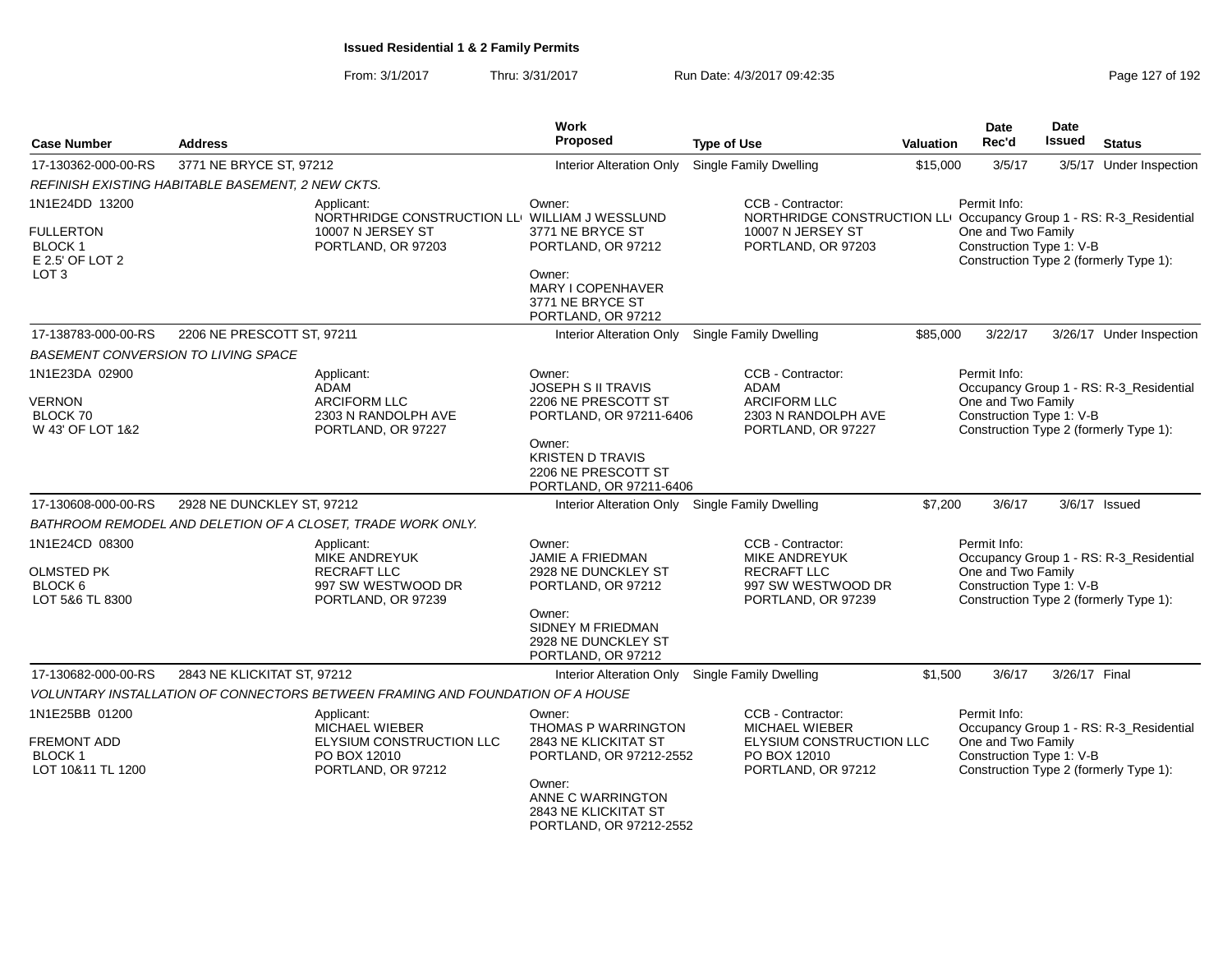**Issued Residential 1 & 2 Family Permits**

From: 3/1/2017 Thru: 3/31/2017 Run Date: 4/3/2017 09:42:35

| Case Number | Address | Work Proposed | Type of Use | Valuation | Date Rec'd | Date Issued | Status |
|---|---|---|---|---|---|---|---|
| 17-130362-000-00-RS | 3771 NE BRYCE ST, 97212 | Interior Alteration Only | Single Family Dwelling | $15,000 | 3/5/17 | 3/5/17 | Under Inspection |

*REFINISH EXISTING HABITABLE BASEMENT, 2 NEW CKTS.*

1N1E24DD 13200
FULLERTON
BLOCK 1
E 2.5' OF LOT 2
LOT 3

Applicant:
NORTHRIDGE CONSTRUCTION LLC
10007 N JERSEY ST
PORTLAND, OR 97203

Owner:
WILLIAM J WESSLUND
3771 NE BRYCE ST
PORTLAND, OR 97212

Owner:
MARY I COPENHAVER
3771 NE BRYCE ST
PORTLAND, OR 97212

CCB - Contractor:
NORTHRIDGE CONSTRUCTION LLC
10007 N JERSEY ST
PORTLAND, OR 97203

Permit Info:
Occupancy Group 1 - RS: R-3_Residential One and Two Family
Construction Type 1: V-B
Construction Type 2 (formerly Type 1):

| Case Number | Address | Work Proposed | Type of Use | Valuation | Date Rec'd | Date Issued | Status |
|---|---|---|---|---|---|---|---|
| 17-138783-000-00-RS | 2206 NE PRESCOTT ST, 97211 | Interior Alteration Only | Single Family Dwelling | $85,000 | 3/22/17 | 3/26/17 | Under Inspection |

*BASEMENT CONVERSION TO LIVING SPACE*

1N1E23DA 02900
VERNON
BLOCK 70
W 43' OF LOT 1&2

Applicant:
ADAM
ARCIFORM LLC
2303 N RANDOLPH AVE
PORTLAND, OR 97227

Owner:
JOSEPH S II TRAVIS
2206 NE PRESCOTT ST
PORTLAND, OR 97211-6406

Owner:
KRISTEN D TRAVIS
2206 NE PRESCOTT ST
PORTLAND, OR 97211-6406

CCB - Contractor:
ADAM
ARCIFORM LLC
2303 N RANDOLPH AVE
PORTLAND, OR 97227

Permit Info:
Occupancy Group 1 - RS: R-3_Residential One and Two Family
Construction Type 1: V-B
Construction Type 2 (formerly Type 1):

| Case Number | Address | Work Proposed | Type of Use | Valuation | Date Rec'd | Date Issued | Status |
|---|---|---|---|---|---|---|---|
| 17-130608-000-00-RS | 2928 NE DUNCKLEY ST, 97212 | Interior Alteration Only | Single Family Dwelling | $7,200 | 3/6/17 | 3/6/17 | Issued |

*BATHROOM REMODEL AND DELETION OF A CLOSET, TRADE WORK ONLY.*

1N1E24CD 08300
OLMSTED PK
BLOCK 6
LOT 5&6 TL 8300

Applicant:
MIKE ANDREYUK
RECRAFT LLC
997 SW WESTWOOD DR
PORTLAND, OR 97239

Owner:
JAMIE A FRIEDMAN
2928 NE DUNCKLEY ST
PORTLAND, OR 97212

Owner:
SIDNEY M FRIEDMAN
2928 NE DUNCKLEY ST
PORTLAND, OR 97212

CCB - Contractor:
MIKE ANDREYUK
RECRAFT LLC
997 SW WESTWOOD DR
PORTLAND, OR 97239

Permit Info:
Occupancy Group 1 - RS: R-3_Residential One and Two Family
Construction Type 1: V-B
Construction Type 2 (formerly Type 1):

| Case Number | Address | Work Proposed | Type of Use | Valuation | Date Rec'd | Date Issued | Status |
|---|---|---|---|---|---|---|---|
| 17-130682-000-00-RS | 2843 NE KLICKITAT ST, 97212 | Interior Alteration Only | Single Family Dwelling | $1,500 | 3/6/17 | 3/26/17 | Final |

*VOLUNTARY INSTALLATION OF CONNECTORS BETWEEN FRAMING AND FOUNDATION OF A HOUSE*

1N1E25BB 01200
FREMONT ADD
BLOCK 1
LOT 10&11 TL 1200

Applicant:
MICHAEL WIEBER
ELYSIUM CONSTRUCTION LLC
PO BOX 12010
PORTLAND, OR 97212

Owner:
THOMAS P WARRINGTON
2843 NE KLICKITAT ST
PORTLAND, OR 97212-2552

Owner:
ANNE C WARRINGTON
2843 NE KLICKITAT ST
PORTLAND, OR 97212-2552

CCB - Contractor:
MICHAEL WIEBER
ELYSIUM CONSTRUCTION LLC
PO BOX 12010
PORTLAND, OR 97212

Permit Info:
Occupancy Group 1 - RS: R-3_Residential One and Two Family
Construction Type 1: V-B
Construction Type 2 (formerly Type 1):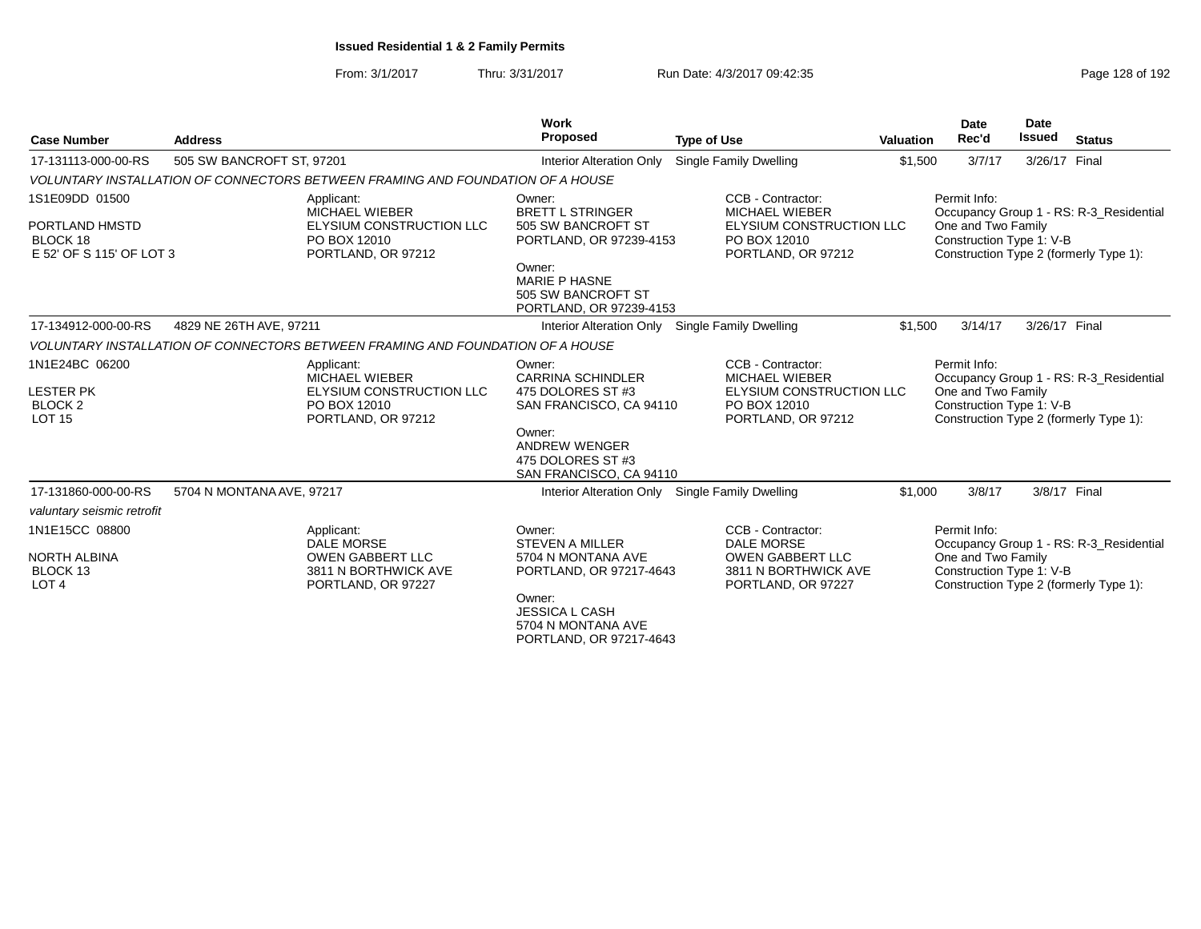**Issued Residential 1 & 2 Family Permits**

From: 3/1/2017 Thru: 3/31/2017 Run Date: 4/3/2017 09:42:35

| Case Number | Address | Work Proposed | Type of Use | Valuation | Date Rec'd | Date Issued | Status |
|---|---|---|---|---|---|---|---|
| 17-131113-000-00-RS | 505 SW BANCROFT ST, 97201 | Interior Alteration Only | Single Family Dwelling | $1,500 | 3/7/17 | 3/26/17 | Final |

*VOLUNTARY INSTALLATION OF CONNECTORS BETWEEN FRAMING AND FOUNDATION OF A HOUSE*

1S1E09DD 01500
PORTLAND HMSTD
BLOCK 18
E 52' OF S 115' OF LOT 3

Applicant: MICHAEL WIEBER, ELYSIUM CONSTRUCTION LLC, PO BOX 12010, PORTLAND, OR 97212

Owner: BRETT L STRINGER, 505 SW BANCROFT ST, PORTLAND, OR 97239-4153
Owner: MARIE P HASNE, 505 SW BANCROFT ST, PORTLAND, OR 97239-4153

CCB - Contractor: MICHAEL WIEBER, ELYSIUM CONSTRUCTION LLC, PO BOX 12010, PORTLAND, OR 97212

Permit Info: Occupancy Group 1 - RS: R-3_Residential One and Two Family; Construction Type 1: V-B; Construction Type 2 (formerly Type 1):

| Case Number | Address | Work Proposed | Type of Use | Valuation | Date Rec'd | Date Issued | Status |
|---|---|---|---|---|---|---|---|
| 17-134912-000-00-RS | 4829 NE 26TH AVE, 97211 | Interior Alteration Only | Single Family Dwelling | $1,500 | 3/14/17 | 3/26/17 | Final |

*VOLUNTARY INSTALLATION OF CONNECTORS BETWEEN FRAMING AND FOUNDATION OF A HOUSE*

1N1E24BC 06200
LESTER PK
BLOCK 2
LOT 15

Applicant: MICHAEL WIEBER, ELYSIUM CONSTRUCTION LLC, PO BOX 12010, PORTLAND, OR 97212

Owner: CARRINA SCHINDLER, 475 DOLORES ST #3, SAN FRANCISCO, CA 94110
Owner: ANDREW WENGER, 475 DOLORES ST #3, SAN FRANCISCO, CA 94110

CCB - Contractor: MICHAEL WIEBER, ELYSIUM CONSTRUCTION LLC, PO BOX 12010, PORTLAND, OR 97212

Permit Info: Occupancy Group 1 - RS: R-3_Residential One and Two Family; Construction Type 1: V-B; Construction Type 2 (formerly Type 1):

| Case Number | Address | Work Proposed | Type of Use | Valuation | Date Rec'd | Date Issued | Status |
|---|---|---|---|---|---|---|---|
| 17-131860-000-00-RS | 5704 N MONTANA AVE, 97217 | Interior Alteration Only | Single Family Dwelling | $1,000 | 3/8/17 | 3/8/17 | Final |

*valuntary seismic retrofit*

1N1E15CC 08800
NORTH ALBINA
BLOCK 13
LOT 4

Applicant: DALE MORSE, OWEN GABBERT LLC, 3811 N BORTHWICK AVE, PORTLAND, OR 97227

Owner: STEVEN A MILLER, 5704 N MONTANA AVE, PORTLAND, OR 97217-4643
Owner: JESSICA L CASH, 5704 N MONTANA AVE, PORTLAND, OR 97217-4643

CCB - Contractor: DALE MORSE, OWEN GABBERT LLC, 3811 N BORTHWICK AVE, PORTLAND, OR 97227

Permit Info: Occupancy Group 1 - RS: R-3_Residential One and Two Family; Construction Type 1: V-B; Construction Type 2 (formerly Type 1):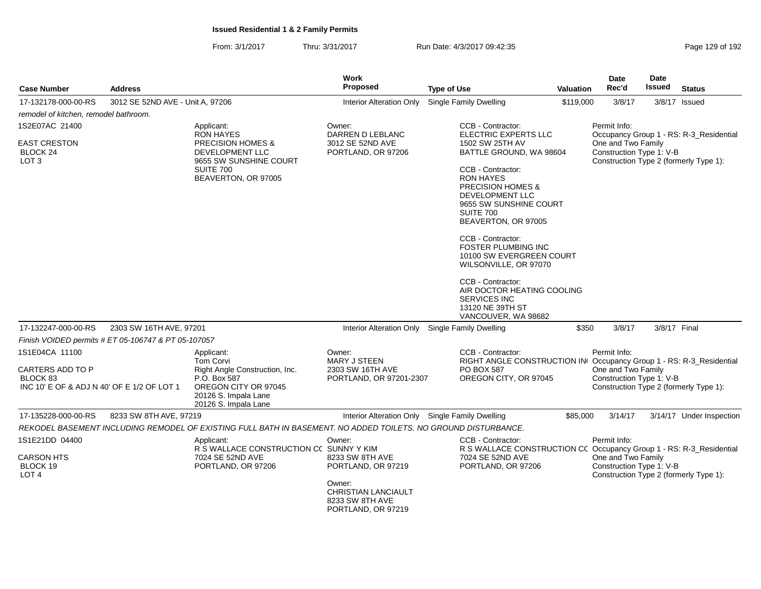**Issued Residential 1 & 2 Family Permits**

From: 3/1/2017 Thru: 3/31/2017 Run Date: 4/3/2017 09:42:35

| Case Number | Address | Work Proposed | Type of Use | Valuation | Date Rec'd | Date Issued | Status |
|---|---|---|---|---|---|---|---|
| 17-132178-000-00-RS | 3012 SE 52ND AVE - Unit A, 97206 | Interior Alteration Only | Single Family Dwelling | $119,000 | 3/8/17 | 3/8/17 | Issued |

*remodel of kitchen, remodel bathroom.*

1S2E07AC 21400

EAST CRESTON
BLOCK 24
LOT 3

Applicant:
RON HAYES
PRECISION HOMES & DEVELOPMENT LLC
9655 SW SUNSHINE COURT
SUITE 700
BEAVERTON, OR 97005

Owner:
DARREN D LEBLANC
3012 SE 52ND AVE
PORTLAND, OR 97206

CCB - Contractor:
ELECTRIC EXPERTS LLC
1502 SW 25TH AV
BATTLE GROUND, WA 98604

CCB - Contractor:
RON HAYES
PRECISION HOMES & DEVELOPMENT LLC
9655 SW SUNSHINE COURT
SUITE 700
BEAVERTON, OR 97005

CCB - Contractor:
FOSTER PLUMBING INC
10100 SW EVERGREEN COURT
WILSONVILLE, OR 97070

CCB - Contractor:
AIR DOCTOR HEATING COOLING SERVICES INC
13120 NE 39TH ST
VANCOUVER, WA 98682

Permit Info:
Occupancy Group 1 - RS: R-3_Residential One and Two Family
Construction Type 1: V-B
Construction Type 2 (formerly Type 1):

| Case Number | Address | Work Proposed | Type of Use | Valuation | Date Rec'd | Date Issued | Status |
|---|---|---|---|---|---|---|---|
| 17-132247-000-00-RS | 2303 SW 16TH AVE, 97201 | Interior Alteration Only | Single Family Dwelling | $350 | 3/8/17 | 3/8/17 | Final |

*Finish VOIDED permits # ET 05-106747 & PT 05-107057*

1S1E04CA 11100

CARTERS ADD TO P
BLOCK 83
INC 10' E OF & ADJ N 40' OF E 1/2 OF LOT 1

Applicant:
Tom Corvi
Right Angle Construction, Inc.
P.O. Box 587
OREGON CITY OR 97045
20126 S. Impala Lane
20126 S. Impala Lane

Owner:
MARY J STEEN
2303 SW 16TH AVE
PORTLAND, OR 97201-2307

CCB - Contractor:
RIGHT ANGLE CONSTRUCTION INC
PO BOX 587
OREGON CITY, OR 97045

Permit Info:
Occupancy Group 1 - RS: R-3_Residential One and Two Family
Construction Type 1: V-B
Construction Type 2 (formerly Type 1):

| Case Number | Address | Work Proposed | Type of Use | Valuation | Date Rec'd | Date Issued | Status |
|---|---|---|---|---|---|---|---|
| 17-135228-000-00-RS | 8233 SW 8TH AVE, 97219 | Interior Alteration Only | Single Family Dwelling | $85,000 | 3/14/17 | 3/14/17 | Under Inspection |

*REKODEL BASEMENT INCLUDING REMODEL OF EXISTING FULL BATH IN BASEMENT. NO ADDED TOILETS. NO GROUND DISTURBANCE.*

1S1E21DD 04400

CARSON HTS
BLOCK 19
LOT 4

Applicant:
R S WALLACE CONSTRUCTION CO
7024 SE 52ND AVE
PORTLAND, OR 97206

Owner:
SUNNY Y KIM
8233 SW 8TH AVE
PORTLAND, OR 97219

Owner:
CHRISTIAN LANCIAULT
8233 SW 8TH AVE
PORTLAND, OR 97219

CCB - Contractor:
R S WALLACE CONSTRUCTION CO
7024 SE 52ND AVE
PORTLAND, OR 97206

Permit Info:
Occupancy Group 1 - RS: R-3_Residential One and Two Family
Construction Type 1: V-B
Construction Type 2 (formerly Type 1):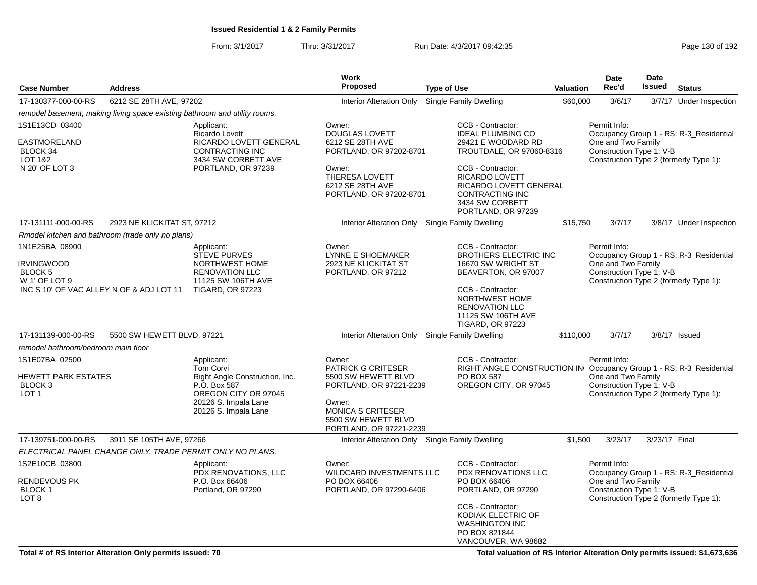**Issued Residential 1 & 2 Family Permits**

From: 3/1/2017 Thru: 3/31/2017 Run Date: 4/3/2017 09:42:35

| Case Number | Address | Work Proposed | Type of Use | Valuation | Date Rec'd | Date Issued | Status |
|---|---|---|---|---|---|---|---|
| 17-130377-000-00-RS | 6212 SE 28TH AVE, 97202 | Interior Alteration Only | Single Family Dwelling | $60,000 | 3/6/17 | 3/7/17 | Under Inspection |

*remodel basement, making living space existing bathroom and utility rooms.*

- 1S1E13CD 03400 — EASTMORELAND, BLOCK 34, LOT 1&2, N 20' OF LOT 3
- Applicant: Ricardo Lovett, RICARDO LOVETT GENERAL CONTRACTING INC, 3434 SW CORBETT AVE, PORTLAND, OR 97239
- Owner: DOUGLAS LOVETT, 6212 SE 28TH AVE, PORTLAND, OR 97202-8701
- Owner: THERESA LOVETT, 6212 SE 28TH AVE, PORTLAND, OR 97202-8701
- CCB - Contractor: IDEAL PLUMBING CO, 29421 E WOODARD RD, TROUTDALE, OR 97060-8316
- CCB - Contractor: RICARDO LOVETT, RICARDO LOVETT GENERAL CONTRACTING INC, 3434 SW CORBETT, PORTLAND, OR 97239
- Permit Info: Occupancy Group 1 - RS: R-3_Residential One and Two Family; Construction Type 1: V-B; Construction Type 2 (formerly Type 1):

| Case Number | Address | Work Proposed | Type of Use | Valuation | Date Rec'd | Date Issued | Status |
|---|---|---|---|---|---|---|---|
| 17-131111-000-00-RS | 2923 NE KLICKITAT ST, 97212 | Interior Alteration Only | Single Family Dwelling | $15,750 | 3/7/17 | 3/8/17 | Under Inspection |

*Rmodel kitchen and bathroom (trade only no plans)*

- 1N1E25BA 08900 — IRVINGWOOD, BLOCK 5, W 1' OF LOT 9, INC S 10' OF VAC ALLEY N OF & ADJ LOT 11
- Applicant: STEVE PURVES, NORTHWEST HOME RENOVATION LLC, 11125 SW 106TH AVE, TIGARD, OR 97223
- Owner: LYNNE E SHOEMAKER, 2923 NE KLICKITAT ST, PORTLAND, OR 97212
- CCB - Contractor: BROTHERS ELECTRIC INC, 16670 SW WRIGHT ST, BEAVERTON, OR 97007
- CCB - Contractor: NORTHWEST HOME RENOVATION LLC, 11125 SW 106TH AVE, TIGARD, OR 97223
- Permit Info: Occupancy Group 1 - RS: R-3_Residential One and Two Family; Construction Type 1: V-B; Construction Type 2 (formerly Type 1):

| Case Number | Address | Work Proposed | Type of Use | Valuation | Date Rec'd | Date Issued | Status |
|---|---|---|---|---|---|---|---|
| 17-131139-000-00-RS | 5500 SW HEWETT BLVD, 97221 | Interior Alteration Only | Single Family Dwelling | $110,000 | 3/7/17 | 3/8/17 | Issued |

*remodel bathroom/bedroom main floor*

- 1S1E07BA 02500 — HEWETT PARK ESTATES, BLOCK 3, LOT 1
- Applicant: Tom Corvi, Right Angle Construction, Inc., P.O. Box 587, OREGON CITY OR 97045, 20126 S. Impala Lane, 20126 S. Impala Lane
- Owner: PATRICK G CRITESER, 5500 SW HEWETT BLVD, PORTLAND, OR 97221-2239
- Owner: MONICA S CRITESER, 5500 SW HEWETT BLVD, PORTLAND, OR 97221-2239
- CCB - Contractor: RIGHT ANGLE CONSTRUCTION IN( PO BOX 587, OREGON CITY, OR 97045
- Permit Info: Occupancy Group 1 - RS: R-3_Residential One and Two Family; Construction Type 1: V-B; Construction Type 2 (formerly Type 1):

| Case Number | Address | Work Proposed | Type of Use | Valuation | Date Rec'd | Date Issued | Status |
|---|---|---|---|---|---|---|---|
| 17-139751-000-00-RS | 3911 SE 105TH AVE, 97266 | Interior Alteration Only | Single Family Dwelling | $1,500 | 3/23/17 | 3/23/17 | Final |

*ELECTRICAL PANEL CHANGE ONLY. TRADE PERMIT ONLY NO PLANS.*

- 1S2E10CB 03800 — RENDEVOUS PK, BLOCK 1, LOT 8
- Applicant: PDX RENOVATIONS, LLC, P.O. Box 66406, Portland, OR 97290
- Owner: WILDCARD INVESTMENTS LLC, PO BOX 66406, PORTLAND, OR 97290-6406
- CCB - Contractor: PDX RENOVATIONS LLC, PO BOX 66406, PORTLAND, OR 97290
- CCB - Contractor: KODIAK ELECTRIC OF WASHINGTON INC, PO BOX 821844, VANCOUVER, WA 98682
- Permit Info: Occupancy Group 1 - RS: R-3_Residential One and Two Family; Construction Type 1: V-B; Construction Type 2 (formerly Type 1):

**Total # of RS Interior Alteration Only permits issued: 70**

**Total valuation of RS Interior Alteration Only permits issued: $1,673,636**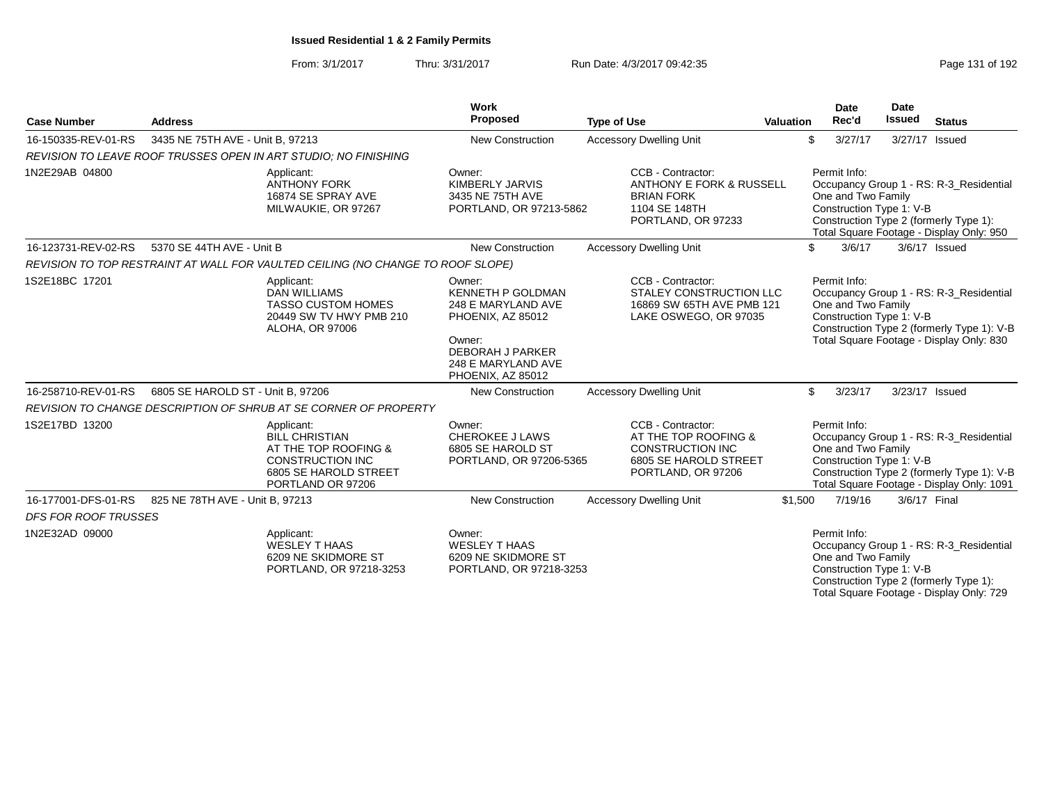**Issued Residential 1 & 2 Family Permits**

From: 3/1/2017 Thru: 3/31/2017 Run Date: 4/3/2017 09:42:35

| Case Number | Address | Work Proposed | Type of Use | Valuation | Date Rec'd | Date Issued | Status |
|---|---|---|---|---|---|---|---|
| 16-150335-REV-01-RS | 3435 NE 75TH AVE - Unit B, 97213 | New Construction | Accessory Dwelling Unit | $ | 3/27/17 | 3/27/17 | Issued |

*REVISION TO LEAVE ROOF TRUSSES OPEN IN ART STUDIO; NO FINISHING*

1N2E29AB 04800

Applicant: ANTHONY FORK, 16874 SE SPRAY AVE, MILWAUKIE, OR 97267

Owner: KIMBERLY JARVIS, 3435 NE 75TH AVE, PORTLAND, OR 97213-5862

CCB - Contractor: ANTHONY E FORK & RUSSELL, BRIAN FORK, 1104 SE 148TH, PORTLAND, OR 97233

Permit Info: Occupancy Group 1 - RS: R-3_Residential One and Two Family; Construction Type 1: V-B; Construction Type 2 (formerly Type 1): ; Total Square Footage - Display Only: 950

| Case Number | Address | Work Proposed | Type of Use | Valuation | Date Rec'd | Date Issued | Status |
|---|---|---|---|---|---|---|---|
| 16-123731-REV-02-RS | 5370 SE 44TH AVE - Unit B | New Construction | Accessory Dwelling Unit | $ | 3/6/17 | 3/6/17 | Issued |

*REVISION TO TOP RESTRAINT AT WALL FOR VAULTED CEILING (NO CHANGE TO ROOF SLOPE)*

1S2E18BC 17201

Applicant: DAN WILLIAMS, TASSO CUSTOM HOMES, 20449 SW TV HWY PMB 210, ALOHA, OR 97006

Owner: KENNETH P GOLDMAN, 248 E MARYLAND AVE, PHOENIX, AZ 85012

Owner: DEBORAH J PARKER, 248 E MARYLAND AVE, PHOENIX, AZ 85012

CCB - Contractor: STALEY CONSTRUCTION LLC, 16869 SW 65TH AVE PMB 121, LAKE OSWEGO, OR 97035

Permit Info: Occupancy Group 1 - RS: R-3_Residential One and Two Family; Construction Type 1: V-B; Construction Type 2 (formerly Type 1): V-B; Total Square Footage - Display Only: 830

| Case Number | Address | Work Proposed | Type of Use | Valuation | Date Rec'd | Date Issued | Status |
|---|---|---|---|---|---|---|---|
| 16-258710-REV-01-RS | 6805 SE HAROLD ST - Unit B, 97206 | New Construction | Accessory Dwelling Unit | $ | 3/23/17 | 3/23/17 | Issued |

*REVISION TO CHANGE DESCRIPTION OF SHRUB AT SE CORNER OF PROPERTY*

1S2E17BD 13200

Applicant: BILL CHRISTIAN, AT THE TOP ROOFING & CONSTRUCTION INC, 6805 SE HAROLD STREET, PORTLAND OR 97206

Owner: CHEROKEE J LAWS, 6805 SE HAROLD ST, PORTLAND, OR 97206-5365

CCB - Contractor: AT THE TOP ROOFING & CONSTRUCTION INC, 6805 SE HAROLD STREET, PORTLAND, OR 97206

Permit Info: Occupancy Group 1 - RS: R-3_Residential One and Two Family; Construction Type 1: V-B; Construction Type 2 (formerly Type 1): V-B; Total Square Footage - Display Only: 1091

| Case Number | Address | Work Proposed | Type of Use | Valuation | Date Rec'd | Date Issued | Status |
|---|---|---|---|---|---|---|---|
| 16-177001-DFS-01-RS | 825 NE 78TH AVE - Unit B, 97213 | New Construction | Accessory Dwelling Unit | $1,500 | 7/19/16 | 3/6/17 | Final |

*DFS FOR ROOF TRUSSES*

1N2E32AD 09000

Applicant: WESLEY T HAAS, 6209 NE SKIDMORE ST, PORTLAND, OR 97218-3253

Owner: WESLEY T HAAS, 6209 NE SKIDMORE ST, PORTLAND, OR 97218-3253

Permit Info: Occupancy Group 1 - RS: R-3_Residential One and Two Family; Construction Type 1: V-B; Construction Type 2 (formerly Type 1): ; Total Square Footage - Display Only: 729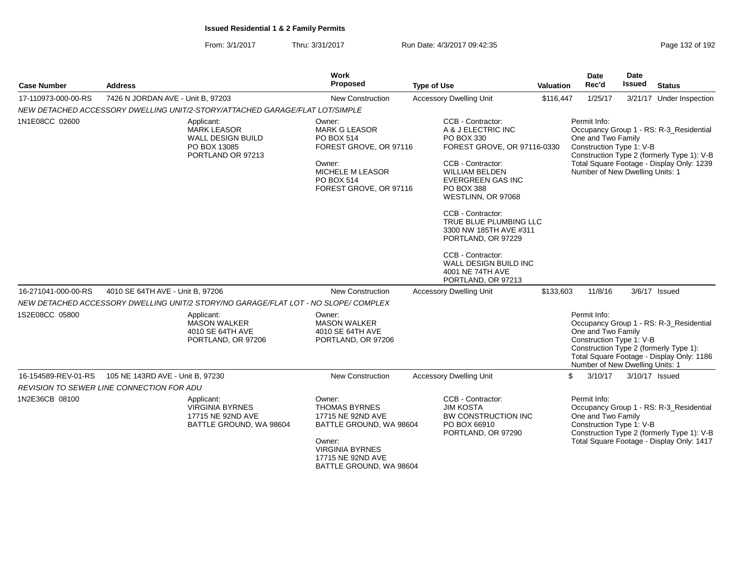**Issued Residential 1 & 2 Family Permits**

From: 3/1/2017 Thru: 3/31/2017 Run Date: 4/3/2017 09:42:35

| Case Number | Address | Work Proposed | Type of Use | Valuation | Date Rec'd | Date Issued | Status |
|---|---|---|---|---|---|---|---|
| 17-110973-000-00-RS | 7426 N JORDAN AVE - Unit B, 97203 | New Construction | Accessory Dwelling Unit | $116,447 | 1/25/17 | 3/21/17 | Under Inspection |

NEW DETACHED ACCESSORY DWELLING UNIT/2-STORY/ATTACHED GARAGE/FLAT LOT/SIMPLE

1N1E08CC 02600

Applicant:
MARK LEASOR
WALL DESIGN BUILD
PO BOX 13085
PORTLAND OR 97213

Owner:
MARK G LEASOR
PO BOX 514
FOREST GROVE, OR 97116

Owner:
MICHELE M LEASOR
PO BOX 514
FOREST GROVE, OR 97116

CCB - Contractor:
A & J ELECTRIC INC
PO BOX 330
FOREST GROVE, OR 97116-0330

CCB - Contractor:
WILLIAM BELDEN
EVERGREEN GAS INC
PO BOX 388
WESTLINN, OR 97068

CCB - Contractor:
TRUE BLUE PLUMBING LLC
3300 NW 185TH AVE #311
PORTLAND, OR 97229

CCB - Contractor:
WALL DESIGN BUILD INC
4001 NE 74TH AVE
PORTLAND, OR 97213

Permit Info:
Occupancy Group 1 - RS: R-3_Residential One and Two Family
Construction Type 1: V-B
Construction Type 2 (formerly Type 1): V-B
Total Square Footage - Display Only: 1239
Number of New Dwelling Units: 1

| Case Number | Address | Work Proposed | Type of Use | Valuation | Date Rec'd | Date Issued | Status |
|---|---|---|---|---|---|---|---|
| 16-271041-000-00-RS | 4010 SE 64TH AVE - Unit B, 97206 | New Construction | Accessory Dwelling Unit | $133,603 | 11/8/16 | 3/6/17 | Issued |

NEW DETACHED ACCESSORY DWELLING UNIT/2 STORY/NO GARAGE/FLAT LOT - NO SLOPE/ COMPLEX

1S2E08CC 05800

Applicant:
MASON WALKER
4010 SE 64TH AVE
PORTLAND, OR 97206

Owner:
MASON WALKER
4010 SE 64TH AVE
PORTLAND, OR 97206

Permit Info:
Occupancy Group 1 - RS: R-3_Residential One and Two Family
Construction Type 1: V-B
Construction Type 2 (formerly Type 1):
Total Square Footage - Display Only: 1186
Number of New Dwelling Units: 1

| Case Number | Address | Work Proposed | Type of Use | Valuation | Date Rec'd | Date Issued | Status |
|---|---|---|---|---|---|---|---|
| 16-154589-REV-01-RS | 105 NE 143RD AVE - Unit B, 97230 | New Construction | Accessory Dwelling Unit | $ | 3/10/17 | 3/10/17 | Issued |

REVISION TO SEWER LINE CONNECTION FOR ADU

1N2E36CB 08100

Applicant:
VIRGINIA BYRNES
17715 NE 92ND AVE
BATTLE GROUND, WA 98604

Owner:
THOMAS BYRNES
17715 NE 92ND AVE
BATTLE GROUND, WA 98604

Owner:
VIRGINIA BYRNES
17715 NE 92ND AVE
BATTLE GROUND, WA 98604

CCB - Contractor:
JIM KOSTA
BW CONSTRUCTION INC
PO BOX 66910
PORTLAND, OR 97290

Permit Info:
Occupancy Group 1 - RS: R-3_Residential One and Two Family
Construction Type 1: V-B
Construction Type 2 (formerly Type 1): V-B
Total Square Footage - Display Only: 1417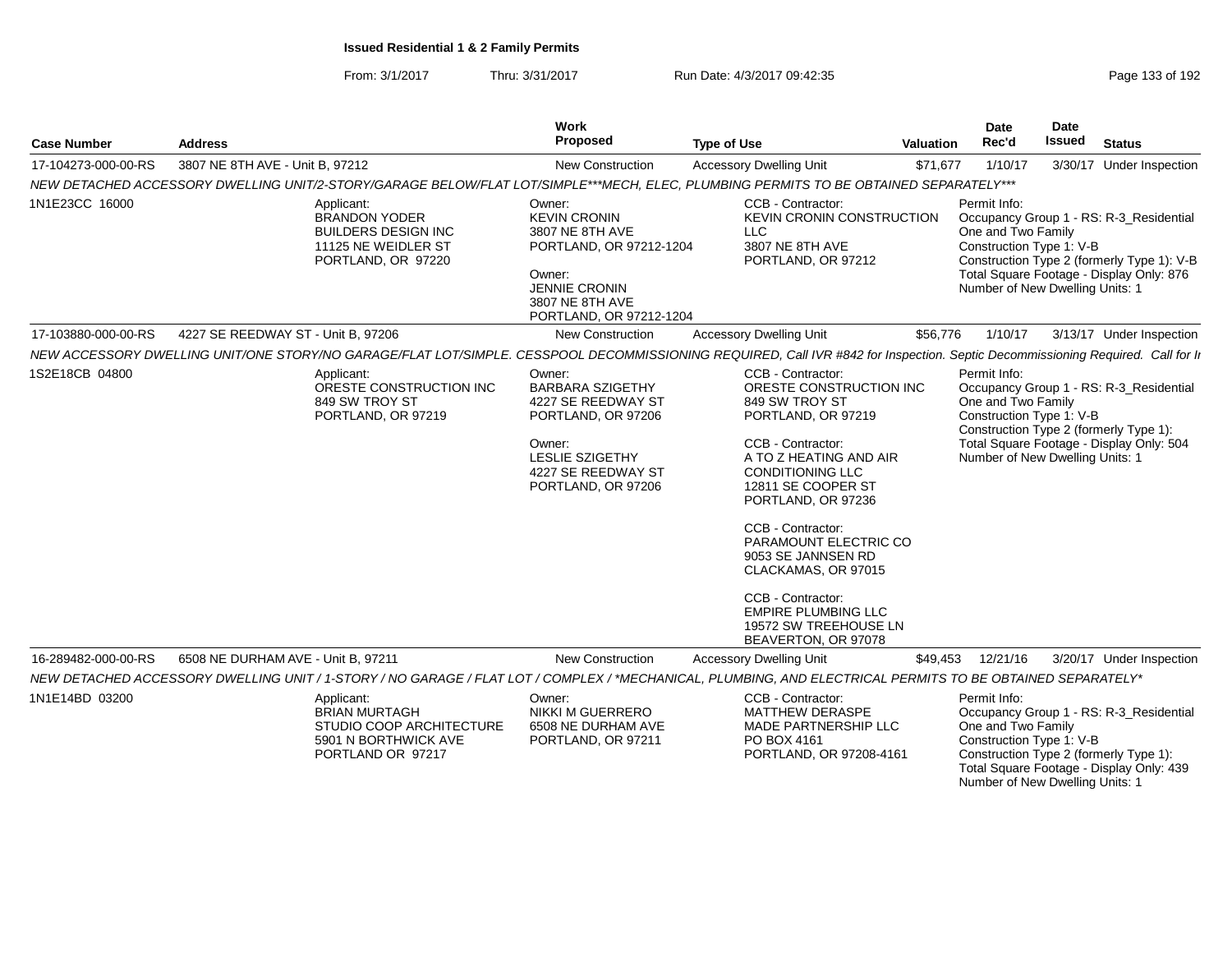**Issued Residential 1 & 2 Family Permits**

From: 3/1/2017 Thru: 3/31/2017 Run Date: 4/3/2017 09:42:35

| Case Number | Address | Work Proposed | Type of Use | Valuation | Date Rec'd | Date Issued | Status |
|---|---|---|---|---|---|---|---|
| 17-104273-000-00-RS | 3807 NE 8TH AVE - Unit B, 97212 | New Construction | Accessory Dwelling Unit | $71,677 | 1/10/17 | 3/30/17 | Under Inspection |

NEW DETACHED ACCESSORY DWELLING UNIT/2-STORY/GARAGE BELOW/FLAT LOT/SIMPLE***MECH, ELEC, PLUMBING PERMITS TO BE OBTAINED SEPARATELY***

1N1E23CC 16000

Applicant:
BRANDON YODER
BUILDERS DESIGN INC
11125 NE WEIDLER ST
PORTLAND, OR 97220

Owner:
KEVIN CRONIN
3807 NE 8TH AVE
PORTLAND, OR 97212-1204

Owner:
JENNIE CRONIN
3807 NE 8TH AVE
PORTLAND, OR 97212-1204

CCB - Contractor:
KEVIN CRONIN CONSTRUCTION LLC
3807 NE 8TH AVE
PORTLAND, OR 97212

Permit Info:
Occupancy Group 1 - RS: R-3_Residential One and Two Family
Construction Type 1: V-B
Construction Type 2 (formerly Type 1): V-B
Total Square Footage - Display Only: 876
Number of New Dwelling Units: 1

| Case Number | Address | Work Proposed | Type of Use | Valuation | Date Rec'd | Date Issued | Status |
|---|---|---|---|---|---|---|---|
| 17-103880-000-00-RS | 4227 SE REEDWAY ST - Unit B, 97206 | New Construction | Accessory Dwelling Unit | $56,776 | 1/10/17 | 3/13/17 | Under Inspection |

NEW ACCESSORY DWELLING UNIT/ONE STORY/NO GARAGE/FLAT LOT/SIMPLE. CESSPOOL DECOMMISSIONING REQUIRED, Call IVR #842 for Inspection. Septic Decommissioning Required. Call for Ir

1S2E18CB 04800

Applicant:
ORESTE CONSTRUCTION INC
849 SW TROY ST
PORTLAND, OR 97219

Owner:
BARBARA SZIGETHY
4227 SE REEDWAY ST
PORTLAND, OR 97206

Owner:
LESLIE SZIGETHY
4227 SE REEDWAY ST
PORTLAND, OR 97206

CCB - Contractor:
ORESTE CONSTRUCTION INC
849 SW TROY ST
PORTLAND, OR 97219

CCB - Contractor:
A TO Z HEATING AND AIR CONDITIONING LLC
12811 SE COOPER ST
PORTLAND, OR 97236

CCB - Contractor:
PARAMOUNT ELECTRIC CO
9053 SE JANNSEN RD
CLACKAMAS, OR 97015

CCB - Contractor:
EMPIRE PLUMBING LLC
19572 SW TREEHOUSE LN
BEAVERTON, OR 97078

Permit Info:
Occupancy Group 1 - RS: R-3_Residential One and Two Family
Construction Type 1: V-B
Construction Type 2 (formerly Type 1):
Total Square Footage - Display Only: 504
Number of New Dwelling Units: 1

| Case Number | Address | Work Proposed | Type of Use | Valuation | Date Rec'd | Date Issued | Status |
|---|---|---|---|---|---|---|---|
| 16-289482-000-00-RS | 6508 NE DURHAM AVE - Unit B, 97211 | New Construction | Accessory Dwelling Unit | $49,453 | 12/21/16 | 3/20/17 | Under Inspection |

NEW DETACHED ACCESSORY DWELLING UNIT / 1-STORY / NO GARAGE / FLAT LOT / COMPLEX / *MECHANICAL, PLUMBING, AND ELECTRICAL PERMITS TO BE OBTAINED SEPARATELY*

1N1E14BD 03200

Applicant:
BRIAN MURTAGH
STUDIO COOP ARCHITECTURE
5901 N BORTHWICK AVE
PORTLAND OR 97217

Owner:
NIKKI M GUERRERO
6508 NE DURHAM AVE
PORTLAND, OR 97211

CCB - Contractor:
MATTHEW DERASPE
MADE PARTNERSHIP LLC
PO BOX 4161
PORTLAND, OR 97208-4161

Permit Info:
Occupancy Group 1 - RS: R-3_Residential One and Two Family
Construction Type 1: V-B
Construction Type 2 (formerly Type 1):
Total Square Footage - Display Only: 439
Number of New Dwelling Units: 1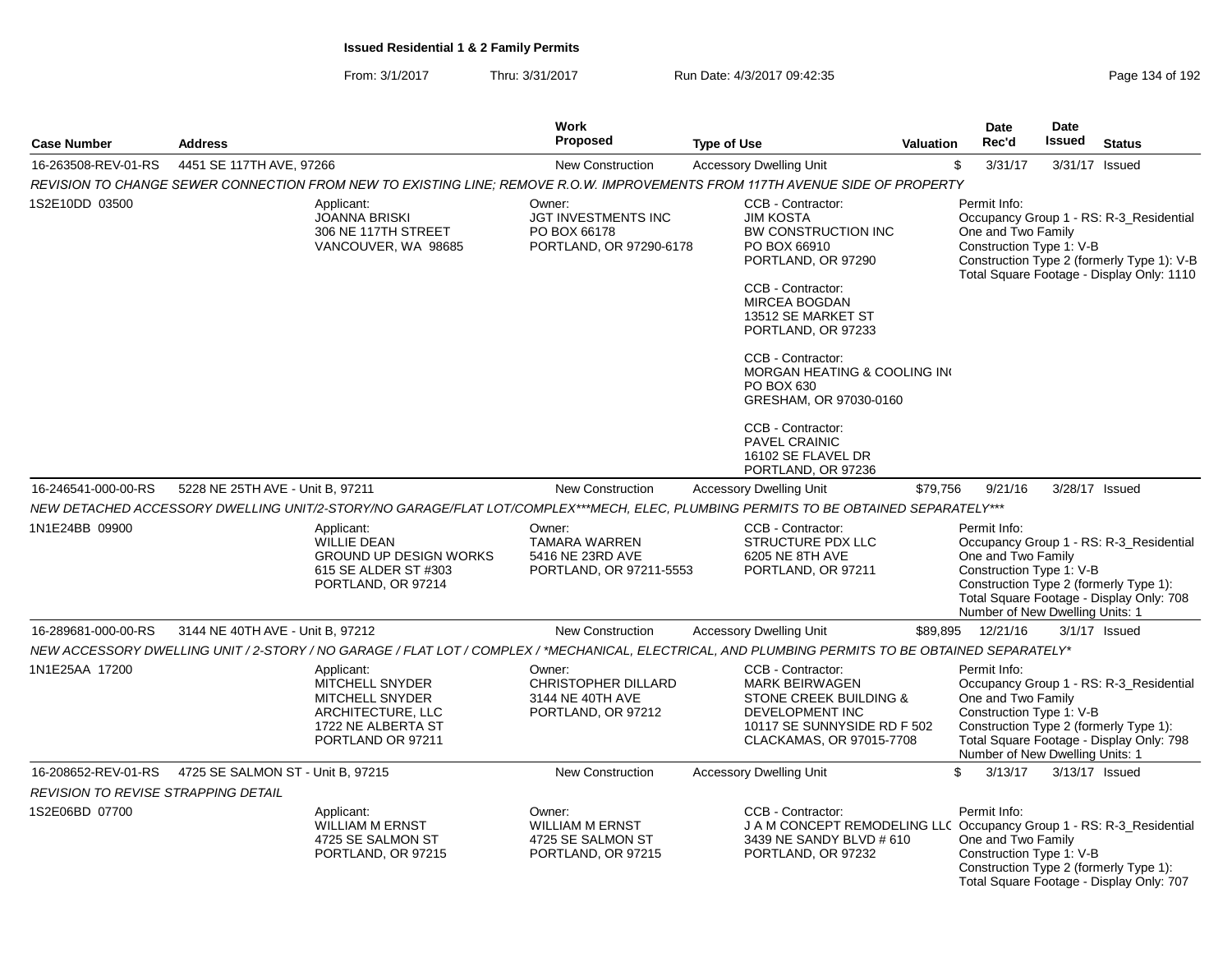**Issued Residential 1 & 2 Family Permits**

From: 3/1/2017 Thru: 3/31/2017 Run Date: 4/3/2017 09:42:35

| Case Number | Address | Work Proposed | Type of Use | Valuation | Date Rec'd | Date Issued | Status |
|---|---|---|---|---|---|---|---|
| 16-263508-REV-01-RS | 4451 SE 117TH AVE, 97266 | New Construction | Accessory Dwelling Unit | $ | 3/31/17 | 3/31/17 | Issued |

*REVISION TO CHANGE SEWER CONNECTION FROM NEW TO EXISTING LINE; REMOVE R.O.W. IMPROVEMENTS FROM 117TH AVENUE SIDE OF PROPERTY*

1S2E10DD 03500

Applicant: JOANNA BRISKI, 306 NE 117TH STREET, VANCOUVER, WA 98685

Owner: JGT INVESTMENTS INC, PO BOX 66178, PORTLAND, OR 97290-6178

CCB - Contractor: JIM KOSTA, BW CONSTRUCTION INC, PO BOX 66910, PORTLAND, OR 97290

CCB - Contractor: MIRCEA BOGDAN, 13512 SE MARKET ST, PORTLAND, OR 97233

CCB - Contractor: MORGAN HEATING & COOLING IN(, PO BOX 630, GRESHAM, OR 97030-0160

CCB - Contractor: PAVEL CRAINIC, 16102 SE FLAVEL DR, PORTLAND, OR 97236

Permit Info: Occupancy Group 1 - RS: R-3_Residential One and Two Family; Construction Type 1: V-B; Construction Type 2 (formerly Type 1): V-B; Total Square Footage - Display Only: 1110

| Case Number | Address | Work Proposed | Type of Use | Valuation | Date Rec'd | Date Issued | Status |
|---|---|---|---|---|---|---|---|
| 16-246541-000-00-RS | 5228 NE 25TH AVE - Unit B, 97211 | New Construction | Accessory Dwelling Unit | $79,756 | 9/21/16 | 3/28/17 | Issued |

*NEW DETACHED ACCESSORY DWELLING UNIT/2-STORY/NO GARAGE/FLAT LOT/COMPLEX***MECH, ELEC, PLUMBING PERMITS TO BE OBTAINED SEPARATELY****

1N1E24BB 09900

Applicant: WILLIE DEAN, GROUND UP DESIGN WORKS, 615 SE ALDER ST #303, PORTLAND, OR 97214

Owner: TAMARA WARREN, 5416 NE 23RD AVE, PORTLAND, OR 97211-5553

CCB - Contractor: STRUCTURE PDX LLC, 6205 NE 8TH AVE, PORTLAND, OR 97211

Permit Info: Occupancy Group 1 - RS: R-3_Residential One and Two Family; Construction Type 1: V-B; Construction Type 2 (formerly Type 1):; Total Square Footage - Display Only: 708; Number of New Dwelling Units: 1

| Case Number | Address | Work Proposed | Type of Use | Valuation | Date Rec'd | Date Issued | Status |
|---|---|---|---|---|---|---|---|
| 16-289681-000-00-RS | 3144 NE 40TH AVE - Unit B, 97212 | New Construction | Accessory Dwelling Unit | $89,895 | 12/21/16 | 3/1/17 | Issued |

*NEW ACCESSORY DWELLING UNIT / 2-STORY / NO GARAGE / FLAT LOT / COMPLEX / *MECHANICAL, ELECTRICAL, AND PLUMBING PERMITS TO BE OBTAINED SEPARATELY**

1N1E25AA 17200

Applicant: MITCHELL SNYDER, MITCHELL SNYDER ARCHITECTURE, LLC, 1722 NE ALBERTA ST, PORTLAND OR 97211

Owner: CHRISTOPHER DILLARD, 3144 NE 40TH AVE, PORTLAND, OR 97212

CCB - Contractor: MARK BEIRWAGEN, STONE CREEK BUILDING & DEVELOPMENT INC, 10117 SE SUNNYSIDE RD F 502, CLACKAMAS, OR 97015-7708

Permit Info: Occupancy Group 1 - RS: R-3_Residential One and Two Family; Construction Type 1: V-B; Construction Type 2 (formerly Type 1):; Total Square Footage - Display Only: 798; Number of New Dwelling Units: 1

| Case Number | Address | Work Proposed | Type of Use | Valuation | Date Rec'd | Date Issued | Status |
|---|---|---|---|---|---|---|---|
| 16-208652-REV-01-RS | 4725 SE SALMON ST - Unit B, 97215 | New Construction | Accessory Dwelling Unit | $ | 3/13/17 | 3/13/17 | Issued |

*REVISION TO REVISE STRAPPING DETAIL*

1S2E06BD 07700

Applicant: WILLIAM M ERNST, 4725 SE SALMON ST, PORTLAND, OR 97215

Owner: WILLIAM M ERNST, 4725 SE SALMON ST, PORTLAND, OR 97215

CCB - Contractor: J A M CONCEPT REMODELING LL(, 3439 NE SANDY BLVD # 610, PORTLAND, OR 97232

Permit Info: Occupancy Group 1 - RS: R-3_Residential One and Two Family; Construction Type 1: V-B; Construction Type 2 (formerly Type 1):; Total Square Footage - Display Only: 707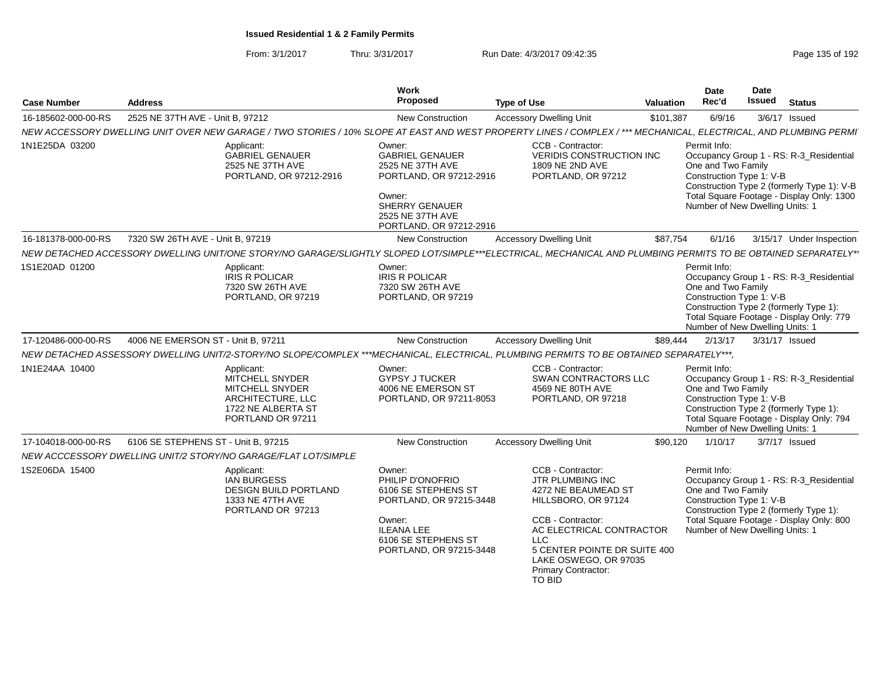**Issued Residential 1 & 2 Family Permits**

From: 3/1/2017 Thru: 3/31/2017 Run Date: 4/3/2017 09:42:35

| Case Number | Address | Work Proposed | Type of Use | Valuation | Date Rec'd | Date Issued | Status |
|---|---|---|---|---|---|---|---|
| 16-185602-000-00-RS | 2525 NE 37TH AVE - Unit B, 97212 | New Construction | Accessory Dwelling Unit | $101,387 | 6/9/16 | 3/6/17 | Issued |

NEW ACCESSORY DWELLING UNIT OVER NEW GARAGE / TWO STORIES / 10% SLOPE AT EAST AND WEST PROPERTY LINES / COMPLEX / *** MECHANICAL, ELECTRICAL, AND PLUMBING PERMI

1N1E25DA 03200

Applicant: GABRIEL GENAUER, 2525 NE 37TH AVE, PORTLAND, OR 97212-2916

Owner: GABRIEL GENAUER, 2525 NE 37TH AVE, PORTLAND, OR 97212-2916

Owner: SHERRY GENAUER, 2525 NE 37TH AVE, PORTLAND, OR 97212-2916

CCB - Contractor: VERIDIS CONSTRUCTION INC, 1809 NE 2ND AVE, PORTLAND, OR 97212

Permit Info:
Occupancy Group 1 - RS: R-3_Residential One and Two Family
Construction Type 1: V-B
Construction Type 2 (formerly Type 1): V-B
Total Square Footage - Display Only: 1300
Number of New Dwelling Units: 1

| Case Number | Address | Work Proposed | Type of Use | Valuation | Date Rec'd | Date Issued | Status |
|---|---|---|---|---|---|---|---|
| 16-181378-000-00-RS | 7320 SW 26TH AVE - Unit B, 97219 | New Construction | Accessory Dwelling Unit | $87,754 | 6/1/16 | 3/15/17 | Under Inspection |

NEW DETACHED ACCESSORY DWELLING UNIT/ONE STORY/NO GARAGE/SLIGHTLY SLOPED LOT/SIMPLE***ELECTRICAL, MECHANICAL AND PLUMBING PERMITS TO BE OBTAINED SEPARATELY*

1S1E20AD 01200

Applicant: IRIS R POLICAR, 7320 SW 26TH AVE, PORTLAND, OR 97219

Owner: IRIS R POLICAR, 7320 SW 26TH AVE, PORTLAND, OR 97219

Permit Info:
Occupancy Group 1 - RS: R-3_Residential One and Two Family
Construction Type 1: V-B
Construction Type 2 (formerly Type 1):
Total Square Footage - Display Only: 779
Number of New Dwelling Units: 1

| Case Number | Address | Work Proposed | Type of Use | Valuation | Date Rec'd | Date Issued | Status |
|---|---|---|---|---|---|---|---|
| 17-120486-000-00-RS | 4006 NE EMERSON ST - Unit B, 97211 | New Construction | Accessory Dwelling Unit | $89,444 | 2/13/17 | 3/31/17 | Issued |

NEW DETACHED ASSESSORY DWELLING UNIT/2-STORY/NO SLOPE/COMPLEX ***MECHANICAL, ELECTRICAL, PLUMBING PERMITS TO BE OBTAINED SEPARATELY***,

1N1E24AA 10400

Applicant: MITCHELL SNYDER, MITCHELL SNYDER ARCHITECTURE, LLC, 1722 NE ALBERTA ST, PORTLAND OR 97211

Owner: GYPSY J TUCKER, 4006 NE EMERSON ST, PORTLAND, OR 97211-8053

CCB - Contractor: SWAN CONTRACTORS LLC, 4569 NE 80TH AVE, PORTLAND, OR 97218

Permit Info:
Occupancy Group 1 - RS: R-3_Residential One and Two Family
Construction Type 1: V-B
Construction Type 2 (formerly Type 1):
Total Square Footage - Display Only: 794
Number of New Dwelling Units: 1

| Case Number | Address | Work Proposed | Type of Use | Valuation | Date Rec'd | Date Issued | Status |
|---|---|---|---|---|---|---|---|
| 17-104018-000-00-RS | 6106 SE STEPHENS ST - Unit B, 97215 | New Construction | Accessory Dwelling Unit | $90,120 | 1/10/17 | 3/7/17 | Issued |

NEW ACCCESSORY DWELLING UNIT/2 STORY/NO GARAGE/FLAT LOT/SIMPLE

1S2E06DA 15400

Applicant: IAN BURGESS, DESIGN BUILD PORTLAND, 1333 NE 47TH AVE, PORTLAND OR 97213

Owner: PHILIP D'ONOFRIO, 6106 SE STEPHENS ST, PORTLAND, OR 97215-3448

Owner: ILEANA LEE, 6106 SE STEPHENS ST, PORTLAND, OR 97215-3448

CCB - Contractor: JTR PLUMBING INC, 4272 NE BEAUMEAD ST, HILLSBORO, OR 97124

CCB - Contractor: AC ELECTRICAL CONTRACTOR LLC, 5 CENTER POINTE DR SUITE 400, LAKE OSWEGO, OR 97035

Primary Contractor: TO BID

Permit Info:
Occupancy Group 1 - RS: R-3_Residential One and Two Family
Construction Type 1: V-B
Construction Type 2 (formerly Type 1):
Total Square Footage - Display Only: 800
Number of New Dwelling Units: 1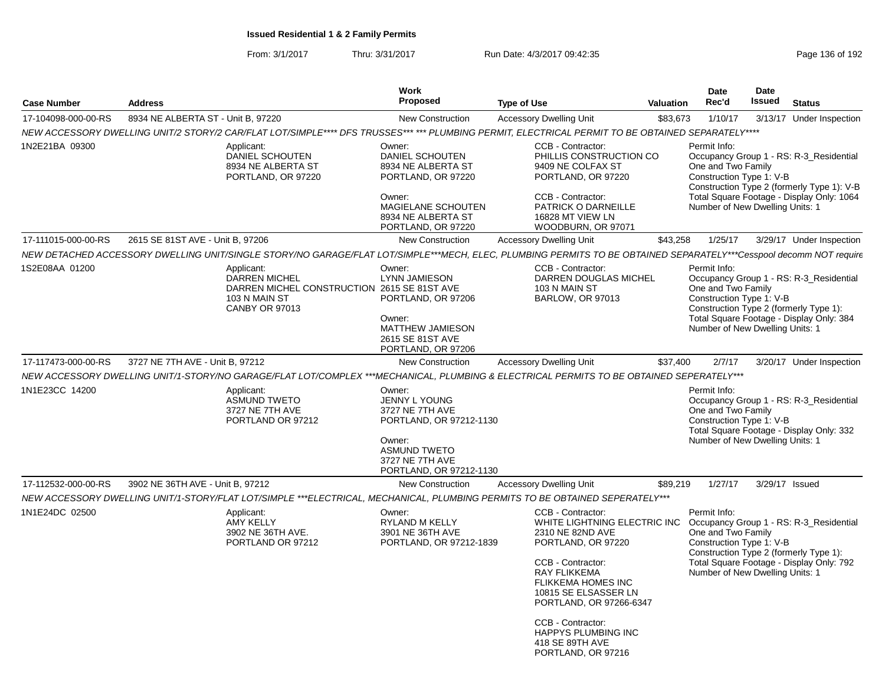**Issued Residential 1 & 2 Family Permits**

From: 3/1/2017 Thru: 3/31/2017 Run Date: 4/3/2017 09:42:35

| Case Number | Address | Work Proposed | Type of Use | Valuation | Date Rec'd | Date Issued | Status |
|---|---|---|---|---|---|---|---|
| 17-104098-000-00-RS | 8934 NE ALBERTA ST - Unit B, 97220 | New Construction | Accessory Dwelling Unit | $83,673 | 1/10/17 | 3/13/17 | Under Inspection |

NEW ACCESSORY DWELLING UNIT/2 STORY/2 CAR/FLAT LOT/SIMPLE**** DFS TRUSSES*** *** PLUMBING PERMIT, ELECTRICAL PERMIT TO BE OBTAINED SEPARATELY****

1N2E21BA 09300

Applicant: DANIEL SCHOUTEN, 8934 NE ALBERTA ST, PORTLAND, OR 97220

Owner: DANIEL SCHOUTEN, 8934 NE ALBERTA ST, PORTLAND, OR 97220

Owner: MAGIELANE SCHOUTEN, 8934 NE ALBERTA ST, PORTLAND, OR 97220

CCB - Contractor: PHILLIS CONSTRUCTION CO, 9409 NE COLFAX ST, PORTLAND, OR 97220

CCB - Contractor: PATRICK O DARNEILLE, 16828 MT VIEW LN, WOODBURN, OR 97071

Permit Info: Occupancy Group 1 - RS: R-3_Residential One and Two Family; Construction Type 1: V-B; Construction Type 2 (formerly Type 1): V-B; Total Square Footage - Display Only: 1064; Number of New Dwelling Units: 1

| Case Number | Address | Work Proposed | Type of Use | Valuation | Date Rec'd | Date Issued | Status |
|---|---|---|---|---|---|---|---|
| 17-111015-000-00-RS | 2615 SE 81ST AVE - Unit B, 97206 | New Construction | Accessory Dwelling Unit | $43,258 | 1/25/17 | 3/29/17 | Under Inspection |

NEW DETACHED ACCESSORY DWELLING UNIT/SINGLE STORY/NO GARAGE/FLAT LOT/SIMPLE***MECH, ELEC, PLUMBING PERMITS TO BE OBTAINED SEPARATELY***Cesspool decomm NOT require

1S2E08AA 01200

Applicant: DARREN MICHEL, DARREN MICHEL CONSTRUCTION, 103 N MAIN ST, CANBY OR 97013

Owner: LYNN JAMIESON, 2615 SE 81ST AVE, PORTLAND, OR 97206

Owner: MATTHEW JAMIESON, 2615 SE 81ST AVE, PORTLAND, OR 97206

CCB - Contractor: DARREN DOUGLAS MICHEL, 103 N MAIN ST, BARLOW, OR 97013

Permit Info: Occupancy Group 1 - RS: R-3_Residential One and Two Family; Construction Type 1: V-B; Construction Type 2 (formerly Type 1):; Total Square Footage - Display Only: 384; Number of New Dwelling Units: 1

| Case Number | Address | Work Proposed | Type of Use | Valuation | Date Rec'd | Date Issued | Status |
|---|---|---|---|---|---|---|---|
| 17-117473-000-00-RS | 3727 NE 7TH AVE - Unit B, 97212 | New Construction | Accessory Dwelling Unit | $37,400 | 2/7/17 | 3/20/17 | Under Inspection |

NEW ACCESSORY DWELLING UNIT/1-STORY/NO GARAGE/FLAT LOT/COMPLEX ***MECHANICAL, PLUMBING & ELECTRICAL PERMITS TO BE OBTAINED SEPERATELY***

1N1E23CC 14200

Applicant: ASMUND TWETO, 3727 NE 7TH AVE, PORTLAND OR 97212

Owner: JENNY L YOUNG, 3727 NE 7TH AVE, PORTLAND, OR 97212-1130

Owner: ASMUND TWETO, 3727 NE 7TH AVE, PORTLAND, OR 97212-1130

Permit Info: Occupancy Group 1 - RS: R-3_Residential One and Two Family; Construction Type 1: V-B; Total Square Footage - Display Only: 332; Number of New Dwelling Units: 1

| Case Number | Address | Work Proposed | Type of Use | Valuation | Date Rec'd | Date Issued | Status |
|---|---|---|---|---|---|---|---|
| 17-112532-000-00-RS | 3902 NE 36TH AVE - Unit B, 97212 | New Construction | Accessory Dwelling Unit | $89,219 | 1/27/17 | 3/29/17 | Issued |

NEW ACCESSORY DWELLING UNIT/1-STORY/FLAT LOT/SIMPLE ***ELECTRICAL, MECHANICAL, PLUMBING PERMITS TO BE OBTAINED SEPERATELY***

1N1E24DC 02500

Applicant: AMY KELLY, 3902 NE 36TH AVE., PORTLAND OR 97212

Owner: RYLAND M KELLY, 3901 NE 36TH AVE, PORTLAND, OR 97212-1839

CCB - Contractor: WHITE LIGHTNING ELECTRIC INC, 2310 NE 82ND AVE, PORTLAND, OR 97220

CCB - Contractor: RAY FLIKKEMA, FLIKKEMA HOMES INC, 10815 SE ELSASSER LN, PORTLAND, OR 97266-6347

CCB - Contractor: HAPPYS PLUMBING INC, 418 SE 89TH AVE, PORTLAND, OR 97216

Permit Info: Occupancy Group 1 - RS: R-3_Residential One and Two Family; Construction Type 1: V-B; Construction Type 2 (formerly Type 1):; Total Square Footage - Display Only: 792; Number of New Dwelling Units: 1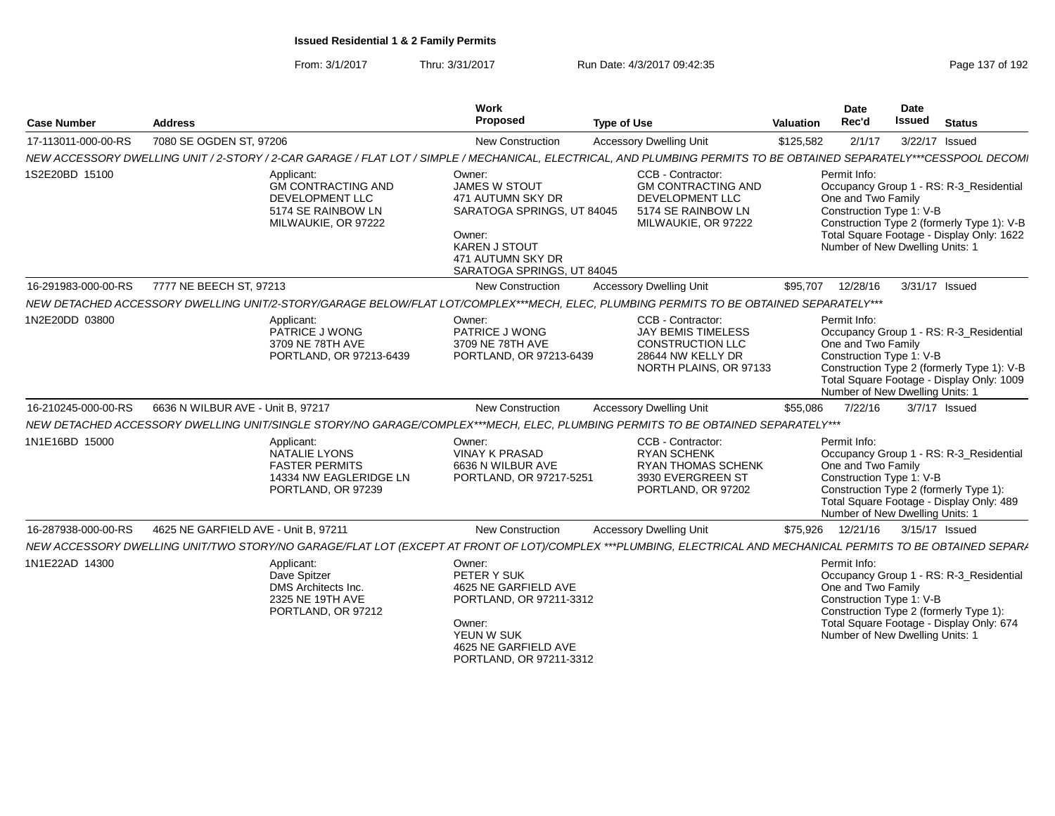**Issued Residential 1 & 2 Family Permits**

From: 3/1/2017 Thru: 3/31/2017 Run Date: 4/3/2017 09:42:35

| Case Number | Address | Work Proposed | Type of Use | Valuation | Date Rec'd | Date Issued | Status |
|---|---|---|---|---|---|---|---|
| 17-113011-000-00-RS | 7080 SE OGDEN ST, 97206 | New Construction | Accessory Dwelling Unit | $125,582 | 2/1/17 | 3/22/17 | Issued |

NEW ACCESSORY DWELLING UNIT / 2-STORY / 2-CAR GARAGE / FLAT LOT / SIMPLE / MECHANICAL, ELECTRICAL, AND PLUMBING PERMITS TO BE OBTAINED SEPARATELY***CESSPOOL DECOMI

1S2E20BD 15100

- Applicant: GM CONTRACTING AND DEVELOPMENT LLC, 5174 SE RAINBOW LN, MILWAUKIE, OR 97222
- Owner: JAMES W STOUT, 471 AUTUMN SKY DR, SARATOGA SPRINGS, UT 84045
- Owner: KAREN J STOUT, 471 AUTUMN SKY DR, SARATOGA SPRINGS, UT 84045
- CCB - Contractor: GM CONTRACTING AND DEVELOPMENT LLC, 5174 SE RAINBOW LN, MILWAUKIE, OR 97222
- Permit Info: Occupancy Group 1 - RS: R-3_Residential One and Two Family; Construction Type 1: V-B; Construction Type 2 (formerly Type 1): V-B; Total Square Footage - Display Only: 1622; Number of New Dwelling Units: 1

| Case Number | Address | Work Proposed | Type of Use | Valuation | Date Rec'd | Date Issued | Status |
|---|---|---|---|---|---|---|---|
| 16-291983-000-00-RS | 7777 NE BEECH ST, 97213 | New Construction | Accessory Dwelling Unit | $95,707 | 12/28/16 | 3/31/17 | Issued |

NEW DETACHED ACCESSORY DWELLING UNIT/2-STORY/GARAGE BELOW/FLAT LOT/COMPLEX***MECH, ELEC, PLUMBING PERMITS TO BE OBTAINED SEPARATELY***

1N2E20DD 03800

- Applicant: PATRICE J WONG, 3709 NE 78TH AVE, PORTLAND, OR 97213-6439
- Owner: PATRICE J WONG, 3709 NE 78TH AVE, PORTLAND, OR 97213-6439
- CCB - Contractor: JAY BEMIS TIMELESS CONSTRUCTION LLC, 28644 NW KELLY DR, NORTH PLAINS, OR 97133
- Permit Info: Occupancy Group 1 - RS: R-3_Residential One and Two Family; Construction Type 1: V-B; Construction Type 2 (formerly Type 1): V-B; Total Square Footage - Display Only: 1009; Number of New Dwelling Units: 1

| Case Number | Address | Work Proposed | Type of Use | Valuation | Date Rec'd | Date Issued | Status |
|---|---|---|---|---|---|---|---|
| 16-210245-000-00-RS | 6636 N WILBUR AVE - Unit B, 97217 | New Construction | Accessory Dwelling Unit | $55,086 | 7/22/16 | 3/7/17 | Issued |

NEW DETACHED ACCESSORY DWELLING UNIT/SINGLE STORY/NO GARAGE/COMPLEX***MECH, ELEC, PLUMBING PERMITS TO BE OBTAINED SEPARATELY***

1N1E16BD 15000

- Applicant: NATALIE LYONS, FASTER PERMITS, 14334 NW EAGLERIDGE LN, PORTLAND, OR 97239
- Owner: VINAY K PRASAD, 6636 N WILBUR AVE, PORTLAND, OR 97217-5251
- CCB - Contractor: RYAN SCHENK, RYAN THOMAS SCHENK, 3930 EVERGREEN ST, PORTLAND, OR 97202
- Permit Info: Occupancy Group 1 - RS: R-3_Residential One and Two Family; Construction Type 1: V-B; Construction Type 2 (formerly Type 1):; Total Square Footage - Display Only: 489; Number of New Dwelling Units: 1

| Case Number | Address | Work Proposed | Type of Use | Valuation | Date Rec'd | Date Issued | Status |
|---|---|---|---|---|---|---|---|
| 16-287938-000-00-RS | 4625 NE GARFIELD AVE - Unit B, 97211 | New Construction | Accessory Dwelling Unit | $75,926 | 12/21/16 | 3/15/17 | Issued |

NEW ACCESSORY DWELLING UNIT/TWO STORY/NO GARAGE/FLAT LOT (EXCEPT AT FRONT OF LOT)/COMPLEX ***PLUMBING, ELECTRICAL AND MECHANICAL PERMITS TO BE OBTAINED SEPAR/

1N1E22AD 14300

- Applicant: Dave Spitzer, DMS Architects Inc., 2325 NE 19TH AVE, PORTLAND, OR 97212
- Owner: PETER Y SUK, 4625 NE GARFIELD AVE, PORTLAND, OR 97211-3312
- Owner: YEUN W SUK, 4625 NE GARFIELD AVE, PORTLAND, OR 97211-3312
- Permit Info: Occupancy Group 1 - RS: R-3_Residential One and Two Family; Construction Type 1: V-B; Construction Type 2 (formerly Type 1):; Total Square Footage - Display Only: 674; Number of New Dwelling Units: 1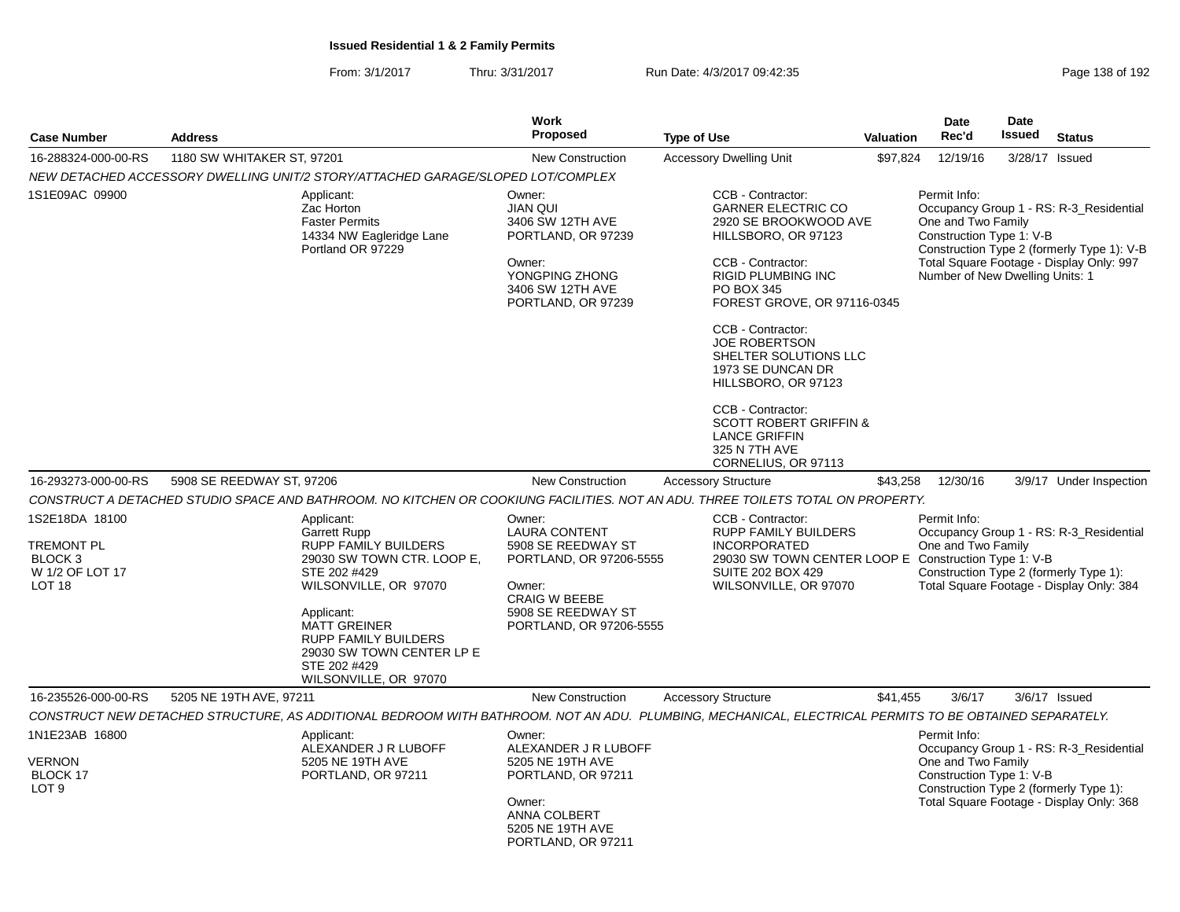**Issued Residential 1 & 2 Family Permits**

From: 3/1/2017 Thru: 3/31/2017 Run Date: 4/3/2017 09:42:35

| Case Number | Address | Work Proposed | Type of Use | Valuation | Date Rec'd | Date Issued | Status |
|---|---|---|---|---|---|---|---|
| 16-288324-000-00-RS | 1180 SW WHITAKER ST, 97201 | New Construction | Accessory Dwelling Unit | $97,824 | 12/19/16 | 3/28/17 | Issued |

*NEW DETACHED ACCESSORY DWELLING UNIT/2 STORY/ATTACHED GARAGE/SLOPED LOT/COMPLEX*

1S1E09AC 09900

Applicant:
Zac Horton
Faster Permits
14334 NW Eagleridge Lane
Portland OR 97229

Owner:
JIAN QUI
3406 SW 12TH AVE
PORTLAND, OR 97239

Owner:
YONGPING ZHONG
3406 SW 12TH AVE
PORTLAND, OR 97239

CCB - Contractor:
GARNER ELECTRIC CO
2920 SE BROOKWOOD AVE
HILLSBORO, OR 97123

CCB - Contractor:
RIGID PLUMBING INC
PO BOX 345
FOREST GROVE, OR 97116-0345

CCB - Contractor:
JOE ROBERTSON
SHELTER SOLUTIONS LLC
1973 SE DUNCAN DR
HILLSBORO, OR 97123

CCB - Contractor:
SCOTT ROBERT GRIFFIN &
LANCE GRIFFIN
325 N 7TH AVE
CORNELIUS, OR 97113

Permit Info:
Occupancy Group 1 - RS: R-3_Residential One and Two Family
Construction Type 1: V-B
Construction Type 2 (formerly Type 1): V-B
Total Square Footage - Display Only: 997
Number of New Dwelling Units: 1

| Case Number | Address | Work Proposed | Type of Use | Valuation | Date Rec'd | Date Issued | Status |
|---|---|---|---|---|---|---|---|
| 16-293273-000-00-RS | 5908 SE REEDWAY ST, 97206 | New Construction | Accessory Structure | $43,258 | 12/30/16 | 3/9/17 | Under Inspection |

*CONSTRUCT A DETACHED STUDIO SPACE AND BATHROOM. NO KITCHEN OR COOKIUNG FACILITIES. NOT AN ADU. THREE TOILETS TOTAL ON PROPERTY.*

1S2E18DA 18100

TREMONT PL
BLOCK 3
W 1/2 OF LOT 17
LOT 18

Applicant:
Garrett Rupp
RUPP FAMILY BUILDERS
29030 SW TOWN CTR. LOOP E, STE 202 #429
WILSONVILLE, OR 97070

Applicant:
MATT GREINER
RUPP FAMILY BUILDERS
29030 SW TOWN CENTER LP E
STE 202 #429
WILSONVILLE, OR 97070

Owner:
LAURA CONTENT
5908 SE REEDWAY ST
PORTLAND, OR 97206-5555

Owner:
CRAIG W BEEBE
5908 SE REEDWAY ST
PORTLAND, OR 97206-5555

CCB - Contractor:
RUPP FAMILY BUILDERS INCORPORATED
29030 SW TOWN CENTER LOOP E
SUITE 202 BOX 429
WILSONVILLE, OR 97070

Permit Info:
Occupancy Group 1 - RS: R-3_Residential One and Two Family
Construction Type 1: V-B
Construction Type 2 (formerly Type 1):
Total Square Footage - Display Only: 384

| Case Number | Address | Work Proposed | Type of Use | Valuation | Date Rec'd | Date Issued | Status |
|---|---|---|---|---|---|---|---|
| 16-235526-000-00-RS | 5205 NE 19TH AVE, 97211 | New Construction | Accessory Structure | $41,455 | 3/6/17 | 3/6/17 | Issued |

*CONSTRUCT NEW DETACHED STRUCTURE, AS ADDITIONAL BEDROOM WITH BATHROOM. NOT AN ADU. PLUMBING, MECHANICAL, ELECTRICAL PERMITS TO BE OBTAINED SEPARATELY.*

1N1E23AB 16800

VERNON
BLOCK 17
LOT 9

Applicant:
ALEXANDER J R LUBOFF
5205 NE 19TH AVE
PORTLAND, OR 97211

Owner:
ALEXANDER J R LUBOFF
5205 NE 19TH AVE
PORTLAND, OR 97211

Owner:
ANNA COLBERT
5205 NE 19TH AVE
PORTLAND, OR 97211

Permit Info:
Occupancy Group 1 - RS: R-3_Residential One and Two Family
Construction Type 1: V-B
Construction Type 2 (formerly Type 1):
Total Square Footage - Display Only: 368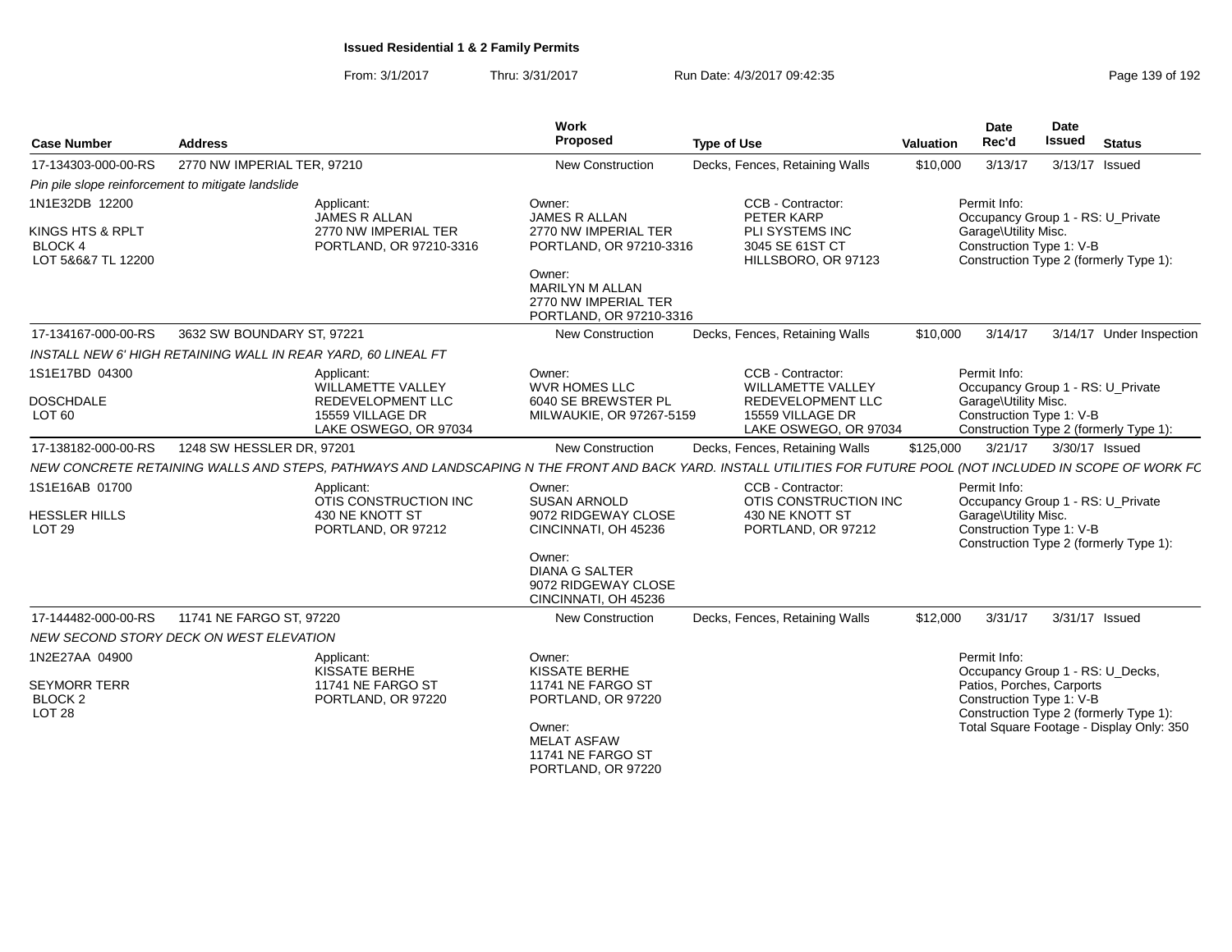**Issued Residential 1 & 2 Family Permits**

From: 3/1/2017 Thru: 3/31/2017 Run Date: 4/3/2017 09:42:35

| Case Number | Address | Work Proposed | Type of Use | Valuation | Date Rec'd | Date Issued | Status |
|---|---|---|---|---|---|---|---|
| 17-134303-000-00-RS | 2770 NW IMPERIAL TER, 97210 | New Construction | Decks, Fences, Retaining Walls | $10,000 | 3/13/17 | 3/13/17 | Issued |

*Pin pile slope reinforcement to mitigate landslide*

1N1E32DB 12200

KINGS HTS & RPLT
BLOCK 4
LOT 5&6&7 TL 12200

Applicant:
JAMES R ALLAN
2770 NW IMPERIAL TER
PORTLAND, OR 97210-3316

Owner:
JAMES R ALLAN
2770 NW IMPERIAL TER
PORTLAND, OR 97210-3316

Owner:
MARILYN M ALLAN
2770 NW IMPERIAL TER
PORTLAND, OR 97210-3316

CCB - Contractor:
PETER KARP
PLI SYSTEMS INC
3045 SE 61ST CT
HILLSBORO, OR 97123

Permit Info:
Occupancy Group 1 - RS: U_Private Garage\Utility Misc.
Construction Type 1: V-B
Construction Type 2 (formerly Type 1):

| Case Number | Address | Work Proposed | Type of Use | Valuation | Date Rec'd | Date Issued | Status |
|---|---|---|---|---|---|---|---|
| 17-134167-000-00-RS | 3632 SW BOUNDARY ST, 97221 | New Construction | Decks, Fences, Retaining Walls | $10,000 | 3/14/17 | 3/14/17 | Under Inspection |

*INSTALL NEW 6' HIGH RETAINING WALL IN REAR YARD, 60 LINEAL FT*

1S1E17BD 04300

DOSCHDALE
LOT 60

Applicant:
WILLAMETTE VALLEY REDEVELOPMENT LLC
15559 VILLAGE DR
LAKE OSWEGO, OR 97034

Owner:
WVR HOMES LLC
6040 SE BREWSTER PL
MILWAUKIE, OR 97267-5159

CCB - Contractor:
WILLAMETTE VALLEY REDEVELOPMENT LLC
15559 VILLAGE DR
LAKE OSWEGO, OR 97034

Permit Info:
Occupancy Group 1 - RS: U_Private Garage\Utility Misc.
Construction Type 1: V-B
Construction Type 2 (formerly Type 1):

| Case Number | Address | Work Proposed | Type of Use | Valuation | Date Rec'd | Date Issued | Status |
|---|---|---|---|---|---|---|---|
| 17-138182-000-00-RS | 1248 SW HESSLER DR, 97201 | New Construction | Decks, Fences, Retaining Walls | $125,000 | 3/21/17 | 3/30/17 | Issued |

*NEW CONCRETE RETAINING WALLS AND STEPS, PATHWAYS AND LANDSCAPING N THE FRONT AND BACK YARD. INSTALL UTILITIES FOR FUTURE POOL (NOT INCLUDED IN SCOPE OF WORK FC*

1S1E16AB 01700

HESSLER HILLS
LOT 29

Applicant:
OTIS CONSTRUCTION INC
430 NE KNOTT ST
PORTLAND, OR 97212

Owner:
SUSAN ARNOLD
9072 RIDGEWAY CLOSE
CINCINNATI, OH 45236

Owner:
DIANA G SALTER
9072 RIDGEWAY CLOSE
CINCINNATI, OH 45236

CCB - Contractor:
OTIS CONSTRUCTION INC
430 NE KNOTT ST
PORTLAND, OR 97212

Permit Info:
Occupancy Group 1 - RS: U_Private Garage\Utility Misc.
Construction Type 1: V-B
Construction Type 2 (formerly Type 1):

| Case Number | Address | Work Proposed | Type of Use | Valuation | Date Rec'd | Date Issued | Status |
|---|---|---|---|---|---|---|---|
| 17-144482-000-00-RS | 11741 NE FARGO ST, 97220 | New Construction | Decks, Fences, Retaining Walls | $12,000 | 3/31/17 | 3/31/17 | Issued |

*NEW SECOND STORY DECK ON WEST ELEVATION*

1N2E27AA 04900

SEYMORR TERR
BLOCK 2
LOT 28

Applicant:
KISSATE BERHE
11741 NE FARGO ST
PORTLAND, OR 97220

Owner:
KISSATE BERHE
11741 NE FARGO ST
PORTLAND, OR 97220

Owner:
MELAT ASFAW
11741 NE FARGO ST
PORTLAND, OR 97220

Permit Info:
Occupancy Group 1 - RS: U_Decks, Patios, Porches, Carports
Construction Type 1: V-B
Construction Type 2 (formerly Type 1):
Total Square Footage - Display Only: 350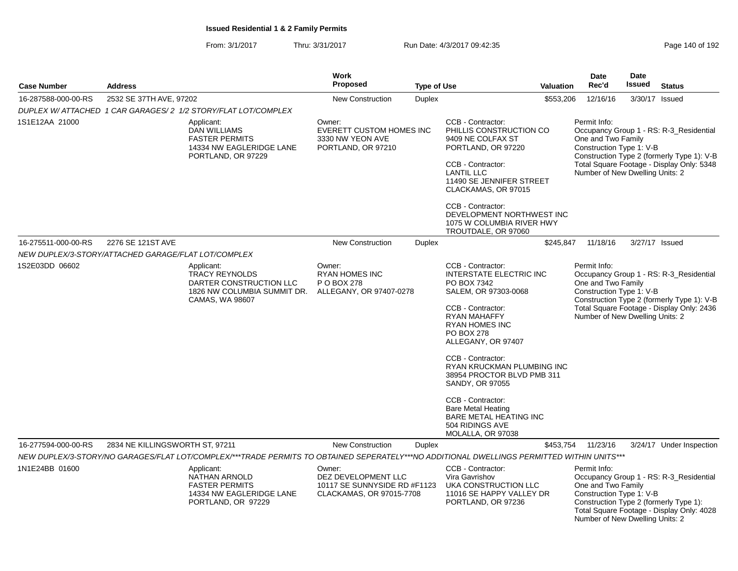**Issued Residential 1 & 2 Family Permits**

From: 3/1/2017 Thru: 3/31/2017 Run Date: 4/3/2017 09:42:35

| Case Number | Address | Work Proposed | Type of Use | Valuation | Date Rec'd | Date Issued | Status |
|---|---|---|---|---|---|---|---|
| 16-287588-000-00-RS | 2532 SE 37TH AVE, 97202 | New Construction | Duplex | $553,206 | 12/16/16 | 3/30/17 | Issued |

*DUPLEX W/ ATTACHED 1 CAR GARAGES/ 2 1/2 STORY/FLAT LOT/COMPLEX*

1S1E12AA 21000

Applicant:
DAN WILLIAMS
FASTER PERMITS
14334 NW EAGLERIDGE LANE
PORTLAND, OR 97229

Owner:
EVERETT CUSTOM HOMES INC
3330 NW YEON AVE
PORTLAND, OR 97210

CCB - Contractor:
PHILLIS CONSTRUCTION CO
9409 NE COLFAX ST
PORTLAND, OR 97220

CCB - Contractor:
LANTIL LLC
11490 SE JENNIFER STREET
CLACKAMAS, OR 97015

CCB - Contractor:
DEVELOPMENT NORTHWEST INC
1075 W COLUMBIA RIVER HWY
TROUTDALE, OR 97060

Permit Info:
Occupancy Group 1 - RS: R-3_Residential One and Two Family
Construction Type 1: V-B
Construction Type 2 (formerly Type 1): V-B
Total Square Footage - Display Only: 5348
Number of New Dwelling Units: 2

| Case Number | Address | Work Proposed | Type of Use | Valuation | Date Rec'd | Date Issued | Status |
|---|---|---|---|---|---|---|---|
| 16-275511-000-00-RS | 2276 SE 121ST AVE | New Construction | Duplex | $245,847 | 11/18/16 | 3/27/17 | Issued |

*NEW DUPLEX/3-STORY/ATTACHED GARAGE/FLAT LOT/COMPLEX*

1S2E03DD 06602

Applicant:
TRACY REYNOLDS
DARTER CONSTRUCTION LLC
1826 NW COLUMBIA SUMMIT DR.
CAMAS, WA 98607

Owner:
RYAN HOMES INC
P O BOX 278
ALLEGANY, OR 97407-0278

CCB - Contractor:
INTERSTATE ELECTRIC INC
PO BOX 7342
SALEM, OR 97303-0068

CCB - Contractor:
RYAN MAHAFFY
RYAN HOMES INC
PO BOX 278
ALLEGANY, OR 97407

CCB - Contractor:
RYAN KRUCKMAN PLUMBING INC
38954 PROCTOR BLVD PMB 311
SANDY, OR 97055

CCB - Contractor:
Bare Metal Heating
BARE METAL HEATING INC
504 RIDINGS AVE
MOLALLA, OR 97038

Permit Info:
Occupancy Group 1 - RS: R-3_Residential One and Two Family
Construction Type 1: V-B
Construction Type 2 (formerly Type 1): V-B
Total Square Footage - Display Only: 2436
Number of New Dwelling Units: 2

| Case Number | Address | Work Proposed | Type of Use | Valuation | Date Rec'd | Date Issued | Status |
|---|---|---|---|---|---|---|---|
| 16-277594-000-00-RS | 2834 NE KILLINGSWORTH ST, 97211 | New Construction | Duplex | $453,754 | 11/23/16 | 3/24/17 | Under Inspection |

*NEW DUPLEX/3-STORY/NO GARAGES/FLAT LOT/COMPLEX/***TRADE PERMITS TO OBTAINED SEPERATELY***NO ADDITIONAL DWELLINGS PERMITTED WITHIN UNITS****

1N1E24BB 01600

Applicant:
NATHAN ARNOLD
FASTER PERMITS
14334 NW EAGLERIDGE LANE
PORTLAND, OR 97229

Owner:
DEZ DEVELOPMENT LLC
10117 SE SUNNYSIDE RD #F1123
CLACKAMAS, OR 97015-7708

CCB - Contractor:
Vira Gavrishov
UKA CONSTRUCTION LLC
11016 SE HAPPY VALLEY DR
PORTLAND, OR 97236

Permit Info:
Occupancy Group 1 - RS: R-3_Residential One and Two Family
Construction Type 1: V-B
Construction Type 2 (formerly Type 1):
Total Square Footage - Display Only: 4028
Number of New Dwelling Units: 2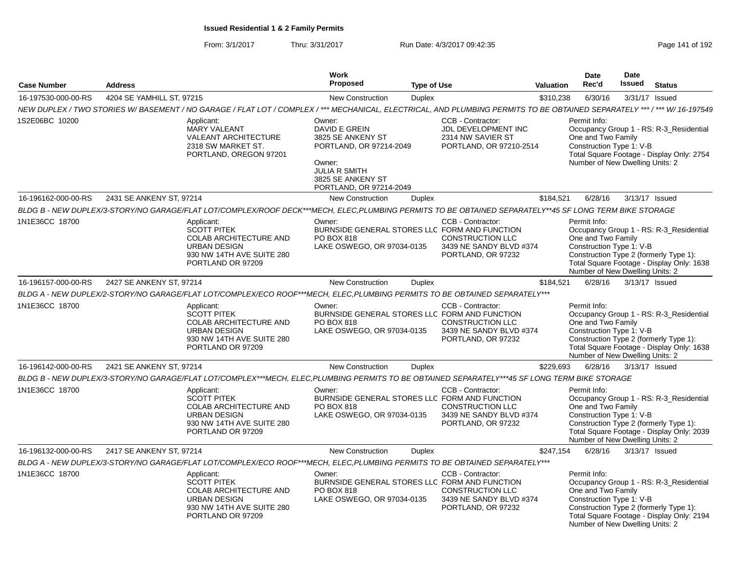**Issued Residential 1 & 2 Family Permits**

From: 3/1/2017 Thru: 3/31/2017 Run Date: 4/3/2017 09:42:35

| Case Number | Address | Work Proposed | Type of Use | Valuation | Date Rec'd | Date Issued | Status |
|---|---|---|---|---|---|---|---|
| 16-197530-000-00-RS | 4204 SE YAMHILL ST, 97215 | New Construction | Duplex | $310,238 | 6/30/16 | 3/31/17 | Issued |

NEW DUPLEX / TWO STORIES W/ BASEMENT / NO GARAGE / FLAT LOT / COMPLEX / *** MECHANICAL, ELECTRICAL, AND PLUMBING PERMITS TO BE OBTAINED SEPARATELY *** / *** W/ 16-197549

1S2E06BC 10200

Applicant: MARY VALEANT, VALEANT ARCHITECTURE, 2318 SW MARKET ST., PORTLAND, OREGON 97201

Owner: DAVID E GREIN, 3825 SE ANKENY ST, PORTLAND, OR 97214-2049

Owner: JULIA R SMITH, 3825 SE ANKENY ST, PORTLAND, OR 97214-2049

CCB - Contractor: JDL DEVELOPMENT INC, 2314 NW SAVIER ST, PORTLAND, OR 97210-2514

Permit Info: Occupancy Group 1 - RS: R-3_Residential One and Two Family; Construction Type 1: V-B; Total Square Footage - Display Only: 2754; Number of New Dwelling Units: 2

| Case Number | Address | Work Proposed | Type of Use | Valuation | Date Rec'd | Date Issued | Status |
|---|---|---|---|---|---|---|---|
| 16-196162-000-00-RS | 2431 SE ANKENY ST, 97214 | New Construction | Duplex | $184,521 | 6/28/16 | 3/13/17 | Issued |

BLDG B - NEW DUPLEX/3-STORY/NO GARAGE/FLAT LOT/COMPLEX/ROOF DECK***MECH, ELEC,PLUMBING PERMITS TO BE OBTAINED SEPARATELY**45 SF LONG TERM BIKE STORAGE

1N1E36CC 18700

Applicant: SCOTT PITEK, COLAB ARCHITECTURE AND URBAN DESIGN, 930 NW 14TH AVE SUITE 280, PORTLAND OR 97209

Owner: BURNSIDE GENERAL STORES LLC, PO BOX 818, LAKE OSWEGO, OR 97034-0135

CCB - Contractor: FORM AND FUNCTION CONSTRUCTION LLC, 3439 NE SANDY BLVD #374, PORTLAND, OR 97232

Permit Info: Occupancy Group 1 - RS: R-3_Residential One and Two Family; Construction Type 1: V-B; Construction Type 2 (formerly Type 1):; Total Square Footage - Display Only: 1638; Number of New Dwelling Units: 2

| Case Number | Address | Work Proposed | Type of Use | Valuation | Date Rec'd | Date Issued | Status |
|---|---|---|---|---|---|---|---|
| 16-196157-000-00-RS | 2427 SE ANKENY ST, 97214 | New Construction | Duplex | $184,521 | 6/28/16 | 3/13/17 | Issued |

BLDG A - NEW DUPLEX/2-STORY/NO GARAGE/FLAT LOT/COMPLEX/ECO ROOF***MECH, ELEC,PLUMBING PERMITS TO BE OBTAINED SEPARATELY***

1N1E36CC 18700

Applicant: SCOTT PITEK, COLAB ARCHITECTURE AND URBAN DESIGN, 930 NW 14TH AVE SUITE 280, PORTLAND OR 97209

Owner: BURNSIDE GENERAL STORES LLC, PO BOX 818, LAKE OSWEGO, OR 97034-0135

CCB - Contractor: FORM AND FUNCTION CONSTRUCTION LLC, 3439 NE SANDY BLVD #374, PORTLAND, OR 97232

Permit Info: Occupancy Group 1 - RS: R-3_Residential One and Two Family; Construction Type 1: V-B; Construction Type 2 (formerly Type 1):; Total Square Footage - Display Only: 1638; Number of New Dwelling Units: 2

| Case Number | Address | Work Proposed | Type of Use | Valuation | Date Rec'd | Date Issued | Status |
|---|---|---|---|---|---|---|---|
| 16-196142-000-00-RS | 2421 SE ANKENY ST, 97214 | New Construction | Duplex | $229,693 | 6/28/16 | 3/13/17 | Issued |

BLDG B - NEW DUPLEX/3-STORY/NO GARAGE/FLAT LOT/COMPLEX***MECH, ELEC,PLUMBING PERMITS TO BE OBTAINED SEPARATELY***45 SF LONG TERM BIKE STORAGE

1N1E36CC 18700

Applicant: SCOTT PITEK, COLAB ARCHITECTURE AND URBAN DESIGN, 930 NW 14TH AVE SUITE 280, PORTLAND OR 97209

Owner: BURNSIDE GENERAL STORES LLC, PO BOX 818, LAKE OSWEGO, OR 97034-0135

CCB - Contractor: FORM AND FUNCTION CONSTRUCTION LLC, 3439 NE SANDY BLVD #374, PORTLAND, OR 97232

Permit Info: Occupancy Group 1 - RS: R-3_Residential One and Two Family; Construction Type 1: V-B; Construction Type 2 (formerly Type 1):; Total Square Footage - Display Only: 2039; Number of New Dwelling Units: 2

| Case Number | Address | Work Proposed | Type of Use | Valuation | Date Rec'd | Date Issued | Status |
|---|---|---|---|---|---|---|---|
| 16-196132-000-00-RS | 2417 SE ANKENY ST, 97214 | New Construction | Duplex | $247,154 | 6/28/16 | 3/13/17 | Issued |

BLDG A - NEW DUPLEX/3-STORY/NO GARAGE/FLAT LOT/COMPLEX/ECO ROOF***MECH, ELEC,PLUMBING PERMITS TO BE OBTAINED SEPARATELY***

1N1E36CC 18700

Applicant: SCOTT PITEK, COLAB ARCHITECTURE AND URBAN DESIGN, 930 NW 14TH AVE SUITE 280, PORTLAND OR 97209

Owner: BURNSIDE GENERAL STORES LLC, PO BOX 818, LAKE OSWEGO, OR 97034-0135

CCB - Contractor: FORM AND FUNCTION CONSTRUCTION LLC, 3439 NE SANDY BLVD #374, PORTLAND, OR 97232

Permit Info: Occupancy Group 1 - RS: R-3_Residential One and Two Family; Construction Type 1: V-B; Construction Type 2 (formerly Type 1):; Total Square Footage - Display Only: 2194; Number of New Dwelling Units: 2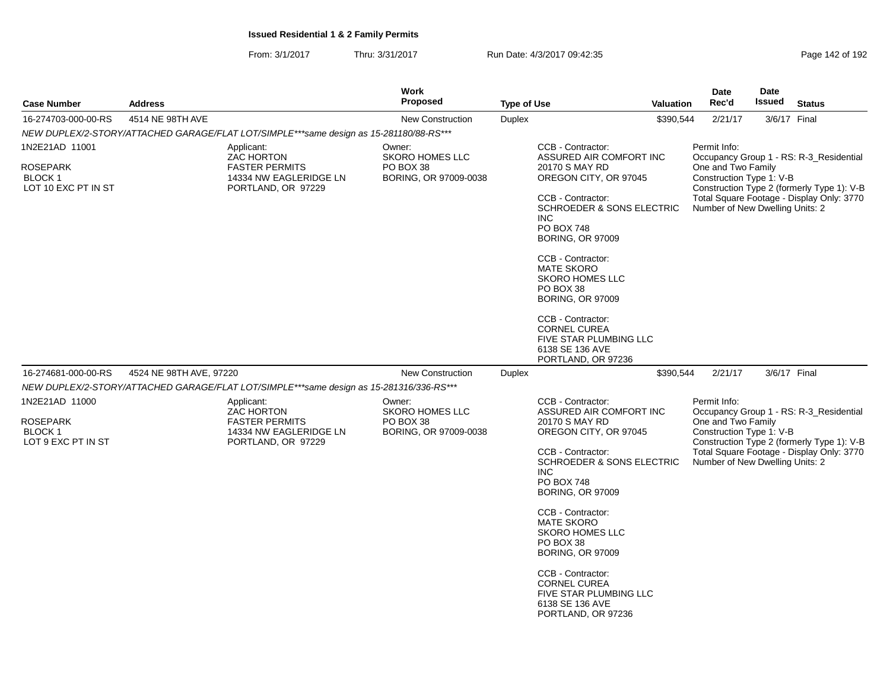**Issued Residential 1 & 2 Family Permits**

From: 3/1/2017 Thru: 3/31/2017 Run Date: 4/3/2017 09:42:35

| Case Number | Address | Work Proposed | Type of Use | Valuation | Date Rec'd | Date Issued | Status |
|---|---|---|---|---|---|---|---|
| 16-274703-000-00-RS | 4514 NE 98TH AVE | New Construction | Duplex | $390,544 | 2/21/17 | 3/6/17 | Final |

NEW DUPLEX/2-STORY/ATTACHED GARAGE/FLAT LOT/SIMPLE***same design as 15-281180/88-RS***

1N2E21AD 11001
ROSEPARK
BLOCK 1
LOT 10 EXC PT IN ST

Applicant:
ZAC HORTON
FASTER PERMITS
14334 NW EAGLERIDGE LN
PORTLAND, OR 97229

Owner:
SKORO HOMES LLC
PO BOX 38
BORING, OR 97009-0038

CCB - Contractor:
ASSURED AIR COMFORT INC
20170 S MAY RD
OREGON CITY, OR 97045

CCB - Contractor:
SCHROEDER & SONS ELECTRIC INC
PO BOX 748
BORING, OR 97009

CCB - Contractor:
MATE SKORO
SKORO HOMES LLC
PO BOX 38
BORING, OR 97009

CCB - Contractor:
CORNEL CUREA
FIVE STAR PLUMBING LLC
6138 SE 136 AVE
PORTLAND, OR 97236

Permit Info:
Occupancy Group 1 - RS: R-3_Residential One and Two Family
Construction Type 1: V-B
Construction Type 2 (formerly Type 1): V-B
Total Square Footage - Display Only: 3770
Number of New Dwelling Units: 2

| Case Number | Address | Work Proposed | Type of Use | Valuation | Date Rec'd | Date Issued | Status |
|---|---|---|---|---|---|---|---|
| 16-274681-000-00-RS | 4524 NE 98TH AVE, 97220 | New Construction | Duplex | $390,544 | 2/21/17 | 3/6/17 | Final |

NEW DUPLEX/2-STORY/ATTACHED GARAGE/FLAT LOT/SIMPLE***same design as 15-281316/336-RS***

1N2E21AD 11000
ROSEPARK
BLOCK 1
LOT 9 EXC PT IN ST

Applicant:
ZAC HORTON
FASTER PERMITS
14334 NW EAGLERIDGE LN
PORTLAND, OR 97229

Owner:
SKORO HOMES LLC
PO BOX 38
BORING, OR 97009-0038

CCB - Contractor:
ASSURED AIR COMFORT INC
20170 S MAY RD
OREGON CITY, OR 97045

CCB - Contractor:
SCHROEDER & SONS ELECTRIC INC
PO BOX 748
BORING, OR 97009

CCB - Contractor:
MATE SKORO
SKORO HOMES LLC
PO BOX 38
BORING, OR 97009

CCB - Contractor:
CORNEL CUREA
FIVE STAR PLUMBING LLC
6138 SE 136 AVE
PORTLAND, OR 97236

Permit Info:
Occupancy Group 1 - RS: R-3_Residential One and Two Family
Construction Type 1: V-B
Construction Type 2 (formerly Type 1): V-B
Total Square Footage - Display Only: 3770
Number of New Dwelling Units: 2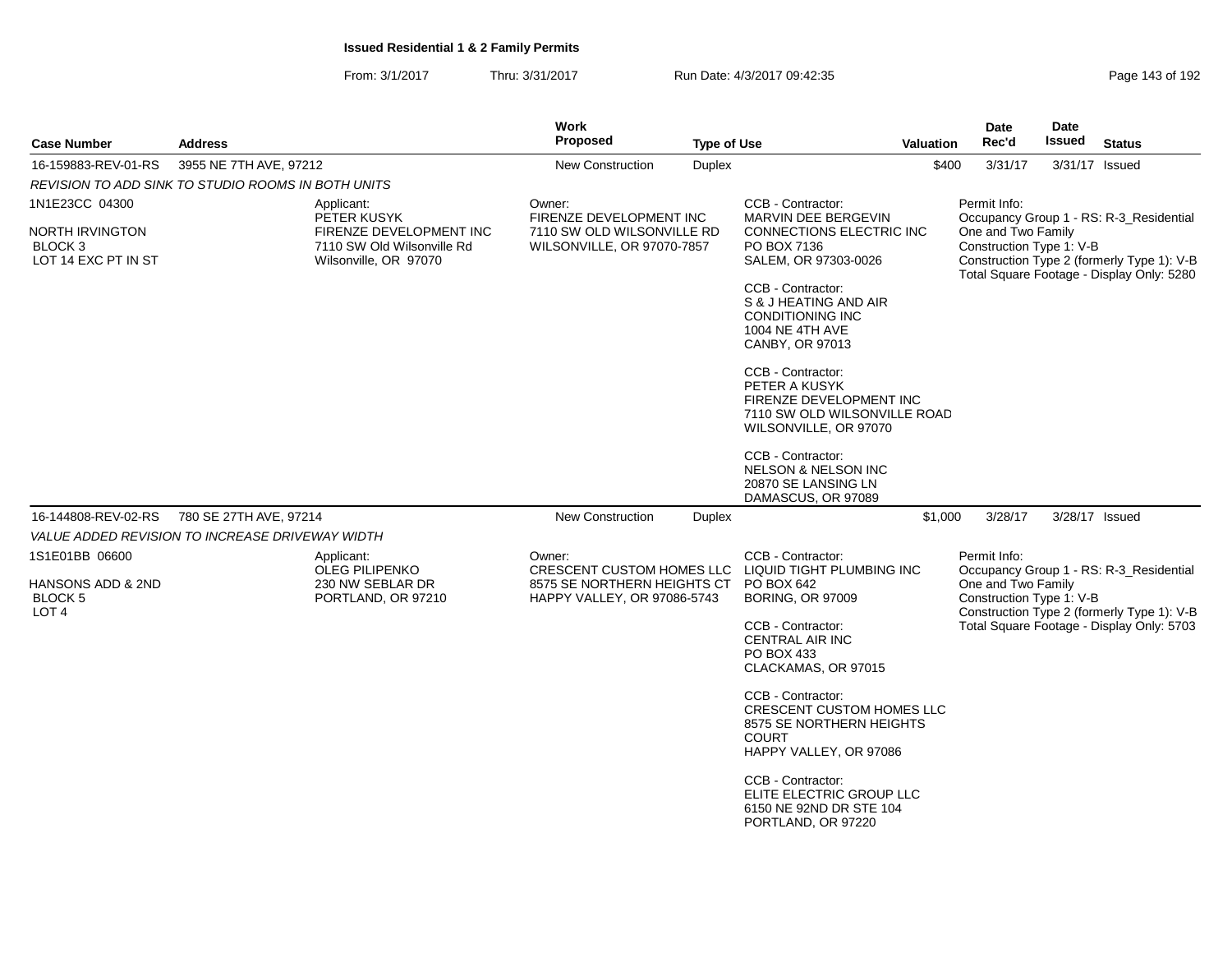**Issued Residential 1 & 2 Family Permits**

From: 3/1/2017 Thru: 3/31/2017 Run Date: 4/3/2017 09:42:35

| Case Number | Address | Work Proposed | Type of Use | Valuation | Date Rec'd | Date Issued | Status |
|---|---|---|---|---|---|---|---|
| 16-159883-REV-01-RS | 3955 NE 7TH AVE, 97212 | New Construction | Duplex | $400 | 3/31/17 | 3/31/17 | Issued |

*REVISION TO ADD SINK TO STUDIO ROOMS IN BOTH UNITS*

1N1E23CC 04300

NORTH IRVINGTON
BLOCK 3
LOT 14 EXC PT IN ST

Applicant:
PETER KUSYK
FIRENZE DEVELOPMENT INC
7110 SW Old Wilsonville Rd
Wilsonville, OR 97070

Owner:
FIRENZE DEVELOPMENT INC
7110 SW OLD WILSONVILLE RD
WILSONVILLE, OR 97070-7857

CCB - Contractor:
MARVIN DEE BERGEVIN
CONNECTIONS ELECTRIC INC
PO BOX 7136
SALEM, OR 97303-0026

CCB - Contractor:
S & J HEATING AND AIR CONDITIONING INC
1004 NE 4TH AVE
CANBY, OR 97013

CCB - Contractor:
PETER A KUSYK
FIRENZE DEVELOPMENT INC
7110 SW OLD WILSONVILLE ROAD
WILSONVILLE, OR 97070

CCB - Contractor:
NELSON & NELSON INC
20870 SE LANSING LN
DAMASCUS, OR 97089

Permit Info:
Occupancy Group 1 - RS: R-3_Residential One and Two Family
Construction Type 1: V-B
Construction Type 2 (formerly Type 1): V-B
Total Square Footage - Display Only: 5280

| Case Number | Address | Work Proposed | Type of Use | Valuation | Date Rec'd | Date Issued | Status |
|---|---|---|---|---|---|---|---|
| 16-144808-REV-02-RS | 780 SE 27TH AVE, 97214 | New Construction | Duplex | $1,000 | 3/28/17 | 3/28/17 | Issued |

*VALUE ADDED REVISION TO INCREASE DRIVEWAY WIDTH*

1S1E01BB 06600

HANSONS ADD & 2ND
BLOCK 5
LOT 4

Applicant:
OLEG PILIPENKO
230 NW SEBLAR DR
PORTLAND, OR 97210

Owner:
CRESCENT CUSTOM HOMES LLC
8575 SE NORTHERN HEIGHTS CT
HAPPY VALLEY, OR 97086-5743

CCB - Contractor:
LIQUID TIGHT PLUMBING INC
PO BOX 642
BORING, OR 97009

CCB - Contractor:
CENTRAL AIR INC
PO BOX 433
CLACKAMAS, OR 97015

CCB - Contractor:
CRESCENT CUSTOM HOMES LLC
8575 SE NORTHERN HEIGHTS COURT
HAPPY VALLEY, OR 97086

CCB - Contractor:
ELITE ELECTRIC GROUP LLC
6150 NE 92ND DR STE 104
PORTLAND, OR 97220

Permit Info:
Occupancy Group 1 - RS: R-3_Residential One and Two Family
Construction Type 1: V-B
Construction Type 2 (formerly Type 1): V-B
Total Square Footage - Display Only: 5703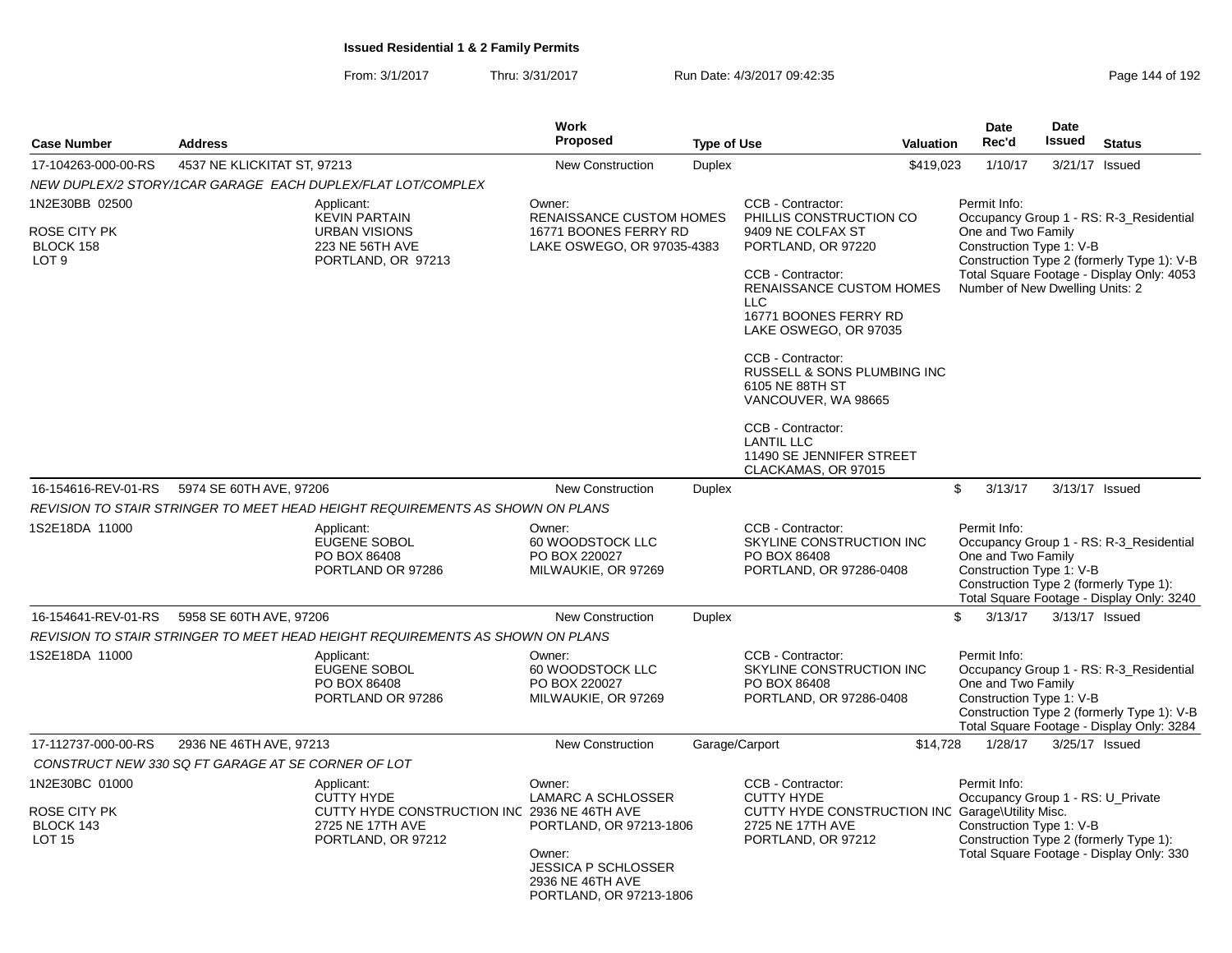**Issued Residential 1 & 2 Family Permits**

From: 3/1/2017 Thru: 3/31/2017 Run Date: 4/3/2017 09:42:35

| Case Number | Address | Work Proposed | Type of Use | Valuation | Date Rec'd | Date Issued | Status |
|---|---|---|---|---|---|---|---|
| 17-104263-000-00-RS | 4537 NE KLICKITAT ST, 97213 | New Construction | Duplex | $419,023 | 1/10/17 | 3/21/17 | Issued |

*NEW DUPLEX/2 STORY/1CAR GARAGE EACH DUPLEX/FLAT LOT/COMPLEX*

1N2E30BB 02500
ROSE CITY PK
BLOCK 158
LOT 9

Applicant:
KEVIN PARTAIN
URBAN VISIONS
223 NE 56TH AVE
PORTLAND, OR 97213

Owner:
RENAISSANCE CUSTOM HOMES
16771 BOONES FERRY RD
LAKE OSWEGO, OR 97035-4383

CCB - Contractor:
PHILLIS CONSTRUCTION CO
9409 NE COLFAX ST
PORTLAND, OR 97220

CCB - Contractor:
RENAISSANCE CUSTOM HOMES LLC
16771 BOONES FERRY RD
LAKE OSWEGO, OR 97035

CCB - Contractor:
RUSSELL & SONS PLUMBING INC
6105 NE 88TH ST
VANCOUVER, WA 98665

CCB - Contractor:
LANTIL LLC
11490 SE JENNIFER STREET
CLACKAMAS, OR 97015

Permit Info:
Occupancy Group 1 - RS: R-3_Residential One and Two Family
Construction Type 1: V-B
Construction Type 2 (formerly Type 1): V-B
Total Square Footage - Display Only: 4053
Number of New Dwelling Units: 2

| Case Number | Address | Work Proposed | Type of Use | Valuation | Date Rec'd | Date Issued | Status |
|---|---|---|---|---|---|---|---|
| 16-154616-REV-01-RS | 5974 SE 60TH AVE, 97206 | New Construction | Duplex | $ | 3/13/17 | 3/13/17 | Issued |

*REVISION TO STAIR STRINGER TO MEET HEAD HEIGHT REQUIREMENTS AS SHOWN ON PLANS*

1S2E18DA 11000

Applicant:
EUGENE SOBOL
PO BOX 86408
PORTLAND OR 97286

Owner:
60 WOODSTOCK LLC
PO BOX 220027
MILWAUKIE, OR 97269

CCB - Contractor:
SKYLINE CONSTRUCTION INC
PO BOX 86408
PORTLAND, OR 97286-0408

Permit Info:
Occupancy Group 1 - RS: R-3_Residential One and Two Family
Construction Type 1: V-B
Construction Type 2 (formerly Type 1):
Total Square Footage - Display Only: 3240

| Case Number | Address | Work Proposed | Type of Use | Valuation | Date Rec'd | Date Issued | Status |
|---|---|---|---|---|---|---|---|
| 16-154641-REV-01-RS | 5958 SE 60TH AVE, 97206 | New Construction | Duplex | $ | 3/13/17 | 3/13/17 | Issued |

*REVISION TO STAIR STRINGER TO MEET HEAD HEIGHT REQUIREMENTS AS SHOWN ON PLANS*

1S2E18DA 11000

Applicant:
EUGENE SOBOL
PO BOX 86408
PORTLAND OR 97286

Owner:
60 WOODSTOCK LLC
PO BOX 220027
MILWAUKIE, OR 97269

CCB - Contractor:
SKYLINE CONSTRUCTION INC
PO BOX 86408
PORTLAND, OR 97286-0408

Permit Info:
Occupancy Group 1 - RS: R-3_Residential One and Two Family
Construction Type 1: V-B
Construction Type 2 (formerly Type 1): V-B
Total Square Footage - Display Only: 3284

| Case Number | Address | Work Proposed | Type of Use | Valuation | Date Rec'd | Date Issued | Status |
|---|---|---|---|---|---|---|---|
| 17-112737-000-00-RS | 2936 NE 46TH AVE, 97213 | New Construction | Garage/Carport | $14,728 | 1/28/17 | 3/25/17 | Issued |

*CONSTRUCT NEW 330 SQ FT GARAGE AT SE CORNER OF LOT*

1N2E30BC 01000
ROSE CITY PK
BLOCK 143
LOT 15

Applicant:
CUTTY HYDE
CUTTY HYDE CONSTRUCTION INC
2725 NE 17TH AVE
PORTLAND, OR 97212

Owner:
LAMARC A SCHLOSSER
2936 NE 46TH AVE
PORTLAND, OR 97213-1806

Owner:
JESSICA P SCHLOSSER
2936 NE 46TH AVE
PORTLAND, OR 97213-1806

CCB - Contractor:
CUTTY HYDE
CUTTY HYDE CONSTRUCTION INC
2725 NE 17TH AVE
PORTLAND, OR 97212

Permit Info:
Occupancy Group 1 - RS: U_Private Garage\Utility Misc.
Construction Type 1: V-B
Construction Type 2 (formerly Type 1):
Total Square Footage - Display Only: 330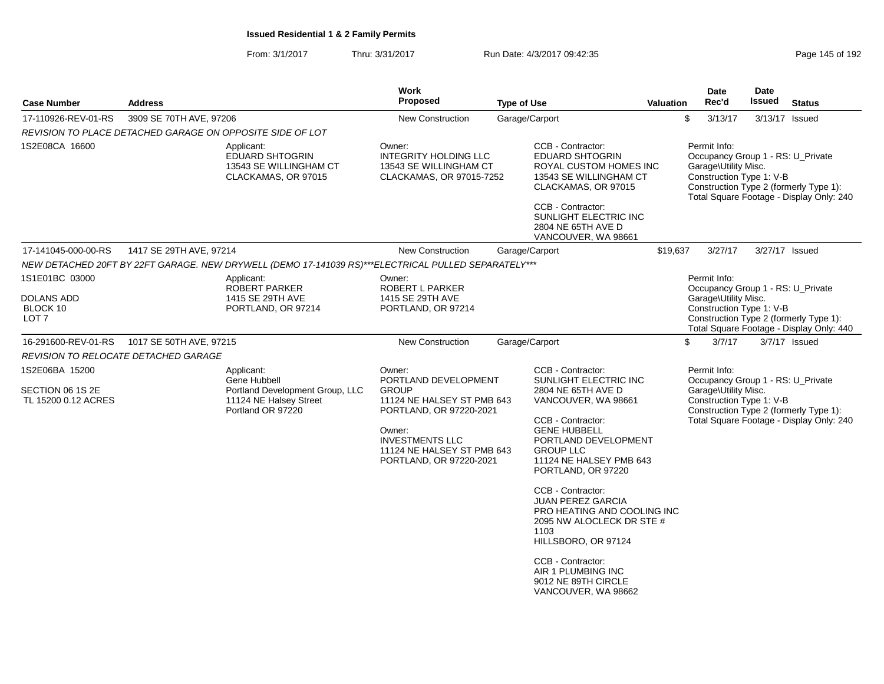# Issued Residential 1 & 2 Family Permits

From: 3/1/2017 Thru: 3/31/2017 Run Date: 4/3/2017 09:42:35

| Case Number | Address | Work Proposed | Type of Use | Valuation | Date Rec'd | Date Issued | Status |
|---|---|---|---|---|---|---|---|
| 17-110926-REV-01-RS | 3909 SE 70TH AVE, 97206 | New Construction | Garage/Carport | $ | 3/13/17 | 3/13/17 | Issued |

*REVISION TO PLACE DETACHED GARAGE ON OPPOSITE SIDE OF LOT*

1S2E08CA 16600

Applicant:
EDUARD SHTOGRIN
13543 SE WILLINGHAM CT
CLACKAMAS, OR 97015

Owner:
INTEGRITY HOLDING LLC
13543 SE WILLINGHAM CT
CLACKAMAS, OR 97015-7252

CCB - Contractor:
EDUARD SHTOGRIN
ROYAL CUSTOM HOMES INC
13543 SE WILLINGHAM CT
CLACKAMAS, OR 97015

CCB - Contractor:
SUNLIGHT ELECTRIC INC
2804 NE 65TH AVE D
VANCOUVER, WA 98661

Permit Info:
Occupancy Group 1 - RS: U_Private Garage\Utility Misc.
Construction Type 1: V-B
Construction Type 2 (formerly Type 1):
Total Square Footage - Display Only: 240

| Case Number | Address | Work Proposed | Type of Use | Valuation | Date Rec'd | Date Issued | Status |
|---|---|---|---|---|---|---|---|
| 17-141045-000-00-RS | 1417 SE 29TH AVE, 97214 | New Construction | Garage/Carport | $19,637 | 3/27/17 | 3/27/17 | Issued |

*NEW DETACHED 20FT BY 22FT GARAGE. NEW DRYWELL (DEMO 17-141039 RS)***ELECTRICAL PULLED SEPARATELY****

1S1E01BC 03000
DOLANS ADD
BLOCK 10
LOT 7

Applicant:
ROBERT PARKER
1415 SE 29TH AVE
PORTLAND, OR 97214

Owner:
ROBERT L PARKER
1415 SE 29TH AVE
PORTLAND, OR 97214

Permit Info:
Occupancy Group 1 - RS: U_Private Garage\Utility Misc.
Construction Type 1: V-B
Construction Type 2 (formerly Type 1):
Total Square Footage - Display Only: 440

| Case Number | Address | Work Proposed | Type of Use | Valuation | Date Rec'd | Date Issued | Status |
|---|---|---|---|---|---|---|---|
| 16-291600-REV-01-RS | 1017 SE 50TH AVE, 97215 | New Construction | Garage/Carport | $ | 3/7/17 | 3/7/17 | Issued |

*REVISION TO RELOCATE DETACHED GARAGE*

1S2E06BA 15200
SECTION 06 1S 2E
TL 15200 0.12 ACRES

Applicant:
Gene Hubbell
Portland Development Group, LLC
11124 NE Halsey Street
Portland OR 97220

Owner:
PORTLAND DEVELOPMENT GROUP
11124 NE HALSEY ST PMB 643
PORTLAND, OR 97220-2021

Owner:
INVESTMENTS LLC
11124 NE HALSEY ST PMB 643
PORTLAND, OR 97220-2021

CCB - Contractor:
SUNLIGHT ELECTRIC INC
2804 NE 65TH AVE D
VANCOUVER, WA 98661

CCB - Contractor:
GENE HUBBELL
PORTLAND DEVELOPMENT GROUP LLC
11124 NE HALSEY PMB 643
PORTLAND, OR 97220

CCB - Contractor:
JUAN PEREZ GARCIA
PRO HEATING AND COOLING INC
2095 NW ALOCLECK DR STE # 1103
HILLSBORO, OR 97124

CCB - Contractor:
AIR 1 PLUMBING INC
9012 NE 89TH CIRCLE
VANCOUVER, WA 98662

Permit Info:
Occupancy Group 1 - RS: U_Private Garage\Utility Misc.
Construction Type 1: V-B
Construction Type 2 (formerly Type 1):
Total Square Footage - Display Only: 240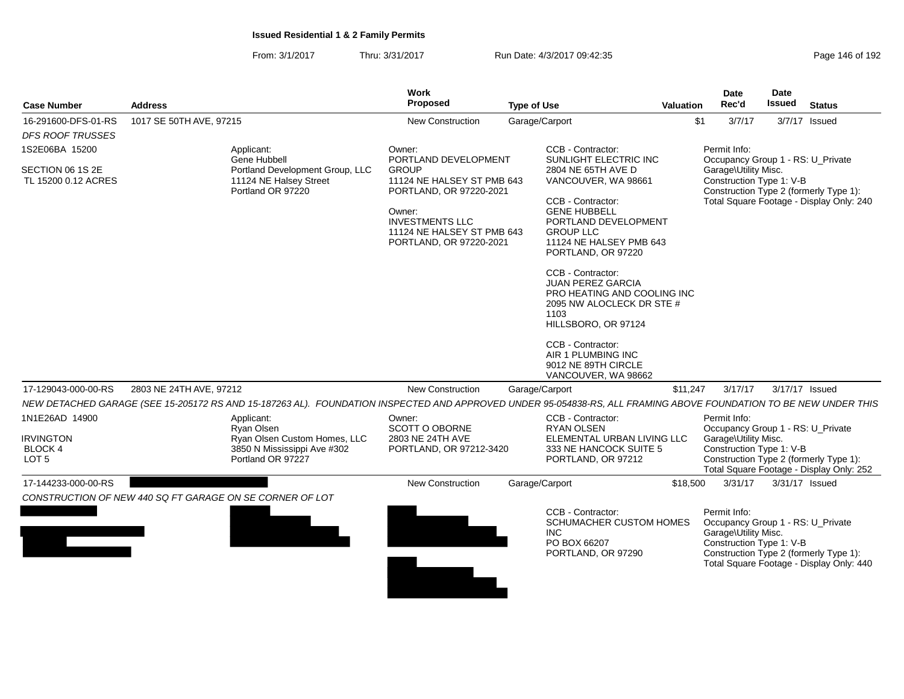## Issued Residential 1 & 2 Family Permits

From: 3/1/2017 Thru: 3/31/2017 Run Date: 4/3/2017 09:42:35

| Case Number | Address | Work Proposed | Type of Use | Valuation | Date Rec'd | Date Issued | Status |
|---|---|---|---|---|---|---|---|
| 16-291600-DFS-01-RS | 1017 SE 50TH AVE, 97215 | New Construction | Garage/Carport | $1 | 3/7/17 | 3/7/17 | Issued |

*DFS ROOF TRUSSES*

1S2E06BA 15200

SECTION 06 1S 2E
TL 15200 0.12 ACRES

Applicant:
Gene Hubbell
Portland Development Group, LLC
11124 NE Halsey Street
Portland OR 97220

Owner:
PORTLAND DEVELOPMENT GROUP
11124 NE HALSEY ST PMB 643
PORTLAND, OR 97220-2021

Owner:
INVESTMENTS LLC
11124 NE HALSEY ST PMB 643
PORTLAND, OR 97220-2021

CCB - Contractor:
SUNLIGHT ELECTRIC INC
2804 NE 65TH AVE D
VANCOUVER, WA 98661

CCB - Contractor:
GENE HUBBELL
PORTLAND DEVELOPMENT GROUP LLC
11124 NE HALSEY PMB 643
PORTLAND, OR 97220

CCB - Contractor:
JUAN PEREZ GARCIA
PRO HEATING AND COOLING INC
2095 NW ALOCLECK DR STE # 1103
HILLSBORO, OR 97124

CCB - Contractor:
AIR 1 PLUMBING INC
9012 NE 89TH CIRCLE
VANCOUVER, WA 98662

Permit Info:
Occupancy Group 1 - RS: U_Private Garage\Utility Misc.
Construction Type 1: V-B
Construction Type 2 (formerly Type 1):
Total Square Footage - Display Only: 240

| Case Number | Address | Work Proposed | Type of Use | Valuation | Date Rec'd | Date Issued | Status |
|---|---|---|---|---|---|---|---|
| 17-129043-000-00-RS | 2803 NE 24TH AVE, 97212 | New Construction | Garage/Carport | $11,247 | 3/17/17 | 3/17/17 | Issued |

*NEW DETACHED GARAGE (SEE 15-205172 RS AND 15-187263 AL). FOUNDATION INSPECTED AND APPROVED UNDER 95-054838-RS, ALL FRAMING ABOVE FOUNDATION TO BE NEW UNDER THIS*

1N1E26AD 14900

IRVINGTON
BLOCK 4
LOT 5

Applicant:
Ryan Olsen
Ryan Olsen Custom Homes, LLC
3850 N Mississippi Ave #302
Portland OR 97227

Owner:
SCOTT O OBORNE
2803 NE 24TH AVE
PORTLAND, OR 97212-3420

CCB - Contractor:
RYAN OLSEN
ELEMENTAL URBAN LIVING LLC
333 NE HANCOCK SUITE 5
PORTLAND, OR 97212

Permit Info:
Occupancy Group 1 - RS: U_Private Garage\Utility Misc.
Construction Type 1: V-B
Construction Type 2 (formerly Type 1):
Total Square Footage - Display Only: 252

| Case Number | Address | Work Proposed | Type of Use | Valuation | Date Rec'd | Date Issued | Status |
|---|---|---|---|---|---|---|---|
| 17-144233-000-00-RS | [REDACTED] | New Construction | Garage/Carport | $18,500 | 3/31/17 | 3/31/17 | Issued |

*CONSTRUCTION OF NEW 440 SQ FT GARAGE ON SE CORNER OF LOT*

CCB - Contractor:
SCHUMACHER CUSTOM HOMES INC
PO BOX 66207
PORTLAND, OR 97290

Permit Info:
Occupancy Group 1 - RS: U_Private Garage\Utility Misc.
Construction Type 1: V-B
Construction Type 2 (formerly Type 1):
Total Square Footage - Display Only: 440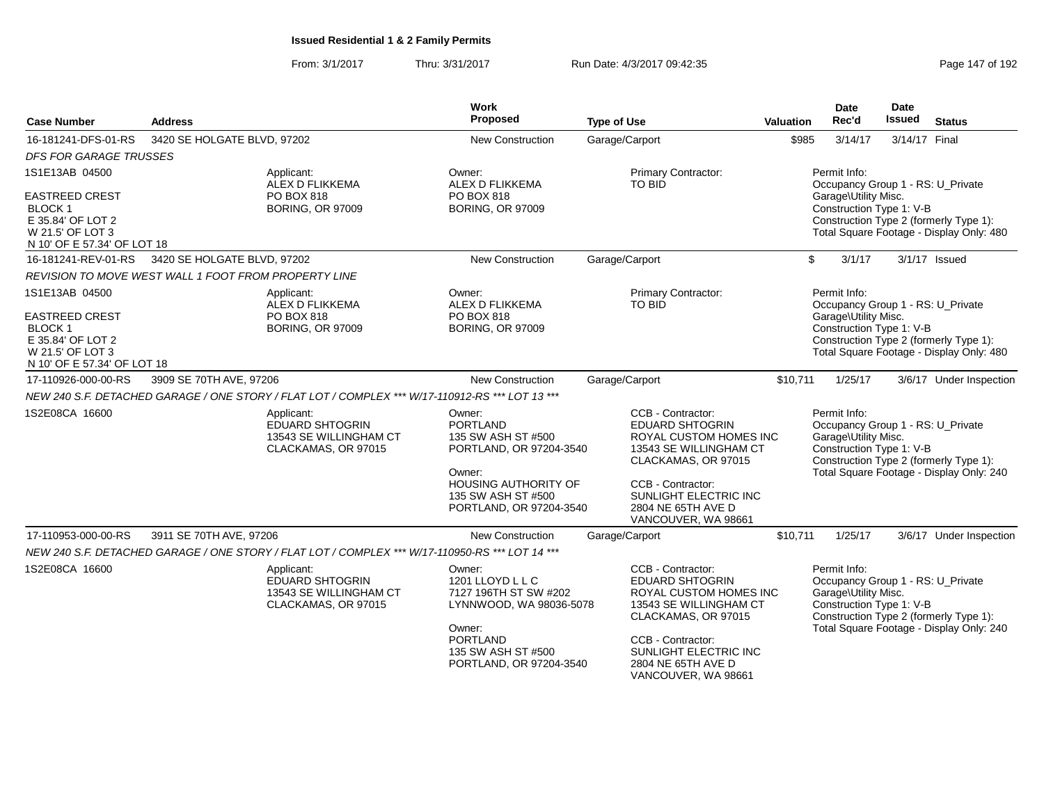**Issued Residential 1 & 2 Family Permits**

From: 3/1/2017 Thru: 3/31/2017 Run Date: 4/3/2017 09:42:35

| Case Number | Address | Work Proposed | Type of Use | Valuation | Date Rec'd | Date Issued | Status |
|---|---|---|---|---|---|---|---|
| 16-181241-DFS-01-RS | 3420 SE HOLGATE BLVD, 97202 | New Construction | Garage/Carport | $985 | 3/14/17 | 3/14/17 | Final |

*DFS FOR GARAGE TRUSSES*

1S1E13AB 04500

EASTREED CREST
BLOCK 1
E 35.84' OF LOT 2
W 21.5' OF LOT 3
N 10' OF E 57.34' OF LOT 18

Applicant: ALEX D FLIKKEMA, PO BOX 818, BORING, OR 97009

Owner: ALEX D FLIKKEMA, PO BOX 818, BORING, OR 97009

Primary Contractor: TO BID

Permit Info:
Occupancy Group 1 - RS: U_Private Garage\Utility Misc.
Construction Type 1: V-B
Construction Type 2 (formerly Type 1):
Total Square Footage - Display Only: 480

---

| Case Number | Address | Work Proposed | Type of Use | Valuation | Date Rec'd | Date Issued | Status |
|---|---|---|---|---|---|---|---|
| 16-181241-REV-01-RS | 3420 SE HOLGATE BLVD, 97202 | New Construction | Garage/Carport | $ | 3/1/17 | 3/1/17 | Issued |

*REVISION TO MOVE WEST WALL 1 FOOT FROM PROPERTY LINE*

1S1E13AB 04500

EASTREED CREST
BLOCK 1
E 35.84' OF LOT 2
W 21.5' OF LOT 3
N 10' OF E 57.34' OF LOT 18

Applicant: ALEX D FLIKKEMA, PO BOX 818, BORING, OR 97009

Owner: ALEX D FLIKKEMA, PO BOX 818, BORING, OR 97009

Primary Contractor: TO BID

Permit Info:
Occupancy Group 1 - RS: U_Private Garage\Utility Misc.
Construction Type 1: V-B
Construction Type 2 (formerly Type 1):
Total Square Footage - Display Only: 480

---

| Case Number | Address | Work Proposed | Type of Use | Valuation | Date Rec'd | Date Issued | Status |
|---|---|---|---|---|---|---|---|
| 17-110926-000-00-RS | 3909 SE 70TH AVE, 97206 | New Construction | Garage/Carport | $10,711 | 1/25/17 | 3/6/17 | Under Inspection |

*NEW 240 S.F. DETACHED GARAGE / ONE STORY / FLAT LOT / COMPLEX *** W/17-110912-RS *** LOT 13 ****

1S2E08CA 16600

Applicant: EDUARD SHTOGRIN, 13543 SE WILLINGHAM CT, CLACKAMAS, OR 97015

Owner: PORTLAND, 135 SW ASH ST #500, PORTLAND, OR 97204-3540

Owner: HOUSING AUTHORITY OF, 135 SW ASH ST #500, PORTLAND, OR 97204-3540

CCB - Contractor: EDUARD SHTOGRIN, ROYAL CUSTOM HOMES INC, 13543 SE WILLINGHAM CT, CLACKAMAS, OR 97015

CCB - Contractor: SUNLIGHT ELECTRIC INC, 2804 NE 65TH AVE D, VANCOUVER, WA 98661

Permit Info:
Occupancy Group 1 - RS: U_Private Garage\Utility Misc.
Construction Type 1: V-B
Construction Type 2 (formerly Type 1):
Total Square Footage - Display Only: 240

---

| Case Number | Address | Work Proposed | Type of Use | Valuation | Date Rec'd | Date Issued | Status |
|---|---|---|---|---|---|---|---|
| 17-110953-000-00-RS | 3911 SE 70TH AVE, 97206 | New Construction | Garage/Carport | $10,711 | 1/25/17 | 3/6/17 | Under Inspection |

*NEW 240 S.F. DETACHED GARAGE / ONE STORY / FLAT LOT / COMPLEX *** W/17-110950-RS *** LOT 14 ****

1S2E08CA 16600

Applicant: EDUARD SHTOGRIN, 13543 SE WILLINGHAM CT, CLACKAMAS, OR 97015

Owner: 1201 LLOYD L L C, 7127 196TH ST SW #202, LYNNWOOD, WA 98036-5078

Owner: PORTLAND, 135 SW ASH ST #500, PORTLAND, OR 97204-3540

CCB - Contractor: EDUARD SHTOGRIN, ROYAL CUSTOM HOMES INC, 13543 SE WILLINGHAM CT, CLACKAMAS, OR 97015

CCB - Contractor: SUNLIGHT ELECTRIC INC, 2804 NE 65TH AVE D, VANCOUVER, WA 98661

Permit Info:
Occupancy Group 1 - RS: U_Private Garage\Utility Misc.
Construction Type 1: V-B
Construction Type 2 (formerly Type 1):
Total Square Footage - Display Only: 240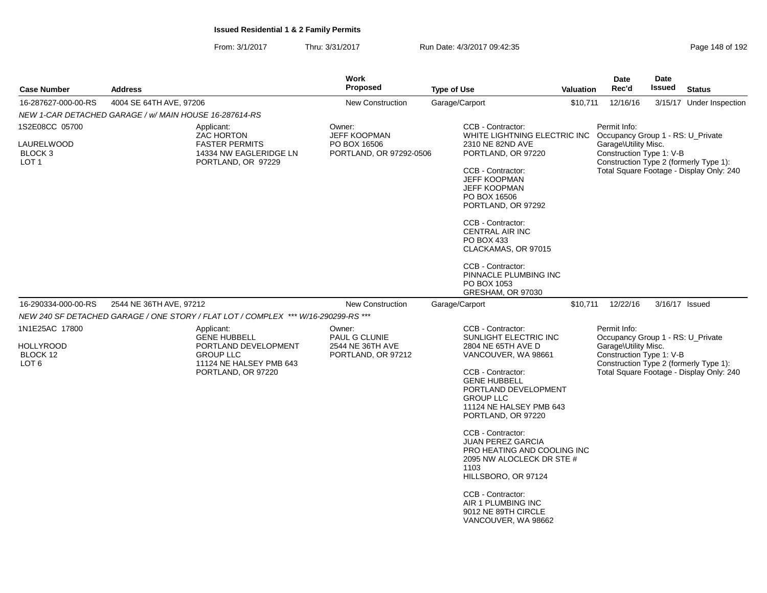**Issued Residential 1 & 2 Family Permits**

From: 3/1/2017 Thru: 3/31/2017 Run Date: 4/3/2017 09:42:35

| Case Number | Address | Work Proposed | Type of Use | Valuation | Date Rec'd | Date Issued | Status |
|---|---|---|---|---|---|---|---|
| 16-287627-000-00-RS | 4004 SE 64TH AVE, 97206 | New Construction | Garage/Carport | $10,711 | 12/16/16 | 3/15/17 | Under Inspection |

*NEW 1-CAR DETACHED GARAGE / w/ MAIN HOUSE 16-287614-RS*

1S2E08CC 05700
LAURELWOOD
BLOCK 3
LOT 1

Applicant:
ZAC HORTON
FASTER PERMITS
14334 NW EAGLERIDGE LN
PORTLAND, OR 97229

Owner:
JEFF KOOPMAN
PO BOX 16506
PORTLAND, OR 97292-0506

CCB - Contractor:
WHITE LIGHTNING ELECTRIC INC
2310 NE 82ND AVE
PORTLAND, OR 97220

CCB - Contractor:
JEFF KOOPMAN
JEFF KOOPMAN
PO BOX 16506
PORTLAND, OR 97292

CCB - Contractor:
CENTRAL AIR INC
PO BOX 433
CLACKAMAS, OR 97015

CCB - Contractor:
PINNACLE PLUMBING INC
PO BOX 1053
GRESHAM, OR 97030

Permit Info:
Occupancy Group 1 - RS: U_Private Garage\Utility Misc.
Construction Type 1: V-B
Construction Type 2 (formerly Type 1):
Total Square Footage - Display Only: 240

| Case Number | Address | Work Proposed | Type of Use | Valuation | Date Rec'd | Date Issued | Status |
|---|---|---|---|---|---|---|---|
| 16-290334-000-00-RS | 2544 NE 36TH AVE, 97212 | New Construction | Garage/Carport | $10,711 | 12/22/16 | 3/16/17 | Issued |

*NEW 240 SF DETACHED GARAGE / ONE STORY / FLAT LOT / COMPLEX *** W/16-290299-RS ****

1N1E25AC 17800
HOLLYROOD
BLOCK 12
LOT 6

Applicant:
GENE HUBBELL
PORTLAND DEVELOPMENT GROUP LLC
11124 NE HALSEY PMB 643
PORTLAND, OR 97220

Owner:
PAUL G CLUNIE
2544 NE 36TH AVE
PORTLAND, OR 97212

CCB - Contractor:
SUNLIGHT ELECTRIC INC
2804 NE 65TH AVE D
VANCOUVER, WA 98661

CCB - Contractor:
GENE HUBBELL
PORTLAND DEVELOPMENT GROUP LLC
11124 NE HALSEY PMB 643
PORTLAND, OR 97220

CCB - Contractor:
JUAN PEREZ GARCIA
PRO HEATING AND COOLING INC
2095 NW ALOCLECK DR STE # 1103
HILLSBORO, OR 97124

CCB - Contractor:
AIR 1 PLUMBING INC
9012 NE 89TH CIRCLE
VANCOUVER, WA 98662

Permit Info:
Occupancy Group 1 - RS: U_Private Garage\Utility Misc.
Construction Type 1: V-B
Construction Type 2 (formerly Type 1):
Total Square Footage - Display Only: 240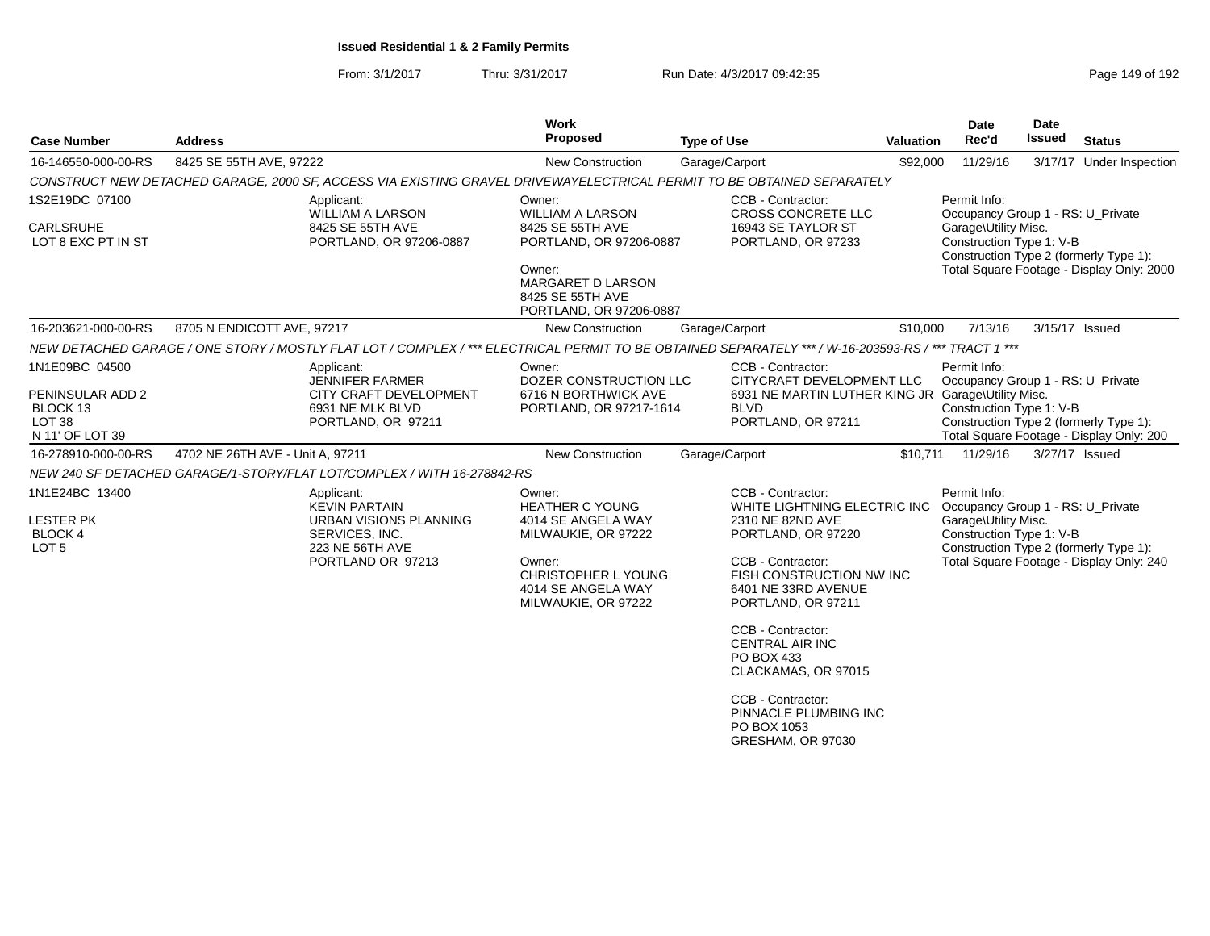**Issued Residential 1 & 2 Family Permits**

From: 3/1/2017 Thru: 3/31/2017 Run Date: 4/3/2017 09:42:35

| Case Number | Address | Work Proposed | Type of Use | Valuation | Date Rec'd | Date Issued | Status |
|---|---|---|---|---|---|---|---|
| 16-146550-000-00-RS | 8425 SE 55TH AVE, 97222 | New Construction | Garage/Carport | $92,000 | 11/29/16 | 3/17/17 | Under Inspection |

*CONSTRUCT NEW DETACHED GARAGE, 2000 SF, ACCESS VIA EXISTING GRAVEL DRIVEWAYELECTRICAL PERMIT TO BE OBTAINED SEPARATELY*

1S2E19DC 07100
CARLSRUHE
LOT 8 EXC PT IN ST

Applicant:
WILLIAM A LARSON
8425 SE 55TH AVE
PORTLAND, OR 97206-0887

Owner:
WILLIAM A LARSON
8425 SE 55TH AVE
PORTLAND, OR 97206-0887

Owner:
MARGARET D LARSON
8425 SE 55TH AVE
PORTLAND, OR 97206-0887

CCB - Contractor:
CROSS CONCRETE LLC
16943 SE TAYLOR ST
PORTLAND, OR 97233

Permit Info:
Occupancy Group 1 - RS: U_Private Garage\Utility Misc.
Construction Type 1: V-B
Construction Type 2 (formerly Type 1):
Total Square Footage - Display Only: 2000

| Case Number | Address | Work Proposed | Type of Use | Valuation | Date Rec'd | Date Issued | Status |
|---|---|---|---|---|---|---|---|
| 16-203621-000-00-RS | 8705 N ENDICOTT AVE, 97217 | New Construction | Garage/Carport | $10,000 | 7/13/16 | 3/15/17 | Issued |

*NEW DETACHED GARAGE / ONE STORY / MOSTLY FLAT LOT / COMPLEX / *** ELECTRICAL PERMIT TO BE OBTAINED SEPARATELY *** / W-16-203593-RS / *** TRACT 1 ****

1N1E09BC 04500
PENINSULAR ADD 2
BLOCK 13
LOT 38
N 11' OF LOT 39

Applicant:
JENNIFER FARMER
CITY CRAFT DEVELOPMENT
6931 NE MLK BLVD
PORTLAND, OR 97211

Owner:
DOZER CONSTRUCTION LLC
6716 N BORTHWICK AVE
PORTLAND, OR 97217-1614

CCB - Contractor:
CITYCRAFT DEVELOPMENT LLC
6931 NE MARTIN LUTHER KING JR BLVD
PORTLAND, OR 97211

Permit Info:
Occupancy Group 1 - RS: U_Private Garage\Utility Misc.
Construction Type 1: V-B
Construction Type 2 (formerly Type 1):
Total Square Footage - Display Only: 200

| Case Number | Address | Work Proposed | Type of Use | Valuation | Date Rec'd | Date Issued | Status |
|---|---|---|---|---|---|---|---|
| 16-278910-000-00-RS | 4702 NE 26TH AVE - Unit A, 97211 | New Construction | Garage/Carport | $10,711 | 11/29/16 | 3/27/17 | Issued |

*NEW 240 SF DETACHED GARAGE/1-STORY/FLAT LOT/COMPLEX / WITH 16-278842-RS*

1N1E24BC 13400
LESTER PK
BLOCK 4
LOT 5

Applicant:
KEVIN PARTAIN
URBAN VISIONS PLANNING SERVICES, INC.
223 NE 56TH AVE
PORTLAND OR 97213

Owner:
HEATHER C YOUNG
4014 SE ANGELA WAY
MILWAUKIE, OR 97222

Owner:
CHRISTOPHER L YOUNG
4014 SE ANGELA WAY
MILWAUKIE, OR 97222

CCB - Contractor:
WHITE LIGHTNING ELECTRIC INC
2310 NE 82ND AVE
PORTLAND, OR 97220

CCB - Contractor:
FISH CONSTRUCTION NW INC
6401 NE 33RD AVENUE
PORTLAND, OR 97211

CCB - Contractor:
CENTRAL AIR INC
PO BOX 433
CLACKAMAS, OR 97015

CCB - Contractor:
PINNACLE PLUMBING INC
PO BOX 1053
GRESHAM, OR 97030

Permit Info:
Occupancy Group 1 - RS: U_Private Garage\Utility Misc.
Construction Type 1: V-B
Construction Type 2 (formerly Type 1):
Total Square Footage - Display Only: 240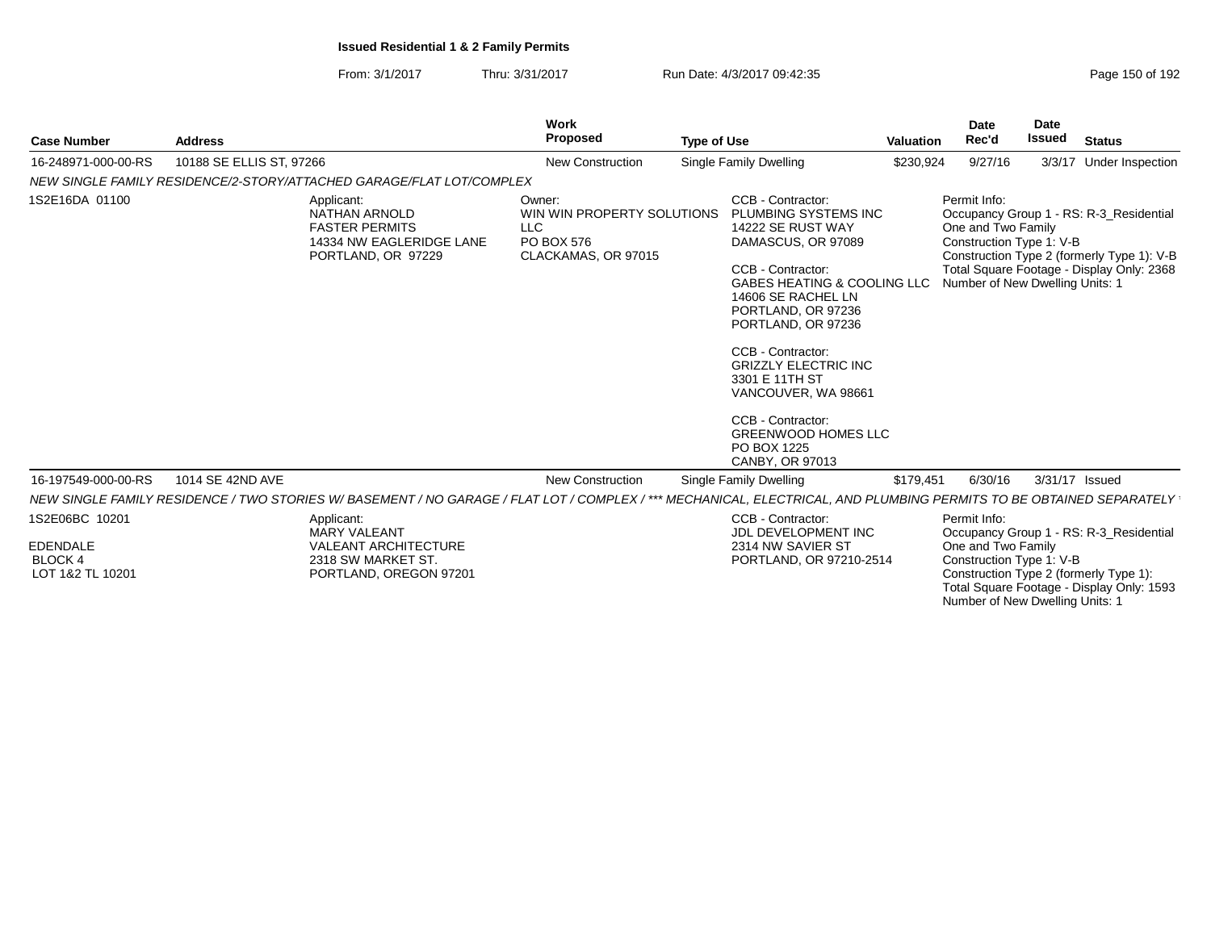**Issued Residential 1 & 2 Family Permits**

From: 3/1/2017 Thru: 3/31/2017 Run Date: 4/3/2017 09:42:35

| Case Number | Address | Work Proposed | Type of Use | Valuation | Date Rec'd | Date Issued | Status |
|---|---|---|---|---|---|---|---|
| 16-248971-000-00-RS | 10188 SE ELLIS ST, 97266 | New Construction | Single Family Dwelling | $230,924 | 9/27/16 | 3/3/17 | Under Inspection |

*NEW SINGLE FAMILY RESIDENCE/2-STORY/ATTACHED GARAGE/FLAT LOT/COMPLEX*

1S2E16DA 01100

Applicant:
NATHAN ARNOLD
FASTER PERMITS
14334 NW EAGLERIDGE LANE
PORTLAND, OR 97229

Owner:
WIN WIN PROPERTY SOLUTIONS LLC
PO BOX 576
CLACKAMAS, OR 97015

CCB - Contractor:
PLUMBING SYSTEMS INC
14222 SE RUST WAY
DAMASCUS, OR 97089

CCB - Contractor:
GABES HEATING & COOLING LLC
14606 SE RACHEL LN
PORTLAND, OR 97236
PORTLAND, OR 97236

CCB - Contractor:
GRIZZLY ELECTRIC INC
3301 E 11TH ST
VANCOUVER, WA 98661

CCB - Contractor:
GREENWOOD HOMES LLC
PO BOX 1225
CANBY, OR 97013

Permit Info:
Occupancy Group 1 - RS: R-3_Residential One and Two Family
Construction Type 1: V-B
Construction Type 2 (formerly Type 1): V-B
Total Square Footage - Display Only: 2368
Number of New Dwelling Units: 1

| Case Number | Address | Work Proposed | Type of Use | Valuation | Date Rec'd | Date Issued | Status |
|---|---|---|---|---|---|---|---|
| 16-197549-000-00-RS | 1014 SE 42ND AVE | New Construction | Single Family Dwelling | $179,451 | 6/30/16 | 3/31/17 | Issued |

*NEW SINGLE FAMILY RESIDENCE / TWO STORIES W/ BASEMENT / NO GARAGE / FLAT LOT / COMPLEX / *** MECHANICAL, ELECTRICAL, AND PLUMBING PERMITS TO BE OBTAINED SEPARATELY*

1S2E06BC 10201

EDENDALE
BLOCK 4
LOT 1&2 TL 10201

Applicant:
MARY VALEANT
VALEANT ARCHITECTURE
2318 SW MARKET ST.
PORTLAND, OREGON 97201

CCB - Contractor:
JDL DEVELOPMENT INC
2314 NW SAVIER ST
PORTLAND, OR 97210-2514

Permit Info:
Occupancy Group 1 - RS: R-3_Residential One and Two Family
Construction Type 1: V-B
Construction Type 2 (formerly Type 1):
Total Square Footage - Display Only: 1593
Number of New Dwelling Units: 1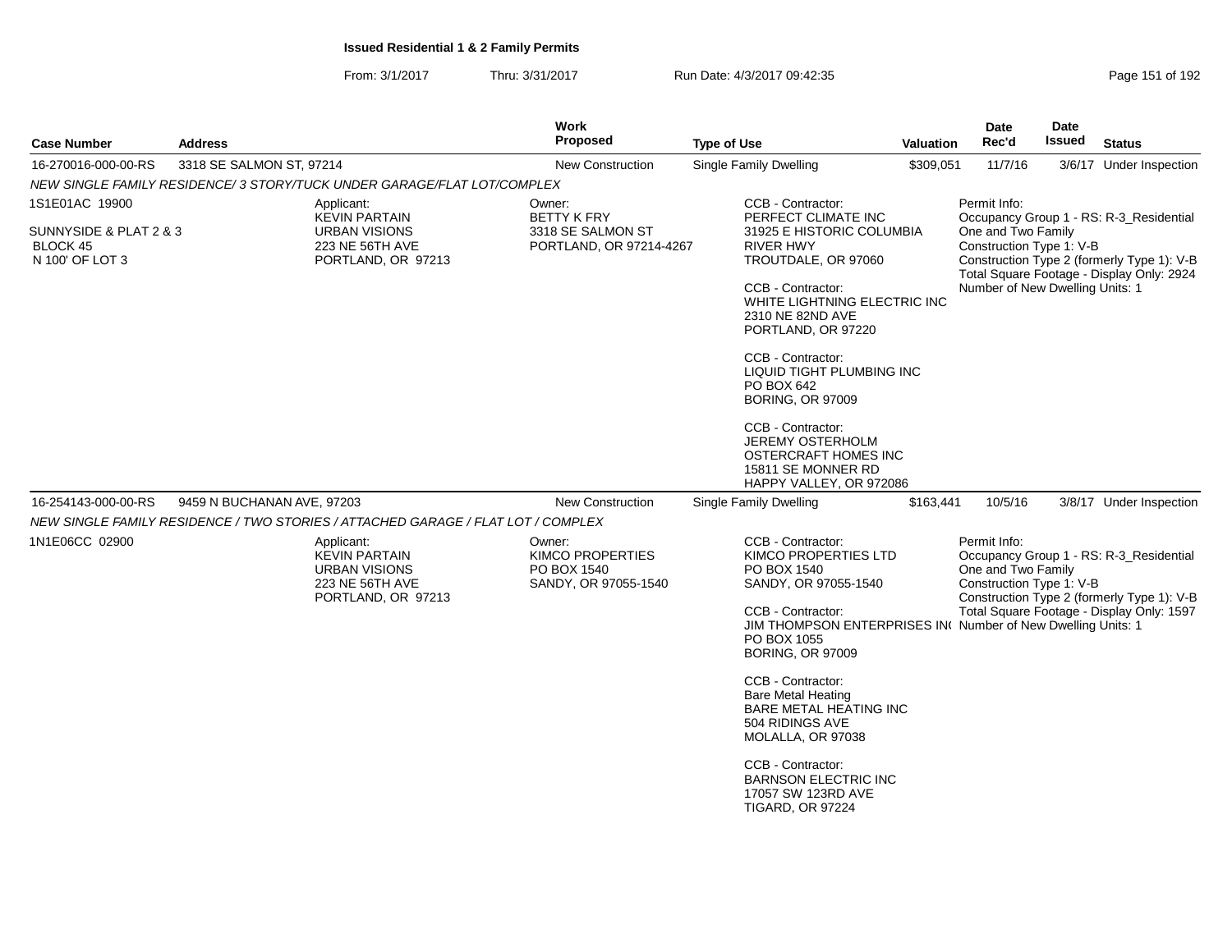**Issued Residential 1 & 2 Family Permits**

From: 3/1/2017 Thru: 3/31/2017 Run Date: 4/3/2017 09:42:35

| Case Number | Address | Work Proposed | Type of Use | Valuation | Date Rec'd | Date Issued | Status |
|---|---|---|---|---|---|---|---|
| 16-270016-000-00-RS | 3318 SE SALMON ST, 97214 | New Construction | Single Family Dwelling | $309,051 | 11/7/16 | 3/6/17 | Under Inspection |

*NEW SINGLE FAMILY RESIDENCE/ 3 STORY/TUCK UNDER GARAGE/FLAT LOT/COMPLEX*

1S1E01AC 19900

SUNNYSIDE & PLAT 2 & 3
BLOCK 45
N 100' OF LOT 3

Applicant:
KEVIN PARTAIN
URBAN VISIONS
223 NE 56TH AVE
PORTLAND, OR 97213

Owner:
BETTY K FRY
3318 SE SALMON ST
PORTLAND, OR 97214-4267

CCB - Contractor:
PERFECT CLIMATE INC
31925 E HISTORIC COLUMBIA RIVER HWY
TROUTDALE, OR 97060

CCB - Contractor:
WHITE LIGHTNING ELECTRIC INC
2310 NE 82ND AVE
PORTLAND, OR 97220

CCB - Contractor:
LIQUID TIGHT PLUMBING INC
PO BOX 642
BORING, OR 97009

CCB - Contractor:
JEREMY OSTERHOLM
OSTERCRAFT HOMES INC
15811 SE MONNER RD
HAPPY VALLEY, OR 972086

Permit Info:
Occupancy Group 1 - RS: R-3_Residential One and Two Family
Construction Type 1: V-B
Construction Type 2 (formerly Type 1): V-B
Total Square Footage - Display Only: 2924
Number of New Dwelling Units: 1

| Case Number | Address | Work Proposed | Type of Use | Valuation | Date Rec'd | Date Issued | Status |
|---|---|---|---|---|---|---|---|
| 16-254143-000-00-RS | 9459 N BUCHANAN AVE, 97203 | New Construction | Single Family Dwelling | $163,441 | 10/5/16 | 3/8/17 | Under Inspection |

*NEW SINGLE FAMILY RESIDENCE / TWO STORIES / ATTACHED GARAGE / FLAT LOT / COMPLEX*

1N1E06CC 02900

Applicant:
KEVIN PARTAIN
URBAN VISIONS
223 NE 56TH AVE
PORTLAND, OR 97213

Owner:
KIMCO PROPERTIES
PO BOX 1540
SANDY, OR 97055-1540

CCB - Contractor:
KIMCO PROPERTIES LTD
PO BOX 1540
SANDY, OR 97055-1540

CCB - Contractor:
JIM THOMPSON ENTERPRISES IN(
PO BOX 1055
BORING, OR 97009

CCB - Contractor:
Bare Metal Heating
BARE METAL HEATING INC
504 RIDINGS AVE
MOLALLA, OR 97038

CCB - Contractor:
BARNSON ELECTRIC INC
17057 SW 123RD AVE
TIGARD, OR 97224

Permit Info:
Occupancy Group 1 - RS: R-3_Residential One and Two Family
Construction Type 1: V-B
Construction Type 2 (formerly Type 1): V-B
Total Square Footage - Display Only: 1597
Number of New Dwelling Units: 1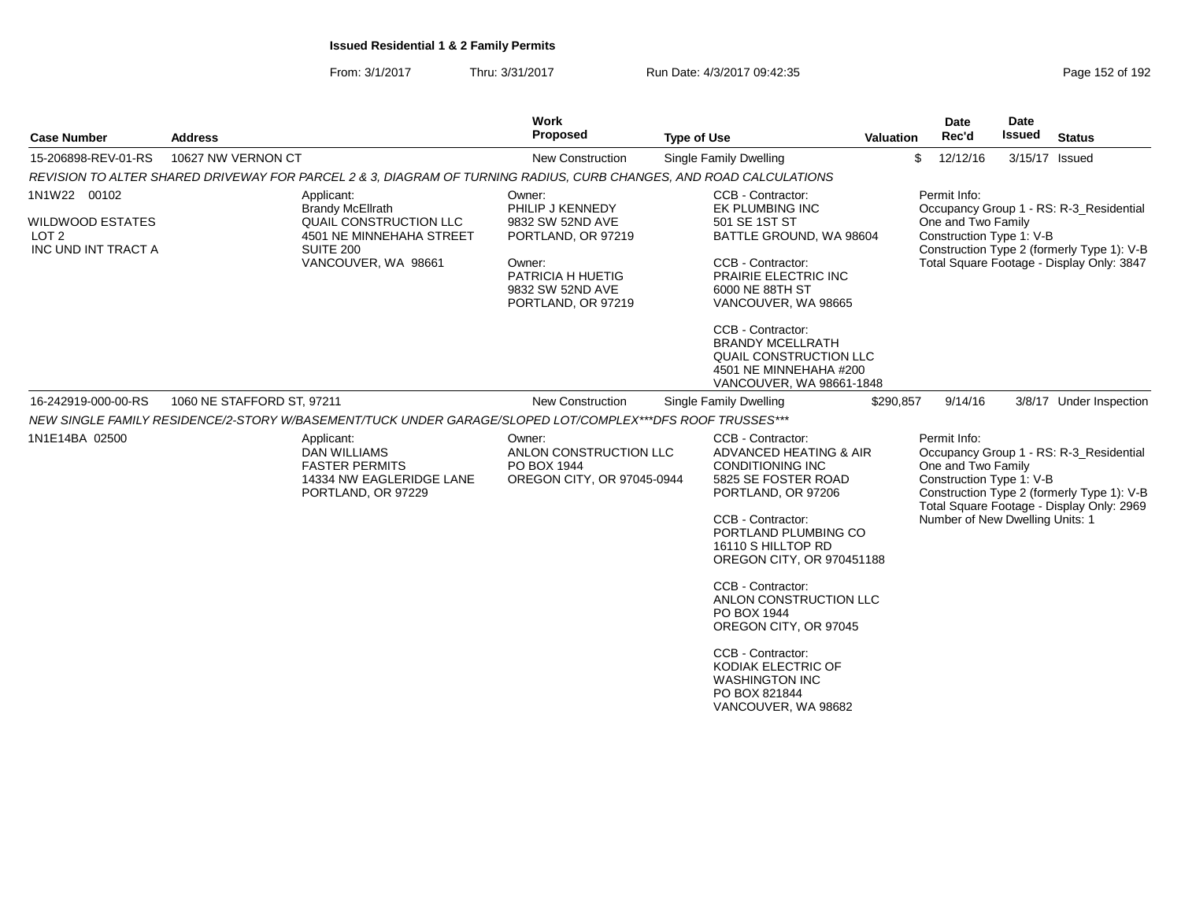**Issued Residential 1 & 2 Family Permits**

From: 3/1/2017 Thru: 3/31/2017 Run Date: 4/3/2017 09:42:35

| Case Number | Address | Work Proposed | Type of Use | Valuation | Date Rec'd | Date Issued | Status |
|---|---|---|---|---|---|---|---|
| 15-206898-REV-01-RS | 10627 NW VERNON CT | New Construction | Single Family Dwelling | $ | 12/12/16 | 3/15/17 | Issued |

REVISION TO ALTER SHARED DRIVEWAY FOR PARCEL 2 & 3, DIAGRAM OF TURNING RADIUS, CURB CHANGES, AND ROAD CALCULATIONS

1N1W22 00102

WILDWOOD ESTATES
LOT 2
INC UND INT TRACT A

Applicant:
Brandy McEllrath
QUAIL CONSTRUCTION LLC
4501 NE MINNEHAHA STREET
SUITE 200
VANCOUVER, WA 98661

Owner:
PHILIP J KENNEDY
9832 SW 52ND AVE
PORTLAND, OR 97219

Owner:
PATRICIA H HUETIG
9832 SW 52ND AVE
PORTLAND, OR 97219

CCB - Contractor:
EK PLUMBING INC
501 SE 1ST ST
BATTLE GROUND, WA 98604

CCB - Contractor:
PRAIRIE ELECTRIC INC
6000 NE 88TH ST
VANCOUVER, WA 98665

CCB - Contractor:
BRANDY MCELLRATH
QUAIL CONSTRUCTION LLC
4501 NE MINNEHAHA #200
VANCOUVER, WA 98661-1848

Permit Info:
Occupancy Group 1 - RS: R-3_Residential One and Two Family
Construction Type 1: V-B
Construction Type 2 (formerly Type 1): V-B
Total Square Footage - Display Only: 3847

| Case Number | Address | Work Proposed | Type of Use | Valuation | Date Rec'd | Date Issued | Status |
|---|---|---|---|---|---|---|---|
| 16-242919-000-00-RS | 1060 NE STAFFORD ST, 97211 | New Construction | Single Family Dwelling | $290,857 | 9/14/16 | 3/8/17 | Under Inspection |

NEW SINGLE FAMILY RESIDENCE/2-STORY W/BASEMENT/TUCK UNDER GARAGE/SLOPED LOT/COMPLEX***DFS ROOF TRUSSES***

1N1E14BA 02500

Applicant:
DAN WILLIAMS
FASTER PERMITS
14334 NW EAGLERIDGE LANE
PORTLAND, OR 97229

Owner:
ANLON CONSTRUCTION LLC
PO BOX 1944
OREGON CITY, OR 97045-0944

CCB - Contractor:
ADVANCED HEATING & AIR CONDITIONING INC
5825 SE FOSTER ROAD
PORTLAND, OR 97206

CCB - Contractor:
PORTLAND PLUMBING CO
16110 S HILLTOP RD
OREGON CITY, OR 970451188

CCB - Contractor:
ANLON CONSTRUCTION LLC
PO BOX 1944
OREGON CITY, OR 97045

CCB - Contractor:
KODIAK ELECTRIC OF WASHINGTON INC
PO BOX 821844
VANCOUVER, WA 98682

Permit Info:
Occupancy Group 1 - RS: R-3_Residential One and Two Family
Construction Type 1: V-B
Construction Type 2 (formerly Type 1): V-B
Total Square Footage - Display Only: 2969
Number of New Dwelling Units: 1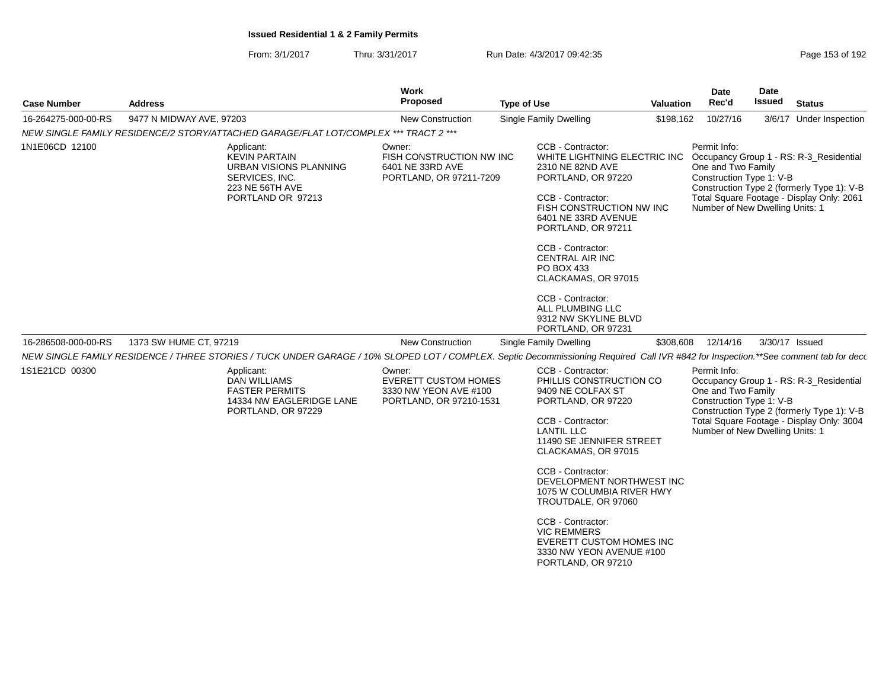**Issued Residential 1 & 2 Family Permits**

From: 3/1/2017 Thru: 3/31/2017 Run Date: 4/3/2017 09:42:35

| Case Number | Address | Work Proposed | Type of Use | Valuation | Date Rec'd | Date Issued | Status |
|---|---|---|---|---|---|---|---|
| 16-264275-000-00-RS | 9477 N MIDWAY AVE, 97203 | New Construction | Single Family Dwelling | $198,162 | 10/27/16 | 3/6/17 | Under Inspection |

*NEW SINGLE FAMILY RESIDENCE/2 STORY/ATTACHED GARAGE/FLAT LOT/COMPLEX *** TRACT 2 ****

1N1E06CD 12100

Applicant:
KEVIN PARTAIN
URBAN VISIONS PLANNING SERVICES, INC.
223 NE 56TH AVE
PORTLAND OR 97213

Owner:
FISH CONSTRUCTION NW INC
6401 NE 33RD AVE
PORTLAND, OR 97211-7209

CCB - Contractor:
WHITE LIGHTNING ELECTRIC INC
2310 NE 82ND AVE
PORTLAND, OR 97220

CCB - Contractor:
FISH CONSTRUCTION NW INC
6401 NE 33RD AVENUE
PORTLAND, OR 97211

CCB - Contractor:
CENTRAL AIR INC
PO BOX 433
CLACKAMAS, OR 97015

CCB - Contractor:
ALL PLUMBING LLC
9312 NW SKYLINE BLVD
PORTLAND, OR 97231

Permit Info:
Occupancy Group 1 - RS: R-3_Residential One and Two Family
Construction Type 1: V-B
Construction Type 2 (formerly Type 1): V-B
Total Square Footage - Display Only: 2061
Number of New Dwelling Units: 1

| Case Number | Address | Work Proposed | Type of Use | Valuation | Date Rec'd | Date Issued | Status |
|---|---|---|---|---|---|---|---|
| 16-286508-000-00-RS | 1373 SW HUME CT, 97219 | New Construction | Single Family Dwelling | $308,608 | 12/14/16 | 3/30/17 | Issued |

*NEW SINGLE FAMILY RESIDENCE / THREE STORIES / TUCK UNDER GARAGE / 10% SLOPED LOT / COMPLEX. Septic Decommissioning Required Call IVR #842 for Inspection.**See comment tab for deco*

1S1E21CD 00300

Applicant:
DAN WILLIAMS
FASTER PERMITS
14334 NW EAGLERIDGE LANE
PORTLAND, OR 97229

Owner:
EVERETT CUSTOM HOMES
3330 NW YEON AVE #100
PORTLAND, OR 97210-1531

CCB - Contractor:
PHILLIS CONSTRUCTION CO
9409 NE COLFAX ST
PORTLAND, OR 97220

CCB - Contractor:
LANTIL LLC
11490 SE JENNIFER STREET
CLACKAMAS, OR 97015

CCB - Contractor:
DEVELOPMENT NORTHWEST INC
1075 W COLUMBIA RIVER HWY
TROUTDALE, OR 97060

CCB - Contractor:
VIC REMMERS
EVERETT CUSTOM HOMES INC
3330 NW YEON AVENUE #100
PORTLAND, OR 97210

Permit Info:
Occupancy Group 1 - RS: R-3_Residential One and Two Family
Construction Type 1: V-B
Construction Type 2 (formerly Type 1): V-B
Total Square Footage - Display Only: 3004
Number of New Dwelling Units: 1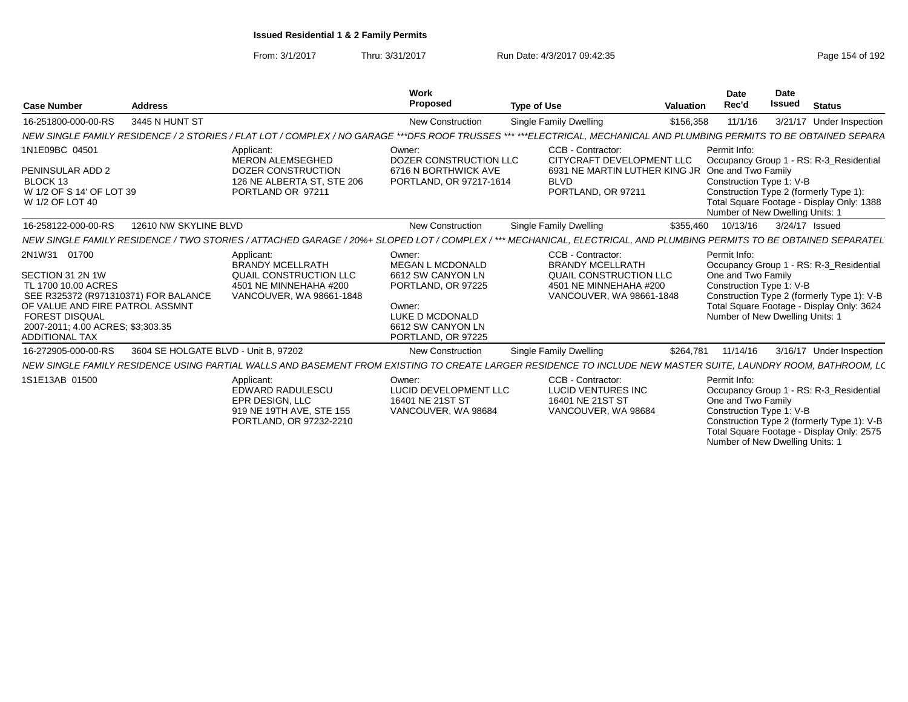**Issued Residential 1 & 2 Family Permits**

From: 3/1/2017 Thru: 3/31/2017 Run Date: 4/3/2017 09:42:35

| Case Number | Address | | Work Proposed | Type of Use | Valuation | Date Rec'd | Date Issued | Status |
|---|---|---|---|---|---|---|---|---|
| 16-251800-000-00-RS | 3445 N HUNT ST | | New Construction | Single Family Dwelling | $156,358 | 11/1/16 | 3/21/17 | Under Inspection |
| NEW SINGLE FAMILY RESIDENCE / 2 STORIES / FLAT LOT / COMPLEX / NO GARAGE ***DFS ROOF TRUSSES *** ***ELECTRICAL, MECHANICAL AND PLUMBING PERMITS TO BE OBTAINED SEPARA | | | | | | | | |
| 1N1E09BC 04501<br>PENINSULAR ADD 2<br>BLOCK 13<br>W 1/2 OF S 14' OF LOT 39<br>W 1/2 OF LOT 40 | | Applicant:<br>MERON ALEMSEGHED<br>DOZER CONSTRUCTION<br>126 NE ALBERTA ST, STE 206<br>PORTLAND OR 97211 | Owner:<br>DOZER CONSTRUCTION LLC<br>6716 N BORTHWICK AVE<br>PORTLAND, OR 97217-1614 | CCB - Contractor:<br>CITYCRAFT DEVELOPMENT LLC<br>6931 NE MARTIN LUTHER KING JR BLVD<br>PORTLAND, OR 97211 | | Permit Info:<br>Occupancy Group 1 - RS: R-3_Residential One and Two Family<br>Construction Type 1: V-B<br>Construction Type 2 (formerly Type 1):<br>Total Square Footage - Display Only: 1388<br>Number of New Dwelling Units: 1 | | |
| 16-258122-000-00-RS | 12610 NW SKYLINE BLVD | | New Construction | Single Family Dwelling | $355,460 | 10/13/16 | 3/24/17 | Issued |
| NEW SINGLE FAMILY RESIDENCE / TWO STORIES / ATTACHED GARAGE / 20%+ SLOPED LOT / COMPLEX / *** MECHANICAL, ELECTRICAL, AND PLUMBING PERMITS TO BE OBTAINED SEPARATEL | | | | | | | | |
| 2N1W31 01700<br>SECTION 31 2N 1W<br>TL 1700 10.00 ACRES<br>SEE R325372 (R971310371) FOR BALANCE OF VALUE AND FIRE PATROL ASSMNT<br>FOREST DISQUAL<br>2007-2011; 4.00 ACRES; $3;303.35<br>ADDITIONAL TAX | | Applicant:<br>BRANDY MCELLRATH<br>QUAIL CONSTRUCTION LLC<br>4501 NE MINNEHAHA #200<br>VANCOUVER, WA 98661-1848 | Owner:<br>MEGAN L MCDONALD<br>6612 SW CANYON LN<br>PORTLAND, OR 97225<br>Owner:<br>LUKE D MCDONALD<br>6612 SW CANYON LN<br>PORTLAND, OR 97225 | CCB - Contractor:<br>BRANDY MCELLRATH<br>QUAIL CONSTRUCTION LLC<br>4501 NE MINNEHAHA #200<br>VANCOUVER, WA 98661-1848 | | Permit Info:<br>Occupancy Group 1 - RS: R-3_Residential One and Two Family<br>Construction Type 1: V-B<br>Construction Type 2 (formerly Type 1): V-B<br>Total Square Footage - Display Only: 3624<br>Number of New Dwelling Units: 1 | | |
| 16-272905-000-00-RS | 3604 SE HOLGATE BLVD - Unit B, 97202 | | New Construction | Single Family Dwelling | $264,781 | 11/14/16 | 3/16/17 | Under Inspection |
| NEW SINGLE FAMILY RESIDENCE USING PARTIAL WALLS AND BASEMENT FROM EXISTING TO CREATE LARGER RESIDENCE TO INCLUDE NEW MASTER SUITE, LAUNDRY ROOM, BATHROOM, LC | | | | | | | | |
| 1S1E13AB 01500 | | Applicant:<br>EDWARD RADULESCU<br>EPR DESIGN, LLC<br>919 NE 19TH AVE, STE 155<br>PORTLAND, OR 97232-2210 | Owner:<br>LUCID DEVELOPMENT LLC<br>16401 NE 21ST ST<br>VANCOUVER, WA 98684 | CCB - Contractor:<br>LUCID VENTURES INC<br>16401 NE 21ST ST<br>VANCOUVER, WA 98684 | | Permit Info:<br>Occupancy Group 1 - RS: R-3_Residential One and Two Family<br>Construction Type 1: V-B<br>Construction Type 2 (formerly Type 1): V-B<br>Total Square Footage - Display Only: 2575<br>Number of New Dwelling Units: 1 | | |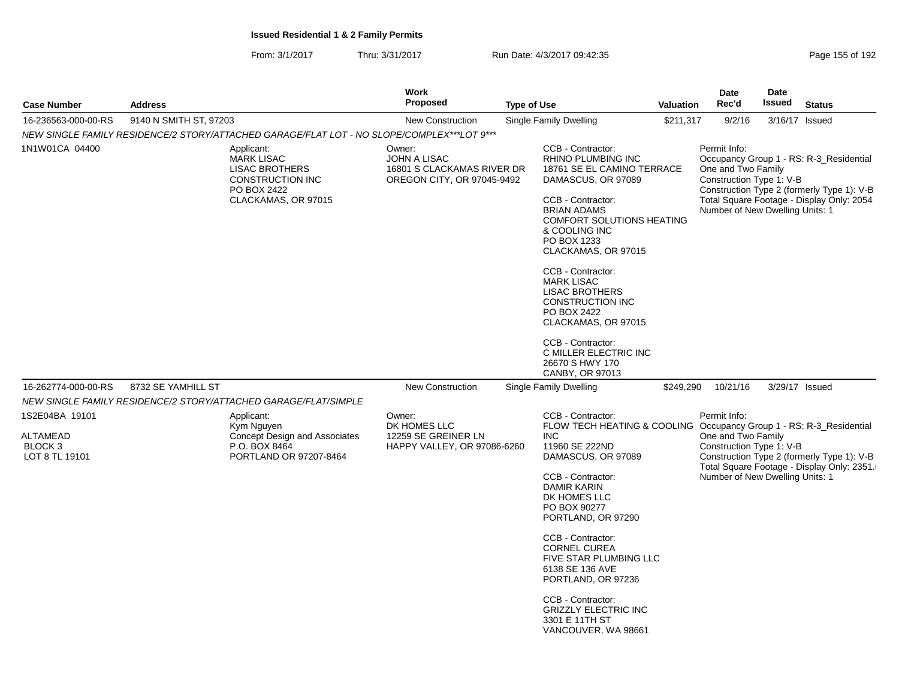**Issued Residential 1 & 2 Family Permits**

From: 3/1/2017 Thru: 3/31/2017 Run Date: 4/3/2017 09:42:35

| Case Number | Address | Work Proposed | Type of Use | Valuation | Date Rec'd | Date Issued | Status |
|---|---|---|---|---|---|---|---|
| 16-236563-000-00-RS | 9140 N SMITH ST, 97203 | New Construction | Single Family Dwelling | $211,317 | 9/2/16 | 3/16/17 | Issued |

NEW SINGLE FAMILY RESIDENCE/2 STORY/ATTACHED GARAGE/FLAT LOT - NO SLOPE/COMPLEX***LOT 9***

1N1W01CA 04400

Applicant:
MARK LISAC
LISAC BROTHERS CONSTRUCTION INC
PO BOX 2422
CLACKAMAS, OR 97015

Owner:
JOHN A LISAC
16801 S CLACKAMAS RIVER DR
OREGON CITY, OR 97045-9492

CCB - Contractor:
RHINO PLUMBING INC
18761 SE EL CAMINO TERRACE
DAMASCUS, OR 97089

CCB - Contractor:
BRIAN ADAMS
COMFORT SOLUTIONS HEATING & COOLING INC
PO BOX 1233
CLACKAMAS, OR 97015

CCB - Contractor:
MARK LISAC
LISAC BROTHERS CONSTRUCTION INC
PO BOX 2422
CLACKAMAS, OR 97015

CCB - Contractor:
C MILLER ELECTRIC INC
26670 S HWY 170
CANBY, OR 97013

Permit Info:
Occupancy Group 1 - RS: R-3_Residential One and Two Family
Construction Type 1: V-B
Construction Type 2 (formerly Type 1): V-B
Total Square Footage - Display Only: 2054
Number of New Dwelling Units: 1

| Case Number | Address | Work Proposed | Type of Use | Valuation | Date Rec'd | Date Issued | Status |
|---|---|---|---|---|---|---|---|
| 16-262774-000-00-RS | 8732 SE YAMHILL ST | New Construction | Single Family Dwelling | $249,290 | 10/21/16 | 3/29/17 | Issued |

NEW SINGLE FAMILY RESIDENCE/2 STORY/ATTACHED GARAGE/FLAT/SIMPLE

1S2E04BA 19101

ALTAMEAD
BLOCK 3
LOT 8 TL 19101

Applicant:
Kym Nguyen
Concept Design and Associates
P.O. BOX 8464
PORTLAND OR 97207-8464

Owner:
DK HOMES LLC
12259 SE GREINER LN
HAPPY VALLEY, OR 97086-6260

CCB - Contractor:
FLOW TECH HEATING & COOLING INC
11960 SE 222ND
DAMASCUS, OR 97089

CCB - Contractor:
DAMIR KARIN
DK HOMES LLC
PO BOX 90277
PORTLAND, OR 97290

CCB - Contractor:
CORNEL CUREA
FIVE STAR PLUMBING LLC
6138 SE 136 AVE
PORTLAND, OR 97236

CCB - Contractor:
GRIZZLY ELECTRIC INC
3301 E 11TH ST
VANCOUVER, WA 98661

Permit Info:
Occupancy Group 1 - RS: R-3_Residential One and Two Family
Construction Type 1: V-B
Construction Type 2 (formerly Type 1): V-B
Total Square Footage - Display Only: 2351.
Number of New Dwelling Units: 1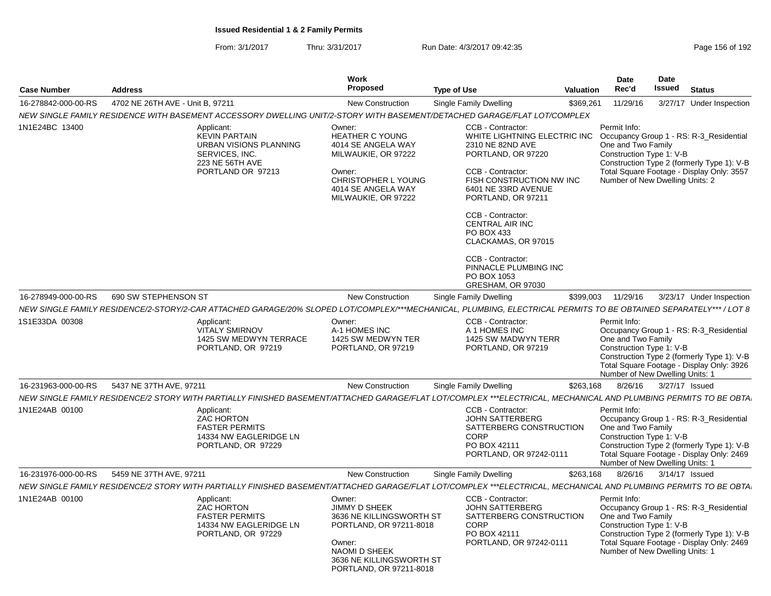**Issued Residential 1 & 2 Family Permits**

From: 3/1/2017 Thru: 3/31/2017 Run Date: 4/3/2017 09:42:35

| Case Number | Address | Work Proposed | Type of Use | Valuation | Date Rec'd | Date Issued | Status |
|---|---|---|---|---|---|---|---|
| 16-278842-000-00-RS | 4702 NE 26TH AVE - Unit B, 97211 | New Construction | Single Family Dwelling | $369,261 | 11/29/16 | 3/27/17 | Under Inspection |

NEW SINGLE FAMILY RESIDENCE WITH BASEMENT ACCESSORY DWELLING UNIT/2-STORY WITH BASEMENT/DETACHED GARAGE/FLAT LOT/COMPLEX

1N1E24BC 13400

Applicant:
KEVIN PARTAIN
URBAN VISIONS PLANNING SERVICES, INC.
223 NE 56TH AVE
PORTLAND OR 97213

Owner:
HEATHER C YOUNG
4014 SE ANGELA WAY
MILWAUKIE, OR 97222

Owner:
CHRISTOPHER L YOUNG
4014 SE ANGELA WAY
MILWAUKIE, OR 97222

CCB - Contractor:
WHITE LIGHTNING ELECTRIC INC
2310 NE 82ND AVE
PORTLAND, OR 97220

CCB - Contractor:
FISH CONSTRUCTION NW INC
6401 NE 33RD AVENUE
PORTLAND, OR 97211

CCB - Contractor:
CENTRAL AIR INC
PO BOX 433
CLACKAMAS, OR 97015

CCB - Contractor:
PINNACLE PLUMBING INC
PO BOX 1053
GRESHAM, OR 97030

Permit Info:
Occupancy Group 1 - RS: R-3_Residential One and Two Family
Construction Type 1: V-B
Construction Type 2 (formerly Type 1): V-B
Total Square Footage - Display Only: 3557
Number of New Dwelling Units: 2

| Case Number | Address | Work Proposed | Type of Use | Valuation | Date Rec'd | Date Issued | Status |
|---|---|---|---|---|---|---|---|
| 16-278949-000-00-RS | 690 SW STEPHENSON ST | New Construction | Single Family Dwelling | $399,003 | 11/29/16 | 3/23/17 | Under Inspection |

NEW SINGLE FAMILY RESIDENCE/2-STORY/2-CAR ATTACHED GARAGE/20% SLOPED LOT/COMPLEX/***MECHANICAL, PLUMBING, ELECTRICAL PERMITS TO BE OBTAINED SEPARATELY*** / LOT 8

1S1E33DA 00308

Applicant:
VITALY SMIRNOV
1425 SW MEDWYN TERRACE
PORTLAND, OR 97219

Owner:
A-1 HOMES INC
1425 SW MEDWYN TER
PORTLAND, OR 97219

CCB - Contractor:
A 1 HOMES INC
1425 SW MADWYN TERR
PORTLAND, OR 97219

Permit Info:
Occupancy Group 1 - RS: R-3_Residential One and Two Family
Construction Type 1: V-B
Construction Type 2 (formerly Type 1): V-B
Total Square Footage - Display Only: 3926
Number of New Dwelling Units: 1

| Case Number | Address | Work Proposed | Type of Use | Valuation | Date Rec'd | Date Issued | Status |
|---|---|---|---|---|---|---|---|
| 16-231963-000-00-RS | 5437 NE 37TH AVE, 97211 | New Construction | Single Family Dwelling | $263,168 | 8/26/16 | 3/27/17 | Issued |

NEW SINGLE FAMILY RESIDENCE/2 STORY WITH PARTIALLY FINISHED BASEMENT/ATTACHED GARAGE/FLAT LOT/COMPLEX ***ELECTRICAL, MECHANICAL AND PLUMBING PERMITS TO BE OBTA

1N1E24AB 00100

Applicant:
ZAC HORTON
FASTER PERMITS
14334 NW EAGLERIDGE LN
PORTLAND, OR 97229

CCB - Contractor:
JOHN SATTERBERG
SATTERBERG CONSTRUCTION CORP
PO BOX 42111
PORTLAND, OR 97242-0111

Permit Info:
Occupancy Group 1 - RS: R-3_Residential One and Two Family
Construction Type 1: V-B
Construction Type 2 (formerly Type 1): V-B
Total Square Footage - Display Only: 2469
Number of New Dwelling Units: 1

| Case Number | Address | Work Proposed | Type of Use | Valuation | Date Rec'd | Date Issued | Status |
|---|---|---|---|---|---|---|---|
| 16-231976-000-00-RS | 5459 NE 37TH AVE, 97211 | New Construction | Single Family Dwelling | $263,168 | 8/26/16 | 3/14/17 | Issued |

NEW SINGLE FAMILY RESIDENCE/2 STORY WITH PARTIALLY FINISHED BASEMENT/ATTACHED GARAGE/FLAT LOT/COMPLEX ***ELECTRICAL, MECHANICAL AND PLUMBING PERMITS TO BE OBTA

1N1E24AB 00100

Applicant:
ZAC HORTON
FASTER PERMITS
14334 NW EAGLERIDGE LN
PORTLAND, OR 97229

Owner:
JIMMY D SHEEK
3636 NE KILLINGSWORTH ST
PORTLAND, OR 97211-8018

Owner:
NAOMI D SHEEK
3636 NE KILLINGSWORTH ST
PORTLAND, OR 97211-8018

CCB - Contractor:
JOHN SATTERBERG
SATTERBERG CONSTRUCTION CORP
PO BOX 42111
PORTLAND, OR 97242-0111

Permit Info:
Occupancy Group 1 - RS: R-3_Residential One and Two Family
Construction Type 1: V-B
Construction Type 2 (formerly Type 1): V-B
Total Square Footage - Display Only: 2469
Number of New Dwelling Units: 1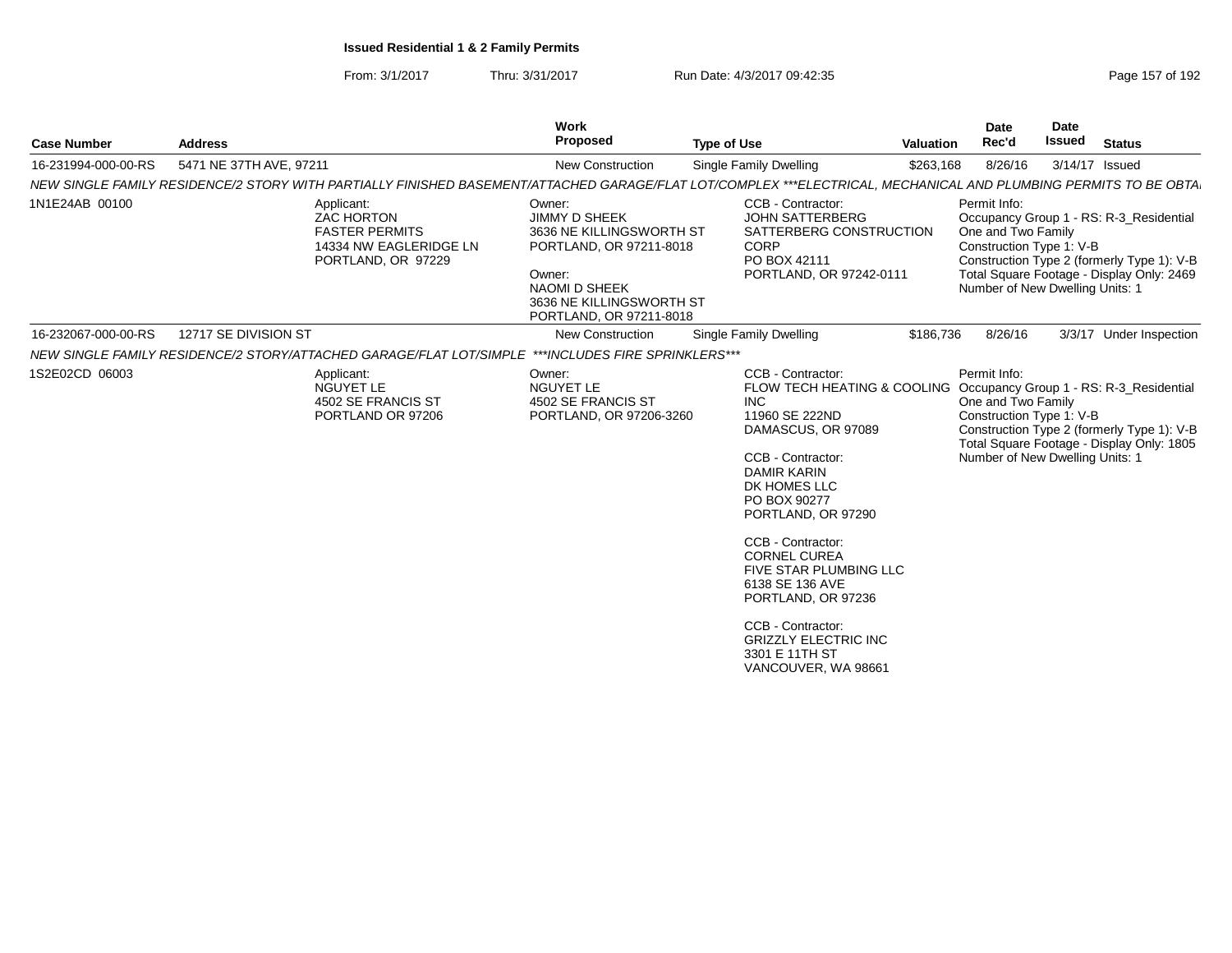**Issued Residential 1 & 2 Family Permits**

From: 3/1/2017 Thru: 3/31/2017 Run Date: 4/3/2017 09:42:35

| Case Number | Address | Work Proposed | Type of Use | Valuation | Date Rec'd | Date Issued | Status |
|---|---|---|---|---|---|---|---|
| 16-231994-000-00-RS | 5471 NE 37TH AVE, 97211 | New Construction | Single Family Dwelling | $263,168 | 8/26/16 | 3/14/17 | Issued |

*NEW SINGLE FAMILY RESIDENCE/2 STORY WITH PARTIALLY FINISHED BASEMENT/ATTACHED GARAGE/FLAT LOT/COMPLEX ***ELECTRICAL, MECHANICAL AND PLUMBING PERMITS TO BE OBTA*

1N1E24AB 00100

Applicant:
ZAC HORTON
FASTER PERMITS
14334 NW EAGLERIDGE LN
PORTLAND, OR 97229

Owner:
JIMMY D SHEEK
3636 NE KILLINGSWORTH ST
PORTLAND, OR 97211-8018

Owner:
NAOMI D SHEEK
3636 NE KILLINGSWORTH ST
PORTLAND, OR 97211-8018

CCB - Contractor:
JOHN SATTERBERG
SATTERBERG CONSTRUCTION CORP
PO BOX 42111
PORTLAND, OR 97242-0111

Permit Info:
Occupancy Group 1 - RS: R-3_Residential One and Two Family
Construction Type 1: V-B
Construction Type 2 (formerly Type 1): V-B
Total Square Footage - Display Only: 2469
Number of New Dwelling Units: 1

| Case Number | Address | Work Proposed | Type of Use | Valuation | Date Rec'd | Date Issued | Status |
|---|---|---|---|---|---|---|---|
| 16-232067-000-00-RS | 12717 SE DIVISION ST | New Construction | Single Family Dwelling | $186,736 | 8/26/16 | 3/3/17 | Under Inspection |

*NEW SINGLE FAMILY RESIDENCE/2 STORY/ATTACHED GARAGE/FLAT LOT/SIMPLE ***INCLUDES FIRE SPRINKLERS****

1S2E02CD 06003

Applicant:
NGUYET LE
4502 SE FRANCIS ST
PORTLAND OR 97206

Owner:
NGUYET LE
4502 SE FRANCIS ST
PORTLAND, OR 97206-3260

CCB - Contractor:
FLOW TECH HEATING & COOLING INC
11960 SE 222ND
DAMASCUS, OR 97089

CCB - Contractor:
DAMIR KARIN
DK HOMES LLC
PO BOX 90277
PORTLAND, OR 97290

CCB - Contractor:
CORNEL CUREA
FIVE STAR PLUMBING LLC
6138 SE 136 AVE
PORTLAND, OR 97236

CCB - Contractor:
GRIZZLY ELECTRIC INC
3301 E 11TH ST
VANCOUVER, WA 98661

Permit Info:
Occupancy Group 1 - RS: R-3_Residential One and Two Family
Construction Type 1: V-B
Construction Type 2 (formerly Type 1): V-B
Total Square Footage - Display Only: 1805
Number of New Dwelling Units: 1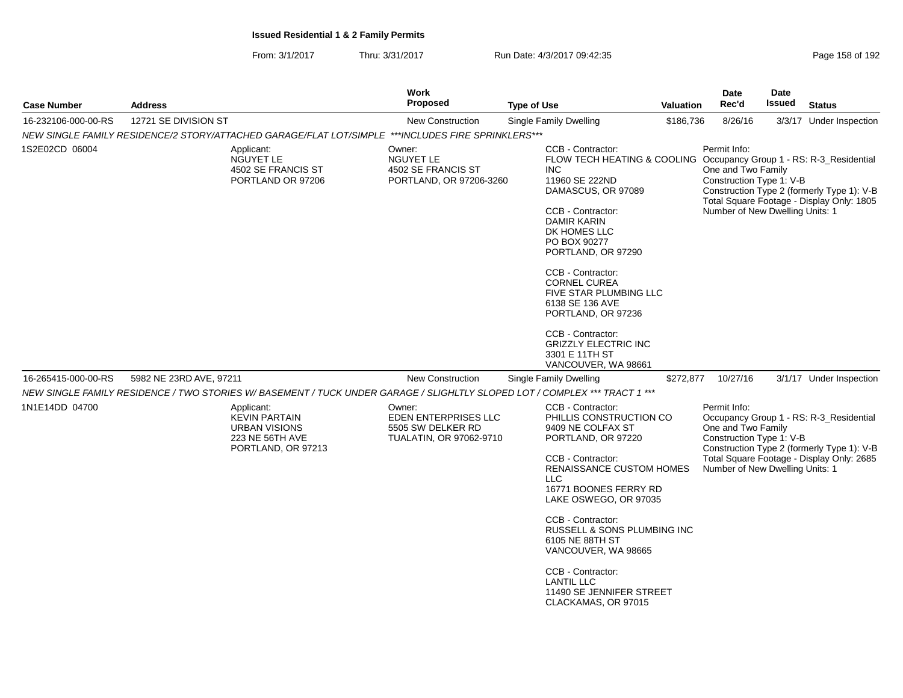**Issued Residential 1 & 2 Family Permits**

From: 3/1/2017 Thru: 3/31/2017 Run Date: 4/3/2017 09:42:35

| Case Number | Address | Work Proposed | Type of Use | Valuation | Date Rec'd | Date Issued | Status |
|---|---|---|---|---|---|---|---|
| 16-232106-000-00-RS | 12721 SE DIVISION ST | New Construction | Single Family Dwelling | $186,736 | 8/26/16 | 3/3/17 | Under Inspection |

*NEW SINGLE FAMILY RESIDENCE/2 STORY/ATTACHED GARAGE/FLAT LOT/SIMPLE \*\*\*INCLUDES FIRE SPRINKLERS\*\*\**

1S2E02CD 06004

Applicant:
NGUYET LE
4502 SE FRANCIS ST
PORTLAND OR 97206

Owner:
NGUYET LE
4502 SE FRANCIS ST
PORTLAND, OR 97206-3260

CCB - Contractor:
FLOW TECH HEATING & COOLING INC
11960 SE 222ND
DAMASCUS, OR 97089

CCB - Contractor:
DAMIR KARIN
DK HOMES LLC
PO BOX 90277
PORTLAND, OR 97290

CCB - Contractor:
CORNEL CUREA
FIVE STAR PLUMBING LLC
6138 SE 136 AVE
PORTLAND, OR 97236

CCB - Contractor:
GRIZZLY ELECTRIC INC
3301 E 11TH ST
VANCOUVER, WA 98661

Permit Info:
Occupancy Group 1 - RS: R-3_Residential One and Two Family
Construction Type 1: V-B
Construction Type 2 (formerly Type 1): V-B
Total Square Footage - Display Only: 1805
Number of New Dwelling Units: 1

| Case Number | Address | Work Proposed | Type of Use | Valuation | Date Rec'd | Date Issued | Status |
|---|---|---|---|---|---|---|---|
| 16-265415-000-00-RS | 5982 NE 23RD AVE, 97211 | New Construction | Single Family Dwelling | $272,877 | 10/27/16 | 3/1/17 | Under Inspection |

*NEW SINGLE FAMILY RESIDENCE / TWO STORIES W/ BASEMENT / TUCK UNDER GARAGE / SLIGHLTLY SLOPED LOT / COMPLEX \*\*\* TRACT 1 \*\*\**

1N1E14DD 04700

Applicant:
KEVIN PARTAIN
URBAN VISIONS
223 NE 56TH AVE
PORTLAND, OR 97213

Owner:
EDEN ENTERPRISES LLC
5505 SW DELKER RD
TUALATIN, OR 97062-9710

CCB - Contractor:
PHILLIS CONSTRUCTION CO
9409 NE COLFAX ST
PORTLAND, OR 97220

CCB - Contractor:
RENAISSANCE CUSTOM HOMES LLC
16771 BOONES FERRY RD
LAKE OSWEGO, OR 97035

CCB - Contractor:
RUSSELL & SONS PLUMBING INC
6105 NE 88TH ST
VANCOUVER, WA 98665

CCB - Contractor:
LANTIL LLC
11490 SE JENNIFER STREET
CLACKAMAS, OR 97015

Permit Info:
Occupancy Group 1 - RS: R-3_Residential One and Two Family
Construction Type 1: V-B
Construction Type 2 (formerly Type 1): V-B
Total Square Footage - Display Only: 2685
Number of New Dwelling Units: 1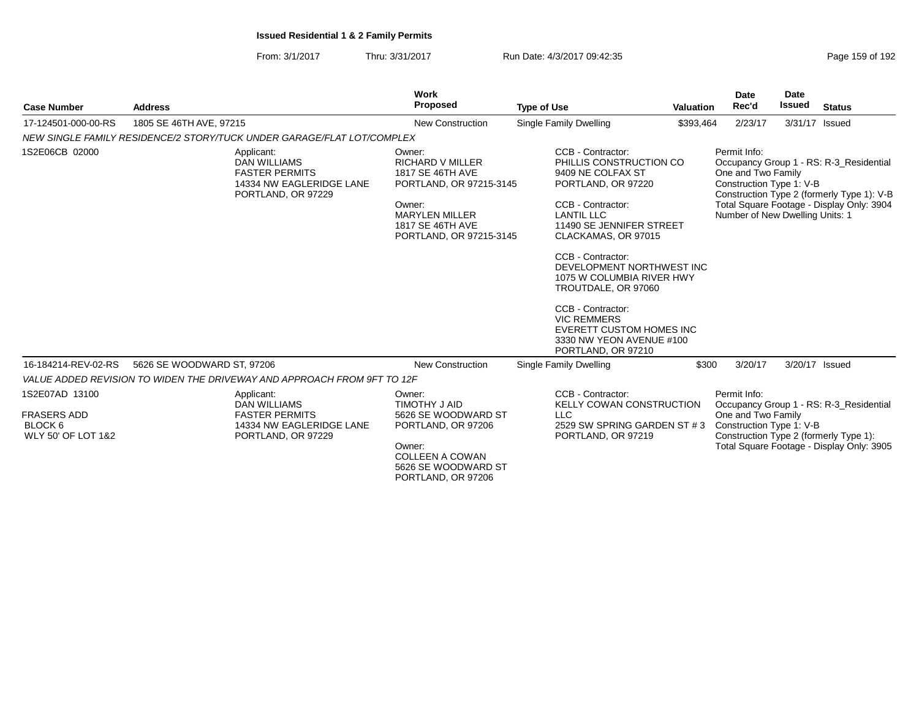**Issued Residential 1 & 2 Family Permits**

From: 3/1/2017 Thru: 3/31/2017 Run Date: 4/3/2017 09:42:35

| Case Number | Address | Work Proposed | Type of Use | Valuation | Date Rec'd | Date Issued | Status |
|---|---|---|---|---|---|---|---|
| 17-124501-000-00-RS | 1805 SE 46TH AVE, 97215 | New Construction | Single Family Dwelling | $393,464 | 2/23/17 | 3/31/17 | Issued |

*NEW SINGLE FAMILY RESIDENCE/2 STORY/TUCK UNDER GARAGE/FLAT LOT/COMPLEX*

1S2E06CB 02000

Applicant:
DAN WILLIAMS
FASTER PERMITS
14334 NW EAGLERIDGE LANE
PORTLAND, OR 97229

Owner:
RICHARD V MILLER
1817 SE 46TH AVE
PORTLAND, OR 97215-3145

Owner:
MARYLEN MILLER
1817 SE 46TH AVE
PORTLAND, OR 97215-3145

CCB - Contractor:
PHILLIS CONSTRUCTION CO
9409 NE COLFAX ST
PORTLAND, OR 97220

CCB - Contractor:
LANTIL LLC
11490 SE JENNIFER STREET
CLACKAMAS, OR 97015

CCB - Contractor:
DEVELOPMENT NORTHWEST INC
1075 W COLUMBIA RIVER HWY
TROUTDALE, OR 97060

CCB - Contractor:
VIC REMMERS
EVERETT CUSTOM HOMES INC
3330 NW YEON AVENUE #100
PORTLAND, OR 97210

Permit Info:
Occupancy Group 1 - RS: R-3_Residential One and Two Family
Construction Type 1: V-B
Construction Type 2 (formerly Type 1): V-B
Total Square Footage - Display Only: 3904
Number of New Dwelling Units: 1

| Case Number | Address | Work Proposed | Type of Use | Valuation | Date Rec'd | Date Issued | Status |
|---|---|---|---|---|---|---|---|
| 16-184214-REV-02-RS | 5626 SE WOODWARD ST, 97206 | New Construction | Single Family Dwelling | $300 | 3/20/17 | 3/20/17 | Issued |

*VALUE ADDED REVISION TO WIDEN THE DRIVEWAY AND APPROACH FROM 9FT TO 12F*

1S2E07AD 13100

FRASERS ADD
BLOCK 6
WLY 50' OF LOT 1&2

Applicant:
DAN WILLIAMS
FASTER PERMITS
14334 NW EAGLERIDGE LANE
PORTLAND, OR 97229

Owner:
TIMOTHY J AID
5626 SE WOODWARD ST
PORTLAND, OR 97206

Owner:
COLLEEN A COWAN
5626 SE WOODWARD ST
PORTLAND, OR 97206

CCB - Contractor:
KELLY COWAN CONSTRUCTION LLC
2529 SW SPRING GARDEN ST # 3
PORTLAND, OR 97219

Permit Info:
Occupancy Group 1 - RS: R-3_Residential One and Two Family
Construction Type 1: V-B
Construction Type 2 (formerly Type 1):
Total Square Footage - Display Only: 3905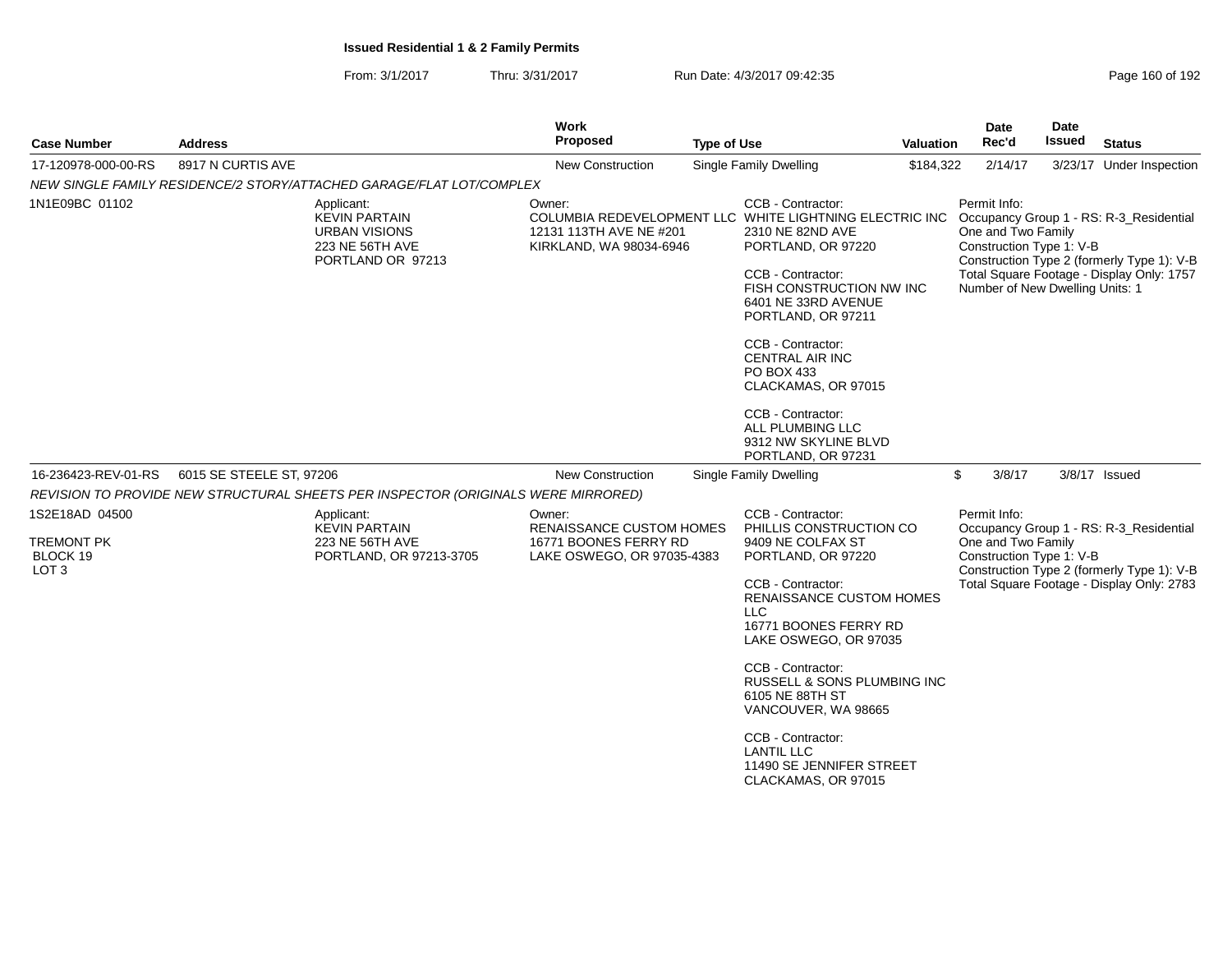**Issued Residential 1 & 2 Family Permits**

From: 3/1/2017 Thru: 3/31/2017 Run Date: 4/3/2017 09:42:35

| Case Number | Address | Work Proposed | Type of Use | Valuation | Date Rec'd | Date Issued | Status |
|---|---|---|---|---|---|---|---|
| 17-120978-000-00-RS | 8917 N CURTIS AVE | New Construction | Single Family Dwelling | $184,322 | 2/14/17 | 3/23/17 | Under Inspection |

NEW SINGLE FAMILY RESIDENCE/2 STORY/ATTACHED GARAGE/FLAT LOT/COMPLEX

1N1E09BC 01102

Applicant:
KEVIN PARTAIN
URBAN VISIONS
223 NE 56TH AVE
PORTLAND OR 97213

Owner:
COLUMBIA REDEVELOPMENT LLC
12131 113TH AVE NE #201
KIRKLAND, WA 98034-6946

CCB - Contractor:
WHITE LIGHTNING ELECTRIC INC
2310 NE 82ND AVE
PORTLAND, OR 97220

CCB - Contractor:
FISH CONSTRUCTION NW INC
6401 NE 33RD AVENUE
PORTLAND, OR 97211

CCB - Contractor:
CENTRAL AIR INC
PO BOX 433
CLACKAMAS, OR 97015

CCB - Contractor:
ALL PLUMBING LLC
9312 NW SKYLINE BLVD
PORTLAND, OR 97231

Permit Info:
Occupancy Group 1 - RS: R-3_Residential One and Two Family
Construction Type 1: V-B
Construction Type 2 (formerly Type 1): V-B
Total Square Footage - Display Only: 1757
Number of New Dwelling Units: 1

| Case Number | Address | Work Proposed | Type of Use | Valuation | Date Rec'd | Date Issued | Status |
|---|---|---|---|---|---|---|---|
| 16-236423-REV-01-RS | 6015 SE STEELE ST, 97206 | New Construction | Single Family Dwelling | $ | 3/8/17 | 3/8/17 | Issued |

REVISION TO PROVIDE NEW STRUCTURAL SHEETS PER INSPECTOR (ORIGINALS WERE MIRRORED)

1S2E18AD 04500
TREMONT PK
BLOCK 19
LOT 3

Applicant:
KEVIN PARTAIN
223 NE 56TH AVE
PORTLAND, OR 97213-3705

Owner:
RENAISSANCE CUSTOM HOMES
16771 BOONES FERRY RD
LAKE OSWEGO, OR 97035-4383

CCB - Contractor:
PHILLIS CONSTRUCTION CO
9409 NE COLFAX ST
PORTLAND, OR 97220

CCB - Contractor:
RENAISSANCE CUSTOM HOMES LLC
16771 BOONES FERRY RD
LAKE OSWEGO, OR 97035

CCB - Contractor:
RUSSELL & SONS PLUMBING INC
6105 NE 88TH ST
VANCOUVER, WA 98665

CCB - Contractor:
LANTIL LLC
11490 SE JENNIFER STREET
CLACKAMAS, OR 97015

Permit Info:
Occupancy Group 1 - RS: R-3_Residential One and Two Family
Construction Type 1: V-B
Construction Type 2 (formerly Type 1): V-B
Total Square Footage - Display Only: 2783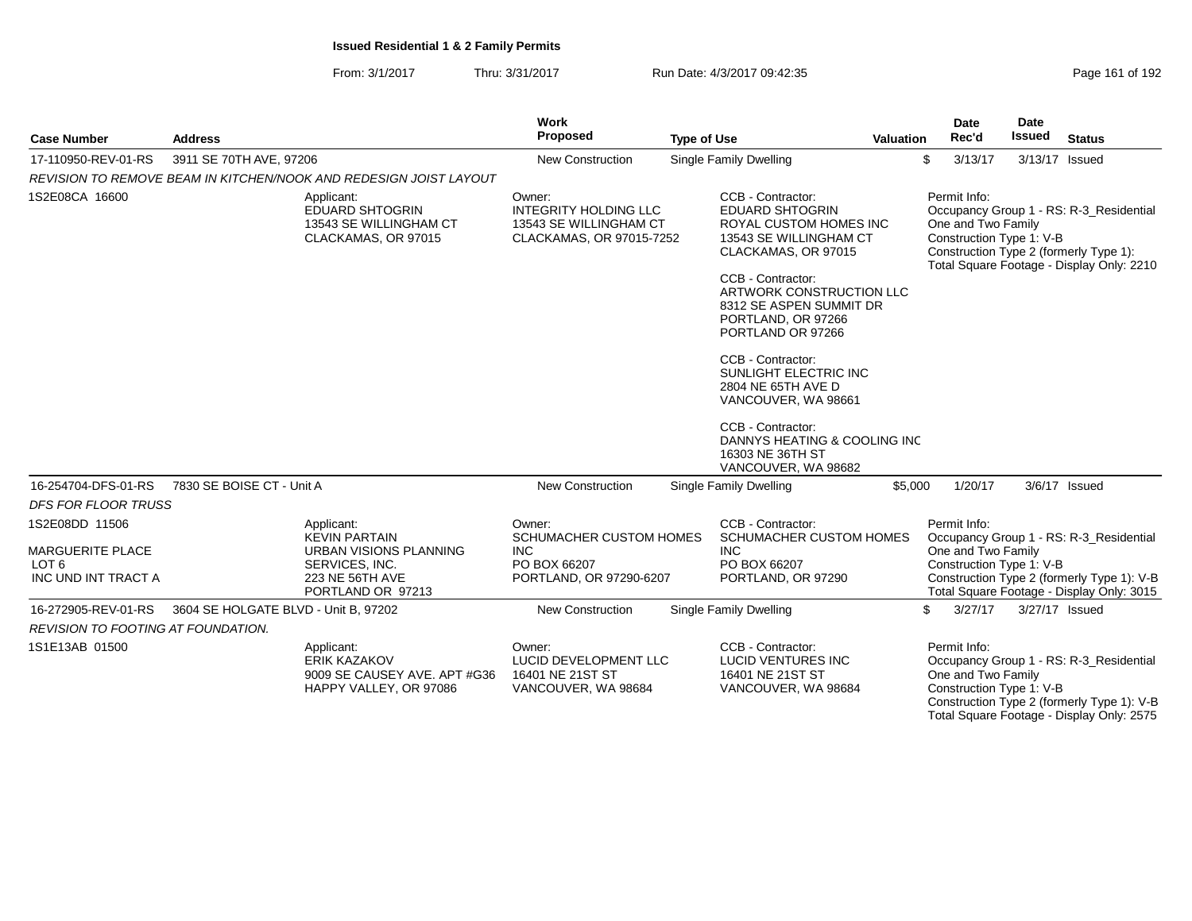**Issued Residential 1 & 2 Family Permits**

From: 3/1/2017 Thru: 3/31/2017 Run Date: 4/3/2017 09:42:35

| Case Number | Address | Work Proposed | Type of Use | Valuation | Date Rec'd | Date Issued | Status |
|---|---|---|---|---|---|---|---|
| 17-110950-REV-01-RS | 3911 SE 70TH AVE, 97206 | New Construction | Single Family Dwelling | $ | 3/13/17 | 3/13/17 | Issued |

*REVISION TO REMOVE BEAM IN KITCHEN/NOOK AND REDESIGN JOIST LAYOUT*

1S2E08CA 16600

Applicant:
EDUARD SHTOGRIN
13543 SE WILLINGHAM CT
CLACKAMAS, OR 97015

Owner:
INTEGRITY HOLDING LLC
13543 SE WILLINGHAM CT
CLACKAMAS, OR 97015-7252

CCB - Contractor:
EDUARD SHTOGRIN
ROYAL CUSTOM HOMES INC
13543 SE WILLINGHAM CT
CLACKAMAS, OR 97015

CCB - Contractor:
ARTWORK CONSTRUCTION LLC
8312 SE ASPEN SUMMIT DR
PORTLAND, OR 97266
PORTLAND OR 97266

CCB - Contractor:
SUNLIGHT ELECTRIC INC
2804 NE 65TH AVE D
VANCOUVER, WA 98661

CCB - Contractor:
DANNYS HEATING & COOLING INC
16303 NE 36TH ST
VANCOUVER, WA 98682

Permit Info:
Occupancy Group 1 - RS: R-3_Residential One and Two Family
Construction Type 1: V-B
Construction Type 2 (formerly Type 1):
Total Square Footage - Display Only: 2210

| Case Number | Address | Work Proposed | Type of Use | Valuation | Date Rec'd | Date Issued | Status |
|---|---|---|---|---|---|---|---|
| 16-254704-DFS-01-RS | 7830 SE BOISE CT - Unit A | New Construction | Single Family Dwelling | $5,000 | 1/20/17 | 3/6/17 | Issued |

*DFS FOR FLOOR TRUSS*

1S2E08DD 11506

MARGUERITE PLACE
LOT 6
INC UND INT TRACT A

Applicant:
KEVIN PARTAIN
URBAN VISIONS PLANNING SERVICES, INC.
223 NE 56TH AVE
PORTLAND OR 97213

Owner:
SCHUMACHER CUSTOM HOMES INC
PO BOX 66207
PORTLAND, OR 97290-6207

CCB - Contractor:
SCHUMACHER CUSTOM HOMES INC
PO BOX 66207
PORTLAND, OR 97290

Permit Info:
Occupancy Group 1 - RS: R-3_Residential One and Two Family
Construction Type 1: V-B
Construction Type 2 (formerly Type 1): V-B
Total Square Footage - Display Only: 3015

| Case Number | Address | Work Proposed | Type of Use | Valuation | Date Rec'd | Date Issued | Status |
|---|---|---|---|---|---|---|---|
| 16-272905-REV-01-RS | 3604 SE HOLGATE BLVD - Unit B, 97202 | New Construction | Single Family Dwelling | $ | 3/27/17 | 3/27/17 | Issued |

*REVISION TO FOOTING AT FOUNDATION.*

1S1E13AB 01500

Applicant:
ERIK KAZAKOV
9009 SE CAUSEY AVE. APT #G36
HAPPY VALLEY, OR 97086

Owner:
LUCID DEVELOPMENT LLC
16401 NE 21ST ST
VANCOUVER, WA 98684

CCB - Contractor:
LUCID VENTURES INC
16401 NE 21ST ST
VANCOUVER, WA 98684

Permit Info:
Occupancy Group 1 - RS: R-3_Residential One and Two Family
Construction Type 1: V-B
Construction Type 2 (formerly Type 1): V-B
Total Square Footage - Display Only: 2575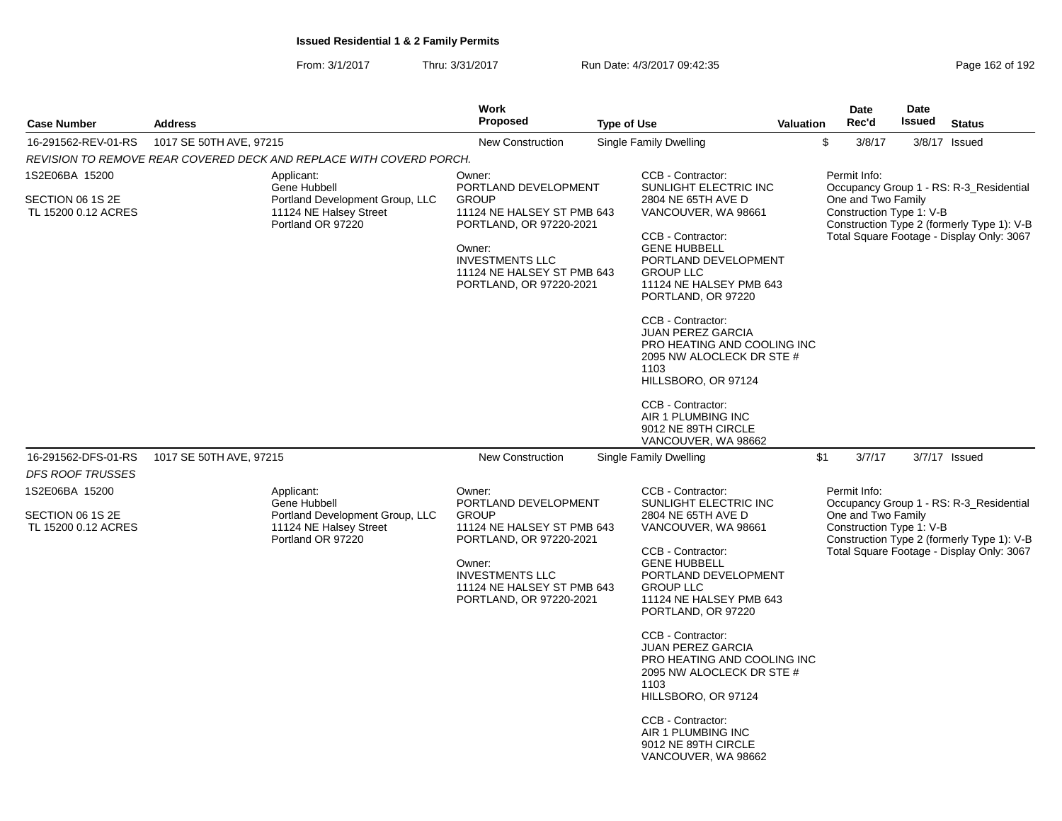**Issued Residential 1 & 2 Family Permits**

From: 3/1/2017 Thru: 3/31/2017 Run Date: 4/3/2017 09:42:35

| Case Number | Address | Work Proposed | Type of Use | Valuation | Date Rec'd | Date Issued | Status |
|---|---|---|---|---|---|---|---|
| 16-291562-REV-01-RS | 1017 SE 50TH AVE, 97215 | New Construction | Single Family Dwelling | $ | 3/8/17 | 3/8/17 | Issued |

*REVISION TO REMOVE REAR COVERED DECK AND REPLACE WITH COVERD PORCH.*

1S2E06BA 15200

SECTION 06 1S 2E
TL 15200 0.12 ACRES

Applicant:
Gene Hubbell
Portland Development Group, LLC
11124 NE Halsey Street
Portland OR 97220

Owner:
PORTLAND DEVELOPMENT GROUP
11124 NE HALSEY ST PMB 643
PORTLAND, OR 97220-2021

Owner:
INVESTMENTS LLC
11124 NE HALSEY ST PMB 643
PORTLAND, OR 97220-2021

CCB - Contractor:
SUNLIGHT ELECTRIC INC
2804 NE 65TH AVE D
VANCOUVER, WA 98661

CCB - Contractor:
GENE HUBBELL
PORTLAND DEVELOPMENT GROUP LLC
11124 NE HALSEY PMB 643
PORTLAND, OR 97220

CCB - Contractor:
JUAN PEREZ GARCIA
PRO HEATING AND COOLING INC
2095 NW ALOCLECK DR STE # 1103
HILLSBORO, OR 97124

CCB - Contractor:
AIR 1 PLUMBING INC
9012 NE 89TH CIRCLE
VANCOUVER, WA 98662

Permit Info:
Occupancy Group 1 - RS: R-3_Residential One and Two Family
Construction Type 1: V-B
Construction Type 2 (formerly Type 1): V-B
Total Square Footage - Display Only: 3067

| Case Number | Address | Work Proposed | Type of Use | Valuation | Date Rec'd | Date Issued | Status |
|---|---|---|---|---|---|---|---|
| 16-291562-DFS-01-RS | 1017 SE 50TH AVE, 97215 | New Construction | Single Family Dwelling | $1 | 3/7/17 | 3/7/17 | Issued |

*DFS ROOF TRUSSES*

1S2E06BA 15200

SECTION 06 1S 2E
TL 15200 0.12 ACRES

Applicant:
Gene Hubbell
Portland Development Group, LLC
11124 NE Halsey Street
Portland OR 97220

Owner:
PORTLAND DEVELOPMENT GROUP
11124 NE HALSEY ST PMB 643
PORTLAND, OR 97220-2021

Owner:
INVESTMENTS LLC
11124 NE HALSEY ST PMB 643
PORTLAND, OR 97220-2021

CCB - Contractor:
SUNLIGHT ELECTRIC INC
2804 NE 65TH AVE D
VANCOUVER, WA 98661

CCB - Contractor:
GENE HUBBELL
PORTLAND DEVELOPMENT GROUP LLC
11124 NE HALSEY PMB 643
PORTLAND, OR 97220

CCB - Contractor:
JUAN PEREZ GARCIA
PRO HEATING AND COOLING INC
2095 NW ALOCLECK DR STE # 1103
HILLSBORO, OR 97124

CCB - Contractor:
AIR 1 PLUMBING INC
9012 NE 89TH CIRCLE
VANCOUVER, WA 98662

Permit Info:
Occupancy Group 1 - RS: R-3_Residential One and Two Family
Construction Type 1: V-B
Construction Type 2 (formerly Type 1): V-B
Total Square Footage - Display Only: 3067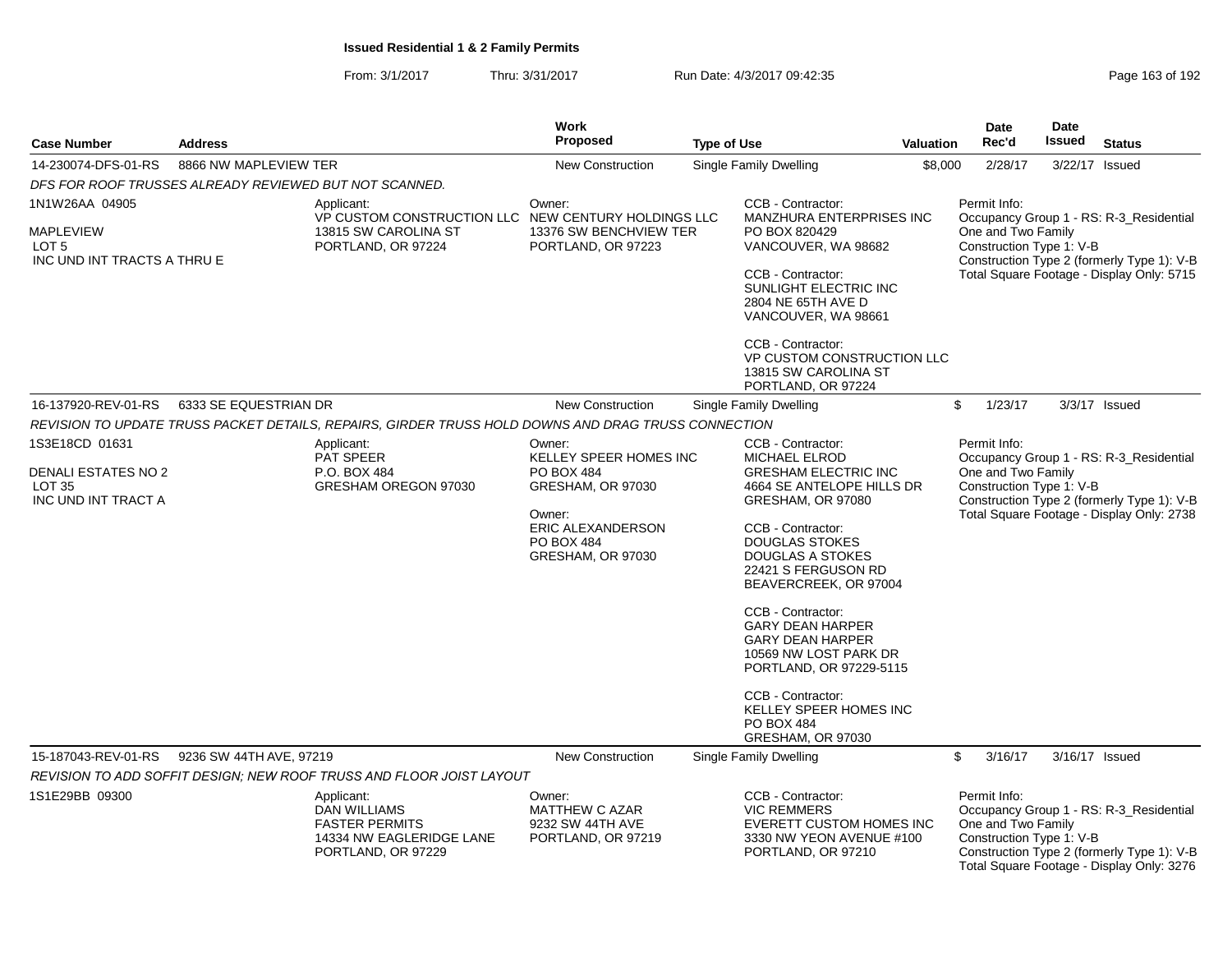# Issued Residential 1 & 2 Family Permits

From: 3/1/2017 Thru: 3/31/2017 Run Date: 4/3/2017 09:42:35

| Case Number | Address | Work Proposed | Type of Use | Valuation | Date Rec'd | Date Issued | Status |
|---|---|---|---|---|---|---|---|
| 14-230074-DFS-01-RS | 8866 NW MAPLEVIEW TER | New Construction | Single Family Dwelling | $8,000 | 2/28/17 | 3/22/17 | Issued |

*DFS FOR ROOF TRUSSES ALREADY REVIEWED BUT NOT SCANNED.*

1N1W26AA 04905

MAPLEVIEW
LOT 5
INC UND INT TRACTS A THRU E

Applicant:
VP CUSTOM CONSTRUCTION LLC
13815 SW CAROLINA ST
PORTLAND, OR 97224

Owner:
NEW CENTURY HOLDINGS LLC
13376 SW BENCHVIEW TER
PORTLAND, OR 97223

CCB - Contractor:
MANZHURA ENTERPRISES INC
PO BOX 820429
VANCOUVER, WA 98682

CCB - Contractor:
SUNLIGHT ELECTRIC INC
2804 NE 65TH AVE D
VANCOUVER, WA 98661

CCB - Contractor:
VP CUSTOM CONSTRUCTION LLC
13815 SW CAROLINA ST
PORTLAND, OR 97224

Permit Info:
Occupancy Group 1 - RS: R-3_Residential One and Two Family
Construction Type 1: V-B
Construction Type 2 (formerly Type 1): V-B
Total Square Footage - Display Only: 5715

| Case Number | Address | Work Proposed | Type of Use | Valuation | Date Rec'd | Date Issued | Status |
|---|---|---|---|---|---|---|---|
| 16-137920-REV-01-RS | 6333 SE EQUESTRIAN DR | New Construction | Single Family Dwelling | $ | 1/23/17 | 3/3/17 | Issued |

*REVISION TO UPDATE TRUSS PACKET DETAILS, REPAIRS, GIRDER TRUSS HOLD DOWNS AND DRAG TRUSS CONNECTION*

1S3E18CD 01631

DENALI ESTATES NO 2
LOT 35
INC UND INT TRACT A

Applicant:
PAT SPEER
P.O. BOX 484
GRESHAM OREGON 97030

Owner:
KELLEY SPEER HOMES INC
PO BOX 484
GRESHAM, OR 97030

Owner:
ERIC ALEXANDERSON
PO BOX 484
GRESHAM, OR 97030

CCB - Contractor:
MICHAEL ELROD
GRESHAM ELECTRIC INC
4664 SE ANTELOPE HILLS DR
GRESHAM, OR 97080

CCB - Contractor:
DOUGLAS STOKES
DOUGLAS A STOKES
22421 S FERGUSON RD
BEAVERCREEK, OR 97004

CCB - Contractor:
GARY DEAN HARPER
GARY DEAN HARPER
10569 NW LOST PARK DR
PORTLAND, OR 97229-5115

CCB - Contractor:
KELLEY SPEER HOMES INC
PO BOX 484
GRESHAM, OR 97030

Permit Info:
Occupancy Group 1 - RS: R-3_Residential One and Two Family
Construction Type 1: V-B
Construction Type 2 (formerly Type 1): V-B
Total Square Footage - Display Only: 2738

| Case Number | Address | Work Proposed | Type of Use | Valuation | Date Rec'd | Date Issued | Status |
|---|---|---|---|---|---|---|---|
| 15-187043-REV-01-RS | 9236 SW 44TH AVE, 97219 | New Construction | Single Family Dwelling | $ | 3/16/17 | 3/16/17 | Issued |

*REVISION TO ADD SOFFIT DESIGN; NEW ROOF TRUSS AND FLOOR JOIST LAYOUT*

1S1E29BB 09300

Applicant:
DAN WILLIAMS
FASTER PERMITS
14334 NW EAGLERIDGE LANE
PORTLAND, OR 97229

Owner:
MATTHEW C AZAR
9232 SW 44TH AVE
PORTLAND, OR 97219

CCB - Contractor:
VIC REMMERS
EVERETT CUSTOM HOMES INC
3330 NW YEON AVENUE #100
PORTLAND, OR 97210

Permit Info:
Occupancy Group 1 - RS: R-3_Residential One and Two Family
Construction Type 1: V-B
Construction Type 2 (formerly Type 1): V-B
Total Square Footage - Display Only: 3276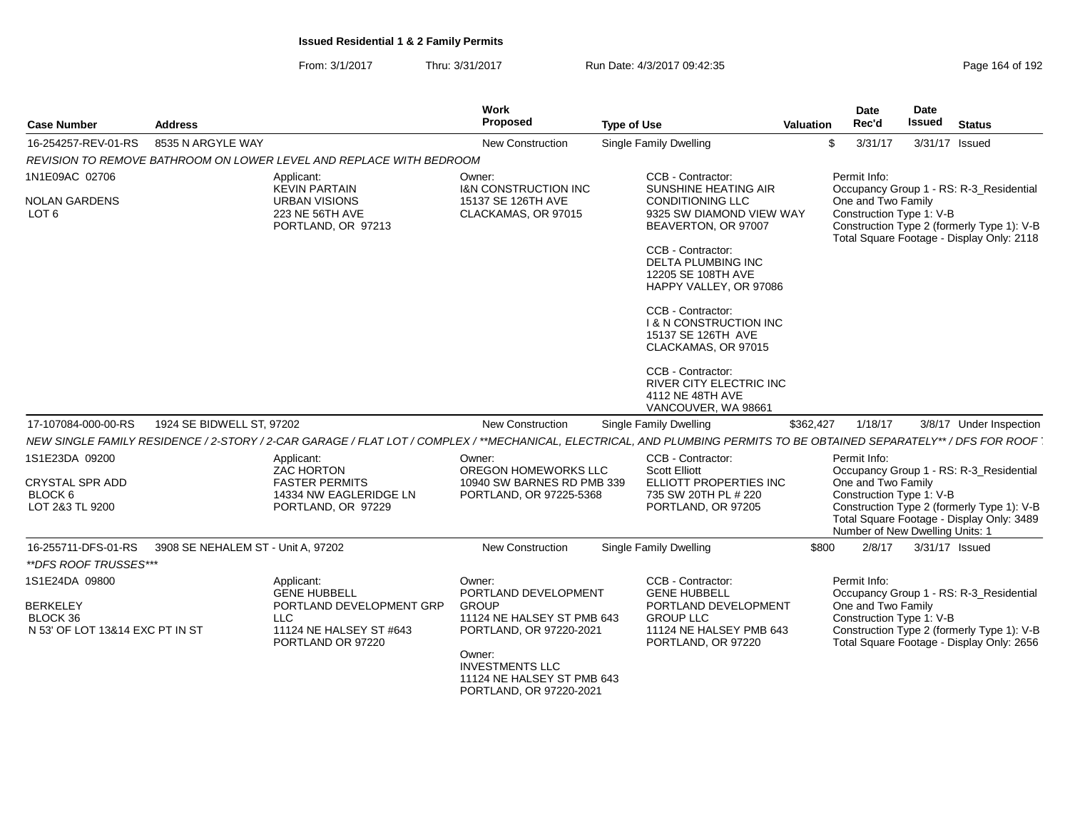**Issued Residential 1 & 2 Family Permits**

From: 3/1/2017 Thru: 3/31/2017 Run Date: 4/3/2017 09:42:35

| Case Number | Address | Work Proposed | Type of Use | Valuation | Date Rec'd | Date Issued | Status |
|---|---|---|---|---|---|---|---|
| 16-254257-REV-01-RS | 8535 N ARGYLE WAY | New Construction | Single Family Dwelling | $ | 3/31/17 | 3/31/17 | Issued |

*REVISION TO REMOVE BATHROOM ON LOWER LEVEL AND REPLACE WITH BEDROOM*

1N1E09AC 02706
NOLAN GARDENS
LOT 6

Applicant:
KEVIN PARTAIN
URBAN VISIONS
223 NE 56TH AVE
PORTLAND, OR 97213

Owner:
I&N CONSTRUCTION INC
15137 SE 126TH AVE
CLACKAMAS, OR 97015

CCB - Contractor:
SUNSHINE HEATING AIR CONDITIONING LLC
9325 SW DIAMOND VIEW WAY
BEAVERTON, OR 97007

CCB - Contractor:
DELTA PLUMBING INC
12205 SE 108TH AVE
HAPPY VALLEY, OR 97086

CCB - Contractor:
I & N CONSTRUCTION INC
15137 SE 126TH AVE
CLACKAMAS, OR 97015

CCB - Contractor:
RIVER CITY ELECTRIC INC
4112 NE 48TH AVE
VANCOUVER, WA 98661

Permit Info:
Occupancy Group 1 - RS: R-3_Residential One and Two Family
Construction Type 1: V-B
Construction Type 2 (formerly Type 1): V-B
Total Square Footage - Display Only: 2118

| Case Number | Address | Work Proposed | Type of Use | Valuation | Date Rec'd | Date Issued | Status |
|---|---|---|---|---|---|---|---|
| 17-107084-000-00-RS | 1924 SE BIDWELL ST, 97202 | New Construction | Single Family Dwelling | $362,427 | 1/18/17 | 3/8/17 | Under Inspection |

*NEW SINGLE FAMILY RESIDENCE / 2-STORY / 2-CAR GARAGE / FLAT LOT / COMPLEX / **MECHANICAL, ELECTRICAL, AND PLUMBING PERMITS TO BE OBTAINED SEPARATELY** / DFS FOR ROOF T*

1S1E23DA 09200
CRYSTAL SPR ADD
BLOCK 6
LOT 2&3 TL 9200

Applicant:
ZAC HORTON
FASTER PERMITS
14334 NW EAGLERIDGE LN
PORTLAND, OR 97229

Owner:
OREGON HOMEWORKS LLC
10940 SW BARNES RD PMB 339
PORTLAND, OR 97225-5368

CCB - Contractor:
Scott Elliott
ELLIOTT PROPERTIES INC
735 SW 20TH PL # 220
PORTLAND, OR 97205

Permit Info:
Occupancy Group 1 - RS: R-3_Residential One and Two Family
Construction Type 1: V-B
Construction Type 2 (formerly Type 1): V-B
Total Square Footage - Display Only: 3489
Number of New Dwelling Units: 1

| Case Number | Address | Work Proposed | Type of Use | Valuation | Date Rec'd | Date Issued | Status |
|---|---|---|---|---|---|---|---|
| 16-255711-DFS-01-RS | 3908 SE NEHALEM ST - Unit A, 97202 | New Construction | Single Family Dwelling | $800 | 2/8/17 | 3/31/17 | Issued |

****DFS ROOF TRUSSES****

1S1E24DA 09800
BERKELEY
BLOCK 36
N 53' OF LOT 13&14 EXC PT IN ST

Applicant:
GENE HUBBELL
PORTLAND DEVELOPMENT GRP LLC
11124 NE HALSEY ST #643
PORTLAND OR 97220

Owner:
PORTLAND DEVELOPMENT GROUP
11124 NE HALSEY ST PMB 643
PORTLAND, OR 97220-2021

Owner:
INVESTMENTS LLC
11124 NE HALSEY ST PMB 643
PORTLAND, OR 97220-2021

CCB - Contractor:
GENE HUBBELL
PORTLAND DEVELOPMENT GROUP LLC
11124 NE HALSEY PMB 643
PORTLAND, OR 97220

Permit Info:
Occupancy Group 1 - RS: R-3_Residential One and Two Family
Construction Type 1: V-B
Construction Type 2 (formerly Type 1): V-B
Total Square Footage - Display Only: 2656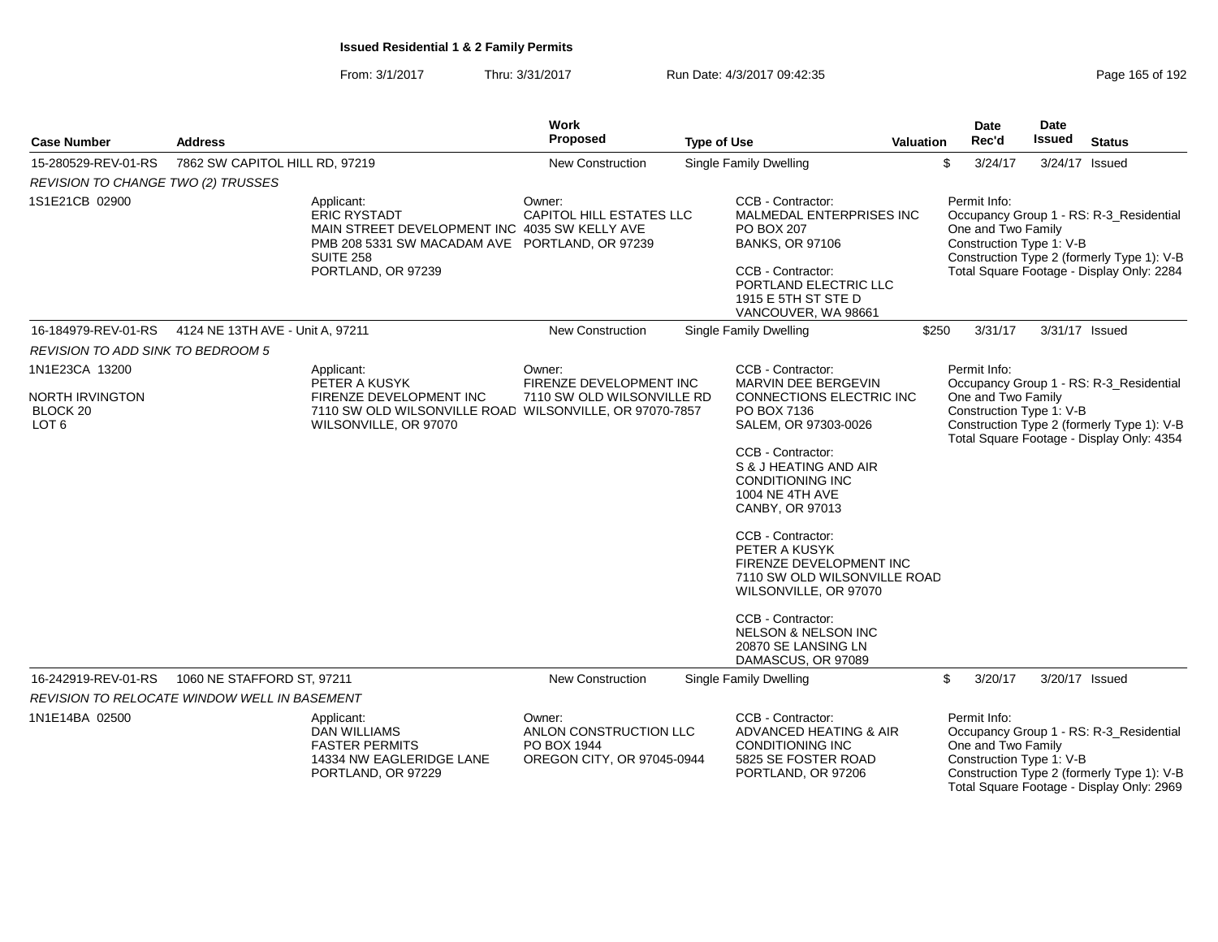**Issued Residential 1 & 2 Family Permits**

From: 3/1/2017 Thru: 3/31/2017 Run Date: 4/3/2017 09:42:35

| Case Number | Address | Work Proposed | Type of Use | Valuation | Date Rec'd | Date Issued | Status |
|---|---|---|---|---|---|---|---|
| 15-280529-REV-01-RS | 7862 SW CAPITOL HILL RD, 97219 | New Construction | Single Family Dwelling | $ | 3/24/17 | 3/24/17 | Issued |

*REVISION TO CHANGE TWO (2) TRUSSES*

1S1E21CB 02900

Applicant:
ERIC RYSTADT
MAIN STREET DEVELOPMENT INC
PMB 208 5331 SW MACADAM AVE
SUITE 258
PORTLAND, OR 97239

Owner:
CAPITOL HILL ESTATES LLC
4035 SW KELLY AVE
PORTLAND, OR 97239

CCB - Contractor:
MALMEDAL ENTERPRISES INC
PO BOX 207
BANKS, OR 97106

CCB - Contractor:
PORTLAND ELECTRIC LLC
1915 E 5TH ST STE D
VANCOUVER, WA 98661

Permit Info:
Occupancy Group 1 - RS: R-3_Residential One and Two Family
Construction Type 1: V-B
Construction Type 2 (formerly Type 1): V-B
Total Square Footage - Display Only: 2284

| Case Number | Address | Work Proposed | Type of Use | Valuation | Date Rec'd | Date Issued | Status |
|---|---|---|---|---|---|---|---|
| 16-184979-REV-01-RS | 4124 NE 13TH AVE - Unit A, 97211 | New Construction | Single Family Dwelling | $250 | 3/31/17 | 3/31/17 | Issued |

*REVISION TO ADD SINK TO BEDROOM 5*

1N1E23CA 13200

NORTH IRVINGTON
BLOCK 20
LOT 6

Applicant:
PETER A KUSYK
FIRENZE DEVELOPMENT INC
7110 SW OLD WILSONVILLE ROAD
WILSONVILLE, OR 97070

Owner:
FIRENZE DEVELOPMENT INC
7110 SW OLD WILSONVILLE RD
WILSONVILLE, OR 97070-7857

CCB - Contractor:
MARVIN DEE BERGEVIN
CONNECTIONS ELECTRIC INC
PO BOX 7136
SALEM, OR 97303-0026

CCB - Contractor:
S & J HEATING AND AIR CONDITIONING INC
1004 NE 4TH AVE
CANBY, OR 97013

CCB - Contractor:
PETER A KUSYK
FIRENZE DEVELOPMENT INC
7110 SW OLD WILSONVILLE ROAD
WILSONVILLE, OR 97070

CCB - Contractor:
NELSON & NELSON INC
20870 SE LANSING LN
DAMASCUS, OR 97089

Permit Info:
Occupancy Group 1 - RS: R-3_Residential One and Two Family
Construction Type 1: V-B
Construction Type 2 (formerly Type 1): V-B
Total Square Footage - Display Only: 4354

| Case Number | Address | Work Proposed | Type of Use | Valuation | Date Rec'd | Date Issued | Status |
|---|---|---|---|---|---|---|---|
| 16-242919-REV-01-RS | 1060 NE STAFFORD ST, 97211 | New Construction | Single Family Dwelling | $ | 3/20/17 | 3/20/17 | Issued |

*REVISION TO RELOCATE WINDOW WELL IN BASEMENT*

1N1E14BA 02500

Applicant:
DAN WILLIAMS
FASTER PERMITS
14334 NW EAGLERIDGE LANE
PORTLAND, OR 97229

Owner:
ANLON CONSTRUCTION LLC
PO BOX 1944
OREGON CITY, OR 97045-0944

CCB - Contractor:
ADVANCED HEATING & AIR CONDITIONING INC
5825 SE FOSTER ROAD
PORTLAND, OR 97206

Permit Info:
Occupancy Group 1 - RS: R-3_Residential One and Two Family
Construction Type 1: V-B
Construction Type 2 (formerly Type 1): V-B
Total Square Footage - Display Only: 2969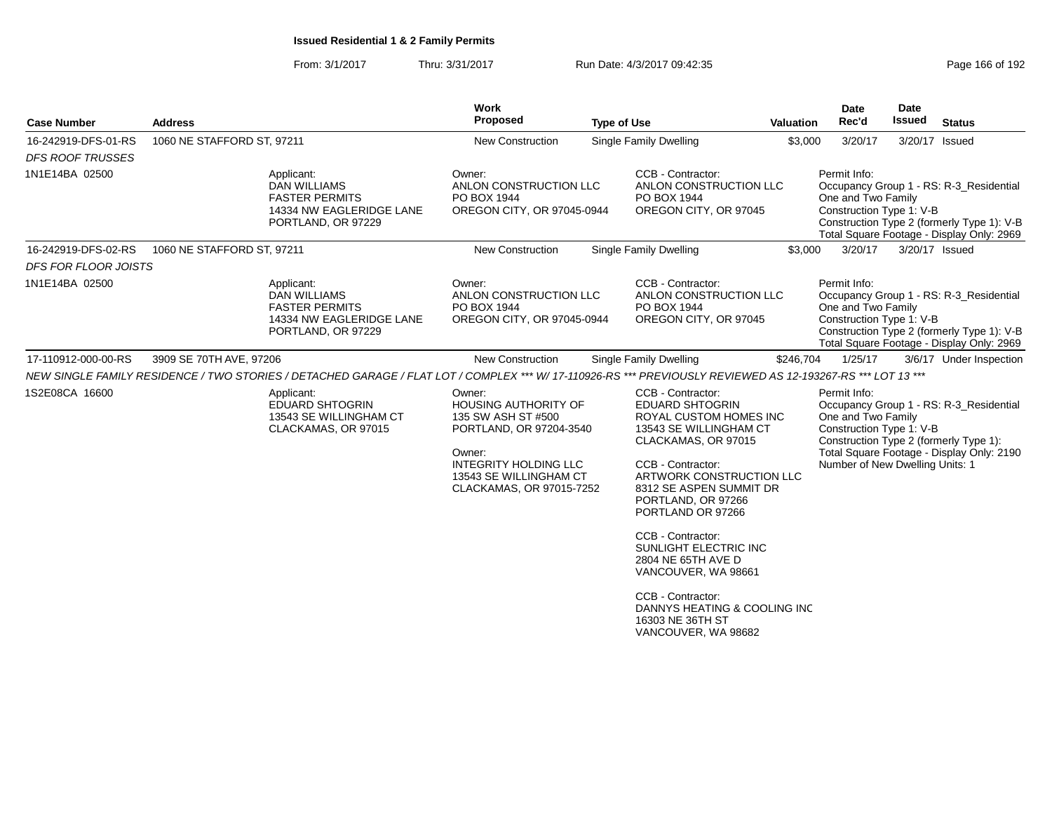**Issued Residential 1 & 2 Family Permits**

From: 3/1/2017 Thru: 3/31/2017 Run Date: 4/3/2017 09:42:35

| Case Number | Address | Work Proposed | Type of Use | Valuation | Date Rec'd | Date Issued | Status |
|---|---|---|---|---|---|---|---|
| 16-242919-DFS-01-RS | 1060 NE STAFFORD ST, 97211 | New Construction | Single Family Dwelling | $3,000 | 3/20/17 | 3/20/17 | Issued |
| *DFS ROOF TRUSSES* | | | | | | | |
| 1N1E14BA 02500 | Applicant: DAN WILLIAMS FASTER PERMITS 14334 NW EAGLERIDGE LANE PORTLAND, OR 97229 | Owner: ANLON CONSTRUCTION LLC PO BOX 1944 OREGON CITY, OR 97045-0944 | CCB - Contractor: ANLON CONSTRUCTION LLC PO BOX 1944 OREGON CITY, OR 97045 | | Permit Info: Occupancy Group 1 - RS: R-3_Residential One and Two Family Construction Type 1: V-B Construction Type 2 (formerly Type 1): V-B Total Square Footage - Display Only: 2969 | | |
| 16-242919-DFS-02-RS | 1060 NE STAFFORD ST, 97211 | New Construction | Single Family Dwelling | $3,000 | 3/20/17 | 3/20/17 | Issued |
| *DFS FOR FLOOR JOISTS* | | | | | | | |
| 1N1E14BA 02500 | Applicant: DAN WILLIAMS FASTER PERMITS 14334 NW EAGLERIDGE LANE PORTLAND, OR 97229 | Owner: ANLON CONSTRUCTION LLC PO BOX 1944 OREGON CITY, OR 97045-0944 | CCB - Contractor: ANLON CONSTRUCTION LLC PO BOX 1944 OREGON CITY, OR 97045 | | Permit Info: Occupancy Group 1 - RS: R-3_Residential One and Two Family Construction Type 1: V-B Construction Type 2 (formerly Type 1): V-B Total Square Footage - Display Only: 2969 | | |
| 17-110912-000-00-RS | 3909 SE 70TH AVE, 97206 | New Construction | Single Family Dwelling | $246,704 | 1/25/17 | 3/6/17 | Under Inspection |
| *NEW SINGLE FAMILY RESIDENCE / TWO STORIES / DETACHED GARAGE / FLAT LOT / COMPLEX \*\*\* W/ 17-110926-RS \*\*\* PREVIOUSLY REVIEWED AS 12-193267-RS \*\*\* LOT 13 \*\*\** | | | | | | | |
| 1S2E08CA 16600 | Applicant: EDUARD SHTOGRIN 13543 SE WILLINGHAM CT CLACKAMAS, OR 97015 | Owner: HOUSING AUTHORITY OF 135 SW ASH ST #500 PORTLAND, OR 97204-3540<br><br>Owner: INTEGRITY HOLDING LLC 13543 SE WILLINGHAM CT CLACKAMAS, OR 97015-7252 | CCB - Contractor: EDUARD SHTOGRIN ROYAL CUSTOM HOMES INC 13543 SE WILLINGHAM CT CLACKAMAS, OR 97015<br><br>CCB - Contractor: ARTWORK CONSTRUCTION LLC 8312 SE ASPEN SUMMIT DR PORTLAND, OR 97266 PORTLAND OR 97266<br><br>CCB - Contractor: SUNLIGHT ELECTRIC INC 2804 NE 65TH AVE D VANCOUVER, WA 98661<br><br>CCB - Contractor: DANNYS HEATING & COOLING INC 16303 NE 36TH ST VANCOUVER, WA 98682 | | Permit Info: Occupancy Group 1 - RS: R-3_Residential One and Two Family Construction Type 1: V-B Construction Type 2 (formerly Type 1): Total Square Footage - Display Only: 2190 Number of New Dwelling Units: 1 | | |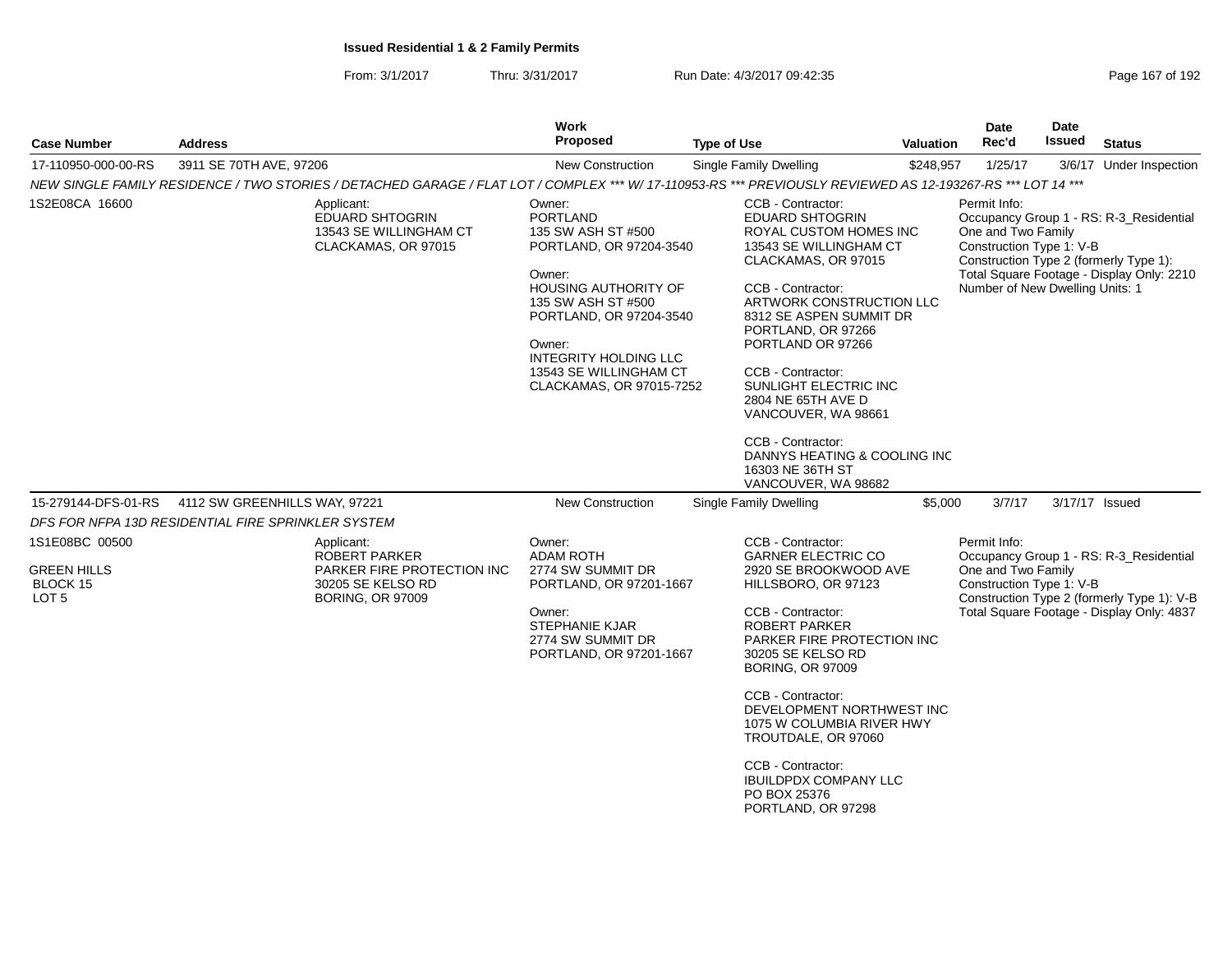**Issued Residential 1 & 2 Family Permits**

From: 3/1/2017 Thru: 3/31/2017 Run Date: 4/3/2017 09:42:35

| Case Number | Address | Work Proposed | Type of Use | Valuation | Date Rec'd | Date Issued | Status |
|---|---|---|---|---|---|---|---|
| 17-110950-000-00-RS | 3911 SE 70TH AVE, 97206 | New Construction | Single Family Dwelling | $248,957 | 1/25/17 | 3/6/17 | Under Inspection |

*NEW SINGLE FAMILY RESIDENCE / TWO STORIES / DETACHED GARAGE / FLAT LOT / COMPLEX *** W/ 17-110953-RS *** PREVIOUSLY REVIEWED AS 12-193267-RS *** LOT 14 ****

1S2E08CA 16600

Applicant:
EDUARD SHTOGRIN
13543 SE WILLINGHAM CT
CLACKAMAS, OR 97015

Owner:
PORTLAND
135 SW ASH ST #500
PORTLAND, OR 97204-3540

Owner:
HOUSING AUTHORITY OF
135 SW ASH ST #500
PORTLAND, OR 97204-3540

Owner:
INTEGRITY HOLDING LLC
13543 SE WILLINGHAM CT
CLACKAMAS, OR 97015-7252

CCB - Contractor:
EDUARD SHTOGRIN
ROYAL CUSTOM HOMES INC
13543 SE WILLINGHAM CT
CLACKAMAS, OR 97015

CCB - Contractor:
ARTWORK CONSTRUCTION LLC
8312 SE ASPEN SUMMIT DR
PORTLAND, OR 97266
PORTLAND OR 97266

CCB - Contractor:
SUNLIGHT ELECTRIC INC
2804 NE 65TH AVE D
VANCOUVER, WA 98661

CCB - Contractor:
DANNYS HEATING & COOLING INC
16303 NE 36TH ST
VANCOUVER, WA 98682

Permit Info:
Occupancy Group 1 - RS: R-3_Residential One and Two Family
Construction Type 1: V-B
Construction Type 2 (formerly Type 1):
Total Square Footage - Display Only: 2210
Number of New Dwelling Units: 1

| Case Number | Address | Work Proposed | Type of Use | Valuation | Date Rec'd | Date Issued | Status |
|---|---|---|---|---|---|---|---|
| 15-279144-DFS-01-RS | 4112 SW GREENHILLS WAY, 97221 | New Construction | Single Family Dwelling | $5,000 | 3/7/17 | 3/17/17 | Issued |

*DFS FOR NFPA 13D RESIDENTIAL FIRE SPRINKLER SYSTEM*

1S1E08BC 00500

GREEN HILLS
BLOCK 15
LOT 5

Applicant:
ROBERT PARKER
PARKER FIRE PROTECTION INC
30205 SE KELSO RD
BORING, OR 97009

Owner:
ADAM ROTH
2774 SW SUMMIT DR
PORTLAND, OR 97201-1667

Owner:
STEPHANIE KJAR
2774 SW SUMMIT DR
PORTLAND, OR 97201-1667

CCB - Contractor:
GARNER ELECTRIC CO
2920 SE BROOKWOOD AVE
HILLSBORO, OR 97123

CCB - Contractor:
ROBERT PARKER
PARKER FIRE PROTECTION INC
30205 SE KELSO RD
BORING, OR 97009

CCB - Contractor:
DEVELOPMENT NORTHWEST INC
1075 W COLUMBIA RIVER HWY
TROUTDALE, OR 97060

CCB - Contractor:
IBUILDPDX COMPANY LLC
PO BOX 25376
PORTLAND, OR 97298

Permit Info:
Occupancy Group 1 - RS: R-3_Residential One and Two Family
Construction Type 1: V-B
Construction Type 2 (formerly Type 1): V-B
Total Square Footage - Display Only: 4837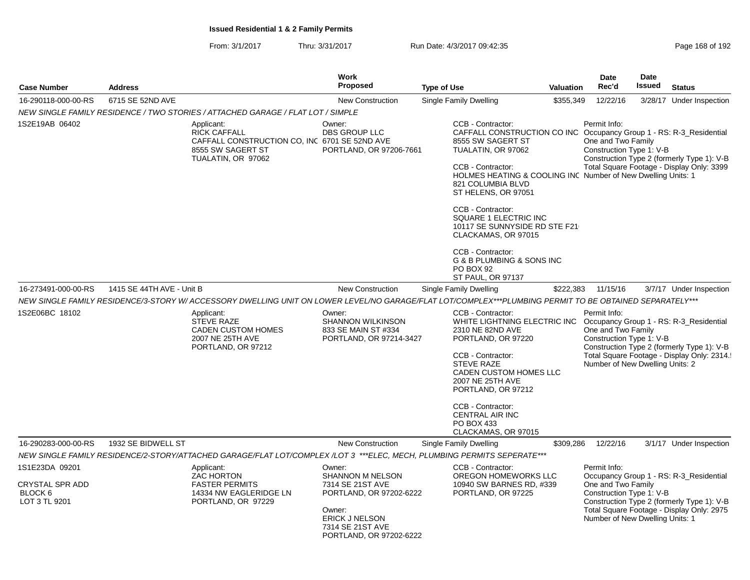**Issued Residential 1 & 2 Family Permits**

From: 3/1/2017 Thru: 3/31/2017 Run Date: 4/3/2017 09:42:35

| Case Number | Address | Work Proposed | Type of Use | Valuation | Date Rec'd | Date Issued | Status |
|---|---|---|---|---|---|---|---|
| 16-290118-000-00-RS | 6715 SE 52ND AVE | New Construction | Single Family Dwelling | $355,349 | 12/22/16 | 3/28/17 | Under Inspection |

NEW SINGLE FAMILY RESIDENCE / TWO STORIES / ATTACHED GARAGE / FLAT LOT / SIMPLE

1S2E19AB 06402

Applicant:
RICK CAFFALL
CAFFALL CONSTRUCTION CO, INC
8555 SW SAGERT ST
TUALATIN, OR 97062

Owner:
DBS GROUP LLC
6701 SE 52ND AVE
PORTLAND, OR 97206-7661

CCB - Contractor:
CAFFALL CONSTRUCTION CO INC
8555 SW SAGERT ST
TUALATIN, OR 97062

CCB - Contractor:
HOLMES HEATING & COOLING INC
821 COLUMBIA BLVD
ST HELENS, OR 97051

CCB - Contractor:
SQUARE 1 ELECTRIC INC
10117 SE SUNNYSIDE RD STE F21
CLACKAMAS, OR 97015

CCB - Contractor:
G & B PLUMBING & SONS INC
PO BOX 92
ST PAUL, OR 97137

Permit Info:
Occupancy Group 1 - RS: R-3_Residential One and Two Family
Construction Type 1: V-B
Construction Type 2 (formerly Type 1): V-B
Total Square Footage - Display Only: 3399
Number of New Dwelling Units: 1

| Case Number | Address | Work Proposed | Type of Use | Valuation | Date Rec'd | Date Issued | Status |
|---|---|---|---|---|---|---|---|
| 16-273491-000-00-RS | 1415 SE 44TH AVE - Unit B | New Construction | Single Family Dwelling | $222,383 | 11/15/16 | 3/7/17 | Under Inspection |

NEW SINGLE FAMILY RESIDENCE/3-STORY W/ ACCESSORY DWELLING UNIT ON LOWER LEVEL/NO GARAGE/FLAT LOT/COMPLEX***PLUMBING PERMIT TO BE OBTAINED SEPARATELY***

1S2E06BC 18102

Applicant:
STEVE RAZE
CADEN CUSTOM HOMES
2007 NE 25TH AVE
PORTLAND, OR 97212

Owner:
SHANNON WILKINSON
833 SE MAIN ST #334
PORTLAND, OR 97214-3427

CCB - Contractor:
WHITE LIGHTNING ELECTRIC INC
2310 NE 82ND AVE
PORTLAND, OR 97220

CCB - Contractor:
STEVE RAZE
CADEN CUSTOM HOMES LLC
2007 NE 25TH AVE
PORTLAND, OR 97212

CCB - Contractor:
CENTRAL AIR INC
PO BOX 433
CLACKAMAS, OR 97015

Permit Info:
Occupancy Group 1 - RS: R-3_Residential One and Two Family
Construction Type 1: V-B
Construction Type 2 (formerly Type 1): V-B
Total Square Footage - Display Only: 2314.
Number of New Dwelling Units: 2

| Case Number | Address | Work Proposed | Type of Use | Valuation | Date Rec'd | Date Issued | Status |
|---|---|---|---|---|---|---|---|
| 16-290283-000-00-RS | 1932 SE BIDWELL ST | New Construction | Single Family Dwelling | $309,286 | 12/22/16 | 3/1/17 | Under Inspection |

NEW SINGLE FAMILY RESIDENCE/2-STORY/ATTACHED GARAGE/FLAT LOT/COMPLEX /LOT 3 ***ELEC, MECH, PLUMBING PERMITS SEPERATE***

1S1E23DA 09201

CRYSTAL SPR ADD
BLOCK 6
LOT 3 TL 9201

Applicant:
ZAC HORTON
FASTER PERMITS
14334 NW EAGLERIDGE LN
PORTLAND, OR 97229

Owner:
SHANNON M NELSON
7314 SE 21ST AVE
PORTLAND, OR 97202-6222

Owner:
ERICK J NELSON
7314 SE 21ST AVE
PORTLAND, OR 97202-6222

CCB - Contractor:
OREGON HOMEWORKS LLC
10940 SW BARNES RD, #339
PORTLAND, OR 97225

Permit Info:
Occupancy Group 1 - RS: R-3_Residential One and Two Family
Construction Type 1: V-B
Construction Type 2 (formerly Type 1): V-B
Total Square Footage - Display Only: 2975
Number of New Dwelling Units: 1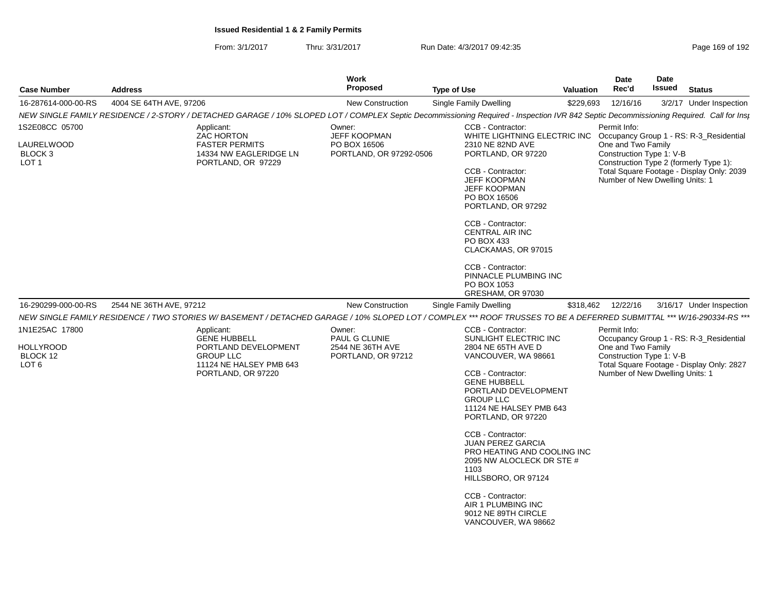**Issued Residential 1 & 2 Family Permits**

From: 3/1/2017 Thru: 3/31/2017 Run Date: 4/3/2017 09:42:35

| Case Number | Address | Work Proposed | Type of Use | Valuation | Date Rec'd | Date Issued | Status |
|---|---|---|---|---|---|---|---|
| 16-287614-000-00-RS | 4004 SE 64TH AVE, 97206 | New Construction | Single Family Dwelling | $229,693 | 12/16/16 | 3/2/17 | Under Inspection |

*NEW SINGLE FAMILY RESIDENCE / 2-STORY / DETACHED GARAGE / 10% SLOPED LOT / COMPLEX Septic Decommissioning Required - Inspection IVR 842 Septic Decommissioning Required. Call for Insp*

1S2E08CC 05700
LAURELWOOD
BLOCK 3
LOT 1

Applicant:
ZAC HORTON
FASTER PERMITS
14334 NW EAGLERIDGE LN
PORTLAND, OR 97229

Owner:
JEFF KOOPMAN
PO BOX 16506
PORTLAND, OR 97292-0506

CCB - Contractor:
WHITE LIGHTNING ELECTRIC INC
2310 NE 82ND AVE
PORTLAND, OR 97220

CCB - Contractor:
JEFF KOOPMAN
JEFF KOOPMAN
PO BOX 16506
PORTLAND, OR 97292

CCB - Contractor:
CENTRAL AIR INC
PO BOX 433
CLACKAMAS, OR 97015

CCB - Contractor:
PINNACLE PLUMBING INC
PO BOX 1053
GRESHAM, OR 97030

Permit Info:
Occupancy Group 1 - RS: R-3_Residential One and Two Family
Construction Type 1: V-B
Construction Type 2 (formerly Type 1):
Total Square Footage - Display Only: 2039
Number of New Dwelling Units: 1

| Case Number | Address | Work Proposed | Type of Use | Valuation | Date Rec'd | Date Issued | Status |
|---|---|---|---|---|---|---|---|
| 16-290299-000-00-RS | 2544 NE 36TH AVE, 97212 | New Construction | Single Family Dwelling | $318,462 | 12/22/16 | 3/16/17 | Under Inspection |

*NEW SINGLE FAMILY RESIDENCE / TWO STORIES W/ BASEMENT / DETACHED GARAGE / 10% SLOPED LOT / COMPLEX *** ROOF TRUSSES TO BE A DEFERRED SUBMITTAL *** W/16-290334-RS ****

1N1E25AC 17800
HOLLYROOD
BLOCK 12
LOT 6

Applicant:
GENE HUBBELL
PORTLAND DEVELOPMENT GROUP LLC
11124 NE HALSEY PMB 643
PORTLAND, OR 97220

Owner:
PAUL G CLUNIE
2544 NE 36TH AVE
PORTLAND, OR 97212

CCB - Contractor:
SUNLIGHT ELECTRIC INC
2804 NE 65TH AVE D
VANCOUVER, WA 98661

CCB - Contractor:
GENE HUBBELL
PORTLAND DEVELOPMENT GROUP LLC
11124 NE HALSEY PMB 643
PORTLAND, OR 97220

CCB - Contractor:
JUAN PEREZ GARCIA
PRO HEATING AND COOLING INC
2095 NW ALOCLECK DR STE # 1103
HILLSBORO, OR 97124

CCB - Contractor:
AIR 1 PLUMBING INC
9012 NE 89TH CIRCLE
VANCOUVER, WA 98662

Permit Info:
Occupancy Group 1 - RS: R-3_Residential One and Two Family
Construction Type 1: V-B
Total Square Footage - Display Only: 2827
Number of New Dwelling Units: 1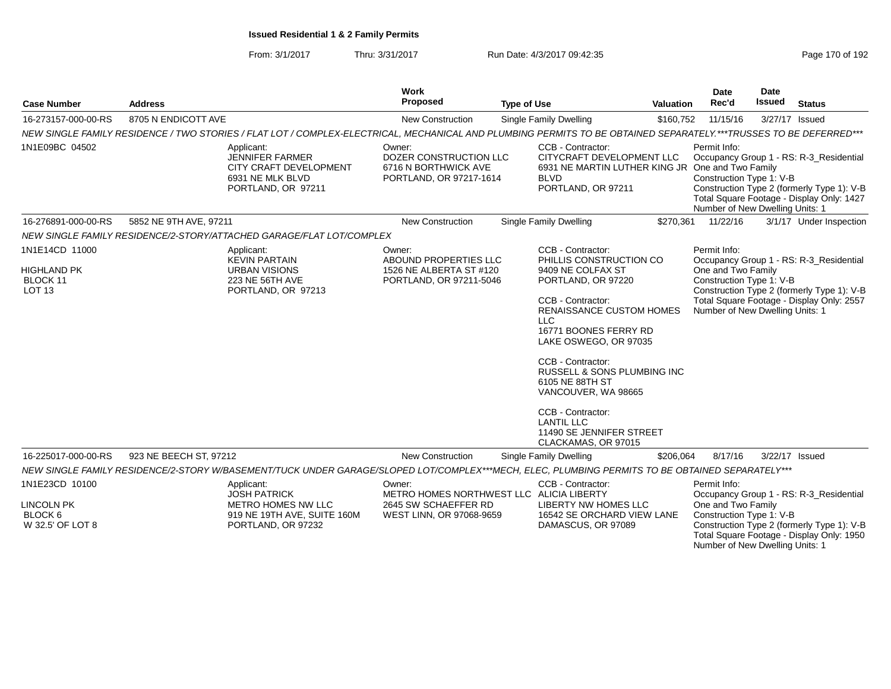**Issued Residential 1 & 2 Family Permits**

From: 3/1/2017 Thru: 3/31/2017 Run Date: 4/3/2017 09:42:35

| Case Number | Address | Work Proposed | Type of Use | Valuation | Date Rec'd | Date Issued | Status |
|---|---|---|---|---|---|---|---|
| 16-273157-000-00-RS | 8705 N ENDICOTT AVE | New Construction | Single Family Dwelling | $160,752 | 11/15/16 | 3/27/17 | Issued |

*NEW SINGLE FAMILY RESIDENCE / TWO STORIES / FLAT LOT / COMPLEX-ELECTRICAL, MECHANICAL AND PLUMBING PERMITS TO BE OBTAINED SEPARATELY.***TRUSSES TO BE DEFERRED****

1N1E09BC 04502

Applicant: JENNIFER FARMER, CITY CRAFT DEVELOPMENT, 6931 NE MLK BLVD, PORTLAND, OR 97211

Owner: DOZER CONSTRUCTION LLC, 6716 N BORTHWICK AVE, PORTLAND, OR 97217-1614

CCB - Contractor: CITYCRAFT DEVELOPMENT LLC, 6931 NE MARTIN LUTHER KING JR BLVD, PORTLAND, OR 97211

Permit Info: Occupancy Group 1 - RS: R-3_Residential One and Two Family; Construction Type 1: V-B; Construction Type 2 (formerly Type 1): V-B; Total Square Footage - Display Only: 1427; Number of New Dwelling Units: 1

| Case Number | Address | Work Proposed | Type of Use | Valuation | Date Rec'd | Date Issued | Status |
|---|---|---|---|---|---|---|---|
| 16-276891-000-00-RS | 5852 NE 9TH AVE, 97211 | New Construction | Single Family Dwelling | $270,361 | 11/22/16 | 3/1/17 | Under Inspection |

*NEW SINGLE FAMILY RESIDENCE/2-STORY/ATTACHED GARAGE/FLAT LOT/COMPLEX*

1N1E14CD 11000; HIGHLAND PK; BLOCK 11; LOT 13

Applicant: KEVIN PARTAIN, URBAN VISIONS, 223 NE 56TH AVE, PORTLAND, OR 97213

Owner: ABOUND PROPERTIES LLC, 1526 NE ALBERTA ST #120, PORTLAND, OR 97211-5046

CCB - Contractor: PHILLIS CONSTRUCTION CO, 9409 NE COLFAX ST, PORTLAND, OR 97220

CCB - Contractor: RENAISSANCE CUSTOM HOMES LLC, 16771 BOONES FERRY RD, LAKE OSWEGO, OR 97035

CCB - Contractor: RUSSELL & SONS PLUMBING INC, 6105 NE 88TH ST, VANCOUVER, WA 98665

CCB - Contractor: LANTIL LLC, 11490 SE JENNIFER STREET, CLACKAMAS, OR 97015

Permit Info: Occupancy Group 1 - RS: R-3_Residential One and Two Family; Construction Type 1: V-B; Construction Type 2 (formerly Type 1): V-B; Total Square Footage - Display Only: 2557; Number of New Dwelling Units: 1

| Case Number | Address | Work Proposed | Type of Use | Valuation | Date Rec'd | Date Issued | Status |
|---|---|---|---|---|---|---|---|
| 16-225017-000-00-RS | 923 NE BEECH ST, 97212 | New Construction | Single Family Dwelling | $206,064 | 8/17/16 | 3/22/17 | Issued |

*NEW SINGLE FAMILY RESIDENCE/2-STORY W/BASEMENT/TUCK UNDER GARAGE/SLOPED LOT/COMPLEX***MECH, ELEC, PLUMBING PERMITS TO BE OBTAINED SEPARATELY****

1N1E23CD 10100; LINCOLN PK; BLOCK 6; W 32.5' OF LOT 8

Applicant: JOSH PATRICK, METRO HOMES NW LLC, 919 NE 19TH AVE, SUITE 160M, PORTLAND, OR 97232

Owner: METRO HOMES NORTHWEST LLC, 2645 SW SCHAEFFER RD, WEST LINN, OR 97068-9659

CCB - Contractor: ALICIA LIBERTY, LIBERTY NW HOMES LLC, 16542 SE ORCHARD VIEW LANE, DAMASCUS, OR 97089

Permit Info: Occupancy Group 1 - RS: R-3_Residential One and Two Family; Construction Type 1: V-B; Construction Type 2 (formerly Type 1): V-B; Total Square Footage - Display Only: 1950; Number of New Dwelling Units: 1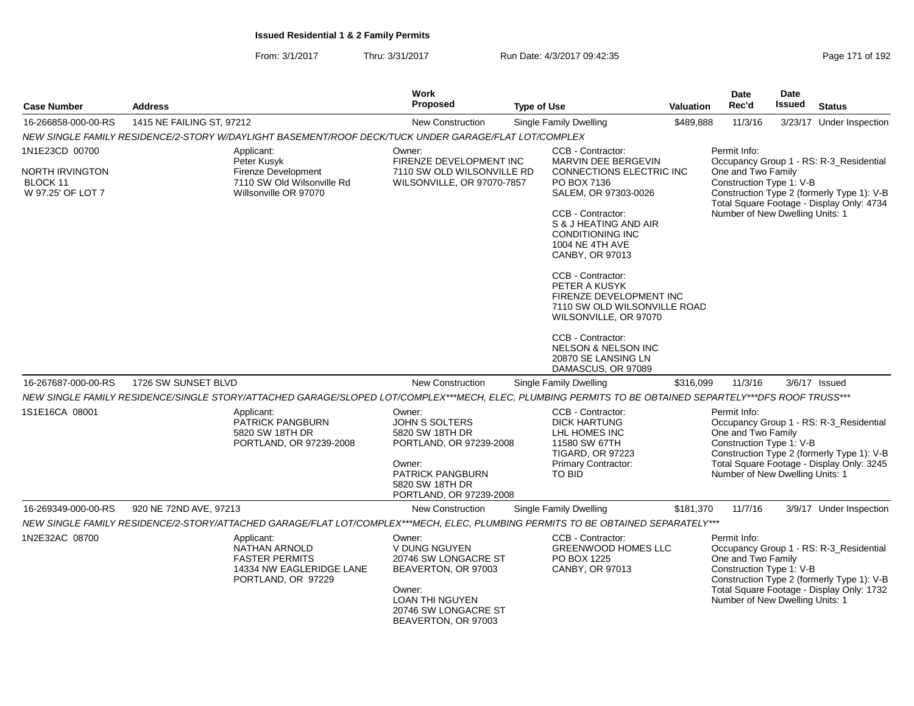**Issued Residential 1 & 2 Family Permits**

From: 3/1/2017 Thru: 3/31/2017 Run Date: 4/3/2017 09:42:35

| Case Number | Address | Work Proposed | Type of Use | Valuation | Date Rec'd | Date Issued | Status |
|---|---|---|---|---|---|---|---|
| 16-266858-000-00-RS | 1415 NE FAILING ST, 97212 | New Construction | Single Family Dwelling | $489,888 | 11/3/16 | 3/23/17 | Under Inspection |

NEW SINGLE FAMILY RESIDENCE/2-STORY W/DAYLIGHT BASEMENT/ROOF DECK/TUCK UNDER GARAGE/FLAT LOT/COMPLEX

1N1E23CD 00700
NORTH IRVINGTON
BLOCK 11
W 97.25' OF LOT 7

Applicant:
Peter Kusyk
Firenze Development
7110 SW Old Wilsonville Rd
Willsonville OR 97070

Owner:
FIRENZE DEVELOPMENT INC
7110 SW OLD WILSONVILLE RD
WILSONVILLE, OR 97070-7857

CCB - Contractor:
MARVIN DEE BERGEVIN
CONNECTIONS ELECTRIC INC
PO BOX 7136
SALEM, OR 97303-0026

CCB - Contractor:
S & J HEATING AND AIR CONDITIONING INC
1004 NE 4TH AVE
CANBY, OR 97013

CCB - Contractor:
PETER A KUSYK
FIRENZE DEVELOPMENT INC
7110 SW OLD WILSONVILLE ROAD
WILSONVILLE, OR 97070

CCB - Contractor:
NELSON & NELSON INC
20870 SE LANSING LN
DAMASCUS, OR 97089

Permit Info:
Occupancy Group 1 - RS: R-3_Residential One and Two Family
Construction Type 1: V-B
Construction Type 2 (formerly Type 1): V-B
Total Square Footage - Display Only: 4734
Number of New Dwelling Units: 1

| Case Number | Address | Work Proposed | Type of Use | Valuation | Date Rec'd | Date Issued | Status |
|---|---|---|---|---|---|---|---|
| 16-267687-000-00-RS | 1726 SW SUNSET BLVD | New Construction | Single Family Dwelling | $316,099 | 11/3/16 | 3/6/17 | Issued |

NEW SINGLE FAMILY RESIDENCE/SINGLE STORY/ATTACHED GARAGE/SLOPED LOT/COMPLEX***MECH, ELEC, PLUMBING PERMITS TO BE OBTAINED SEPARTELY***DFS ROOF TRUSS***

1S1E16CA 08001

Applicant:
PATRICK PANGBURN
5820 SW 18TH DR
PORTLAND, OR 97239-2008

Owner:
JOHN S SOLTERS
5820 SW 18TH DR
PORTLAND, OR 97239-2008

Owner:
PATRICK PANGBURN
5820 SW 18TH DR
PORTLAND, OR 97239-2008

CCB - Contractor:
DICK HARTUNG
LHL HOMES INC
11580 SW 67TH
TIGARD, OR 97223
Primary Contractor:
TO BID

Permit Info:
Occupancy Group 1 - RS: R-3_Residential One and Two Family
Construction Type 1: V-B
Construction Type 2 (formerly Type 1): V-B
Total Square Footage - Display Only: 3245
Number of New Dwelling Units: 1

| Case Number | Address | Work Proposed | Type of Use | Valuation | Date Rec'd | Date Issued | Status |
|---|---|---|---|---|---|---|---|
| 16-269349-000-00-RS | 920 NE 72ND AVE, 97213 | New Construction | Single Family Dwelling | $181,370 | 11/7/16 | 3/9/17 | Under Inspection |

NEW SINGLE FAMILY RESIDENCE/2-STORY/ATTACHED GARAGE/FLAT LOT/COMPLEX***MECH, ELEC, PLUMBING PERMITS TO BE OBTAINED SEPARATELY***

1N2E32AC 08700

Applicant:
NATHAN ARNOLD
FASTER PERMITS
14334 NW EAGLERIDGE LANE
PORTLAND, OR 97229

Owner:
V DUNG NGUYEN
20746 SW LONGACRE ST
BEAVERTON, OR 97003

Owner:
LOAN THI NGUYEN
20746 SW LONGACRE ST
BEAVERTON, OR 97003

CCB - Contractor:
GREENWOOD HOMES LLC
PO BOX 1225
CANBY, OR 97013

Permit Info:
Occupancy Group 1 - RS: R-3_Residential One and Two Family
Construction Type 1: V-B
Construction Type 2 (formerly Type 1): V-B
Total Square Footage - Display Only: 1732
Number of New Dwelling Units: 1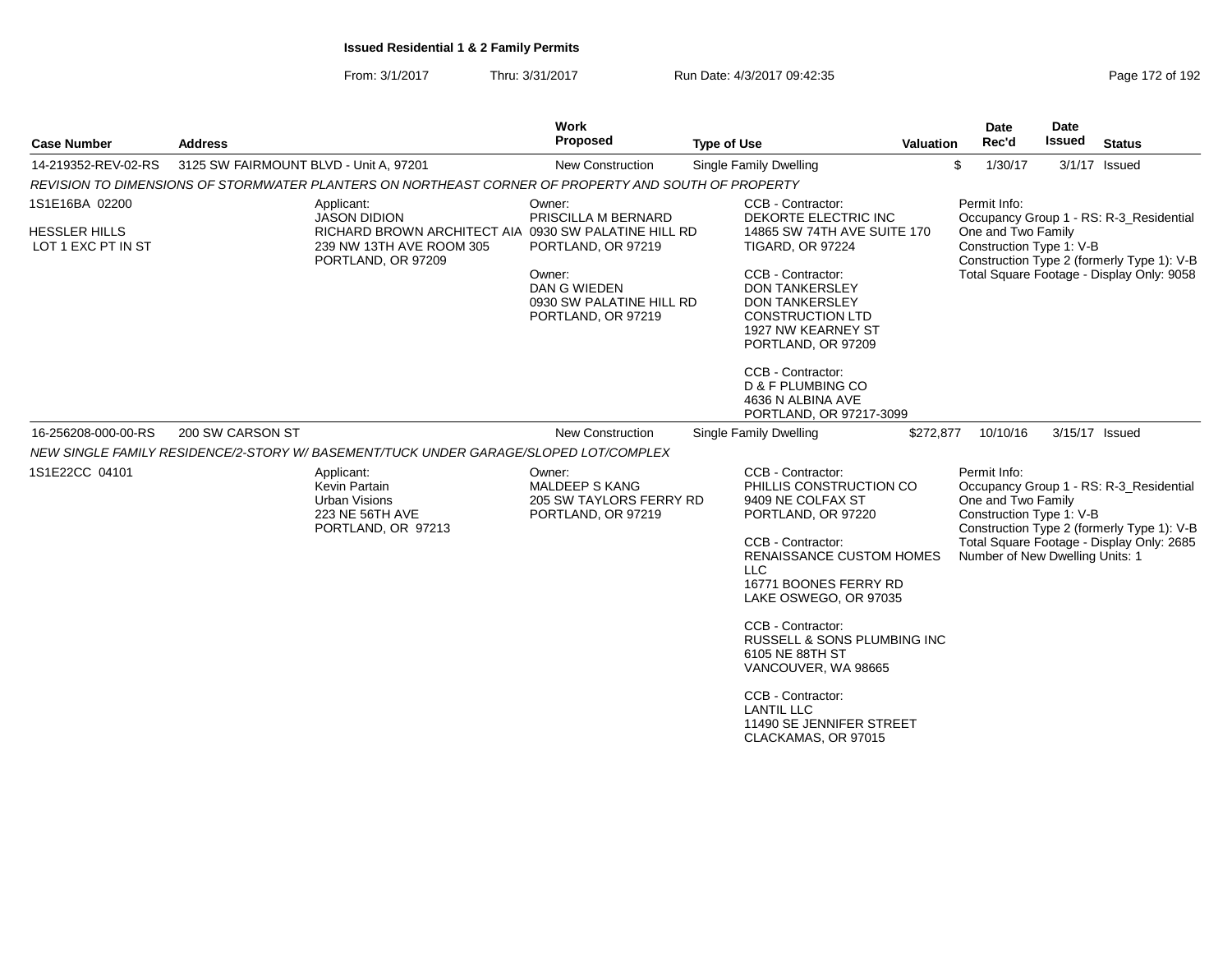**Issued Residential 1 & 2 Family Permits**

From: 3/1/2017 Thru: 3/31/2017 Run Date: 4/3/2017 09:42:35

| Case Number | Address | Work Proposed | Type of Use | Valuation | Date Rec'd | Date Issued | Status |
|---|---|---|---|---|---|---|---|
| 14-219352-REV-02-RS | 3125 SW FAIRMOUNT BLVD - Unit A, 97201 | New Construction | Single Family Dwelling | $ | 1/30/17 | 3/1/17 | Issued |

*REVISION TO DIMENSIONS OF STORMWATER PLANTERS ON NORTHEAST CORNER OF PROPERTY AND SOUTH OF PROPERTY*

1S1E16BA 02200
HESSLER HILLS
LOT 1 EXC PT IN ST

Applicant:
JASON DIDION
RICHARD BROWN ARCHITECT AIA
239 NW 13TH AVE ROOM 305
PORTLAND, OR 97209

Owner:
PRISCILLA M BERNARD
0930 SW PALATINE HILL RD
PORTLAND, OR 97219

Owner:
DAN G WIEDEN
0930 SW PALATINE HILL RD
PORTLAND, OR 97219

CCB - Contractor:
DEKORTE ELECTRIC INC
14865 SW 74TH AVE SUITE 170
TIGARD, OR 97224

CCB - Contractor:
DON TANKERSLEY
DON TANKERSLEY CONSTRUCTION LTD
1927 NW KEARNEY ST
PORTLAND, OR 97209

CCB - Contractor:
D & F PLUMBING CO
4636 N ALBINA AVE
PORTLAND, OR 97217-3099

Permit Info:
Occupancy Group 1 - RS: R-3_Residential One and Two Family
Construction Type 1: V-B
Construction Type 2 (formerly Type 1): V-B
Total Square Footage - Display Only: 9058

| Case Number | Address | Work Proposed | Type of Use | Valuation | Date Rec'd | Date Issued | Status |
|---|---|---|---|---|---|---|---|
| 16-256208-000-00-RS | 200 SW CARSON ST | New Construction | Single Family Dwelling | $272,877 | 10/10/16 | 3/15/17 | Issued |

*NEW SINGLE FAMILY RESIDENCE/2-STORY W/ BASEMENT/TUCK UNDER GARAGE/SLOPED LOT/COMPLEX*

1S1E22CC 04101

Applicant:
Kevin Partain
Urban Visions
223 NE 56TH AVE
PORTLAND, OR 97213

Owner:
MALDEEP S KANG
205 SW TAYLORS FERRY RD
PORTLAND, OR 97219

CCB - Contractor:
PHILLIS CONSTRUCTION CO
9409 NE COLFAX ST
PORTLAND, OR 97220

CCB - Contractor:
RENAISSANCE CUSTOM HOMES LLC
16771 BOONES FERRY RD
LAKE OSWEGO, OR 97035

CCB - Contractor:
RUSSELL & SONS PLUMBING INC
6105 NE 88TH ST
VANCOUVER, WA 98665

CCB - Contractor:
LANTIL LLC
11490 SE JENNIFER STREET
CLACKAMAS, OR 97015

Permit Info:
Occupancy Group 1 - RS: R-3_Residential One and Two Family
Construction Type 1: V-B
Construction Type 2 (formerly Type 1): V-B
Total Square Footage - Display Only: 2685
Number of New Dwelling Units: 1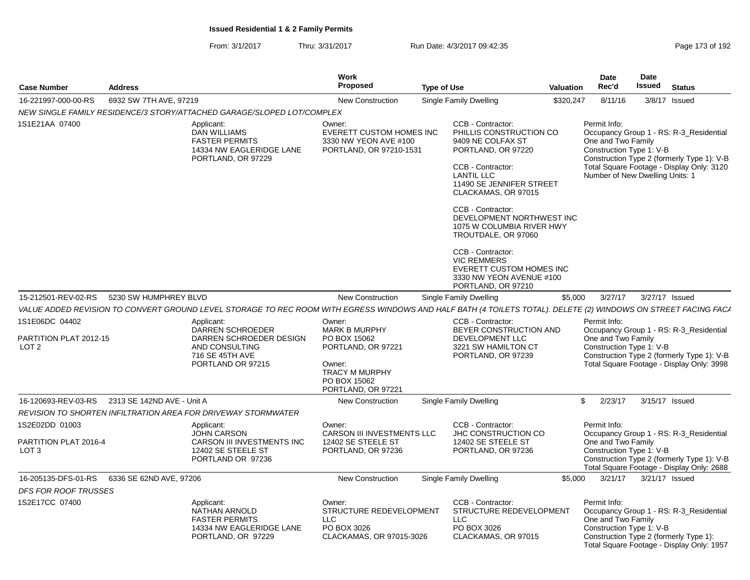# Issued Residential 1 & 2 Family Permits

From: 3/1/2017 Thru: 3/31/2017 Run Date: 4/3/2017 09:42:35

| Case Number | Address | Work Proposed | Type of Use | Valuation | Date Rec'd | Date Issued | Status |
|---|---|---|---|---|---|---|---|
| 16-221997-000-00-RS | 6932 SW 7TH AVE, 97219 | New Construction | Single Family Dwelling | $320,247 | 8/11/16 | 3/8/17 | Issued |

*NEW SINGLE FAMILY RESIDENCE/3 STORY/ATTACHED GARAGE/SLOPED LOT/COMPLEX*

1S1E21AA 07400

Applicant:
DAN WILLIAMS
FASTER PERMITS
14334 NW EAGLERIDGE LANE
PORTLAND, OR 97229

Owner:
EVERETT CUSTOM HOMES INC
3330 NW YEON AVE #100
PORTLAND, OR 97210-1531

CCB - Contractor:
PHILLIS CONSTRUCTION CO
9409 NE COLFAX ST
PORTLAND, OR 97220

CCB - Contractor:
LANTIL LLC
11490 SE JENNIFER STREET
CLACKAMAS, OR 97015

CCB - Contractor:
DEVELOPMENT NORTHWEST INC
1075 W COLUMBIA RIVER HWY
TROUTDALE, OR 97060

CCB - Contractor:
VIC REMMERS
EVERETT CUSTOM HOMES INC
3330 NW YEON AVENUE #100
PORTLAND, OR 97210

Permit Info:
Occupancy Group 1 - RS: R-3_Residential One and Two Family
Construction Type 1: V-B
Construction Type 2 (formerly Type 1): V-B
Total Square Footage - Display Only: 3120
Number of New Dwelling Units: 1

| Case Number | Address | Work Proposed | Type of Use | Valuation | Date Rec'd | Date Issued | Status |
|---|---|---|---|---|---|---|---|
| 15-212501-REV-02-RS | 5230 SW HUMPHREY BLVD | New Construction | Single Family Dwelling | $5,000 | 3/27/17 | 3/27/17 | Issued |

*VALUE ADDED REVISION TO CONVERT GROUND LEVEL STORAGE TO REC ROOM WITH EGRESS WINDOWS AND HALF BATH (4 TOILETS TOTAL). DELETE (2) WINDOWS ON STREET FACING FACA*

1S1E06DC 04402

PARTITION PLAT 2012-15
LOT 2

Applicant:
DARREN SCHROEDER
DARREN SCHROEDER DESIGN AND CONSULTING
716 SE 45TH AVE
PORTLAND OR 97215

Owner:
MARK B MURPHY
PO BOX 15062
PORTLAND, OR 97221

Owner:
TRACY M MURPHY
PO BOX 15062
PORTLAND, OR 97221

CCB - Contractor:
BEYER CONSTRUCTION AND DEVELOPMENT LLC
3221 SW HAMILTON CT
PORTLAND, OR 97239

Permit Info:
Occupancy Group 1 - RS: R-3_Residential One and Two Family
Construction Type 1: V-B
Construction Type 2 (formerly Type 1): V-B
Total Square Footage - Display Only: 3998

| Case Number | Address | Work Proposed | Type of Use | Valuation | Date Rec'd | Date Issued | Status |
|---|---|---|---|---|---|---|---|
| 16-120693-REV-03-RS | 2313 SE 142ND AVE - Unit A | New Construction | Single Family Dwelling | $ | 2/23/17 | 3/15/17 | Issued |

*REVISION TO SHORTEN INFILTRATION AREA FOR DRIVEWAY STORMWATER*

1S2E02DD 01003

PARTITION PLAT 2016-4
LOT 3

Applicant:
JOHN CARSON
CARSON III INVESTMENTS INC
12402 SE STEELE ST
PORTLAND OR 97236

Owner:
CARSON III INVESTMENTS LLC
12402 SE STEELE ST
PORTLAND, OR 97236

CCB - Contractor:
JHC CONSTRUCTION CO
12402 SE STEELE ST
PORTLAND, OR 97236

Permit Info:
Occupancy Group 1 - RS: R-3_Residential One and Two Family
Construction Type 1: V-B
Construction Type 2 (formerly Type 1): V-B
Total Square Footage - Display Only: 2688

| Case Number | Address | Work Proposed | Type of Use | Valuation | Date Rec'd | Date Issued | Status |
|---|---|---|---|---|---|---|---|
| 16-205135-DFS-01-RS | 6336 SE 62ND AVE, 97206 | New Construction | Single Family Dwelling | $5,000 | 3/21/17 | 3/21/17 | Issued |

*DFS FOR ROOF TRUSSES*

1S2E17CC 07400

Applicant:
NATHAN ARNOLD
FASTER PERMITS
14334 NW EAGLERIDGE LANE
PORTLAND, OR 97229

Owner:
STRUCTURE REDEVELOPMENT LLC
PO BOX 3026
CLACKAMAS, OR 97015-3026

CCB - Contractor:
STRUCTURE REDEVELOPMENT LLC
PO BOX 3026
CLACKAMAS, OR 97015

Permit Info:
Occupancy Group 1 - RS: R-3_Residential One and Two Family
Construction Type 1: V-B
Construction Type 2 (formerly Type 1):
Total Square Footage - Display Only: 1957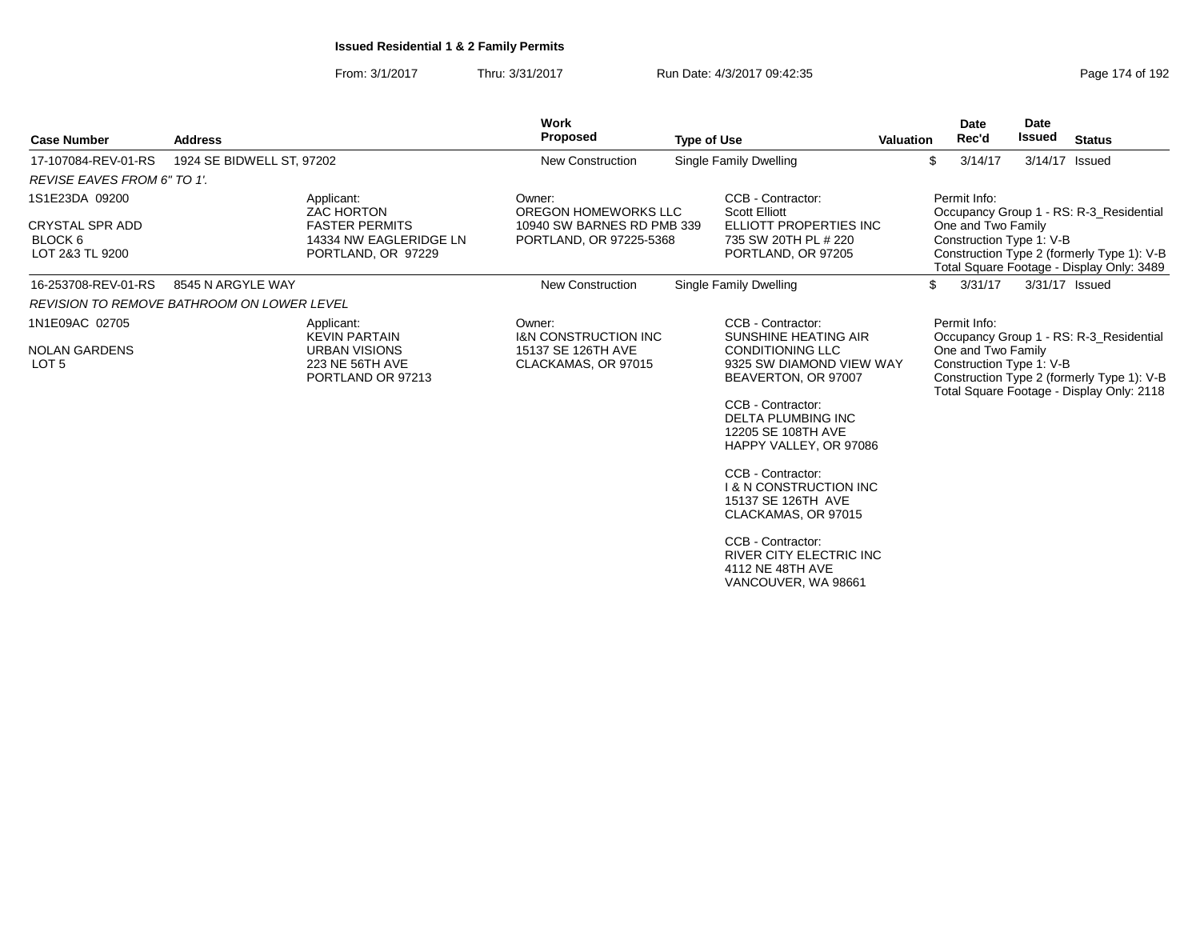**Issued Residential 1 & 2 Family Permits**

From: 3/1/2017 Thru: 3/31/2017 Run Date: 4/3/2017 09:42:35

| Case Number | Address | Work Proposed | Type of Use | Valuation | Date Rec'd | Date Issued | Status |
|---|---|---|---|---|---|---|---|
| 17-107084-REV-01-RS | 1924 SE BIDWELL ST, 97202 | New Construction | Single Family Dwelling | $ | 3/14/17 | 3/14/17 | Issued |

*REVISE EAVES FROM 6" TO 1'.*

1S1E23DA 09200

CRYSTAL SPR ADD
BLOCK 6
LOT 2&3 TL 9200

Applicant:
ZAC HORTON
FASTER PERMITS
14334 NW EAGLERIDGE LN
PORTLAND, OR 97229

Owner:
OREGON HOMEWORKS LLC
10940 SW BARNES RD PMB 339
PORTLAND, OR 97225-5368

CCB - Contractor:
Scott Elliott
ELLIOTT PROPERTIES INC
735 SW 20TH PL # 220
PORTLAND, OR 97205

Permit Info:
Occupancy Group 1 - RS: R-3_Residential One and Two Family
Construction Type 1: V-B
Construction Type 2 (formerly Type 1): V-B
Total Square Footage - Display Only: 3489

| Case Number | Address | Work Proposed | Type of Use | Valuation | Date Rec'd | Date Issued | Status |
|---|---|---|---|---|---|---|---|
| 16-253708-REV-01-RS | 8545 N ARGYLE WAY | New Construction | Single Family Dwelling | $ | 3/31/17 | 3/31/17 | Issued |

*REVISION TO REMOVE BATHROOM ON LOWER LEVEL*

1N1E09AC 02705

NOLAN GARDENS
LOT 5

Applicant:
KEVIN PARTAIN
URBAN VISIONS
223 NE 56TH AVE
PORTLAND OR 97213

Owner:
I&N CONSTRUCTION INC
15137 SE 126TH AVE
CLACKAMAS, OR 97015

CCB - Contractor:
SUNSHINE HEATING AIR CONDITIONING LLC
9325 SW DIAMOND VIEW WAY
BEAVERTON, OR 97007

CCB - Contractor:
DELTA PLUMBING INC
12205 SE 108TH AVE
HAPPY VALLEY, OR 97086

CCB - Contractor:
I & N CONSTRUCTION INC
15137 SE 126TH AVE
CLACKAMAS, OR 97015

CCB - Contractor:
RIVER CITY ELECTRIC INC
4112 NE 48TH AVE
VANCOUVER, WA 98661

Permit Info:
Occupancy Group 1 - RS: R-3_Residential One and Two Family
Construction Type 1: V-B
Construction Type 2 (formerly Type 1): V-B
Total Square Footage - Display Only: 2118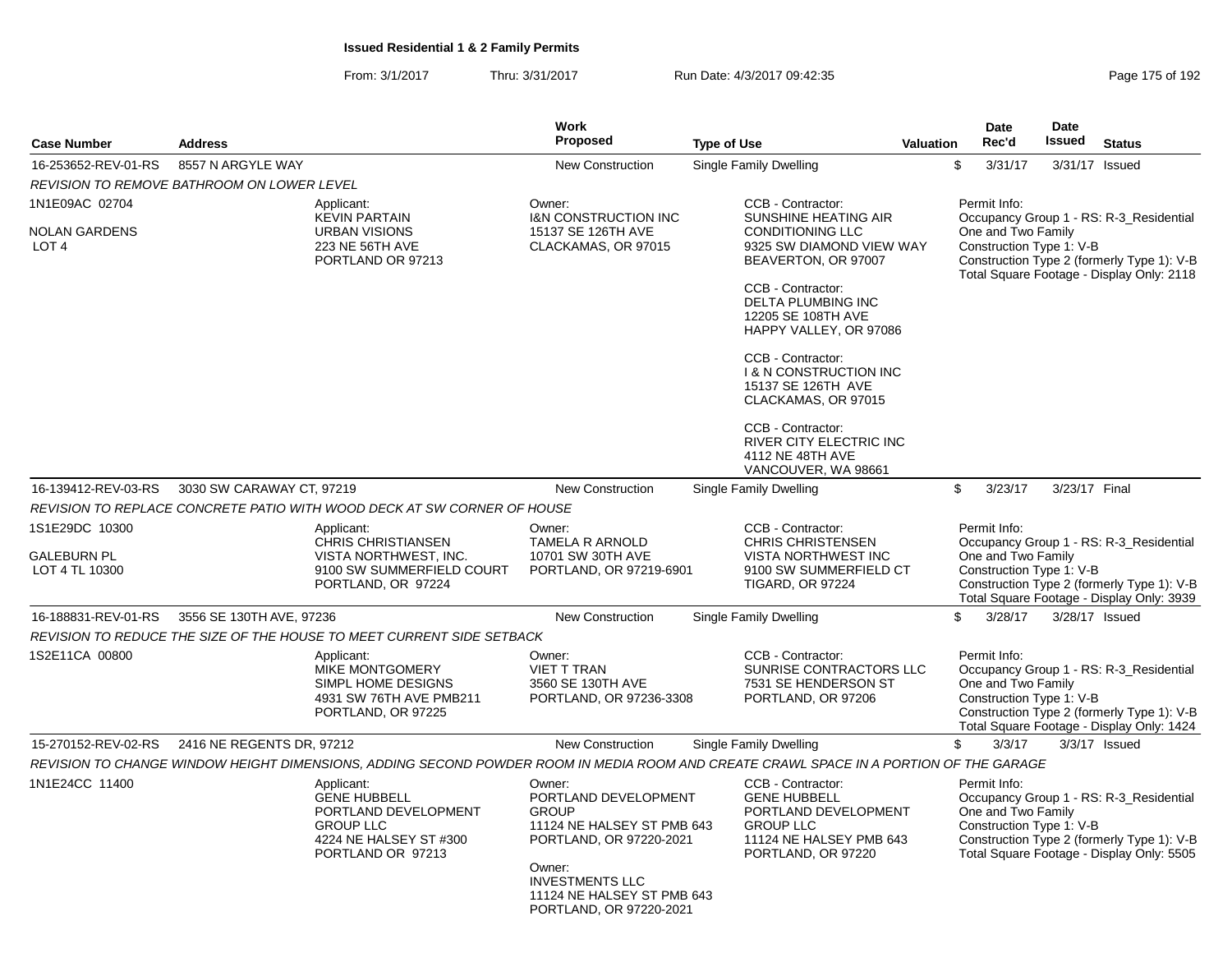**Issued Residential 1 & 2 Family Permits**

From: 3/1/2017 Thru: 3/31/2017 Run Date: 4/3/2017 09:42:35

| Case Number | Address | Work Proposed | Type of Use | Valuation | Date Rec'd | Date Issued | Status |
|---|---|---|---|---|---|---|---|
| 16-253652-REV-01-RS | 8557 N ARGYLE WAY | New Construction | Single Family Dwelling | $ | 3/31/17 | 3/31/17 | Issued |

*REVISION TO REMOVE BATHROOM ON LOWER LEVEL*

1N1E09AC 02704

NOLAN GARDENS
LOT 4

Applicant:
KEVIN PARTAIN
URBAN VISIONS
223 NE 56TH AVE
PORTLAND OR 97213

Owner:
I&N CONSTRUCTION INC
15137 SE 126TH AVE
CLACKAMAS, OR 97015

CCB - Contractor:
SUNSHINE HEATING AIR CONDITIONING LLC
9325 SW DIAMOND VIEW WAY
BEAVERTON, OR 97007

CCB - Contractor:
DELTA PLUMBING INC
12205 SE 108TH AVE
HAPPY VALLEY, OR 97086

CCB - Contractor:
I & N CONSTRUCTION INC
15137 SE 126TH AVE
CLACKAMAS, OR 97015

CCB - Contractor:
RIVER CITY ELECTRIC INC
4112 NE 48TH AVE
VANCOUVER, WA 98661

Permit Info:
Occupancy Group 1 - RS: R-3_Residential One and Two Family
Construction Type 1: V-B
Construction Type 2 (formerly Type 1): V-B
Total Square Footage - Display Only: 2118

| Case Number | Address | Work Proposed | Type of Use | Valuation | Date Rec'd | Date Issued | Status |
|---|---|---|---|---|---|---|---|
| 16-139412-REV-03-RS | 3030 SW CARAWAY CT, 97219 | New Construction | Single Family Dwelling | $ | 3/23/17 | 3/23/17 | Final |

*REVISION TO REPLACE CONCRETE PATIO WITH WOOD DECK AT SW CORNER OF HOUSE*

1S1E29DC 10300

GALEBURN PL
LOT 4 TL 10300

Applicant:
CHRIS CHRISTIANSEN
VISTA NORTHWEST, INC.
9100 SW SUMMERFIELD COURT
PORTLAND, OR 97224

Owner:
TAMELA R ARNOLD
10701 SW 30TH AVE
PORTLAND, OR 97219-6901

CCB - Contractor:
CHRIS CHRISTENSEN
VISTA NORTHWEST INC
9100 SW SUMMERFIELD CT
TIGARD, OR 97224

Permit Info:
Occupancy Group 1 - RS: R-3_Residential One and Two Family
Construction Type 1: V-B
Construction Type 2 (formerly Type 1): V-B
Total Square Footage - Display Only: 3939

| Case Number | Address | Work Proposed | Type of Use | Valuation | Date Rec'd | Date Issued | Status |
|---|---|---|---|---|---|---|---|
| 16-188831-REV-01-RS | 3556 SE 130TH AVE, 97236 | New Construction | Single Family Dwelling | $ | 3/28/17 | 3/28/17 | Issued |

*REVISION TO REDUCE THE SIZE OF THE HOUSE TO MEET CURRENT SIDE SETBACK*

1S2E11CA 00800

Applicant:
MIKE MONTGOMERY
SIMPL HOME DESIGNS
4931 SW 76TH AVE PMB211
PORTLAND, OR 97225

Owner:
VIET T TRAN
3560 SE 130TH AVE
PORTLAND, OR 97236-3308

CCB - Contractor:
SUNRISE CONTRACTORS LLC
7531 SE HENDERSON ST
PORTLAND, OR 97206

Permit Info:
Occupancy Group 1 - RS: R-3_Residential One and Two Family
Construction Type 1: V-B
Construction Type 2 (formerly Type 1): V-B
Total Square Footage - Display Only: 1424

| Case Number | Address | Work Proposed | Type of Use | Valuation | Date Rec'd | Date Issued | Status |
|---|---|---|---|---|---|---|---|
| 15-270152-REV-02-RS | 2416 NE REGENTS DR, 97212 | New Construction | Single Family Dwelling | $ | 3/3/17 | 3/3/17 | Issued |

*REVISION TO CHANGE WINDOW HEIGHT DIMENSIONS, ADDING SECOND POWDER ROOM IN MEDIA ROOM AND CREATE CRAWL SPACE IN A PORTION OF THE GARAGE*

1N1E24CC 11400

Applicant:
GENE HUBBELL
PORTLAND DEVELOPMENT GROUP LLC
4224 NE HALSEY ST #300
PORTLAND OR 97213

Owner:
PORTLAND DEVELOPMENT GROUP
11124 NE HALSEY ST PMB 643
PORTLAND, OR 97220-2021

Owner:
INVESTMENTS LLC
11124 NE HALSEY ST PMB 643
PORTLAND, OR 97220-2021

CCB - Contractor:
GENE HUBBELL
PORTLAND DEVELOPMENT GROUP LLC
11124 NE HALSEY PMB 643
PORTLAND, OR 97220

Permit Info:
Occupancy Group 1 - RS: R-3_Residential One and Two Family
Construction Type 1: V-B
Construction Type 2 (formerly Type 1): V-B
Total Square Footage - Display Only: 5505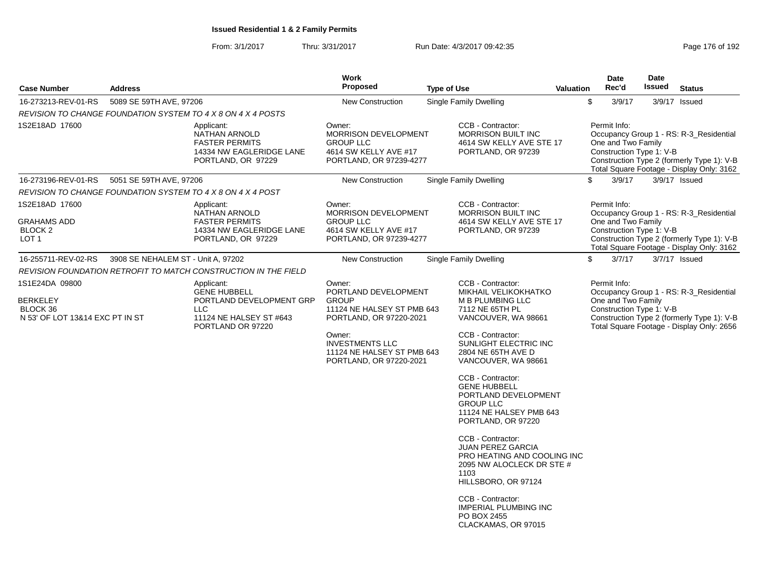**Issued Residential 1 & 2 Family Permits**

From: 3/1/2017 Thru: 3/31/2017 Run Date: 4/3/2017 09:42:35

| Case Number | Address | Work Proposed | Type of Use | Valuation | Date Rec'd | Date Issued | Status |
|---|---|---|---|---|---|---|---|
| 16-273213-REV-01-RS | 5089 SE 59TH AVE, 97206 | New Construction | Single Family Dwelling | $ | 3/9/17 | 3/9/17 | Issued |

*REVISION TO CHANGE FOUNDATION SYSTEM TO 4 X 8 ON 4 X 4 POSTS*

1S2E18AD 17600

Applicant: NATHAN ARNOLD, FASTER PERMITS, 14334 NW EAGLERIDGE LANE, PORTLAND, OR 97229

Owner: MORRISON DEVELOPMENT GROUP LLC, 4614 SW KELLY AVE #17, PORTLAND, OR 97239-4277

CCB - Contractor: MORRISON BUILT INC, 4614 SW KELLY AVE STE 17, PORTLAND, OR 97239

Permit Info: Occupancy Group 1 - RS: R-3_Residential One and Two Family; Construction Type 1: V-B; Construction Type 2 (formerly Type 1): V-B; Total Square Footage - Display Only: 3162

| Case Number | Address | Work Proposed | Type of Use | Valuation | Date Rec'd | Date Issued | Status |
|---|---|---|---|---|---|---|---|
| 16-273196-REV-01-RS | 5051 SE 59TH AVE, 97206 | New Construction | Single Family Dwelling | $ | 3/9/17 | 3/9/17 | Issued |

*REVISION TO CHANGE FOUNDATION SYSTEM TO 4 X 8 ON 4 X 4 POST*

1S2E18AD 17600
GRAHAMS ADD
BLOCK 2
LOT 1

Applicant: NATHAN ARNOLD, FASTER PERMITS, 14334 NW EAGLERIDGE LANE, PORTLAND, OR 97229

Owner: MORRISON DEVELOPMENT GROUP LLC, 4614 SW KELLY AVE #17, PORTLAND, OR 97239-4277

CCB - Contractor: MORRISON BUILT INC, 4614 SW KELLY AVE STE 17, PORTLAND, OR 97239

Permit Info: Occupancy Group 1 - RS: R-3_Residential One and Two Family; Construction Type 1: V-B; Construction Type 2 (formerly Type 1): V-B; Total Square Footage - Display Only: 3162

| Case Number | Address | Work Proposed | Type of Use | Valuation | Date Rec'd | Date Issued | Status |
|---|---|---|---|---|---|---|---|
| 16-255711-REV-02-RS | 3908 SE NEHALEM ST - Unit A, 97202 | New Construction | Single Family Dwelling | $ | 3/7/17 | 3/7/17 | Issued |

*REVISION FOUNDATION RETROFIT TO MATCH CONSTRUCTION IN THE FIELD*

1S1E24DA 09800
BERKELEY
BLOCK 36
N 53' OF LOT 13&14 EXC PT IN ST

Applicant: GENE HUBBELL, PORTLAND DEVELOPMENT GRP LLC, 11124 NE HALSEY ST #643, PORTLAND OR 97220

Owner: PORTLAND DEVELOPMENT GROUP, 11124 NE HALSEY ST PMB 643, PORTLAND, OR 97220-2021

Owner: INVESTMENTS LLC, 11124 NE HALSEY ST PMB 643, PORTLAND, OR 97220-2021

CCB - Contractor: MIKHAIL VELIKOKHATKO, M B PLUMBING LLC, 7112 NE 65TH PL, VANCOUVER, WA 98661

CCB - Contractor: SUNLIGHT ELECTRIC INC, 2804 NE 65TH AVE D, VANCOUVER, WA 98661

CCB - Contractor: GENE HUBBELL, PORTLAND DEVELOPMENT GROUP LLC, 11124 NE HALSEY PMB 643, PORTLAND, OR 97220

CCB - Contractor: JUAN PEREZ GARCIA, PRO HEATING AND COOLING INC, 2095 NW ALOCLECK DR STE # 1103, HILLSBORO, OR 97124

CCB - Contractor: IMPERIAL PLUMBING INC, PO BOX 2455, CLACKAMAS, OR 97015

Permit Info: Occupancy Group 1 - RS: R-3_Residential One and Two Family; Construction Type 1: V-B; Construction Type 2 (formerly Type 1): V-B; Total Square Footage - Display Only: 2656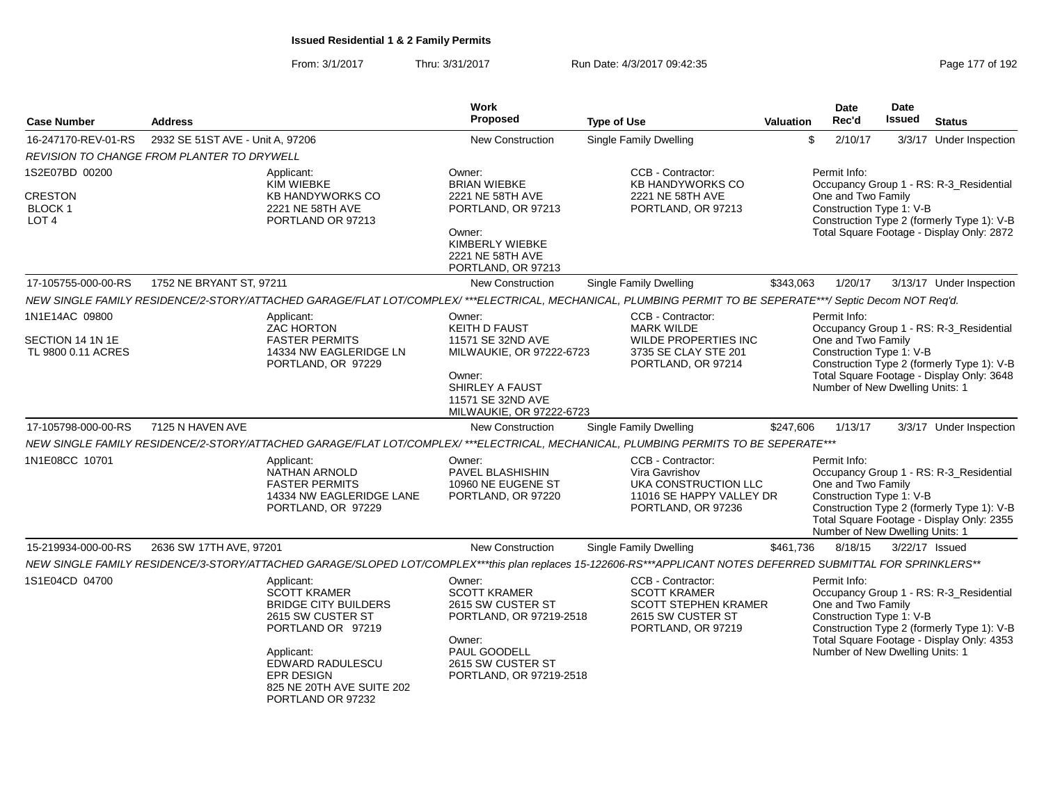**Issued Residential 1 & 2 Family Permits**

From: 3/1/2017 Thru: 3/31/2017 Run Date: 4/3/2017 09:42:35

| Case Number | Address | Work Proposed | Type of Use | Valuation | Date Rec'd | Date Issued | Status |
|---|---|---|---|---|---|---|---|
| 16-247170-REV-01-RS | 2932 SE 51ST AVE - Unit A, 97206 | New Construction | Single Family Dwelling | $ | 2/10/17 | 3/3/17 | Under Inspection |

REVISION TO CHANGE FROM PLANTER TO DRYWELL

1S2E07BD 00200
CRESTON
BLOCK 1
LOT 4

Applicant:
KIM WIEBKE
KB HANDYWORKS CO
2221 NE 58TH AVE
PORTLAND OR 97213

Owner:
BRIAN WIEBKE
2221 NE 58TH AVE
PORTLAND, OR 97213

Owner:
KIMBERLY WIEBKE
2221 NE 58TH AVE
PORTLAND, OR 97213

CCB - Contractor:
KB HANDYWORKS CO
2221 NE 58TH AVE
PORTLAND, OR 97213

Permit Info:
Occupancy Group 1 - RS: R-3_Residential One and Two Family
Construction Type 1: V-B
Construction Type 2 (formerly Type 1): V-B
Total Square Footage - Display Only: 2872

| Case Number | Address | Work Proposed | Type of Use | Valuation | Date Rec'd | Date Issued | Status |
|---|---|---|---|---|---|---|---|
| 17-105755-000-00-RS | 1752 NE BRYANT ST, 97211 | New Construction | Single Family Dwelling | $343,063 | 1/20/17 | 3/13/17 | Under Inspection |

NEW SINGLE FAMILY RESIDENCE/2-STORY/ATTACHED GARAGE/FLAT LOT/COMPLEX/ ***ELECTRICAL, MECHANICAL, PLUMBING PERMIT TO BE SEPERATE***/ Septic Decom NOT Req'd.

1N1E14AC 09800
SECTION 14 1N 1E
TL 9800 0.11 ACRES

Applicant:
ZAC HORTON
FASTER PERMITS
14334 NW EAGLERIDGE LN
PORTLAND, OR 97229

Owner:
KEITH D FAUST
11571 SE 32ND AVE
MILWAUKIE, OR 97222-6723

Owner:
SHIRLEY A FAUST
11571 SE 32ND AVE
MILWAUKIE, OR 97222-6723

CCB - Contractor:
MARK WILDE
WILDE PROPERTIES INC
3735 SE CLAY STE 201
PORTLAND, OR 97214

Permit Info:
Occupancy Group 1 - RS: R-3_Residential One and Two Family
Construction Type 1: V-B
Construction Type 2 (formerly Type 1): V-B
Total Square Footage - Display Only: 3648
Number of New Dwelling Units: 1

| Case Number | Address | Work Proposed | Type of Use | Valuation | Date Rec'd | Date Issued | Status |
|---|---|---|---|---|---|---|---|
| 17-105798-000-00-RS | 7125 N HAVEN AVE | New Construction | Single Family Dwelling | $247,606 | 1/13/17 | 3/3/17 | Under Inspection |

NEW SINGLE FAMILY RESIDENCE/2-STORY/ATTACHED GARAGE/FLAT LOT/COMPLEX/ ***ELECTRICAL, MECHANICAL, PLUMBING PERMITS TO BE SEPERATE***

1N1E08CC 10701

Applicant:
NATHAN ARNOLD
FASTER PERMITS
14334 NW EAGLERIDGE LANE
PORTLAND, OR 97229

Owner:
PAVEL BLASHISHIN
10960 NE EUGENE ST
PORTLAND, OR 97220

CCB - Contractor:
Vira Gavrishov
UKA CONSTRUCTION LLC
11016 SE HAPPY VALLEY DR
PORTLAND, OR 97236

Permit Info:
Occupancy Group 1 - RS: R-3_Residential One and Two Family
Construction Type 1: V-B
Construction Type 2 (formerly Type 1): V-B
Total Square Footage - Display Only: 2355
Number of New Dwelling Units: 1

| Case Number | Address | Work Proposed | Type of Use | Valuation | Date Rec'd | Date Issued | Status |
|---|---|---|---|---|---|---|---|
| 15-219934-000-00-RS | 2636 SW 17TH AVE, 97201 | New Construction | Single Family Dwelling | $461,736 | 8/18/15 | 3/22/17 | Issued |

NEW SINGLE FAMILY RESIDENCE/3-STORY/ATTACHED GARAGE/SLOPED LOT/COMPLEX***this plan replaces 15-122606-RS***APPLICANT NOTES DEFERRED SUBMITTAL FOR SPRINKLERS**

1S1E04CD 04700

Applicant:
SCOTT KRAMER
BRIDGE CITY BUILDERS
2615 SW CUSTER ST
PORTLAND OR 97219

Applicant:
EDWARD RADULESCU
EPR DESIGN
825 NE 20TH AVE SUITE 202
PORTLAND OR 97232

Owner:
SCOTT KRAMER
2615 SW CUSTER ST
PORTLAND, OR 97219-2518

Owner:
PAUL GOODELL
2615 SW CUSTER ST
PORTLAND, OR 97219-2518

CCB - Contractor:
SCOTT KRAMER
SCOTT STEPHEN KRAMER
2615 SW CUSTER ST
PORTLAND, OR 97219

Permit Info:
Occupancy Group 1 - RS: R-3_Residential One and Two Family
Construction Type 1: V-B
Construction Type 2 (formerly Type 1): V-B
Total Square Footage - Display Only: 4353
Number of New Dwelling Units: 1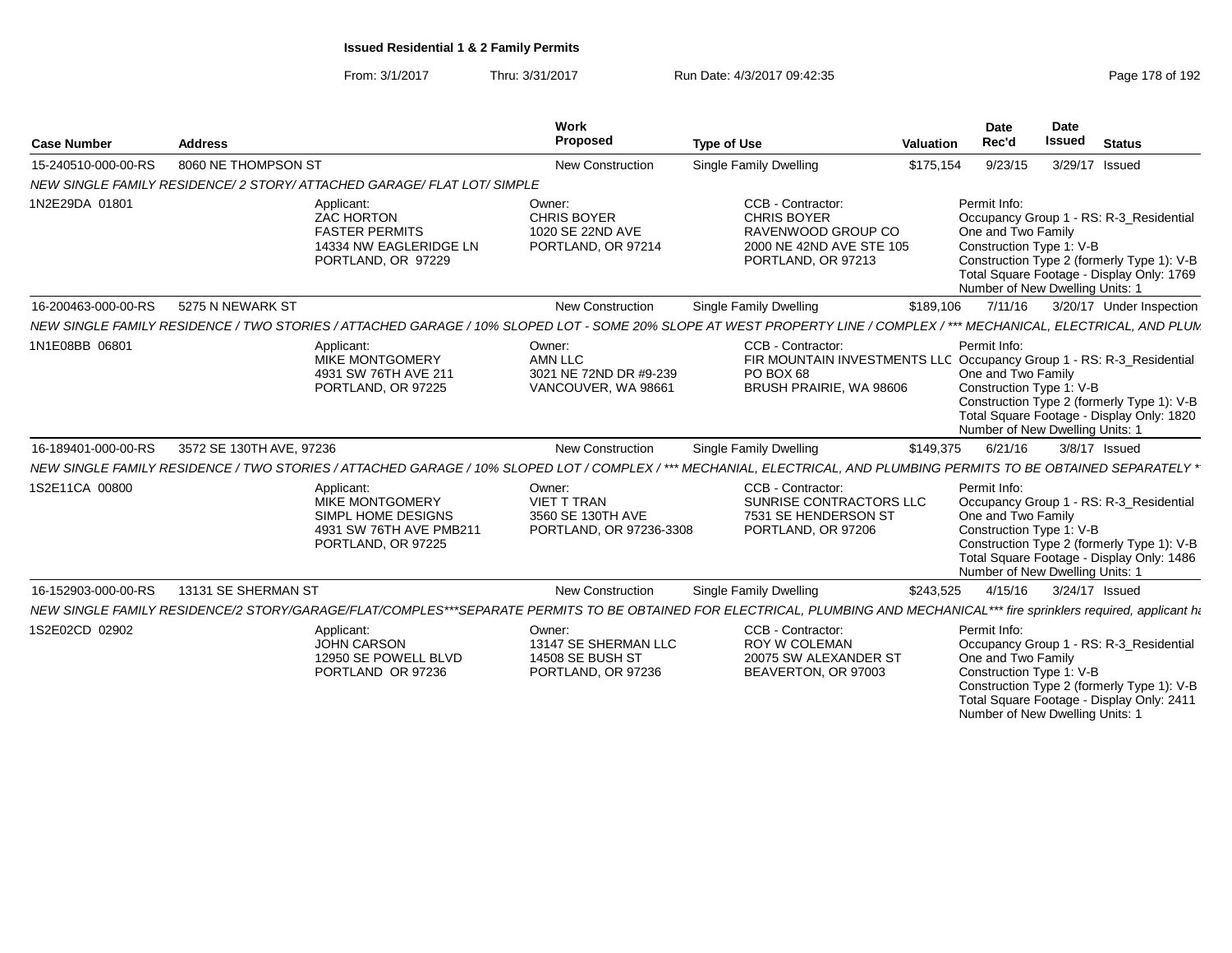**Issued Residential 1 & 2 Family Permits**

From: 3/1/2017 Thru: 3/31/2017 Run Date: 4/3/2017 09:42:35

| Case Number | Address | Work Proposed | Type of Use | Valuation | Date Rec'd | Date Issued | Status |
|---|---|---|---|---|---|---|---|
| 15-240510-000-00-RS | 8060 NE THOMPSON ST | New Construction | Single Family Dwelling | $175,154 | 9/23/15 | 3/29/17 | Issued |

*NEW SINGLE FAMILY RESIDENCE/ 2 STORY/ ATTACHED GARAGE/ FLAT LOT/ SIMPLE*

1N2E29DA 01801

Applicant: ZAC HORTON, FASTER PERMITS, 14334 NW EAGLERIDGE LN, PORTLAND, OR 97229

Owner: CHRIS BOYER, 1020 SE 22ND AVE, PORTLAND, OR 97214

CCB - Contractor: CHRIS BOYER, RAVENWOOD GROUP CO, 2000 NE 42ND AVE STE 105, PORTLAND, OR 97213

Permit Info: Occupancy Group 1 - RS: R-3_Residential One and Two Family; Construction Type 1: V-B; Construction Type 2 (formerly Type 1): V-B; Total Square Footage - Display Only: 1769; Number of New Dwelling Units: 1

| Case Number | Address | Work Proposed | Type of Use | Valuation | Date Rec'd | Date Issued | Status |
|---|---|---|---|---|---|---|---|
| 16-200463-000-00-RS | 5275 N NEWARK ST | New Construction | Single Family Dwelling | $189,106 | 7/11/16 | 3/20/17 | Under Inspection |

*NEW SINGLE FAMILY RESIDENCE / TWO STORIES / ATTACHED GARAGE / 10% SLOPED LOT - SOME 20% SLOPE AT WEST PROPERTY LINE / COMPLEX / *** MECHANICAL, ELECTRICAL, AND PLUM*

1N1E08BB 06801

Applicant: MIKE MONTGOMERY, 4931 SW 76TH AVE 211, PORTLAND, OR 97225

Owner: AMN LLC, 3021 NE 72ND DR #9-239, VANCOUVER, WA 98661

CCB - Contractor: FIR MOUNTAIN INVESTMENTS LLC, PO BOX 68, BRUSH PRAIRIE, WA 98606

Permit Info: Occupancy Group 1 - RS: R-3_Residential One and Two Family; Construction Type 1: V-B; Construction Type 2 (formerly Type 1): V-B; Total Square Footage - Display Only: 1820; Number of New Dwelling Units: 1

| Case Number | Address | Work Proposed | Type of Use | Valuation | Date Rec'd | Date Issued | Status |
|---|---|---|---|---|---|---|---|
| 16-189401-000-00-RS | 3572 SE 130TH AVE, 97236 | New Construction | Single Family Dwelling | $149,375 | 6/21/16 | 3/8/17 | Issued |

*NEW SINGLE FAMILY RESIDENCE / TWO STORIES / ATTACHED GARAGE / 10% SLOPED LOT / COMPLEX / *** MECHANIAL, ELECTRICAL, AND PLUMBING PERMITS TO BE OBTAINED SEPARATELY **

1S2E11CA 00800

Applicant: MIKE MONTGOMERY, SIMPL HOME DESIGNS, 4931 SW 76TH AVE PMB211, PORTLAND, OR 97225

Owner: VIET T TRAN, 3560 SE 130TH AVE, PORTLAND, OR 97236-3308

CCB - Contractor: SUNRISE CONTRACTORS LLC, 7531 SE HENDERSON ST, PORTLAND, OR 97206

Permit Info: Occupancy Group 1 - RS: R-3_Residential One and Two Family; Construction Type 1: V-B; Construction Type 2 (formerly Type 1): V-B; Total Square Footage - Display Only: 1486; Number of New Dwelling Units: 1

| Case Number | Address | Work Proposed | Type of Use | Valuation | Date Rec'd | Date Issued | Status |
|---|---|---|---|---|---|---|---|
| 16-152903-000-00-RS | 13131 SE SHERMAN ST | New Construction | Single Family Dwelling | $243,525 | 4/15/16 | 3/24/17 | Issued |

*NEW SINGLE FAMILY RESIDENCE/2 STORY/GARAGE/FLAT/COMPLES***SEPARATE PERMITS TO BE OBTAINED FOR ELECTRICAL, PLUMBING AND MECHANICAL*** fire sprinklers required, applicant ha*

1S2E02CD 02902

Applicant: JOHN CARSON, 12950 SE POWELL BLVD, PORTLAND OR 97236

Owner: 13147 SE SHERMAN LLC, 14508 SE BUSH ST, PORTLAND, OR 97236

CCB - Contractor: ROY W COLEMAN, 20075 SW ALEXANDER ST, BEAVERTON, OR 97003

Permit Info: Occupancy Group 1 - RS: R-3_Residential One and Two Family; Construction Type 1: V-B; Construction Type 2 (formerly Type 1): V-B; Total Square Footage - Display Only: 2411; Number of New Dwelling Units: 1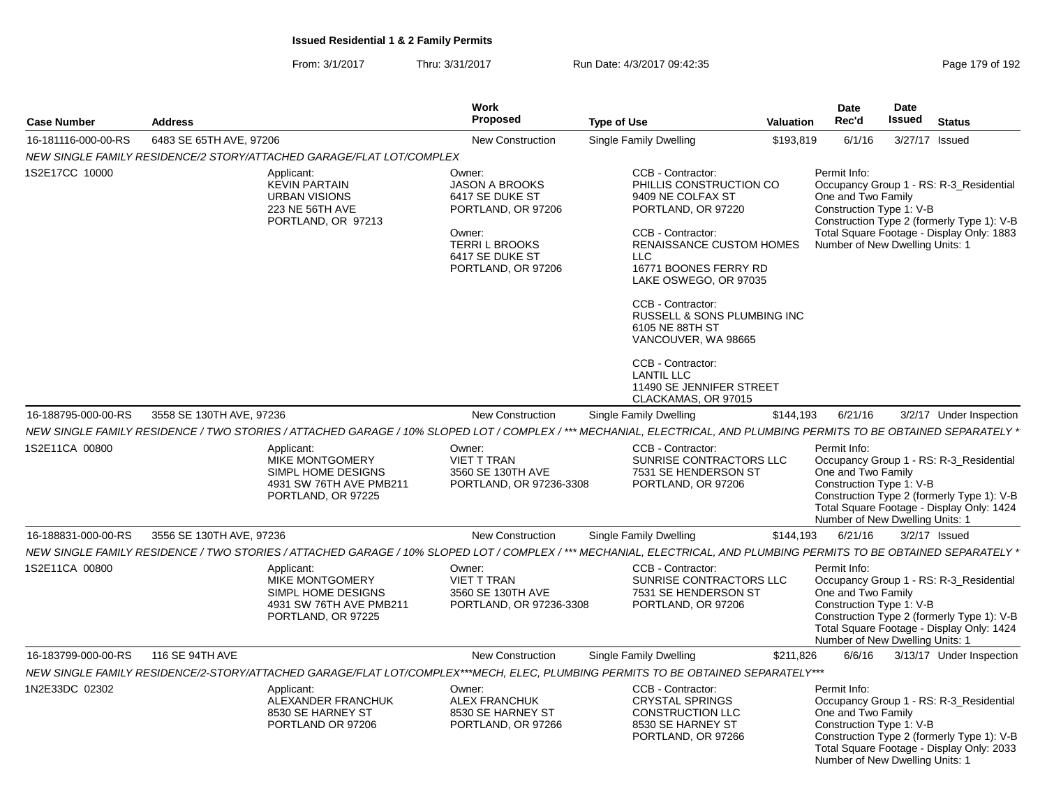**Issued Residential 1 & 2 Family Permits**

From: 3/1/2017 Thru: 3/31/2017 Run Date: 4/3/2017 09:42:35

| Case Number | Address | Work Proposed | Type of Use | Valuation | Date Rec'd | Date Issued | Status |
|---|---|---|---|---|---|---|---|
| 16-181116-000-00-RS | 6483 SE 65TH AVE, 97206 | New Construction | Single Family Dwelling | $193,819 | 6/1/16 | 3/27/17 | Issued |

*NEW SINGLE FAMILY RESIDENCE/2 STORY/ATTACHED GARAGE/FLAT LOT/COMPLEX*

1S2E17CC 10000

Applicant:
KEVIN PARTAIN
URBAN VISIONS
223 NE 56TH AVE
PORTLAND, OR 97213

Owner:
JASON A BROOKS
6417 SE DUKE ST
PORTLAND, OR 97206

Owner:
TERRI L BROOKS
6417 SE DUKE ST
PORTLAND, OR 97206

CCB - Contractor:
PHILLIS CONSTRUCTION CO
9409 NE COLFAX ST
PORTLAND, OR 97220

CCB - Contractor:
RENAISSANCE CUSTOM HOMES LLC
16771 BOONES FERRY RD
LAKE OSWEGO, OR 97035

CCB - Contractor:
RUSSELL & SONS PLUMBING INC
6105 NE 88TH ST
VANCOUVER, WA 98665

CCB - Contractor:
LANTIL LLC
11490 SE JENNIFER STREET
CLACKAMAS, OR 97015

Permit Info:
Occupancy Group 1 - RS: R-3_Residential One and Two Family
Construction Type 1: V-B
Construction Type 2 (formerly Type 1): V-B
Total Square Footage - Display Only: 1883
Number of New Dwelling Units: 1

| Case Number | Address | Work Proposed | Type of Use | Valuation | Date Rec'd | Date Issued | Status |
|---|---|---|---|---|---|---|---|
| 16-188795-000-00-RS | 3558 SE 130TH AVE, 97236 | New Construction | Single Family Dwelling | $144,193 | 6/21/16 | 3/2/17 | Under Inspection |

*NEW SINGLE FAMILY RESIDENCE / TWO STORIES / ATTACHED GARAGE / 10% SLOPED LOT / COMPLEX / *** MECHANIAL, ELECTRICAL, AND PLUMBING PERMITS TO BE OBTAINED SEPARATELY **

1S2E11CA 00800

Applicant:
MIKE MONTGOMERY
SIMPL HOME DESIGNS
4931 SW 76TH AVE PMB211
PORTLAND, OR 97225

Owner:
VIET T TRAN
3560 SE 130TH AVE
PORTLAND, OR 97236-3308

CCB - Contractor:
SUNRISE CONTRACTORS LLC
7531 SE HENDERSON ST
PORTLAND, OR 97206

Permit Info:
Occupancy Group 1 - RS: R-3_Residential One and Two Family
Construction Type 1: V-B
Construction Type 2 (formerly Type 1): V-B
Total Square Footage - Display Only: 1424
Number of New Dwelling Units: 1

| Case Number | Address | Work Proposed | Type of Use | Valuation | Date Rec'd | Date Issued | Status |
|---|---|---|---|---|---|---|---|
| 16-188831-000-00-RS | 3556 SE 130TH AVE, 97236 | New Construction | Single Family Dwelling | $144,193 | 6/21/16 | 3/2/17 | Issued |

*NEW SINGLE FAMILY RESIDENCE / TWO STORIES / ATTACHED GARAGE / 10% SLOPED LOT / COMPLEX / *** MECHANIAL, ELECTRICAL, AND PLUMBING PERMITS TO BE OBTAINED SEPARATELY **

1S2E11CA 00800

Applicant:
MIKE MONTGOMERY
SIMPL HOME DESIGNS
4931 SW 76TH AVE PMB211
PORTLAND, OR 97225

Owner:
VIET T TRAN
3560 SE 130TH AVE
PORTLAND, OR 97236-3308

CCB - Contractor:
SUNRISE CONTRACTORS LLC
7531 SE HENDERSON ST
PORTLAND, OR 97206

Permit Info:
Occupancy Group 1 - RS: R-3_Residential One and Two Family
Construction Type 1: V-B
Construction Type 2 (formerly Type 1): V-B
Total Square Footage - Display Only: 1424
Number of New Dwelling Units: 1

| Case Number | Address | Work Proposed | Type of Use | Valuation | Date Rec'd | Date Issued | Status |
|---|---|---|---|---|---|---|---|
| 16-183799-000-00-RS | 116 SE 94TH AVE | New Construction | Single Family Dwelling | $211,826 | 6/6/16 | 3/13/17 | Under Inspection |

*NEW SINGLE FAMILY RESIDENCE/2-STORY/ATTACHED GARAGE/FLAT LOT/COMPLEX***MECH, ELEC, PLUMBING PERMITS TO BE OBTAINED SEPARATELY****

1N2E33DC 02302

Applicant:
ALEXANDER FRANCHUK
8530 SE HARNEY ST
PORTLAND OR 97206

Owner:
ALEX FRANCHUK
8530 SE HARNEY ST
PORTLAND, OR 97266

CCB - Contractor:
CRYSTAL SPRINGS CONSTRUCTION LLC
8530 SE HARNEY ST
PORTLAND, OR 97266

Permit Info:
Occupancy Group 1 - RS: R-3_Residential One and Two Family
Construction Type 1: V-B
Construction Type 2 (formerly Type 1): V-B
Total Square Footage - Display Only: 2033
Number of New Dwelling Units: 1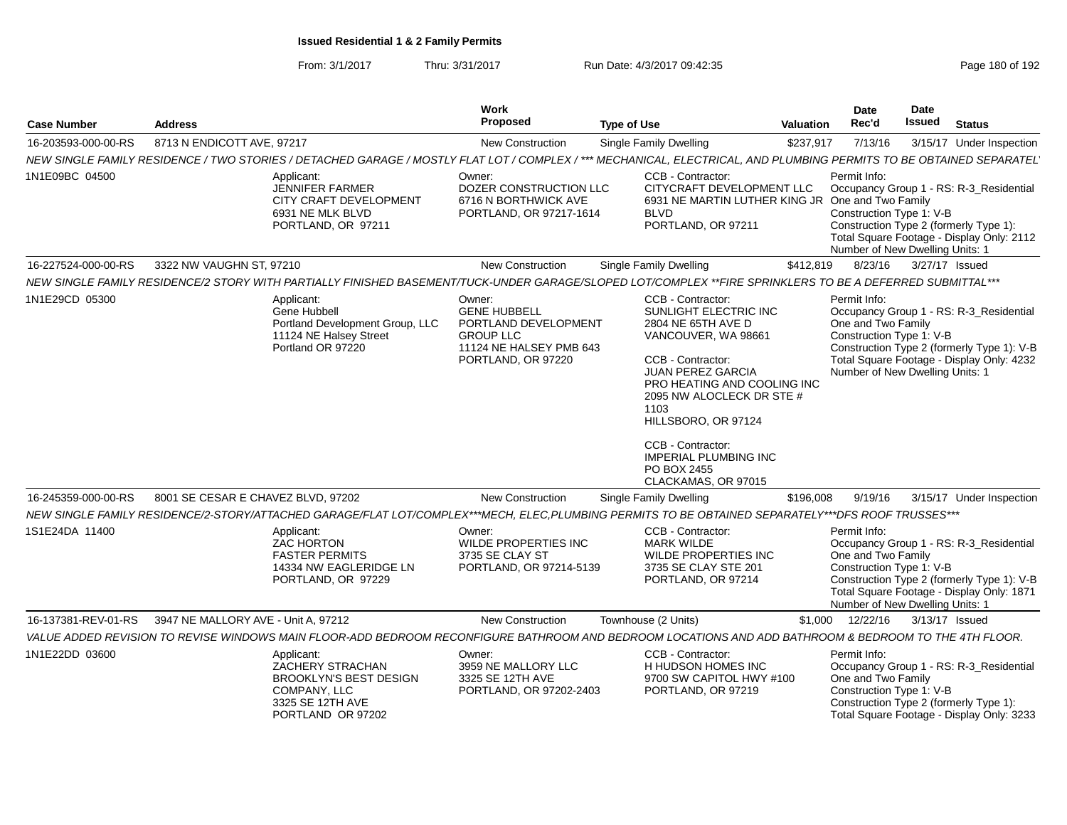**Issued Residential 1 & 2 Family Permits**

From: 3/1/2017 Thru: 3/31/2017 Run Date: 4/3/2017 09:42:35

| Case Number | Address | Work Proposed | Type of Use | Valuation | Date Rec'd | Date Issued | Status |
|---|---|---|---|---|---|---|---|
| 16-203593-000-00-RS | 8713 N ENDICOTT AVE, 97217 | New Construction | Single Family Dwelling | $237,917 | 7/13/16 | 3/15/17 | Under Inspection |

NEW SINGLE FAMILY RESIDENCE / TWO STORIES / DETACHED GARAGE / MOSTLY FLAT LOT / COMPLEX / *** MECHANICAL, ELECTRICAL, AND PLUMBING PERMITS TO BE OBTAINED SEPARATEL

1N1E09BC 04500

Applicant: JENNIFER FARMER, CITY CRAFT DEVELOPMENT, 6931 NE MLK BLVD, PORTLAND, OR 97211

Owner: DOZER CONSTRUCTION LLC, 6716 N BORTHWICK AVE, PORTLAND, OR 97217-1614

CCB - Contractor: CITYCRAFT DEVELOPMENT LLC, 6931 NE MARTIN LUTHER KING JR BLVD, PORTLAND, OR 97211

Permit Info: Occupancy Group 1 - RS: R-3_Residential One and Two Family; Construction Type 1: V-B; Construction Type 2 (formerly Type 1):; Total Square Footage - Display Only: 2112; Number of New Dwelling Units: 1

| Case Number | Address | Work Proposed | Type of Use | Valuation | Date Rec'd | Date Issued | Status |
|---|---|---|---|---|---|---|---|
| 16-227524-000-00-RS | 3322 NW VAUGHN ST, 97210 | New Construction | Single Family Dwelling | $412,819 | 8/23/16 | 3/27/17 | Issued |

NEW SINGLE FAMILY RESIDENCE/2 STORY WITH PARTIALLY FINISHED BASEMENT/TUCK-UNDER GARAGE/SLOPED LOT/COMPLEX **FIRE SPRINKLERS TO BE A DEFERRED SUBMITTAL***

1N1E29CD 05300

Applicant: Gene Hubbell, Portland Development Group, LLC, 11124 NE Halsey Street, Portland OR 97220

Owner: GENE HUBBELL, PORTLAND DEVELOPMENT GROUP LLC, 11124 NE HALSEY PMB 643, PORTLAND, OR 97220

CCB - Contractor: SUNLIGHT ELECTRIC INC, 2804 NE 65TH AVE D, VANCOUVER, WA 98661

CCB - Contractor: JUAN PEREZ GARCIA, PRO HEATING AND COOLING INC, 2095 NW ALOCLECK DR STE # 1103, HILLSBORO, OR 97124

CCB - Contractor: IMPERIAL PLUMBING INC, PO BOX 2455, CLACKAMAS, OR 97015

Permit Info: Occupancy Group 1 - RS: R-3_Residential One and Two Family; Construction Type 1: V-B; Construction Type 2 (formerly Type 1): V-B; Total Square Footage - Display Only: 4232; Number of New Dwelling Units: 1

| Case Number | Address | Work Proposed | Type of Use | Valuation | Date Rec'd | Date Issued | Status |
|---|---|---|---|---|---|---|---|
| 16-245359-000-00-RS | 8001 SE CESAR E CHAVEZ BLVD, 97202 | New Construction | Single Family Dwelling | $196,008 | 9/19/16 | 3/15/17 | Under Inspection |

NEW SINGLE FAMILY RESIDENCE/2-STORY/ATTACHED GARAGE/FLAT LOT/COMPLEX***MECH, ELEC,PLUMBING PERMITS TO BE OBTAINED SEPARATELY***DFS ROOF TRUSSES***

1S1E24DA 11400

Applicant: ZAC HORTON, FASTER PERMITS, 14334 NW EAGLERIDGE LN, PORTLAND, OR 97229

Owner: WILDE PROPERTIES INC, 3735 SE CLAY ST, PORTLAND, OR 97214-5139

CCB - Contractor: MARK WILDE, WILDE PROPERTIES INC, 3735 SE CLAY STE 201, PORTLAND, OR 97214

Permit Info: Occupancy Group 1 - RS: R-3_Residential One and Two Family; Construction Type 1: V-B; Construction Type 2 (formerly Type 1): V-B; Total Square Footage - Display Only: 1871; Number of New Dwelling Units: 1

| Case Number | Address | Work Proposed | Type of Use | Valuation | Date Rec'd | Date Issued | Status |
|---|---|---|---|---|---|---|---|
| 16-137381-REV-01-RS | 3947 NE MALLORY AVE - Unit A, 97212 | New Construction | Townhouse (2 Units) | $1,000 | 12/22/16 | 3/13/17 | Issued |

VALUE ADDED REVISION TO REVISE WINDOWS MAIN FLOOR-ADD BEDROOM RECONFIGURE BATHROOM AND BEDROOM LOCATIONS AND ADD BATHROOM & BEDROOM TO THE 4TH FLOOR.

1N1E22DD 03600

Applicant: ZACHERY STRACHAN, BROOKLYN'S BEST DESIGN COMPANY, LLC, 3325 SE 12TH AVE, PORTLAND OR 97202

Owner: 3959 NE MALLORY LLC, 3325 SE 12TH AVE, PORTLAND, OR 97202-2403

CCB - Contractor: H HUDSON HOMES INC, 9700 SW CAPITOL HWY #100, PORTLAND, OR 97219

Permit Info: Occupancy Group 1 - RS: R-3_Residential One and Two Family; Construction Type 1: V-B; Construction Type 2 (formerly Type 1):; Total Square Footage - Display Only: 3233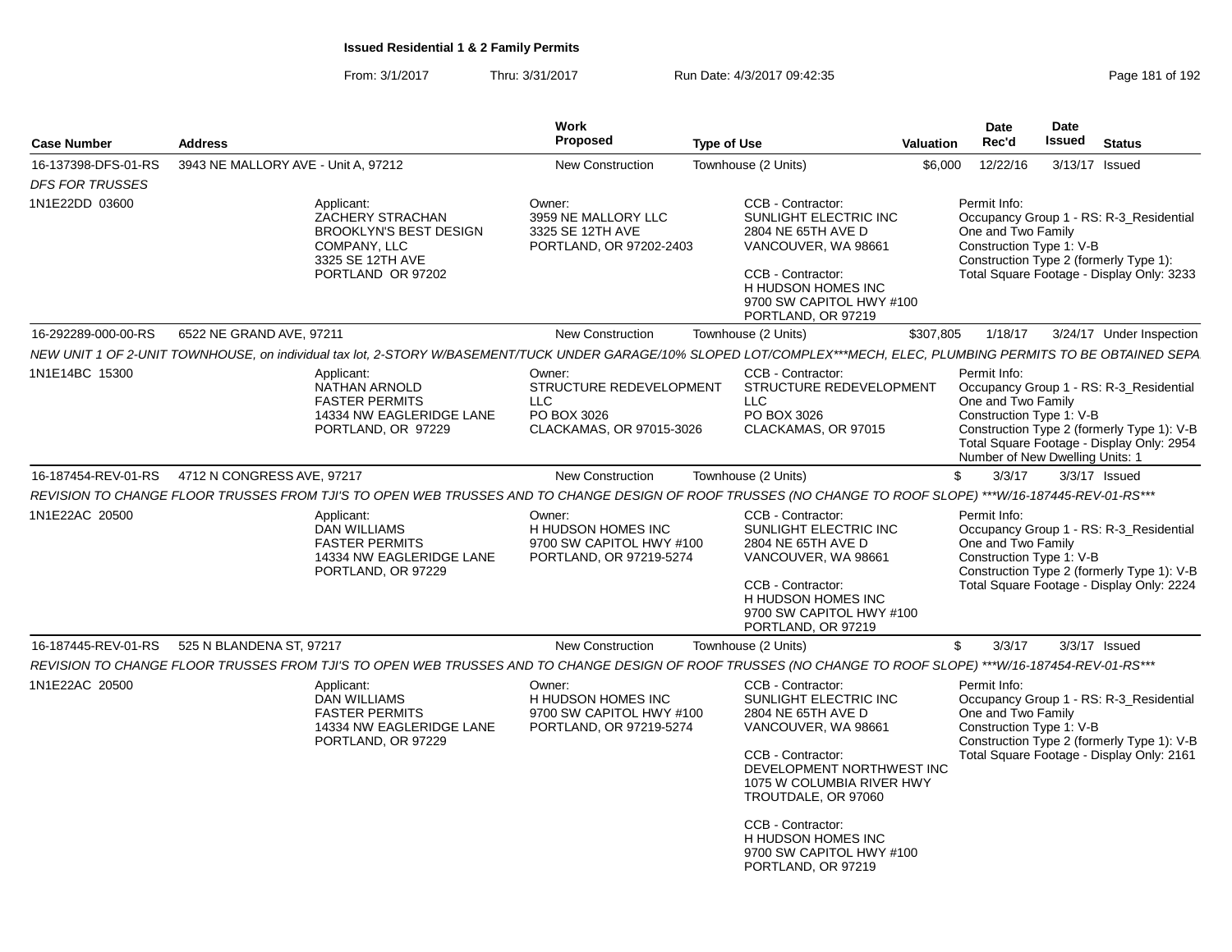**Issued Residential 1 & 2 Family Permits**

From: 3/1/2017 Thru: 3/31/2017 Run Date: 4/3/2017 09:42:35

| Case Number | Address | Work Proposed | Type of Use | Valuation | Date Rec'd | Date Issued | Status |
|---|---|---|---|---|---|---|---|
| 16-137398-DFS-01-RS | 3943 NE MALLORY AVE - Unit A, 97212 | New Construction | Townhouse (2 Units) | $6,000 | 12/22/16 | 3/13/17 | Issued |

*DFS FOR TRUSSES*

1N1E22DD 03600

Applicant: ZACHERY STRACHAN, BROOKLYN'S BEST DESIGN COMPANY, LLC, 3325 SE 12TH AVE, PORTLAND OR 97202

Owner: 3959 NE MALLORY LLC, 3325 SE 12TH AVE, PORTLAND, OR 97202-2403

CCB - Contractor: SUNLIGHT ELECTRIC INC, 2804 NE 65TH AVE D, VANCOUVER, WA 98661

CCB - Contractor: H HUDSON HOMES INC, 9700 SW CAPITOL HWY #100, PORTLAND, OR 97219

Permit Info: Occupancy Group 1 - RS: R-3_Residential One and Two Family; Construction Type 1: V-B; Construction Type 2 (formerly Type 1):; Total Square Footage - Display Only: 3233

| Case Number | Address | Work Proposed | Type of Use | Valuation | Date Rec'd | Date Issued | Status |
|---|---|---|---|---|---|---|---|
| 16-292289-000-00-RS | 6522 NE GRAND AVE, 97211 | New Construction | Townhouse (2 Units) | $307,805 | 1/18/17 | 3/24/17 | Under Inspection |

*NEW UNIT 1 OF 2-UNIT TOWNHOUSE, on individual tax lot, 2-STORY W/BASEMENT/TUCK UNDER GARAGE/10% SLOPED LOT/COMPLEX***MECH, ELEC, PLUMBING PERMITS TO BE OBTAINED SEPA*

1N1E14BC 15300

Applicant: NATHAN ARNOLD, FASTER PERMITS, 14334 NW EAGLERIDGE LANE, PORTLAND, OR 97229

Owner: STRUCTURE REDEVELOPMENT LLC, PO BOX 3026, CLACKAMAS, OR 97015-3026

CCB - Contractor: STRUCTURE REDEVELOPMENT LLC, PO BOX 3026, CLACKAMAS, OR 97015

Permit Info: Occupancy Group 1 - RS: R-3_Residential One and Two Family; Construction Type 1: V-B; Construction Type 2 (formerly Type 1): V-B; Total Square Footage - Display Only: 2954; Number of New Dwelling Units: 1

| Case Number | Address | Work Proposed | Type of Use | Valuation | Date Rec'd | Date Issued | Status |
|---|---|---|---|---|---|---|---|
| 16-187454-REV-01-RS | 4712 N CONGRESS AVE, 97217 | New Construction | Townhouse (2 Units) | $ | 3/3/17 | 3/3/17 | Issued |

*REVISION TO CHANGE FLOOR TRUSSES FROM TJI'S TO OPEN WEB TRUSSES AND TO CHANGE DESIGN OF ROOF TRUSSES (NO CHANGE TO ROOF SLOPE) ***W/16-187445-REV-01-RS****

1N1E22AC 20500

Applicant: DAN WILLIAMS, FASTER PERMITS, 14334 NW EAGLERIDGE LANE, PORTLAND, OR 97229

Owner: H HUDSON HOMES INC, 9700 SW CAPITOL HWY #100, PORTLAND, OR 97219-5274

CCB - Contractor: SUNLIGHT ELECTRIC INC, 2804 NE 65TH AVE D, VANCOUVER, WA 98661

CCB - Contractor: H HUDSON HOMES INC, 9700 SW CAPITOL HWY #100, PORTLAND, OR 97219

Permit Info: Occupancy Group 1 - RS: R-3_Residential One and Two Family; Construction Type 1: V-B; Construction Type 2 (formerly Type 1): V-B; Total Square Footage - Display Only: 2224

| Case Number | Address | Work Proposed | Type of Use | Valuation | Date Rec'd | Date Issued | Status |
|---|---|---|---|---|---|---|---|
| 16-187445-REV-01-RS | 525 N BLANDENA ST, 97217 | New Construction | Townhouse (2 Units) | $ | 3/3/17 | 3/3/17 | Issued |

*REVISION TO CHANGE FLOOR TRUSSES FROM TJI'S TO OPEN WEB TRUSSES AND TO CHANGE DESIGN OF ROOF TRUSSES (NO CHANGE TO ROOF SLOPE) ***W/16-187454-REV-01-RS****

1N1E22AC 20500

Applicant: DAN WILLIAMS, FASTER PERMITS, 14334 NW EAGLERIDGE LANE, PORTLAND, OR 97229

Owner: H HUDSON HOMES INC, 9700 SW CAPITOL HWY #100, PORTLAND, OR 97219-5274

CCB - Contractor: SUNLIGHT ELECTRIC INC, 2804 NE 65TH AVE D, VANCOUVER, WA 98661

CCB - Contractor: DEVELOPMENT NORTHWEST INC, 1075 W COLUMBIA RIVER HWY, TROUTDALE, OR 97060

CCB - Contractor: H HUDSON HOMES INC, 9700 SW CAPITOL HWY #100, PORTLAND, OR 97219

Permit Info: Occupancy Group 1 - RS: R-3_Residential One and Two Family; Construction Type 1: V-B; Construction Type 2 (formerly Type 1): V-B; Total Square Footage - Display Only: 2161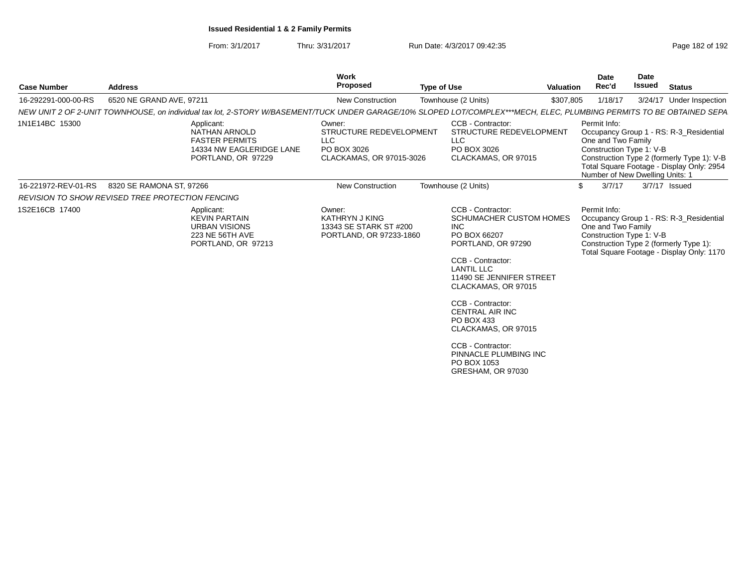**Issued Residential 1 & 2 Family Permits**

From: 3/1/2017 Thru: 3/31/2017 Run Date: 4/3/2017 09:42:35

| Case Number | Address | Work Proposed | Type of Use | Valuation | Date Rec'd | Date Issued | Status |
|---|---|---|---|---|---|---|---|
| 16-292291-000-00-RS | 6520 NE GRAND AVE, 97211 | New Construction | Townhouse (2 Units) | $307,805 | 1/18/17 | 3/24/17 | Under Inspection |

*NEW UNIT 2 OF 2-UNIT TOWNHOUSE, on individual tax lot, 2-STORY W/BASEMENT/TUCK UNDER GARAGE/10% SLOPED LOT/COMPLEX***MECH, ELEC, PLUMBING PERMITS TO BE OBTAINED SEPA*

1N1E14BC 15300

Applicant:
NATHAN ARNOLD
FASTER PERMITS
14334 NW EAGLERIDGE LANE
PORTLAND, OR 97229

Owner:
STRUCTURE REDEVELOPMENT LLC
PO BOX 3026
CLACKAMAS, OR 97015-3026

CCB - Contractor:
STRUCTURE REDEVELOPMENT LLC
PO BOX 3026
CLACKAMAS, OR 97015

Permit Info:
Occupancy Group 1 - RS: R-3_Residential One and Two Family
Construction Type 1: V-B
Construction Type 2 (formerly Type 1): V-B
Total Square Footage - Display Only: 2954
Number of New Dwelling Units: 1

| Case Number | Address | Work Proposed | Type of Use | Valuation | Date Rec'd | Date Issued | Status |
|---|---|---|---|---|---|---|---|
| 16-221972-REV-01-RS | 8320 SE RAMONA ST, 97266 | New Construction | Townhouse (2 Units) | $ | 3/7/17 | 3/7/17 | Issued |

*REVISION TO SHOW REVISED TREE PROTECTION FENCING*

1S2E16CB 17400

Applicant:
KEVIN PARTAIN
URBAN VISIONS
223 NE 56TH AVE
PORTLAND, OR 97213

Owner:
KATHRYN J KING
13343 SE STARK ST #200
PORTLAND, OR 97233-1860

CCB - Contractor:
SCHUMACHER CUSTOM HOMES INC
PO BOX 66207
PORTLAND, OR 97290

CCB - Contractor:
LANTIL LLC
11490 SE JENNIFER STREET
CLACKAMAS, OR 97015

CCB - Contractor:
CENTRAL AIR INC
PO BOX 433
CLACKAMAS, OR 97015

CCB - Contractor:
PINNACLE PLUMBING INC
PO BOX 1053
GRESHAM, OR 97030

Permit Info:
Occupancy Group 1 - RS: R-3_Residential One and Two Family
Construction Type 1: V-B
Construction Type 2 (formerly Type 1):
Total Square Footage - Display Only: 1170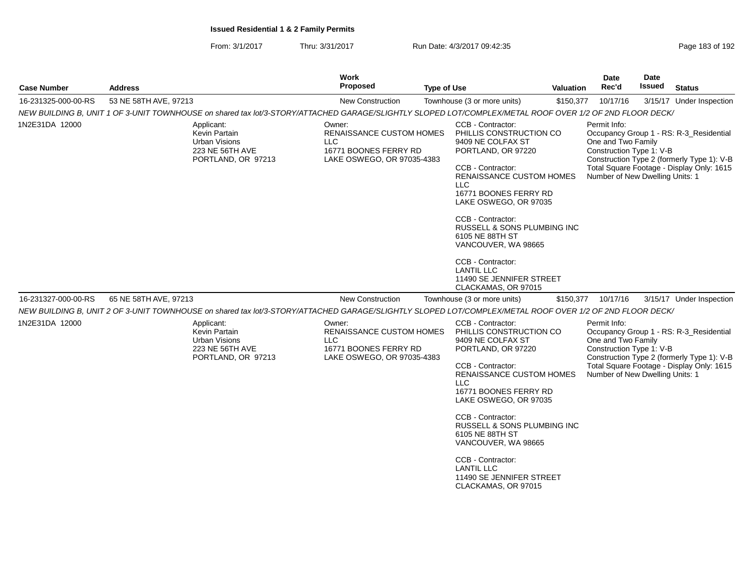**Issued Residential 1 & 2 Family Permits**

From: 3/1/2017 Thru: 3/31/2017 Run Date: 4/3/2017 09:42:35

| Case Number | Address | Work Proposed | Type of Use | Valuation | Date Rec'd | Date Issued | Status |
|---|---|---|---|---|---|---|---|
| 16-231325-000-00-RS | 53 NE 58TH AVE, 97213 | New Construction | Townhouse (3 or more units) | $150,377 | 10/17/16 | 3/15/17 | Under Inspection |

NEW BUILDING B, UNIT 1 OF 3-UNIT TOWNHOUSE on shared tax lot/3-STORY/ATTACHED GARAGE/SLIGHTLY SLOPED LOT/COMPLEX/METAL ROOF OVER 1/2 OF 2ND FLOOR DECK/

1N2E31DA 12000

Applicant:
Kevin Partain
Urban Visions
223 NE 56TH AVE
PORTLAND, OR 97213

Owner:
RENAISSANCE CUSTOM HOMES LLC
16771 BOONES FERRY RD
LAKE OSWEGO, OR 97035-4383

CCB - Contractor:
PHILLIS CONSTRUCTION CO
9409 NE COLFAX ST
PORTLAND, OR 97220

CCB - Contractor:
RENAISSANCE CUSTOM HOMES LLC
16771 BOONES FERRY RD
LAKE OSWEGO, OR 97035

CCB - Contractor:
RUSSELL & SONS PLUMBING INC
6105 NE 88TH ST
VANCOUVER, WA 98665

CCB - Contractor:
LANTIL LLC
11490 SE JENNIFER STREET
CLACKAMAS, OR 97015

Permit Info:
Occupancy Group 1 - RS: R-3_Residential One and Two Family
Construction Type 1: V-B
Construction Type 2 (formerly Type 1): V-B
Total Square Footage - Display Only: 1615
Number of New Dwelling Units: 1

| Case Number | Address | Work Proposed | Type of Use | Valuation | Date Rec'd | Date Issued | Status |
|---|---|---|---|---|---|---|---|
| 16-231327-000-00-RS | 65 NE 58TH AVE, 97213 | New Construction | Townhouse (3 or more units) | $150,377 | 10/17/16 | 3/15/17 | Under Inspection |

NEW BUILDING B, UNIT 2 OF 3-UNIT TOWNHOUSE on shared tax lot/3-STORY/ATTACHED GARAGE/SLIGHTLY SLOPED LOT/COMPLEX/METAL ROOF OVER 1/2 OF 2ND FLOOR DECK/

1N2E31DA 12000

Applicant:
Kevin Partain
Urban Visions
223 NE 56TH AVE
PORTLAND, OR 97213

Owner:
RENAISSANCE CUSTOM HOMES LLC
16771 BOONES FERRY RD
LAKE OSWEGO, OR 97035-4383

CCB - Contractor:
PHILLIS CONSTRUCTION CO
9409 NE COLFAX ST
PORTLAND, OR 97220

CCB - Contractor:
RENAISSANCE CUSTOM HOMES LLC
16771 BOONES FERRY RD
LAKE OSWEGO, OR 97035

CCB - Contractor:
RUSSELL & SONS PLUMBING INC
6105 NE 88TH ST
VANCOUVER, WA 98665

CCB - Contractor:
LANTIL LLC
11490 SE JENNIFER STREET
CLACKAMAS, OR 97015

Permit Info:
Occupancy Group 1 - RS: R-3_Residential One and Two Family
Construction Type 1: V-B
Construction Type 2 (formerly Type 1): V-B
Total Square Footage - Display Only: 1615
Number of New Dwelling Units: 1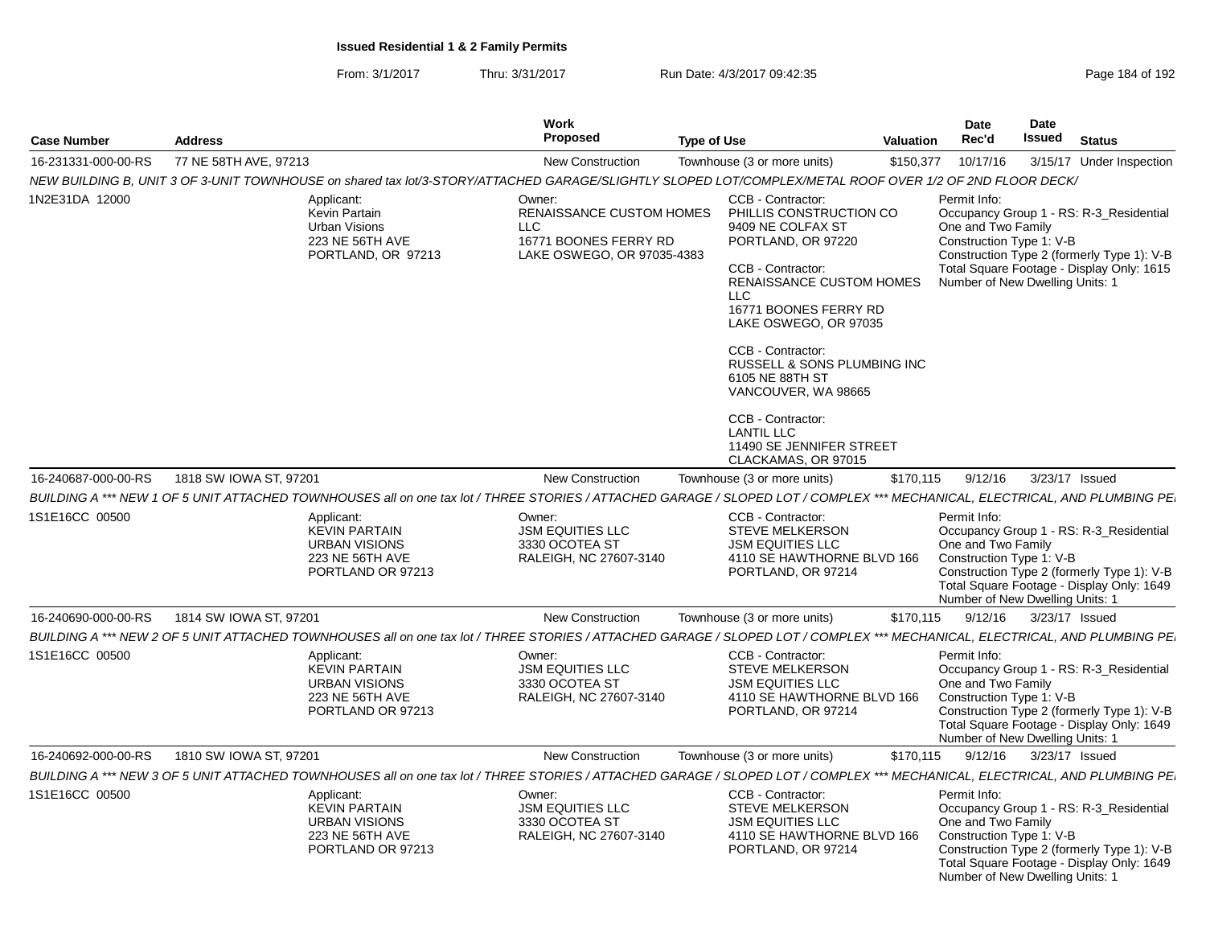**Issued Residential 1 & 2 Family Permits**

From: 3/1/2017 Thru: 3/31/2017 Run Date: 4/3/2017 09:42:35

| Case Number | Address | Work Proposed | Type of Use | Valuation | Date Rec'd | Date Issued | Status |
|---|---|---|---|---|---|---|---|
| 16-231331-000-00-RS | 77 NE 58TH AVE, 97213 | New Construction | Townhouse (3 or more units) | $150,377 | 10/17/16 | 3/15/17 | Under Inspection |

NEW BUILDING B, UNIT 3 OF 3-UNIT TOWNHOUSE on shared tax lot/3-STORY/ATTACHED GARAGE/SLIGHTLY SLOPED LOT/COMPLEX/METAL ROOF OVER 1/2 OF 2ND FLOOR DECK/

1N2E31DA 12000

Applicant:
Kevin Partain
Urban Visions
223 NE 56TH AVE
PORTLAND, OR 97213

Owner:
RENAISSANCE CUSTOM HOMES LLC
16771 BOONES FERRY RD
LAKE OSWEGO, OR 97035-4383

CCB - Contractor:
PHILLIS CONSTRUCTION CO
9409 NE COLFAX ST
PORTLAND, OR 97220

CCB - Contractor:
RENAISSANCE CUSTOM HOMES LLC
16771 BOONES FERRY RD
LAKE OSWEGO, OR 97035

CCB - Contractor:
RUSSELL & SONS PLUMBING INC
6105 NE 88TH ST
VANCOUVER, WA 98665

CCB - Contractor:
LANTIL LLC
11490 SE JENNIFER STREET
CLACKAMAS, OR 97015

Permit Info:
Occupancy Group 1 - RS: R-3_Residential One and Two Family
Construction Type 1: V-B
Construction Type 2 (formerly Type 1): V-B
Total Square Footage - Display Only: 1615
Number of New Dwelling Units: 1

| Case Number | Address | Work Proposed | Type of Use | Valuation | Date Rec'd | Date Issued | Status |
|---|---|---|---|---|---|---|---|
| 16-240687-000-00-RS | 1818 SW IOWA ST, 97201 | New Construction | Townhouse (3 or more units) | $170,115 | 9/12/16 | 3/23/17 | Issued |

BUILDING A *** NEW 1 OF 5 UNIT ATTACHED TOWNHOUSES all on one tax lot / THREE STORIES / ATTACHED GARAGE / SLOPED LOT / COMPLEX *** MECHANICAL, ELECTRICAL, AND PLUMBING PE

1S1E16CC 00500

Applicant:
KEVIN PARTAIN
URBAN VISIONS
223 NE 56TH AVE
PORTLAND OR 97213

Owner:
JSM EQUITIES LLC
3330 OCOTEA ST
RALEIGH, NC 27607-3140

CCB - Contractor:
STEVE MELKERSON
JSM EQUITIES LLC
4110 SE HAWTHORNE BLVD 166
PORTLAND, OR 97214

Permit Info:
Occupancy Group 1 - RS: R-3_Residential One and Two Family
Construction Type 1: V-B
Construction Type 2 (formerly Type 1): V-B
Total Square Footage - Display Only: 1649
Number of New Dwelling Units: 1

| Case Number | Address | Work Proposed | Type of Use | Valuation | Date Rec'd | Date Issued | Status |
|---|---|---|---|---|---|---|---|
| 16-240690-000-00-RS | 1814 SW IOWA ST, 97201 | New Construction | Townhouse (3 or more units) | $170,115 | 9/12/16 | 3/23/17 | Issued |

BUILDING A *** NEW 2 OF 5 UNIT ATTACHED TOWNHOUSES all on one tax lot / THREE STORIES / ATTACHED GARAGE / SLOPED LOT / COMPLEX *** MECHANICAL, ELECTRICAL, AND PLUMBING PE

1S1E16CC 00500

Applicant:
KEVIN PARTAIN
URBAN VISIONS
223 NE 56TH AVE
PORTLAND OR 97213

Owner:
JSM EQUITIES LLC
3330 OCOTEA ST
RALEIGH, NC 27607-3140

CCB - Contractor:
STEVE MELKERSON
JSM EQUITIES LLC
4110 SE HAWTHORNE BLVD 166
PORTLAND, OR 97214

Permit Info:
Occupancy Group 1 - RS: R-3_Residential One and Two Family
Construction Type 1: V-B
Construction Type 2 (formerly Type 1): V-B
Total Square Footage - Display Only: 1649
Number of New Dwelling Units: 1

| Case Number | Address | Work Proposed | Type of Use | Valuation | Date Rec'd | Date Issued | Status |
|---|---|---|---|---|---|---|---|
| 16-240692-000-00-RS | 1810 SW IOWA ST, 97201 | New Construction | Townhouse (3 or more units) | $170,115 | 9/12/16 | 3/23/17 | Issued |

BUILDING A *** NEW 3 OF 5 UNIT ATTACHED TOWNHOUSES all on one tax lot / THREE STORIES / ATTACHED GARAGE / SLOPED LOT / COMPLEX *** MECHANICAL, ELECTRICAL, AND PLUMBING PE

1S1E16CC 00500

Applicant:
KEVIN PARTAIN
URBAN VISIONS
223 NE 56TH AVE
PORTLAND OR 97213

Owner:
JSM EQUITIES LLC
3330 OCOTEA ST
RALEIGH, NC 27607-3140

CCB - Contractor:
STEVE MELKERSON
JSM EQUITIES LLC
4110 SE HAWTHORNE BLVD 166
PORTLAND, OR 97214

Permit Info:
Occupancy Group 1 - RS: R-3_Residential One and Two Family
Construction Type 1: V-B
Construction Type 2 (formerly Type 1): V-B
Total Square Footage - Display Only: 1649
Number of New Dwelling Units: 1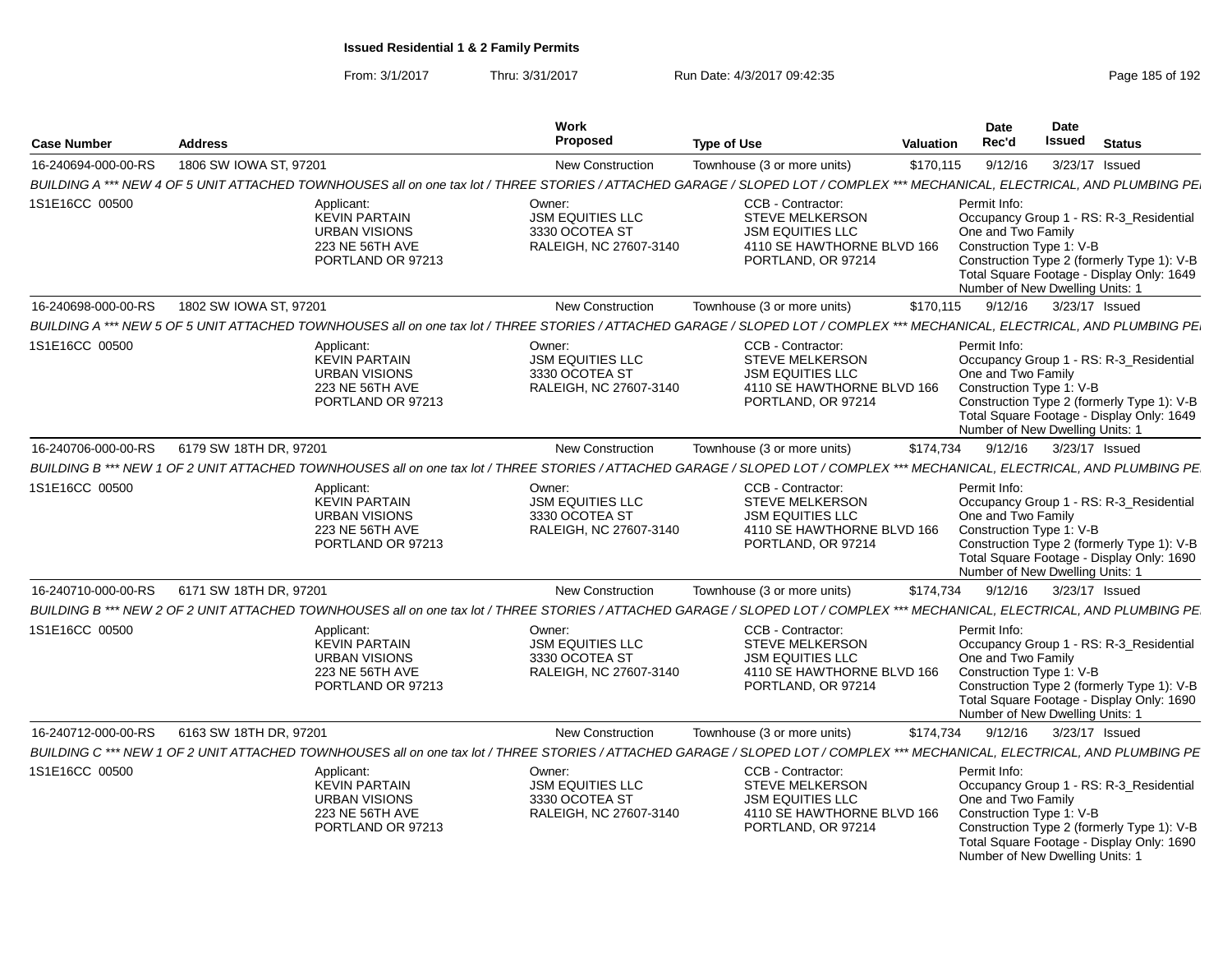**Issued Residential 1 & 2 Family Permits**

From: 3/1/2017 Thru: 3/31/2017 Run Date: 4/3/2017 09:42:35

| Case Number | Address | Work Proposed | Type of Use | Valuation | Date Rec'd | Date Issued | Status |
|---|---|---|---|---|---|---|---|
| 16-240694-000-00-RS | 1806 SW IOWA ST, 97201 | New Construction | Townhouse (3 or more units) | $170,115 | 9/12/16 | 3/23/17 | Issued |

*BUILDING A *** NEW 4 OF 5 UNIT ATTACHED TOWNHOUSES all on one tax lot / THREE STORIES / ATTACHED GARAGE / SLOPED LOT / COMPLEX *** MECHANICAL, ELECTRICAL, AND PLUMBING PE*

1S1E16CC 00500

Applicant: KEVIN PARTAIN, URBAN VISIONS, 223 NE 56TH AVE, PORTLAND OR 97213

Owner: JSM EQUITIES LLC, 3330 OCOTEA ST, RALEIGH, NC 27607-3140

CCB - Contractor: STEVE MELKERSON, JSM EQUITIES LLC, 4110 SE HAWTHORNE BLVD 166, PORTLAND, OR 97214

Permit Info: Occupancy Group 1 - RS: R-3_Residential One and Two Family; Construction Type 1: V-B; Construction Type 2 (formerly Type 1): V-B; Total Square Footage - Display Only: 1649; Number of New Dwelling Units: 1

| Case Number | Address | Work Proposed | Type of Use | Valuation | Date Rec'd | Date Issued | Status |
|---|---|---|---|---|---|---|---|
| 16-240698-000-00-RS | 1802 SW IOWA ST, 97201 | New Construction | Townhouse (3 or more units) | $170,115 | 9/12/16 | 3/23/17 | Issued |

*BUILDING A *** NEW 5 OF 5 UNIT ATTACHED TOWNHOUSES all on one tax lot / THREE STORIES / ATTACHED GARAGE / SLOPED LOT / COMPLEX *** MECHANICAL, ELECTRICAL, AND PLUMBING PE*

1S1E16CC 00500

Applicant: KEVIN PARTAIN, URBAN VISIONS, 223 NE 56TH AVE, PORTLAND OR 97213

Owner: JSM EQUITIES LLC, 3330 OCOTEA ST, RALEIGH, NC 27607-3140

CCB - Contractor: STEVE MELKERSON, JSM EQUITIES LLC, 4110 SE HAWTHORNE BLVD 166, PORTLAND, OR 97214

Permit Info: Occupancy Group 1 - RS: R-3_Residential One and Two Family; Construction Type 1: V-B; Construction Type 2 (formerly Type 1): V-B; Total Square Footage - Display Only: 1649; Number of New Dwelling Units: 1

| Case Number | Address | Work Proposed | Type of Use | Valuation | Date Rec'd | Date Issued | Status |
|---|---|---|---|---|---|---|---|
| 16-240706-000-00-RS | 6179 SW 18TH DR, 97201 | New Construction | Townhouse (3 or more units) | $174,734 | 9/12/16 | 3/23/17 | Issued |

*BUILDING B *** NEW 1 OF 2 UNIT ATTACHED TOWNHOUSES all on one tax lot / THREE STORIES / ATTACHED GARAGE / SLOPED LOT / COMPLEX *** MECHANICAL, ELECTRICAL, AND PLUMBING PE*

1S1E16CC 00500

Applicant: KEVIN PARTAIN, URBAN VISIONS, 223 NE 56TH AVE, PORTLAND OR 97213

Owner: JSM EQUITIES LLC, 3330 OCOTEA ST, RALEIGH, NC 27607-3140

CCB - Contractor: STEVE MELKERSON, JSM EQUITIES LLC, 4110 SE HAWTHORNE BLVD 166, PORTLAND, OR 97214

Permit Info: Occupancy Group 1 - RS: R-3_Residential One and Two Family; Construction Type 1: V-B; Construction Type 2 (formerly Type 1): V-B; Total Square Footage - Display Only: 1690; Number of New Dwelling Units: 1

| Case Number | Address | Work Proposed | Type of Use | Valuation | Date Rec'd | Date Issued | Status |
|---|---|---|---|---|---|---|---|
| 16-240710-000-00-RS | 6171 SW 18TH DR, 97201 | New Construction | Townhouse (3 or more units) | $174,734 | 9/12/16 | 3/23/17 | Issued |

*BUILDING B *** NEW 2 OF 2 UNIT ATTACHED TOWNHOUSES all on one tax lot / THREE STORIES / ATTACHED GARAGE / SLOPED LOT / COMPLEX *** MECHANICAL, ELECTRICAL, AND PLUMBING PE*

1S1E16CC 00500

Applicant: KEVIN PARTAIN, URBAN VISIONS, 223 NE 56TH AVE, PORTLAND OR 97213

Owner: JSM EQUITIES LLC, 3330 OCOTEA ST, RALEIGH, NC 27607-3140

CCB - Contractor: STEVE MELKERSON, JSM EQUITIES LLC, 4110 SE HAWTHORNE BLVD 166, PORTLAND, OR 97214

Permit Info: Occupancy Group 1 - RS: R-3_Residential One and Two Family; Construction Type 1: V-B; Construction Type 2 (formerly Type 1): V-B; Total Square Footage - Display Only: 1690; Number of New Dwelling Units: 1

| Case Number | Address | Work Proposed | Type of Use | Valuation | Date Rec'd | Date Issued | Status |
|---|---|---|---|---|---|---|---|
| 16-240712-000-00-RS | 6163 SW 18TH DR, 97201 | New Construction | Townhouse (3 or more units) | $174,734 | 9/12/16 | 3/23/17 | Issued |

*BUILDING C *** NEW 1 OF 2 UNIT ATTACHED TOWNHOUSES all on one tax lot / THREE STORIES / ATTACHED GARAGE / SLOPED LOT / COMPLEX *** MECHANICAL, ELECTRICAL, AND PLUMBING PE*

1S1E16CC 00500

Applicant: KEVIN PARTAIN, URBAN VISIONS, 223 NE 56TH AVE, PORTLAND OR 97213

Owner: JSM EQUITIES LLC, 3330 OCOTEA ST, RALEIGH, NC 27607-3140

CCB - Contractor: STEVE MELKERSON, JSM EQUITIES LLC, 4110 SE HAWTHORNE BLVD 166, PORTLAND, OR 97214

Permit Info: Occupancy Group 1 - RS: R-3_Residential One and Two Family; Construction Type 1: V-B; Construction Type 2 (formerly Type 1): V-B; Total Square Footage - Display Only: 1690; Number of New Dwelling Units: 1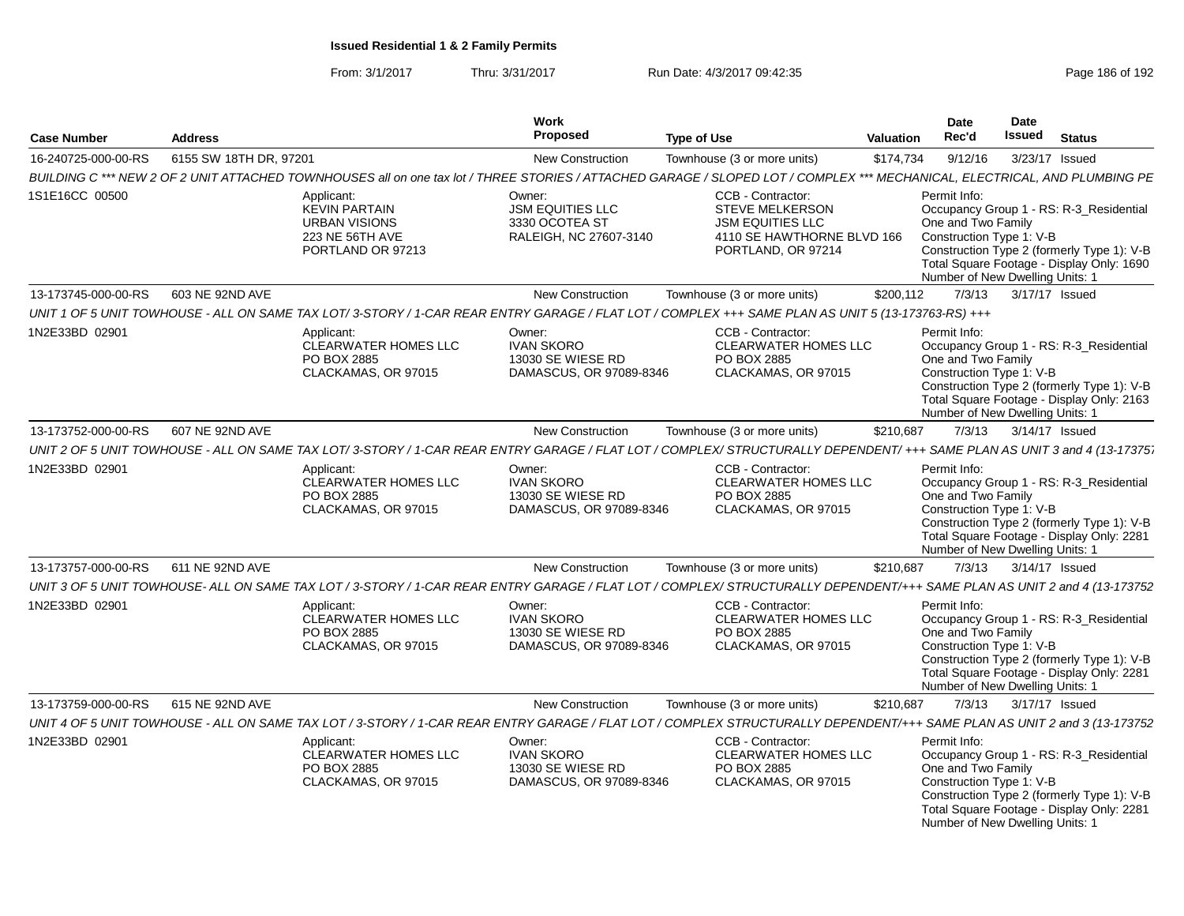**Issued Residential 1 & 2 Family Permits**

From: 3/1/2017 Thru: 3/31/2017 Run Date: 4/3/2017 09:42:35

| Case Number | Address | Work Proposed | Type of Use | Valuation | Date Rec'd | Date Issued | Status |
|---|---|---|---|---|---|---|---|
| 16-240725-000-00-RS | 6155 SW 18TH DR, 97201 | New Construction | Townhouse (3 or more units) | $174,734 | 9/12/16 | 3/23/17 | Issued |

BUILDING C *** NEW 2 OF 2 UNIT ATTACHED TOWNHOUSES all on one tax lot / THREE STORIES / ATTACHED GARAGE / SLOPED LOT / COMPLEX *** MECHANICAL, ELECTRICAL, AND PLUMBING PE

1S1E16CC 00500

Applicant: KEVIN PARTAIN, URBAN VISIONS, 223 NE 56TH AVE, PORTLAND OR 97213

Owner: JSM EQUITIES LLC, 3330 OCOTEA ST, RALEIGH, NC 27607-3140

CCB - Contractor: STEVE MELKERSON, JSM EQUITIES LLC, 4110 SE HAWTHORNE BLVD 166, PORTLAND, OR 97214

Permit Info: Occupancy Group 1 - RS: R-3_Residential One and Two Family; Construction Type 1: V-B; Construction Type 2 (formerly Type 1): V-B; Total Square Footage - Display Only: 1690; Number of New Dwelling Units: 1

| Case Number | Address | Work Proposed | Type of Use | Valuation | Date Rec'd | Date Issued | Status |
|---|---|---|---|---|---|---|---|
| 13-173745-000-00-RS | 603 NE 92ND AVE | New Construction | Townhouse (3 or more units) | $200,112 | 7/3/13 | 3/17/17 | Issued |

UNIT 1 OF 5 UNIT TOWHOUSE - ALL ON SAME TAX LOT/ 3-STORY / 1-CAR REAR ENTRY GARAGE / FLAT LOT / COMPLEX +++ SAME PLAN AS UNIT 5 (13-173763-RS) +++

1N2E33BD 02901

Applicant: CLEARWATER HOMES LLC, PO BOX 2885, CLACKAMAS, OR 97015

Owner: IVAN SKORO, 13030 SE WIESE RD, DAMASCUS, OR 97089-8346

CCB - Contractor: CLEARWATER HOMES LLC, PO BOX 2885, CLACKAMAS, OR 97015

Permit Info: Occupancy Group 1 - RS: R-3_Residential One and Two Family; Construction Type 1: V-B; Construction Type 2 (formerly Type 1): V-B; Total Square Footage - Display Only: 2163; Number of New Dwelling Units: 1

| Case Number | Address | Work Proposed | Type of Use | Valuation | Date Rec'd | Date Issued | Status |
|---|---|---|---|---|---|---|---|
| 13-173752-000-00-RS | 607 NE 92ND AVE | New Construction | Townhouse (3 or more units) | $210,687 | 7/3/13 | 3/14/17 | Issued |

UNIT 2 OF 5 UNIT TOWHOUSE - ALL ON SAME TAX LOT/ 3-STORY / 1-CAR REAR ENTRY GARAGE / FLAT LOT / COMPLEX/ STRUCTURALLY DEPENDENT/ +++ SAME PLAN AS UNIT 3 and 4 (13-17375

1N2E33BD 02901

Applicant: CLEARWATER HOMES LLC, PO BOX 2885, CLACKAMAS, OR 97015

Owner: IVAN SKORO, 13030 SE WIESE RD, DAMASCUS, OR 97089-8346

CCB - Contractor: CLEARWATER HOMES LLC, PO BOX 2885, CLACKAMAS, OR 97015

Permit Info: Occupancy Group 1 - RS: R-3_Residential One and Two Family; Construction Type 1: V-B; Construction Type 2 (formerly Type 1): V-B; Total Square Footage - Display Only: 2281; Number of New Dwelling Units: 1

| Case Number | Address | Work Proposed | Type of Use | Valuation | Date Rec'd | Date Issued | Status |
|---|---|---|---|---|---|---|---|
| 13-173757-000-00-RS | 611 NE 92ND AVE | New Construction | Townhouse (3 or more units) | $210,687 | 7/3/13 | 3/14/17 | Issued |

UNIT 3 OF 5 UNIT TOWHOUSE- ALL ON SAME TAX LOT / 3-STORY / 1-CAR REAR ENTRY GARAGE / FLAT LOT / COMPLEX/ STRUCTURALLY DEPENDENT/+++ SAME PLAN AS UNIT 2 and 4 (13-173752

1N2E33BD 02901

Applicant: CLEARWATER HOMES LLC, PO BOX 2885, CLACKAMAS, OR 97015

Owner: IVAN SKORO, 13030 SE WIESE RD, DAMASCUS, OR 97089-8346

CCB - Contractor: CLEARWATER HOMES LLC, PO BOX 2885, CLACKAMAS, OR 97015

Permit Info: Occupancy Group 1 - RS: R-3_Residential One and Two Family; Construction Type 1: V-B; Construction Type 2 (formerly Type 1): V-B; Total Square Footage - Display Only: 2281; Number of New Dwelling Units: 1

| Case Number | Address | Work Proposed | Type of Use | Valuation | Date Rec'd | Date Issued | Status |
|---|---|---|---|---|---|---|---|
| 13-173759-000-00-RS | 615 NE 92ND AVE | New Construction | Townhouse (3 or more units) | $210,687 | 7/3/13 | 3/17/17 | Issued |

UNIT 4 OF 5 UNIT TOWHOUSE - ALL ON SAME TAX LOT / 3-STORY / 1-CAR REAR ENTRY GARAGE / FLAT LOT / COMPLEX STRUCTURALLY DEPENDENT/+++ SAME PLAN AS UNIT 2 and 3 (13-173752

1N2E33BD 02901

Applicant: CLEARWATER HOMES LLC, PO BOX 2885, CLACKAMAS, OR 97015

Owner: IVAN SKORO, 13030 SE WIESE RD, DAMASCUS, OR 97089-8346

CCB - Contractor: CLEARWATER HOMES LLC, PO BOX 2885, CLACKAMAS, OR 97015

Permit Info: Occupancy Group 1 - RS: R-3_Residential One and Two Family; Construction Type 1: V-B; Construction Type 2 (formerly Type 1): V-B; Total Square Footage - Display Only: 2281; Number of New Dwelling Units: 1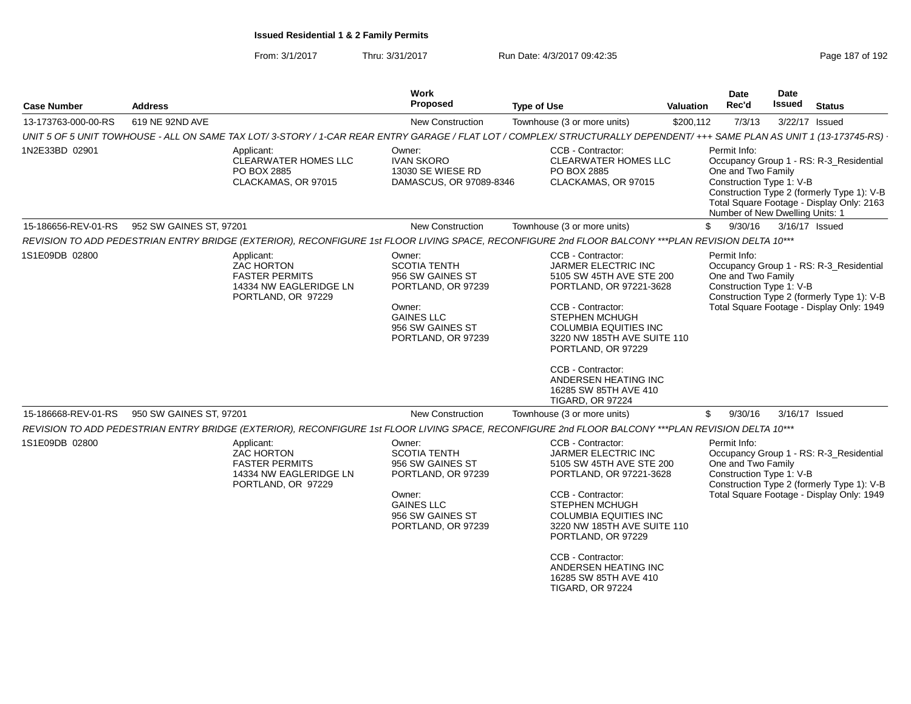**Issued Residential 1 & 2 Family Permits**

From: 3/1/2017 Thru: 3/31/2017 Run Date: 4/3/2017 09:42:35

| Case Number | Address | Work Proposed | Type of Use | Valuation | Date Rec'd | Date Issued | Status |
|---|---|---|---|---|---|---|---|
| 13-173763-000-00-RS | 619 NE 92ND AVE | New Construction | Townhouse (3 or more units) | $200,112 | 7/3/13 | 3/22/17 | Issued |

UNIT 5 OF 5 UNIT TOWHOUSE - ALL ON SAME TAX LOT/ 3-STORY / 1-CAR REAR ENTRY GARAGE / FLAT LOT / COMPLEX/ STRUCTURALLY DEPENDENT/ +++ SAME PLAN AS UNIT 1 (13-173745-RS) -

1N2E33BD 02901

Applicant:
CLEARWATER HOMES LLC
PO BOX 2885
CLACKAMAS, OR 97015

Owner:
IVAN SKORO
13030 SE WIESE RD
DAMASCUS, OR 97089-8346

CCB - Contractor:
CLEARWATER HOMES LLC
PO BOX 2885
CLACKAMAS, OR 97015

Permit Info:
Occupancy Group 1 - RS: R-3_Residential One and Two Family
Construction Type 1: V-B
Construction Type 2 (formerly Type 1): V-B
Total Square Footage - Display Only: 2163
Number of New Dwelling Units: 1

| Case Number | Address | Work Proposed | Type of Use | Valuation | Date Rec'd | Date Issued | Status |
|---|---|---|---|---|---|---|---|
| 15-186656-REV-01-RS | 952 SW GAINES ST, 97201 | New Construction | Townhouse (3 or more units) | $ | 9/30/16 | 3/16/17 | Issued |

REVISION TO ADD PEDESTRIAN ENTRY BRIDGE (EXTERIOR), RECONFIGURE 1st FLOOR LIVING SPACE, RECONFIGURE 2nd FLOOR BALCONY ***PLAN REVISION DELTA 10***

1S1E09DB 02800

Applicant:
ZAC HORTON
FASTER PERMITS
14334 NW EAGLERIDGE LN
PORTLAND, OR 97229

Owner:
SCOTIA TENTH
956 SW GAINES ST
PORTLAND, OR 97239

Owner:
GAINES LLC
956 SW GAINES ST
PORTLAND, OR 97239

CCB - Contractor:
JARMER ELECTRIC INC
5105 SW 45TH AVE STE 200
PORTLAND, OR 97221-3628

CCB - Contractor:
STEPHEN MCHUGH
COLUMBIA EQUITIES INC
3220 NW 185TH AVE SUITE 110
PORTLAND, OR 97229

CCB - Contractor:
ANDERSEN HEATING INC
16285 SW 85TH AVE 410
TIGARD, OR 97224

Permit Info:
Occupancy Group 1 - RS: R-3_Residential One and Two Family
Construction Type 1: V-B
Construction Type 2 (formerly Type 1): V-B
Total Square Footage - Display Only: 1949

| Case Number | Address | Work Proposed | Type of Use | Valuation | Date Rec'd | Date Issued | Status |
|---|---|---|---|---|---|---|---|
| 15-186668-REV-01-RS | 950 SW GAINES ST, 97201 | New Construction | Townhouse (3 or more units) | $ | 9/30/16 | 3/16/17 | Issued |

REVISION TO ADD PEDESTRIAN ENTRY BRIDGE (EXTERIOR), RECONFIGURE 1st FLOOR LIVING SPACE, RECONFIGURE 2nd FLOOR BALCONY ***PLAN REVISION DELTA 10***

1S1E09DB 02800

Applicant:
ZAC HORTON
FASTER PERMITS
14334 NW EAGLERIDGE LN
PORTLAND, OR 97229

Owner:
SCOTIA TENTH
956 SW GAINES ST
PORTLAND, OR 97239

Owner:
GAINES LLC
956 SW GAINES ST
PORTLAND, OR 97239

CCB - Contractor:
JARMER ELECTRIC INC
5105 SW 45TH AVE STE 200
PORTLAND, OR 97221-3628

CCB - Contractor:
STEPHEN MCHUGH
COLUMBIA EQUITIES INC
3220 NW 185TH AVE SUITE 110
PORTLAND, OR 97229

CCB - Contractor:
ANDERSEN HEATING INC
16285 SW 85TH AVE 410
TIGARD, OR 97224

Permit Info:
Occupancy Group 1 - RS: R-3_Residential One and Two Family
Construction Type 1: V-B
Construction Type 2 (formerly Type 1): V-B
Total Square Footage - Display Only: 1949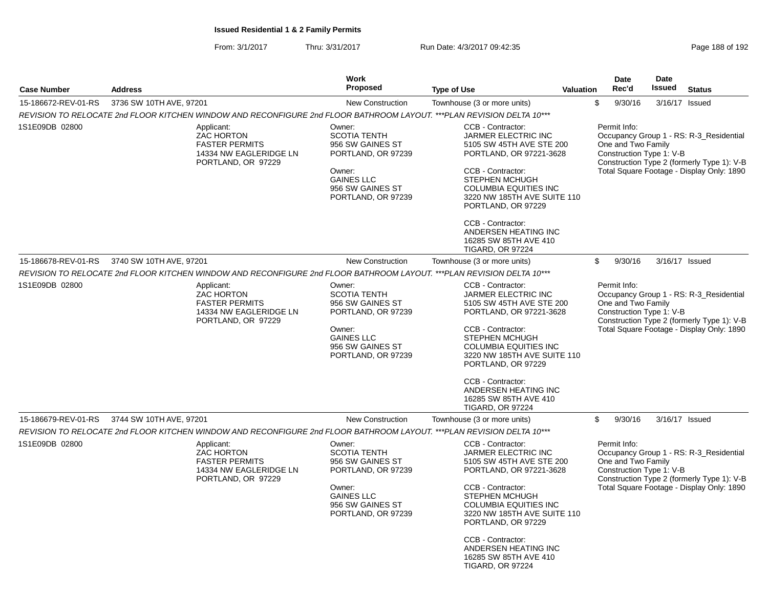**Issued Residential 1 & 2 Family Permits**

From: 3/1/2017 Thru: 3/31/2017 Run Date: 4/3/2017 09:42:35

| Case Number | Address | Work Proposed | Type of Use | Valuation | Date Rec'd | Date Issued | Status |
|---|---|---|---|---|---|---|---|
| 15-186672-REV-01-RS | 3736 SW 10TH AVE, 97201 | New Construction | Townhouse (3 or more units) | $ | 9/30/16 | 3/16/17 | Issued |

*REVISION TO RELOCATE 2nd FLOOR KITCHEN WINDOW AND RECONFIGURE 2nd FLOOR BATHROOM LAYOUT. ***PLAN REVISION DELTA 10****

1S1E09DB 02800

Applicant:
ZAC HORTON
FASTER PERMITS
14334 NW EAGLERIDGE LN
PORTLAND, OR 97229

Owner:
SCOTIA TENTH
956 SW GAINES ST
PORTLAND, OR 97239

Owner:
GAINES LLC
956 SW GAINES ST
PORTLAND, OR 97239

CCB - Contractor:
JARMER ELECTRIC INC
5105 SW 45TH AVE STE 200
PORTLAND, OR 97221-3628

CCB - Contractor:
STEPHEN MCHUGH
COLUMBIA EQUITIES INC
3220 NW 185TH AVE SUITE 110
PORTLAND, OR 97229

CCB - Contractor:
ANDERSEN HEATING INC
16285 SW 85TH AVE 410
TIGARD, OR 97224

Permit Info:
Occupancy Group 1 - RS: R-3_Residential One and Two Family
Construction Type 1: V-B
Construction Type 2 (formerly Type 1): V-B
Total Square Footage - Display Only: 1890

| Case Number | Address | Work Proposed | Type of Use | Valuation | Date Rec'd | Date Issued | Status |
|---|---|---|---|---|---|---|---|
| 15-186678-REV-01-RS | 3740 SW 10TH AVE, 97201 | New Construction | Townhouse (3 or more units) | $ | 9/30/16 | 3/16/17 | Issued |

*REVISION TO RELOCATE 2nd FLOOR KITCHEN WINDOW AND RECONFIGURE 2nd FLOOR BATHROOM LAYOUT. ***PLAN REVISION DELTA 10****

1S1E09DB 02800

Applicant:
ZAC HORTON
FASTER PERMITS
14334 NW EAGLERIDGE LN
PORTLAND, OR 97229

Owner:
SCOTIA TENTH
956 SW GAINES ST
PORTLAND, OR 97239

Owner:
GAINES LLC
956 SW GAINES ST
PORTLAND, OR 97239

CCB - Contractor:
JARMER ELECTRIC INC
5105 SW 45TH AVE STE 200
PORTLAND, OR 97221-3628

CCB - Contractor:
STEPHEN MCHUGH
COLUMBIA EQUITIES INC
3220 NW 185TH AVE SUITE 110
PORTLAND, OR 97229

CCB - Contractor:
ANDERSEN HEATING INC
16285 SW 85TH AVE 410
TIGARD, OR 97224

Permit Info:
Occupancy Group 1 - RS: R-3_Residential One and Two Family
Construction Type 1: V-B
Construction Type 2 (formerly Type 1): V-B
Total Square Footage - Display Only: 1890

| Case Number | Address | Work Proposed | Type of Use | Valuation | Date Rec'd | Date Issued | Status |
|---|---|---|---|---|---|---|---|
| 15-186679-REV-01-RS | 3744 SW 10TH AVE, 97201 | New Construction | Townhouse (3 or more units) | $ | 9/30/16 | 3/16/17 | Issued |

*REVISION TO RELOCATE 2nd FLOOR KITCHEN WINDOW AND RECONFIGURE 2nd FLOOR BATHROOM LAYOUT. ***PLAN REVISION DELTA 10****

1S1E09DB 02800

Applicant:
ZAC HORTON
FASTER PERMITS
14334 NW EAGLERIDGE LN
PORTLAND, OR 97229

Owner:
SCOTIA TENTH
956 SW GAINES ST
PORTLAND, OR 97239

Owner:
GAINES LLC
956 SW GAINES ST
PORTLAND, OR 97239

CCB - Contractor:
JARMER ELECTRIC INC
5105 SW 45TH AVE STE 200
PORTLAND, OR 97221-3628

CCB - Contractor:
STEPHEN MCHUGH
COLUMBIA EQUITIES INC
3220 NW 185TH AVE SUITE 110
PORTLAND, OR 97229

CCB - Contractor:
ANDERSEN HEATING INC
16285 SW 85TH AVE 410
TIGARD, OR 97224

Permit Info:
Occupancy Group 1 - RS: R-3_Residential One and Two Family
Construction Type 1: V-B
Construction Type 2 (formerly Type 1): V-B
Total Square Footage - Display Only: 1890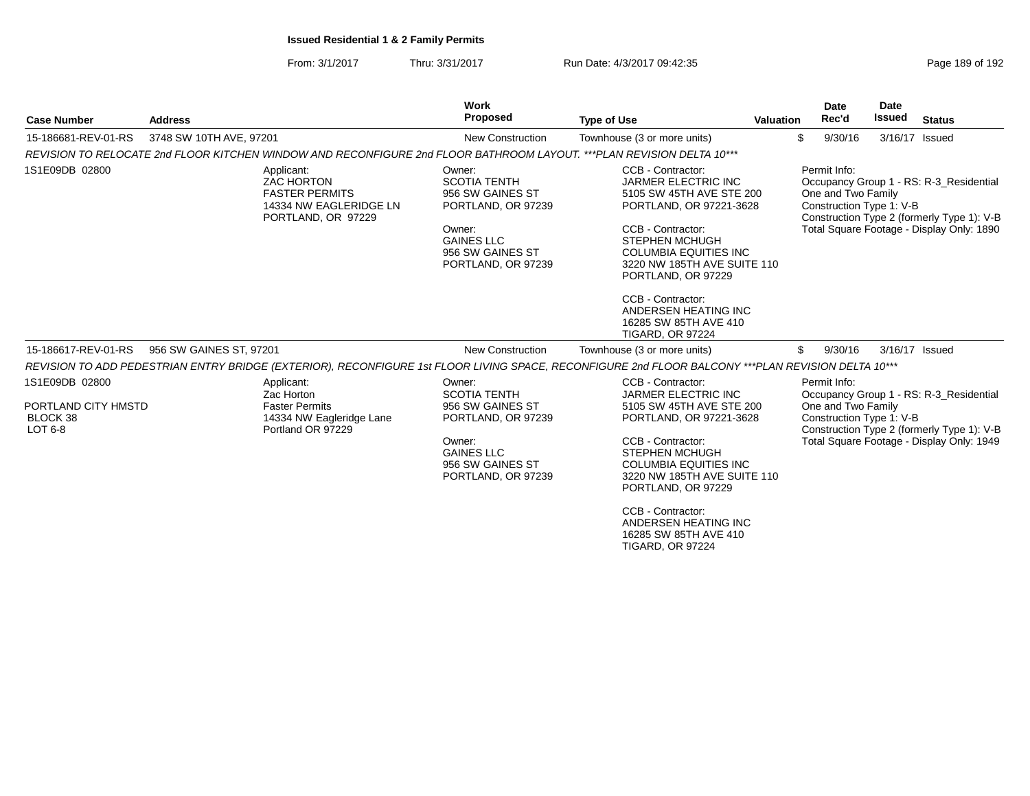**Issued Residential 1 & 2 Family Permits**

From: 3/1/2017 Thru: 3/31/2017 Run Date: 4/3/2017 09:42:35

| Case Number | Address | Work Proposed | Type of Use | Valuation | Date Rec'd | Date Issued | Status |
|---|---|---|---|---|---|---|---|
| 15-186681-REV-01-RS | 3748 SW 10TH AVE, 97201 | New Construction | Townhouse (3 or more units) | $ | 9/30/16 | 3/16/17 | Issued |

*REVISION TO RELOCATE 2nd FLOOR KITCHEN WINDOW AND RECONFIGURE 2nd FLOOR BATHROOM LAYOUT. ***PLAN REVISION DELTA 10****

1S1E09DB 02800

Applicant:
ZAC HORTON
FASTER PERMITS
14334 NW EAGLERIDGE LN
PORTLAND, OR 97229

Owner:
SCOTIA TENTH
956 SW GAINES ST
PORTLAND, OR 97239

Owner:
GAINES LLC
956 SW GAINES ST
PORTLAND, OR 97239

CCB - Contractor:
JARMER ELECTRIC INC
5105 SW 45TH AVE STE 200
PORTLAND, OR 97221-3628

CCB - Contractor:
STEPHEN MCHUGH
COLUMBIA EQUITIES INC
3220 NW 185TH AVE SUITE 110
PORTLAND, OR 97229

CCB - Contractor:
ANDERSEN HEATING INC
16285 SW 85TH AVE 410
TIGARD, OR 97224

Permit Info:
Occupancy Group 1 - RS: R-3_Residential One and Two Family
Construction Type 1: V-B
Construction Type 2 (formerly Type 1): V-B
Total Square Footage - Display Only: 1890

| Case Number | Address | Work Proposed | Type of Use | Valuation | Date Rec'd | Date Issued | Status |
|---|---|---|---|---|---|---|---|
| 15-186617-REV-01-RS | 956 SW GAINES ST, 97201 | New Construction | Townhouse (3 or more units) | $ | 9/30/16 | 3/16/17 | Issued |

*REVISION TO ADD PEDESTRIAN ENTRY BRIDGE (EXTERIOR), RECONFIGURE 1st FLOOR LIVING SPACE, RECONFIGURE 2nd FLOOR BALCONY ***PLAN REVISION DELTA 10****

1S1E09DB 02800

PORTLAND CITY HMSTD
BLOCK 38
LOT 6-8

Applicant:
Zac Horton
Faster Permits
14334 NW Eagleridge Lane
Portland OR 97229

Owner:
SCOTIA TENTH
956 SW GAINES ST
PORTLAND, OR 97239

Owner:
GAINES LLC
956 SW GAINES ST
PORTLAND, OR 97239

CCB - Contractor:
JARMER ELECTRIC INC
5105 SW 45TH AVE STE 200
PORTLAND, OR 97221-3628

CCB - Contractor:
STEPHEN MCHUGH
COLUMBIA EQUITIES INC
3220 NW 185TH AVE SUITE 110
PORTLAND, OR 97229

CCB - Contractor:
ANDERSEN HEATING INC
16285 SW 85TH AVE 410
TIGARD, OR 97224

Permit Info:
Occupancy Group 1 - RS: R-3_Residential One and Two Family
Construction Type 1: V-B
Construction Type 2 (formerly Type 1): V-B
Total Square Footage - Display Only: 1949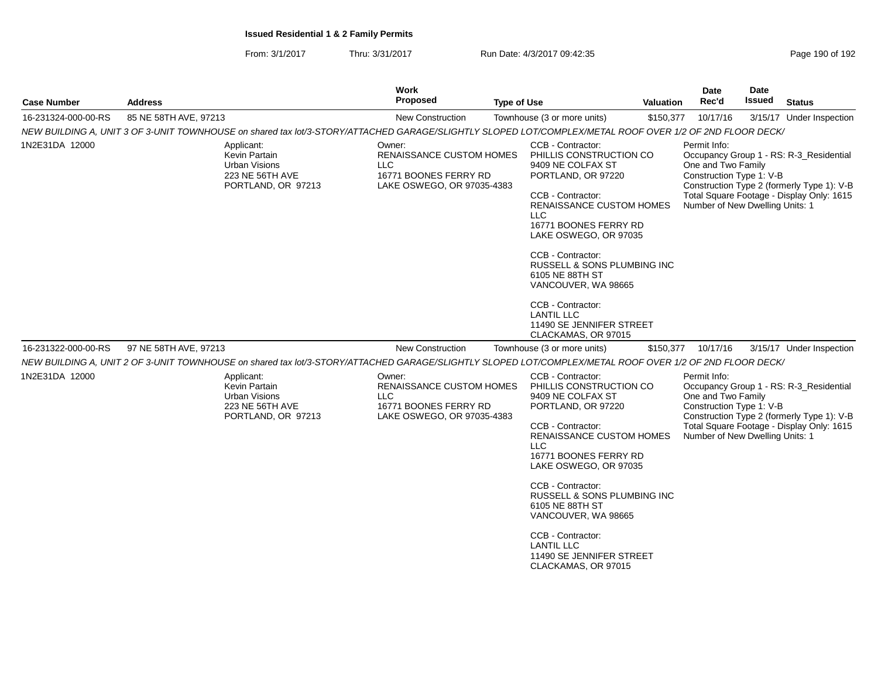**Issued Residential 1 & 2 Family Permits**

From: 3/1/2017 Thru: 3/31/2017 Run Date: 4/3/2017 09:42:35

| Case Number | Address | Work Proposed | Type of Use | Valuation | Date Rec'd | Date Issued | Status |
|---|---|---|---|---|---|---|---|
| 16-231324-000-00-RS | 85 NE 58TH AVE, 97213 | New Construction | Townhouse (3 or more units) | $150,377 | 10/17/16 | 3/15/17 | Under Inspection |

NEW BUILDING A, UNIT 3 OF 3-UNIT TOWNHOUSE on shared tax lot/3-STORY/ATTACHED GARAGE/SLIGHTLY SLOPED LOT/COMPLEX/METAL ROOF OVER 1/2 OF 2ND FLOOR DECK/

1N2E31DA 12000

Applicant:
Kevin Partain
Urban Visions
223 NE 56TH AVE
PORTLAND, OR 97213

Owner:
RENAISSANCE CUSTOM HOMES LLC
16771 BOONES FERRY RD
LAKE OSWEGO, OR 97035-4383

CCB - Contractor:
PHILLIS CONSTRUCTION CO
9409 NE COLFAX ST
PORTLAND, OR 97220

CCB - Contractor:
RENAISSANCE CUSTOM HOMES LLC
16771 BOONES FERRY RD
LAKE OSWEGO, OR 97035

CCB - Contractor:
RUSSELL & SONS PLUMBING INC
6105 NE 88TH ST
VANCOUVER, WA 98665

CCB - Contractor:
LANTIL LLC
11490 SE JENNIFER STREET
CLACKAMAS, OR 97015

Permit Info:
Occupancy Group 1 - RS: R-3_Residential One and Two Family
Construction Type 1: V-B
Construction Type 2 (formerly Type 1): V-B
Total Square Footage - Display Only: 1615
Number of New Dwelling Units: 1

| Case Number | Address | Work Proposed | Type of Use | Valuation | Date Rec'd | Date Issued | Status |
|---|---|---|---|---|---|---|---|
| 16-231322-000-00-RS | 97 NE 58TH AVE, 97213 | New Construction | Townhouse (3 or more units) | $150,377 | 10/17/16 | 3/15/17 | Under Inspection |

NEW BUILDING A, UNIT 2 OF 3-UNIT TOWNHOUSE on shared tax lot/3-STORY/ATTACHED GARAGE/SLIGHTLY SLOPED LOT/COMPLEX/METAL ROOF OVER 1/2 OF 2ND FLOOR DECK/

1N2E31DA 12000

Applicant:
Kevin Partain
Urban Visions
223 NE 56TH AVE
PORTLAND, OR 97213

Owner:
RENAISSANCE CUSTOM HOMES LLC
16771 BOONES FERRY RD
LAKE OSWEGO, OR 97035-4383

CCB - Contractor:
PHILLIS CONSTRUCTION CO
9409 NE COLFAX ST
PORTLAND, OR 97220

CCB - Contractor:
RENAISSANCE CUSTOM HOMES LLC
16771 BOONES FERRY RD
LAKE OSWEGO, OR 97035

CCB - Contractor:
RUSSELL & SONS PLUMBING INC
6105 NE 88TH ST
VANCOUVER, WA 98665

CCB - Contractor:
LANTIL LLC
11490 SE JENNIFER STREET
CLACKAMAS, OR 97015

Permit Info:
Occupancy Group 1 - RS: R-3_Residential One and Two Family
Construction Type 1: V-B
Construction Type 2 (formerly Type 1): V-B
Total Square Footage - Display Only: 1615
Number of New Dwelling Units: 1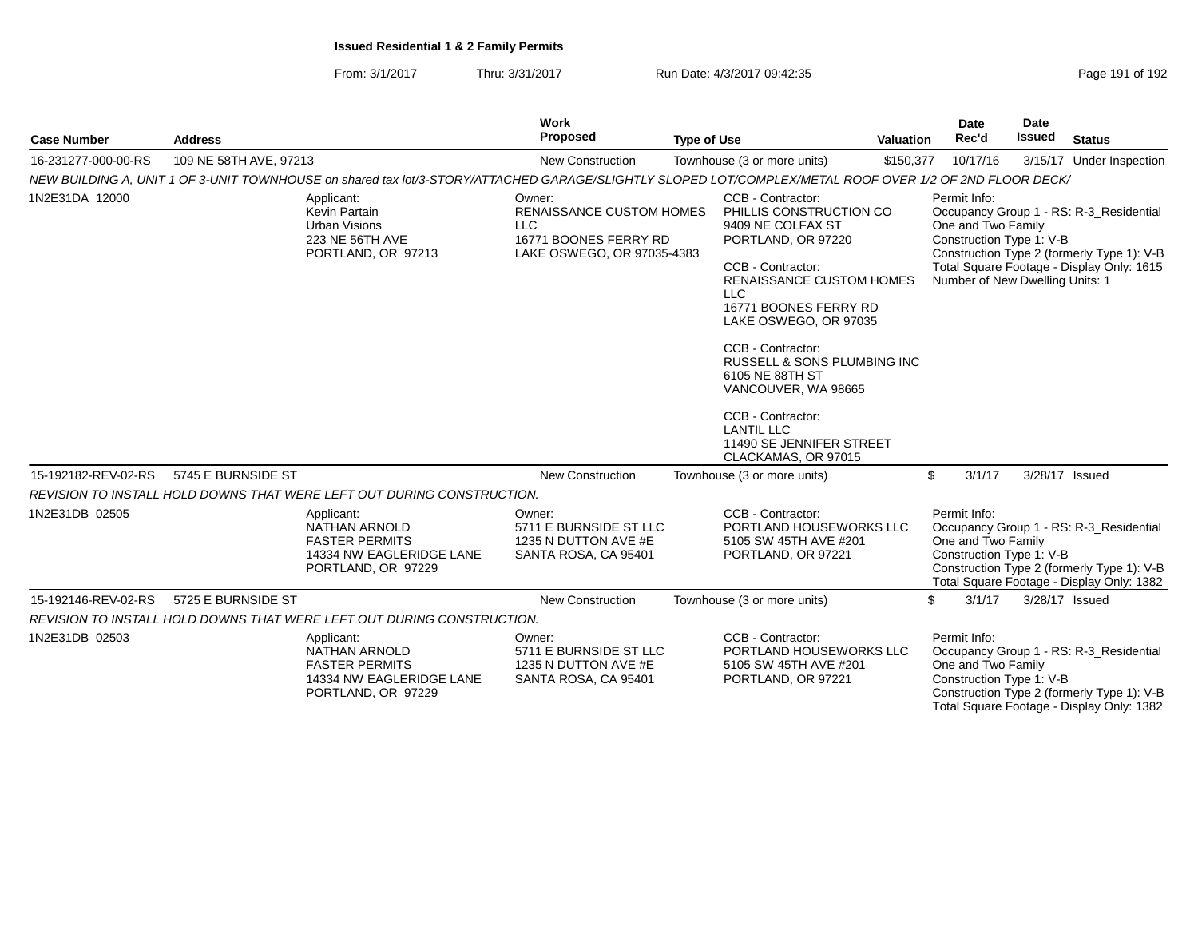**Issued Residential 1 & 2 Family Permits**

From: 3/1/2017 Thru: 3/31/2017 Run Date: 4/3/2017 09:42:35

| Case Number | Address | Work Proposed | Type of Use | Valuation | Date Rec'd | Date Issued | Status |
|---|---|---|---|---|---|---|---|
| 16-231277-000-00-RS | 109 NE 58TH AVE, 97213 | New Construction | Townhouse (3 or more units) | $150,377 | 10/17/16 | 3/15/17 | Under Inspection |

*NEW BUILDING A, UNIT 1 OF 3-UNIT TOWNHOUSE on shared tax lot/3-STORY/ATTACHED GARAGE/SLIGHTLY SLOPED LOT/COMPLEX/METAL ROOF OVER 1/2 OF 2ND FLOOR DECK/*

1N2E31DA 12000

Applicant:
Kevin Partain
Urban Visions
223 NE 56TH AVE
PORTLAND, OR 97213

Owner:
RENAISSANCE CUSTOM HOMES LLC
16771 BOONES FERRY RD
LAKE OSWEGO, OR 97035-4383

CCB - Contractor:
PHILLIS CONSTRUCTION CO
9409 NE COLFAX ST
PORTLAND, OR 97220

CCB - Contractor:
RENAISSANCE CUSTOM HOMES LLC
16771 BOONES FERRY RD
LAKE OSWEGO, OR 97035

CCB - Contractor:
RUSSELL & SONS PLUMBING INC
6105 NE 88TH ST
VANCOUVER, WA 98665

CCB - Contractor:
LANTIL LLC
11490 SE JENNIFER STREET
CLACKAMAS, OR 97015

Permit Info:
Occupancy Group 1 - RS: R-3_Residential One and Two Family
Construction Type 1: V-B
Construction Type 2 (formerly Type 1): V-B
Total Square Footage - Display Only: 1615
Number of New Dwelling Units: 1

| Case Number | Address | Work Proposed | Type of Use | Valuation | Date Rec'd | Date Issued | Status |
|---|---|---|---|---|---|---|---|
| 15-192182-REV-02-RS | 5745 E BURNSIDE ST | New Construction | Townhouse (3 or more units) | $ | 3/1/17 | 3/28/17 | Issued |

*REVISION TO INSTALL HOLD DOWNS THAT WERE LEFT OUT DURING CONSTRUCTION.*

1N2E31DB 02505

Applicant:
NATHAN ARNOLD
FASTER PERMITS
14334 NW EAGLERIDGE LANE
PORTLAND, OR 97229

Owner:
5711 E BURNSIDE ST LLC
1235 N DUTTON AVE #E
SANTA ROSA, CA 95401

CCB - Contractor:
PORTLAND HOUSEWORKS LLC
5105 SW 45TH AVE #201
PORTLAND, OR 97221

Permit Info:
Occupancy Group 1 - RS: R-3_Residential One and Two Family
Construction Type 1: V-B
Construction Type 2 (formerly Type 1): V-B
Total Square Footage - Display Only: 1382

| Case Number | Address | Work Proposed | Type of Use | Valuation | Date Rec'd | Date Issued | Status |
|---|---|---|---|---|---|---|---|
| 15-192146-REV-02-RS | 5725 E BURNSIDE ST | New Construction | Townhouse (3 or more units) | $ | 3/1/17 | 3/28/17 | Issued |

*REVISION TO INSTALL HOLD DOWNS THAT WERE LEFT OUT DURING CONSTRUCTION.*

1N2E31DB 02503

Applicant:
NATHAN ARNOLD
FASTER PERMITS
14334 NW EAGLERIDGE LANE
PORTLAND, OR 97229

Owner:
5711 E BURNSIDE ST LLC
1235 N DUTTON AVE #E
SANTA ROSA, CA 95401

CCB - Contractor:
PORTLAND HOUSEWORKS LLC
5105 SW 45TH AVE #201
PORTLAND, OR 97221

Permit Info:
Occupancy Group 1 - RS: R-3_Residential One and Two Family
Construction Type 1: V-B
Construction Type 2 (formerly Type 1): V-B
Total Square Footage - Display Only: 1382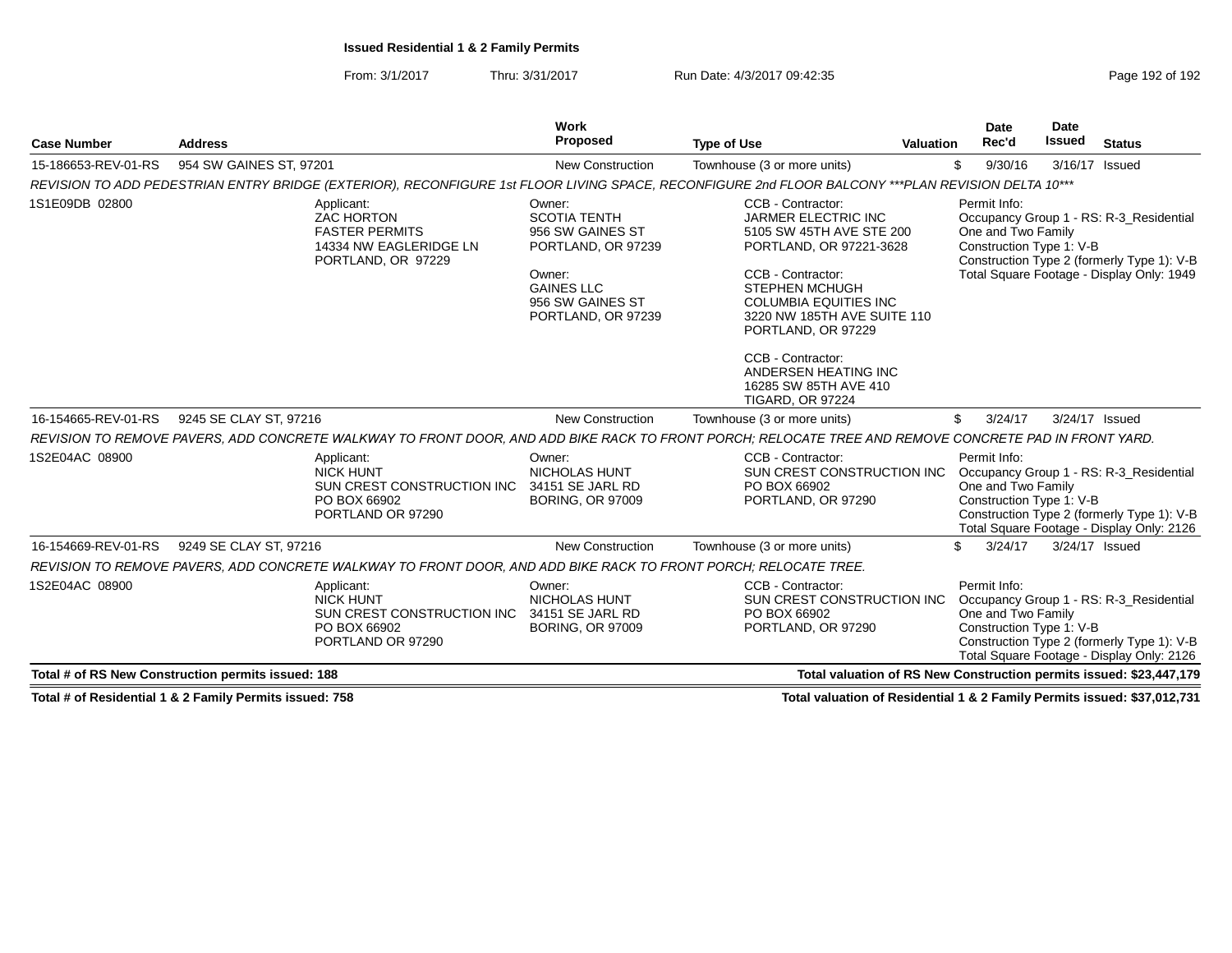**Issued Residential 1 & 2 Family Permits**

From: 3/1/2017 Thru: 3/31/2017 Run Date: 4/3/2017 09:42:35

| Case Number | Address | Work Proposed | Type of Use | Valuation | Date Rec'd | Date Issued | Status |
|---|---|---|---|---|---|---|---|
| 15-186653-REV-01-RS | 954 SW GAINES ST, 97201 | New Construction | Townhouse (3 or more units) | $ | 9/30/16 | 3/16/17 | Issued |

*REVISION TO ADD PEDESTRIAN ENTRY BRIDGE (EXTERIOR), RECONFIGURE 1st FLOOR LIVING SPACE, RECONFIGURE 2nd FLOOR BALCONY \*\*\*PLAN REVISION DELTA 10\*\*\**

1S1E09DB 02800

Applicant: ZAC HORTON, FASTER PERMITS, 14334 NW EAGLERIDGE LN, PORTLAND, OR 97229

Owner: SCOTIA TENTH, 956 SW GAINES ST, PORTLAND, OR 97239

Owner: GAINES LLC, 956 SW GAINES ST, PORTLAND, OR 97239

CCB - Contractor: JARMER ELECTRIC INC, 5105 SW 45TH AVE STE 200, PORTLAND, OR 97221-3628

CCB - Contractor: STEPHEN MCHUGH, COLUMBIA EQUITIES INC, 3220 NW 185TH AVE SUITE 110, PORTLAND, OR 97229

CCB - Contractor: ANDERSEN HEATING INC, 16285 SW 85TH AVE 410, TIGARD, OR 97224

Permit Info: Occupancy Group 1 - RS: R-3_Residential One and Two Family; Construction Type 1: V-B; Construction Type 2 (formerly Type 1): V-B; Total Square Footage - Display Only: 1949

| Case Number | Address | Work Proposed | Type of Use | Valuation | Date Rec'd | Date Issued | Status |
|---|---|---|---|---|---|---|---|
| 16-154665-REV-01-RS | 9245 SE CLAY ST, 97216 | New Construction | Townhouse (3 or more units) | $ | 3/24/17 | 3/24/17 | Issued |

*REVISION TO REMOVE PAVERS, ADD CONCRETE WALKWAY TO FRONT DOOR, AND ADD BIKE RACK TO FRONT PORCH; RELOCATE TREE AND REMOVE CONCRETE PAD IN FRONT YARD.*

1S2E04AC 08900

Applicant: NICK HUNT, SUN CREST CONSTRUCTION INC, PO BOX 66902, PORTLAND OR 97290

Owner: NICHOLAS HUNT, 34151 SE JARL RD, BORING, OR 97009

CCB - Contractor: SUN CREST CONSTRUCTION INC, PO BOX 66902, PORTLAND, OR 97290

Permit Info: Occupancy Group 1 - RS: R-3_Residential One and Two Family; Construction Type 1: V-B; Construction Type 2 (formerly Type 1): V-B; Total Square Footage - Display Only: 2126

| Case Number | Address | Work Proposed | Type of Use | Valuation | Date Rec'd | Date Issued | Status |
|---|---|---|---|---|---|---|---|
| 16-154669-REV-01-RS | 9249 SE CLAY ST, 97216 | New Construction | Townhouse (3 or more units) | $ | 3/24/17 | 3/24/17 | Issued |

*REVISION TO REMOVE PAVERS, ADD CONCRETE WALKWAY TO FRONT DOOR, AND ADD BIKE RACK TO FRONT PORCH; RELOCATE TREE.*

1S2E04AC 08900

Applicant: NICK HUNT, SUN CREST CONSTRUCTION INC, PO BOX 66902, PORTLAND OR 97290

Owner: NICHOLAS HUNT, 34151 SE JARL RD, BORING, OR 97009

CCB - Contractor: SUN CREST CONSTRUCTION INC, PO BOX 66902, PORTLAND, OR 97290

Permit Info: Occupancy Group 1 - RS: R-3_Residential One and Two Family; Construction Type 1: V-B; Construction Type 2 (formerly Type 1): V-B; Total Square Footage - Display Only: 2126

**Total # of RS New Construction permits issued: 188**

**Total valuation of RS New Construction permits issued: $23,447,179**

**Total # of Residential 1 & 2 Family Permits issued: 758**

**Total valuation of Residential 1 & 2 Family Permits issued: $37,012,731**